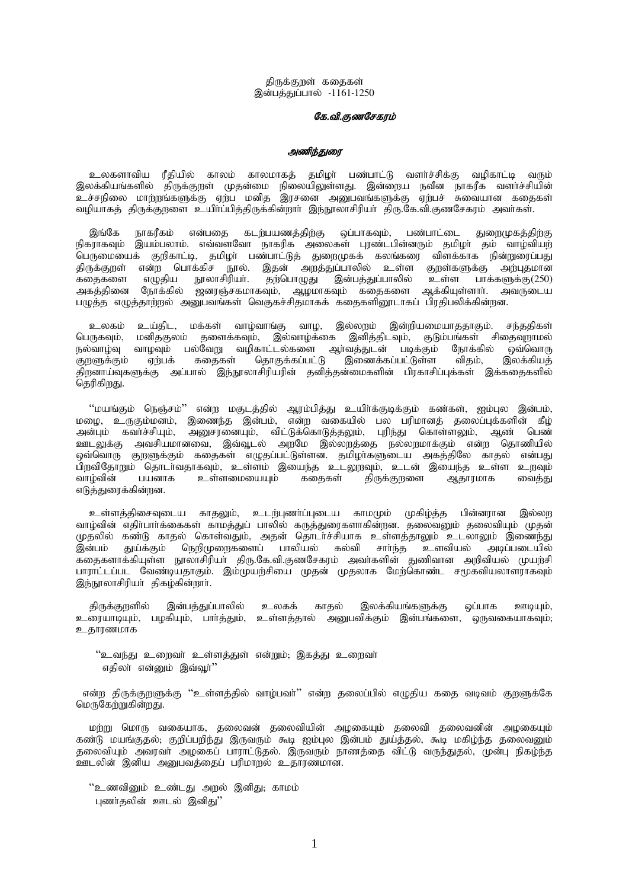திருக்குறள் கதைகள்
இன்பத்துப்பால் -1161-1250

***கே.வி.குணசேகரம்***

## ***அணிந்துரை***

உலகளாவிய ரீதியில் காலம் காலமாகத் தமிழர் பண்பாட்டு வளர்ச்சிக்கு வழிகாட்டி வரும் இலக்கியங்களில் திருக்குறள் முதன்மை நிலையிலுள்ளது. இன்றைய நவீன நாகரீக வளர்ச்சியின் உச்சநிலை மாற்றங்களுக்கு ஏற்ப மனித இரசனை அனுபவங்களுக்கு ஏற்பச் சுவையான கதைகள் வழியாகத் திருக்குறளை உயிர்ப்பித்திருக்கின்றார் இந்நூலாசிரியர் திரு.கே.வி.குணசேகரம் அவர்கள்.

இங்கே நாகரீகம் என்பதை கடற்பயணத்திற்கு ஒப்பாகவும், பண்பாட்டை துறைமுகத்திற்கு நிகராகவும் இயம்பலாம். எவ்வளவோ நாகரிக அலைகள் புரண்டபின்னரும் தமிழர் தம் வாழ்வியற் பெருமையைக் குறிகாட்டி, தமிழர் பண்பாட்டுத் துறைமுகக் கலங்கரை விளக்காக நின்றுரைப்பது திருக்குறள் என்ற பொக்கிச நூல். இதன் அறத்துப்பாலில் உள்ள குறள்களுக்கு அற்புதமான கதைகளை எழுதிய நூலாசிரியர். தற்பொழுது இன்பத்துப்பாலில் உள்ள பாக்களுக்கு(250) அகத்தினை நோக்கில் ஜனரஞ்சகமாகவும், ஆழமாகவும் கதைகளை ஆக்கியுள்ளார். அவருடைய பழுத்த எழுத்தாற்றல் அனுபவங்கள் வெகுகச்சிதமாகக் கதைகளினூடாகப் பிரதிபலிக்கின்றன.

உலகம் உய்திட, மக்கள் வாழ்வாங்கு வாழ, இல்லறம் இன்றியமையாததாகும். சந்ததிகள் பெருகவும், மனிதகுலம் தளைக்கவும், இல்வாழ்க்கை இனித்திடவும், குடும்பங்கள் சிதைவுறாமல் நல்வாழ்வு வாழவும் பல்வேறு வழிகாட்டல்களை ஆர்வத்துடன் படிக்கும் நோக்கில் ஒவ்வொரு குறளுக்கும் ஏற்பக் கதைகள் தொகுக்கப்பட்டு இணைக்கப்பட்டுள்ள விதம், இலக்கியத் திறனாய்வுகளுக்கு அப்பால் இந்நூலாசிரியரின் தனித்தன்மைகளின் பிரகாசிப்புக்கள் இக்கதைகளில் தெரிகிறது.

''மயங்கும் நெஞ்சம்'' என்ற மகுடத்தில் ஆரம்பித்து உயிர்க்குடிக்கும் கண்கள், ஐம்புல இன்பம், மழை, உருகும்மனம், இணைந்த இன்பம், என்ற வகையில் பல பரிமானத் தலைப்புக்களின் கீழ் அன்பும் கவர்ச்சியும், அனுசரனையும், விட்டுக்கொடுத்தலும், புரிந்து கொள்ளலும், ஆண் பெண் ஊடலுக்கு அவசியமானவை, இவ்வூடல் அறமே இல்லறத்தை நல்லறமாக்கும் என்ற தொனியில் ஒவ்வொரு குறளுக்கும் கதைகள் எழுதப்பட்டுள்ளன. தமிழர்களுடைய அகத்திலே காதல் என்பது பிறவிதோறும் தொடர்வதாகவும், உள்ளம் இயைந்த உடலுறவும், உடன் இயைந்த உள்ள உறவும் வாழ்வின் பயனாக உள்ளமையையும் கதைகள் திருக்குறளை ஆதாரமாக வைத்து எடுத்துரைக்கின்றன.

உள்ளத்திசைவுடைய காதலும், உடற்புணர்ப்புடைய காமமும் முகிழ்த்த பின்னரான இல்லற வாழ்வின் எதிர்பார்க்கைகள் காமத்துப் பாலில் கருத்துரைகளாகின்றன. தலைவனும் தலைவியும் முதன் முதலில் கண்டு காதல் கொள்வதும், அதன் தொடர்ச்சியாக உள்ளத்தாலும் உடலாலும் இணைந்து இன்பம் துய்க்கும் நெறிமுறைகளைப் பாலியல் கல்வி சார்ந்த உளவியல் அடிப்படையில் கதைகளாக்கியுள்ள நூலாசிரியர் திரு.கே.வி.குணசேகரம் அவர்களின் துணிவான அறிவியல் முயற்சி பாராட்டப்பட வேண்டியதாகும். இம்முயற்சியை முதன் முதலாக மேற்கொண்ட சமூகவியலாளராகவும் இந்நூலாசிரியர் திகழ்கின்றார்.

திருக்குறளில் இன்பத்துப்பாலில் உலகக் காதல் இலக்கியங்களுக்கு ஒப்பாக ஊடியும், உரையாடியும், பழகியும், பார்த்தும், உள்ளத்தால் அனுபவிக்கும் இன்பங்களை, ஒருவகையாகவும்; உதாரணமாக

> ''உவந்து உறைவர் உள்ளத்துள் என்றும்; இகத்து உறைவர்
> எதிலர் என்னும் இவ்வூர்''

என்ற திருக்குறளுக்கு ''உள்ளத்தில் வாழ்பவர்'' என்ற தலைப்பில் எழுதிய கதை வடிவம் குறளுக்கே மெருகேற்றுகின்றது.

மற்று மொரு வகையாக, தலைவன் தலைவியின் அழகையும் தலைவி தலைவனின் அழகையும் கண்டு மயங்குதல்; குறிப்பறிந்து இருவரும் கூடி ஐம்புல இன்பம் துய்த்தல், கூடி மகிழ்ந்த தலைவனும் தலைவியும் அவரவர் அழகைப் பாராட்டுதல். இருவரும் நாணத்தை விட்டு வருந்துதல், முன்பு நிகழ்ந்த ஊடலின் இனிய அனுபவத்தைப் பரிமாறல் உதாரணமான.

> ''உணவினும் உண்டது அறல் இனிது; காமம்
> புணர்தலின் ஊடல் இனிது''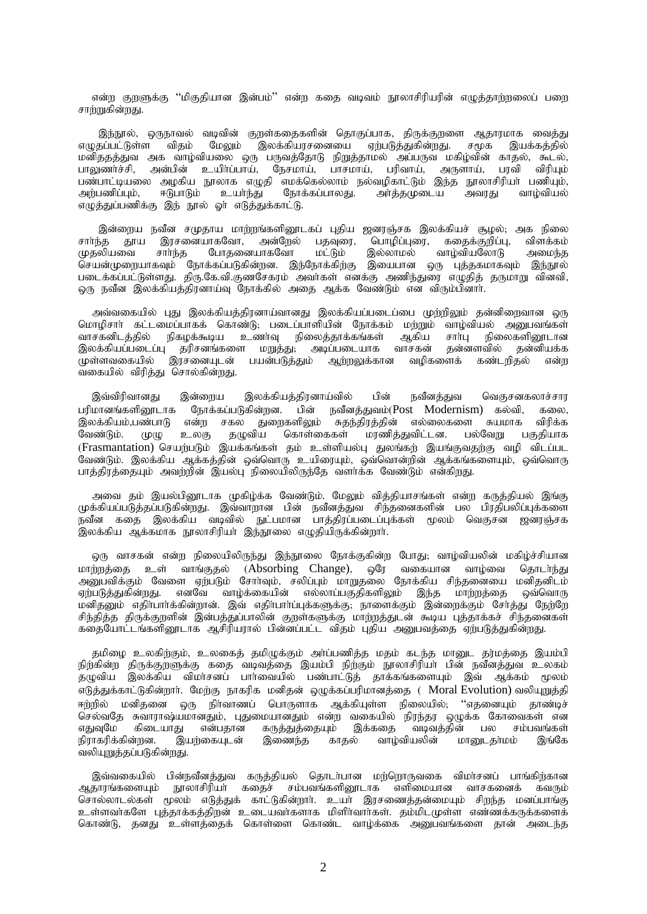என்ற குறளுக்கு ''மிகுதியான இன்பம்'' என்ற கதை வடிவம் நூலாசிரியரின் எழுத்தாற்றலைப் பறை சாற்றுகின்றது.

இந்நூல், ஒருநாவல் வடிவின் குறள்கதைகளின் தொகுப்பாக, திருக்குறளை ஆதாரமாக வைத்து எழுதப்பட்டுள்ள விதம் மேலும் இலக்கியரசனையை ஏற்படுத்துகின்றது. சமூக இயக்கத்தில் மனிதத்துவ அக வாழ்வியலை ஒரு பருவத்தோடு நிறுத்தாமல் அப்பருவ மகிழ்வின் காதல், கூடல், பாலுணர்ச்சி, அன்பின் உயிர்ப்பாய், நேசமாய், பாசமாய், பரிவாய், அருளாய், பரவி விரியும் பண்பாட்டியலை அழகிய நூலாக எழுதி எமக்கெல்லாம் நல்வழிகாட்டும் இந்த நூலாசிரியர் பணியும், அற்பணிப்பும், ஈடுபாடும் உயர்ந்து நோக்கப்பாலது. அர்த்தமுடைய அவரது வாழ்வியல் எழுத்துப்பணிக்கு இந் நூல் ஓர் எடுத்துக்காட்டு.

இன்றைய நவீன சமுதாய மாற்றங்களினூடகப் புதிய ஜனரஞ்சக இலக்கியச் சூழல்; அக நிலை சார்ந்த தூய இரசனையாகவோ, அன்றேல் பதவுரை, பொழிப்புரை, கதைக்குறிப்பு, விளக்கம் முதலியவை சார்ந்த போதனையாகவோ மட்டும் இல்லாமல் வாழ்வியலோடு அமைந்த செயன்முறையாகவும் நோக்கப்படுகின்றன. இந்நோக்கிற்கு இயைபான ஒரு புத்தகமாகவும் இந்நூல் படைக்கப்பட்டுள்ளது. திரு.கே.வி.குணசேகரம் அவர்கள் எனக்கு அணிந்துரை எழுதித் தருமாறு வினவி, ஒரு நவீன இலக்கியத்திரனாய்வு நோக்கில் அதை ஆக்க வேண்டும் என விரும்பினார்.

அவ்வகையில் புது இலக்கியத்திரனாய்வானது இலக்கியப்படைப்பை முற்றிலும் தன்னிறைவான ஒரு மொழிசார் கட்டமைப்பாகக் கொண்டு; படைப்பாளியின் நோக்கம் மற்றும் வாழ்வியல் அனுபவங்கள் வாசகனிடத்தில் நிகழக்கூடிய உணர்வு நிலைத்தாக்கங்கள் ஆகிய சார்பு நிலைகளினூடான இலக்கியப்படைப்பு தரிசனங்களை மறுத்து; அடிப்படையாக வாசகன் தன்னளவில் தன்னியக்க முள்ளவகையில் இரசனையுடன் பயன்படுத்தும் ஆற்றலுக்கான வழிகளைக் கண்டறிதல் என்ற வகையில் விரித்து சொல்கின்றது.

இவ்விரிவானது இன்றைய இலக்கியத்திரனாய்வில் பின் நவீனத்துவ வெகுசனகலாச்சார பரிமானங்களினூடாக நோக்கப்படுகின்றன. பின் நவீனத்துவம்(Post Modernism) கல்வி, கலை, இலக்கியம்,பண்பாடு என்ற சகல துறைகளிலும் சுதந்திரத்தின் எல்லைகளை சுயமாக விரிக்க வேண்டும். முழு உலகு தழுவிய கொள்கைகள் மரணித்துவிட்டன. பல்வேறு பகுதியாக (Frasmantation) செயற்படும் இயக்கங்கள் தம் உள்ளியல்பு துலங்கற் இயங்குவதற்கு வழி விடப்பட வேண்டும். இலக்கிய ஆக்கத்தின் ஒவ்வொரு உயிரையும், ஒவ்வொன்றின் ஆக்கங்களையும், ஒவ்வொரு பாத்திரத்தையும் அவற்றின் இயல்பு நிலையிலிருந்தே வளர்க்க வேண்டும் என்கிறது.

அவை தம் இயல்பினூடாக முகிழ்க்க வேண்டும். மேலும் வித்தியாசங்கள் என்ற கருத்தியல் இங்கு முக்கியப்படுத்தப்படுகின்றது. இவ்வாறான பின் நவீனத்துவ சிந்தனைகளின் பல பிரதிபலிப்புக்களை நவீன கதை இலக்கிய வடிவில் நுட்பமான பாத்திரப்படைப்புக்கள் மூலம் வெகுசன ஜனரஞ்சக இலக்கிய ஆக்கமாக நூலாசிரியர் இந்நூலை எழுதியிருக்கின்றார்.

ஒரு வாசகன் என்ற நிலையிலிருந்து இந்நூலை நோக்குகின்ற போது; வாழ்வியலின் மகிழ்ச்சியான மாற்றத்தை உள் வாங்குதல் (Absorbing Change), ஒரே வகையான வாழ்வை தொடர்ந்து அனுபவிக்கும் வேளை ஏற்படும் சோர்வும், சலிப்பும் மாறுதலை நோக்கிய சிந்தனையை மனிதனிடம் ஏற்படுத்துகின்றது. எனவே வாழ்க்கையின் எல்லாப்பகுதிகளிலும் இந்த மாற்றத்தை ஒவ்வொரு மனிதனும் எதிர்பார்க்கின்றான். இவ் எதிர்பார்ப்புக்களுக்கு; நாளைக்கும் இன்றைக்கும் சேர்த்து நேற்றே சிந்தித்த திருக்குறளின் இன்பத்துப்பாலின் குறள்களுக்கு மாற்றத்துடன் கூடிய புத்தாக்கச் சிந்தனைகள் கதையோட்டங்களினூடாக ஆசிரியரால் பின்னப்பட்ட விதம் புதிய அனுபவத்தை ஏற்படுத்துகின்றது.

தமிழை உலகிற்கும், உலகைத் தமிழுக்கும் அர்ப்பணித்த மதம் கடந்த மானுட தர்மத்தை இயம்பி நிற்கின்ற திருக்குறளுக்கு கதை வடிவத்தை இயம்பி நிற்கும் நூலாசிரியர் பின் நவீனத்துவ உலகம் தழுவிய இலக்கிய விமர்சனப் பார்வையில் பண்பாட்டுத் தாக்கங்களையும் இவ் ஆக்கம் மூலம் எடுத்துக்காட்டுகின்றார். மேற்கு நாகரிக மனிதன் ஒழுக்கப்பரிமானத்தை ( Moral Evolution) வலியுறுத்தி ஈற்றில் மனிதனை ஒரு நிர்வாணப் பொருளாக ஆக்கியுள்ள நிலையில்; ''எதனையும் தாண்டிச் செல்வதே சுவாராஷ்யமானதும், புதுமையானதும் என்ற வகையில் நிரந்தர ஒழுக்க கோவைகள் என எதுவுமே கிடையாது என்பதான கருத்துத்தையும் இக்கதை வடிவத்தின் பல சம்பவங்கள் நிராகரிக்கின்றன. இயற்கையுடன் இணைந்த காதல் வாழ்வியலின் மானுடதர்மம் இங்கே வலியுறுத்தப்படுகின்றது.

இவ்வகையில் பின்நவீனத்துவ கருத்தியல் தொடர்பான மற்றொருவகை விமர்சனப் பாங்கிற்கான ஆதாரங்களையும் நூலாசிரியர் கதைச் சம்பவங்களினூடாக எளிமையான வாசகனைக் கவரும் சொல்லாடல்கள் மூலம் எடுத்துக் காட்டுகின்றார். உயர் இரசனைத்தன்மையும் சிறந்த மனப்பாங்கு உள்ளவர்களே புத்தாக்கத்திறன் உடையவர்களாக மிளிர்வார்கள். தம்மிடமுள்ள எண்ணக்கருக்களைக் கொண்டு, தனது உள்ளத்தைக் கொள்ளை கொண்ட வாழ்க்கை அனுபவங்களை தான் அடைந்த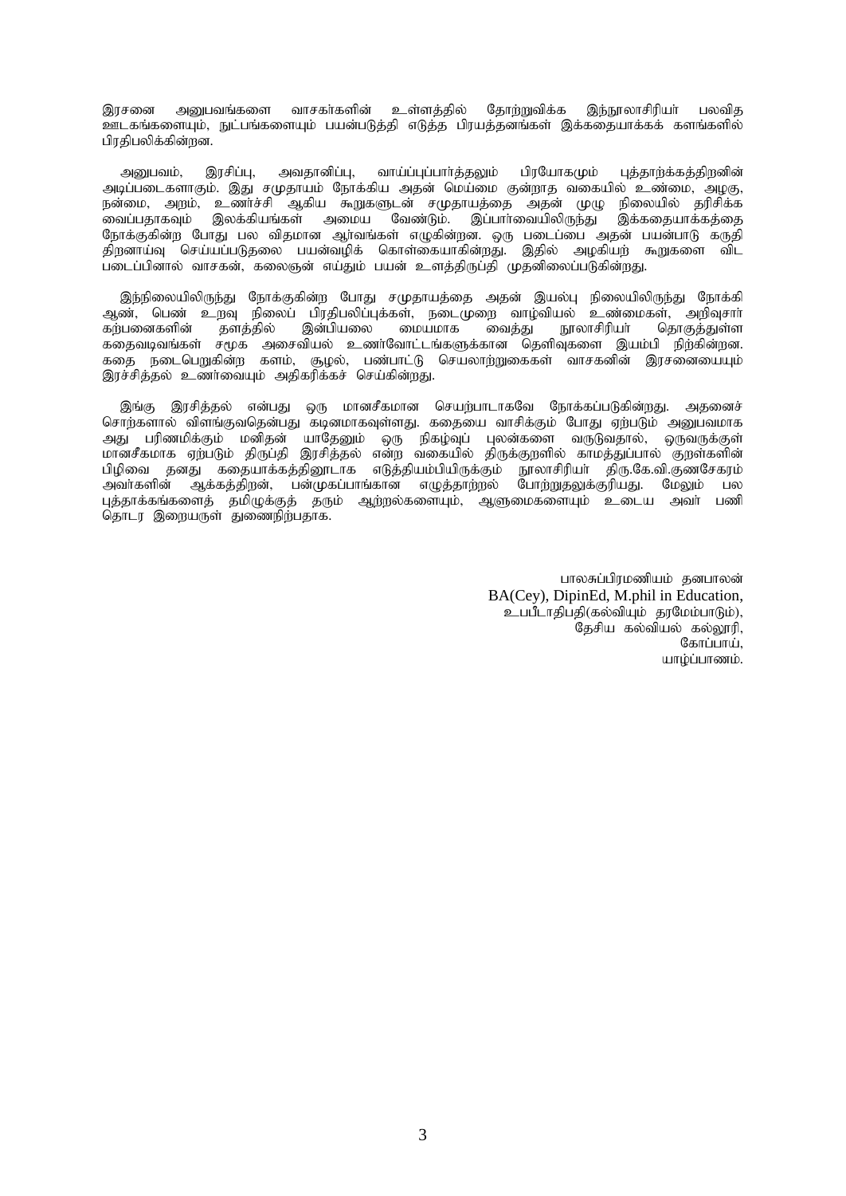இரசனை அனுபவங்களை வாசகர்களின் உள்ளத்தில் தோற்றுவிக்க இந்நூலாசிரியர் பலவித ஊடகங்களையும், நுட்பங்களையும் பயன்படுத்தி எடுத்த பிரயத்தனங்கள் இக்கதையாக்கக் களங்களில் பிரதிபலிக்கின்றன.

அனுபவம், இரசிப்பு, அவதானிப்பு, வாய்ப்புப்பார்த்தலும் பிரயோகமும் புத்தாக்கத்திறனின் அடிப்படைகளாகும். இது சமுதாயம் நோக்கிய அதன் மெய்மை குன்றாத வகையில் உண்மை, அழகு, நன்மை, அறம், உணர்ச்சி ஆகிய கூறுகளுடன் சமுதாயத்தை அதன் முழு நிலையில் தரிசிக்க வைப்பதாகவும் இலக்கியங்கள் அமைய வேண்டும். இப்பார்வையிலிருந்து இக்கதையாக்கத்தை நோக்குகின்ற போது பல விதமான ஆர்வங்கள் எழுகின்றன. ஒரு படைப்பை அதன் பயன்பாடு கருதி திறனாய்வு செய்யப்படுதலை பயன்வழிக் கொள்கையாகின்றது. இதில் அழகியற் கூறுகளை விட படைப்பினால் வாசகன், கலைஞன் எய்தும் பயன் உளத்திருப்தி முதனிலைப்படுகின்றது.

இந்நிலையிலிருந்து நோக்குகின்ற போது சமுதாயத்தை அதன் இயல்பு நிலையிலிருந்து நோக்கி ஆண், பெண் உறவு நிலைப் பிரதிபலிப்புக்கள், நடைமுறை வாழ்வியல் உண்மைகள், அறிவுசார் கற்பனைகளின் தளத்தில் இன்பியலை மையமாக வைத்து நூலாசிரியர் தொகுத்துள்ள கதைவடிவங்கள் சமூக அசைவியல் உணர்வோட்டங்களுக்கான தெளிவுகளை இயம்பி நிற்கின்றன. கதை நடைபெறுகின்ற களம், சூழல், பண்பாட்டு செயலாற்றுகைகள் வாசகனின் இரசனையையும் இரச்சித்தல் உணர்வையும் அதிகரிக்கச் செய்கின்றது.

இங்கு இரசித்தல் என்பது ஒரு மானசீகமான செயற்பாடாகவே நோக்கப்படுகின்றது. அதனைச் சொற்களால் விளங்குவதென்பது கடினமாகவுள்ளது. கதையை வாசிக்கும் போது ஏற்படும் அனுபவமாக அது பரிணமிக்கும் மனிதன் யாதேனும் ஒரு நிகழ்வுப் புலன்களை வருடுவதால், ஒருவருக்குள் மானசீகமாக ஏற்படும் திருப்தி இரசித்தல் என்ற வகையில் திருக்குறளில் காமத்துப்பால் குறள்களின் பிழிவை தனது கதையாக்கத்தினூடாக எடுத்தியம்பியிருக்கும் நூலாசிரியர் திரு.கே.வி.குணசேகரம் அவர்களின் ஆக்கத்திறன், பன்முகப்பாங்கான எழுத்தாற்றல் போற்றுதலுக்குரியது. மேலும் பல புத்தாக்கங்களைத் தமிழுக்குத் தரும் ஆற்றல்களையும், ஆளுமைகளையும் உடைய அவர் பணி தொடர இறையருள் துணைநிற்பதாக.

பாலசுப்பிரமணியம் தனபாலன்
BA(Cey), DipinEd, M.phil in Education,
உபபீடாதிபதி(கல்வியும் தரமேம்பாடும்),
தேசிய கல்வியல் கல்லூரி,
கோப்பாய்,
யாழ்ப்பாணம்.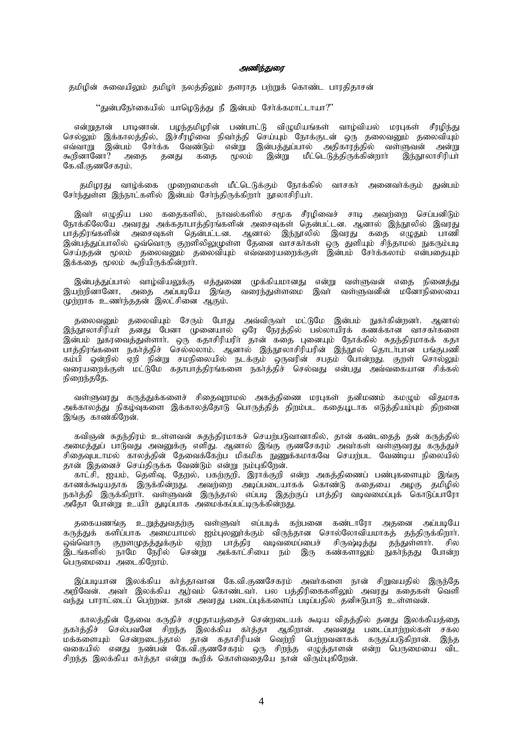***அணிந்துரை***

தமிழின் சுவையிலும் தமிழர் நலத்திலும் தளராத பற்றுக் கொண்ட பாரதிதாசன்

"துன்பநேர்கையில் யாழெடுத்து நீ இன்பம் சேர்க்கமாட்டாயா?"

என்றுதான் பாடினான். பழந்தமிழரின் பண்பாட்டு விழுமியங்கள் வாழ்வியல் மரபுகள் சீரழிந்து செல்லும் இக்காலத்தில், இச்சீரழிவை நிவர்த்தி செய்யும் நோக்குடன் ஒரு தலைவனும் தலைவியும் எவ்வாறு இன்பம் சேர்க்க வேண்டும் என்று இன்பத்துப்பால் அதிகாரத்தில் வள்ளுவன் அன்று கூறினானோ? அதை தனது கதை மூலம் இன்று மீட்டெடுத்திருக்கின்றார் இந்நூலாசிரியர் கே.வீ.குணசேகரம்.

தமிழரது வாழ்க்கை முறைமைகள் மீட்டெடுக்கும் நோக்கில் வாசகர் அனைவர்க்கும் துன்பம் சேர்ந்துள்ள இந்நாட்களில் இன்பம் சேர்ந்திருக்கிறார் நூலாசிரியர்.

இவர் எழுதிய பல கதைகளில், நாவல்களில் சமூக சீரழிவைச் சாடி அவற்றை செப்பனிடும் நோக்கிலேயே அவரது அக்கதாபாத்திரங்களின் அசைவுகள் தென்பட்டன. ஆனால் இந்நூலில் இவரது பாத்திரங்களின் அசைவுகள் தென்பட்டன. ஆனால் இந்நூலில் இவரது கதை எழுதும் பாணி இன்பத்துப்பாலில் ஒவ்வொரு குறளிலுமுள்ள தேனை வாசகர்கள் ஒரு துளியும் சிந்தாமல் நுகரும்படி செய்ததன் மூலம் தலைவனும் தலைவியும் எவ்வரையறைக்குள் இன்பம் சேர்க்கலாம் என்பதையும் இக்கதை மூலம் கூறியிருக்கின்றார்.

இன்பத்துப்பால் வாழ்வியலுக்கு எத்துணை முக்கியமானது என்று வள்ளுவன் எதை நினைத்து இயற்றினானோ, அதை அப்படியே இங்கு வரைந்துள்ளமை இவர் வள்ளுவனின் மனோநிலையை முற்றாக உணர்ந்ததன் இலட்சினை ஆகும்.

தலைவனும் தலைவியும் சேரும் போது அவ்விருவர் மட்டுமே இன்பம் நுகர்கின்றனர். ஆனால் இந்நூலாசிரியர் தனது பேனா முனையால் ஒரே நேரத்தில் பல்லாயிரக் கணக்கான வாசகர்களை இன்பம் நுகரவைத்துள்ளார். ஒரு கதாசிரியரிர் தான் கதை புனையும் நோக்கில் சுதந்திரமாகக் கதா பாத்திரங்களை நகர்த்திச் செல்லலாம். ஆனால் இந்நூலாசிரியரின் இந்நூல் தொடர்பான பங்குபணி கம்பி ஒன்றில் ஏறி நின்று சமநிலையில் நடக்கும் ஒருவரின் சபதம் போன்றது. குறள் சொல்லும் வரையறைக்குள் மட்டுமே கதாபாத்திரங்களை நகர்த்திச் செல்வது என்பது அவ்வகையான சிக்கல் நிறைந்ததே.

வள்ளுவரது கருத்துக்களைச் சிதைவுறாமல் அகத்திணை மரபுகள் தனிமணம் கமழும் விதமாக அக்காலத்து நிகழ்வுகளை இக்காலத்தோடு பொருத்தித் திறம்பட கதையூடாக எடுத்தியம்பும் திறனை இங்கு காண்கிறேன்.

கவிஞன் சுதந்திரம் உள்ளவன் சுதந்திரமாகச் செயற்படுவானாகில், தான் கண்டதைத் தன் கருத்தில் அமைத்துப் பாடுவது அவனுக்கு எளிது. ஆனால் இங்கு குணசேகரம் அவர்கள் வள்ளுவரது கருத்துச் சிதைவுபடாமல் காலத்தின் தேவைக்கேற்ப மிகமிக நுணுக்கமாகவே செயற்பட வேண்டிய நிலையில் தான் இதனைச் செய்திருக்க வேண்டும் என்று நம்புகிறேன்.

காட்சி, ஐயம், தெளிவு, தேறல், பகற்குறி, இராக்குறி என்ற அகத்திணைப் பண்புகளையும் இங்கு காணக்கூடியதாக இருக்கின்றது. அவற்றை அடிப்படையாகக் கொண்டு கதையை அழகு தமிழில் நகர்த்தி இருக்கிறார். வள்ளுவன் இருந்தால் எப்படி இதற்குப் பாத்திர வடிவமைப்புக் கொடுப்பாரோ அதோ போன்று உயிர் துடிப்பாக அமைக்கப்பட்டிருக்கின்றது.

தகையணங்கு உறுத்துவதற்கு வள்ளுவர் எப்படிக் கற்பனை கண்டாரோ அதனை அப்படியே கருத்துக் களிப்பாக அமையாமல் ஐம்புலனுர்க்கும் விருந்தான சொல்லோவியமாகத் தந்திருக்கிறார். ஒவ்வொரு குறளமுதத்துக்கும் ஏற்ற பாத்திர வடிவமைப்பைச் சிருஷ்டித்து தந்துள்ளார். சில இடங்களில் நாமே நேரில் சென்று அக்காட்சியை நம் இரு கண்களாலும் நுகர்ந்தது போன்ற பெருமையை அடைகிறோம்.

இப்படியான இலக்கிய கர்த்தாவான கே.வி.குணசேகரம் அவர்களை நான் சிறுவயதில் இருந்தே அறிவேன். அவர் இலக்கிய ஆர்வம் கொண்டவர். பல பத்திரிகைகளிலும் அவரது கதைகள் வெளி வந்து பாராட்டைப் பெற்றன. நான் அவரது படைப்புக்களைப் படிப்பதில் தனிஈடுபாடு உள்ளவன்.

காலத்தின் தேவை கருதிச் சமுதாயத்தைச் சென்றடையக் கூடிய விதத்தில் தனது இலக்கியத்தை தகர்த்திச் செல்பவனே சிறந்த இலக்கிய கர்த்தா ஆகிறான். அவனது படைப்பாற்றல்கள் சகல மக்களையும் சென்றடைந்தால் தான் கதாசிரியன் வெற்றி பெற்றவனாகக் கருதப்படுகிறான். இந்த வகையில் எனது நண்பன் கே.வி.குணசேகரம் ஒரு சிறந்த எழுத்தாளன் என்ற பெருமையை விட சிறந்த இலக்கிய கர்த்தா என்று கூறிக் கொள்வதையே நான் விரும்புகிறேன்.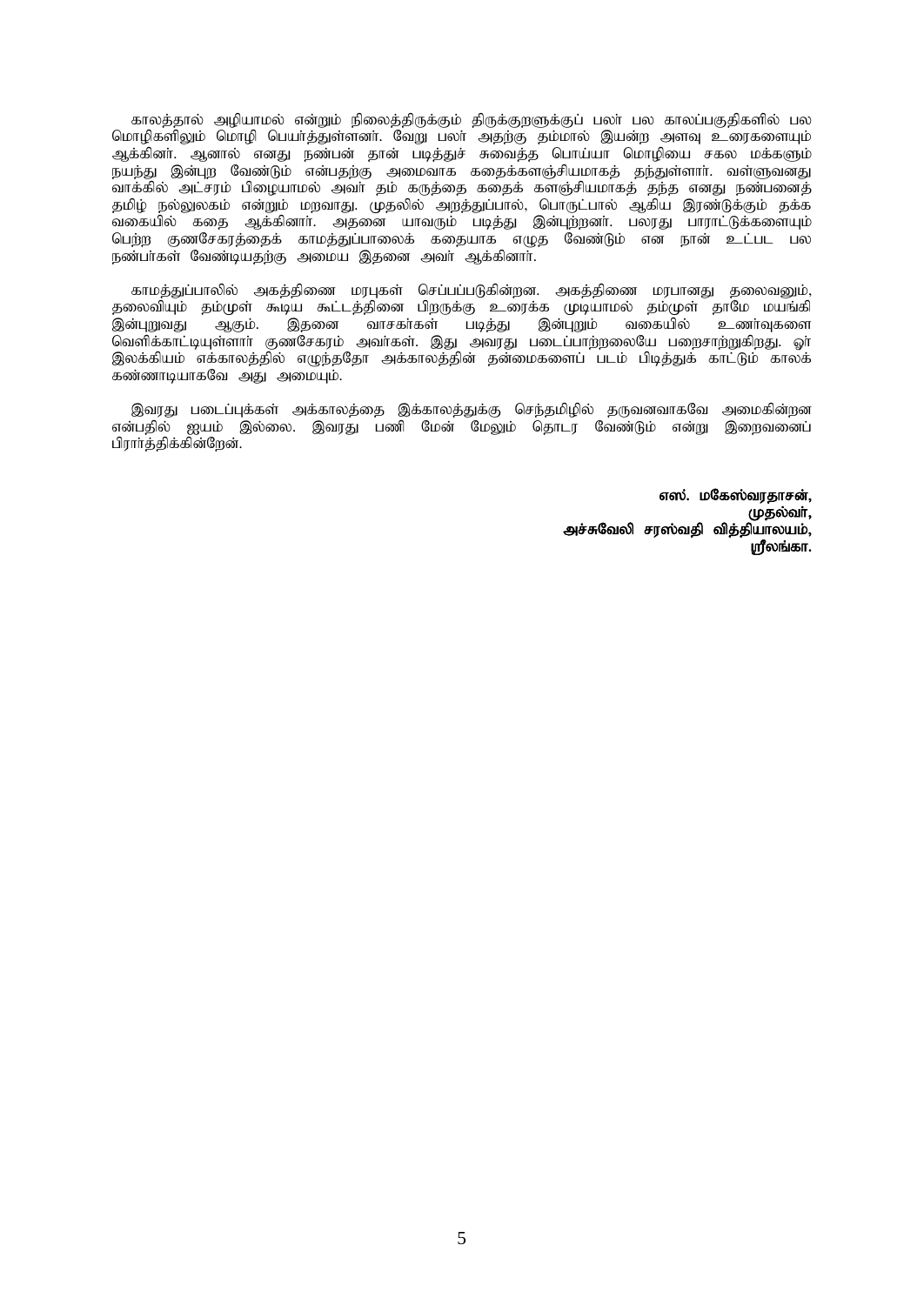காலத்தால் அழியாமல் என்றும் நிலைத்திருக்கும் திருக்குறளுக்குப் பலர் பல காலப்பகுதிகளில் பல மொழிகளிலும் மொழி பெயர்த்துள்ளனர். வேறு பலர் அதற்கு தம்மால் இயன்ற அளவு உரைகளையும் ஆக்கினர். ஆனால் எனது நண்பன் தான் படித்துச் சுவைத்த பொய்யா மொழியை சகல மக்களும் நயந்து இன்புற வேண்டும் என்பதற்கு அமைவாக கதைக்களஞ்சியமாகத் தந்துள்ளார். வள்ளுவனது வாக்கில் அட்சரம் பிழையாமல் அவர் தம் கருத்தை கதைக் களஞ்சியமாகத் தந்த எனது நண்பனைத் தமிழ் நல்லுலகம் என்றும் மறவாது. முதலில் அறத்துப்பால், பொருட்பால் ஆகிய இரண்டுக்கும் தக்க வகையில் கதை ஆக்கினார். அதனை யாவரும் படித்து இன்புற்றனர். பலரது பாராட்டுக்களையும் பெற்ற குணசேகரத்தைக் காமத்துப்பாலைக் கதையாக எழுத வேண்டும் என நான் உட்பட பல நண்பர்கள் வேண்டியதற்கு அமைய இதனை அவர் ஆக்கினார்.

காமத்துப்பாலில் அகத்திணை மரபுகள் செப்பப்படுகின்றன. அகத்திணை மரபானது தலைவனும், தலைவியும் தம்முள் கூடிய கூட்டத்தினை பிறருக்கு உரைக்க முடியாமல் தம்முள் தாமே மயங்கி இன்புறுவது ஆகும். இதனை வாசகர்கள் படித்து இன்புறும் வகையில் உணர்வுகளை வெளிக்காட்டியுள்ளார் குணசேகரம் அவர்கள். இது அவரது படைப்பாற்றலையே பறைசாற்றுகிறது. ஓர் இலக்கியம் எக்காலத்தில் எழுந்ததோ அக்காலத்தின் தன்மைகளைப் படம் பிடித்துக் காட்டும் காலக் கண்ணாடியாகவே அது அமையும்.

இவரது படைப்புக்கள் அக்காலத்தை இக்காலத்துக்கு செந்தமிழில் தருவனவாகவே அமைகின்றன என்பதில் ஐயம் இல்லை. இவரது பணி மேன் மேலும் தொடர வேண்டும் என்று இறைவனைப் பிரார்த்திக்கின்றேன்.

**எஸ். மகேஸ்வரதாசன்,**
**முதல்வர்,**
**அச்சுவேலி சரஸ்வதி வித்தியாலயம்,**
**ஸ்ரீலங்கா.**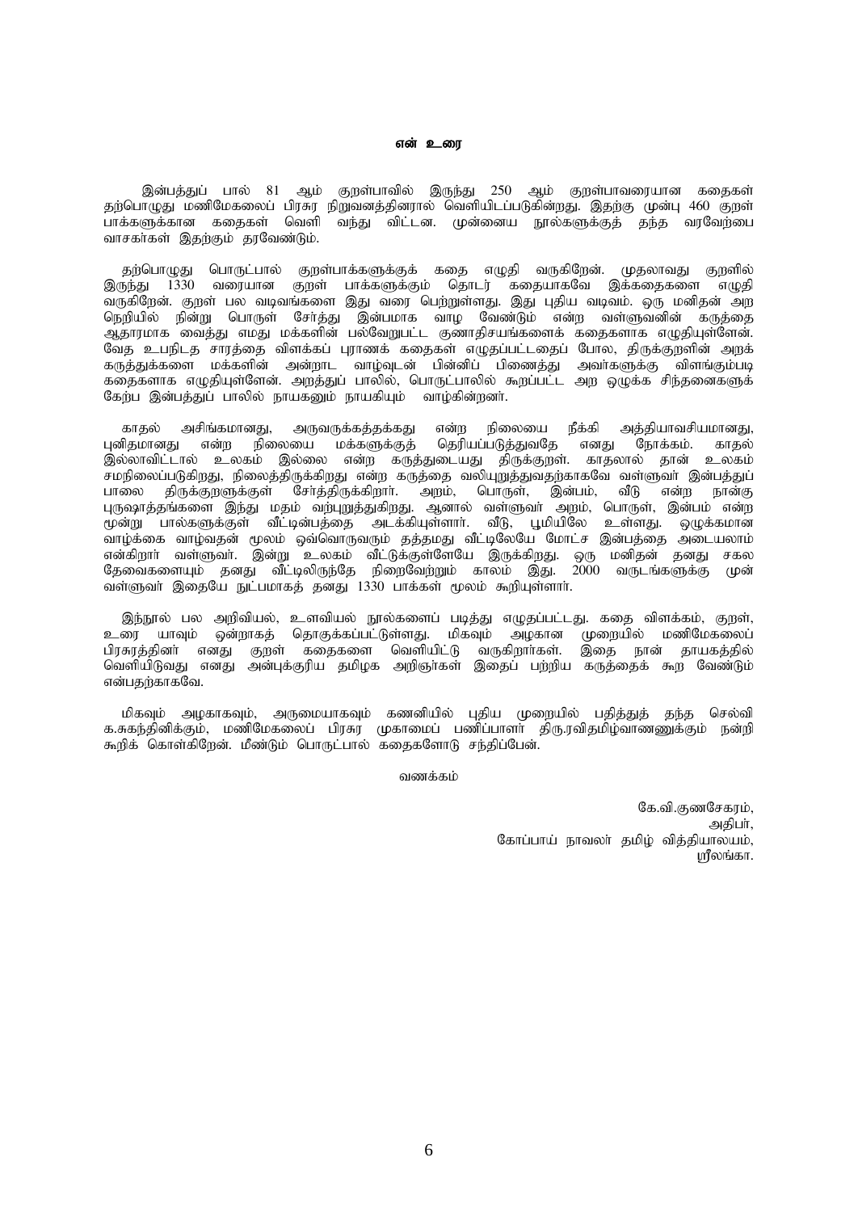## என் உரை

இன்பத்துப் பால் 81 ஆம் குறள்பாவில் இருந்து 250 ஆம் குறள்பாவரையான கதைகள் தற்பொழுது மணிமேகலைப் பிரசுர நிறுவனத்தினரால் வெளியிடப்படுகின்றது. இதற்கு முன்பு 460 குறள் பாக்களுக்கான கதைகள் வெளி வந்து விட்டன. முன்னைய நூல்களுக்குத் தந்த வரவேற்பை வாசகா்கள் இதற்கும் தரவேண்டும்.

தற்பொழுது பொருட்பால் குறள்பாக்களுக்குக் கதை எழுதி வருகிறேன். முதலாவது குறளில் இருந்து 1330 வரையான குறள் பாக்களுக்கும் தொடர் கதையாகவே இக்கதைகளை எழுதி வருகிறேன். குறள் பல வடிவங்களை இது வரை பெற்றுள்ளது. இது புதிய வடிவம். ஒரு மனிதன் அற நெறியில் நின்று பொருள் சேர்த்து இன்பமாக வாழ வேண்டும் என்ற வள்ளுவனின் கருத்தை ஆதாரமாக வைத்து எமது மக்களின் பல்வேறுபட்ட குணாதிசயங்களைக் கதைகளாக எழுதியுள்ளேன். வேத உபநிடத சாரத்தை விளக்கப் புராணக் கதைகள் எழுதப்பட்டதைப் போல, திருக்குறளின் அறக் கருத்துக்களை மக்களின் அன்றாட வாழ்வுடன் பின்னிப் பிணைத்து அவா்களுக்கு விளங்கும்படி கதைகளாக எழுதியுள்ளேன். அறத்துப் பாலில், பொருட்பாலில் கூறப்பட்ட அற ஒழுக்க சிந்தனைகளுக் கேற்ப இன்பத்துப் பாலில் நாயகனும் நாயகியும் வாழ்கின்றனர்.

காதல் அசிங்கமானது, அருவருக்கத்தக்கது என்ற நிலையை நீக்கி அத்தியாவசியமானது, புனிதமானது என்ற நிலையை மக்களுக்குத் தெரியப்படுத்துவதே எனது நோக்கம். காதல் இல்லாவிட்டால் உலகம் இல்லை என்ற கருத்துடையது திருக்குறள். காதலால் தான் உலகம் சமநிலைப்படுகிறது, நிலைத்திருக்கிறது என்ற கருத்தை வலியுறுத்துவதற்காகவே வள்ளுவா் இன்பத்துப் பாலை திருக்குறளுக்குள் சேர்த்திருக்கிறாா். அறம், பொருள், இன்பம், வீடு என்ற நான்கு புருஷாத்தங்களை இந்து மதம் வற்புறுத்துகிறது. ஆனால் வள்ளுவா் அறம், பொருள், இன்பம் என்ற மூன்று பால்களுக்குள் வீட்டின்பத்தை அடக்கியுள்ளாா். வீடு, பூமியிலே உள்ளது. ஒழுக்கமான வாழ்க்கை வாழ்வதன் மூலம் ஒவ்வொருவரும் தத்தமது வீட்டிலேயே மோட்ச இன்பத்தை அடையலாம் என்கிறாா் வள்ளுவா். இன்று உலகம் வீடுக்குள்ளேயே இருக்கிறது. ஒரு மனிதன் தனது சகல தேவைகளையும் தனது வீட்டிலிருந்தே நிறைவேற்றும் காலம் இது. 2000 வருடங்களுக்கு முன் வள்ளுவா் இதையே நுட்பமாகத் தனது 1330 பாக்கள் மூலம் கூறியுள்ளாா்.

இந்நூல் பல அறிவியல், உளவியல் நூல்களைப் படித்து எழுதப்பட்டது. கதை விளக்கம், குறள், உரை யாவும் ஒன்றாகத் தொகுக்கப்பட்டுள்ளது. மிகவும் அழகான முறையில் மணிமேகலைப் பிரசுரத்தினா் எனது குறள் கதைகளை வெளியிட்டு வருகிறாா்கள். இதை நான் தாயகத்தில் வெளியிடுவது எனது அன்புக்குரிய தமிழக அறிஞா்கள் இதைப் பற்றிய கருத்தைக் கூற வேண்டும் என்பதற்காகவே.

மிகவும் அழகாகவும், அருமையாகவும் கணனியில் புதிய முறையில் பதித்துத் தந்த செல்வி க.சுகந்தினிக்கும், மணிமேகலைப் பிரசுர முகாமைப் பணிப்பாளா் திரு.ரவிதமிழ்வாணனுக்கும் நன்றி கூறிக் கொள்கிறேன். மீண்டும் பொருட்பால் கதைகளோடு சந்திப்பேன்.

வணக்கம்

கே.வி.குணசேகரம்,
அதிபா்,
கோப்பாய் நாவலா் தமிழ் வித்தியாலயம்,
ஸ்ரீலங்கா.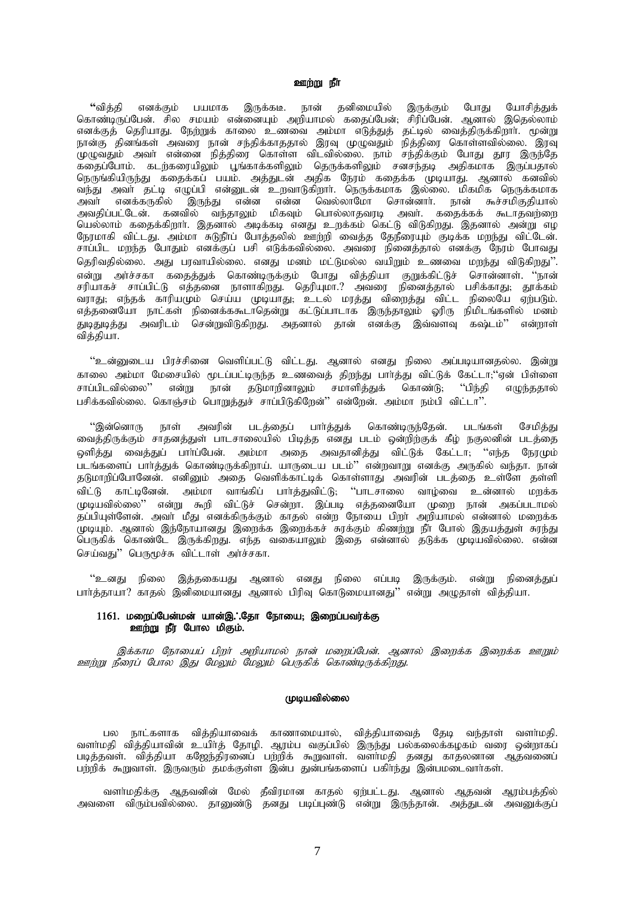## ஊற்று நீர்

“வித்தி எனக்கும் பயமாக இருக்கடீ. நான் தனிமையில் இருக்கும் போது யோசித்துக் கொண்டிருப்பேன். சில சமயம் என்னையும் அறியாமல் கதைப்பேன்; சிரிப்பேன். ஆனால் இதெல்லாம் எனக்குத் தெரியாது. நேற்றுக் காலை உணவை அம்மா எடுத்துத் தட்டில் வைத்திருக்கிறார். மூன்று நான்கு தினங்கள் அவரை நான் சந்திக்காததால் இரவு முழுவதும் நித்திரை கொள்ளவில்லை. இரவு முழுவதும் அவர் என்னை நித்திரை கொள்ள விடவில்லை. நாம் சந்திக்கும் போது தூர இருந்தே கதைப்போம். கடற்கரையிலும் பூங்காக்களிலும் தெருக்களிலும் சனசந்தடி அதிகமாக இருப்பதால் நெருங்கியிருந்து கதைக்கப் பயம். அத்துடன் அதிக நேரம் கதைக்க முடியாது. ஆனால் கனவில் வந்து அவர் தட்டி எழுப்பி என்னுடன் உறவாடுகிறார். நெருக்கமாக இல்லை. மிகமிக நெருக்கமாக அவர் எனக்கருகில் இருந்து என்ன என்ன வெல்லாமோ சொன்னார். நான் கூச்சமிகுதியால் அவதிப்பட்டேன். கனவில் வந்தாலும் மிகவும் பொல்லாதவரடி அவர். கதைக்கக் கூடாதவற்றை யெல்லாம் கதைக்கிறார். இதனால் அடிக்கடி எனது உறக்கம் கெட்டு விடுகிறது. இதனால் அன்று எழ நேரமாகி விட்டது. அம்மா சுடுநீர்ப் போத்தலில் ஊற்றி வைத்த தேநீரையும் குடிக்க மறந்து விட்டேன். சாப்பிட மறந்த போதும் எனக்குப் பசி எடுக்கவில்லை. அவரை நினைத்தால் எனக்கு நேரம் போவது தெரிவதில்லை. அது பரவாயில்லை. எனது மனம் மட்டுமல்ல வயிறும் உணவை மறந்து விடுகிறது”. என்று அர்ச்சகா கதைத்துக் கொண்டிருக்கும் போது வித்தியா குறுக்கிட்டுச் சொன்னாள். “நான் சரியாகச் சாப்பிட்டு எத்தனை நாளாகிறது. தெரியுமா.? அவரை நினைத்தால் பசிக்காது; தூக்கம் வராது; எந்தக் காரியமும் செய்ய முடியாது; உடல் மரத்து விறைத்து விட்ட நிலையே ஏற்படும். எத்தனையோ நாட்கள் நினைக்ககூடாதென்று கட்டுப்பாடாக இருந்தாலும் ஓரிரு நிமிடங்களில் மனம் துடிதுடித்து அவரிடம் சென்றுவிடுகிறது. அதனால் தான் எனக்கு இவ்வளவு கஷ்டம்” என்றாள் வித்தியா.

“உன்னுடைய பிரச்சினை வெளிப்பட்டு விட்டது. ஆனால் எனது நிலை அப்படியானதல்ல. இன்று காலை அம்மா மேசையில் மூடப்பட்டிருந்த உணவைத் திறந்து பார்த்து விட்டுக் கேட்டா;“ஏன் பிள்ளை சாப்பிடவில்லை” என்று நான் தடுமாறினாலும் சமாளித்துக் கொண்டு; “பிந்தி எழுந்ததால் பசிக்கவில்லை. கொஞ்சம் பொறுத்துச் சாப்பிடுகிறேன்” என்றேன். அம்மா நம்பி விட்டா”.

“இன்னொரு நாள் அவரின் படத்தைப் பார்த்துக் கொண்டிருந்தேன். படங்கள் சேமித்து வைத்திருக்கும் சாதனத்துள் பாடசாலையில் பிடித்த எனது படம் ஒன்றிற்குக் கீழ் நகுலனின் படத்தை ஒளித்து வைத்துப் பார்ப்பேன். அம்மா அதை அவதானித்து விட்டுக் கேட்டா; “எந்த நேரமும் படங்களைப் பார்த்துக் கொண்டிருக்கிறாய். யாருடைய படம்” என்றவாறு எனக்கு அருகில் வந்தா. நான் தடுமாறிப்போனேன். எனினும் அதை வெளிக்காட்டிக் கொள்ளாது அவரின் படத்தை உள்ளே தள்ளி விட்டு காட்டினேன். அம்மா வாங்கிப் பார்த்துவிட்டு; “பாடசாலை வாழ்வை உன்னால் மறக்க முடியவில்லை” என்று கூறி விட்டுச் சென்றா. இப்படி எத்தனையோ முறை நான் அகப்படாமல் தப்பியுள்ளேன். அவர் மீது எனக்கிருக்கும் காதல் என்ற நோயை பிறர் அறியாமல் என்னால் மறைக்க முடியும். ஆனால் இந்நோயானது இறைக்க இறைக்கச் சுரக்கும் கிணற்று நீர் போல் இதயத்துள் சுரந்து பெருகிக் கொண்டே இருக்கிறது. எந்த வகையாலும் இதை என்னால் தடுக்க முடியவில்லை. என்ன செய்வது” பெருமூச்சு விட்டாள் அர்ச்சகா.

“உனது நிலை இத்தகையது ஆனால் எனது நிலை எப்படி இருக்கும். என்று நினைத்துப் பார்த்தாயா? காதல் இனிமையானது ஆனால் பிரிவு கொடுமையானது” என்று அழுதாள் வித்தியா.

**1161. மறைப்பேன்மன் யான்இஃதோ நோயை; இறைப்பவர்க்கு
ஊற்று நீர் போல மிகும்.**

*இக்காம நோயைப் பிறர் அறியாமல் நான் மறைப்பேன். ஆனால் இறைக்க இறைக்க ஊறும் ஊற்று நீரைப் போல இது மேலும் மேலும் பெருகிக் கொண்டிருக்கிறது.*

## முடியவில்லை

பல நாட்களாக வித்தியாவைக் காணாமையால், வித்தியாவைத் தேடி வந்தாள் வளர்மதி. வளர்மதி வித்தியாவின் உயிர்த் தோழி. ஆரம்ப வகுப்பில் இருந்து பல்கலைக்கழகம் வரை ஒன்றாகப் படித்தவள். வித்தியா கஜேந்திரனைப் பற்றிக் கூறுவாள். வளர்மதி தனது காதலனான ஆதவனைப் பற்றிக் கூறுவாள். இருவரும் தமக்குள்ள இன்ப துன்பங்களைப் பகிர்ந்து இன்பமடைவார்கள்.

வளர்மதிக்கு ஆதவனின் மேல் தீவிரமான காதல் ஏற்பட்டது. ஆனால் ஆதவன் ஆரம்பத்தில் அவளை விரும்பவில்லை. தானுண்டு தனது படிப்புண்டு என்று இருந்தான். அத்துடன் அவனுக்குப்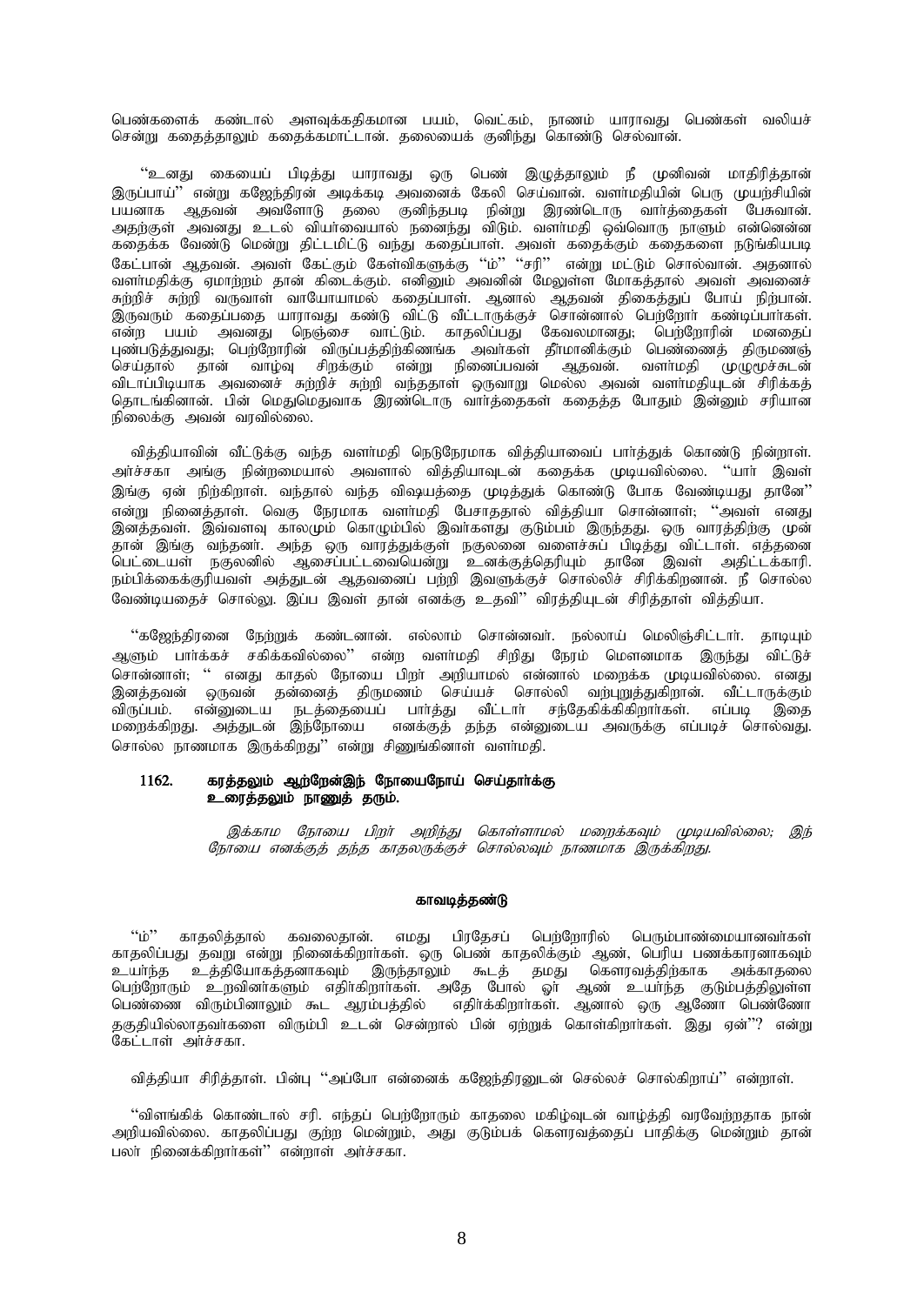பெண்களைக் கண்டால் அளவுக்கதிகமான பயம், வெட்கம், நாணம் யாராவது பெண்கள் வலியச் சென்று கதைத்தாலும் கதைக்கமாட்டான். தலையைக் குனிந்து கொண்டு செல்வான்.

''உனது கையைப் பிடித்து யாராவது ஒரு பெண் இழுத்தாலும் நீ முனிவன் மாதிரித்தான் இருப்பாய்'' என்று கஜேந்திரன் அடிக்கடி அவனைக் கேலி செய்வான். வளர்மதியின் பெரு முயற்சியின் பயனாக ஆதவன் அவளோடு தலை குனிந்தபடி நின்று இரண்டொரு வார்த்தைகள் பேசுவான். அதற்குள் அவனது உடல் வியர்வையால் நனைந்து விடும். வளர்மதி ஒவ்வொரு நாளும் என்னென்ன கதைக்க வேண்டு மென்று திட்டமிட்டு வந்து கதைப்பாள். அவள் கதைக்கும் கதைகளை நடுங்கியபடி கேட்பான் ஆதவன். அவள் கேட்கும் கேள்விகளுக்கு ''ம்'' ''சரி'' என்று மட்டும் சொல்வான். அதனால் வளர்மதிக்கு ஏமாற்றம் தான் கிடைக்கும். எனினும் அவனின் மேலுள்ள மோகத்தால் அவள் அவனைச் சுற்றிச் சுற்றி வருவாள் வாயோயாமல் கதைப்பாள். ஆனால் ஆதவன் திகைத்துப் போய் நிற்பான். இருவரும் கதைப்பதை யாராவது கண்டு விட்டு வீட்டாருக்குச் சொன்னால் பெற்றோர் கண்டிப்பார்கள். என்ற பயம் அவனது நெஞ்சை வாட்டும். காதலிப்பது கேவலமானது; பெற்றோரின் மனதைப் புண்படுத்துவது; பெற்றோரின் விருப்பத்திற்கிணங்க அவர்கள் தீர்மானிக்கும் பெண்ணைத் திருமணஞ் செய்தால் தான் வாழ்வு சிறக்கும் என்று நினைப்பவன் ஆதவன். வளர்மதி முழுமூச்சுடன் விடாப்பிடியாக அவனைச் சுற்றிச் சுற்றி வந்ததாள் ஒருவாறு மெல்ல அவன் வளர்மதியுடன் சிரிக்கத் தொடங்கினான். பின் மெதுமெதுவாக இரண்டொரு வார்த்தைகள் கதைத்த போதும் இன்னும் சரியான நிலைக்கு அவன் வரவில்லை.

வித்தியாவின் வீட்டுக்கு வந்த வளர்மதி நெடுநேரமாக வித்தியாவைப் பார்த்துக் கொண்டு நின்றாள். அர்ச்சகா அங்கு நின்றமையால் அவளால் வித்தியாவுடன் கதைக்க முடியவில்லை. ''யார் இவள் இங்கு ஏன் நிற்கிறாள். வந்தால் வந்த விஷயத்தை முடித்துக் கொண்டு போக வேண்டியது தானே'' என்று நினைத்தாள். வெகு நேரமாக வளர்மதி பேசாததால் வித்தியா சொன்னாள்; ''அவள் எனது இனத்தவள். இவ்வளவு காலமும் கொழும்பில் இவர்களது குடும்பம் இருந்தது. ஒரு வாரத்திற்கு முன் தான் இங்கு வந்தனர். அந்த ஒரு வாரத்துக்குள் நகுலனை வளைச்சுப் பிடித்து விட்டாள். எத்தனை பெட்டையள் நகுலனில் ஆசைப்பட்டவையென்று உனக்குத்தெரியும் தானே இவள் அதிட்டக்காரி. நம்பிக்கைக்குரியவள் அத்துடன் ஆதவனைப் பற்றி இவளுக்குச் சொல்லிச் சிரிக்கிறனான். நீ சொல்ல வேண்டியதைச் சொல்லு. இப்ப இவள் தான் எனக்கு உதவி'' விரத்தியுடன் சிரித்தாள் வித்தியா.

''கஜேந்திரனை நேற்றுக் கண்டனான். எல்லாம் சொன்னவர். நல்லாய் மெலிஞ்சிட்டார். தாடியும் ஆளும் பார்க்கச் சகிக்கவில்லை'' என்ற வளர்மதி சிறிது நேரம் மௌனமாக இருந்து விட்டுச் சொன்னாள்; '' எனது காதல் நோயை பிறர் அறியாமல் என்னால் மறைக்க முடியவில்லை. எனது இனத்தவன் ஒருவன் தன்னைத் திருமணம் செய்யச் சொல்லி வற்புறுத்துகிறான். வீட்டாருக்கும் விருப்பம். என்னுடைய நடத்தையைப் பார்த்து வீட்டார் சந்தேகிக்கிகிறார்கள். எப்படி இதை மறைக்கிறது. அத்துடன் இந்நோயை எனக்குத் தந்த என்னுடைய அவருக்கு எப்படிச் சொல்வது. சொல்ல நாணமாக இருக்கிறது'' என்று சிணுங்கினாள் வளர்மதி.

**1162. கரத்தலும் ஆற்றேன்இந் நோயைநோய் செய்தார்க்கு உரைத்தலும் நாணுத் தரும்.**

*இக்காம நோயை பிறர் அறிந்து கொள்ளாமல் மறைக்கவும் முடியவில்லை; இந் நோயை எனக்குத் தந்த காதலருக்குச் சொல்லவும் நாணமாக இருக்கிறது.*

**காவடித்தண்டு**

''ம்'' காதலித்தால் கவலைதான். எமது பிரதேசப் பெற்றோரில் பெரும்பாண்மையானவர்கள் காதலிப்பது தவறு என்று நினைக்கிறார்கள். ஒரு பெண் காதலிக்கும் ஆண், பெரிய பணக்காரனாகவும் உயர்ந்த உத்தியோகத்தனாகவும் இருந்தாலும் கூடத் தமது கௌரவத்திற்காக அக்காதலை பெற்றோரும் உறவினர்களும் எதிர்கிறார்கள். அதே போல் ஓர் ஆண் உயர்ந்த குடும்பத்திலுள்ள பெண்ணை விரும்பினாலும் கூட ஆரம்பத்தில் எதிர்க்கிறார்கள். ஆனால் ஒரு ஆணோ பெண்ணோ தகுதியில்லாதவர்களை விரும்பி உடன் சென்றால் பின் ஏற்றுக் கொள்கிறார்கள். இது ஏன்''? என்று கேட்டாள் அர்ச்சகா.

வித்தியா சிரித்தாள். பின்பு ''அப்போ என்னைக் கஜேந்திரனுடன் செல்லச் சொல்கிறாய்'' என்றாள்.

''விளங்கிக் கொண்டால் சரி. எந்தப் பெற்றோரும் காதலை மகிழ்வுடன் வாழ்த்தி வரவேற்றதாக நான் அறியவில்லை. காதலிப்பது குற்ற மென்றும், அது குடும்பக் கௌரவத்தைப் பாதிக்கு மென்றும் தான் பலர் நினைக்கிறார்கள்'' என்றாள் அர்ச்சகா.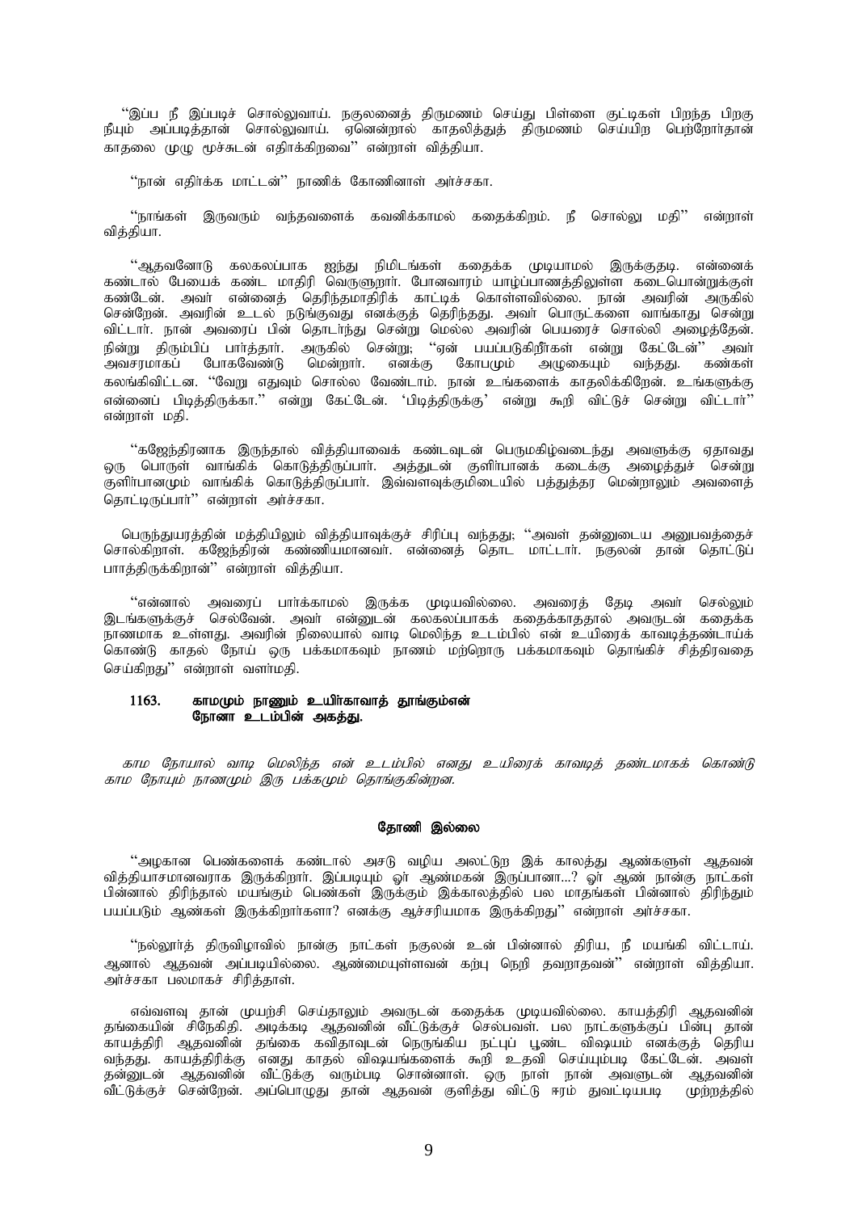"இப்ப நீ இப்படிச் சொல்லுவாய். நகுலனைத் திருமணம் செய்து பிள்ளை குட்டிகள் பிறந்த பிறகு நீயும் அப்படித்தான் சொல்லுவாய். ஏனென்றால் காதலித்துத் திருமணம் செய்யிற பெற்றோர்தான் காதலை முழு மூச்சுடன் எதிர்க்கிறவை" என்றாள் வித்தியா.

"நான் எதிர்க்க மாட்டன்" நாணிக் கோணினாள் அர்ச்சகா.

"நாங்கள் இருவரும் வந்தவளைக் கவனிக்காமல் கதைக்கிறம். நீ சொல்லு மதி" என்றாள் வித்தியா.

"ஆதவனோடு கலகலப்பாக ஐந்து நிமிடங்கள் கதைக்க முடியாமல் இருக்குதடி. என்னைக் கண்டால் பேயைக் கண்ட மாதிரி வெருளுறார். போனவாரம் யாழ்ப்பாணத்திலுள்ள கடையொன்றுக்குள் கண்டேன். அவர் என்னைத் தெரிந்தமாதிரிக் காட்டிக் கொள்ளவில்லை. நான் அவரின் அருகில் சென்றேன். அவரின் உடல் நடுங்குவது எனக்குத் தெரிந்தது. அவர் பொருட்களை வாங்காது சென்று விட்டார். நான் அவரைப் பின் தொடர்ந்து சென்று மெல்ல அவரின் பெயரைச் சொல்லி அழைத்தேன். நின்று திரும்பிப் பார்த்தார். அருகில் சென்று; "ஏன் பயப்படுகிறீர்கள் என்று கேட்டேன்" அவர் அவசரமாகப் போகவேண்டு மென்றார். எனக்கு கோபமும் அழுகையும் வந்தது. கண்கள் கலங்கிவிட்டன. "வேறு எதுவும் சொல்ல வேண்டாம். நான் உங்களைக் காதலிக்கிறேன். உங்களுக்கு என்னைப் பிடித்திருக்கா." என்று கேட்டேன். 'பிடித்திருக்கு' என்று கூறி விட்டுச் சென்று விட்டார்" என்றாள் மதி.

"கஜேந்திரனாக இருந்தால் வித்தியாவைக் கண்டவுடன் பெருமகிழ்வடைந்து அவளுக்கு ஏதாவது ஒரு பொருள் வாங்கிக் கொடுத்திருப்பார். அத்துடன் குளிர்பானக் கடைக்கு அழைத்துச் சென்று குளிர்பானமும் வாங்கிக் கொடுத்திருப்பார். இவ்வளவுக்குமிடையில் பத்துத்தர மென்றாலும் அவளைத் தொட்டிருப்பார்" என்றாள் அர்ச்சகா.

பெருந்துயரத்தின் மத்தியிலும் வித்தியாவுக்குச் சிரிப்பு வந்தது; "அவள் தன்னுடைய அனுபவத்தைச் சொல்கிறாள். கஜேந்திரன் கண்ணியமானவர். என்னைத் தொட மாட்டார். நகுலன் தான் தொட்டுப் பாத்திருக்கிறான்" என்றாள் வித்தியா.

"என்னால் அவரைப் பார்க்காமல் இருக்க முடியவில்லை. அவரைத் தேடி அவர் செல்லும் இடங்களுக்குச் செல்வேன். அவர் என்னுடன் கலகலப்பாகக் கதைக்காததால் அவருடன் கதைக்க நாணமாக உள்ளது. அவரின் நிலையால் வாடி மெலிந்த உடம்பில் என் உயிரைக் காவடித்தண்டாய்க் கொண்டு காதல் நோய் ஒரு பக்கமாகவும் நாணம் மற்றொரு பக்கமாகவும் தொங்கிச் சித்திரவதை செய்கிறது" என்றாள் வளர்மதி.

**1163. காமமும் நாணும் உயிர்காவாத் தூங்கும்என்**
**நோனா உடம்பின் அகத்து.**

*காம நோயால் வாடி மெலிந்த என் உடம்பில் எனது உயிரைக் காவடித் தண்டமாகக் கொண்டு காம நோயும் நாணமும் இரு பக்கமும் தொங்குகின்றன.*

### தோணி இல்லை

"அழகான பெண்களைக் கண்டால் அசடு வழிய அலட்டுற இக் காலத்து ஆண்களுள் ஆதவன் வித்தியாசமானவராக இருக்கிறார். இப்படியும் ஓர் ஆண்மகன் இருப்பானா...? ஓர் ஆண் நான்கு நாட்கள் பின்னால் திரிந்தால் மயங்கும் பெண்கள் இருக்கும் இக்காலத்தில் பல மாதங்கள் பின்னால் திரிந்தும் பயப்படும் ஆண்கள் இருக்கிறார்களா? எனக்கு ஆச்சரியமாக இருக்கிறது" என்றாள் அர்ச்சகா.

"நல்லூர்த் திருவிழாவில் நான்கு நாட்கள் நகுலன் உன் பின்னால் திரிய, நீ மயங்கி விட்டாய். ஆனால் ஆதவன் அப்படியில்லை. ஆண்மையுள்ளவன் கற்பு நெறி தவறாதவன்" என்றாள் வித்தியா. அர்ச்சகா பலமாகச் சிரித்தாள்.

எவ்வளவு தான் முயற்சி செய்தாலும் அவருடன் கதைக்க முடியவில்லை. காயத்திரி ஆதவனின் தங்கையின் சிநேகிதி. அடிக்கடி ஆதவனின் வீட்டுக்குச் செல்பவள். பல நாட்களுக்குப் பின்பு தான் காயத்திரி ஆதவனின் தங்கை கவிதாவுடன் நெருங்கிய நட்புப் பூண்ட விஷயம் எனக்குத் தெரிய வந்தது. காயத்திரிக்கு எனது காதல் விஷயங்களைக் கூறி உதவி செய்யும்படி கேட்டேன். அவள் தன்னுடன் ஆதவனின் வீட்டுக்கு வரும்படி சொன்னாள். ஒரு நாள் நான் அவளுடன் ஆதவனின் வீட்டுக்குச் சென்றேன். அப்பொழுது தான் ஆதவன் குளித்து விட்டு ஈரம் துவட்டியபடி முற்றத்தில்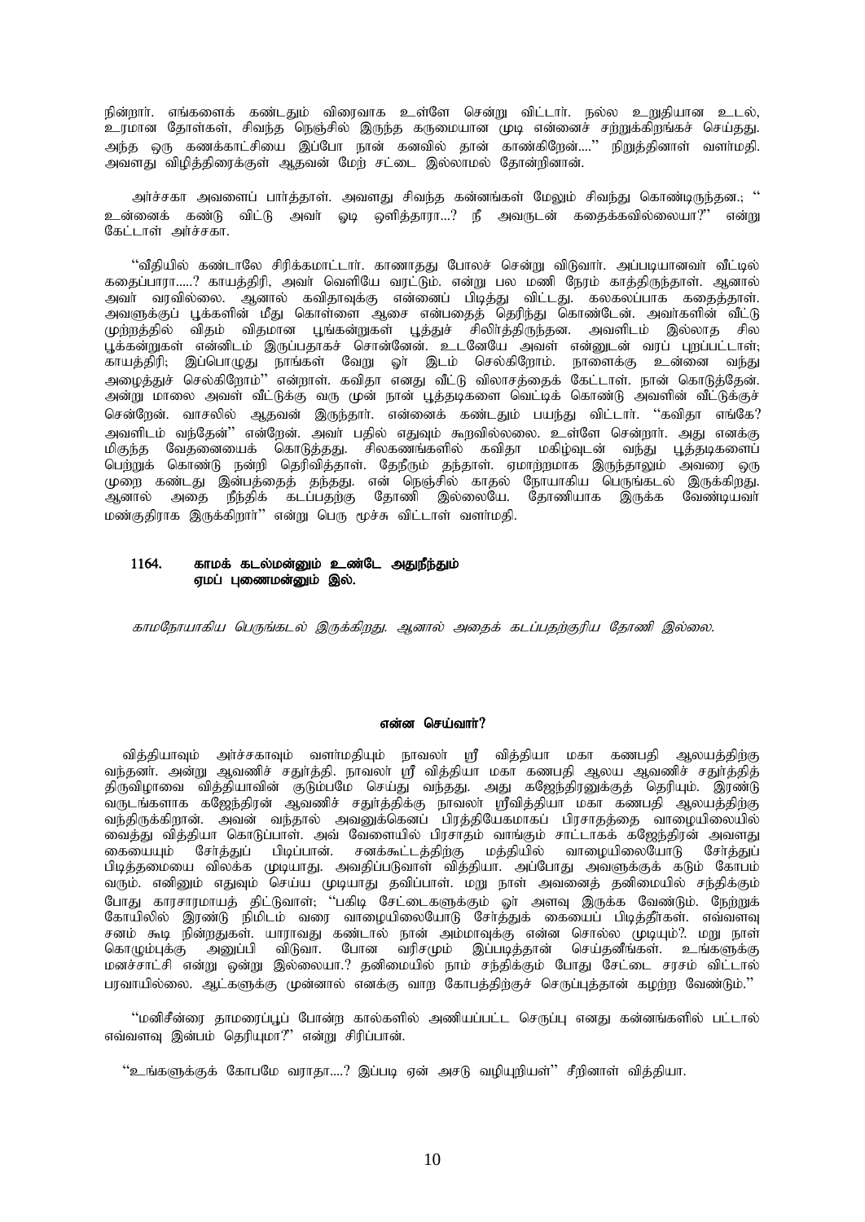நின்றார். எங்களைக் கண்டதும் விரைவாக உள்ளே சென்று விட்டார். நல்ல உறுதியான உடல், உரமான தோள்கள், சிவந்த நெஞ்சில் இருந்த கருமையான முடி என்னைச் சற்றுக்கிறங்கச் செய்தது. அந்த ஒரு கணக்காட்சியை இப்போ நான் கனவில் தான் காண்கிறேன்....'' நிறுத்தினாள் வளர்மதி. அவளது விழித்திரைக்குள் ஆதவன் மேற் சட்டை இல்லாமல் தோன்றினான்.

அர்ச்சகா அவளைப் பார்த்தாள். அவளது சிவந்த கன்னங்கள் மேலும் சிவந்து கொண்டிருந்தன.; '' உன்னைக் கண்டு விட்டு அவர் ஓடி ஒளித்தாரா...? நீ அவருடன் கதைக்கவில்லையா?'' என்று கேட்டாள் அர்ச்சகா.

''வீதியில் கண்டாலே சிரிக்கமாட்டார். காணாதது போலச் சென்று விடுவார். அப்படியானவர் வீட்டில் கதைப்பாரா.....? காயத்திரி, அவர் வெளியே வரட்டும். என்று பல மணி நேரம் காத்திருந்தாள். ஆனால் அவர் வரவில்லை. ஆனால் கவிதாவுக்கு என்னைப் பிடித்து விட்டது. கலகலப்பாக கதைத்தாள். அவளுக்குப் பூக்களின் மீது கொள்ளை ஆசை என்பதைத் தெரிந்து கொண்டேன். அவர்களின் வீட்டு முற்றத்தில் விதம் விதமான பூங்கன்றுகள் பூத்துச் சிலிர்த்திருந்தன. அவளிடம் இல்லாத சில பூக்கன்றுகள் என்னிடம் இருப்பதாகச் சொன்னேன். உடனேயே அவள் என்னுடன் வரப் புறப்பட்டாள்; காயத்திரி; இப்பொழுது நாங்கள் வேறு ஓர் இடம் செல்கிறோம். நாளைக்கு உன்னை வந்து அழைத்துச் செல்கிறோம்'' என்றாள். கவிதா எனது வீட்டு விலாசத்தைக் கேட்டாள். நான் கொடுத்தேன். அன்று மாலை அவள் வீட்டுக்கு வரு முன் நான் பூத்தடிகளை வெட்டிக் கொண்டு அவளின் வீட்டுக்குச் சென்றேன். வாசலில் ஆதவன் இருந்தார். என்னைக் கண்டதும் பயந்து விட்டார். ''கவிதா எங்கே? அவளிடம் வந்தேன்'' என்றேன். அவர் பதில் எதுவும் கூறவில்லை. உள்ளே சென்றார். அது எனக்கு மிகுந்த வேதனையைக் கொடுத்தது. சிலகணங்களில் கவிதா மகிழ்வுடன் வந்து பூத்தடிகளைப் பெற்றுக் கொண்டு நன்றி தெரிவித்தாள். தேநீரும் தந்தாள். ஏமாற்றமாக இருந்தாலும் அவரை ஒரு முறை கண்டது இன்பத்தைத் தந்தது. என் நெஞ்சில் காதல் நோயாகிய பெருங்கடல் இருக்கிறது. ஆனால் அதை நீந்திக் கடப்பதற்கு தோணி இல்லையே. தோணியாக இருக்க வேண்டியவர் மண்குதிராக இருக்கிறார்'' என்று பெரு மூச்சு விட்டாள் வளர்மதி.

**1164. காமக் கடல்மன்னும் உண்டே அதுநீந்தும்**
**ஏமப் புணைமன்னும் இல்.**

*காமநோயாகிய பெருங்கடல் இருக்கிறது. ஆனால் அதைக் கடப்பதற்குரிய தோணி இல்லை.*

### என்ன செய்வார்?

வித்தியாவும் அர்ச்சகாவும் வளர்மதியும் நாவலர் ஸ்ரீ வித்தியா மகா கணபதி ஆலயத்திற்கு வந்தனர். அன்று ஆவணிச் சதுர்த்தி. நாவலர் ஸ்ரீ வித்தியா மகா கணபதி ஆலய ஆவணிச் சதுர்த்தித் திருவிழாவை வித்தியாவின் குடும்பமே செய்து வந்தது. அது கஜேந்திரனுக்குத் தெரியும். இரண்டு வருடங்களாக கஜேந்திரன் ஆவணிச் சதுர்த்திக்கு நாவலர் ஸ்ரீவித்தியா மகா கணபதி ஆலயத்திற்கு வந்திருக்கிறான். அவன் வந்தால் அவனுக்கெனப் பிரத்தியேகமாகப் பிரசாதத்தை வாழையிலையில் வைத்து வித்தியா கொடுப்பாள். அவ் வேளையில் பிரசாதம் வாங்கும் சாட்டாகக் கஜேந்திரன் அவளது கையையும் சேர்த்துப் பிடிப்பான். சனக்கூட்டத்திற்கு மத்தியில் வாழையிலையோடு சேர்த்துப் பிடித்தமையை விலக்க முடியாது. அவதிப்படுவாள் வித்தியா. அப்போது அவளுக்குக் கடும் கோபம் வரும். எனினும் எதுவும் செய்ய முடியாது தவிப்பாள். மறு நாள் அவனைத் தனிமையில் சந்திக்கும் போது காரசாரமாயத் திட்டுவாள்; ''பகிடி சேட்டைகளுக்கும் ஓர் அளவு இருக்க வேண்டும். நேற்றுக் கோயிலில் இரண்டு நிமிடம் வரை வாழையிலையோடு சேர்த்துக் கையைப் பிடித்தீர்கள். எவ்வளவு சனம் கூடி நின்றதுகள். யாராவது கண்டால் நான் அம்மாவுக்கு என்ன சொல்ல முடியும்?. மறு நாள் கொழும்புக்கு அனுப்பி விடுவா. போன வரிசமும் இப்படித்தான் செய்தனீங்கள். உங்களுக்கு மனச்சாட்சி என்று ஒன்று இல்லையா.? தனிமையில் நாம் சந்திக்கும் போது சேட்டை சரசம் விட்டால் பரவாயில்லை. ஆட்களுக்கு முன்னால் எனக்கு வாற கோபத்திற்குச் செருப்புத்தான் கழற்ற வேண்டும்.''

''மனிசீன்ரை தாமரைப்பூப் போன்ற கால்களில் அணியப்பட்ட செருப்பு எனது கன்னங்களில் பட்டால் எவ்வளவு இன்பம் தெரியுமா?'' என்று சிரிப்பான்.

''உங்களுக்குக் கோபமே வராதா....? இப்படி ஏன் அசடு வழியுறியள்'' சீறினாள் வித்தியா.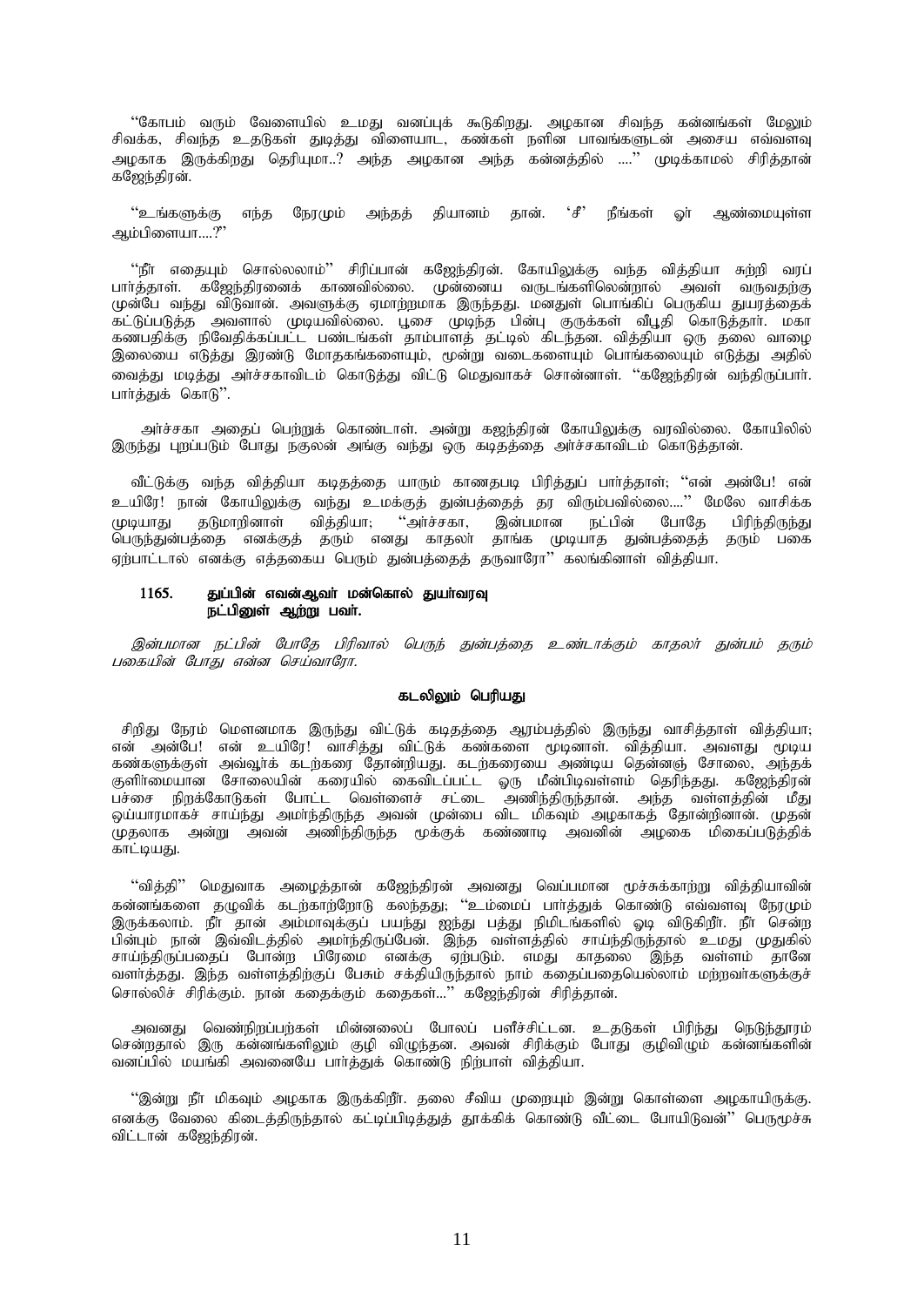"கோபம் வரும் வேளையில் உமது வனப்புக் கூடுகிறது. அழகான சிவந்த கன்னங்கள் மேலும் சிவக்க, சிவந்த உதடுகள் துடித்து விளையாட, கண்கள் நளின பாவங்களுடன் அசைய எவ்வளவு அழகாக இருக்கிறது தெரியுமா..? அந்த அழகான அந்த கன்னத்தில் ...." முடிக்காமல் சிரித்தான் கஜேந்திரன்.

"உங்களுக்கு எந்த நேரமும் அந்தத் தியானம் தான். 'சீ' நீங்கள் ஓர் ஆண்மையுள்ள ஆம்பிளையா....?"

"நீர் எதையும் சொல்லலாம்" சிரிப்பான் கஜேந்திரன். கோயிலுக்கு வந்த வித்தியா சுற்றி வரப் பார்த்தாள். கஜேந்திரனைக் காணவில்லை. முன்னைய வருடங்களிலென்றால் அவள் வருவதற்கு முன்பே வந்து விடுவான். அவளுக்கு ஏமாற்றமாக இருந்தது. மனதுள் பொங்கிப் பெருகிய துயரத்தைக் கட்டுப்படுத்த அவளால் முடியவில்லை. பூசை முடிந்த பின்பு குருக்கள் வீபூதி கொடுத்தார். மகா கணபதிக்கு நிவேதிக்கப்பட்ட பண்டங்கள் தாம்பாளத் தட்டில் கிடந்தன. வித்தியா ஒரு தலை வாழை இலையை எடுத்து இரண்டு மோதகங்களையும், மூன்று வடைகளையும் பொங்கலையும் எடுத்து அதில் வைத்து மடித்து அர்ச்சகாவிடம் கொடுத்து விட்டு மெதுவாகச் சொன்னாள். "கஜேந்திரன் வந்திருப்பார். பார்த்துக் கொடு".

அர்ச்சகா அதைப் பெற்றுக் கொண்டாள். அன்று கஜந்திரன் கோயிலுக்கு வரவில்லை. கோயிலில் இருந்து புறப்படும் போது நகுலன் அங்கு வந்து ஒரு கடிதத்தை அர்ச்சகாவிடம் கொடுத்தான்.

வீட்டுக்கு வந்த வித்தியா கடிதத்தை யாரும் காணதபடி பிரித்துப் பார்த்தாள்; "என் அன்பே! என் உயிரே! நான் கோயிலுக்கு வந்து உமக்குத் துன்பத்தைத் தர விரும்பவில்லை...." மேலே வாசிக்க முடியாது தடுமாறினாள் வித்தியா; "அர்ச்சகா, இன்பமான நட்பின் போதே பிரிந்திருந்து பெருந்துன்பத்தை எனக்குத் தரும் எனது காதலர் தாங்க முடியாத துன்பத்தைத் தரும் பகை ஏற்பாட்டால் எனக்கு எத்தகைய பெரும் துன்பத்தைத் தருவாரோ" கலங்கினாள் வித்தியா.

**1165. துப்பின் எவன்ஆவர் மன்கொல் துயர்வரவு**
**நட்பினுள் ஆற்று பவர்.**

*இன்பமான நட்பின் போதே பிரிவால் பெருந் துன்பத்தை உண்டாக்கும் காதலர் துன்பம் தரும் பகையின் போது என்ன செய்வாரோ.*

### கடலிலும் பெரியது

சிறிது நேரம் மௌனமாக இருந்து விட்டுக் கடிதத்தை ஆரம்பத்தில் இருந்து வாசித்தாள் வித்தியா; என் அன்பே! என் உயிரே! வாசித்து விட்டுக் கண்களை மூடினாள். வித்தியா. அவளது மூடிய கண்களுக்குள் அவ்வூர்க் கடற்கரை தோன்றியது. கடற்கரையை அண்டிய தென்னஞ் சோலை, அந்தக் குளிர்மையான சோலையின் கரையில் கைவிடப்பட்ட ஒரு மீன்பிடிவள்ளம் தெரிந்தது. கஜேந்திரன் பச்சை நிறக்கோடுகள் போட்ட வெள்ளைச் சட்டை அணிந்திருந்தான். அந்த வள்ளத்தின் மீது ஒய்யாரமாகச் சாய்ந்து அமர்ந்திருந்த அவன் முன்பை விட மிகவும் அழகாகத் தோன்றினான். முதன் முதலாக அன்று அவன் அணிந்திருந்த மூக்குக் கண்ணாடி அவனின் அழகை மிகைப்படுத்திக் காட்டியது.

"வித்தி" மெதுவாக அழைத்தான் கஜேந்திரன் அவனது வெப்பமான மூச்சுக்காற்று வித்தியாவின் கன்னங்களை தழுவிக் கடற்காற்றோடு கலந்தது; "உம்மைப் பார்த்துக் கொண்டு எவ்வளவு நேரமும் இருக்கலாம். நீர் தான் அம்மாவுக்குப் பயந்து ஐந்து பத்து நிமிடங்களில் ஓடி விடுகிறீர். நீர் சென்ற பின்பும் நான் இவ்விடத்தில் அமர்ந்திருப்பேன். இந்த வள்ளத்தில் சாய்ந்திருந்தால் உமது முதுகில் சாய்ந்திருப்பதைப் போன்ற பிரேமை எனக்கு ஏற்படும். எமது காதலை இந்த வள்ளம் தானே வளர்த்தது. இந்த வள்ளத்திற்குப் பேசும் சக்தியிருந்தால் நாம் கதைப்பதையெல்லாம் மற்றவர்களுக்குச் சொல்லிச் சிரிக்கும். நான் கதைக்கும் கதைகள்..." கஜேந்திரன் சிரித்தான்.

அவனது வெண்நிறப்பற்கள் மின்னலைப் போலப் பளீச்சிட்டன. உதடுகள் பிரிந்து நெடுந்தூரம் சென்றதால் இரு கன்னங்களிலும் குழி விழுந்தன. அவன் சிரிக்கும் போது குழிவிழும் கன்னங்களின் வனப்பில் மயங்கி அவனையே பார்த்துக் கொண்டு நிற்பாள் வித்தியா.

"இன்று நீ மிகவும் அழகாக இருக்கிறீர். தலை சீவிய முறையும் இன்று கொள்ளை அழகாயிருக்கு. எனக்கு வேலை கிடைத்திருந்தால் கட்டிப்பிடித்துத் தூக்கிக் கொண்டு வீட்டை போயிடுவன்" பெருமூச்சு விட்டான் கஜேந்திரன்.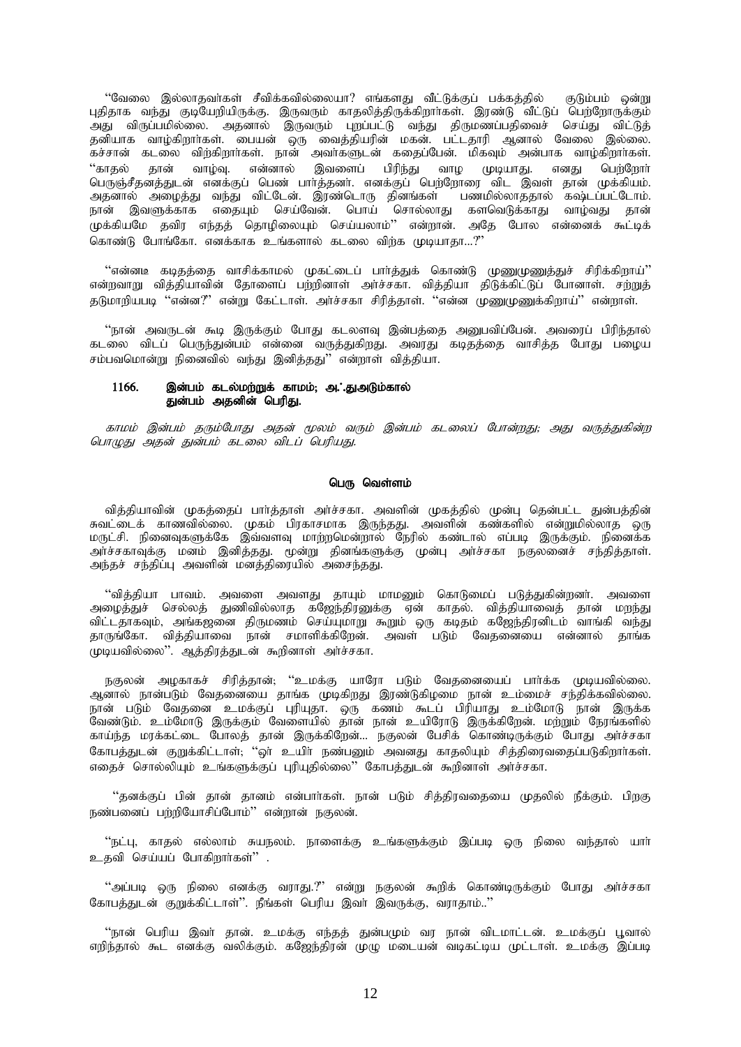''வேலை இல்லாதவர்கள் சீவிக்கவில்லையா? எங்களது வீட்டுக்குப் பக்கத்தில் குடும்பம் ஒன்று புதிதாக வந்து குடியேறியிருக்கு. இருவரும் காதலித்திருக்கிறார்கள். இரண்டு வீட்டுப் பெற்றோருக்கும் அது விருப்பமில்லை. அதனால் இருவரும் புறப்பட்டு வந்து திருமணப்பதிவைச் செய்து விட்டுத் தனியாக வாழ்கிறார்கள். பையன் ஒரு வைத்தியரின் மகன். பட்டதாரி ஆனால் வேலை இல்லை. கச்சான் கடலை விற்கிறார்கள். நான் அவர்களுடன் கதைப்பேன். மிகவும் அன்பாக வாழ்கிறார்கள். ''காதல் தான் வாழ்வு. என்னால் இவளைப் பிரிந்து வாழ முடியாது. எனது பெற்றோர் பெருஞ்சீதனத்துடன் எனக்குப் பெண் பார்த்தனர். எனக்குப் பெற்றோரை விட இவள் தான் முக்கியம். அதனால் அழைத்து வந்து விட்டேன். இரண்டொரு தினங்கள் பணமில்லாததால் கஷ்டப்பட்டோம். நான் இவளுக்காக எதையும் செய்வேன். பொய் சொல்லாது களவெடுக்காது வாழ்வது தான் முக்கியமே தவிர எந்தத் தொழிலையும் செய்யலாம்'' என்றான். அதே போல என்னைக் கூட்டிக் கொண்டு போங்கோ. எனக்காக உங்களால் கடலை விற்க முடியாதா...?''

''என்னடீ கடிதத்தை வாசிக்காமல் முகட்டைப் பார்த்துக் கொண்டு முணுமுணுத்துச் சிரிக்கிறாய்'' என்றவாறு வித்தியாவின் தோளைப் பற்றினாள் அர்ச்சகா. வித்தியா திடுக்கிட்டுப் போனாள். சற்றுத் தடுமாறியபடி ''என்ன?'' என்று கேட்டாள். அர்ச்சகா சிரித்தாள். ''என்ன முணுமுணுக்கிறாய்'' என்றாள்.

''நான் அவருடன் கூடி இருக்கும் போது கடலளவு இன்பத்தை அனுபவிப்பேன். அவரைப் பிரிந்தால் கடலை விடப் பெருந்துன்பம் என்னை வருத்துகிறது. அவரது கடிதத்தை வாசித்த போது பழைய சம்பவமொன்று நினைவில் வந்து இனித்தது'' என்றாள் வித்தியா.

**1166. இன்பம் கடல்மற்றுக் காமம்; அஃதுஅடுங்கால்
துன்பம் அதனின் பெரிது.**

*காமம் இன்பம் தரும்போது அதன் மூலம் வரும் இன்பம் கடலைப் போன்றது; அது வருத்துகின்ற பொழுது அதன் துன்பம் கடலை விடப் பெரியது.*

## பெரு வெள்ளம்

வித்தியாவின் முகத்தைப் பார்த்தாள் அர்ச்சகா. அவளின் முகத்தில் முன்பு தென்பட்ட துன்பத்தின் சுவட்டைக் காணவில்லை. முகம் பிரகாசமாக இருந்தது. அவளின் கண்களில் என்றுமில்லாத ஒரு மருட்சி. நினைவுகளுக்கே இவ்வளவு மாற்றமென்றால் நேரில் கண்டால் எப்படி இருக்கும். நினைக்க அர்ச்சகாவுக்கு மனம் இனித்தது. மூன்று தினங்களுக்கு முன்பு அர்ச்சகா நகுலனைச் சந்தித்தாள். அந்தச் சந்திப்பு அவளின் மனத்திரையில் அசைந்தது.

''வித்தியா பாவம். அவளை அவளது தாயும் மாமனும் கொடுமைப் படுத்துகின்றனர். அவளை அழைத்துச் செல்லத் துணிவில்லாத கஜேந்திரனுக்கு ஏன் காதல். வித்தியாவைத் தான் மறந்து விட்டதாகவும், அங்கஜனை திருமணம் செய்யுமாறு கூறும் ஒரு கடிதம் கஜேந்திரனிடம் வாங்கி வந்து தாருங்கோ. வித்தியாவை நான் சமாளிக்கிறேன். அவள் படும் வேதனையை என்னால் தாங்க முடியவில்லை''. ஆத்திரத்துடன் கூறினாள் அர்ச்சகா.

நகுலன் அழகாகச் சிரித்தான்; ''உமக்கு யாரோ படும் வேதனையைப் பார்க்க முடியவில்லை. ஆனால் நான்படும் வேதனையை தாங்க முடிகிறது இரண்டுகிழமை நான் உம்மைச் சந்திக்கவில்லை. நான் படும் வேதனை உமக்குப் புரியுதா. ஒரு கணம் கூடப் பிரியாது உம்மோடு நான் இருக்க வேண்டும். உம்மோடு இருக்கும் வேளையில் தான் நான் உயிரோடு இருக்கிறேன். மற்றும் நேரங்களில் காய்ந்த மரக்கட்டை போலத் தான் இருக்கிறேன்... நகுலன் பேசிக் கொண்டிருக்கும் போது அர்ச்சகா கோபத்துடன் குறுக்கிட்டாள்; ''ஓர் உயிர் நண்பனும் அவனது காதலியும் சித்திரவதைப்படுகிறார்கள். எதைச் சொல்லியும் உங்களுக்குப் புரியுதில்லை'' கோபத்துடன் கூறினாள் அர்ச்சகா.

''தனக்குப் பின் தான் தானம் என்பார்கள். நான் படும் சித்திரவதையை முதலில் நீக்கும். பிறகு நண்பனைப் பற்றியோசிப்போம்'' என்றான் நகுலன்.

''நட்பு, காதல் எல்லாம் சுயநலம். நாளைக்கு உங்களுக்கும் இப்படி ஒரு நிலை வந்தால் யார் உதவி செய்யப் போகிறார்கள்'' .

''அப்படி ஒரு நிலை எனக்கு வராது.?'' என்று நகுலன் கூறிக் கொண்டிருக்கும் போது அர்ச்சகா கோபத்துடன் குறுக்கிட்டாள்''. நீங்கள் பெரிய இவர் இவருக்கு, வராதாம்..''

''நான் பெரிய இவர் தான். உமக்கு எந்தத் துன்பமும் வர நான் விடமாட்டேன். உமக்குப் பூவால் எறிந்தால் கூட எனக்கு வலிக்கும். கஜேந்திரன் முழு மடையன் வடிகட்டிய முட்டாள். உமக்கு இப்படி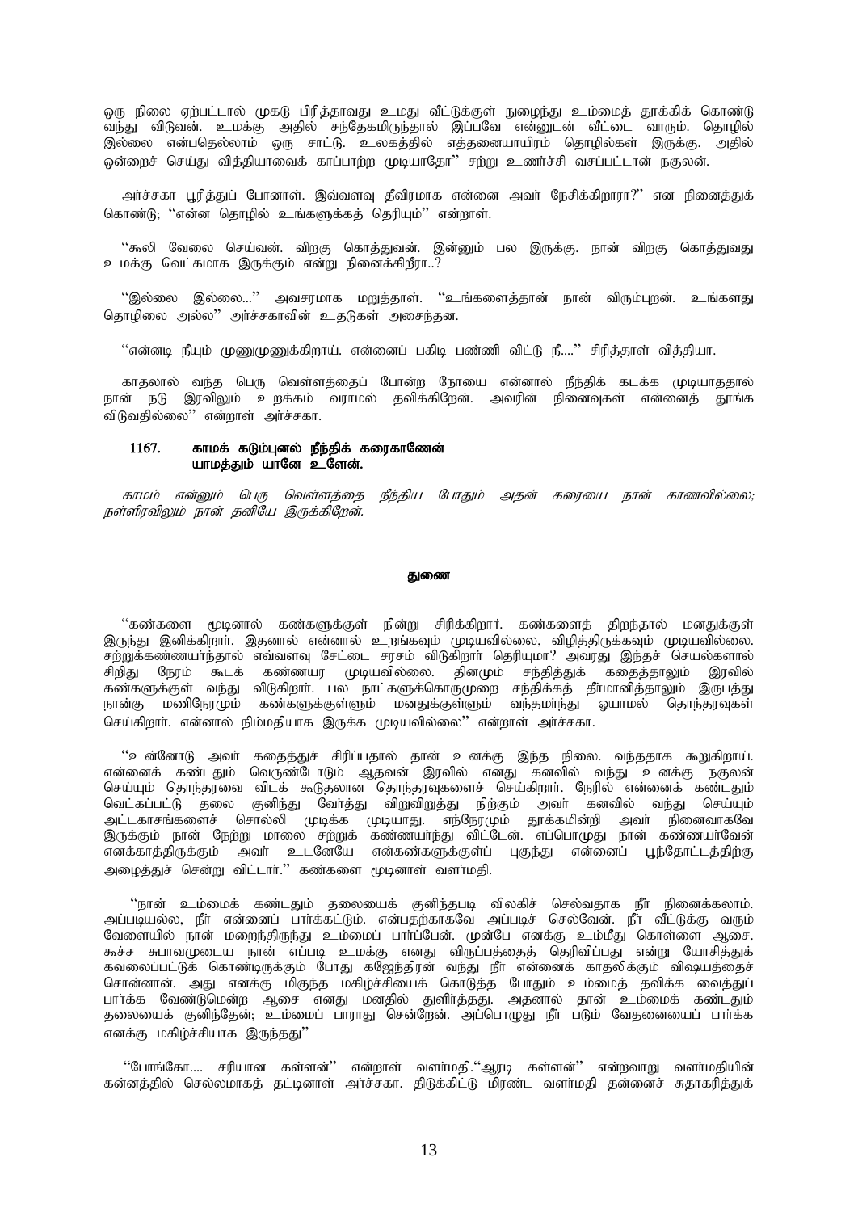ஒரு நிலை ஏற்பட்டால் முகடு பிரித்தாவது உமது வீட்டுக்குள் நுழைந்து உம்மைத் தூக்கிக் கொண்டு வந்து விடுவன். உமக்கு அதில் சந்தேகமிருந்தால் இப்பவே என்னுடன் வீட்டை வாரும். தொழில் இல்லை என்பதெல்லாம் ஒரு சாட்டு. உலகத்தில் எத்தனையாயிரம் தொழில்கள் இருக்கு. அதில் ஒன்றைச் செய்து வித்தியாவைக் காப்பாற்ற முடியாதோ'' சற்று உணர்ச்சி வசப்பட்டான் நகுலன்.

அர்ச்சகா பூரித்துப் போனாள். இவ்வளவு தீவிரமாக என்னை அவர் நேசிக்கிறாரா?'' என நினைத்துக் கொண்டு; ''என்ன தொழில் உங்களுக்கத் தெரியும்'' என்றாள்.

''கூலி வேலை செய்வன். விறகு கொத்துவன். இன்னும் பல இருக்கு. நான் விறகு கொத்துவது உமக்கு வெட்கமாக இருக்கும் என்று நினைக்கிறீரா..?

''இல்லை இல்லை...'' அவசரமாக மறுத்தாள். ''உங்களைத்தான் நான் விரும்புறன். உங்களது தொழிலை அல்ல'' அர்ச்சகாவின் உதடுகள் அசைந்தன.

''என்னடி நீயும் முணுமுணுக்கிறாய். என்னைப் பகிடி பண்ணி விட்டு நீ....'' சிரித்தாள் வித்தியா.

காதலால் வந்த பெரு வெள்ளத்தைப் போன்ற நோயை என்னால் நீந்திக் கடக்க முடியாததால் நான் நடு இரவிலும் உறக்கம் வராமல் தவிக்கிறேன். அவரின் நினைவுகள் என்னைத் தூங்க விடுவதில்லை'' என்றாள் அர்ச்சகா.

**1167. காமக் கடும்புனல் நீந்திக் கரைகாணேன்**
**யாமத்தும் யானே உளேன்.**

*காமம் என்னும் பெரு வெள்ளத்தை நீந்திய போதும் அதன் கரையை நான் காணவில்லை; நள்ளிரவிலும் நான் தனியே இருக்கிறேன்.*

### துணை

''கண்களை மூடினால் கண்களுக்குள் நின்று சிரிக்கிறார். கண்களைத் திறந்தால் மனதுக்குள் இருந்து இனிக்கிறார். இதனால் என்னால் உறங்கவும் முடியவில்லை, விழித்திருக்கவும் முடியவில்லை. சற்றுக்கண்ணயர்ந்தால் எவ்வளவு சேட்டை சரசம் விடுகிறார் தெரியுமா? அவரது இந்தச் செயல்களால் சிறிது நேரம் கூடக் கண்ணயர முடியவில்லை. தினமும் சந்தித்துக் கதைத்தாலும் இரவில் கண்களுக்குள் வந்து விடுகிறார். பல நாட்களுக்கொருமுறை சந்திக்கத் தீர்மானித்தாலும் இருபத்து நான்கு மணிநேரமும் கண்களுக்குள்ளும் மனதுக்குள்ளும் வந்தமர்ந்து ஓயாமல் தொந்தரவுகள் செய்கிறார். என்னால் நிம்மதியாக இருக்க முடியவில்லை'' என்றாள் அர்ச்சகா.

''உன்னோடு அவர் கதைத்துச் சிரிப்பதால் தான் உனக்கு இந்த நிலை. வந்ததாக கூறுகிறாய். என்னைக் கண்டதும் வெருண்டோடும் ஆதவன் இரவில் எனது கனவில் வந்து உனக்கு நகுலன் செய்யும் தொந்தரவை விடக் கூடுதலான தொந்தரவுகளைச் செய்கிறார். நேரில் என்னைக் கண்டதும் வெட்கப்பட்டு தலை குனிந்து வேர்த்து விறுவிறுத்து நிற்கும் அவர் கனவில் வந்து செய்யும் அட்டகாசங்களைச் சொல்லி முடிக்க முடியாது. எந்நேரமும் தூக்கமின்றி அவர் நினைவாகவே இருக்கும் நான் நேற்று மாலை சற்றுக் கண்ணயர்ந்து விட்டேன். எப்பொழுது நான் கண்ணயர்வேன் எனக்காத்திருக்கும் அவர் உடனேயே என்கண்களுக்குள் புகுந்து என்னைப் பூந்தோட்டத்திற்கு அழைத்துச் சென்று விட்டார்.'' கண்களை மூடினாள் வளர்மதி.

''நான் உம்மைக் கண்டதும் தலையைக் குனிந்தபடி விலகிச் செல்வதாக நீர் நினைக்கலாம். அப்படியல்ல, நீர் என்னைப் பார்க்கட்டும். என்பதற்காகவே அப்படிச் செல்வேன். நீர் வீட்டுக்கு வரும் வேளையில் நான் மறைந்திருந்து உம்மைப் பார்ப்பேன். முன்பே எனக்கு உம்மீது கொள்ளை ஆசை. கூச்ச சுபாவமுடைய நான் எப்படி உமக்கு எனது விருப்பத்தைத் தெரிவிப்பது என்று யோசித்துக் கவலைப்பட்டுக் கொண்டிருக்கும் போது கஜேந்திரன் வந்து நீர் என்னைக் காதலிக்கும் விஷயத்தைச் சொன்னான். அது எனக்கு மிகுந்த மகிழ்ச்சியைக் கொடுத்த போதும் உம்மைத் தவிக்க வைத்துப் பார்க்க வேண்டுமென்ற ஆசை எனது மனதில் துளிர்த்தது. அதனால் தான் உம்மைக் கண்டதும் தலையைக் குனிந்தேன்; உம்மைப் பாராது சென்றேன். அப்பொழுது நீர் படும் வேதனையைப் பார்க்க எனக்கு மகிழ்ச்சியாக இருந்தது''

''போங்கோ.... சரியான கள்ளன்'' என்றாள் வளர்மதி.''ஆரடி கள்ளன்'' என்றவாறு வளர்மதியின் கன்னத்தில் செல்லமாகத் தட்டினாள் அர்ச்சகா. திடுக்கிட்டு மிரண்ட வளர்மதி தன்னைச் சுதாகரித்துக்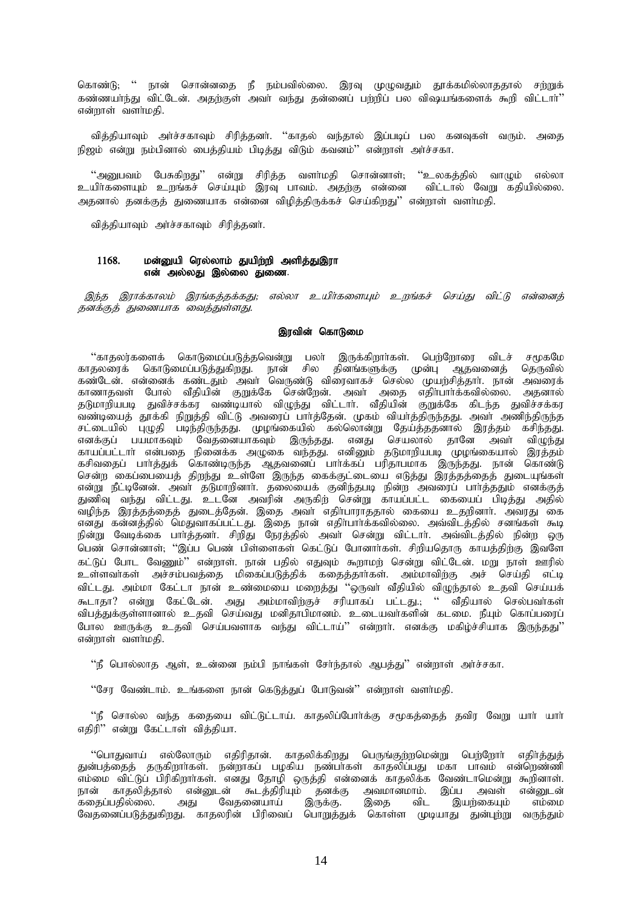கொண்டு; " நான் சொன்னதை நீ நம்பவில்லை. இரவு முழுவதும் தூக்கமில்லாததால் சற்றுக் கண்ணயர்ந்து விட்டேன். அதற்குள் அவர் வந்து தன்னைப் பற்றிப் பல விஷயங்களைக் கூறி விட்டார்" என்றாள் வளர்மதி.

வித்தியாவும் அர்ச்சகாவும் சிரித்தனர். "காதல் வந்தால் இப்படிப் பல கனவுகள் வரும். அதை நிஜம் என்று நம்பினால் பைத்தியம் பிடித்து விடும் கவனம்" என்றாள் அர்ச்சகா.

"அனுபவம் பேசுகிறது" என்று சிரித்த வளர்மதி சொன்னாள்; "உலகத்தில் வாழும் எல்லா உயிர்களையும் உறங்கச் செய்யும் இரவு பாவம். அதற்கு என்னை விட்டால் வேறு கதியில்லை. அதனால் தனக்குத் துணையாக என்னை விழித்திருக்கச் செய்கிறது" என்றாள் வளர்மதி.

வித்தியாவும் அர்ச்சகாவும் சிரித்தனர்.

**1168. மன்னுயி ரெல்லாம் துயிற்றி அளித்துஇரா**
**என் அல்லது இல்லை துணை.**

*இந்த இராக்காலம் இரங்கத்தக்கது; எல்லா உயிர்களையும் உறங்கச் செய்து விட்டு என்னைத் தனக்குத் துணையாக வைத்துள்ளது.*

### இரவின் கொடுமை

"காதலர்களைக் கொடுமைப்படுத்தவென்று பலர் இருக்கிறார்கள். பெற்றோரை விடச் சமூகமே காதலரைக் கொடுமைப்படுத்துகிறது. நான் சில தினங்களுக்கு முன்பு ஆதவனைத் தெருவில் கண்டேன். என்னைக் கண்டதும் அவர் வெருண்டு விரைவாகச் செல்ல முயற்சித்தார். நான் அவரைக் காணாதவள் போல் வீதியின் குறுக்கே சென்றேன். அவர் அதை எதிர்பார்க்கவில்லை. அதனால் தடுமாறியபடி துவிச்சக்கர வண்டியால் விழுந்து விட்டார். வீதியின் குறுக்கே கிடந்த துவிச்சக்கர வண்டியைத் தூக்கி நிறுத்தி விட்டு அவரைப் பார்த்தேன். முகம் வியர்த்திருந்தது. அவர் அணிந்திருந்த சட்டையில் புழுதி படிந்திருந்தது. முழங்கையில் கல்லொன்று தேய்த்ததனால் இரத்தம் கசிந்தது. எனக்குப் பயமாகவும் வேதனையாகவும் இருந்தது. எனது செயலால் தானே அவர் விழுந்து காயப்பட்டார் என்பதை நினைக்க அழுகை வந்தது. எனினும் தடுமாறியபடி முழங்கையால் இரத்தம் கசிவதைப் பார்த்துக் கொண்டிருந்த ஆதவனைப் பார்க்கப் பரிதாபமாக இருந்தது. நான் கொண்டு சென்ற கைப்பையைத் திறந்து உள்ளே இருந்த கைக்குட்டையை எடுத்து இரத்தத்தைத் துடையுங்கள் என்று நீட்டினேன். அவர் தடுமாறினார். தலையைக் குனிந்தபடி நின்ற அவரைப் பார்த்ததும் எனக்குத் துணிவு வந்து விட்டது. உடனே அவரின் அருகிற் சென்று காயப்பட்ட கையைப் பிடித்து அதில் வழிந்த இரத்தத்தைத் துடைத்தேன். இதை அவர் எதிர்பாராததால் கையை உதறினார். அவரது கை எனது கன்னத்தில் மெதுவாகப்பட்டது. இதை நான் எதிர்பார்க்கவில்லை. அவ்விடத்தில் சனங்கள் கூடி நின்று வேடிக்கை பார்த்தனர். சிறிது நேரத்தில் அவர் சென்று விட்டார். அவ்விடத்தில் நின்ற ஒரு பெண் சொன்னாள்; "இப்ப பெண் பிள்ளைகள் கெட்டுப் போனார்கள். சிறியதொரு காயத்திற்கு இவளே கட்டுப் போட வேணும்" என்றாள். நான் பதில் எதுவும் கூறாமற் சென்று விட்டேன். மறு நாள் ஊரில் உள்ளவர்கள் அச்சம்பவத்தை மிகைப்படுத்திக் கதைத்தார்கள். அம்மாவிற்கு அச் செய்தி எட்டி விட்டது. அம்மா கேட்டா நான் உண்மையை மறைத்து "ஒருவர் வீதியில் விழுந்தால் உதவி செய்யக் கூடாதா? என்று கேட்டேன். அது அம்மாவிற்குச் சரியாகப் பட்டது.; " வீதியால் செல்பவர்கள் விபத்துக்குள்ளானால் உதவி செய்வது மனிதாபிமானம். உடையவர்களின் கடமை. நீயும் கொப்பரைப் போல ஊருக்கு உதவி செய்பவளாக வந்து விட்டாய்" என்றார். எனக்கு மகிழ்ச்சியாக இருந்தது" என்றாள் வளர்மதி.

"நீ பொல்லாத ஆள், உன்னை நம்பி நாங்கள் சேர்ந்தால் ஆபத்து" என்றாள் அர்ச்சகா.

"சேர வேண்டாம். உங்களை நான் கெடுத்துப் போடுவன்" என்றாள் வளர்மதி.

"நீ சொல்ல வந்த கதையை விட்டுட்டாய். காதலிப்போர்க்கு சமூகத்தைத் தவிர வேறு யார் யார் எதிரி" என்று கேட்டாள் வித்தியா.

"பொதுவாய் எல்லோரும் எதிரிதான். காதலிக்கிறது பெருங்குற்றமென்று பெற்றோர் எதிர்த்துத் துன்பத்தைத் தருகிறார்கள். நன்றாகப் பழகிய நண்பர்கள் காதலிப்பது மகா பாவம் என்றெண்ணி எம்மை விட்டுப் பிரிகிறார்கள். எனது தோழி ஒருத்தி என்னைக் காதலிக்க வேண்டாமென்று கூறினாள். நான் காதலித்தால் என்னுடன் கூடத்திரியும் தனக்கு அவமானமாம். இப்ப அவள் என்னுடன் கதைப்பதில்லை. அது வேதனையாய் இருக்கு. இதை விட இயற்கையும் எம்மை வேதனைப்படுத்துகிறது. காதலரின் பிரிவைப் பொறுத்துக் கொள்ள முடியாது துன்புற்று வருந்தும்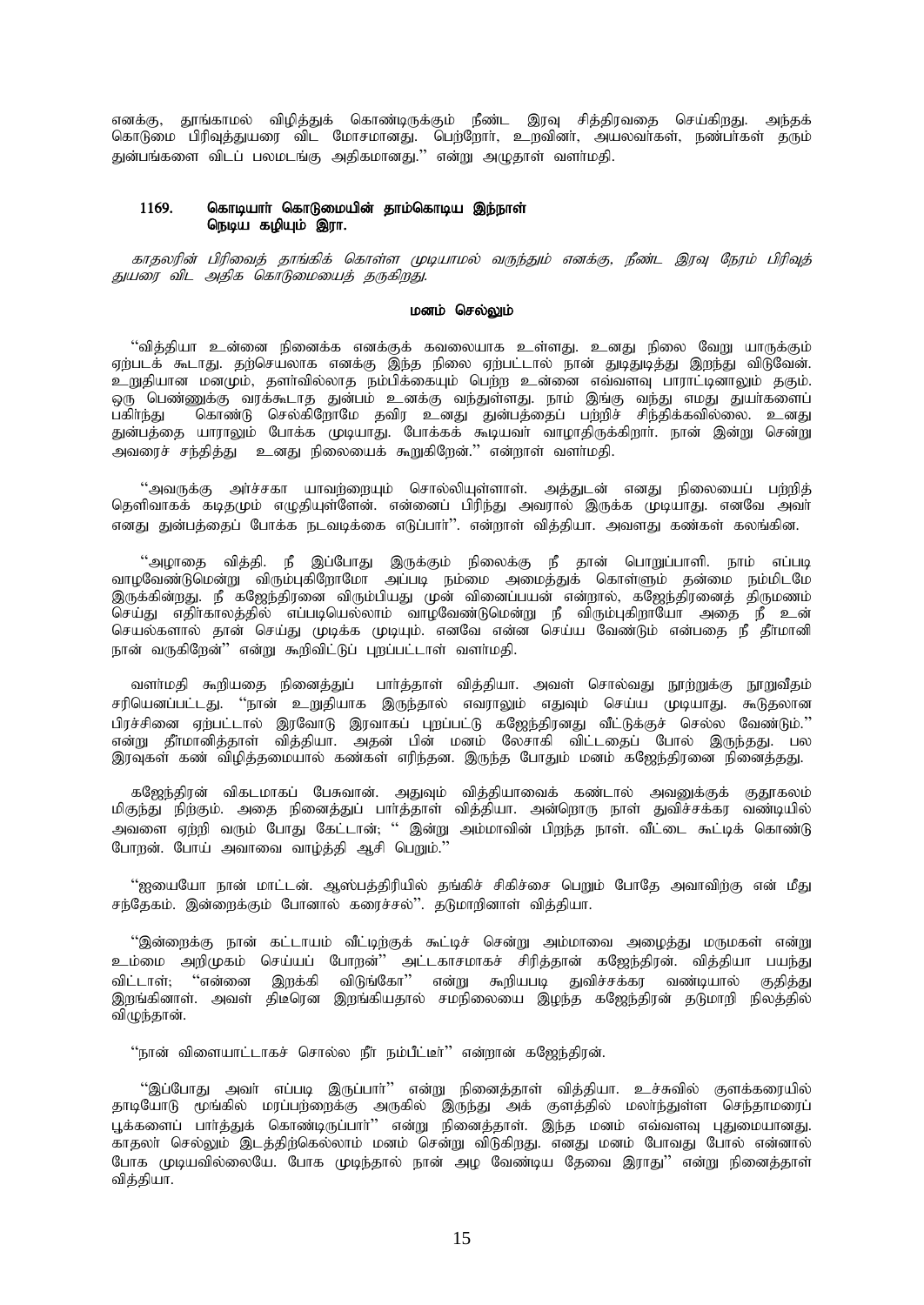எனக்கு, தூங்காமல் விழித்துக் கொண்டிருக்கும் நீண்ட இரவு சித்திரவதை செய்கிறது. அந்தக் கொடுமை பிரிவுத்துயரை விட மோசமானது. பெற்றோர், உறவினர், அயலவர்கள், நண்பர்கள் தரும் துன்பங்களை விடப் பலமடங்கு அதிகமானது.'' என்று அழுதாள் வளர்மதி.

**1169. கொடியார் கொடுமையின் தாம்கொடிய இந்நாள்**
**நெடிய கழியும் இரா.**

*காதலரின் பிரிவைத் தாங்கிக் கொள்ள முடியாமல் வருந்தும் எனக்கு, நீண்ட இரவு நேரம் பிரிவுத் துயரை விட அதிக கொடுமையைத் தருகிறது.*

**மனம் செல்லும்**

''வித்தியா உன்னை நினைக்க எனக்குக் கவலையாக உள்ளது. உனது நிலை வேறு யாருக்கும் ஏற்படக் கூடாது. தற்செயலாக எனக்கு இந்த நிலை ஏற்பட்டால் நான் துடிதுடித்து இறந்து விடுவேன். உறுதியான மனமும், தளர்வில்லாத நம்பிக்கையும் பெற்ற உன்னை எவ்வளவு பாராட்டினாலும் தகும். ஒரு பெண்ணுக்கு வரக்கூடாத துன்பம் உனக்கு வந்துள்ளது. நாம் இங்கு வந்து எமது துயர்களைப் பகிர்ந்து கொண்டு செல்கிறோமே தவிர உனது துன்பத்தைப் பற்றிச் சிந்திக்கவில்லை. உனது துன்பத்தை யாராலும் போக்க முடியாது. போக்கக் கூடியவர் வாழாதிருக்கிறார். நான் இன்று சென்று அவரைச் சந்தித்து உனது நிலையைக் கூறுகிறேன்.'' என்றாள் வளர்மதி.

''அவருக்கு அர்ச்சகா யாவற்றையும் சொல்லியுள்ளாள். அத்துடன் எனது நிலையைப் பற்றித் தெளிவாகக் கடிதமும் எழுதியுள்ளேன். என்னைப் பிரிந்து அவரால் இருக்க முடியாது. எனவே அவர் எனது துன்பத்தைப் போக்க நடவடிக்கை எடுப்பார்''. என்றாள் வித்தியா. அவளது கண்கள் கலங்கின.

''அழாதை வித்தி. நீ இப்போது இருக்கும் நிலைக்கு நீ தான் பொறுப்பாளி. நாம் எப்படி வாழவேண்டுமென்று விரும்புகிறோமோ அப்படி நம்மை அமைத்துக் கொள்ளும் தன்மை நம்மிடமே இருக்கின்றது. நீ கஜேந்திரனை விரும்பியது முன் வினைப்பயன் என்றால், கஜேந்திரனைத் திருமணம் செய்து எதிர்காலத்தில் எப்படியெல்லாம் வாழவேண்டுமென்று நீ விரும்புகிறாயோ அதை நீ உன் செயல்களால் தான் செய்து முடிக்க முடியும். எனவே என்ன செய்ய வேண்டும் என்பதை நீ தீர்மானி நான் வருகிறேன்'' என்று கூறிவிட்டுப் புறப்பட்டாள் வளர்மதி.

வளர்மதி கூறியதை நினைத்துப் பார்த்தாள் வித்தியா. அவள் சொல்வது நூற்றுக்கு நூறுவீதம் சரியெனப்பட்டது. ''நான் உறுதியாக இருந்தால் எவராலும் எதுவும் செய்ய முடியாது. கூடுதலான பிரச்சினை ஏற்பட்டால் இரவோடு இரவாகப் புறப்பட்டு கஜேந்திரனது வீட்டுக்குச் செல்ல வேண்டும்.'' என்று தீர்மானித்தாள் வித்தியா. அதன் பின் மனம் லேசாகி விட்டதைப் போல் இருந்தது. பல இரவுகள் கண் விழித்தமையால் கண்கள் எரிந்தன. இருந்த போதும் மனம் கஜேந்திரனை நினைத்தது.

கஜேந்திரன் விகடமாகப் பேசுவான். அதுவும் வித்தியாவைக் கண்டால் அவனுக்குக் குதூகலம் மிகுந்து நிற்கும். அதை நினைத்துப் பார்த்தாள் வித்தியா. அன்றொரு நாள் துவிச்சக்கர வண்டியில் அவளை ஏற்றி வரும் போது கேட்டான்; '' இன்று அம்மாவின் பிறந்த நாள். வீட்டை கூட்டிக் கொண்டு போறன். போய் அவாவை வாழ்த்தி ஆசி பெறும்.''

''ஐயையோ நான் மாட்டன். ஆஸ்பத்திரியில் தங்கிச் சிகிச்சை பெறும் போதே அவாவிற்கு என் மீது சந்தேகம். இன்றைக்கும் போனால் கரைச்சல்''. தடுமாறினாள் வித்தியா.

''இன்றைக்கு நான் கட்டாயம் வீட்டிற்குக் கூட்டிச் சென்று அம்மாவை அழைத்து மருமகள் என்று உம்மை அறிமுகம் செய்யப் போறன்'' அட்டகாசமாகச் சிரித்தான் கஜேந்திரன். வித்தியா பயந்து விட்டாள்; ''என்னை இறக்கி விடுங்கோ'' என்று கூறியபடி துவிச்சக்கர வண்டியால் குதித்து இறங்கினாள். அவள் திடீரென இறங்கியதால் சமநிலையை இழந்த கஜேந்திரன் தடுமாறி நிலத்தில் விழுந்தான்.

''நான் விளையாட்டாகச் சொல்ல நீர் நம்பீட்டீர்'' என்றான் கஜேந்திரன்.

''இப்போது அவர் எப்படி இருப்பார்'' என்று நினைத்தாள் வித்தியா. உச்சுவில் குளக்கரையில் தாடியோடு மூங்கில் மரப்பற்றைக்கு அருகில் இருந்து அக் குளத்தில் மலர்ந்துள்ள செந்தாமரைப் பூக்களைப் பார்த்துக் கொண்டிருப்பார்'' என்று நினைத்தாள். இந்த மனம் எவ்வளவு புதுமையானது. காதலர் செல்லும் இடத்திற்கெல்லாம் மனம் சென்று விடுகிறது. எனது மனம் போவது போல் என்னால் போக முடியவில்லையே. போக முடிந்தால் நான் அழ வேண்டிய தேவை இராது'' என்று நினைத்தாள் வித்தியா.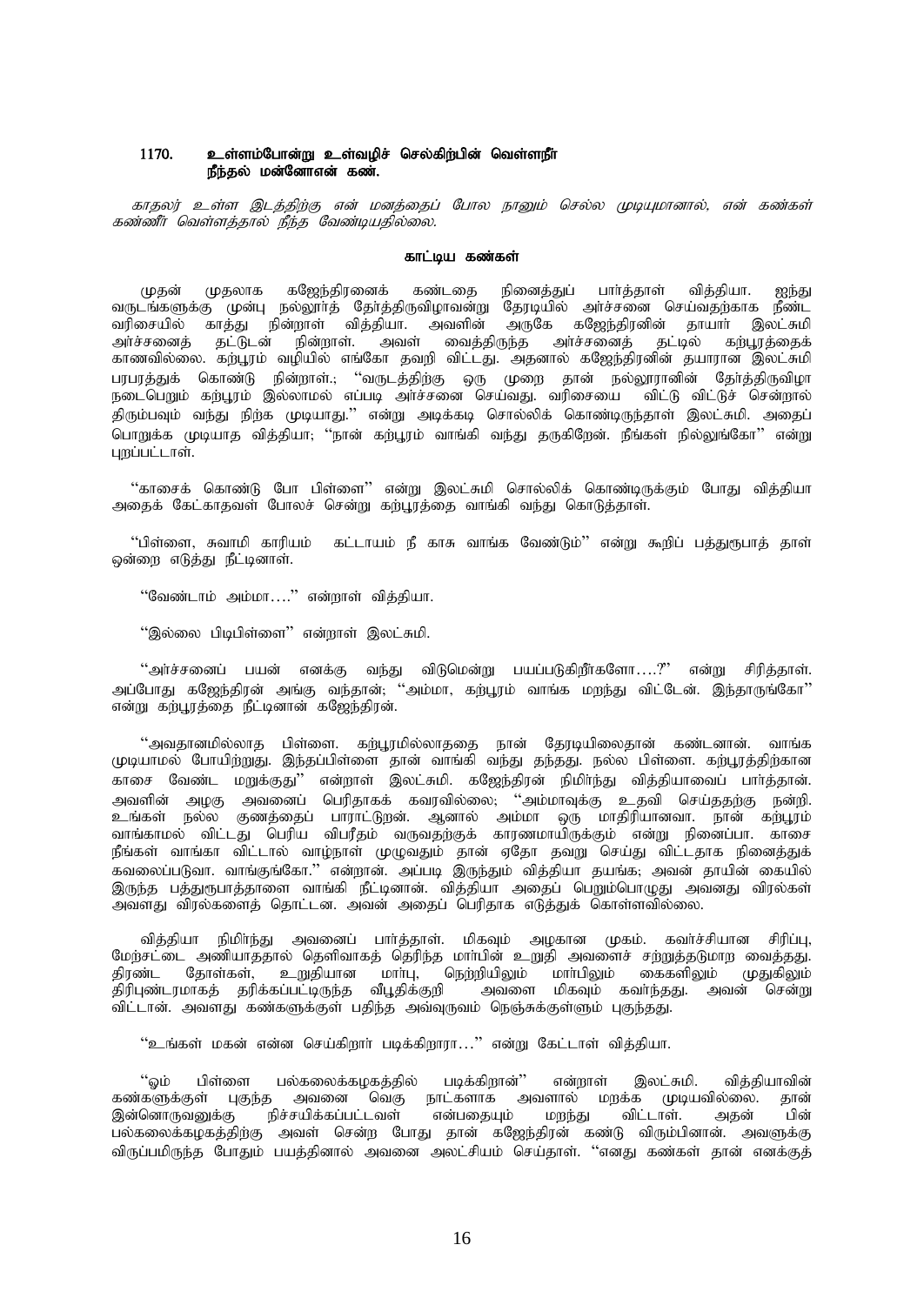**1170. உள்ளம்போன்று உள்வழிச் செல்கிற்பின் வெள்ளநீர்
நீந்தல் மன்னோஎன் கண்.**

*காதலர் உள்ள இடத்திற்கு என் மனத்தைப் போல நானும் செல்ல முடியுமானால், என் கண்கள் கண்ணீர் வெள்ளத்தால் நீந்த வேண்டியதில்லை.*

### காட்டிய கண்கள்

முதன் முதலாக கஜேந்திரனைக் கண்டதை நினைத்துப் பார்த்தாள் வித்தியா. ஐந்து வருடங்களுக்கு முன்பு நல்லூர்த் தேர்த்திருவிழாவன்று தேரடியில் அர்ச்சனை செய்வதற்காக நீண்ட வரிசையில் காத்து நின்றாள் வித்தியா. அவளின் அருகே கஜேந்திரனின் தாயார் இலட்சுமி அர்ச்சனைத் தட்டுடன் நின்றாள். அவள் வைத்திருந்த அர்ச்சனைத் தட்டில் கற்பூரத்தைக் காணவில்லை. கற்பூரம் வழியில் எங்கோ தவறி விட்டது. அதனால் கஜேந்திரனின் தயாரான இலட்சுமி பரபரத்துக் கொண்டு நின்றாள்.; "வருடத்திற்கு ஒரு முறை தான் நல்லூரானின் தேர்த்திருவிழா நடைபெறும் கற்பூரம் இல்லாமல் எப்படி அர்ச்சனை செய்வது. வரிசையை விட்டு விட்டுச் சென்றால் திரும்பவும் வந்து நிற்க முடியாது." என்று அடிக்கடி சொல்லிக் கொண்டிருந்தாள் இலட்சுமி. அதைப் பொறுக்க முடியாத வித்தியா; "நான் கற்பூரம் வாங்கி வந்து தருகிறேன். நீங்கள் நில்லுங்கோ" என்று புறப்பட்டாள்.

"காசைக் கொண்டு போ பிள்ளை" என்று இலட்சுமி சொல்லிக் கொண்டிருக்கும் போது வித்தியா அதைக் கேட்காதவள் போலச் சென்று கற்பூரத்தை வாங்கி வந்து கொடுத்தாள்.

"பிள்ளை, சுவாமி காரியம் கட்டாயம் நீ காசு வாங்க வேண்டும்" என்று கூறிப் பத்துரூபாத் தாள் ஒன்றை எடுத்து நீட்டினாள்.

"வேண்டாம் அம்மா...." என்றாள் வித்தியா.

"இல்லை பிடிபிள்ளை" என்றாள் இலட்சுமி.

"அர்ச்சனைப் பயன் எனக்கு வந்து விடுமென்று பயப்படுகிறீர்களோ....?" என்று சிரித்தாள். அப்போது கஜேந்திரன் அங்கு வந்தான்; "அம்மா, கற்பூரம் வாங்க மறந்து விட்டேன். இந்தாருங்கோ" என்று கற்பூரத்தை நீட்டினான் கஜேந்திரன்.

"அவதானமில்லாத பிள்ளை. கற்பூரமில்லாததை நான் தேரடியிலைதான் கண்டனான். வாங்க முடியாமல் போயிற்றுது. இந்தப்பிள்ளை தான் வாங்கி வந்து தந்தது. நல்ல பிள்ளை. கற்பூரத்திற்கான காசை வேண்ட மறுக்குது" என்றாள் இலட்சுமி. கஜேந்திரன் நிமிர்ந்து வித்தியாவைப் பார்த்தான். அவளின் அழகு அவனைப் பெரிதாகக் கவரவில்லை; "அம்மாவுக்கு உதவி செய்ததற்கு நன்றி. உங்கள் நல்ல குணத்தைப் பாராட்டுறன். ஆனால் அம்மா ஒரு மாதிரியானவா. நான் கற்பூரம் வாங்காமல் விட்டது பெரிய விபரீதம் வருவதற்குக் காரணமாயிருக்கும் என்று நினைப்பா. காசை நீங்கள் வாங்கா விட்டால் வாழ்நாள் முழுவதும் தான் ஏதோ தவறு செய்து விட்டதாக நினைத்துக் கவலைப்படுவா. வாங்குங்கோ." என்றான். அப்படி இருந்தும் வித்தியா தயங்க; அவன் தாயின் கையில் இருந்த பத்துரூபாத்தாளை வாங்கி நீட்டினான். வித்தியா அதைப் பெறும்பொழுது அவனது விரல்கள் அவளது விரல்களைத் தொட்டன. அவன் அதைப் பெரிதாக எடுத்துக் கொள்ளவில்லை.

வித்தியா நிமிர்ந்து அவனைப் பார்த்தாள். மிகவும் அழகான முகம். கவர்ச்சியான சிரிப்பு, மேற்சட்டை அணியாததால் தெளிவாகத் தெரிந்த மார்பின் உறுதி அவளைச் சற்றுத்தடுமாற வைத்தது. திரண்ட தோள்கள், உறுதியான மார்பு, நெற்றியிலும் மார்பிலும் கைகளிலும் முதுகிலும் திரிபுண்டரமாகத் தரிக்கப்பட்டிருந்த வீபூதிக்குறி அவளை மிகவும் கவர்ந்தது. அவன் சென்று விட்டான். அவளது கண்களுக்குள் பதிந்த அவ்வுருவம் நெஞ்சுக்குள்ளும் புகுந்தது.

"உங்கள் மகன் என்ன செய்கிறார் படிக்கிறாரா..." என்று கேட்டாள் வித்தியா.

"ஓம் பிள்ளை பல்கலைக்கழகத்தில் படிக்கிறான்" என்றாள் இலட்சுமி. வித்தியாவின் கண்களுக்குள் புகுந்த அவனை வெகு நாட்களாக அவளால் மறக்க முடியவில்லை. தான் இன்னொருவனுக்கு நிச்சயிக்கப்பட்டவள் என்பதையும் மறந்து விட்டாள். அதன் பின் பல்கலைக்கழகத்திற்கு அவள் சென்ற போது தான் கஜேந்திரன் கண்டு விரும்பினான். அவளுக்கு விருப்பமிருந்த போதும் பயத்தினால் அவனை அலட்சியம் செய்தாள். "எனது கண்கள் தான் எனக்குத்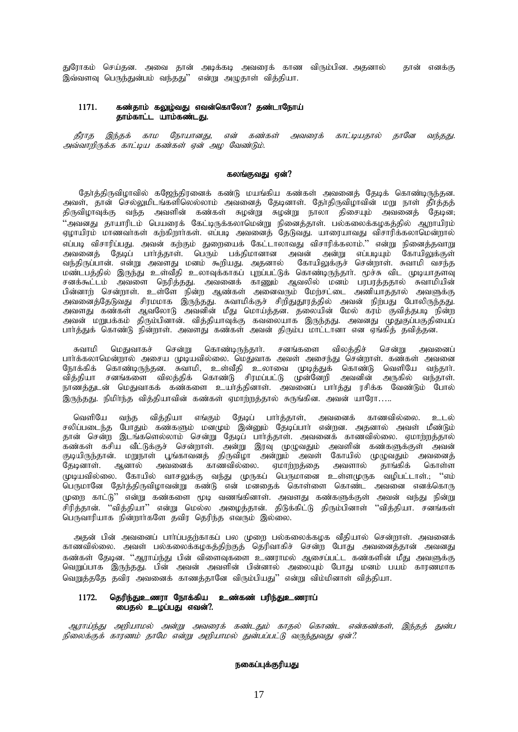துரோகம் செய்தன. அவை தான் அடிக்கடி அவரைக் காண விரும்பின. அதனால் தான் எனக்கு இவ்வளவு பெருந்துன்பம் வந்தது'' என்று அழுதாள் வித்தியா.

**1171. கண்தாம் கலுழ்வது எவன்கொலோ? தண்டாநோய் தாம்காட்ட யாம்கண்டது.**

*தீராத இந்தக் காம நோயானது, என் கண்கள் அவரைக் காட்டியதால் தானே வந்தது. அவ்வாறிருக்க காட்டிய கண்கள் ஏன் அழ வேண்டும்.*

**கலங்குவது ஏன்?**

தேர்த்திருவிழாவில் கஜேந்திரனைக் கண்டு மயங்கிய கண்கள் அவனைத் தேடிக் கொண்டிருந்தன. அவள், தான் செல்லுமிடங்களிலெல்லாம் அவனைத் தேடினாள். தேர்திருவிழாவின் மறு நாள் தீர்த்தத் திருவிழாவுக்கு வந்த அவளின் கண்கள் சுழன்று சுழன்று நாலா திசையும் அவனைத் தேடின; ''அவனது தாயாரிடம் பெயரைக் கேட்டிருக்கலாமென்று நினைத்தாள். பல்கலைக்கழகத்தில் ஆறாயிரம் ஏழாயிரம் மாணவர்கள் கற்கிறார்கள். எப்படி அவனைத் தேடுவது. யாரையாவது விசாரிக்கலாமென்றால் எப்படி விசாரிப்பது. அவன் கற்கும் துறையைக் கேட்டாலாவது விசாரிக்கலாம்.'' என்று நினைத்தவாறு அவனைத் தேடிப் பார்த்தாள். பெரும் பக்திமானான அவன் அன்று எப்படியும் கோயிலுக்குள் வந்திருப்பான். என்று அவளது மனம் கூறியது. அதனால் கோயிலுக்குச் சென்றாள். சுவாமி வசந்த மண்டபத்தில் இருந்து உள்வீதி உலாவுக்காகப் புறப்பட்டுக் கொண்டிருந்தார். மூச்சு விட முடியாதளவு சனக்கூட்டம் அவளை நெரித்தது. அவனைக் காணும் ஆவலில் மனம் பரபரத்ததால் சுவாமியின் பின்னாற் சென்றாள். உள்ளே நின்ற ஆண்கள் அனைவரும் மேற்சட்டை அணியாததால் அவளுக்கு அவனைத்தேடுவது சிரமமாக இருந்தது. சுவாமிக்குச் சிறிதுதூரத்தில் அவன் நிற்பது போலிருந்தது. அவளது கண்கள் ஆவலோடு அவனின் மீது மொய்த்தன. தலையின் மேல் கரம் குவித்தபடி நின்ற அவன் மறுபக்கம் திரும்பினான். வித்தியாவுக்கு கவலையாக இருந்தது. அவனது முதுகுப்பகுதியைப் பார்த்துக் கொண்டு நின்றாள். அவளது கண்கள் அவன் திரும்ப மாட்டானா என ஏங்கித் தவித்தன.

சுவாமி மெதுவாகச் சென்று கொண்டிருந்தார். சனங்களை விலத்திச் சென்று அவனைப் பார்க்கலாமென்றால் அசைய முடியவில்லை. மெதுவாக அவள் அசைந்து சென்றாள். கண்கள் அவனை நோக்கிக் கொண்டிருந்தன. சுவாமி, உள்வீதி உலாவை முடித்துக் கொண்டு வெளியே வந்தார். வித்தியா சனங்களை விலத்திக் கொண்டு சிரமப்பட்டு முன்னேறி அவனின் அருகில் வந்தாள். நாணத்துடன் மெதுவாகக் கண்களை உயர்த்தினாள். அவனைப் பார்த்து ரசிக்க வேண்டும் போல் இருந்தது. நிமிர்ந்த வித்தியாவின் கண்கள் ஏமாற்றத்தால் சுருங்கின. அவன் யாரோ…..

வெளியே வந்த வித்தியா எங்கும் தேடிப் பார்த்தாள், அவனைக் காணவில்லை. உடல் சலிப்படைந்த போதும் கண்களும் மனமும் இன்னும் தேடிப்பார் என்றன. அதனால் அவள் மீண்டும் தான் சென்ற இடங்களெல்லாம் சென்று தேடிப் பார்த்தாள். அவனைக் காணவில்லை. ஏமாற்றத்தால் கண்கள் கசிய வீட்டுக்குச் சென்றாள். அன்று இரவு முழுவதும் அவளின் கண்களுக்குள் அவன் குடியிருந்தான். மறுநாள் பூங்காவனத் திருவிழா அன்றும் அவள் கோயில் முழுவதும் அவனைத் தேடினாள். ஆனால் அவனைக் காணவில்லை. ஏமாற்றத்தை அவளால் தாங்கிக் கொள்ள முடியவில்லை. கோயில் வாசலுக்கு வந்து முருகப் பெருமானை உள்ளமுருக வழிபட்டாள்.; ''எம் பெருமானே தேர்த்திருவிழாவன்று கண்டு என் மனதைக் கொள்ளை கொண்ட அவனை எனக்கொரு முறை காட்டு'' என்று கண்களை மூடி வணங்கினாள். அவளது கண்களுக்குள் அவன் வந்து நின்று சிரித்தான். ''வித்தியா'' என்று மெல்ல அழைத்தான். திடுக்கிட்டு திரும்பினாள் ''வித்தியா. சனங்கள் பெருவாரியாக நின்றார்களே தவிர தெரிந்த எவரும் இல்லை.

அதன் பின் அவனைப் பார்ப்பதற்காகப் பல முறை பல்கலைக்கழக வீதியால் சென்றாள். அவனைக் காணவில்லை. அவள் பல்கலைக்கழகத்திற்குத் தெரிவாகிச் சென்ற போது அவனைத்தான் அவளது கண்கள் தேடின. ''ஆராய்ந்து பின் விளைவுகளை உணராமல் ஆசைப்பட்ட கண்களின் மீது அவளுக்கு வெறுப்பாக இருந்தது. பின் அவன் அவளின் பின்னால் அலையும் போது மனம் பயம் காரணமாக வெறுத்ததே தவிர அவனைக் காணத்தானே விரும்பியது'' என்று விம்மினாள் வித்தியா.

**1172. தெரிந்துஉணரா நோக்கிய உண்கண் பரிந்துஉணராப் பைதல் உழப்பது எவன்?.**

*ஆராய்ந்து அறியாமல் அன்று அவரைக் கண்டதும் காதல் கொண்ட என்கண்கள், இந்தத் துன்ப நிலைக்குக் காரணம் தாமே என்று அறியாமல் துன்பப்பட்டு வருந்துவது ஏன்?.*

**நகைப்புக்குரியது**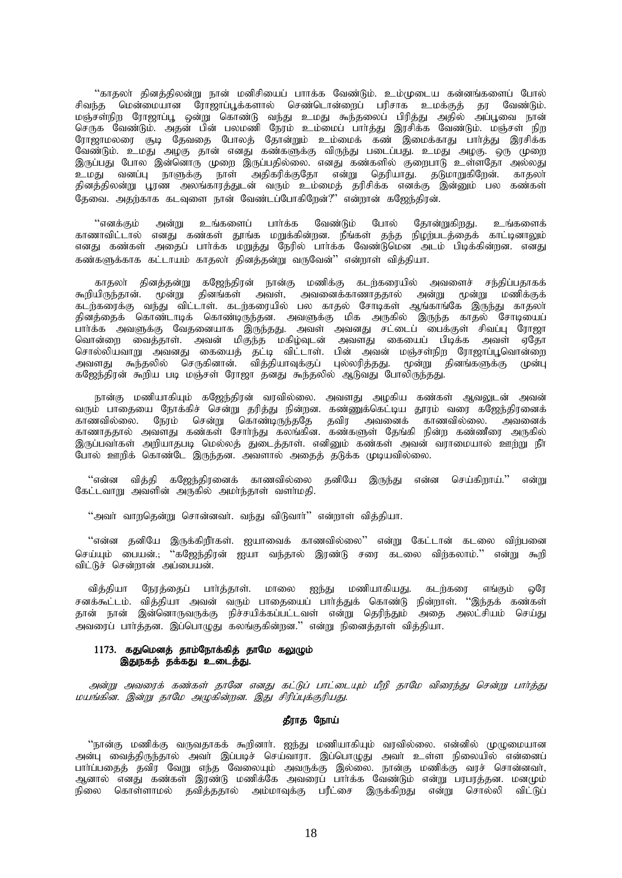"காதலர் தினத்திலன்று நான் மனிசியைப் பாக்க வேண்டும். உம்முடைய கன்னங்களைப் போல் சிவந்த மென்மையான ரோஜாப்பூக்களால் செண்டொன்றைப் பரிசாக உமக்குத் தர வேண்டும். மஞ்சள்நிற ரோஜாப்பூ ஒன்று கொண்டு வந்து உமது கூந்தலைப் பிரித்து அதில் அப்பூவை நான் செருக வேண்டும். அதன் பின் பலமணி நேரம் உம்மைப் பார்த்து இரசிக்க வேண்டும். மஞ்சள் நிற ரோஜாமலரை சூடி தேவதை போலத் தோன்றும் உம்மைக் கண் இமைக்காது பார்த்து இரசிக்க வேண்டும். உமது அழகு தான் எனது கண்களுக்கு விருந்து படைப்பது. உமது அழகு. ஒரு முறை இருப்பது போல இன்னொரு முறை இருப்பதில்லை. எனது கண்களில் குறைபாடு உள்ளதோ அல்லது உமது வனப்பு நாளுக்கு நாள் அதிகரிக்குதோ என்று தெரியாது. தடுமாறுகிறேன். காதலர் தினத்திலன்று பூரண அலங்காரத்துடன் வரும் உம்மைத் தரிசிக்க எனக்கு இன்னும் பல கண்கள் தேவை. அதற்காக கடவுளை நான் வேண்டப்போகிறேன்?" என்றான் கஜேந்திரன்.

"எனக்கும் அன்று உங்களைப் பார்க்க வேண்டும் போல் தோன்றுகிறது. உங்களைக் காணாவிட்டால் எனது கண்கள் தூங்க மறுக்கின்றன. நீங்கள் தந்த நிழற்படத்தைக் காட்டினாலும் எனது கண்கள் அதைப் பார்க்க மறுத்து நேரில் பார்க்க வேண்டுமென அடம் பிடிக்கின்றன. எனது கண்களுக்காக கட்டாயம் காதலர் தினத்தன்று வருவேன்" என்றாள் வித்தியா.

காதலர் தினத்தன்று கஜேந்திரன் நான்கு மணிக்கு கடற்கரையில் அவளைச் சந்திப்பதாகக் கூறியிருந்தான். மூன்று தினங்கள் அவள், அவனைக்காணாததால் அன்று மூன்று மணிக்குக் கடற்கரைக்கு வந்து விட்டாள். கடற்கரையில் பல காதல் சோடிகள் ஆங்காங்கே இருந்து காதலர் தினத்தைக் கொண்டாடிக் கொண்டிருந்தன. அவளுக்கு மிக அருகில் இருந்த காதல் சோடியைப் பார்க்க அவளுக்கு வேதனையாக இருந்தது. அவள் அவனது சட்டைப் பைக்குள் சிவப்பு ரோஜா வொன்றை வைத்தாள். அவன் மிகுந்த மகிழ்வுடன் அவளது கையைப் பிடிக்க அவள் ஏதோ சொல்லியவாறு அவனது கையைத் தட்டி விட்டாள். பின் அவன் மஞ்சள்நிற ரோஜாப்பூவொன்றை அவளது கூந்தலில் செருகினான். வித்தியாவுக்குப் புல்லரித்தது. மூன்று தினங்களுக்கு முன்பு கஜேந்திரன் கூறிய படி மஞ்சள் ரோஜா தனது கூந்தலில் ஆடுவது போலிருந்தது.

நான்கு மணியாகியும் கஜேந்திரன் வரவில்லை. அவளது அழகிய கண்கள் ஆவலுடன் அவன் வரும் பாதையை நோக்கிச் சென்று தரித்து நின்றன. கண்ணுக்கெட்டிய தூரம் வரை கஜேந்திரனைக் காணவில்லை. நேரம் சென்று கொண்டிருந்ததே தவிர அவனைக் காணவில்லை. அவனைக் காணாததால் அவளது கண்கள் சோர்ந்து கலங்கின. கண்களுள் தேங்கி நின்ற கண்ணீரை அருகில் இருப்பவர்கள் அறியாதபடி மெல்லத் துடைத்தாள். எனினும் கண்கள் அவன் வராமையால் ஊற்று நீர் போல் ஊறிக் கொண்டே இருந்தன. அவளால் அதைத் தடுக்க முடியவில்லை.

"என்ன வித்தி கஜேந்திரனைக் காணவில்லை தனியே இருந்து என்ன செய்கிறாய்." என்று கேட்டவாறு அவளின் அருகில் அமர்ந்தாள் வளர்மதி.

"அவர் வாறதென்று சொன்னவர். வந்து விடுவார்" என்றாள் வித்தியா.

"என்ன தனியே இருக்கிறீர்கள். ஐயாவைக் காணவில்லை" என்று கேட்டான் கடலை விற்பனை செய்யும் பையன்.; "கஜேந்திரன் ஐயா வந்தால் இரண்டு சரை கடலை விற்கலாம்." என்று கூறி விட்டுச் சென்றான் அப்பையன்.

வித்தியா நேரத்தைப் பார்த்தாள். மாலை ஐந்து மணியாகியது. கடற்கரை எங்கும் ஒரே சனக்கூட்டம். வித்தியா அவன் வரும் பாதையைப் பார்த்துக் கொண்டு நின்றாள். "இந்தக் கண்கள் தான் நான் இன்னொருவருக்கு நிச்சயிக்கப்பட்டவள் என்று தெரிந்தும் அதை அலட்சியம் செய்து அவரைப் பார்த்தன. இப்பொழுது கலங்குகின்றன." என்று நினைத்தாள் வித்தியா.

**1173. கதுமெனத் தாம்நோக்கித் தாமே கலுழும்**
**இதுநகத் தக்கது உடைத்து.**

*அன்று அவரைக் கண்கள் தானே எனது கட்டுப் பாட்டையும் மீறி தாமே விரைந்து சென்று பார்த்து மயங்கின. இன்று தாமே அழுகின்றன. இது சிரிப்புக்குரியது.*

### தீராத நோய்

"நான்கு மணிக்கு வருவதாகக் கூறினார். ஐந்து மணியாகியும் வரவில்லை. என்னில் முழுமையான அன்பு வைத்திருந்தால் அவர் இப்படிச் செய்வாரா. இப்பொழுது அவர் உள்ள நிலையில் என்னைப் பார்ப்பதைத் தவிர வேறு எந்த வேலையும் அவருக்கு இல்லை. நான்கு மணிக்கு வரச் சொன்னவர், ஆனால் எனது கண்கள் இரண்டு மணிக்கே அவரைப் பார்க்க வேண்டும் என்று பரபரத்தன. மனமும் நிலை கொள்ளாமல் தவித்ததால் அம்மாவுக்கு பரீட்சை இருக்கிறது என்று சொல்லி விட்டுப்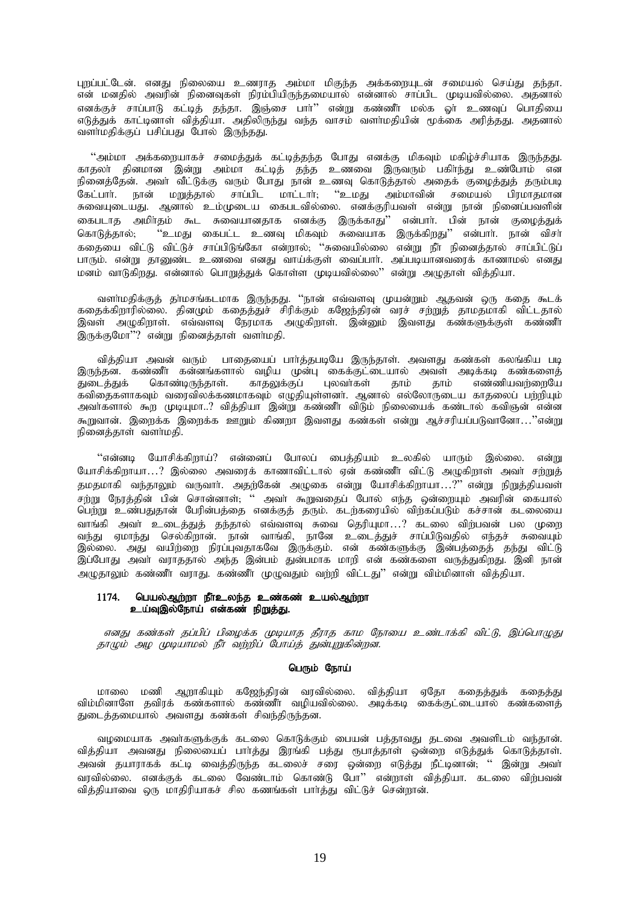புறப்பட்டேன். எனது நிலையை உணராத அம்மா மிகுந்த அக்கறையுடன் சமையல் செய்து தந்தா. என் மனதில் அவரின் நினைவுகள் நிரம்பியிருந்தமையால் என்னால் சாப்பிட முடியவில்லை. அதனால் எனக்குச் சாப்பாடு கட்டித் தந்தா. இஞ்சை பார்'' என்று கண்ணீர் மல்க ஓர் உணவுப் பொதியை எடுத்துக் காட்டினாள் வித்தியா. அதிலிருந்து வந்த வாசம் வளர்மதியின் மூக்கை அரித்தது. அதனால் வளர்மதிக்குப் பசிப்பது போல் இருந்தது.

''அம்மா அக்கறையாகச் சமைத்துக் கட்டித்தந்த போது எனக்கு மிகவும் மகிழ்ச்சியாக இருந்தது. காதலர் தினமான இன்று அம்மா கட்டித் தந்த உணவை இருவரும் பகிர்ந்து உண்போம் என நினைத்தேன். அவர் வீட்டுக்கு வரும் போது நான் உணவு கொடுத்தால் அதைக் குழைத்துத் தரும்படி கேட்பார். நான் மறுத்தால் சாப்பிட மாட்டார்; ''உமது அம்மாவின் சமையல் பிரமாதமான சுவையுடையது. ஆனால் உம்முடைய கைபடவில்லை. எனக்குரியவள் என்று நான் நினைப்பவளின் கைபடாத அமிர்தம் கூட சுவையானதாக எனக்கு இருக்காது'' என்பார். பின் நான் குழைத்துக் கொடுத்தால்; ''உமது கைபட்ட உணவு மிகவும் சுவையாக இருக்கிறது'' என்பார். நான் விசர் கதையை விட்டு விட்டுச் சாப்பிடுங்கோ என்றால்; ''சுவையில்லை என்று நீர் நினைத்தால் சாப்பிட்டுப் பாரும். என்று தானுண்ட உணவை எனது வாய்க்குள் வைப்பார். அப்படியானவரைக் காணாமல் எனது மனம் வாடுகிறது. என்னால் பொறுத்துக் கொள்ள முடியவில்லை'' என்று அழுதாள் வித்தியா.

வளர்மதிக்குத் தர்மசங்கடமாக இருந்தது. ''நான் எவ்வளவு முயன்றும் ஆதவன் ஒரு கதை கூடக் கதைக்கிறாரில்லை. தினமும் கதைத்துச் சிரிக்கும் கஜேந்திரன் வரச் சற்றுத் தாமதமாகி விட்டதால் இவள் அழுகிறாள். எவ்வளவு நேரமாக அழுகிறாள். இன்னும் இவளது கண்களுக்குள் கண்ணீர் இருக்குமோ''? என்று நினைத்தாள் வளர்மதி.

வித்தியா அவன் வரும் பாதையைப் பார்த்தபடியே இருந்தாள். அவளது கண்கள் கலங்கிய படி இருந்தன. கண்ணீர் கன்னங்களால் வழிய முன்பு கைக்குட்டையால் அவள் அடிக்கடி கண்களைத் துடைத்துக் கொண்டிருந்தாள். காதலுக்குப் புலவர்கள் தாம் தாம் எண்ணியவற்றையே கவிதைகளாகவும் வரைவிலக்கணமாகவும் எழுதியுள்ளனர். ஆனால் எல்லோருடைய காதலைப் பற்றியும் அவர்களால் கூற முடியுமா..? வித்தியா இன்று கண்ணீர் விடும் நிலையைக் கண்டால் கவிஞன் என்ன கூறுவான். இறைக்க இறைக்க ஊறும் கிணறா இவளது கண்கள் என்று ஆச்சரியப்படுவானோ…''என்று நினைத்தாள் வளர்மதி.

''என்னடி யோசிக்கிறாய்? என்னைப் போலப் பைத்தியம் உலகில் யாரும் இல்லை. என்று யோசிக்கிறாயா…? இல்லை அவரைக் காணாவிட்டால் ஏன் கண்ணீர் விட்டு அழுகிறாள் அவர் சற்றுத் தமதமாகி வந்தாலும் வருவார். அதற்கேன் அழுகை என்று யோசிக்கிறாயா…?'' என்று நிறுத்தியவள் சற்று நேரத்தின் பின் சொன்னாள்; '' அவர் கூறுவதைப் போல் எந்த ஒன்றையும் அவரின் கையால் பெற்று உண்பதுதான் பேரின்பத்தை எனக்குத் தரும். கடற்கரையில் விற்கப்படும் கச்சான் கடலையை வாங்கி அவர் உடைத்துத் தந்தால் எவ்வளவு சுவை தெரியுமா…? கடலை விற்பவன் பல முறை வந்து ஏமாந்து செல்கிறான். நான் வாங்கி, நானே உடைத்துச் சாப்பிடுவதில் எந்தச் சுவையும் இல்லை. அது வயிற்றை நிரப்புவதாகவே இருக்கும். என் கண்களுக்கு இன்பத்தைத் தந்து விட்டு இப்போது அவர் வராததால் அந்த இன்பம் துன்பமாக மாறி என் கண்களை வருத்துகிறது. இனி நான் அழுதாலும் கண்ணீர் வராது. கண்ணீர் முழுவதும் வற்றி விட்டது'' என்று விம்மினாள் வித்தியா.

**1174. பெயல்ஆற்றா நீர்உலந்த உண்கண் உயல்ஆற்றா**
**உய்வுஇல்நோய் என்கண் நிறுத்து.**

*எனது கண்கள் தப்பிப் பிழைக்க முடியாத தீராத காம நோயை உண்டாக்கி விட்டு, இப்பொழுது தாமும் அழ முடியாமல் நீர் வற்றிப் போய்த் துன்புறுகின்றன.*

**பெரும் நோய்**

மாலை மணி ஆறாகியும் கஜேந்திரன் வரவில்லை. வித்தியா ஏதோ கதைத்துக் கதைத்து விம்மினாளே தவிரக் கண்களால் கண்ணீர் வழியவில்லை. அடிக்கடி கைக்குட்டையால் கண்களைத் துடைத்தமையால் அவளது கண்கள் சிவந்திருந்தன.

வழமையாக அவர்களுக்குக் கடலை கொடுக்கும் பையன் பத்தாவது தடவை அவளிடம் வந்தான். வித்தியா அவனது நிலையைப் பார்த்து இரங்கி பத்து ரூபாத்தாள் ஒன்றை எடுத்துக் கொடுத்தாள். அவன் தயாராகக் கட்டி வைத்திருந்த கடலைச் சரை ஒன்றை எடுத்து நீட்டினான்; '' இன்று அவர் வரவில்லை. எனக்குக் கடலை வேண்டாம் கொண்டு போ'' என்றாள் வித்தியா. கடலை விற்பவன் வித்தியாவை ஒரு மாதிரியாகச் சில கணங்கள் பார்த்து விட்டுச் சென்றான்.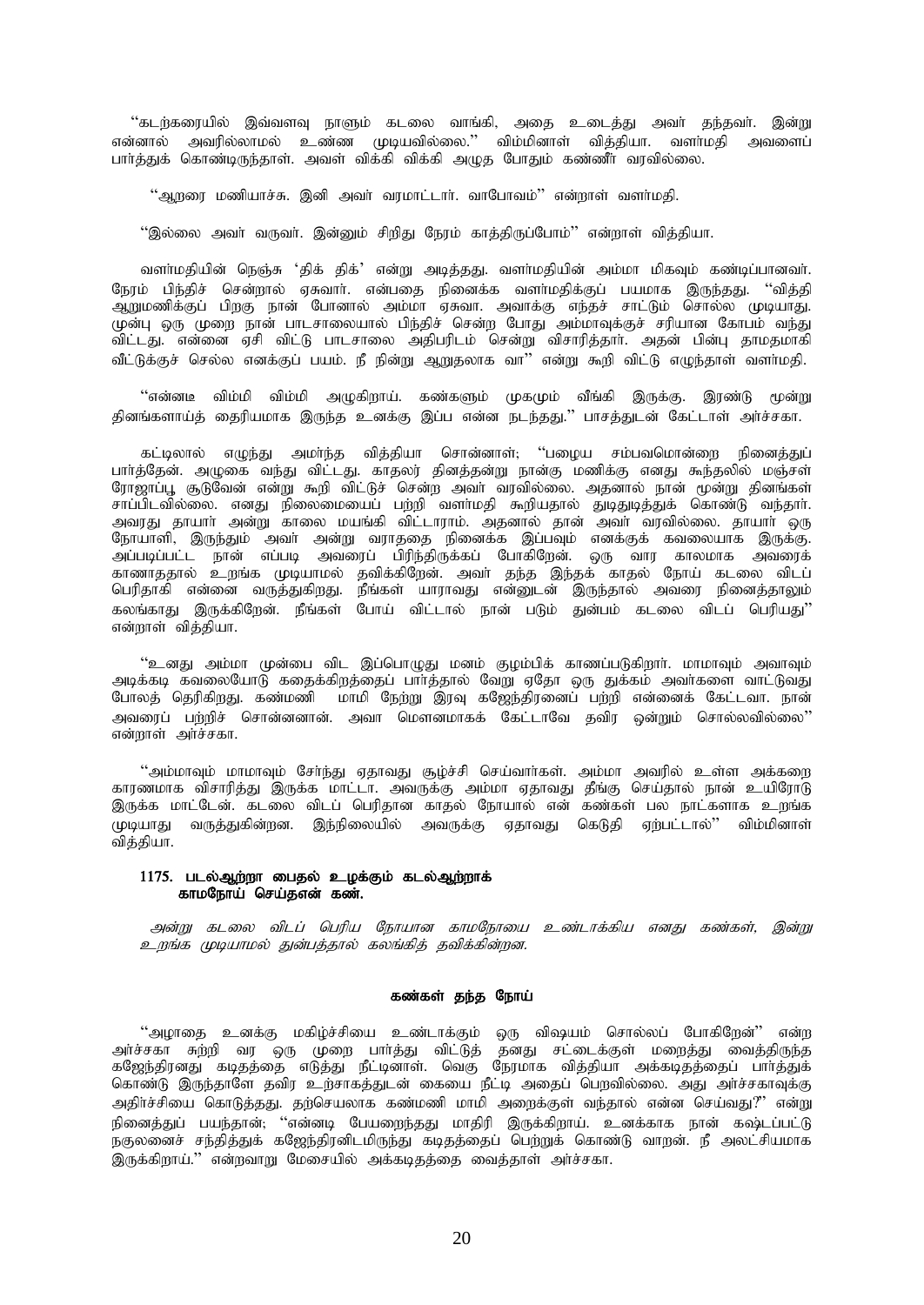"கடற்கரையில் இவ்வளவு நாளும் கடலை வாங்கி, அதை உடைத்து அவர் தந்தவர். இன்று என்னால் அவரில்லாமல் உண்ண முடியவில்லை." விம்மினாள் வித்தியா. வளர்மதி அவளைப் பார்த்துக் கொண்டிருந்தாள். அவள் விக்கி விக்கி அழுத போதும் கண்ணீர் வரவில்லை.

"ஆறரை மணியாச்சு. இனி அவர் வரமாட்டார். வாபோவம்" என்றாள் வளர்மதி.

"இல்லை அவர் வருவர். இன்னும் சிறிது நேரம் காத்திருப்போம்" என்றாள் வித்தியா.

வளர்மதியின் நெஞ்சு 'திக் திக்' என்று அடித்தது. வளர்மதியின் அம்மா மிகவும் கண்டிப்பானவர். நேரம் பிந்திச் சென்றால் ஏசுவார். என்பதை நினைக்க வளர்மதிக்குப் பயமாக இருந்தது. "வித்தி ஆறுமணிக்குப் பிறகு நான் போனால் அம்மா ஏசுவா. அவாக்கு எந்தச் சாட்டும் சொல்ல முடியாது. முன்பு ஒரு முறை நான் பாடசாலையால் பிந்திச் சென்ற போது அம்மாவுக்குச் சரியான கோபம் வந்து விட்டது. என்னை ஏசி விட்டு பாடசாலை அதிபரிடம் சென்று விசாரித்தார். அதன் பின்பு தாமதமாகி வீட்டுக்குச் செல்ல எனக்குப் பயம். நீ நின்று ஆறுதலாக வா" என்று கூறி விட்டு எழுந்தாள் வளர்மதி.

"என்னடீ விம்மி விம்மி அழுகிறாய். கண்களும் முகமும் வீங்கி இருக்கு. இரண்டு மூன்று தினங்களாய்த் தைரியமாக இருந்த உனக்கு இப்ப என்ன நடந்தது." பாசத்துடன் கேட்டாள் அர்ச்சகா.

கட்டிலால் எழுந்து அமர்ந்த வித்தியா சொன்னாள்; "பழைய சம்பவமொன்றை நினைத்துப் பார்த்தேன். அழுகை வந்து விட்டது. காதலர் தினத்தன்று நான்கு மணிக்கு எனது கூந்தலில் மஞ்சள் ரோஜாப்பூ சூடுவேன் என்று கூறி விட்டுச் சென்ற அவர் வரவில்லை. அதனால் நான் மூன்று தினங்கள் சாப்பிடவில்லை. எனது நிலைமையைப் பற்றி வளர்மதி கூறியதால் துடிதுடித்துக் கொண்டு வந்தார். அவரது தாயார் அன்று காலை மயங்கி விட்டாராம். அதனால் தான் அவர் வரவில்லை. தாயார் ஒரு நோயாளி, இருந்தும் அவர் அன்று வராததை நினைக்க இப்பவும் எனக்குக் கவலையாக இருக்கு. அப்படிப்பட்ட நான் எப்படி அவரைப் பிரிந்திருக்கப் போகிறேன். ஒரு வார காலமாக அவரைக் காணாததால் உறங்க முடியாமல் தவிக்கிறேன். அவர் தந்த இந்தக் காதல் நோய் கடலை விடப் பெரிதாகி என்னை வருத்துகிறது. நீங்கள் யாராவது என்னுடன் இருந்தால் அவரை நினைத்தாலும் கலங்காது இருக்கிறேன். நீங்கள் போய் விட்டால் நான் படும் துன்பம் கடலை விடப் பெரியது" என்றாள் வித்தியா.

"உனது அம்மா முன்பை விட இப்பொழுது மனம் குழம்பிக் காணப்படுகிறார். மாமாவும் அவாவும் அடிக்கடி கவலையோடு கதைக்கிறத்தைப் பார்த்தால் வேறு ஏதோ ஒரு துக்கம் அவர்களை வாட்டுவது போலத் தெரிகிறது. கண்மணி மாமி நேற்று இரவு கஜேந்திரனைப் பற்றி என்னைக் கேட்டவா. நான் அவரைப் பற்றிச் சொன்னனான். அவா மௌனமாகக் கேட்டாவே தவிர ஒன்றும் சொல்லவில்லை" என்றாள் அர்ச்சகா.

"அம்மாவும் மாமாவும் சேர்ந்து ஏதாவது சூழ்ச்சி செய்வார்கள். அம்மா அவரில் உள்ள அக்கறை காரணமாக விசாரித்து இருக்க மாட்டா. அவருக்கு அம்மா ஏதாவது தீங்கு செய்தால் நான் உயிரோடு இருக்க மாட்டேன். கடலை விடப் பெரிதான காதல் நோயால் என் கண்கள் பல நாட்களாக உறங்க முடியாது வருத்துகின்றன. இந்நிலையில் அவருக்கு ஏதாவது கெடுதி ஏற்பட்டால்" விம்மினாள் வித்தியா.

**1175. படல்ஆற்றா பைதல் உழக்கும் கடல்ஆற்றாக்
காமநோய் செய்தஎன் கண்.**

*அன்று கடலை விடப் பெரிய நோயான காமநோயை உண்டாக்கிய எனது கண்கள், இன்று உறங்க முடியாமல் துன்பத்தால் கலங்கித் தவிக்கின்றன.*

### கண்கள் தந்த நோய்

"அழாதை உனக்கு மகிழ்ச்சியை உண்டாக்கும் ஒரு விஷயம் சொல்லப் போகிறேன்" என்ற அர்ச்சகா சுற்றி வர ஒரு முறை பார்த்து விட்டுத் தனது சட்டைக்குள் மறைத்து வைத்திருந்த கஜேந்திரனது கடிதத்தை எடுத்து நீட்டினாள். வெகு நேரமாக வித்தியா அக்கடிதத்தைப் பார்த்துக் கொண்டு இருந்தாளே தவிர உற்சாகத்துடன் கையை நீட்டி அதைப் பெறவில்லை. அது அர்ச்சகாவுக்கு அதிர்ச்சியை கொடுத்தது. தற்செயலாக கண்மணி மாமி அறைக்குள் வந்தால் என்ன செய்வது?" என்று நினைத்துப் பயந்தாள்; "என்னடி பேயறைந்தது மாதிரி இருக்கிறாய். உனக்காக நான் கஷ்டப்பட்டு நகுலனைச் சந்தித்துக் கஜேந்திரனிடமிருந்து கடிதத்தைப் பெற்றுக் கொண்டு வாறன். நீ அலட்சியமாக இருக்கிறாய்." என்றவாறு மேசையில் அக்கடிதத்தை வைத்தாள் அர்ச்சகா.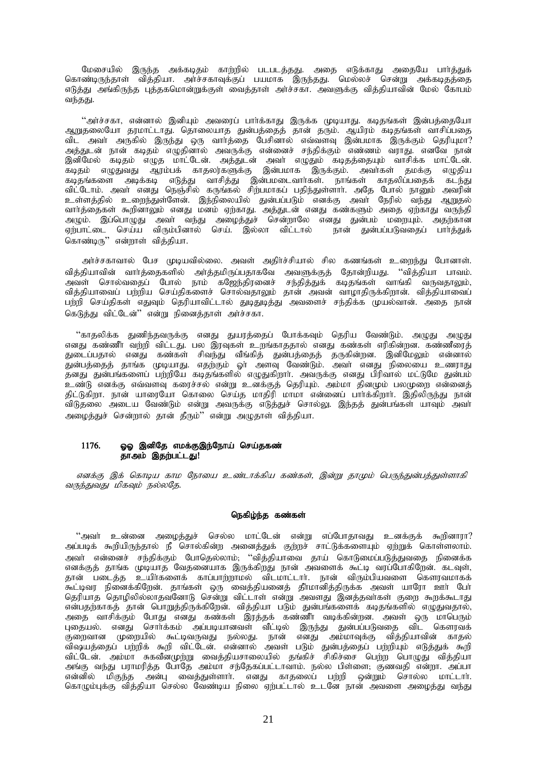மேசையில் இருந்த அக்கடிதம் காற்றில் படபடத்தது. அதை எடுக்காது அதையே பார்த்துக் கொண்டிருந்தாள் வித்தியா. அர்ச்சகாவுக்குப் பயமாக இருந்தது. மெல்லச் சென்று அக்கடிதத்தை எடுத்து அங்கிருந்த புத்தகமொன்றுக்குள் வைத்தாள் அர்ச்சகா. அவளுக்கு வித்தியாவின் மேல் கோபம் வந்தது.

"அர்ச்சகா, என்னால் இனியும் அவரைப் பார்க்காது இருக்க முடியாது. கடிதங்கள் இன்பத்தையோ ஆறுதலையோ தரமாட்டாது. தொலையாத துன்பத்தைத் தான் தரும். ஆயிரம் கடிதங்கள் வாசிப்பதை விட அவர் அருகில் இருந்து ஒரு வார்த்தை பேசினால் எவ்வளவு இன்பமாக இருக்கும் தெரியுமா? அத்துடன் நான் கடிதம் எழுதினால் அவருக்கு என்னைச் சந்திக்கும் எண்ணம் வராது. எனவே நான் இனிமேல் கடிதம் எழுத மாட்டேன். அத்துடன் அவர் எழுதும் கடிதத்தையும் வாசிக்க மாட்டேன். கடிதம் எழுதுவது ஆரம்பக் காதலர்களுக்கு இன்பமாக இருக்கும். அவர்கள் தமக்கு எழுதிய கடிதங்களை அடிக்கடி எடுத்து வாசித்து இன்பமடைவார்கள். நாங்கள் காதலிப்பதைக் கடந்து விட்டோம். அவர் எனது நெஞ்சில் கருங்கல் சிற்பமாகப் பதிந்துள்ளார். அதே போல் நானும் அவரின் உள்ளத்தில் உறைந்துள்ளேன். இந்நிலையில் துன்பப்படும் எனக்கு அவர் நேரில் வந்து ஆறுதல் வார்த்தைகள் கூறினாலும் எனது மனம் ஏற்காது. அத்துடன் எனது கண்களும் அதை ஏற்காது வருந்தி அழும். இப்பொழுது அவர் வந்து அழைத்துச் சென்றாலே எனது துன்பம் மறையும். அதற்கான ஏற்பாட்டை செய்ய விரும்பினால் செய். இல்லா விட்டால் நான் துன்பப்படுவதைப் பார்த்துக் கொண்டிரு" என்றாள் வித்தியா.

அர்ச்சகாவால் பேச முடியவில்லை. அவள் அதிர்ச்சியால் சில கணங்கள் உறைந்து போனாள். வித்தியாவின் வார்த்தைகளில் அர்த்தமிருப்பதாகவே அவளுக்குத் தோன்றியது. "வித்தியா பாவம். அவள் சொல்வதைப் போல் நாம் கஜேந்திரனைச் சந்தித்துக் கடிதங்கள் வாங்கி வருவதாலும், வித்தியாவைப் பற்றிய செய்திகளைச் சொல்வதாலும் தான் அவன் வாழாதிருக்கிறான். வித்தியாவைப் பற்றி செய்திகள் எதுவும் தெரியாவிட்டால் துடிதுடித்து அவளைச் சந்திக்க முயல்வான். அதை நான் கெடுத்து விட்டேன்" என்று நினைத்தாள் அர்ச்சகா.

"காதலிக்க துணிந்தவருக்கு எனது துயரத்தைப் போக்கவும் தெரிய வேண்டும். அழுது அழுது எனது கண்ணீர் வற்றி விட்டது. பல இரவுகள் உறங்காததால் எனது கண்கள் எரிகின்றன. கண்ணீரைத் துடைப்பதால் எனது கண்கள் சிவந்து வீங்கித் துன்பத்தைத் தருகின்றன. இனிமேலும் என்னால் துன்பத்தைத் தாங்க முடியாது. எதற்கும் ஓர் அளவு வேண்டும். அவர் எனது நிலையை உணராது தனது துன்பங்களைப் பற்றியே கடிதங்களில் எழுதுகிறார். அவருக்கு எனது பிரிவால் மட்டுமே துன்பம் உண்டு எனக்கு எவ்வளவு கரைச்சல் என்று உனக்குத் தெரியும். அம்மா தினமும் பலமுறை என்னைத் திட்டுகிறா. நான் யாரையோ கொலை செய்த மாதிரி மாமா என்னைப் பார்க்கிறார். இதிலிருந்து நான் விடுதலை அடைய வேண்டும் என்று அவருக்கு எடுத்துச் சொல்லு. இந்தத் துன்பங்கள் யாவும் அவர் அழைத்துச் சென்றால் தான் தீரும்" என்று அழுதாள் வித்தியா.

**1176. ஓஒ இனிதே எமக்குஇந்நோய் செய்தகண்**
**தாஅம் இதற்பட் டது!**

*எனக்கு இக் கொடிய காம நோயை உண்டாக்கிய கண்கள், இன்று தாமும் பெருந்துன்பத்துள்ளாகி வருந்துவது மிகவும் நல்லதே.*

### நெகிழ்ந்த கண்கள்

"அவர் உன்னை அழைத்துச் செல்ல மாட்டேன் என்று எப்போதாவது உனக்குக் கூறினாரா? அப்படிக் கூறியிருந்தால் நீ சொல்கின்ற அனைத்துக் குற்றச் சாட்டுக்களையும் ஏற்றுக் கொள்ளலாம். அவர் என்னைச் சந்திக்கும் போதெல்லாம்; "வித்தியாவை தாய் கொடுமைப்படுத்துவதை நினைக்க எனக்குத் தாங்க முடியாத வேதனையாக இருக்கிறது நான் அவளைக் கூட்டி வரப்போகிறேன். கடவுள், தான் படைத்த உயிர்களைக் காப்பாற்றாமல் விடமாட்டார். நான் விரும்பியவளை கௌரவமாகக் கூட்டிவர நினைக்கிறேன். தாங்கள் ஒரு வைத்தியனைத் தீர்மானித்திருக்க அவள் யாரோ ஊர் பேர் தெரியாத தொழிலில்லாதவனோடு சென்று விட்டாள் என்று அவளது இனத்தவர்கள் குறை கூறக்கூடாது என்பதற்காகத் தான் பொறுத்திருக்கிறேன். வித்தியா படும் துன்பங்களைக் கடிதங்களில் எழுதுவதால், அதை வாசிக்கும் போது எனது கண்கள் இரத்தக் கண்ணீர் வடிக்கின்றன. அவள் ஒரு மாபெரும் புதையல். எனது சொர்க்கம் அப்படியானவள் வீட்டில் இருந்து துன்பப்படுவதை விட கௌரவக் குறைவான முறையில் கூட்டிவருவது நல்லது. நான் எனது அம்மாவுக்கு வித்தியாவின் காதல் விஷயத்தைப் பற்றிக் கூறி விட்டேன். என்னால் அவள் படும் துன்பத்தைப் பற்றியும் எடுத்துக் கூறி விட்டேன். அம்மா சுகவீனமுற்று வைத்தியசாலையில் தங்கிச் சிகிச்சை பெற்ற பொழுது வித்தியா அங்கு வந்து பராமரித்த போதே அம்மா சந்தேகப்பட்டாவாம். நல்ல பிள்ளை; குணவதி என்றா. அப்பா என்னில் மிகுந்த அன்பு வைத்துள்ளார். எனது காதலைப் பற்றி ஒன்றும் சொல்ல மாட்டார். கொழும்புக்கு வித்தியா செல்ல வேண்டிய நிலை ஏற்பட்டால் உடனே நான் அவளை அழைத்து வந்து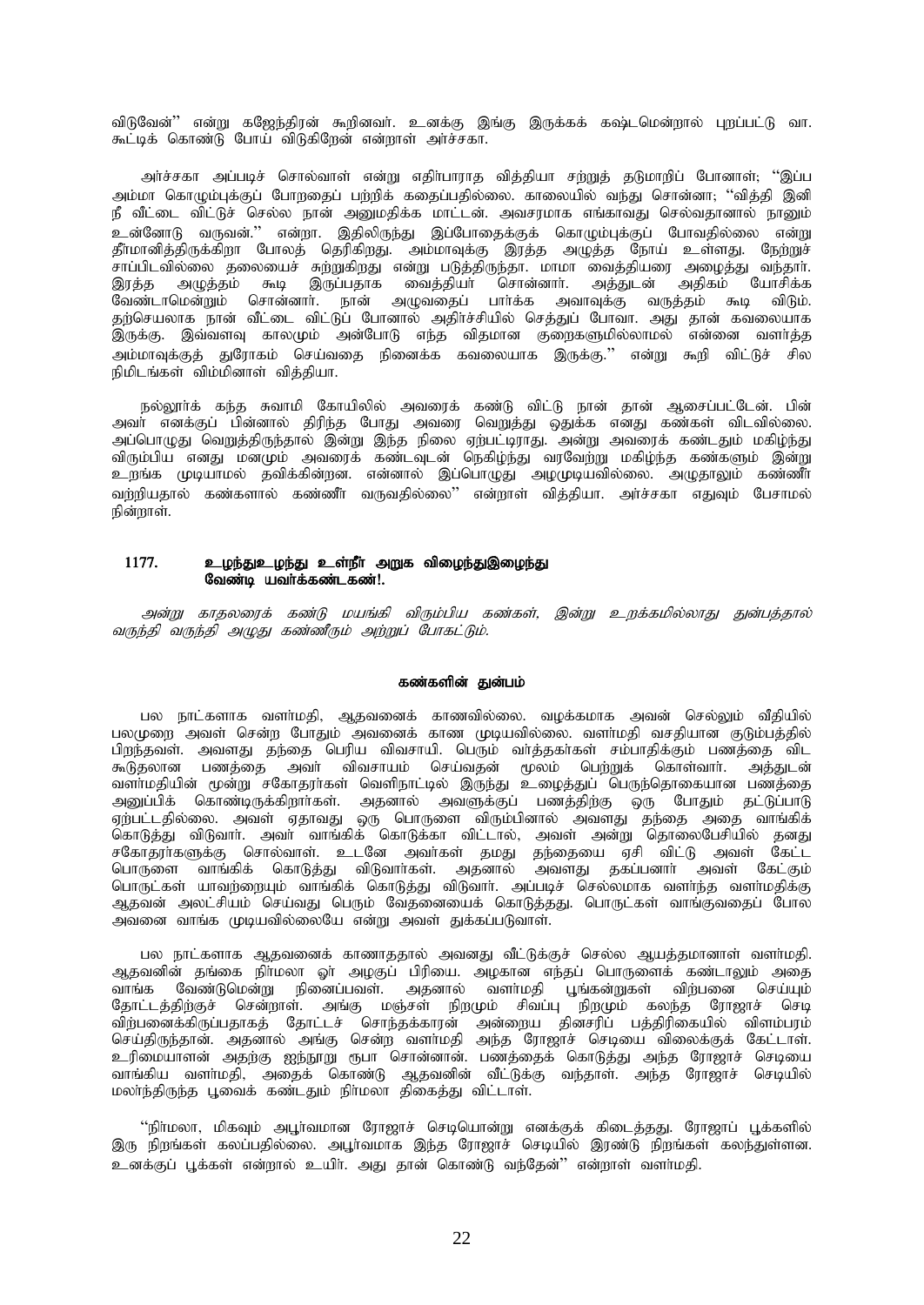விடுவேன்'' என்று கஜேந்திரன் கூறினவர். உனக்கு இங்கு இருக்கக் கஷ்டமென்றால் புறப்பட்டு வா. கூட்டிக் கொண்டு போய் விடுகிறேன் என்றாள் அர்ச்சகா.

அர்ச்சகா அப்படிச் சொல்வாள் என்று எதிர்பாராத வித்தியா சற்றுத் தடுமாறிப் போனாள்; ''இப்ப அம்மா கொழும்புக்குப் போறதைப் பற்றிக் கதைப்பதில்லை. காலையில் வந்து சொன்னா; ''வித்தி இனி நீ வீட்டை விட்டுச் செல்ல நான் அனுமதிக்க மாட்டன். அவசரமாக எங்காவது செல்வதானால் நானும் உன்னோடு வருவன்.'' என்றா. இதிலிருந்து இப்போதைக்குக் கொழும்புக்குப் போவதில்லை என்று தீர்மானித்திருக்கிறா போலத் தெரிகிறது. அம்மாவுக்கு இரத்த அழுத்த நோய் உள்ளது. நேற்றுச் சாப்பிடவில்லை தலையைச் சுற்றுகிறது என்று படுத்திருந்தா. மாமா வைத்தியரை அழைத்து வந்தார். இரத்த அழுத்தம் கூடி இருப்பதாக வைத்தியர் சொன்னார். அத்துடன் அதிகம் யோசிக்க வேண்டாமென்றும் சொன்னார். நான் அழுவதைப் பார்க்க அவாவுக்கு வருத்தம் கூடி விடும். தற்செயலாக நான் வீட்டை விட்டுப் போனால் அதிர்ச்சியில் செத்துப் போவா. அது தான் கவலையாக இருக்கு. இவ்வளவு காலமும் அன்போடு எந்த விதமான குறைகளுமில்லாமல் என்னை வளர்த்த அம்மாவுக்குத் துரோகம் செய்வதை நினைக்க கவலையாக இருக்கு.'' என்று கூறி விட்டுச் சில நிமிடங்கள் விம்மினாள் வித்தியா.

நல்லூர்க் கந்த சுவாமி கோயிலில் அவரைக் கண்டு விட்டு நான் தான் ஆசைப்பட்டேன். பின் அவர் எனக்குப் பின்னால் திரிந்த போது அவரை வெறுத்து ஒதுக்க எனது கண்கள் விடவில்லை. அப்பொழுது வெறுத்திருந்தால் இன்று இந்த நிலை ஏற்பட்டிராது. அன்று அவரைக் கண்டதும் மகிழ்ந்து விரும்பிய எனது மனமும் அவரைக் கண்டவுடன் நெகிழ்ந்து வரவேற்று மகிழ்ந்த கண்களும் இன்று உறங்க முடியாமல் தவிக்கின்றன. என்னால் இப்பொழுது அழமுடியவில்லை. அழுதாலும் கண்ணீர் வற்றியதால் கண்களால் கண்ணீர் வருவதில்லை'' என்றாள் வித்தியா. அர்ச்சகா எதுவும் பேசாமல் நின்றாள்.

### 1177. உழந்துஉழந்து உள்நீர் அறுக விழைந்துஇழைந்து வேண்டி யவர்க்கண்டகண்!.

*அன்று காதலரைக் கண்டு மயங்கி விரும்பிய கண்கள், இன்று உறக்கமில்லாது துன்பத்தால் வருந்தி வருந்தி அழுது கண்ணீரும் அற்றுப் போகட்டும்.*

#### கண்களின் துன்பம்

பல நாட்களாக வளர்மதி, ஆதவனைக் காணவில்லை. வழக்கமாக அவன் செல்லும் வீதியில் பலமுறை அவள் சென்ற போதும் அவனைக் காண முடியவில்லை. வளர்மதி வசதியான குடும்பத்தில் பிறந்தவள். அவளது தந்தை பெரிய விவசாயி. பெரும் வர்த்தகர்கள் சம்பாதிக்கும் பணத்தை விட கூடுதலான பணத்தை அவர் விவசாயம் செய்வதன் மூலம் பெற்றுக் கொள்வார். அத்துடன் வளர்மதியின் மூன்று சகோதரர்கள் வெளிநாட்டில் இருந்து உழைத்துப் பெருந்தொகையான பணத்தை அனுப்பிக் கொண்டிருக்கிறார்கள். அதனால் அவளுக்குப் பணத்திற்கு ஒரு போதும் தட்டுப்பாடு ஏற்பட்டதில்லை. அவள் ஏதாவது ஒரு பொருளை விரும்பினால் அவளது தந்தை அதை வாங்கிக் கொடுத்து விடுவார். அவர் வாங்கிக் கொடுக்கா விட்டால், அவள் அன்று தொலைபேசியில் தனது சகோதரர்களுக்கு சொல்வாள். உடனே அவர்கள் தமது தந்தையை ஏசி விட்டு அவள் கேட்ட பொருளை வாங்கிக் கொடுத்து விடுவார்கள். அதனால் அவளது தகப்பனார் அவள் கேட்கும் பொருட்கள் யாவற்றையும் வாங்கிக் கொடுத்து விடுவார். அப்படிச் செல்லமாக வளர்ந்த வளர்மதிக்கு ஆதவன் அலட்சியம் செய்வது பெரும் வேதனையைக் கொடுத்தது. பொருட்கள் வாங்குவதைப் போல அவனை வாங்க முடியவில்லையே என்று அவள் துக்கப்படுவாள்.

பல நாட்களாக ஆதவனைக் காணாததால் அவனது வீட்டுக்குச் செல்ல ஆயத்தமானாள் வளர்மதி. ஆதவனின் தங்கை நிர்மலா ஓர் அழகுப் பிரியை. அழகான எந்தப் பொருளைக் கண்டாலும் அதை வாங்க வேண்டுமென்று நினைப்பவள். அதனால் வளர்மதி பூங்கன்றுகள் விற்பனை செய்யும் தோட்டத்திற்குச் சென்றாள். அங்கு மஞ்சள் நிறமும் சிவப்பு நிறமும் கலந்த ரோஜாச் செடி விற்பனைக்கிருப்பதாகத் தோட்டச் சொந்தக்காரன் அன்றைய தினசரிப் பத்திரிகையில் விளம்பரம் செய்திருந்தான். அதனால் அங்கு சென்ற வளர்மதி அந்த ரோஜாச் செடியை விலைக்குக் கேட்டாள். உரிமையாளன் அதற்கு ஐந்நூறு ரூபா சொன்னான். பணத்தைக் கொடுத்து அந்த ரோஜாச் செடியை வாங்கிய வளர்மதி, அதைக் கொண்டு ஆதவனின் வீட்டுக்கு வந்தாள். அந்த ரோஜாச் செடியில் மலர்ந்திருந்த பூவைக் கண்டதும் நிர்மலா திகைத்து விட்டாள்.

''நிர்மலா, மிகவும் அபூர்வமான ரோஜாச் செடியொன்று எனக்குக் கிடைத்தது. ரோஜாப் பூக்களில் இரு நிறங்கள் கலப்பதில்லை. அபூர்வமாக இந்த ரோஜாச் செடியில் இரண்டு நிறங்கள் கலந்துள்ளன. உனக்குப் பூக்கள் என்றால் உயிர். அது தான் கொண்டு வந்தேன்'' என்றாள் வளர்மதி.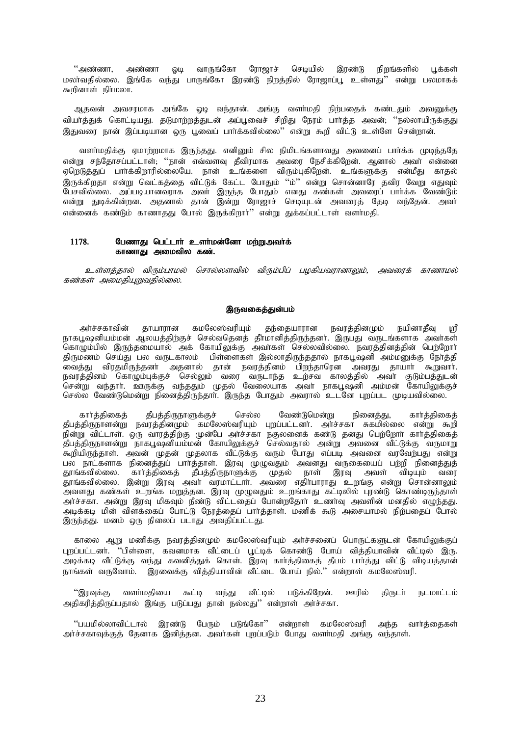''அண்ணா, அண்ணா ஓடி வாருங்கோ ரோஜாச் செடியில் இரண்டு நிறங்களில் பூக்கள் மலர்வதில்லை. இங்கே வந்து பாருங்கோ இரண்டு நிறத்தில் ரோஜாப்பூ உள்ளது'' என்று பலமாகக் கூறினாள் நிர்மலா.

ஆதவன் அவசரமாக அங்கே ஓடி வந்தான். அங்கு வளர்மதி நிற்பதைக் கண்டதும் அவனுக்கு வியர்த்துக் கொட்டியது. தடுமாற்றத்துடன் அப்பூவைச் சிறிது நேரம் பார்த்த அவன்; ''நல்லாயிருக்குது இதுவரை நான் இப்படியான ஒரு பூவைப் பார்க்கவில்லை'' என்று கூறி விட்டு உள்ளே சென்றான்.

வளர்மதிக்கு ஏமாற்றமாக இருந்தது. எனினும் சில நிமிடங்களாவது அவனைப் பார்க்க முடிந்ததே என்று சந்தோசப்பட்டாள்; ''நான் எவ்வளவு தீவிரமாக அவரை நேசிக்கிறேன். ஆனால் அவர் என்னை ஏறெடுத்துப் பார்க்கிறாரில்லையே. நான் உங்களை விரும்புகிறேன். உங்களுக்கு என்மீது காதல் இருக்கிறதா என்று வெட்கத்தை விட்டுக் கேட்ட போதும் ''ம்'' என்று சொன்னாரே தவிர வேறு எதுவும் பேசவில்லை. அப்படியானவராக அவர் இருந்த போதும் எனது கண்கள் அவரைப் பார்க்க வேண்டும் என்று துடிக்கின்றன. அதனால் தான் இன்று ரோஜாச் செடியுடன் அவரைத் தேடி வந்தேன். அவர் என்னைக் கண்டும் காணாதது போல் இருக்கிறார்'' என்று துக்கப்பட்டாள் வளர்மதி.

**1178. பேணாது பெட்டார் உளர்மன்னோ மற்றுஅவர்க்
காணாது அமைவில கண்.**

*உள்ளத்தால் விரும்பாமல் சொல்லளவில் விரும்பிப் பழகியவரானாலும், அவரைக் காணாமல் கண்கள் அமைதியுறுவதில்லை.*

**இருவகைத்துன்பம்**

அர்ச்சகாவின் தாயாரான கமலேஸ்வரியும் தந்தையாரான நவரத்தினமும் நயினாதீவு ஸ்ரீ நாகபூஷனியம்மன் ஆலயத்திற்குச் செல்வதெனத் தீர்மானித்திருந்தனர். இருபது வருடங்களாக அவர்கள் கொழும்பில் இருந்தமையால் அக் கோயிலுக்கு அவர்கள் செல்லவில்லை. நவரத்தினத்தின் பெற்றோர் திருமணம் செய்து பல வருடகாலம் பிள்ளைகள் இல்லாதிருந்ததால் நாகபூஷனி அம்மனுக்கு நேர்த்தி வைத்து விரதமிருந்தனர் அதனால் தான் நவரத்தினம் பிறந்தாரென அவரது தாயார் கூறுவார். நவரத்தினம் கொழும்புக்குச் செல்லும் வரை வருடாந்த உற்சவ காலத்தில் அவர் குடும்பத்துடன் சென்று வந்தார். ஊருக்கு வந்ததும் முதல் வேலையாக அவர் நாகபூஷனி அம்மன் கோயிலுக்குச் செல்ல வேண்டுமென்று நினைத்திருந்தார். இருந்த போதும் அவரால் உடனே புறப்பட முடியவில்லை.

கார்த்திகைத் தீபத்திருநாளுக்குச் செல்ல வேண்டுமென்று நினைத்து, கார்த்திகைத் தீபத்திருநாளன்று நவரத்தினமும் கமலேஸ்வரியும் புறப்பட்டனர். அர்ச்சகா சுகமில்லை என்று கூறி நின்று விட்டாள். ஒரு வாரத்திற்கு முன்பே அர்ச்சகா நகுலனைக் கண்டு தனது பெற்றோர் கார்த்திகைத் தீபத்திருநாளன்று நாகபூஷனியம்மன் கோயிலுக்குச் செல்வதால் அன்று அவனை வீட்டுக்கு வருமாறு கூறியிருந்தாள். அவன் முதன் முதலாக வீட்டுக்கு வரும் போது எப்படி அவனை வரவேற்பது என்று பல நாட்களாக நினைத்துப் பார்த்தாள். இரவு முழுவதும் அவனது வருகையைப் பற்றி நினைத்துத் தூங்கவில்லை. கார்த்திகைத் தீபத்திருநாளுக்கு முதல் நாள் இரவு அவள் விடியும் வரை தூங்கவில்லை. இன்று இரவு அவர் வரமாட்டார். அவரை எதிர்பாராது உறங்கு என்று சொன்னாலும் அவளது கண்கள் உறங்க மறுத்தன. இரவு முழுவதும் உறங்காது கட்டிலில் புரண்டு கொண்டிருந்தாள் அர்ச்சகா. அன்று இரவு மிகவும் நீண்டு விட்டதைப் போன்றதோர் உணர்வு அவளின் மனதில் எழுந்தது. அடிக்கடி மின் விளக்கைப் போட்டு நேரத்தைப் பார்த்தாள். மணிக் கூடு அசையாமல் நிற்பதைப் போல் இருந்தது. மனம் ஒரு நிலைப் படாது அவதிப்பட்டது.

காலை ஆறு மணிக்கு நவரத்தினமும் கமலேஸ்வரியும் அர்ச்சனைப் பொருட்களுடன் கோயிலுக்குப் புறப்பட்டனர். ''பிள்ளை, கவனமாக வீட்டைப் பூட்டிக் கொண்டு போய் வித்தியாவின் வீட்டில் இரு. அடிக்கடி வீட்டுக்கு வந்து கவனித்துக் கொள். இரவு கார்த்திகைத் தீபம் பார்த்து விட்டு விடியத்தான் நாங்கள் வருவோம். இரவைக்கு வித்தியாவின் வீட்டை போய் நில்.'' என்றாள் கமலேஸ்வரி.

''இரவுக்கு வளர்மதியை கூட்டி வந்து வீட்டில் படுக்கிறேன். ஊரில் திருடர் நடமாட்டம் அதிகரித்திருப்பதால் இங்கு படுப்பது தான் நல்லது'' என்றாள் அர்ச்சகா.

''பயமில்லாவிட்டால் இரண்டு பேரும் படுங்கோ'' என்றாள் கமலேஸ்வரி அந்த வார்த்தைகள் அர்ச்சகாவுக்குத் தேனாக இனித்தன. அவர்கள் புறப்படும் போது வளர்மதி அங்கு வந்தாள்.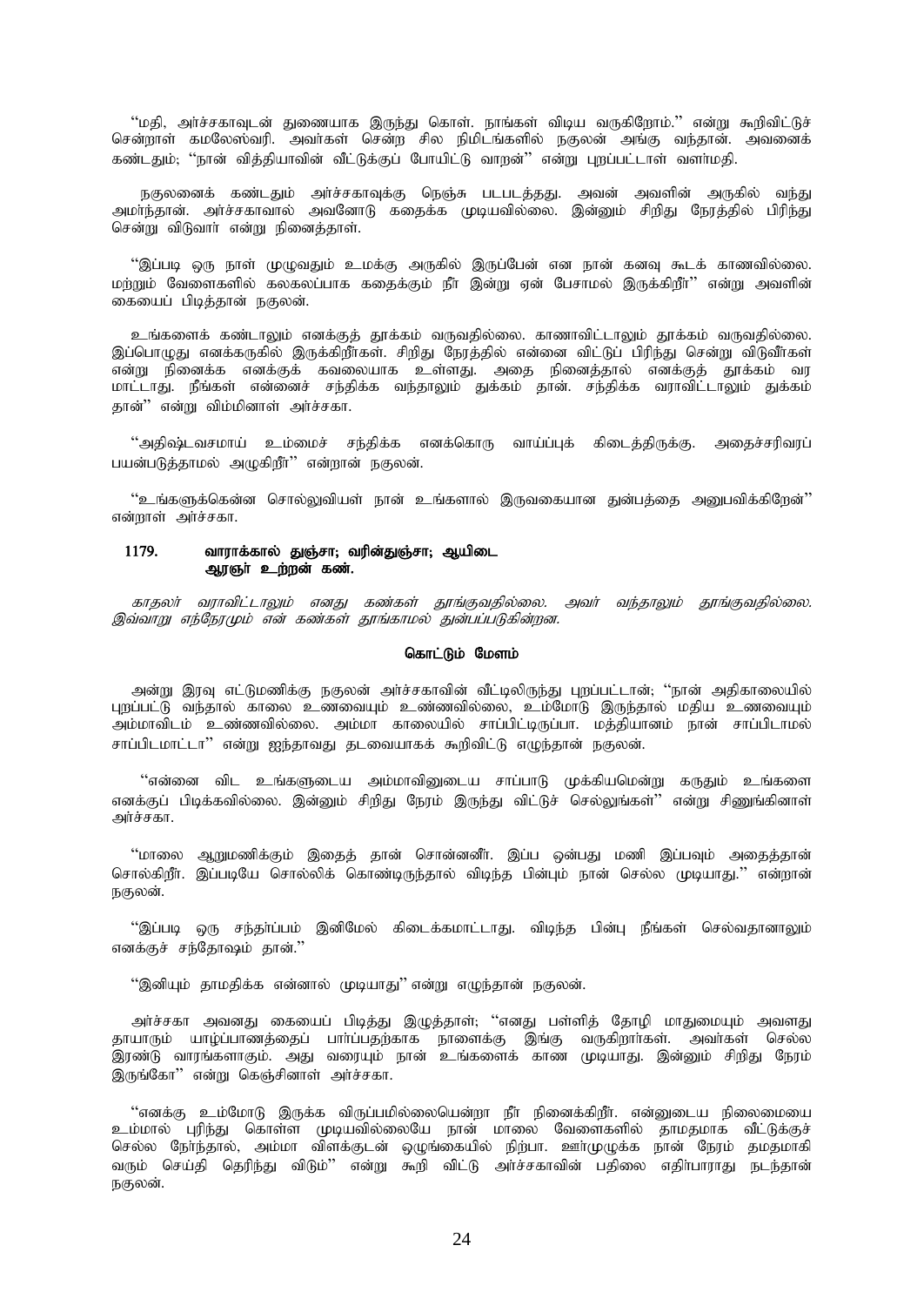"மதி, அர்ச்சகாவுடன் துணையாக இருந்து கொள். நாங்கள் விடிய வருகிறோம்." என்று கூறிவிட்டுச் சென்றாள் கமலேஸ்வரி. அவர்கள் சென்ற சில நிமிடங்களில் நகுலன் அங்கு வந்தான். அவனைக் கண்டதும்; "நான் வித்தியாவின் வீட்டுக்குப் போயிட்டு வாறன்" என்று புறப்பட்டாள் வளர்மதி.

நகுலனைக் கண்டதும் அர்ச்சகாவுக்கு நெஞ்சு படபடத்தது. அவன் அவளின் அருகில் வந்து அமர்ந்தான். அர்ச்சகாவால் அவனோடு கதைக்க முடியவில்லை. இன்னும் சிறிது நேரத்தில் பிரிந்து சென்று விடுவார் என்று நினைத்தாள்.

"இப்படி ஒரு நாள் முழுவதும் உமக்கு அருகில் இருப்பேன் என நான் கனவு கூடக் காணவில்லை. மற்றும் வேளைகளில் கலகலப்பாக கதைக்கும் நீர் இன்று ஏன் பேசாமல் இருக்கிறீர்" என்று அவளின் கையைப் பிடித்தான் நகுலன்.

உங்களைக் கண்டாலும் எனக்குத் தூக்கம் வருவதில்லை. காணாவிட்டாலும் தூக்கம் வருவதில்லை. இப்பொழுது எனக்கருகில் இருக்கிறீர்கள். சிறிது நேரத்தில் என்னை விட்டுப் பிரிந்து சென்று விடுவீர்கள் என்று நினைக்க எனக்குக் கவலையாக உள்ளது. அதை நினைத்தால் எனக்குத் தூக்கம் வர மாட்டாது. நீங்கள் என்னைச் சந்திக்க வந்தாலும் துக்கம் தான். சந்திக்க வராவிட்டாலும் துக்கம் தான்" என்று விம்மினாள் அர்ச்சகா.

"அதிஷ்டவசமாய் உம்மைச் சந்திக்க எனக்கொரு வாய்ப்புக் கிடைத்திருக்கு. அதைச்சரிவரப் பயன்படுத்தாமல் அழுகிறீர்" என்றான் நகுலன்.

"உங்களுக்கென்ன சொல்லுவியள் நான் உங்களால் இருவகையான துன்பத்தை அனுபவிக்கிறேன்" என்றாள் அர்ச்சகா.

**1179. வாராக்கால் துஞ்சா; வரின்துஞ்சா; ஆயிடை**
**ஆரஞர் உற்றன கண்.**

*காதலர் வராவிட்டாலும் எனது கண்கள் தூங்குவதில்லை. அவர் வந்தாலும் தூங்குவதில்லை. இவ்வாறு எந்நேரமும் என் கண்கள் தூங்காமல் துன்பப்படுகின்றன.*

### கொட்டும் மேளம்

அன்று இரவு எட்டுமணிக்கு நகுலன் அர்ச்சகாவின் வீட்டிலிருந்து புறப்பட்டான்; "நான் அதிகாலையில் புறப்பட்டு வந்தால் காலை உணவையும் உண்ணவில்லை, உம்மோடு இருந்தால் மதிய உணவையும் அம்மாவிடம் உண்ணவில்லை. அம்மா காலையில் சாப்பிட்டிருப்பா. மத்தியானம் நான் சாப்பிடாமல் சாப்பிடமாட்டா" என்று ஐந்தாவது தடவையாகக் கூறிவிட்டு எழுந்தான் நகுலன்.

"என்னை விட உங்களுடைய அம்மாவினுடைய சாப்பாடு முக்கியமென்று கருதும் உங்களை எனக்குப் பிடிக்கவில்லை. இன்னும் சிறிது நேரம் இருந்து விட்டுச் செல்லுங்கள்" என்று சிணுங்கினாள் அர்ச்சகா.

"மாலை ஆறுமணிக்கும் இதைத் தான் சொன்னனீர். இப்ப ஒன்பது மணி இப்பவும் அதைத்தான் சொல்கிறீர். இப்படியே சொல்லிக் கொண்டிருந்தால் விடிந்த பின்பும் நான் செல்ல முடியாது." என்றான் நகுலன்.

"இப்படி ஒரு சந்தர்ப்பம் இனிமேல் கிடைக்கமாட்டாது. விடிந்த பின்பு நீங்கள் செல்வதானாலும் எனக்குச் சந்தோஷம் தான்."

"இனியும் தாமதிக்க என்னால் முடியாது" என்று எழுந்தான் நகுலன்.

அர்ச்சகா அவனது கையைப் பிடித்து இழுத்தாள்; "எனது பள்ளித் தோழி மாதுமையும் அவளது தாயாரும் யாழ்ப்பாணத்தைப் பார்ப்பதற்காக நாளைக்கு இங்கு வருகிறார்கள். அவர்கள் செல்ல இரண்டு வாரங்களாகும். அது வரையும் நான் உங்களைக் காண முடியாது. இன்னும் சிறிது நேரம் இருங்கோ" என்று கெஞ்சினாள் அர்ச்சகா.

"எனக்கு உம்மோடு இருக்க விருப்பமில்லையென்றா நீர் நினைக்கிறீர். என்னுடைய நிலைமையை உம்மால் புரிந்து கொள்ள முடியவில்லையே நான் மாலை வேளைகளில் தாமதமாக வீட்டுக்குச் செல்ல நேர்ந்தால், அம்மா விளக்குடன் ஒழுங்கையில் நிற்பா. ஊர்முழுக்க நான் நேரம் தமதமாகி வரும் செய்தி தெரிந்து விடும்" என்று கூறி விட்டு அர்ச்சகாவின் பதிலை எதிர்பாராது நடந்தான் நகுலன்.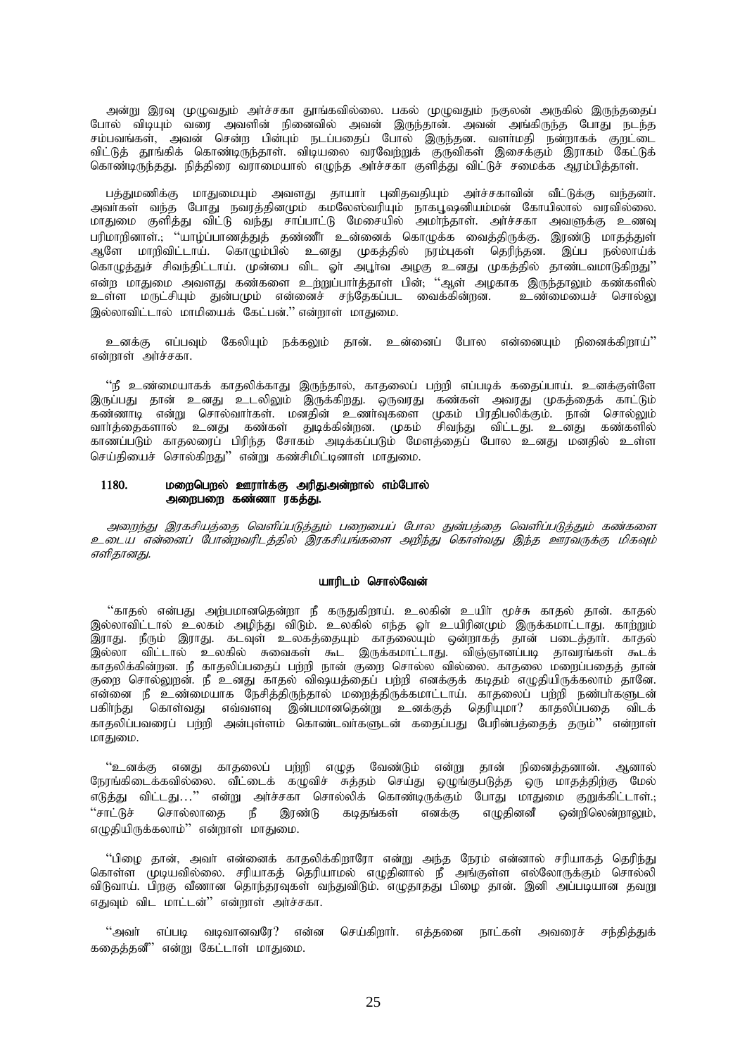அன்று இரவு முழுவதும் அர்ச்சகா தூங்கவில்லை. பகல் முழுவதும் நகுலன் அருகில் இருந்ததைப் போல் விடியும் வரை அவளின் நினைவில் அவன் இருந்தான். அவன் அங்கிருந்த போது நடந்த சம்பவங்கள், அவன் சென்ற பின்பும் நடப்பதைப் போல் இருந்தன. வளர்மதி நன்றாகக் குறட்டை விட்டுத் தூங்கிக் கொண்டிருந்தாள். விடியலை வரவேற்றுக் குருவிகள் இசைக்கும் இராகம் கேட்டுக் கொண்டிருந்தது. நித்திரை வராமையால் எழுந்த அர்ச்சகா குளித்து விட்டுச் சமைக்க ஆரம்பித்தாள்.

பத்துமணிக்கு மாதுமையும் அவளது தாயார் புனிதவதியும் அர்ச்சகாவின் வீட்டுக்கு வந்தனர். அவர்கள் வந்த போது நவரத்தினமும் கமலேஸ்வரியும் நாகபூஷனியம்மன் கோயிலால் வரவில்லை. மாதுமை குளித்து விட்டு வந்து சாப்பாட்டு மேசையில் அமர்ந்தாள். அர்ச்சகா அவளுக்கு உணவு பரிமாறினாள்.; "யாழ்ப்பாணத்துத் தண்ணீர் உன்னைக் கொழுக்க வைத்திருக்கு. இரண்டு மாதத்துள் ஆளே மாறிவிட்டாய். கொழும்பில் உனது முகத்தில் நரம்புகள் தெரிந்தன. இப்ப நல்லாய்க் கொழுத்துச் சிவந்திட்டாய். முன்பை விட ஓர் அபூர்வ அழகு உனது முகத்தில் தாண்டவமாடுகிறது" என்ற மாதுமை அவளது கண்களை உற்றுப்பார்த்தாள் பின்; "ஆள் அழகாக இருந்தாலும் கண்களில் உள்ள மருட்சியும் துன்பமும் என்னைச் சந்தேகப்பட வைக்கின்றன. உண்மையைச் சொல்லு இல்லாவிட்டால் மாமியைக் கேட்பன்." என்றாள் மாதுமை.

உனக்கு எப்பவும் கேலியும் நக்கலும் தான். உன்னைப் போல என்னையும் நினைக்கிறாய்" என்றாள் அர்ச்சகா.

"நீ உண்மையாகக் காதலிக்காது இருந்தால், காதலைப் பற்றி எப்படிக் கதைப்பாய். உனக்குள்ளே இருப்பது தான் உனது உடலிலும் இருக்கிறது. ஒருவரது கண்கள் அவரது முகத்தைக் காட்டும் கண்ணாடி என்று சொல்வார்கள். மனதின் உணர்வுகளை முகம் பிரதிபலிக்கும். நான் சொல்லும் வார்த்தைகளால் உனது கண்கள் துடிக்கின்றன. முகம் சிவந்து விட்டது. உனது கண்களில் காணப்படும் காதலரைப் பிரிந்த சோகம் அடிக்கப்படும் மேளத்தைப் போல உனது மனதில் உள்ள செய்தியைச் சொல்கிறது" என்று கண்சிமிட்டினாள் மாதுமை.

**1180. மறைபெறல் ஊரார்க்கு அரிதுஅன்றால் எம்போல்**
**அறைபறை கண்ணா ரகத்து.**

*அறைந்து இரகசியத்தை வெளிப்படுத்தும் பறையைப் போல துன்பத்தை வெளிப்படுத்தும் கண்களை உடைய என்னைப் போன்றவரிடத்தில் இரகசியங்களை அறிந்து கொள்வது இந்த ஊரவருக்கு மிகவும் எளிதானது.*

### யாரிடம் சொல்வேன்

"காதல் என்பது அற்பமானதென்றா நீ கருதுகிறாய். உலகின் உயிர் மூச்சு காதல் தான். காதல் இல்லாவிட்டால் உலகம் அழிந்து விடும். உலகில் எந்த ஓர் உயிரினமும் இருக்கமாட்டாது. காற்றும் இராது. நீரும் இராது. கடவுள் உலகத்தையும் காதலையும் ஒன்றாகத் தான் படைத்தார். காதல் இல்லா விட்டால் உலகில் சுவைகள் கூட இருக்கமாட்டாது. விஞ்ஞானப்படி தாவரங்கள் கூடக் காதலிக்கின்றன. நீ காதலிப்பதைப் பற்றி நான் குறை சொல்ல வில்லை. காதலை மறைப்பதைத் தான் குறை சொல்லுறன். நீ உனது காதல் விஷயத்தைப் பற்றி எனக்குக் கடிதம் எழுதியிருக்கலாம் தானே. என்னை நீ உண்மையாக நேசித்திருந்தால் மறைத்திருக்கமாட்டாய். காதலைப் பற்றி நண்பர்களுடன் பகிர்ந்து கொள்வது எவ்வளவு இன்பமானதென்று உனக்குத் தெரியுமா? காதலிப்பதை விடக் காதலிப்பவரைப் பற்றி அன்புள்ளம் கொண்டவர்களுடன் கதைப்பது பேரின்பத்தைத் தரும்" என்றாள் மாதுமை.

"உனக்கு எனது காதலைப் பற்றி எழுத வேண்டும் என்று தான் நினைத்தனான். ஆனால் நேரங்கிடைக்கவில்லை. வீட்டைக் கழுவிச் சுத்தம் செய்து ஒழுங்குபடுத்த ஒரு மாதத்திற்கு மேல் எடுத்து விட்டது…" என்று அர்ச்சகா சொல்லிக் கொண்டிருக்கும் போது மாதுமை குறுக்கிட்டாள்.; "சாட்டுச் சொல்லாதை நீ இரண்டு கடிதங்கள் எனக்கு எழுதினனீ ஒன்றிலென்றாலும், எழுதியிருக்கலாம்" என்றாள் மாதுமை.

"பிழை தான், அவர் என்னைக் காதலிக்கிறாரோ என்று அந்த நேரம் என்னால் சரியாகத் தெரிந்து கொள்ள முடியவில்லை. சரியாகத் தெரியாமல் எழுதினால் நீ அங்குள்ள எல்லோருக்கும் சொல்லி விடுவாய். பிறகு வீணான தொந்தரவுகள் வந்துவிடும். எழுதாதது பிழை தான். இனி அப்படியான தவறு எதுவும் விட மாட்டன்" என்றாள் அர்ச்சகா.

"அவர் எப்படி வடிவானவரே? என்ன செய்கிறார். எத்தனை நாட்கள் அவரைச் சந்தித்துக் கதைத்தனீ" என்று கேட்டாள் மாதுமை.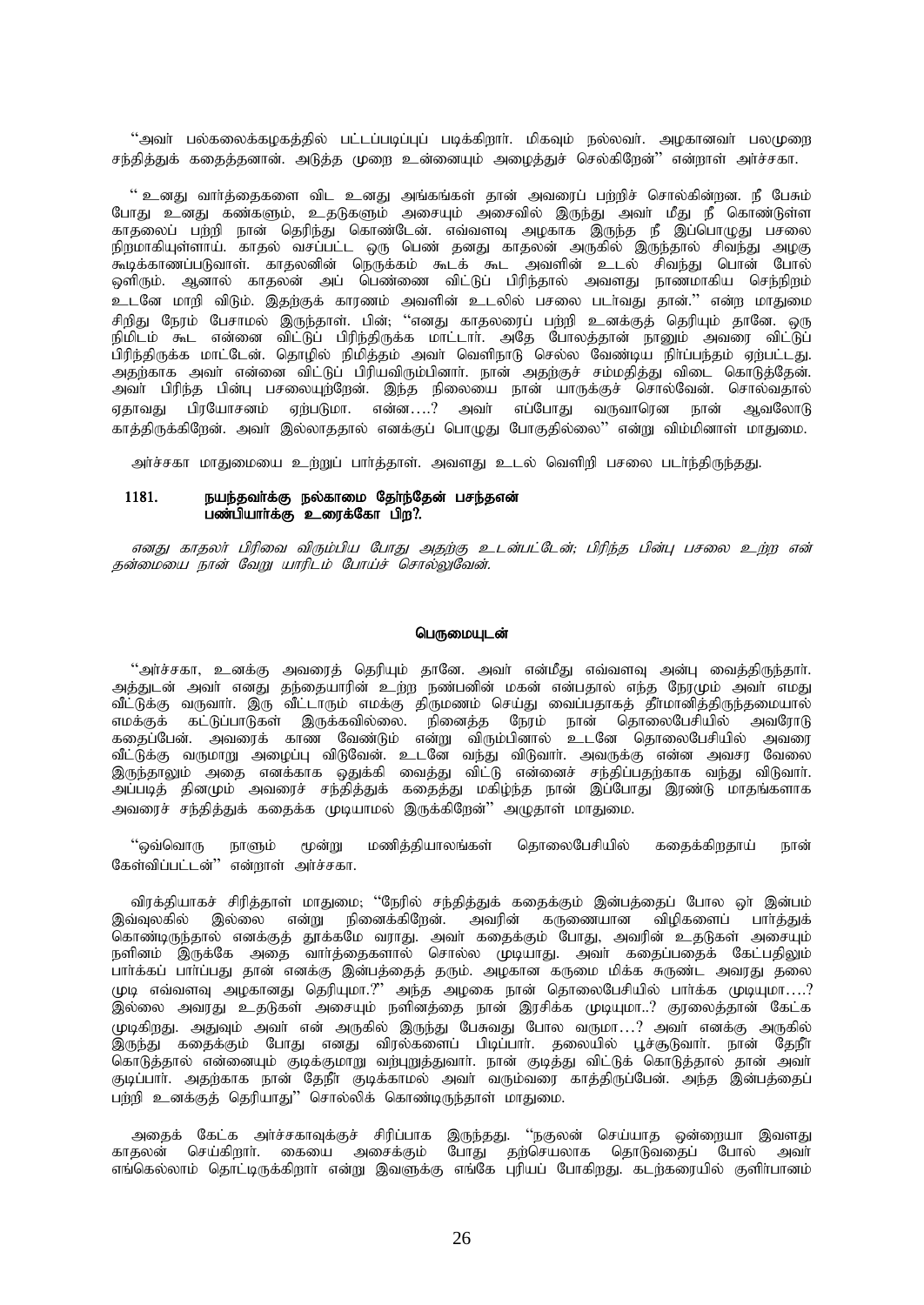''அவர் பல்கலைக்கழகத்தில் பட்டப்படிப்புப் படிக்கிறார். மிகவும் நல்லவர். அழகானவர் பலமுறை சந்தித்துக் கதைத்தனான். அடுத்த முறை உன்னையும் அழைத்துச் செல்கிறேன்'' என்றாள் அர்ச்சகா.

'' உனது வார்த்தைகளை விட உனது அங்கங்கள் தான் அவரைப் பற்றிச் சொல்கின்றன. நீ பேசும் போது உனது கண்களும், உதடுகளும் அசையும் அசைவில் இருந்து அவர் மீது நீ கொண்டுள்ள காதலைப் பற்றி நான் தெரிந்து கொண்டேன். எவ்வளவு அழகாக இருந்த நீ இப்பொழுது பசலை நிறமாகியுள்ளாய். காதல் வசப்பட்ட ஒரு பெண் தனது காதலன் அருகில் இருந்தால் சிவந்து அழகு கூடிக்காணப்படுவாள். காதலனின் நெருக்கம் கூடக் கூட அவளின் உடல் சிவந்து பொன் போல் ஒளிரும். ஆனால் காதலன் அப் பெண்ணை விட்டுப் பிரிந்தால் அவளது நாணமாகிய செந்நிறம் உடனே மாறி விடும். இதற்குக் காரணம் அவளின் உடலில் பசலை படர்வது தான்.'' என்ற மாதுமை சிறிது நேரம் பேசாமல் இருந்தாள். பின்; ''எனது காதலரைப் பற்றி உனக்குத் தெரியும் தானே. ஒரு நிமிடம் கூட என்னை விட்டுப் பிரிந்திருக்க மாட்டார். அதே போலத்தான் நானும் அவரை விட்டுப் பிரிந்திருக்க மாட்டேன். தொழில் நிமித்தம் அவர் வெளிநாடு செல்ல வேண்டிய நிர்ப்பந்தம் ஏற்பட்டது. அதற்காக அவர் என்னை விட்டுப் பிரியவிரும்பினார். நான் அதற்குச் சம்மதித்து விடை கொடுத்தேன். அவர் பிரிந்த பின்பு பசலையுற்றேன். இந்த நிலையை நான் யாருக்குச் சொல்வேன். சொல்வதால் ஏதாவது பிரயோசனம் ஏற்படுமா. என்ன....? அவர் எப்போது வருவாரென நான் ஆவலோடு காத்திருக்கிறேன். அவர் இல்லாததால் எனக்குப் பொழுது போகுதில்லை'' என்று விம்மினாள் மாதுமை.

அர்ச்சகா மாதுமையை உற்றுப் பார்த்தாள். அவளது உடல் வெளிறி பசலை படர்ந்திருந்தது.

**1181. நயந்தவர்க்கு நல்காமை நேர்ந்தேன் பசந்தஎன்
பண்பியார்க்கு உரைக்கோ பிற?.**

*எனது காதலர் பிரிவை விரும்பிய போது அதற்கு உடன்பட்டேன்; பிரிந்த பின்பு பசலை உற்ற என் தன்மையை நான் வேறு யாரிடம் போய்ச் சொல்லுவேன்.*

### பெருமையுடன்

''அர்ச்சகா, உனக்கு அவரைத் தெரியும் தானே. அவர் என்மீது எவ்வளவு அன்பு வைத்திருந்தார். அத்துடன் அவர் எனது தந்தையாரின் உற்ற நண்பனின் மகன் என்பதால் எந்த நேரமும் அவர் எமது வீட்டுக்கு வருவார். இரு வீட்டாரும் எமக்கு திருமணம் செய்து வைப்பதாகத் தீர்மானித்திருந்தமையால் எமக்குக் கட்டுப்பாடுகள் இருக்கவில்லை. நினைத்த நேரம் நான் தொலைபேசியில் அவரோடு கதைப்பேன். அவரைக் காண வேண்டும் என்று விரும்பினால் உடனே தொலைபேசியில் அவரை வீட்டுக்கு வருமாறு அழைப்பு விடுவேன். உடனே வந்து விடுவார். அவருக்கு என்ன அவசர வேலை இருந்தாலும் அதை எனக்காக ஒதுக்கி வைத்து விட்டு என்னைச் சந்திப்பதற்காக வந்து விடுவார். அப்படித் தினமும் அவரைச் சந்தித்துக் கதைத்து மகிழ்ந்த நான் இப்போது இரண்டு மாதங்களாக அவரைச் சந்தித்துக் கதைக்க முடியாமல் இருக்கிறேன்'' அழுதாள் மாதுமை.

''ஒவ்வொரு நாளும் மூன்று மணித்தியாலங்கள் தொலைபேசியில் கதைக்கிறதாய் நான் கேள்விப்பட்டன்'' என்றாள் அர்ச்சகா.

விரக்தியாகச் சிரித்தாள் மாதுமை; ''நேரில் சந்தித்துக் கதைக்கும் இன்பத்தைப் போல ஓர் இன்பம் இவ்வுலகில் இல்லை என்று நினைக்கிறேன். அவரின் கருணையான விழிகளைப் பார்த்துக் கொண்டிருந்தால் எனக்குத் தூக்கமே வராது. அவர் கதைக்கும் போது, அவரின் உதடுகள் அசையும் நளினம் இருக்கே அதை வார்த்தைகளால் சொல்ல முடியாது. அவர் கதைப்பதைக் கேட்பதிலும் பார்க்கப் பார்ப்பது தான் எனக்கு இன்பத்தைத் தரும். அழகான கருமை மிக்க சுருண்ட அவரது தலை முடி எவ்வளவு அழகானது தெரியுமா.?'' அந்த அழகை நான் தொலைபேசியில் பார்க்க முடியுமா....? இல்லை அவரது உதடுகள் அசையும் நளினத்தை நான் இரசிக்க முடியுமா..? குரலைத்தான் கேட்க முடிகிறது. அதுவும் அவர் என் அருகில் இருந்து பேசுவது போல வருமா...? அவர் எனக்கு அருகில் இருந்து கதைக்கும் போது எனது விரல்களைப் பிடிப்பார். தலையில் பூச்சூடுவார். நான் தேநீர் கொடுத்தால் என்னையும் குடிக்குமாறு வற்புறுத்துவார். நான் குடித்து விட்டுக் கொடுத்தால் தான் அவர் குடிப்பார். அதற்காக நான் தேநீர் குடிக்காமல் அவர் வரும்வரை காத்திருப்பேன். அந்த இன்பத்தைப் பற்றி உனக்குத் தெரியாது'' சொல்லிக் கொண்டிருந்தாள் மாதுமை.

அதைக் கேட்க அர்ச்சகாவுக்குச் சிரிப்பாக இருந்தது. ''நகுலன் செய்யாத ஒன்றையா இவளது காதலன் செய்கிறார். கையை அசைக்கும் போது தற்செயலாக தொடுவதைப் போல் அவர் எங்கெல்லாம் தொட்டிருக்கிறார் என்று இவளுக்கு எங்கே புரியப் போகிறது. கடற்கரையில் குளிர்பானம்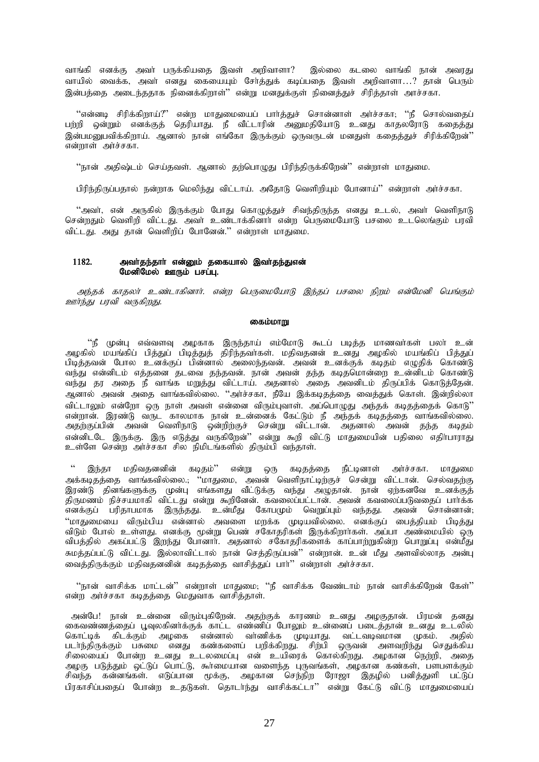வாங்கி எனக்கு அவர் பருக்கியதை இவள் அறிவாளா? இல்லை கடலை வாங்கி நான் அவரது வாயில் வைக்க, அவர் எனது கையையும் சேர்த்துக் கடிப்பதை இவள் அறிவாளா…? தான் பெரும் இன்பத்தை அடைந்ததாக நினைக்கிறாள்'' என்று மனதுக்குள் நினைத்துச் சிரித்தாள் அர்ச்சகா.

''என்னடி சிரிக்கிறாய்?'' என்ற மாதுமையைப் பார்த்துச் சொன்னாள் அர்ச்சகா; ''நீ சொல்வதைப் பற்றி ஒன்றும் எனக்குத் தெரியாது. நீ வீட்டாரின் அனுமதியோடு உனது காதலரோடு கதைத்து இன்பமனுபவிக்கிறாய். ஆனால் நான் எங்கோ இருக்கும் ஒருவருடன் மனதுள் கதைத்துச் சிரிக்கிறேன்'' என்றாள் அர்ச்சகா.

''நான் அதிஷ்டம் செய்தவள். ஆனால் தற்பொழுது பிரிந்திருக்கிறேன்'' என்றாள் மாதுமை.

பிரிந்திருப்பதால் நன்றாக மெலிந்து விட்டாய். அதோடு வெளிறியும் போனாய்'' என்றாள் அர்ச்சகா.

''அவர், என் அருகில் இருக்கும் போது கொழுத்துச் சிவந்திருந்த எனது உடல், அவர் வெளிநாடு சென்றதும் வெளிறி விட்டது. அவர் உண்டாக்கினார் என்ற பெருமையோடு பசலை உடலெங்கும் பரவி விட்டது. அது தான் வெளிறிப் போனேன்.'' என்றாள் மாதுமை.

**1182. அவர்தந்தார் என்னும் தகையால் இவர்தந்துஎன்
மேனிமேல் ஊரும் பசப்பு.**

*அந்தக் காதலர் உண்டாகினார். என்ற பெருமையோடு இந்தப் பசலை நிறம் என்மேனி யெங்கும் ஊர்ந்து பரவி வருகிறது.*

**கைம்மாறு**

''நீ முன்பு எவ்வளவு அழகாக இருந்தாய் எம்மோடு கூடப் படித்த மாணவர்கள் பலர் உன் அழகில் மயங்கிப் பித்துப் பிடித்துத் திரிந்தவர்கள். மதிவதனன் உனது அழகில் மயங்கிப் பித்துப் பிடித்தவன் போல உனக்குப் பின்னால் அலைந்தவன். அவன் உனக்குக் கடிதம் எழுதிக் கொண்டு வந்து என்னிடம் எத்தனை தடவை தந்தவன். நான் அவன் தந்த கடிதமொன்றை உன்னிடம் கொண்டு வந்து தர அதை நீ வாங்க மறுத்து விட்டாய். அதனால் அதை அவனிடம் திருப்பிக் கொடுத்தேன். ஆனால் அவன் அதை வாங்கவில்லை. ''அர்ச்சகா, நீயே இக்கடிதத்தை வைத்துக் கொள். இன்றில்லா விட்டாலும் என்றோ ஒரு நாள் அவள் என்னை விரும்புவாள். அப்பொழுது அந்தக் கடிதத்தைக் கொடு'' என்றான். இரண்டு வருட காலமாக நான் உன்னைக் கேட்டும் நீ அந்தக் கடிதத்தை வாங்கவில்லை. அதற்குப்பின் அவன் வெளிநாடு ஒன்றிற்குச் சென்று விட்டான். அதனால் அவன் தந்த கடிதம் என்னிடமே இருக்கு. இரு எடுத்து வருகிறேன்'' என்று கூறி விட்டு மாதுமையின் பதிலை எதிர்பாராது உள்ளே சென்ற அர்ச்சகா சில நிமிடங்களில் திரும்பி வந்தாள்.

'' இந்தா மதிவதனனின் கடிதம்'' என்று ஒரு கடிதத்தை நீட்டினாள் அர்ச்சகா. மாதுமை அக்கடிதத்தை வாங்கவில்லை.; ''மாதுமை, அவன் வெளிநாட்டிற்குச் சென்று விட்டான். செல்வதற்கு இரண்டு தினங்களுக்கு முன்பு எங்களது வீட்டுக்கு வந்து அழுதான். நான் ஏற்கனவே உனக்குத் திருமணம் நிச்சயமாகி விட்டது என்று கூறினேன். கவலைப்பட்டான். அவன் கவலைப்படுவதைப் பார்க்க எனக்குப் பரிதாபமாக இருந்தது. உன்மீது கோபமும் வெறுப்பும் வந்தது. அவன் சொன்னான்; ''மாதுமையை விரும்பிய என்னால் அவளை மறக்க முடியவில்லை. எனக்குப் பைத்தியம் பிடித்து விடும் போல் உள்ளது. எனக்கு மூன்று பெண் சகோதரிகள் இருக்கிறார்கள். அப்பா அண்மையில் ஒரு விபத்தில் அகப்பட்டு இறந்து போனார். அதனால் சகோதரிகளைக் காப்பாற்றுகின்ற பொறுப்பு என்மீது சுமத்தப்பட்டு விட்டது. இல்லாவிட்டால் நான் செத்திருப்பன்'' என்றான். உன் மீது அளவில்லாத அன்பு வைத்திருக்கும் மதிவதனனின் கடிதத்தை வாசித்துப் பார்'' என்றாள் அர்ச்சகா.

''நான் வாசிக்க மாட்டன்'' என்றாள் மாதுமை; ''நீ வாசிக்க வேண்டாம் நான் வாசிக்கிறேன் கேள்'' என்ற அர்ச்சகா கடிதத்தை மெதுவாக வாசித்தாள்.

அன்பே! நான் உன்னை விரும்புகிறேன். அதற்குக் காரணம் உனது அழகுதான். பிரமன் தனது கைவண்ணத்தைப் பூவுலகினர்க்குக் காட்ட எண்ணிப் போலும் உன்னைப் படைத்தான் உனது உடலில் கொட்டிக் கிடக்கும் அழகை என்னால் வர்ணிக்க முடியாது. வட்டவடிவமான முகம். அதில் படர்ந்திருக்கும் பசுமை எனது கண்களைப் பறிக்கிறது. சிற்பி ஒருவன் அளவறிந்து செதுக்கிய சிலையைப் போன்ற உனது உடலமைப்பு என் உயிரைக் கொல்கிறது. அழகான நெற்றி, அதை அழகு படுத்தும் ஒட்டுப் பொட்டு, கூர்மையான வளைந்த புருவங்கள், அழகான கண்கள், பளபளக்கும் சிவந்த கன்னங்கள். எடுப்பான மூக்கு, அழகான செந்நிற ரோஜா இதழில் பனித்துளி பட்டுப் பிரகாசிப்பதைப் போன்ற உதடுகள். தொடர்ந்து வாசிக்கட்டா'' என்று கேட்டு விட்டு மாதுமையைப்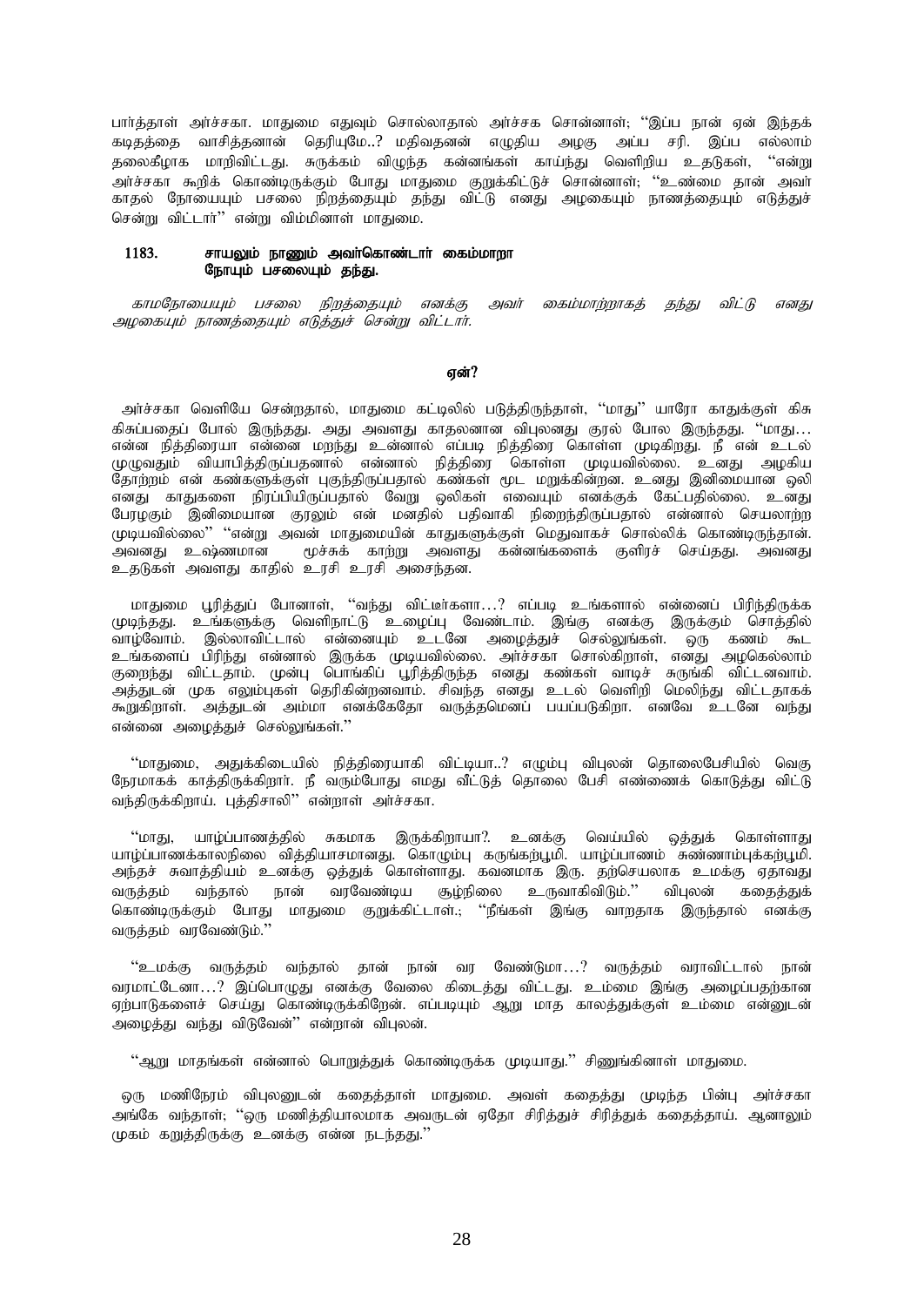பார்த்தாள் அர்ச்சகா. மாதுமை எதுவும் சொல்லாதால் அர்ச்சக சொன்னாள்; ''இப்ப நான் ஏன் இந்தக் கடிதத்தை வாசித்தனான் தெரியுமே..? மதிவதனன் எழுதிய அழகு அப்ப சரி. இப்ப எல்லாம் தலைகீழாக மாறிவிட்டது. சுருக்கம் விழுந்த கன்னங்கள் காய்ந்து வெளிறிய உதடுகள், ''என்று அர்ச்சகா கூறிக் கொண்டிருக்கும் போது மாதுமை குறுக்கிட்டுச் சொன்னாள்; ''உண்மை தான் அவர் காதல் நோயையும் பசலை நிறத்தையும் தந்து விட்டு எனது அழகையும் நாணத்தையும் எடுத்துச் சென்று விட்டார்'' என்று விம்மினாள் மாதுமை.

**1183. சாயலும் நாணும் அவர்கொண்டார் கைம்மாறா**
**நோயும் பசலையும் தந்து.**

*காமநோயையும் பசலை நிறத்தையும் எனக்கு அவர் கைம்மாற்றாகத் தந்து விட்டு எனது அழகையும் நாணத்தையும் எடுத்துச் சென்று விட்டார்.*

**ஏன்?**

அர்ச்சகா வெளியே சென்றதால், மாதுமை கட்டிலில் படுத்திருந்தாள், ''மாது'' யாரோ காதுக்குள் கிசு கிசுப்பதைப் போல் இருந்தது. அது அவளது காதலனான விபுலனது குரல் போல இருந்தது. ''மாது... என்ன நித்திரையா என்னை மறந்து உன்னால் எப்படி நித்திரை கொள்ள முடிகிறது. நீ என் உடல் முழுவதும் வியாபித்திருப்பதனால் என்னால் நித்திரை கொள்ள முடியவில்லை. உனது அழகிய தோற்றம் என் கண்களுக்குள் புகுந்திருப்பதால் கண்கள் மூட மறுக்கின்றன. உனது இனிமையான ஒலி எனது காதுகளை நிரப்பியிருப்பதால் வேறு ஒலிகள் எவையும் எனக்குக் கேட்பதில்லை. உனது பேரழகும் இனிமையான குரலும் என் மனதில் பதிவாகி நிறைந்திருப்பதால் என்னால் செயலாற்ற முடியவில்லை'' ''என்று அவன் மாதுமையின் காதுகளுக்குள் மெதுவாகச் சொல்லிக் கொண்டிருந்தான். அவனது உஷ்ணமான மூச்சுக் காற்று அவளது கன்னங்களைக் குளிரச் செய்தது. அவனது உதடுகள் அவளது காதில் உரசி உரசி அசைந்தன.

மாதுமை பூரித்துப் போனாள், ''வந்து விட்டீர்களா...? எப்படி உங்களால் என்னைப் பிரிந்திருக்க முடிந்தது. உங்களுக்கு வெளிநாட்டு உழைப்பு வேண்டாம். இங்கு எனக்கு இருக்கும் சொத்தில் வாழ்வோம். இல்லாவிட்டால் என்னையும் உடனே அழைத்துச் செல்லுங்கள். ஒரு கணம் கூட உங்களைப் பிரிந்து என்னால் இருக்க முடியவில்லை. அர்ச்சகா சொல்கிறாள், எனது அழகெல்லாம் குறைந்து விட்டதாம். முன்பு பொங்கிப் பூரித்திருந்த எனது கண்கள் வாடிச் சுருங்கி விட்டனவாம். அத்துடன் முக எலும்புகள் தெரிகின்றனவாம். சிவந்த எனது உடல் வெளிறி மெலிந்து விட்டதாகக் கூறுகிறாள். அத்துடன் அம்மா எனக்கேதோ வருத்தமெனப் பயப்படுகிறா. எனவே உடனே வந்து என்னை அழைத்துச் செல்லுங்கள்.''

''மாதுமை, அதுக்கிடையில் நித்திரையாகி விட்டியா..? எழும்பு விபுலன் தொலைபேசியில் வெகு நேரமாகக் காத்திருக்கிறார். நீ வரும்போது எமது வீட்டுத் தொலை பேசி எண்ணைக் கொடுத்து விட்டு வந்திருக்கிறாய். புத்திசாலி'' என்றாள் அர்ச்சகா.

''மாது, யாழ்ப்பாணத்தில் சுகமாக இருக்கிறாயா?. உனக்கு வெய்யில் ஒத்துக் கொள்ளாது யாழ்ப்பாணக்காலநிலை வித்தியாசமானது. கொழும்பு கருங்கற்பூமி. யாழ்ப்பாணம் சுண்ணாம்புக்கற்பூமி. அந்தச் சுவாத்தியம் உனக்கு ஒத்துக் கொள்ளாது. கவனமாக இரு. தற்செயலாக உமக்கு ஏதாவது வருத்தம் வந்தால் நான் வரவேண்டிய சூழ்நிலை உருவாகிவிடும்.'' விபுலன் கதைத்துக் கொண்டிருக்கும் போது மாதுமை குறுக்கிட்டாள்.; ''நீங்கள் இங்கு வாறதாக இருந்தால் எனக்கு வருத்தம் வரவேண்டும்.''

''உமக்கு வருத்தம் வந்தால் தான் நான் வர வேண்டுமா...? வருத்தம் வராவிட்டால் நான் வரமாட்டேனா...? இப்பொழுது எனக்கு வேலை கிடைத்து விட்டது. உம்மை இங்கு அழைப்பதற்கான ஏற்பாடுகளைச் செய்து கொண்டிருக்கிறேன். எப்படியும் ஆறு மாத காலத்துக்குள் உம்மை என்னுடன் அழைத்து வந்து விடுவேன்'' என்றான் விபுலன்.

''ஆறு மாதங்கள் என்னால் பொறுத்துக் கொண்டிருக்க முடியாது.'' சிணுங்கினாள் மாதுமை.

ஒரு மணிநேரம் விபுலனுடன் கதைத்தாள் மாதுமை. அவள் கதைத்து முடிந்த பின்பு அர்ச்சகா அங்கே வந்தாள்; ''ஒரு மணித்தியாலமாக அவருடன் ஏதோ சிரித்துச் சிரித்துக் கதைத்தாய். ஆனாலும் முகம் கறுத்திருக்கு உனக்கு என்ன நடந்தது.''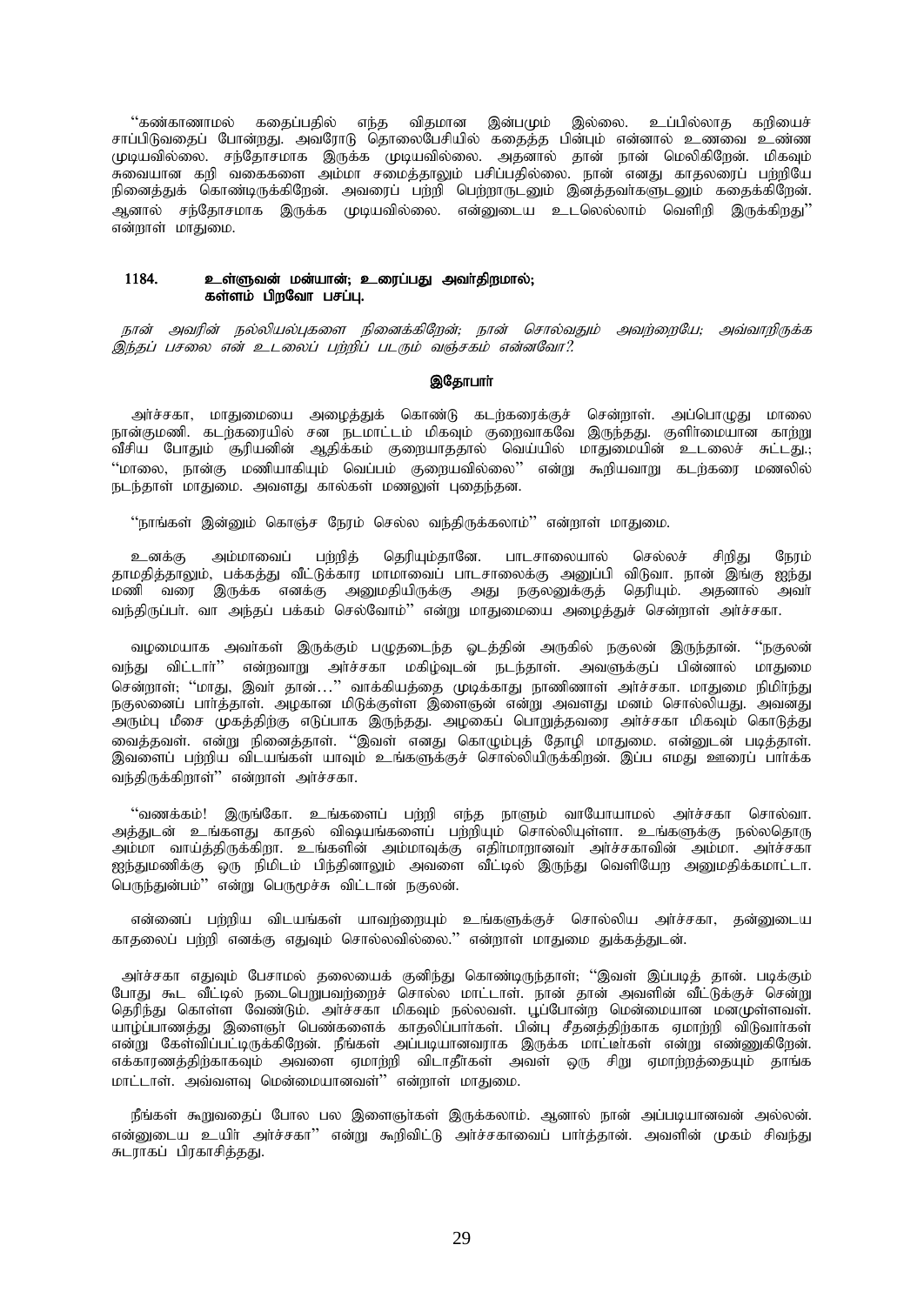"கண்காணாமல் கதைப்பதில் எந்த விதமான இன்பமும் இல்லை. உப்பில்லாத கறியைச் சாப்பிடுவதைப் போன்றது. அவரோடு தொலைபேசியில் கதைத்த பின்பும் என்னால் உணவை உண்ண முடியவில்லை. சந்தோசமாக இருக்க முடியவில்லை. அதனால் தான் நான் மெலிகிறேன். மிகவும் சுவையான கறி வகைகளை அம்மா சமைத்தாலும் பசிப்பதில்லை. நான் எனது காதலரைப் பற்றியே நினைத்துக் கொண்டிருக்கிறேன். அவரைப் பற்றி பெற்றாருடனும் இனத்தவர்களுடனும் கதைக்கிறேன். ஆனால் சந்தோசமாக இருக்க முடியவில்லை. என்னுடைய உடலெல்லாம் வெளிறி இருக்கிறது" என்றாள் மாதுமை.

**1184. உள்ளுவன் மன்யான்; உரைப்பது அவர்திறமால்;**
**கள்ளம் பிறவோ பசப்பு.**

*நான் அவரின் நல்லியல்புகளை நினைக்கிறேன்; நான் சொல்வதும் அவற்றையே; அவ்வாறிருக்க இந்தப் பசலை என் உடலைப் பற்றிப் படரும் வஞ்சகம் என்னவோ?.*

**இதோபார்**

அர்ச்சகா, மாதுமையை அழைத்துக் கொண்டு கடற்கரைக்குச் சென்றாள். அப்பொழுது மாலை நான்குமணி. கடற்கரையில் சன நடமாட்டம் மிகவும் குறைவாகவே இருந்தது. குளிர்மையான காற்று வீசிய போதும் சூரியனின் ஆதிக்கம் குறையாததால் வெய்யில் மாதுமையின் உடலைச் சுட்டது.; "மாலை, நான்கு மணியாகியும் வெப்பம் குறையவில்லை" என்று கூறியவாறு கடற்கரை மணலில் நடந்தாள் மாதுமை. அவளது கால்கள் மணலுள் புதைந்தன.

"நாங்கள் இன்னும் கொஞ்ச நேரம் செல்ல வந்திருக்கலாம்" என்றாள் மாதுமை.

உனக்கு அம்மாவைப் பற்றித் தெரியும்தானே. பாடசாலையால் செல்லச் சிறிது நேரம் தாமதித்தாலும், பக்கத்து வீட்டுக்கார மாமாவைப் பாடசாலைக்கு அனுப்பி விடுவா. நான் இங்கு ஐந்து மணி வரை இருக்க எனக்கு அனுமதியிருக்கு அது நகுலனுக்குத் தெரியும். அதனால் அவர் வந்திருப்பர். வா அந்தப் பக்கம் செல்வோம்" என்று மாதுமையை அழைத்துச் சென்றாள் அர்ச்சகா.

வழமையாக அவர்கள் இருக்கும் பழுதடைந்த ஓடத்தின் அருகில் நகுலன் இருந்தான். "நகுலன் வந்து விட்டார்" என்றவாறு அர்ச்சகா மகிழ்வுடன் நடந்தாள். அவளுக்குப் பின்னால் மாதுமை சென்றாள்; "மாது, இவர் தான்…" வாக்கியத்தை முடிக்காது நாணினாள் அர்ச்சகா. மாதுமை நிமிர்ந்து நகுலனைப் பார்த்தாள். அழகான மிடுக்குள்ள இளைஞன் என்று அவளது மனம் சொல்லியது. அவனது அரும்பு மீசை முகத்திற்கு எடுப்பாக இருந்தது. அழகைப் பொறுத்தவரை அர்ச்சகா மிகவும் கொடுத்து வைத்தவள். என்று நினைத்தாள். "இவள் எனது கொழும்புத் தோழி மாதுமை. என்னுடன் படித்தாள். இவளைப் பற்றிய விடயங்கள் யாவும் உங்களுக்குச் சொல்லியிருக்கிறேன். இப்ப எமது ஊரைப் பார்க்க வந்திருக்கிறாள்" என்றாள் அர்ச்சகா.

"வணக்கம்! இருங்கோ. உங்களைப் பற்றி எந்த நாளும் வாயோயாமல் அர்ச்சகா சொல்வா. அத்துடன் உங்களது காதல் விஷயங்களைப் பற்றியும் சொல்லியுள்ளா. உங்களுக்கு நல்லதொரு அம்மா வாய்த்திருக்கிறா. உங்களின் அம்மாவுக்கு எதிர்மாறானவர் அர்ச்சகாவின் அம்மா. அர்ச்சகா ஐந்துமணிக்கு ஒரு நிமிடம் பிந்தினாலும் அவளை வீட்டில் இருந்து வெளியேற அனுமதிக்கமாட்டா. பெருந்துன்பம்" என்று பெருமூச்சு விட்டான் நகுலன்.

என்னைப் பற்றிய விடயங்கள் யாவற்றையும் உங்களுக்குச் சொல்லிய அர்ச்சகா, தன்னுடைய காதலைப் பற்றி எனக்கு எதுவும் சொல்லவில்லை." என்றாள் மாதுமை துக்கத்துடன்.

அர்ச்சகா எதுவும் பேசாமல் தலையைக் குனிந்து கொண்டிருந்தாள்; "இவள் இப்படித் தான். படிக்கும் போது கூட வீட்டில் நடைபெறுபவற்றைச் சொல்ல மாட்டாள். நான் தான் அவளின் வீட்டுக்குச் சென்று தெரிந்து கொள்ள வேண்டும். அர்ச்சகா மிகவும் நல்லவள். பூப்போன்ற மென்மையான மனமுள்ளவள். யாழ்ப்பாணத்து இளைஞர் பெண்களைக் காதலிப்பார்கள். பின்பு சீதனத்திற்காக ஏமாற்றி விடுவார்கள் என்று கேள்விப்பட்டிருக்கிறேன். நீங்கள் அப்படியானவராக இருக்க மாட்டீர்கள் என்று எண்ணுகிறேன். எக்காரணத்திற்காகவும் அவளை ஏமாற்றி விடாதீர்கள் அவள் ஒரு சிறு ஏமாற்றத்தையும் தாங்க மாட்டாள். அவ்வளவு மென்மையானவள்" என்றாள் மாதுமை.

நீங்கள் கூறுவதைப் போல பல இளைஞர்கள் இருக்கலாம். ஆனால் நான் அப்படியானவன் அல்லன். என்னுடைய உயிர் அர்ச்சகா" என்று கூறிவிட்டு அர்ச்சகாவைப் பார்த்தான். அவளின் முகம் சிவந்து சுடராகப் பிரகாசித்தது.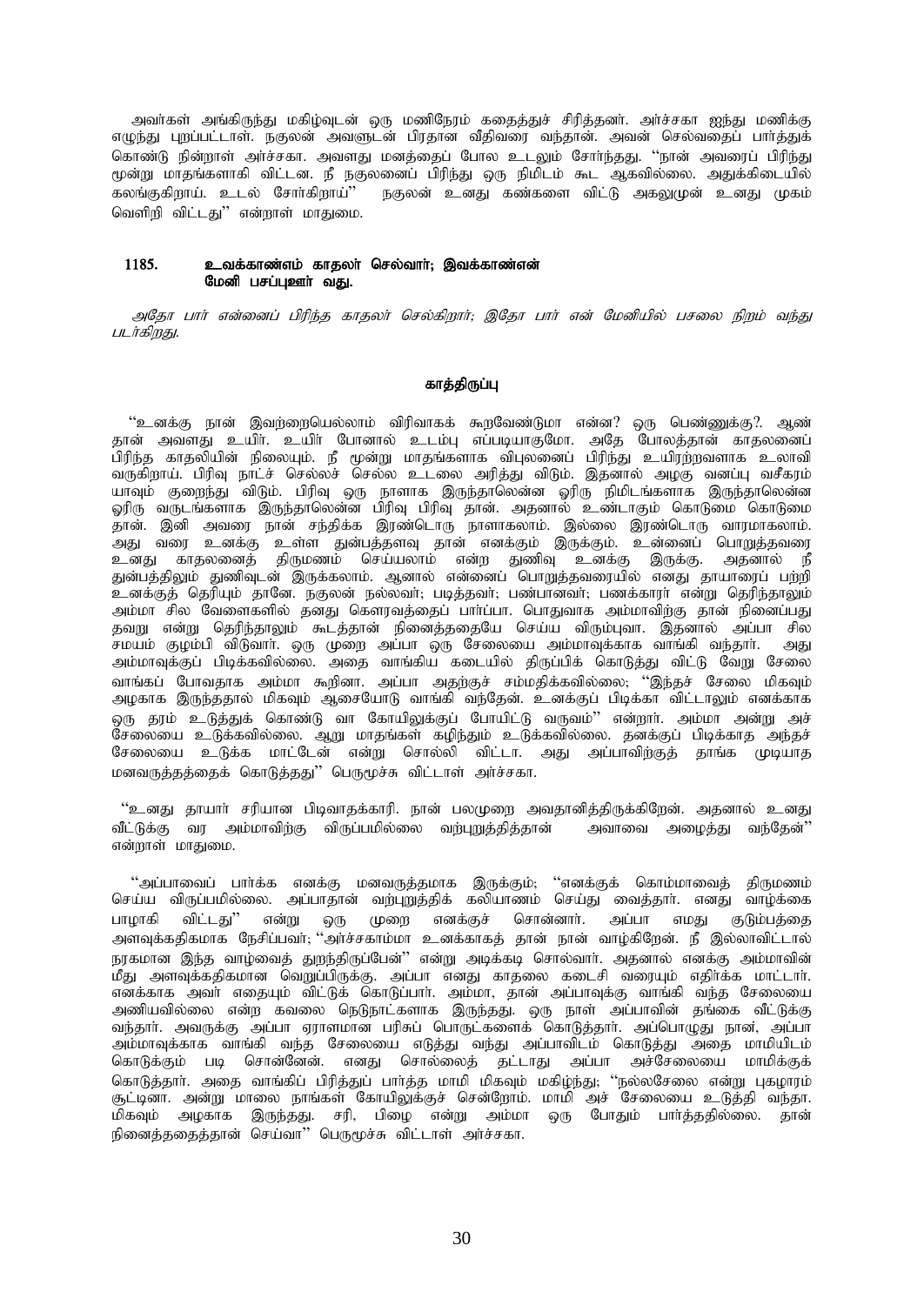அவர்கள் அங்கிருந்து மகிழ்வுடன் ஒரு மணிநேரம் கதைத்துச் சிரித்தனர். அர்ச்சகா ஐந்து மணிக்கு எழுந்து புறப்பட்டாள். நகுலன் அவளுடன் பிரதான வீதிவரை வந்தான். அவன் செல்வதைப் பார்த்துக் கொண்டு நின்றாள் அர்ச்சகா. அவளது மனத்தைப் போல உடலும் சோர்ந்தது. "நான் அவரைப் பிரிந்து மூன்று மாதங்களாகி விட்டன. நீ நகுலனைப் பிரிந்து ஒரு நிமிடம் கூட ஆகவில்லை. அதுக்கிடையில் கலங்குகிறாய். உடல் சோர்கிறாய்" நகுலன் உனது கண்களை விட்டு அகலுமுன் உனது முகம் வெளிறி விட்டது" என்றாள் மாதுமை.

**1185. உவக்காண்எம் காதலர் செல்வார்; இவக்காண்என் மேனி பசப்புஊர் வது.**

*அதோ பார் என்னைப் பிரிந்த காதலர் செல்கிறார்; இதோ பார் என் மேனியில் பசலை நிறம் வந்து படர்கிறது.*

**காத்திருப்பு**

"உனக்கு நான் இவற்றையெல்லாம் விரிவாகக் கூறவேண்டுமா என்ன? ஒரு பெண்ணுக்கு?. ஆண் தான் அவளது உயிர். உயிர் போனால் உடம்பு எப்படியாகுமோ. அதே போலத்தான் காதலனைப் பிரிந்த காதலியின் நிலையும். நீ மூன்று மாதங்களாக விபுலனைப் பிரிந்து உயிரற்றவளாக உலாவி வருகிறாய். பிரிவு நாட்ச் செல்லச் செல்ல உடலை அரித்து விடும். இதனால் அழகு வனப்பு வசீகரம் யாவும் குறைந்து விடும். பிரிவு ஒரு நாளாக இருந்தாலென்ன ஓரிரு நிமிடங்களாக இருந்தாலென்ன ஓரிரு வருடங்களாக இருந்தாலென்ன பிரிவு பிரிவு தான். அதனால் உண்டாகும் கொடுமை கொடுமை தான். இனி அவரை நான் சந்திக்க இரண்டொரு நாளாகலாம். இல்லை இரண்டொரு வாரமாகலாம். அது வரை உனக்கு உள்ள துன்பத்தளவு தான் எனக்கும் இருக்கும். உன்னைப் பொறுத்தவரை உனது காதலனைத் திருமணம் செய்யலாம் என்ற துணிவு உனக்கு இருக்கு. அதனால் நீ துன்பத்திலும் துணிவுடன் இருக்கலாம். ஆனால் என்னைப் பொறுத்தவரையில் எனது தாயாரைப் பற்றி உனக்குத் தெரியும் தானே. நகுலன் நல்லவர்; படித்தவர்; பண்பானவர்; பணக்காரர் என்று தெரிந்தாலும் அம்மா சில வேளைகளில் தனது கௌரவத்தைப் பார்ப்பா. பொதுவாக அம்மாவிற்கு தான் நினைப்பது தவறு என்று தெரிந்தாலும் கூடத்தான் நினைத்ததையே செய்ய விரும்புவா. இதனால் அப்பா சில சமயம் குழம்பி விடுவார். ஒரு முறை அப்பா ஒரு சேலையை அம்மாவுக்காக வாங்கி வந்தார். அது அம்மாவுக்குப் பிடிக்கவில்லை. அதை வாங்கிய கடையில் திருப்பிக் கொடுத்து விட்டு வேறு சேலை வாங்கப் போவதாக அம்மா கூறினா. அப்பா அதற்குச் சம்மதிக்கவில்லை; "இந்தச் சேலை மிகவும் அழகாக இருந்ததால் மிகவும் ஆசையோடு வாங்கி வந்தேன். உனக்குப் பிடிக்கா விட்டாலும் எனக்காக ஒரு தரம் உடுத்துக் கொண்டு வா கோயிலுக்குப் போயிட்டு வருவம்" என்றார். அம்மா அன்று அச் சேலையை உடுக்கவில்லை. ஆறு மாதங்கள் கழிந்தும் உடுக்கவில்லை. தனக்குப் பிடிக்காத அந்தச் சேலையை உடுக்க மாட்டேன் என்று சொல்லி விட்டா. அது அப்பாவிற்குத் தாங்க முடியாத மனவருத்தத்தைக் கொடுத்தது" பெருமூச்சு விட்டாள் அர்ச்சகா.

"உனது தாயார் சரியான பிடிவாதக்காரி. நான் பலமுறை அவதானித்திருக்கிறேன். அதனால் உனது வீட்டுக்கு வர அம்மாவிற்கு விருப்பமில்லை வற்புறுத்தித்தான் அவாவை அழைத்து வந்தேன்" என்றாள் மாதுமை.

"அப்பாவைப் பார்க்க எனக்கு மனவருத்தமாக இருக்கும்; "எனக்குக் கொம்மாவைத் திருமணம் செய்ய விருப்பமில்லை. அப்பாதான் வற்புறுத்திக் கலியாணம் செய்து வைத்தார். எனது வாழ்க்கை பாழாகி விட்டது" என்று ஒரு முறை எனக்குச் சொன்னார். அப்பா எமது குடும்பத்தை அளவுக்கதிகமாக நேசிப்பவர்; "அர்ச்சகாம்மா உனக்காகத் தான் நான் வாழ்கிறேன். நீ இல்லாவிட்டால் நரகமான இந்த வாழ்வைத் துறந்திருப்பேன்" என்று அடிக்கடி சொல்வார். அதனால் எனக்கு அம்மாவின் மீது அளவுக்கதிகமான வெறுப்பிருக்கு. அப்பா எனது காதலை கடைசி வரையும் எதிர்க்க மாட்டார். எனக்காக அவர் எதையும் விட்டுக் கொடுப்பார். அம்மா, தான் அப்பாவுக்கு வாங்கி வந்த சேலையை அணியவில்லை என்ற கவலை நெடுநாட்களாக இருந்தது. ஒரு நாள் அப்பாவின் தங்கை வீட்டுக்கு வந்தார். அவருக்கு அப்பா ஏராளமான பரிசுப் பொருட்களைக் கொடுத்தார். அப்பொழுது நான், அப்பா அம்மாவுக்காக வாங்கி வந்த சேலையை எடுத்து வந்து அப்பாவிடம் கொடுத்து அதை மாமியிடம் கொடுக்கும் படி சொன்னேன். எனது சொல்லைத் தட்டாது அப்பா அச்சேலையை மாமிக்குக் கொடுத்தார். அதை வாங்கிப் பிரித்துப் பார்த்த மாமி மிகவும் மகிழ்ந்து; "நல்லசேலை என்று புகழாரம் சூட்டினா. அன்று மாலை நாங்கள் கோயிலுக்குச் சென்றோம். மாமி அச் சேலையை உடுத்தி வந்தா. மிகவும் அழகாக இருந்தது. சரி, பிழை என்று அம்மா ஒரு போதும் பார்த்ததில்லை. தான் நினைத்ததைத்தான் செய்வா" பெருமூச்சு விட்டாள் அர்ச்சகா.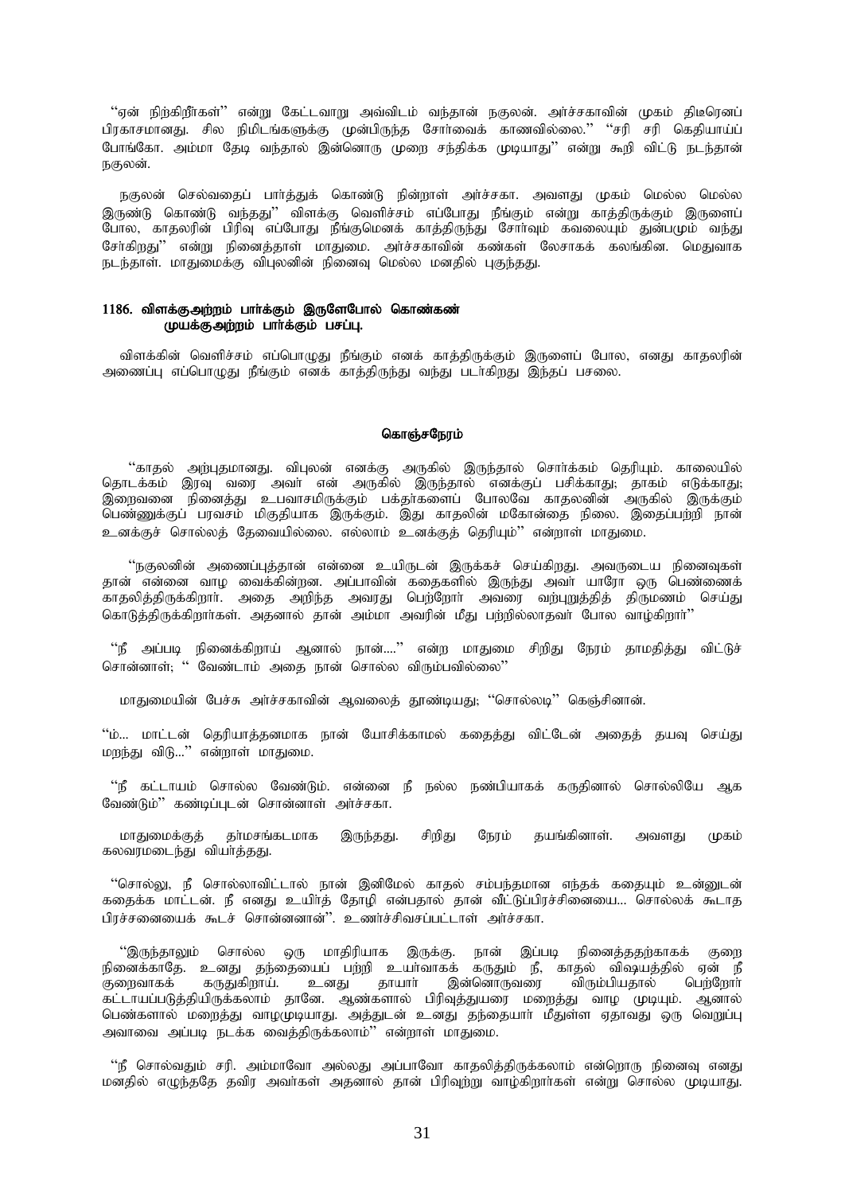''ஏன் நிற்கிறீர்கள்'' என்று கேட்டவாறு அவ்விடம் வந்தான் நகுலன். அர்ச்சகாவின் முகம் திடீரெனப் பிரகாசமானது. சில நிமிடங்களுக்கு முன்பிருந்த சோர்வைக் காணவில்லை.'' ''சரி சரி கெதியாய்ப் போங்கோ. அம்மா தேடி வந்தால் இன்னொரு முறை சந்திக்க முடியாது'' என்று கூறி விட்டு நடந்தான் நகுலன்.

நகுலன் செல்வதைப் பார்த்துக் கொண்டு நின்றாள் அர்ச்சகா. அவளது முகம் மெல்ல மெல்ல இருண்டு கொண்டு வந்தது'' விளக்கு வெளிச்சம் எப்போது நீங்கும் என்று காத்திருக்கும் இருளைப் போல, காதலரின் பிரிவு எப்போது நீங்குமெனக் காத்திருந்து சோர்வும் கவலையும் துன்பமும் வந்து சேர்கிறது'' என்று நினைத்தாள் மாதுமை. அர்ச்சகாவின் கண்கள் லேசாகக் கலங்கின. மெதுவாக நடந்தாள். மாதுமைக்கு விபுலனின் நினைவு மெல்ல மனதில் புகுந்தது.

**1186. விளக்குஅற்றம் பார்க்கும் இருளேபோல் கொண்கண்
முயக்குஅற்றம் பார்க்கும் பசப்பு.**

விளக்கின் வெளிச்சம் எப்பொழுது நீங்கும் எனக் காத்திருக்கும் இருளைப் போல, எனது காதலரின் அணைப்பு எப்பொழுது நீங்கும் எனக் காத்திருந்து வந்து படர்கிறது இந்தப் பசலை.

**கொஞ்சநேரம்**

''காதல் அற்புதமானது. விபுலன் எனக்கு அருகில் இருந்தால் சொர்க்கம் தெரியும். காலையில் தொடக்கம் இரவு வரை அவர் என் அருகில் இருந்தால் எனக்குப் பசிக்காது; தாகம் எடுக்காது; இறைவனை நினைத்து உபவாசமிருக்கும் பக்தர்களைப் போலவே காதலனின் அருகில் இருக்கும் பெண்ணுக்குப் பரவசம் மிகுதியாக இருக்கும். இது காதலின் மகோன்னத நிலை. இதைப்பற்றி நான் உனக்குச் சொல்லத் தேவையில்லை. எல்லாம் உனக்குத் தெரியும்'' என்றாள் மாதுமை.

''நகுலனின் அணைப்புத்தான் என்னை உயிருடன் இருக்கச் செய்கிறது. அவருடைய நினைவுகள் தான் என்னை வாழ வைக்கின்றன. அப்பாவின் கதைகளில் இருந்து அவர் யாரோ ஒரு பெண்ணைக் காதலித்திருக்கிறார். அதை அறிந்த அவரது பெற்றோர் அவரை வற்புறுத்தித் திருமணம் செய்து கொடுத்திருக்கிறார்கள். அதனால் தான் அம்மா அவரின் மீது பற்றில்லாதவர் போல வாழ்கிறார்''

''நீ அப்படி நினைக்கிறாய் ஆனால் நான்....'' என்ற மாதுமை சிறிது நேரம் தாமதித்து விட்டுச் சொன்னாள்; '' வேண்டாம் அதை நான் சொல்ல விரும்பவில்லை''

மாதுமையின் பேச்சு அர்ச்சகாவின் ஆவலைத் தூண்டியது; ''சொல்லடி'' கெஞ்சினான்.

''ம்... மாட்டன் தெரியாத்தனமாக நான் யோசிக்காமல் கதைத்து விட்டேன் அதைத் தயவு செய்து மறந்து விடு...'' என்றாள் மாதுமை.

''நீ கட்டாயம் சொல்ல வேண்டும். என்னை நீ நல்ல நண்பியாகக் கருதினால் சொல்லியே ஆக வேண்டும்'' கண்டிப்புடன் சொன்னாள் அர்ச்சகா.

மாதுமைக்குத் தர்மசங்கடமாக இருந்தது. சிறிது நேரம் தயங்கினாள். அவளது முகம் கலவரமடைந்து வியர்த்தது.

''சொல்லு, நீ சொல்லாவிட்டால் நான் இனிமேல் காதல் சம்பந்தமான எந்தக் கதையும் உன்னுடன் கதைக்க மாட்டன். நீ எனது உயிர்த் தோழி என்பதால் தான் வீட்டுப்பிரச்சினையை... சொல்லக் கூடாத பிரச்சனையைக் கூடச் சொன்னனான்''. உணர்ச்சிவசப்பட்டாள் அர்ச்சகா.

''இருந்தாலும் சொல்ல ஒரு மாதிரியாக இருக்கு. நான் இப்படி நினைத்ததற்காகக் குறை நினைக்காதே. உனது தந்தையைப் பற்றி உயர்வாகக் கருதும் நீ, காதல் விஷயத்தில் ஏன் நீ குறைவாகக் கருதுகிறாய். உனது தாயார் இன்னொருவரை விரும்பியதால் பெற்றோர் கட்டாயப்படுத்தியிருக்கலாம் தானே. ஆண்களால் பிரிவுத்துயரை மறைத்து வாழ முடியும். ஆனால் பெண்களால் மறைத்து வாழமுடியாது. அத்துடன் உனது தந்தையார் மீதுள்ள ஏதாவது ஒரு வெறுப்பு அவாவை அப்படி நடக்க வைத்திருக்கலாம்'' என்றாள் மாதுமை.

''நீ சொல்வதும் சரி. அம்மாவோ அல்லது அப்பாவோ காதலித்திருக்கலாம் என்றொரு நினைவு எனது மனதில் எழுந்ததே தவிர அவர்கள் அதனால் தான் பிரிவுற்று வாழ்கிறார்கள் என்று சொல்ல முடியாது.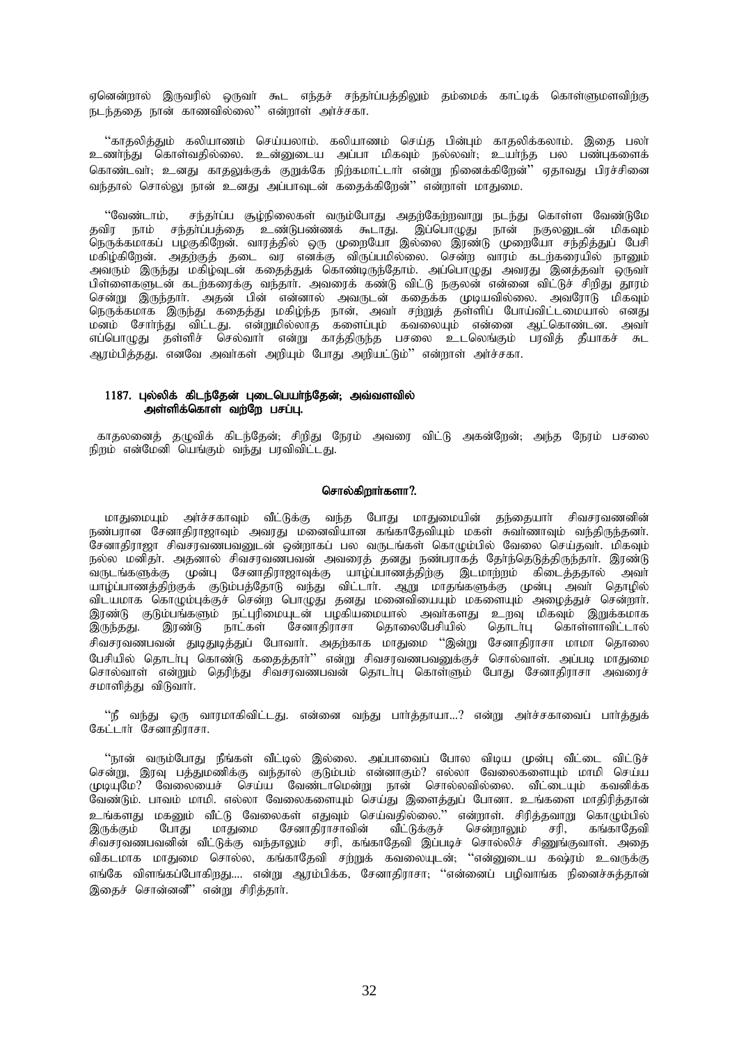ஏனென்றால் இருவரில் ஒருவர் கூட எந்தச் சந்தர்ப்பத்திலும் தம்மைக் காட்டிக் கொள்ளுமளவிற்கு நடந்ததை நான் காணவில்லை'' என்றாள் அர்ச்சகா.

''காதலித்தும் கலியாணம் செய்யலாம். கலியாணம் செய்த பின்பும் காதலிக்கலாம். இதை பலர் உணர்ந்து கொள்வதில்லை. உன்னுடைய அப்பா மிகவும் நல்லவர்; உயர்ந்த பல பண்புகளைக் கொண்டவர்; உனது காதலுக்குக் குறுக்கே நிற்கமாட்டார் என்று நினைக்கிறேன்'' ஏதாவது பிரச்சினை வந்தால் சொல்லு நான் உனது அப்பாவுடன் கதைக்கிறேன்'' என்றாள் மாதுமை.

''வேண்டாம், சந்தர்ப்ப சூழ்நிலைகள் வரும்போது அதற்கேற்றவாறு நடந்து கொள்ள வேண்டுமே தவிர நாம் சந்தர்ப்பத்தை உண்டுபண்ணக் கூடாது. இப்பொழுது நான் நகுலனுடன் மிகவும் நெருக்கமாகப் பழகுகிறேன். வாரத்தில் ஒரு முறையோ இல்லை இரண்டு முறையோ சந்தித்துப் பேசி மகிழ்கிறேன். அதற்குத் தடை வர எனக்கு விருப்பமில்லை. சென்ற வாரம் கடற்கரையில் நானும் அவரும் இருந்து மகிழ்வுடன் கதைத்துக் கொண்டிருந்தோம். அப்பொழுது அவரது இனத்தவர் ஒருவர் பிள்ளைகளுடன் கடற்கரைக்கு வந்தார். அவரைக் கண்டு விட்டு நகுலன் என்னை விட்டுச் சிறிது தூரம் சென்று இருந்தார். அதன் பின் என்னால் அவருடன் கதைக்க முடியவில்லை. அவரோடு மிகவும் நெருக்கமாக இருந்து கதைத்து மகிழ்ந்த நான், அவர் சற்றுத் தள்ளிப் போய்விட்டமையால் எனது மனம் சோர்ந்து விட்டது. என்றுமில்லாத களைப்பும் கவலையும் என்னை ஆட்கொண்டன. அவர் எப்பொழுது தள்ளிச் செல்வார் என்று காத்திருந்த பசலை உடலெங்கும் பரவித் தீயாகச் சுட ஆரம்பித்தது. எனவே அவர்கள் அறியும் போது அறியட்டும்'' என்றாள் அர்ச்சகா.

**1187. புல்லிக் கிடந்தேன் புடைபெயர்ந்தேன்; அவ்வளவில்**
**அள்ளிக்கொள் வற்றே பசப்பு.**

காதலனைத் தழுவிக் கிடந்தேன்; சிறிது நேரம் அவரை விட்டு அகன்றேன்; அந்த நேரம் பசலை நிறம் என்மேனி யெங்கும் வந்து பரவிவிட்டது.

### சொல்கிறார்களா?.

மாதுமையும் அர்ச்சகாவும் வீட்டுக்கு வந்த போது மாதுமையின் தந்தையார் சிவசரவணனின் நண்பரான சேனாதிராஜாவும் அவரது மனைவியான கங்காதேவியும் மகள் சுவர்ணாவும் வந்திருந்தனர். சேனாதிராஜா சிவசரவணபவனுடன் ஒன்றாகப் பல வருடங்கள் கொழும்பில் வேலை செய்தவர். மிகவும் நல்ல மனிதர். அதனால் சிவசரவணபவன் அவரைத் தனது நண்பராகத் தேர்ந்தெடுத்திருந்தார். இரண்டு வருடங்களுக்கு முன்பு சேனாதிராஜாவுக்கு யாழ்ப்பாணத்திற்கு இடமாற்றம் கிடைத்ததால் அவர் யாழ்ப்பாணத்திற்குக் குடும்பத்தோடு வந்து விட்டார். ஆறு மாதங்களுக்கு முன்பு அவர் தொழில் விடயமாக கொழும்புக்குச் சென்ற பொழுது தனது மனைவியையும் மகளையும் அழைத்துச் சென்றார். இரண்டு குடும்பங்களும் நட்புரிமையுடன் பழகியமையால் அவர்களது உறவு மிகவும் இறுக்கமாக இருந்தது. இரண்டு நாட்கள் சேனாதிராசா தொலைபேசியில் தொடர்பு கொள்ளாவிட்டால் சிவசரவணபவன் துடிதுடித்துப் போவார். அதற்காக மாதுமை ''இன்று சேனாதிராசா மாமா தொலை பேசியில் தொடர்பு கொண்டு கதைத்தார்'' என்று சிவசரவணபவனுக்குச் சொல்வாள். அப்படி மாதுமை சொல்வாள் என்றும் தெரிந்து சிவசரவணபவன் தொடர்பு கொள்ளும் போது சேனாதிராசா அவரைச் சமாளித்து விடுவார்.

''நீ வந்து ஒரு வாரமாகிவிட்டது. என்னை வந்து பார்த்தாயா...? என்று அர்ச்சகாவைப் பார்த்துக் கேட்டார் சேனாதிராசா.

''நான் வரும்போது நீங்கள் வீட்டில் இல்லை. அப்பாவைப் போல விடிய முன்பு வீட்டை விட்டுச் சென்று, இரவு பத்துமணிக்கு வந்தால் குடும்பம் என்னாகும்? எல்லா வேலைகளையும் மாமி செய்ய முடியுமே? வேலையைச் செய்ய வேண்டாமென்று நான் சொல்லவில்லை. வீட்டையும் கவனிக்க வேண்டும். பாவம் மாமி. எல்லா வேலைகளையும் செய்து இளைத்துப் போனா. உங்களை மாதிரித்தான் உங்களது மகனும் வீட்டு வேலைகள் எதுவும் செய்வதில்லை.'' என்றாள். சிரித்தவாறு கொழும்பில் இருக்கும் போது மாதுமை சேனாதிராசாவின் வீட்டுக்குச் சென்றாலும் சரி, கங்காதேவி சிவசரவணபவனின் வீட்டுக்கு வந்தாலும் சரி, கங்காதேவி இப்படிச் சொல்லிச் சிணுங்குவாள். அதை விகடமாக மாதுமை சொல்ல, கங்காதேவி சற்றுக் கவலையுடன்; ''என்னுடைய கஷ்ரம் உவருக்கு எங்கே விளங்கப்போகிறது.... என்று ஆரம்பிக்க, சேனாதிராசா; ''என்னைப் பழிவாங்க நினைச்சுத்தான் இதைச் சொன்னனீ'' என்று சிரித்தார்.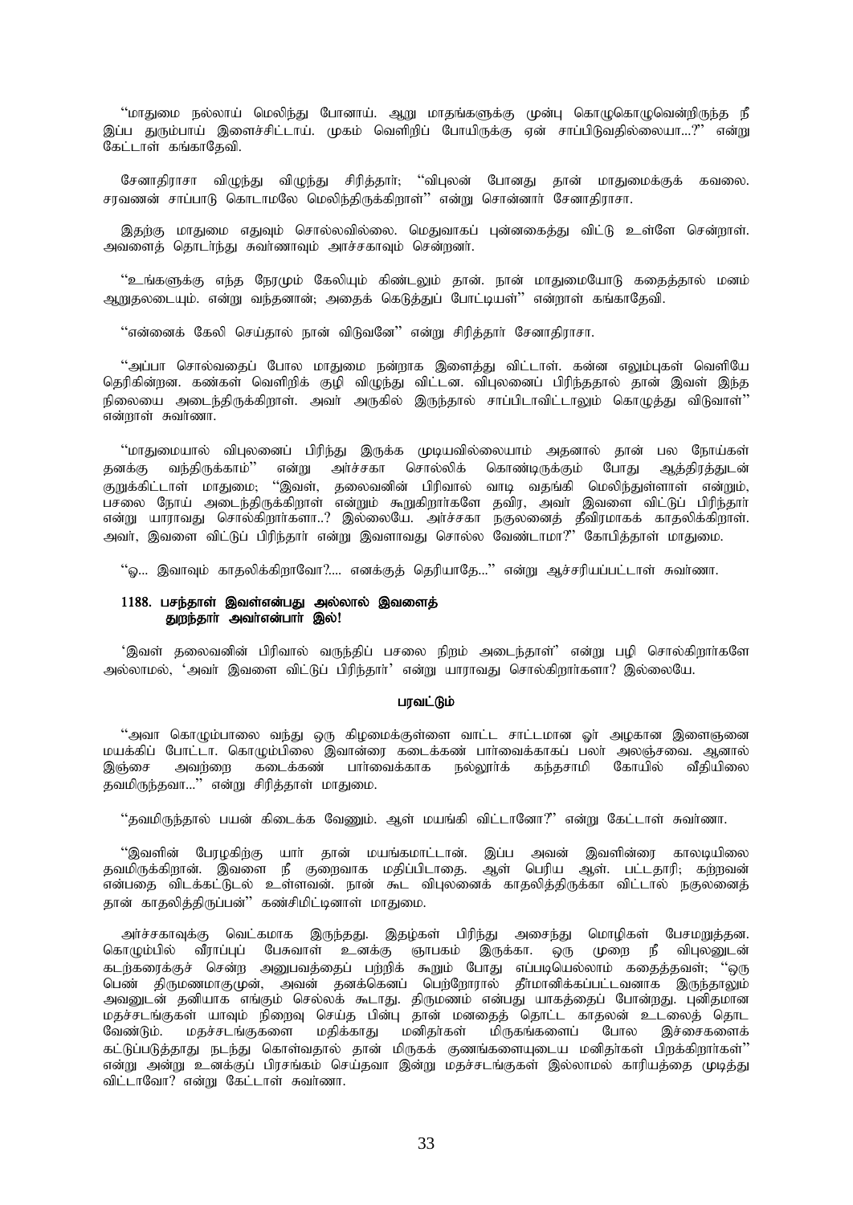"மாதுமை நல்லாய் மெலிந்து போனாய். ஆறு மாதங்களுக்கு முன்பு கொழுகொழுவென்றிருந்த நீ இப்ப துரும்பாய் இளைச்சிட்டாய். முகம் வெளிறிப் போயிருக்கு ஏன் சாப்பிடுவதில்லையா...?" என்று கேட்டாள் கங்காதேவி.

சேனாதிராசா விழுந்து விழுந்து சிரித்தார்; "விபுலன் போனது தான் மாதுமைக்குக் கவலை. சரவணன் சாப்பாடு கொடாமலே மெலிந்திருக்கிறாள்" என்று சொன்னார் சேனாதிராசா.

இதற்கு மாதுமை எதுவும் சொல்லவில்லை. மெதுவாகப் புன்னகைத்து விட்டு உள்ளே சென்றாள். அவளைத் தொடர்ந்து சுவர்ணாவும் அர்ச்சகாவும் சென்றனர்.

"உங்களுக்கு எந்த நேரமும் கேலியும் கிண்டலும் தான். நான் மாதுமையோடு கதைத்தால் மனம் ஆறுதலடையும். என்று வந்தனான்; அதைக் கெடுத்துப் போட்டியள்" என்றாள் கங்காதேவி.

"என்னைக் கேலி செய்தால் நான் விடுவனே" என்று சிரித்தார் சேனாதிராசா.

"அப்பா சொல்வதைப் போல மாதுமை நன்றாக இளைத்து விட்டாள். கன்ன எலும்புகள் வெளியே தெரிகின்றன. கண்கள் வெளிறிக் குழி விழுந்து விட்டன. விபுலனைப் பிரிந்ததால் தான் இவள் இந்த நிலையை அடைந்திருக்கிறாள். அவர் அருகில் இருந்தால் சாப்பிடாவிட்டாலும் கொழுத்து விடுவாள்" என்றாள் சுவர்ணா.

"மாதுமையால் விபுலனைப் பிரிந்து இருக்க முடியவில்லையாம் அதனால் தான் பல நோய்கள் தனக்கு வந்திருக்காம்" என்று அர்ச்சகா சொல்லிக் கொண்டிருக்கும் போது ஆத்திரத்துடன் குறுக்கிட்டாள் மாதுமை; "இவள், தலைவனின் பிரிவால் வாடி வதங்கி மெலிந்துள்ளாள் என்றும், பசலை நோய் அடைந்திருக்கிறாள் என்றும் கூறுகிறார்களே தவிர, அவர் இவளை விட்டுப் பிரிந்தார் என்று யாராவது சொல்கிறார்களா..? இல்லையே. அர்ச்சகா நகுலனைத் தீவிரமாகக் காதலிக்கிறாள். அவர், இவளை விட்டுப் பிரிந்தார் என்று இவளாவது சொல்ல வேண்டாமா?" கோபித்தாள் மாதுமை.

"ஓ... இவாவும் காதலிக்கிறாவோ?.... எனக்குத் தெரியாதே..." என்று ஆச்சரியப்பட்டாள் சுவர்ணா.

**1188. பசந்தாள் இவள்என்பது அல்லால் இவளைத்**
**துறந்தார் அவர்என்பார் இல்!**

'இவள் தலைவனின் பிரிவால் வருந்திப் பசலை நிறம் அடைந்தாள்' என்று பழி சொல்கிறார்களே அல்லாமல், 'அவர் இவளை விட்டுப் பிரிந்தார்' என்று யாராவது சொல்கிறார்களா? இல்லையே.

**பரவட்டும்**

"அவா கொழும்பாலை வந்து ஒரு கிழமைக்குள்ளை வாட்ட சாட்டமான ஓர் அழகான இளைஞனை மயக்கிப் போட்டா. கொழும்பிலை இவான்ரை கடைக்கண் பார்வைக்காகப் பலர் அலஞ்சவை. ஆனால் இஞ்சை அவற்றை கடைக்கண் பார்வைக்காக நல்லூர்க் கந்தசாமி கோயில் வீதியிலை தவமிருந்தவா..." என்று சிரித்தாள் மாதுமை.

"தவமிருந்தால் பயன் கிடைக்க வேணும். ஆள் மயங்கி விட்டானோ?" என்று கேட்டாள் சுவர்ணா.

"இவளின் பேரழகிற்கு யார் தான் மயங்கமாட்டான். இப்ப அவன் இவளின்ரை காலடியிலை தவமிருக்கிறான். இவளை நீ குறைவாக மதிப்பிடாதை. ஆள் பெரிய ஆள். பட்டதாரி; கற்றவன் என்பதை விடக்கட்டுடல் உள்ளவன். நான் கூட விபுலனைக் காதலித்திருக்கா விட்டால் நகுலனைத் தான் காதலித்திருப்பன்" கண்சிமிட்டினாள் மாதுமை.

அர்ச்சகாவுக்கு வெட்கமாக இருந்தது. இதழ்கள் பிரிந்து அசைந்து மொழிகள் பேசமறுத்தன. கொழும்பில் வீராப்புப் பேசுவாள் உனக்கு ஞாபகம் இருக்கா. ஒரு முறை நீ விபுலனுடன் கடற்கரைக்குச் சென்ற அனுபவத்தைப் பற்றிக் கூறும் போது எப்படியெல்லாம் கதைத்தவள்; "ஒரு பெண் திருமணமாகுமுன், அவன் தனக்கெனப் பெற்றோரால் தீர்மானிக்கப்பட்டவனாக இருந்தாலும் அவனுடன் தனியாக எங்கும் செல்லக் கூடாது. திருமணம் என்பது யாகத்தைப் போன்றது. புனிதமான மதச்சடங்குகள் யாவும் நிறைவு செய்த பின்பு தான் மனதைத் தொட்ட காதலன் உடலைத் தொட வேண்டும். மதச்சடங்குகளை மதிக்காது மனிதர்கள் மிருகங்களைப் போல இச்சைகளைக் கட்டுப்படுத்தாது நடந்து கொள்வதால் தான் மிருகக் குணங்களையுடைய மனிதர்கள் பிறக்கிறார்கள்" என்று அன்று உனக்குப் பிரசங்கம் செய்தவா இன்று மதச்சடங்குகள் இல்லாமல் காரியத்தை முடித்து விட்டாவோ? என்று கேட்டாள் சுவர்ணா.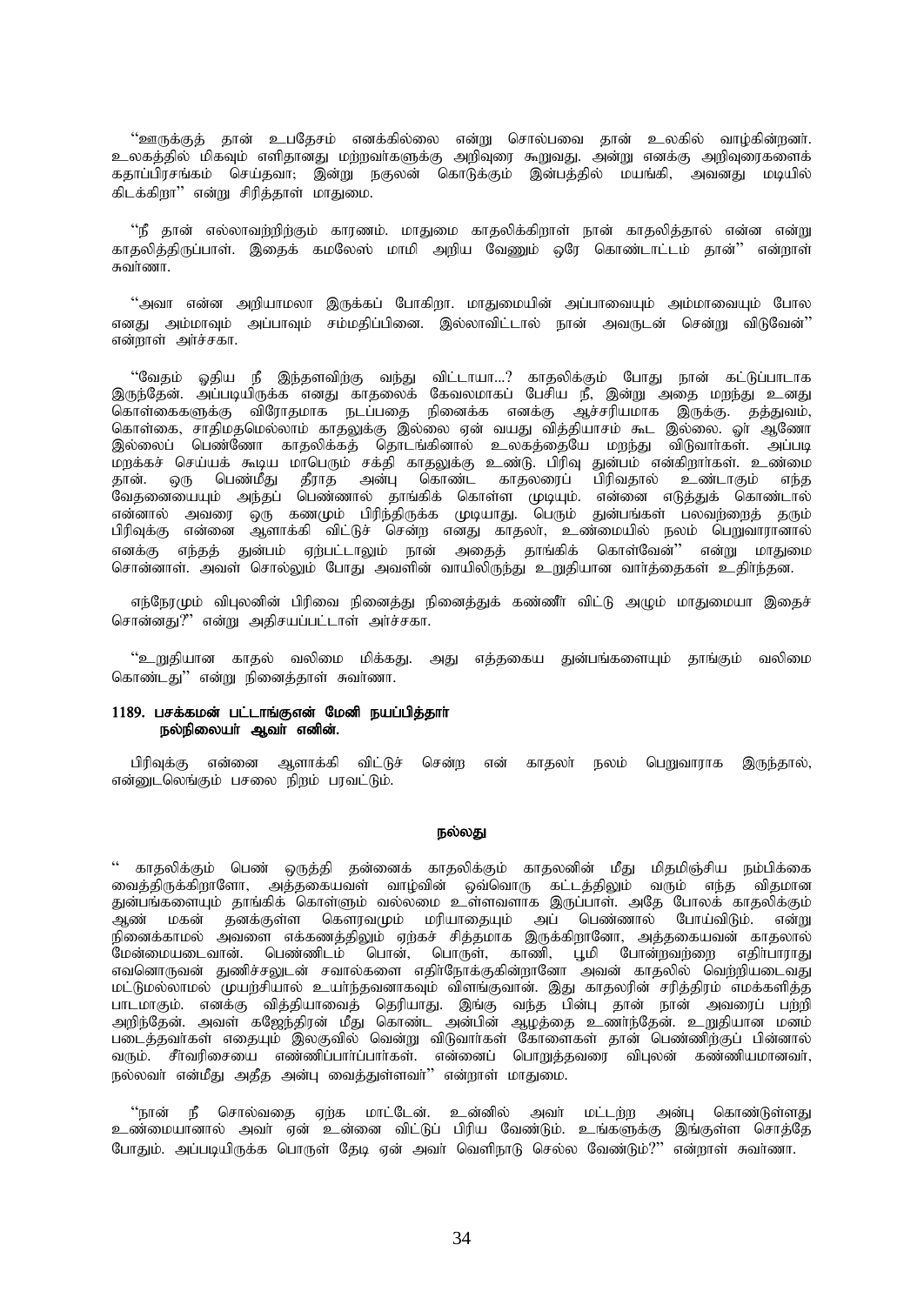“ஊருக்குத் தான் உபதேசம் எனக்கில்லை என்று சொல்பவை தான் உலகில் வாழ்கின்றனர். உலகத்தில் மிகவும் எளிதானது மற்றவர்களுக்கு அறிவுரை கூறுவது. அன்று எனக்கு அறிவுரைகளைக் கதாப்பிரசங்கம் செய்தவா; இன்று நகுலன் கொடுக்கும் இன்பத்தில் மயங்கி, அவனது மடியில் கிடக்கிறா” என்று சிரித்தாள் மாதுமை.

“நீ தான் எல்லாவற்றிற்கும் காரணம். மாதுமை காதலிக்கிறாள் நான் காதலித்தால் என்ன என்று காதலித்திருப்பாள். இதைக் கமலேஸ் மாமி அறிய வேணும் ஒரே கொண்டாட்டம் தான்” என்றாள் சுவர்ணா.

“அவா என்ன அறியாமலா இருக்கப் போகிறா. மாதுமையின் அப்பாவையும் அம்மாவையும் போல எனது அம்மாவும் அப்பாவும் சம்மதிப்பினை. இல்லாவிட்டால் நான் அவருடன் சென்று விடுவேன்” என்றாள் அர்ச்சகா.

“வேதம் ஓதிய நீ இந்தளவிற்கு வந்து விட்டாயா...? காதலிக்கும் போது நான் கட்டுப்பாடாக இருந்தேன். அப்படியிருக்க எனது காதலைக் கேவலமாகப் பேசிய நீ, இன்று அதை மறந்து உனது கொள்கைகளுக்கு விரோதமாக நடப்பதை நினைக்க எனக்கு ஆச்சரியமாக இருக்கு. தத்துவம், கொள்கை, சாதிமதமெல்லாம் காதலுக்கு இல்லை ஏன் வயது வித்தியாசம் கூட இல்லை. ஓர் ஆணோ இல்லைப் பெண்ணோ காதலிக்கத் தொடங்கினால் உலகத்தையே மறந்து விடுவார்கள். அப்படி மறக்கச் செய்யக் கூடிய மாபெரும் சக்தி காதலுக்கு உண்டு. பிரிவு துன்பம் என்கிறார்கள். உண்மை தான். ஒரு பெண்மீது தீராத அன்பு கொண்ட காதலரைப் பிரிவதால் உண்டாகும் எந்த வேதனையையும் அந்தப் பெண்ணால் தாங்கிக் கொள்ள முடியும். என்னை எடுத்துக் கொண்டால் என்னால் அவரை ஒரு கணமும் பிரிந்திருக்க முடியாது. பெரும் துன்பங்கள் பலவற்றைத் தரும் பிரிவுக்கு என்னை ஆளாக்கி விட்டுச் சென்ற எனது காதலர், உண்மையில் நலம் பெறுவாரானால் எனக்கு எந்தத் துன்பம் ஏற்பட்டாலும் நான் அதைத் தாங்கிக் கொள்வேன்” என்று மாதுமை சொன்னாள். அவள் சொல்லும் போது அவளின் வாயிலிருந்து உறுதியான வார்த்தைகள் உதிர்ந்தன.

எந்நேரமும் விபுலனின் பிரிவை நினைத்து நினைத்துக் கண்ணீர் விட்டு அழும் மாதுமையா இதைச் சொன்னது?” என்று அதிசயப்பட்டாள் அர்ச்சகா.

“உறுதியான காதல் வலிமை மிக்கது. அது எத்தகைய துன்பங்களையும் தாங்கும் வலிமை கொண்டது” என்று நினைத்தாள் சுவர்ணா.

**1189. பசக்கமன் பட்டாங்குஎன் மேனி நயப்பித்தார்
நல்நிலையர் ஆவர் எனின்.**

பிரிவுக்கு என்னை ஆளாக்கி விட்டுச் சென்ற என் காதலர் நலம் பெறுவாராக இருந்தால், என்னுடலெங்கும் பசலை நிறம் பரவட்டும்.

**நல்லது**

“ காதலிக்கும் பெண் ஒருத்தி தன்னைக் காதலிக்கும் காதலனின் மீது மிதமிஞ்சிய நம்பிக்கை வைத்திருக்கிறாளோ, அத்தகையவள் வாழ்வின் ஒவ்வொரு கட்டத்திலும் வரும் எந்த விதமான துன்பங்களையும் தாங்கிக் கொள்ளும் வல்லமை உள்ளவளாக இருப்பாள். அதே போலக் காதலிக்கும் ஆண் மகன் தனக்குள்ள கௌரவமும் மரியாதையும் அப் பெண்ணால் போய்விடும். என்று நினைக்காமல் அவளை எக்கணத்திலும் ஏற்கச் சித்தமாக இருக்கிறானோ, அத்தகையவன் காதலால் மேன்மையடைவான். பெண்ணிடம் பொன், பொருள், காணி, பூமி போன்றவற்றை எதிர்பாராது எவனொருவன் துணிச்சலுடன் சவால்களை எதிர்நோக்குகின்றானோ அவன் காதலில் வெற்றியடைவது மட்டுமல்லாமல் முயற்சியால் உயர்ந்தவனாகவும் விளங்குவான். இது காதலரின் சரித்திரம் எமக்களித்த பாடமாகும். எனக்கு வித்தியாவைத் தெரியாது. இங்கு வந்த பின்பு தான் நான் அவரைப் பற்றி அறிந்தேன். அவள் கஜேந்திரன் மீது கொண்ட அன்பின் ஆழத்தை உணர்ந்தேன். உறுதியான மனம் படைத்தவர்கள் எதையும் இலகுவில் வென்று விடுவார்கள் கோழைகள் தான் பெண்ணிற்குப் பின்னால் வரும். சீர்வரிசையை எண்ணிப்பார்ப்பார்கள். என்னைப் பொறுத்தவரை விபுலன் கண்ணியமானவர், நல்லவர் என்மீது அதீத அன்பு வைத்துள்ளவர்” என்றாள் மாதுமை.

“நான் நீ சொல்வதை ஏற்க மாட்டேன். உன்னில் அவர் மட்டற்ற அன்பு கொண்டுள்ளது உண்மையானால் அவர் ஏன் உன்னை விட்டுப் பிரிய வேண்டும். உங்களுக்கு இங்குள்ள சொத்தே போதும். அப்படியிருக்க பொருள் தேடி ஏன் அவர் வெளிநாடு செல்ல வேண்டும்?” என்றாள் சுவர்ணா.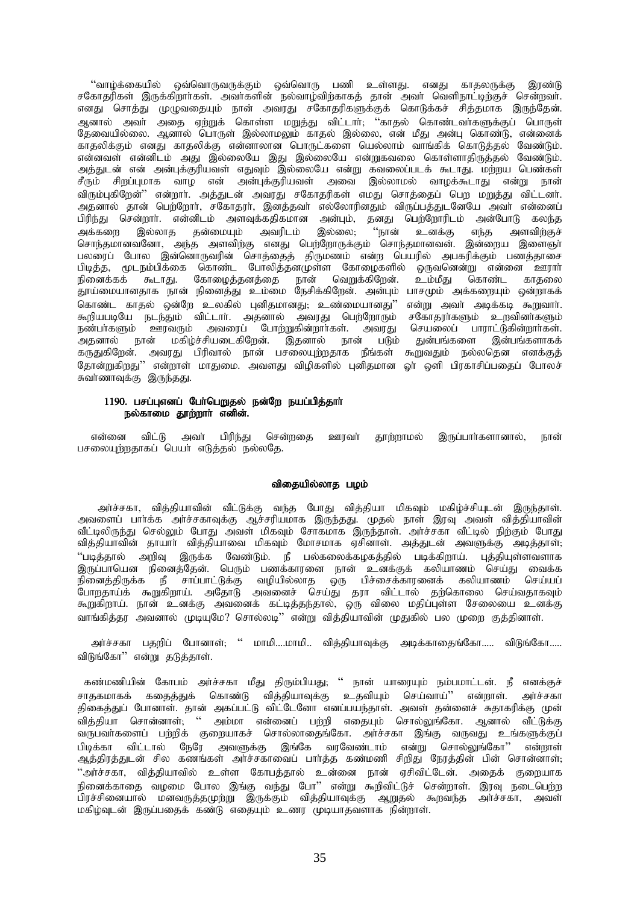"வாழ்க்கையில் ஒவ்வொருவருக்கும் ஒவ்வொரு பணி உள்ளது. எனது காதலருக்கு இரண்டு சகோதரிகள் இருக்கிறார்கள். அவர்களின் நல்வாழ்விற்காகத் தான் அவர் வெளிநாட்டிற்குச் சென்றவர். எனது சொத்து முழுவதையும் நான் அவரது சகோதரிகளுக்குக் கொடுக்கச் சித்தமாக இருந்தேன். ஆனால் அவர் அதை ஏற்றுக் கொள்ள மறுத்து விட்டார்; "காதல் கொண்டவர்களுக்குப் பொருள் தேவையில்லை. ஆனால் பொருள் இல்லாமலும் காதல் இல்லை, என் மீது அன்பு கொண்டு, என்னைக் காதலிக்கும் எனது காதலிக்கு என்னாலான பொருட்களை யெல்லாம் வாங்கிக் கொடுத்தல் வேண்டும். என்னவள் என்னிடம் அது இல்லையே இது இல்லையே என்றுகவலை கொள்ளாதிருத்தல் வேண்டும். அத்துடன் என் அன்புக்குரியவள் எதுவும் இல்லையே என்று கவலைப்படக் கூடாது. மற்றய பெண்கள் சீரும் சிறப்புமாக வாழ என் அன்புக்குரியவள் அவை இல்லாமல் வாழக்கூடாது என்று நான் விரும்புகிறேன்" என்றார். அத்துடன் அவரது சகோதரிகள் எமது சொத்தைப் பெற மறுத்து விட்டனர். அதனால் தான் பெற்றோர், சகோதரர், இனத்தவர் எல்லோரினதும் விருப்பத்துடனேயே அவர் என்னைப் பிரிந்து சென்றார். என்னிடம் அளவுக்கதிகமான அன்பும், தனது பெற்றோரிடம் அன்போடு கலந்த அக்கறை இல்லாத தன்மையும் அவரிடம் இல்லை; "நான் உனக்கு எந்த அளவிற்குச் சொந்தமானவனோ, அந்த அளவிற்கு எனது பெற்றோருக்கும் சொந்தமானவன். இன்றைய இளைஞர் பலரைப் போல இன்னொருவரின் சொத்தைத் திருமணம் என்ற பெயரில் அபகரிக்கும் பணத்தாசை பிடித்த, மூடநம்பிக்கை கொண்ட போலித்தனமுள்ள கோழைகளில் ஒருவனென்று என்னை ஊரார் நினைக்கக் கூடாது. கோழைத்தனத்தை நான் வெறுக்கிறேன். உம்மீது கொண்ட காதலை தூய்மையானதாக நான் நினைத்து உம்மை நேசிக்கிறேன். அன்பும் பாசமும் அக்கறையும் ஒன்றாகக் கொண்ட காதல் ஒன்றே உலகில் புனிதமானது; உண்மையானது" என்று அவர் அடிக்கடி கூறுவார். கூறியபடியே நடந்தும் விட்டார். அதனால் அவரது பெற்றோரும் சகோதரர்களும் உறவினர்களும் நண்பர்களும் ஊரவரும் அவரைப் போற்றுகின்றார்கள். அவரது செயலைப் பாராட்டுகின்றார்கள். அதனால் நான் மகிழ்ச்சியடைகிறேன். இதனால் நான் படும் துன்பங்களை இன்பங்களாகக் கருதுகிறேன். அவரது பிரிவால் நான் பசலையுற்றதாக நீங்கள் கூறுவதும் நல்லதென எனக்குத் தோன்றுகிறது" என்றாள் மாதுமை. அவளது விழிகளில் புனிதமான ஓர் ஒளி பிரகாசிப்பதைப் போலச் சுவர்ணாவுக்கு இருந்தது.

**1190. பசப்புஎனப் பேர்பெறுதல் நன்றே நயப்பித்தார்
நல்காமை தூற்றார் எனின்.**

என்னை விட்டு அவர் பிரிந்து சென்றதை ஊரவர் தூற்றாமல் இருப்பார்களானால், நான் பசலையுற்றதாகப் பெயர் எடுத்தல் நல்லதே.

## விதையில்லாத பழம்

அர்ச்சகா, வித்தியாவின் வீட்டுக்கு வந்த போது வித்தியா மிகவும் மகிழ்ச்சியுடன் இருந்தாள். அவளைப் பார்க்க அர்ச்சகாவுக்கு ஆச்சரியமாக இருந்தது. முதல் நாள் இரவு அவள் வித்தியாவின் வீட்டிலிருந்து செல்லும் போது அவள் மிகவும் சோகமாக இருந்தாள். அர்ச்சகா வீட்டில் நிற்கும் போது வித்தியாவின் தாயார் வித்தியாவை மிகவும் மோசமாக ஏசினாள். அத்துடன் அவளுக்கு அடித்தாள்; "படித்தால் அறிவு இருக்க வேண்டும். நீ பல்கலைக்கழகத்தில் படிக்கிறாய். புத்தியுள்ளவளாக இருப்பாயென நினைத்தேன். பெரும் பணக்காரனை நான் உனக்குக் கலியாணம் செய்து வைக்க நினைத்திருக்க நீ சாப்பாட்டுக்கு வழியில்லாத ஒரு பிச்சைக்காரனைக் கலியாணம் செய்யப் போறதாய்க் கூறுகிறாய். அதோடு அவனைச் செய்து தரா விட்டால் தற்கொலை செய்வதாகவும் கூறுகிறாய். நான் உனக்கு அவனைக் கட்டித்தந்தால், ஒரு விலை மதிப்புள்ள சேலையை உனக்கு வாங்கித்தர அவனால் முடியுமே? சொல்லடி" என்று வித்தியாவின் முதுகில் பல முறை குத்தினாள்.

அர்ச்சகா பதறிப் போனாள்; " மாமி....மாமி.. வித்தியாவுக்கு அடிக்காதைங்கோ..... விடுங்கோ..... விடுங்கோ" என்று தடுத்தாள்.

கண்மணியின் கோபம் அர்ச்சகா மீது திரும்பியது; " நான் யாரையும் நம்பமாட்டன். நீ எனக்குச் சாதகமாகக் கதைத்துக் கொண்டு வித்தியாவுக்கு உதவியும் செய்வாய்" என்றாள். அர்ச்சகா திகைத்துப் போனாள். தான் அகப்பட்டு விட்டேனோ எனப்பயந்தாள். அவள் தன்னைச் சுதாகரிக்கு முன் வித்தியா சொன்னாள்; " அம்மா என்னைப் பற்றி எதையும் சொல்லுங்கோ. ஆனால் வீட்டுக்கு வருபவர்களைப் பற்றிக் குறையாகச் சொல்லாதைங்கோ. அர்ச்சகா இங்கு வருவது உங்களுக்குப் பிடிக்கா விட்டால் நேரே அவளுக்கு இங்கே வரவேண்டாம் என்று சொல்லுங்கோ" என்றாள் ஆத்திரத்துடன் சில கணங்கள் அர்ச்சகாவைப் பார்த்த கண்மணி சிறிது நேரத்தின் பின் சொன்னாள்; "அர்ச்சகா, வித்தியாவில் உள்ள கோபத்தால் உன்னை நான் ஏசிவிட்டேன். அதைக் குறையாக நினைக்காதை வழமை போல இங்கு வந்து போ" என்று கூறிவிட்டுச் சென்றாள். இரவு நடைபெற்ற பிரச்சினையால் மனவருத்தமுற்று இருக்கும் வித்தியாவுக்கு ஆறுதல் கூறவந்த அர்ச்சகா, அவள் மகிழ்வுடன் இருப்பதைக் கண்டு எதையும் உணர முடியாதவளாக நின்றாள்.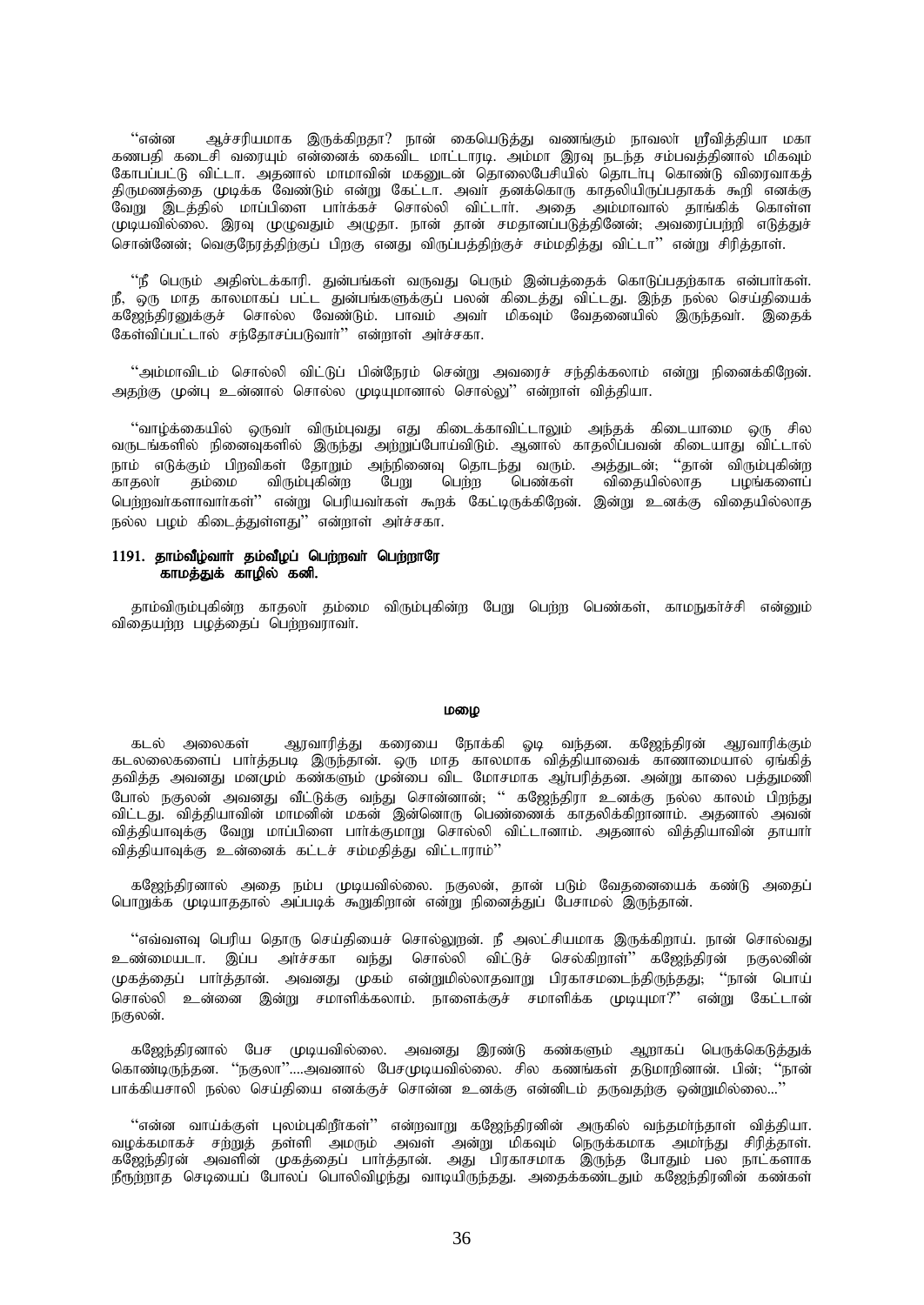''என்ன ஆச்சரியமாக இருக்கிறதா? நான் கையெடுத்து வணங்கும் நாவலர் ஸ்ரீவித்தியா மகா கணபதி கடைசி வரையும் என்னைக் கைவிட மாட்டாரடி. அம்மா இரவு நடந்த சம்பவத்தினால் மிகவும் கோபப்பட்டு விட்டா. அதனால் மாமாவின் மகனுடன் தொலைபேசியில் தொடர்பு கொண்டு விரைவாகத் திருமணத்தை முடிக்க வேண்டும் என்று கேட்டா. அவர் தனக்கொரு காதலியிருப்பதாகக் கூறி எனக்கு வேறு இடத்தில் மாப்பிளை பார்க்கச் சொல்லி விட்டார். அதை அம்மாவால் தாங்கிக் கொள்ள முடியவில்லை. இரவு முழுவதும் அழுதா. நான் தான் சமதானப்படுத்தினேன்; அவரைப்பற்றி எடுத்துச் சொன்னேன்; வெகுநேரத்திற்குப் பிறகு எனது விருப்பத்திற்குச் சம்மதித்து விட்டா'' என்று சிரித்தாள்.

''நீ பெரும் அதிஸ்டக்காரி. துன்பங்கள் வருவது பெரும் இன்பத்தைக் கொடுப்பதற்காக என்பார்கள். நீ, ஒரு மாத காலமாகப் பட்ட துன்பங்களுக்குப் பலன் கிடைத்து விட்டது. இந்த நல்ல செய்தியைக் கஜேந்திரனுக்குச் சொல்ல வேண்டும். பாவம் அவர் மிகவும் வேதனையில் இருந்தவர். இதைக் கேள்விப்பட்டால் சந்தோசப்படுவார்'' என்றாள் அர்ச்சகா.

''அம்மாவிடம் சொல்லி விட்டுப் பின்நேரம் சென்று அவரைச் சந்திக்கலாம் என்று நினைக்கிறேன். அதற்கு முன்பு உன்னால் சொல்ல முடியுமானால் சொல்லு'' என்றாள் வித்தியா.

''வாழ்க்கையில் ஒருவர் விரும்புவது எது கிடைக்காவிட்டாலும் அந்தக் கிடையாமை ஒரு சில வருடங்களில் நினைவுகளில் இருந்து அற்றுப்போய்விடும். ஆனால் காதலிப்பவன் கிடையாது விட்டால் நாம் எடுக்கும் பிறவிகள் தோறும் அந்நினைவு தொடந்து வரும். அத்துடன்; ''தான் விரும்புகின்ற காதலர் தம்மை விரும்புகின்ற பேறு பெற்ற பெண்கள் விதையில்லாத பழங்களைப் பெற்றவர்களாவார்கள்'' என்று பெரியவர்கள் கூறக் கேட்டிருக்கிறேன். இன்று உனக்கு விதையில்லாத நல்ல பழம் கிடைத்துள்ளது'' என்றாள் அர்ச்சகா.

**1191. தாம்வீழ்வார் தம்வீழப் பெற்றவர் பெற்றாரே**
**காமத்துக் காழில் கனி.**

தாம்விரும்புகின்ற காதலர் தம்மை விரும்புகின்ற பேறு பெற்ற பெண்கள், காமநுகர்ச்சி என்னும் விதையற்ற பழத்தைப் பெற்றவராவர்.

### மழை

கடல் அலைகள் ஆரவாரித்து கரையை நோக்கி ஓடி வந்தன. கஜேந்திரன் ஆரவாரிக்கும் கடலலைகளைப் பார்த்தபடி இருந்தான். ஒரு மாத காலமாக வித்தியாவைக் காணாமையால் ஏங்கித் தவித்த அவனது மனமும் கண்களும் முன்பை விட மோசமாக ஆர்பரித்தன. அன்று காலை பத்துமணி போல் நகுலன் அவனது வீட்டுக்கு வந்து சொன்னான்; '' கஜேந்திரா உனக்கு நல்ல காலம் பிறந்து விட்டது. வித்தியாவின் மாமனின் மகன் இன்னொரு பெண்ணைக் காதலிக்கிறானாம். அதனால் அவன் வித்தியாவுக்கு வேறு மாப்பிளை பார்க்குமாறு சொல்லி விட்டானாம். அதனால் வித்தியாவின் தாயார் வித்தியாவுக்கு உன்னைக் கட்டச் சம்மதித்து விட்டாராம்''

கஜேந்திரனால் அதை நம்ப முடியவில்லை. நகுலன், தான் படும் வேதனையைக் கண்டு அதைப் பொறுக்க முடியாததால் அப்படிக் கூறுகிறான் என்று நினைத்துப் பேசாமல் இருந்தான்.

''எவ்வளவு பெரிய தொரு செய்தியைச் சொல்லுறன். நீ அலட்சியமாக இருக்கிறாய். நான் சொல்வது உண்மையடா. இப்ப அர்ச்சகா வந்து சொல்லி விட்டுச் செல்கிறாள்'' கஜேந்திரன் நகுலனின் முகத்தைப் பார்த்தான். அவனது முகம் என்றுமில்லாதவாறு பிரகாசமடைந்திருந்தது; ''நான் பொய் சொல்லி உன்னை இன்று சமாளிக்கலாம். நாளைக்குச் சமாளிக்க முடியுமா?'' என்று கேட்டான் நகுலன்.

கஜேந்திரனால் பேச முடியவில்லை. அவனது இரண்டு கண்களும் ஆறாகப் பெருக்கெடுத்துக் கொண்டிருந்தன. ''நகுலா''....அவனால் பேசமுடியவில்லை. சில கணங்கள் தடுமாறினான். பின்; ''நான் பாக்கியசாலி நல்ல செய்தியை எனக்குச் சொன்ன உனக்கு என்னிடம் தருவதற்கு ஒன்றுமில்லை...''

''என்ன வாய்க்குள் புலம்புகிறீர்கள்'' என்றவாறு கஜேந்திரனின் அருகில் வந்தமர்ந்தாள் வித்தியா. வழக்கமாகச் சற்றுத் தள்ளி அமரும் அவள் அன்று மிகவும் நெருக்கமாக அமர்ந்து சிரித்தாள். கஜேந்திரன் அவளின் முகத்தைப் பார்த்தான். அது பிரகாசமாக இருந்த போதும் பல நாட்களாக நீரூற்றாத செடியைப் போலப் பொலிவிழந்து வாடியிருந்தது. அதைக்கண்டதும் கஜேந்திரனின் கண்கள்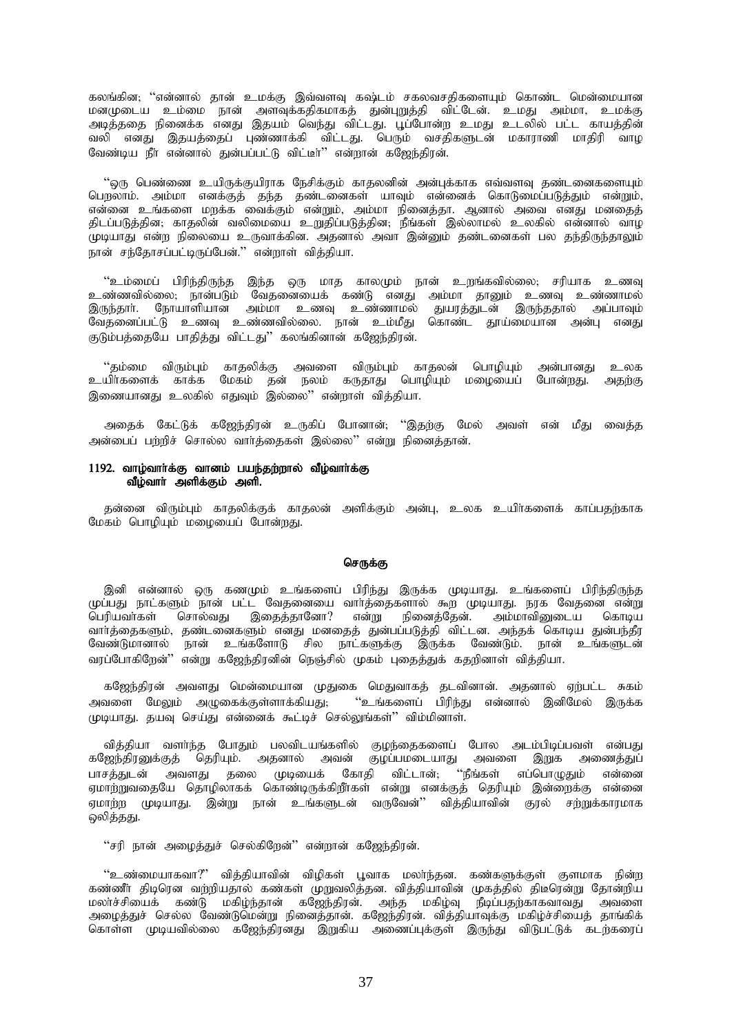கலங்கின; ''என்னால் தான் உமக்கு இவ்வளவு கஷ்டம் சகலவசதிகளையும் கொண்ட மென்மையான மனமுடைய உம்மை நான் அளவுக்கதிகமாகத் துன்புறுத்தி விட்டேன். உமது அம்மா, உமக்கு அடித்ததை நினைக்க எனது இதயம் வெந்து விட்டது. பூப்போன்ற உமது உடலில் பட்ட காயத்தின் வலி எனது இதயத்தைப் புண்ணாக்கி விட்டது. பெரும் வசதிகளுடன் மகாராணி மாதிரி வாழ வேண்டிய நீர் என்னால் துன்பப்பட்டு விட்டீர்'' என்றான் கஜேந்திரன்.

''ஒரு பெண்ணை உயிருக்குயிராக நேசிக்கும் காதலனின் அன்புக்காக எவ்வளவு தண்டனைகளையும் பெறலாம். அம்மா எனக்குத் தந்த தண்டனைகள் யாவும் என்னைக் கொடுமைப்படுத்தும் என்றும், என்னை உங்களை மறக்க வைக்கும் என்றும், அம்மா நினைத்தா. ஆனால் அவை எனது மனதைத் திடப்படுத்தின; காதலின் வலிமையை உறுதிப்படுத்தின; நீங்கள் இல்லாமல் உலகில் என்னால் வாழ முடியாது என்ற நிலையை உருவாக்கின. அதனால் அவா இன்னும் தண்டனைகள் பல தந்திருந்தாலும் நான் சந்தோசப்பட்டிருப்பேன்.'' என்றாள் வித்தியா.

''உம்மைப் பிரிந்திருந்த இந்த ஒரு மாத காலமும் நான் உறங்கவில்லை; சரியாக உணவு உண்ணவில்லை; நான்படும் வேதனையைக் கண்டு எனது அம்மா தானும் உணவு உண்ணாமல் இருந்தார். நோயாளியான அம்மா உணவு உண்ணாமல் துயரத்துடன் இருந்ததால் அப்பாவும் வேதனைப்பட்டு உணவு உண்ணவில்லை. நான் உம்மீது கொண்ட தூய்மையான அன்பு எனது குடும்பத்தையே பாதித்து விட்டது'' கலங்கினான் கஜேந்திரன்.

''தம்மை விரும்பும் காதலிக்கு அவளை விரும்பும் காதலன் பொழியும் அன்பானது உலக உயிர்களைக் காக்க மேகம் தன் நலம் கருதாது பொழியும் மழையைப் போன்றது. அதற்கு இணையானது உலகில் எதுவும் இல்லை'' என்றாள் வித்தியா.

அதைக் கேட்டுக் கஜேந்திரன் உருகிப் போனான்; ''இதற்கு மேல் அவள் என் மீது வைத்த அன்பைப் பற்றிச் சொல்ல வார்த்தைகள் இல்லை'' என்று நினைத்தான்.

**1192. வாழ்வார்க்கு வானம் பயந்தற்றால் வீழ்வார்க்கு**
**வீழ்வார் அளிக்கும் அளி.**

தன்னை விரும்பும் காதலிக்குக் காதலன் அளிக்கும் அன்பு, உலக உயிர்களைக் காப்பதற்காக மேகம் பொழியும் மழையைப் போன்றது.

**செருக்கு**

இனி என்னால் ஒரு கணமும் உங்களைப் பிரிந்து இருக்க முடியாது. உங்களைப் பிரிந்திருந்த முப்பது நாட்களும் நான் பட்ட வேதனையை வார்த்தைகளால் கூற முடியாது. நரக வேதனை என்று பெரியவர்கள் சொல்வது இதைத்தானோ? என்று நினைத்தேன். அம்மாவினுடைய கொடிய வார்த்தைகளும், தண்டனைகளும் எனது மனதைத் துன்பப்படுத்தி விட்டன. அந்தக் கொடிய துன்பந்தீர வேண்டுமானால் நான் உங்களோடு சில நாட்களுக்கு இருக்க வேண்டும். நான் உங்களுடன் வரப்போகிறேன்'' என்று கஜேந்திரனின் நெஞ்சில் முகம் புதைத்துக் கதறினாள் வித்தியா.

கஜேந்திரன் அவளது மென்மையான முதுகை மெதுவாகத் தடவினான். அதனால் ஏற்பட்ட சுகம் அவளை மேலும் அழுகைக்குள்ளாக்கியது; ''உங்களைப் பிரிந்து என்னால் இனிமேல் இருக்க முடியாது. தயவு செய்து என்னைக் கூட்டிச் செல்லுங்கள்'' விம்மினாள்.

வித்தியா வளர்ந்த போதும் பலவிடயங்களில் குழந்தைகளைப் போல அடம்பிடிப்பவள் என்பது கஜேந்திரனுக்குத் தெரியும். அதனால் அவன் குழப்பமடையாது அவளை இறுக அணைத்துப் பாசத்துடன் அவளது தலை முடியைக் கோதி விட்டான்; ''நீங்கள் எப்பொழுதும் என்னை ஏமாற்றுவதையே தொழிலாகக் கொண்டிருக்கிறீர்கள் என்று எனக்குத் தெரியும் இன்றைக்கு என்னை ஏமாற்ற முடியாது. இன்று நான் உங்களுடன் வருவேன்'' வித்தியாவின் குரல் சற்றுக்காரமாக ஒலித்தது.

''சரி நான் அழைத்துச் செல்கிறேன்'' என்றான் கஜேந்திரன்.

''உண்மையாகவா?'' வித்தியாவின் விழிகள் பூவாக மலர்ந்தன. கண்களுக்குள் குளமாக நின்ற கண்ணீர் திடீரென வற்றியதால் கண்கள் முறுவலித்தன. வித்தியாவின் முகத்தில் திடீரென்று தோன்றிய மலர்ச்சியைக் கண்டு மகிழ்ந்தான் கஜேந்திரன். அந்த மகிழ்வு நீடிப்பதற்காகவாவது அவளை அழைத்துச் செல்ல வேண்டுமென்று நினைத்தான். கஜேந்திரன். வித்தியாவுக்கு மகிழ்ச்சியைத் தாங்கிக் கொள்ள முடியவில்லை கஜேந்திரனது இறுகிய அணைப்புக்குள் இருந்து விடுபட்டுக் கடற்கரைப்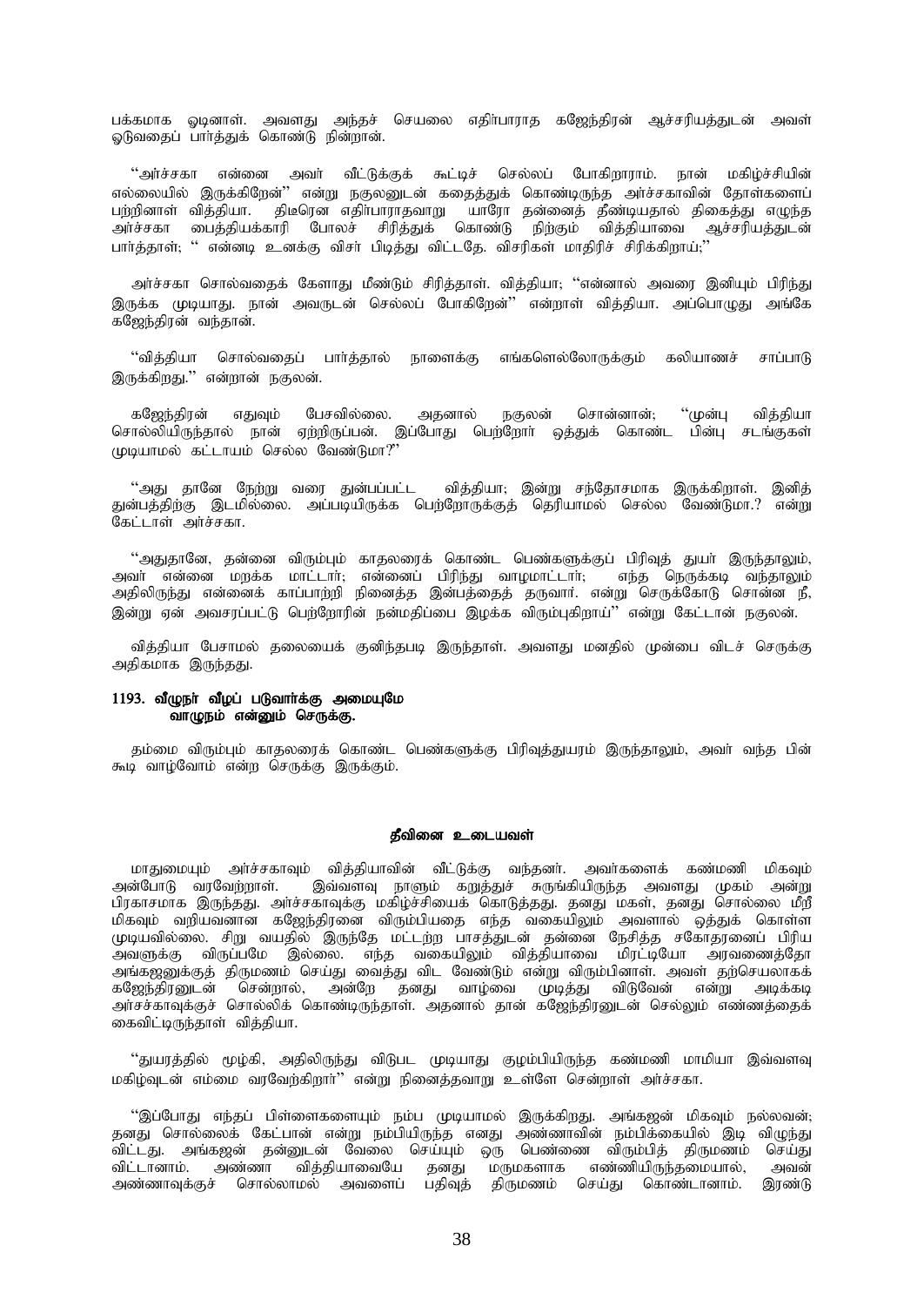பக்கமாக ஓடினாள். அவளது அந்தச் செயலை எதிர்பாராத கஜேந்திரன் ஆச்சரியத்துடன் அவள் ஓடுவதைப் பார்த்துக் கொண்டு நின்றான்.

''அர்ச்சகா என்னை அவர் வீட்டுக்குக் கூட்டிச் செல்லப் போகிறாராம். நான் மகிழ்ச்சியின் எல்லையில் இருக்கிறேன்'' என்று நகுலனுடன் கதைத்துக் கொண்டிருந்த அர்ச்சகாவின் தோள்களைப் பற்றினாள் வித்தியா. திடீரென எதிர்பாராதவாறு யாரோ தன்னைத் தீண்டியதால் திகைத்து எழுந்த அர்ச்சகா பைத்தியக்காரி போலச் சிரித்துக் கொண்டு நிற்கும் வித்தியாவை ஆச்சரியத்துடன் பார்த்தாள்; '' என்னடி உனக்கு விசர் பிடித்து விட்டதே. விசரிகள் மாதிரிச் சிரிக்கிறாய்;''

அர்ச்சகா சொல்வதைக் கேளாது மீண்டும் சிரித்தாள். வித்தியா; ''என்னால் அவரை இனியும் பிரிந்து இருக்க முடியாது. நான் அவருடன் செல்லப் போகிறேன்'' என்றாள் வித்தியா. அப்பொழுது அங்கே கஜேந்திரன் வந்தான்.

''வித்தியா சொல்வதைப் பார்த்தால் நாளைக்கு எங்களெல்லோருக்கும் கலியாணச் சாப்பாடு இருக்கிறது.'' என்றான் நகுலன்.

கஜேந்திரன் எதுவும் பேசவில்லை. அதனால் நகுலன் சொன்னான்; ''முன்பு வித்தியா சொல்லியிருந்தால் நான் ஏற்றிருப்பன். இப்போது பெற்றோர் ஒத்துக் கொண்ட பின்பு சடங்குகள் முடியாமல் கட்டாயம் செல்ல வேண்டுமா?''

''அது தானே நேற்று வரை துன்பப்பட்ட வித்தியா; இன்று சந்தோசமாக இருக்கிறாள். இனித் துன்பத்திற்கு இடமில்லை. அப்படியிருக்க பெற்றோருக்குத் தெரியாமல் செல்ல வேண்டுமா.? என்று கேட்டாள் அர்ச்சகா.

''அதுதானே, தன்னை விரும்பும் காதலரைக் கொண்ட பெண்களுக்குப் பிரிவுத் துயர் இருந்தாலும், அவர் என்னை மறக்க மாட்டார்; என்னைப் பிரிந்து வாழமாட்டார்; எந்த நெருக்கடி வந்தாலும் அதிலிருந்து என்னைக் காப்பாற்றி நினைத்த இன்பத்தைத் தருவார். என்று செருக்கோடு சொன்ன நீ, இன்று ஏன் அவசரப்பட்டு பெற்றோரின் நன்மதிப்பை இழக்க விரும்புகிறாய்'' என்று கேட்டான் நகுலன்.

வித்தியா பேசாமல் தலையைக் குனிந்தபடி இருந்தாள். அவளது மனதில் முன்பை விடச் செருக்கு அதிகமாக இருந்தது.

**1193. வீழுநர் வீழப் படுவார்க்கு அமையுமே
வாழுநம் என்னும் செருக்கு.**

தம்மை விரும்பும் காதலரைக் கொண்ட பெண்களுக்கு பிரிவுத்துயரம் இருந்தாலும், அவர் வந்த பின் கூடி வாழ்வோம் என்ற செருக்கு இருக்கும்.

### தீவினை உடையவள்

மாதுமையும் அர்ச்சகாவும் வித்தியாவின் வீட்டுக்கு வந்தனர். அவர்களைக் கண்மணி மிகவும் அன்போடு வரவேற்றாள். இவ்வளவு நாளும் கறுத்துச் சுருங்கியிருந்த அவளது முகம் அன்று பிரகாசமாக இருந்தது. அர்ச்சகாவுக்கு மகிழ்ச்சியைக் கொடுத்தது. தனது மகள், தனது சொல்லை மீறீ மிகவும் வறியவனான கஜேந்திரனை விரும்பியதை எந்த வகையிலும் அவளால் ஒத்துக் கொள்ள முடியவில்லை. சிறு வயதில் இருந்தே மட்டற்ற பாசத்துடன் தன்னை நேசித்த சகோதரனைப் பிரிய அவளுக்கு விருப்பமே இல்லை. எந்த வகையிலும் வித்தியாவை மிரட்டியோ அரவணைத்தோ அங்கஜனுக்குத் திருமணம் செய்து வைத்து விட வேண்டும் என்று விரும்பினாள். அவள் தற்செயலாகக் கஜேந்திரனுடன் சென்றால், அன்றே தனது வாழ்வை முடித்து விடுவேன் என்று அடிக்கடி அர்ச்சகாவுக்குச் சொல்லிக் கொண்டிருந்தாள். அதனால் தான் கஜேந்திரனுடன் செல்லும் எண்ணத்தைக் கைவிட்டிருந்தாள் வித்தியா.

''துயரத்தில் மூழ்கி, அதிலிருந்து விடுபட முடியாது குழம்பியிருந்த கண்மணி மாமியா இவ்வளவு மகிழ்வுடன் எம்மை வரவேற்கிறார்'' என்று நினைத்தவாறு உள்ளே சென்றாள் அர்ச்சகா.

''இப்போது எந்தப் பிள்ளைகளையும் நம்ப முடியாமல் இருக்கிறது. அங்கஜன் மிகவும் நல்லவன்; தனது சொல்லைக் கேட்பான் என்று நம்பியிருந்த எனது அண்ணாவின் நம்பிக்கையில் இடி விழுந்து விட்டது. அங்கஜன் தன்னுடன் வேலை செய்யும் ஒரு பெண்ணை விரும்பித் திருமணம் செய்து விட்டானாம். அண்ணா வித்தியாவையே தனது மருமகளாக எண்ணியிருந்தமையால், அவன் அண்ணாவுக்குச் சொல்லாமல் அவளைப் பதிவுத் திருமணம் செய்து கொண்டானாம். இரண்டு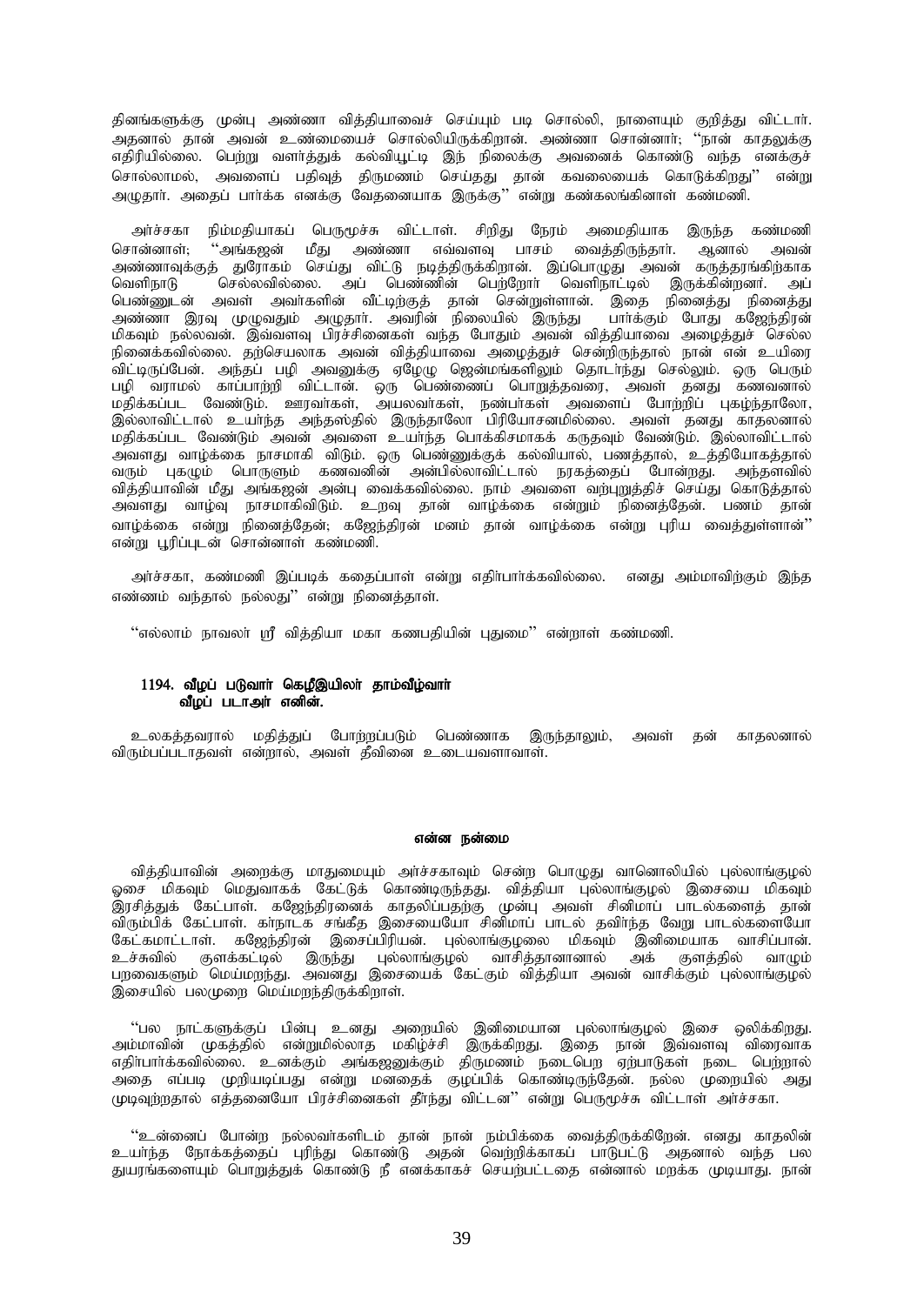தினங்களுக்கு முன்பு அண்ணா வித்தியாவைச் செய்யும் படி சொல்லி, நாளையும் குறித்து விட்டார். அதனால் தான் அவன் உண்மையைச் சொல்லியிருக்கிறான். அண்ணா சொன்னார்; "நான் காதலுக்கு எதிரியில்லை. பெற்று வளர்த்துக் கல்வியூட்டி இந் நிலைக்கு அவனைக் கொண்டு வந்த எனக்குச் சொல்லாமல், அவளைப் பதிவுத் திருமணம் செய்தது தான் கவலையைக் கொடுக்கிறது" என்று அழுதார். அதைப் பார்க்க எனக்கு வேதனையாக இருக்கு" என்று கண்கலங்கினாள் கண்மணி.

அர்ச்சகா நிம்மதியாகப் பெருமூச்சு விட்டாள். சிறிது நேரம் அமைதியாக இருந்த கண்மணி சொன்னாள்; "அங்கஜன் மீது அண்ணா எவ்வளவு பாசம் வைத்திருந்தார். ஆனால் அவன் அண்ணாவுக்குத் துரோகம் செய்து விட்டு நடித்திருக்கிறான். இப்பொழுது அவன் கருத்தரங்கிற்காக வெளிநாடு செல்லவில்லை. அப் பெண்ணின் பெற்றோர் வெளிநாட்டில் இருக்கின்றனர். அப் பெண்ணுடன் அவள் அவர்களின் வீட்டிற்குத் தான் சென்றுள்ளான். இதை நினைத்து நினைத்து அண்ணா இரவு முழுவதும் அழுதார். அவரின் நிலையில் இருந்து பார்க்கும் போது கஜேந்திரன் மிகவும் நல்லவன். இவ்வளவு பிரச்சினைகள் வந்த போதும் அவன் வித்தியாவை அழைத்துச் செல்ல நினைக்கவில்லை. தற்செயலாக அவன் வித்தியாவை அழைத்துச் சென்றிருந்தால் நான் என் உயிரை விட்டிருப்பேன். அந்தப் பழி அவனுக்கு ஏழேழு ஜென்மங்களிலும் தொடர்ந்து செல்லும். ஒரு பெரும் பழி வராமல் காப்பாற்றி விட்டான். ஒரு பெண்ணைப் பொறுத்தவரை, அவள் தனது கணவனால் மதிக்கப்பட வேண்டும். ஊரவர்கள், அயலவர்கள், நண்பர்கள் அவளைப் போற்றிப் புகழ்ந்தாலோ, இல்லாவிட்டால் உயர்ந்த அந்தஸ்தில் இருந்தாலோ பிரியோசனமில்லை. அவள் தனது காதலனால் மதிக்கப்பட வேண்டும் அவன் அவளை உயர்ந்த பொக்கிசமாகக் கருதவும் வேண்டும். இல்லாவிட்டால் அவளது வாழ்க்கை நாசமாகி விடும். ஒரு பெண்ணுக்குக் கல்வியால், பணத்தால், உத்தியோகத்தால் வரும் புகழும் பொருளும் கணவனின் அன்பில்லாவிட்டால் நரகத்தைப் போன்றது. அந்தளவில் வித்தியாவின் மீது அங்கஜன் அன்பு வைக்கவில்லை. நாம் அவளை வற்புறுத்திச் செய்து கொடுத்தால் அவளது வாழ்வு நாசமாகிவிடும். உறவு தான் வாழ்க்கை என்றும் நினைத்தேன். பணம் தான் வாழ்க்கை என்று நினைத்தேன்; கஜேந்திரன் மனம் தான் வாழ்க்கை என்று புரிய வைத்துள்ளான்" என்று பூரிப்புடன் சொன்னாள் கண்மணி.

அர்ச்சகா, கண்மணி இப்படிக் கதைப்பாள் என்று எதிர்பார்க்கவில்லை. எனது அம்மாவிற்கும் இந்த எண்ணம் வந்தால் நல்லது" என்று நினைத்தாள்.

"எல்லாம் நாவலர் ஸ்ரீ வித்தியா மகா கணபதியின் புதுமை" என்றாள் கண்மணி.

**1194. வீழப் படுவார் கெழீஇயிலர் தாம்வீழ்வார்**
**வீழப் படாஅர் எனின்.**

உலகத்தவரால் மதித்துப் போற்றப்படும் பெண்ணாக இருந்தாலும், அவள் தன் காதலனால் விரும்பப்படாதவள் என்றால், அவள் தீவினை உடையவளாவாள்.

### என்ன நன்மை

வித்தியாவின் அறைக்கு மாதுமையும் அர்ச்சகாவும் சென்ற பொழுது வானொலியில் புல்லாங்குழல் ஓசை மிகவும் மெதுவாகக் கேட்டுக் கொண்டிருந்தது. வித்தியா புல்லாங்குழல் இசையை மிகவும் இரசித்துக் கேட்பாள். கஜேந்திரனைக் காதலிப்பதற்கு முன்பு அவள் சினிமாப் பாடல்களைத் தான் விரும்பிக் கேட்பாள். கர்நாடக சங்கீத இசையையோ சினிமாப் பாடல் தவிர்ந்த வேறு பாடல்களையோ கேட்கமாட்டாள். கஜேந்திரன் இசைப்பிரியன். புல்லாங்குழலை மிகவும் இனிமையாக வாசிப்பான். உச்சவில் குளக்கட்டில் இருந்து புல்லாங்குழல் வாசித்தானானால் அக் குளத்தில் வாழும் பறவைகளும் மெய்மறந்து. அவனது இசையைக் கேட்கும் வித்தியா அவன் வாசிக்கும் புல்லாங்குழல் இசையில் பலமுறை மெய்மறந்திருக்கிறாள்.

"பல நாட்களுக்குப் பின்பு உனது அறையில் இனிமையான புல்லாங்குழல் இசை ஒலிக்கிறது. அம்மாவின் முகத்தில் என்றுமில்லாத மகிழ்ச்சி இருக்கிறது. இதை நான் இவ்வளவு விரைவாக எதிர்பார்க்கவில்லை. உனக்கும் அங்கஜனுக்கும் திருமணம் நடைபெற ஏற்பாடுகள் நடை பெற்றால் அதை எப்படி முறியடிப்பது என்று மனதைக் குழப்பிக் கொண்டிருந்தேன். நல்ல முறையில் அது முடிவுற்றதால் எத்தனையோ பிரச்சினைகள் தீர்ந்து விட்டன" என்று பெருமூச்சு விட்டாள் அர்ச்சகா.

"உன்னைப் போன்ற நல்லவர்களிடம் தான் நான் நம்பிக்கை வைத்திருக்கிறேன். எனது காதலின் உயர்ந்த நோக்கத்தைப் புரிந்து கொண்டு அதன் வெற்றிக்காகப் பாடுபட்டு அதனால் வந்த பல துயரங்களையும் பொறுத்துக் கொண்டு நீ எனக்காகச் செயற்பட்டதை என்னால் மறக்க முடியாது. நான்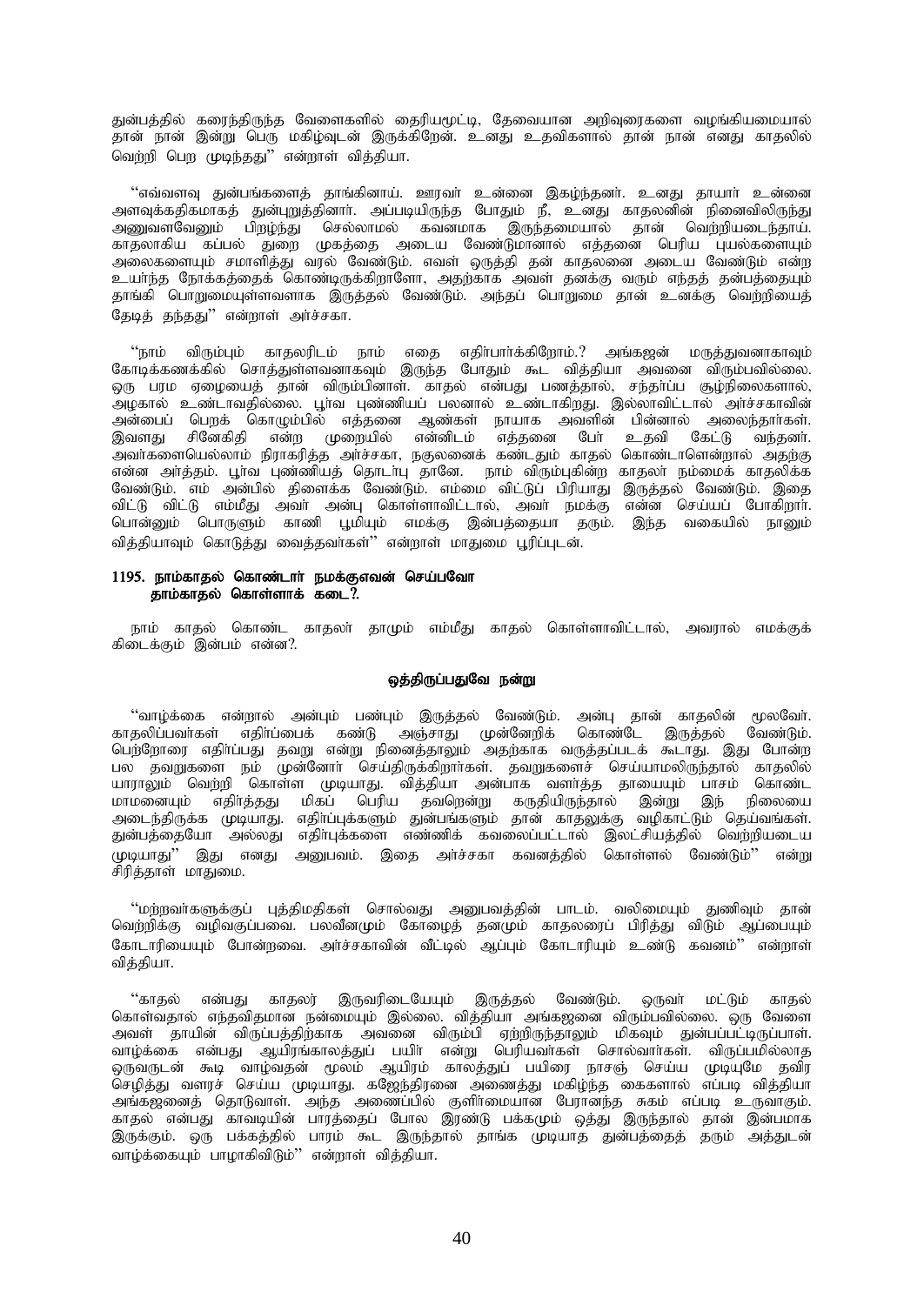துன்பத்தில் கரைந்திருந்த வேளைகளில் தைரியமூட்டி, தேவையான அறிவுரைகளை வழங்கியமையால் தான் நான் இன்று பெரு மகிழ்வுடன் இருக்கிறேன். உனது உதவிகளால் தான் நான் எனது காதலில் வெற்றி பெற முடிந்தது'' என்றாள் வித்தியா.

''எவ்வளவு துன்பங்களைத் தாங்கினாய். ஊரவர் உன்னை இகழ்ந்தனர். உனது தாயார் உன்னை அளவுக்கதிகமாகத் துன்புறுத்தினார். அப்படியிருந்த போதும் நீ, உனது காதலனின் நினைவிலிருந்து அணுவளவேனும் பிறழ்ந்து செல்லாமல் கவனமாக இருந்தமையால் தான் வெற்றியடைந்தாய். காதலாகிய கப்பல் துறை முகத்தை அடைய வேண்டுமானால் எத்தனை பெரிய புயல்களையும் அலைகளையும் சமாளித்து வரல் வேண்டும். எவள் ஒருத்தி தன் காதலனை அடைய வேண்டும் என்ற உயர்ந்த நோக்கத்தைக் கொண்டிருக்கிறாளோ, அதற்காக அவள் தனக்கு வரும் எந்தத் துன்பத்தையும் தாங்கி பொறுமையுள்ளவளாக இருத்தல் வேண்டும். அந்தப் பொறுமை தான் உனக்கு வெற்றியைத் தேடித் தந்தது'' என்றாள் அர்ச்சகா.

''நாம் விரும்பும் காதலரிடம் நாம் எதை எதிர்பார்க்கிறோம்.? அங்கஜன் மருத்துவனாகவும் கோடிக்கணக்கில் சொத்துள்ளவனாகவும் இருந்த போதும் கூட வித்தியா அவனை விரும்பவில்லை. ஒரு பரம ஏழையைத் தான் விரும்பினாள். காதல் என்பது பணத்தால், சந்தர்ப்ப சூழ்நிலைகளால், அழகால் உண்டாவதில்லை. பூர்வ புண்ணியப் பலனால் உண்டாகிறது. இல்லாவிட்டால் அர்ச்சகாவின் அன்பைப் பெறக் கொழும்பில் எத்தனை ஆண்கள் நாயாக அவளின் பின்னால் அலைந்தார்கள். இவளது சினேகிதி என்ற முறையில் என்னிடம் எத்தனை பேர் உதவி கேட்டு வந்தனர். அவர்களையெல்லாம் நிராகரித்த அர்ச்சகா, நகுலனைக் கண்டதும் காதல் கொண்டாளென்றால் அதற்கு என்ன அர்த்தம். பூர்வ புண்ணியத் தொடர்பு தானே. நாம் விரும்புகின்ற காதலர் நம்மைக் காதலிக்க வேண்டும். எம் அன்பில் திளைக்க வேண்டும். எம்மை விட்டுப் பிரியாது இருத்தல் வேண்டும். இதை விட்டு விட்டு எம்மீது அவர் அன்பு கொள்ளாவிட்டால், அவர் நமக்கு என்ன செய்யப் போகிறார். பொன்னும் பொருளும் காணி பூமியும் எமக்கு இன்பத்தையா தரும். இந்த வகையில் நானும் வித்தியாவும் கொடுத்து வைத்தவர்கள்'' என்றாள் மாதுமை பூரிப்புடன்.

**1195. நாம்காதல் கொண்டார் நமக்குஎவன் செய்பவோ**
**தாம்காதல் கொள்ளாக் கடை.?**

நாம் காதல் கொண்ட காதலர் தாமும் எம்மீது காதல் கொள்ளாவிட்டால், அவரால் எமக்குக் கிடைக்கும் இன்பம் என்ன?.

**ஒத்திருப்பதுவே நன்று**

''வாழ்க்கை என்றால் அன்பும் பண்பும் இருத்தல் வேண்டும். அன்பு தான் காதலின் மூலவேர். காதலிப்பவர்கள் எதிர்ப்பைக் கண்டு அஞ்சாது முன்னேறிக் கொண்டே இருத்தல் வேண்டும். பெற்றோரை எதிர்ப்பது தவறு என்று நினைத்தாலும் அதற்காக வருத்தப்படக் கூடாது. இது போன்ற பல தவறுகளை நம் முன்னோர் செய்திருக்கிறார்கள். தவறுகளைச் செய்யாமலிருந்தால் காதலில் யாராலும் வெற்றி கொள்ள முடியாது. வித்தியா அன்பாக வளர்த்த தாயையும் பாசம் கொண்ட மாமனையும் எதிர்த்தது மிகப் பெரிய தவறென்று கருதியிருந்தால் இன்று இந் நிலையை அடைந்திருக்க முடியாது. எதிர்ப்புக்களும் துன்பங்களும் தான் காதலுக்கு வழிகாட்டும் தெய்வங்கள். துன்பத்தையோ அல்லது எதிர்ப்புக்களை எண்ணிக் கவலைப்பட்டால் இலட்சியத்தில் வெற்றியடைய முடியாது'' இது எனது அனுபவம். இதை அர்ச்சகா கவனத்தில் கொள்ளல் வேண்டும்'' என்று சிரித்தாள் மாதுமை.

''மற்றவர்களுக்குப் புத்திமதிகள் சொல்வது அனுபவத்தின் பாடம். வலிமையும் துணிவும் தான் வெற்றிக்கு வழிவகுப்பவை. பலவீனமும் கோழைத் தனமும் காதலரைப் பிரித்து விடும் ஆப்பையும் கோடாரியையும் போன்றவை. அர்ச்சகாவின் வீட்டில் ஆப்பும் கோடாரியும் உண்டு கவனம்'' என்றாள் வித்தியா.

''காதல் என்பது காதலர் இருவரிடையேயும் இருத்தல் வேண்டும். ஒருவர் மட்டும் காதல் கொள்வதால் எந்தவிதமான நன்மையும் இல்லை. வித்தியா அங்கஜனை விரும்பவில்லை. ஒரு வேளை அவள் தாயின் விருப்பத்திற்காக அவனை விரும்பி ஏற்றிருந்தாலும் மிகவும் துன்பப்பட்டிருப்பாள். வாழ்க்கை என்பது ஆயிரங்காலத்துப் பயிர் என்று பெரியவர்கள் சொல்வார்கள். விருப்பமில்லாத ஒருவருடன் கூடி வாழ்வதன் மூலம் ஆயிரம் காலத்துப் பயிரை நாசஞ் செய்ய முடியுமே தவிர செழித்து வளரச் செய்ய முடியாது. கஜேந்திரனை அணைத்து மகிழ்ந்த கைகளால் எப்படி வித்தியா அங்கஜனைத் தொடுவாள். அந்த அணைப்பில் குளிர்மையான பேரானந்த சுகம் எப்படி உருவாகும். காதல் என்பது காவடியின் பாரத்தைப் போல இரண்டு பக்கமும் ஒத்து இருந்தால் தான் இன்பமாக இருக்கும். ஒரு பக்கத்தில் பாரம் கூட இருந்தால் தாங்க முடியாத துன்பத்தைத் தரும் அத்துடன் வாழ்க்கையும் பாழாகிவிடும்'' என்றாள் வித்தியா.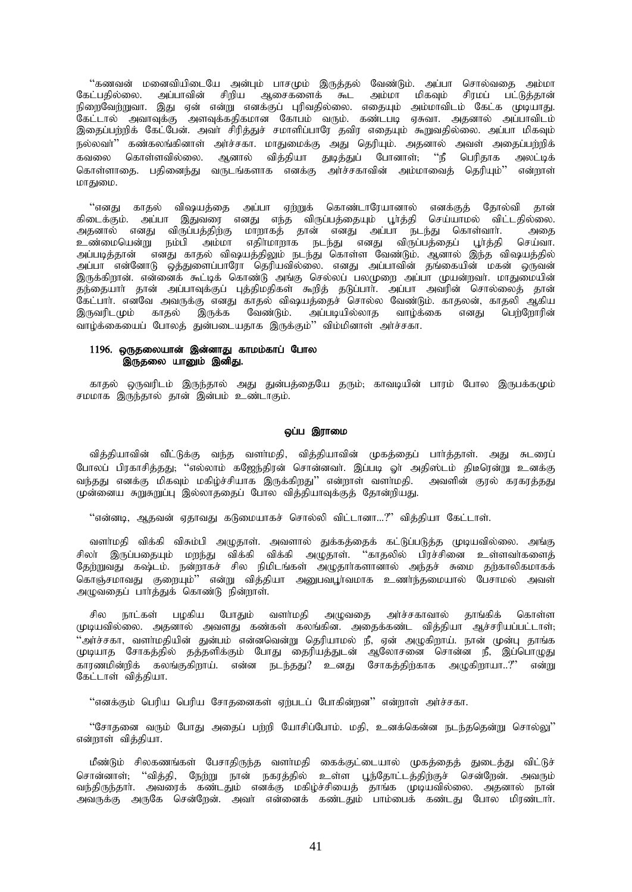''கணவன் மனைவியிடையே அன்பும் பாசமும் இருத்தல் வேண்டும். அப்பா சொல்வதை அம்மா கேட்பதில்லை. அப்பாவின் சிறிய ஆசைகளைக் கூட அம்மா மிகவும் சிரமப் பட்டுத்தான் நிறைவேற்றுவா. இது ஏன் என்று எனக்குப் புரிவதில்லை. எதையும் அம்மாவிடம் கேட்க முடியாது. கேட்டால் அவாவுக்கு அளவுக்கதிகமான கோபம் வரும். கண்டபடி ஏசுவா. அதனால் அப்பாவிடம் இதைப்பற்றிக் கேட்பேன். அவர் சிரித்துச் சமாளிப்பாரே தவிர எதையும் கூறுவதில்லை. அப்பா மிகவும் நல்லவர்'' கண்கலங்கினாள் அர்ச்சகா. மாதுமைக்கு அது தெரியும். அதனால் அவள் அதைப்பற்றிக் கவலை கொள்ளவில்லை. ஆனால் வித்தியா துடித்துப் போனாள்; ''நீ பெரிதாக அலட்டிக் கொள்ளாதை. பதினைந்து வருடங்களாக எனக்கு அர்ச்சகாவின் அம்மாவைத் தெரியும்'' என்றாள் மாதுமை.

''எனது காதல் விஷயத்தை அப்பா ஏற்றுக் கொண்டாரேயானால் எனக்குத் தோல்வி தான் கிடைக்கும். அப்பா இதுவரை எனது எந்த விருப்பத்தையும் பூர்த்தி செய்யாமல் விட்டதில்லை. அதனால் எனது விருப்பத்திற்கு மாறாகத் தான் எனது அப்பா நடந்து கொள்வார். அதை உண்மையென்று நம்பி அம்மா எதிர்மாறாக நடந்து எனது விருப்பத்தைப் பூர்த்தி செய்வா. அப்படித்தான் எனது காதல் விஷயத்திலும் நடந்து கொள்ள வேண்டும். ஆனால் இந்த விஷயத்தில் அப்பா என்னோடு ஒத்துளைப்பாரோ தெரியவில்லை. எனது அப்பாவின் தங்கையின் மகன் ஒருவன் இருக்கிறான். என்னைக் கூட்டிக் கொண்டு அங்கு செல்லப் பலமுறை அப்பா முயன்றவர். மாதுமையின் தந்தையார் தான் அப்பாவுக்குப் புத்திமதிகள் கூறித் தடுப்பார். அப்பா அவரின் சொல்லைத் தான் கேட்பார். எனவே அவருக்கு எனது காதல் விஷயத்தைச் சொல்ல வேண்டும். காதலன், காதலி ஆகிய இருவரிடமும் காதல் இருக்க வேண்டும். அப்படியில்லாத வாழ்க்கை எனது பெற்றோரின் வாழ்க்கையைப் போலத் துன்படையதாக இருக்கும்'' விம்மினாள் அர்ச்சகா.

**1196. ஒருதலையான் இன்னாது காமம்காப் போல**
**இருதலை யானும் இனிது.**

காதல் ஒருவரிடம் இருந்தால் அது துன்பத்தையே தரும்; காவடியின் பாரம் போல இருபக்கமும் சமமாக இருந்தால் தான் இன்பம் உண்டாகும்.

### ஒப்ப இராமை

வித்தியாவின் வீட்டுக்கு வந்த வளர்மதி, வித்தியாவின் முகத்தைப் பார்த்தாள். அது சுடரைப் போலப் பிரகாசித்தது; ''எல்லாம் கஜேந்திரன் சொன்னவர். இப்படி ஓர் அதிஸ்டம் திடீரென்று உனக்கு வந்தது எனக்கு மிகவும் மகிழ்ச்சியாக இருக்கிறது'' என்றாள் வளர்மதி. அவளின் குரல் கரகரத்தது முன்னைய சுறுசுறுப்பு இல்லாததைப் போல வித்தியாவுக்குத் தோன்றியது.

''என்னடி, ஆதவன் ஏதாவது கடுமையாகச் சொல்லி விட்டானா...?'' வித்தியா கேட்டாள்.

வளர்மதி விக்கி விசும்பி அழுதாள். அவளால் துக்கத்தைக் கட்டுப்படுத்த முடியவில்லை. அங்கு சிலர் இருப்பதையும் மறந்து விக்கி விக்கி அழுதாள். ''காதலில் பிரச்சினை உள்ளவர்களைத் தேற்றுவது கஷ்டம். நன்றாகச் சில நிமிடங்கள் அழுதார்களானால் அந்தச் சுமை தற்காலிகமாகக் கொஞ்சமாவது குறையும்'' என்று வித்தியா அனுபவபூர்வமாக உணர்ந்தமையால் பேசாமல் அவள் அழுவதைப் பார்த்துக் கொண்டு நின்றாள்.

சில நாட்கள் பழகிய போதும் வளர்மதி அழுவதை அர்ச்சகாவால் தாங்கிக் கொள்ள முடியவில்லை. அதனால் அவளது கண்கள் கலங்கின. அதைக்கண்ட வித்தியா ஆச்சரியப்பட்டாள்; ''அர்ச்சகா, வளர்மதியின் துன்பம் என்னவென்று தெரியாமல் நீ, ஏன் அழுகிறாய். நான் முன்பு தாங்க முடியாத சோகத்தில் தத்தளிக்கும் போது தைரியத்துடன் ஆலோசனை சொன்ன நீ, இப்பொழுது காரணமின்றிக் கலங்குகிறாய். என்ன நடந்தது? உனது சோகத்திற்காக அழுகிறாயா..?'' என்று கேட்டாள் வித்தியா.

''எனக்கும் பெரிய பெரிய சோதனைகள் ஏற்படப் போகின்றன'' என்றாள் அர்ச்சகா.

''சோதனை வரும் போது அதைப் பற்றி யோசிப்போம். மதி, உனக்கென்ன நடந்ததென்று சொல்லு'' என்றாள் வித்தியா.

மீண்டும் சிலகணங்கள் பேசாதிருந்த வளர்மதி கைக்குட்டையால் முகத்தைத் துடைத்து விட்டுச் சொன்னாள்; ''வித்தி, நேற்று நான் நகரத்தில் உள்ள பூந்தோட்டத்திற்குச் சென்றேன். அவரும் வந்திருந்தார். அவரைக் கண்டதும் எனக்கு மகிழ்ச்சியைத் தாங்க முடியவில்லை. அதனால் நான் அவருக்கு அருகே சென்றேன். அவர் என்னைக் கண்டதும் பாம்பைக் கண்டது போல மிரண்டார்.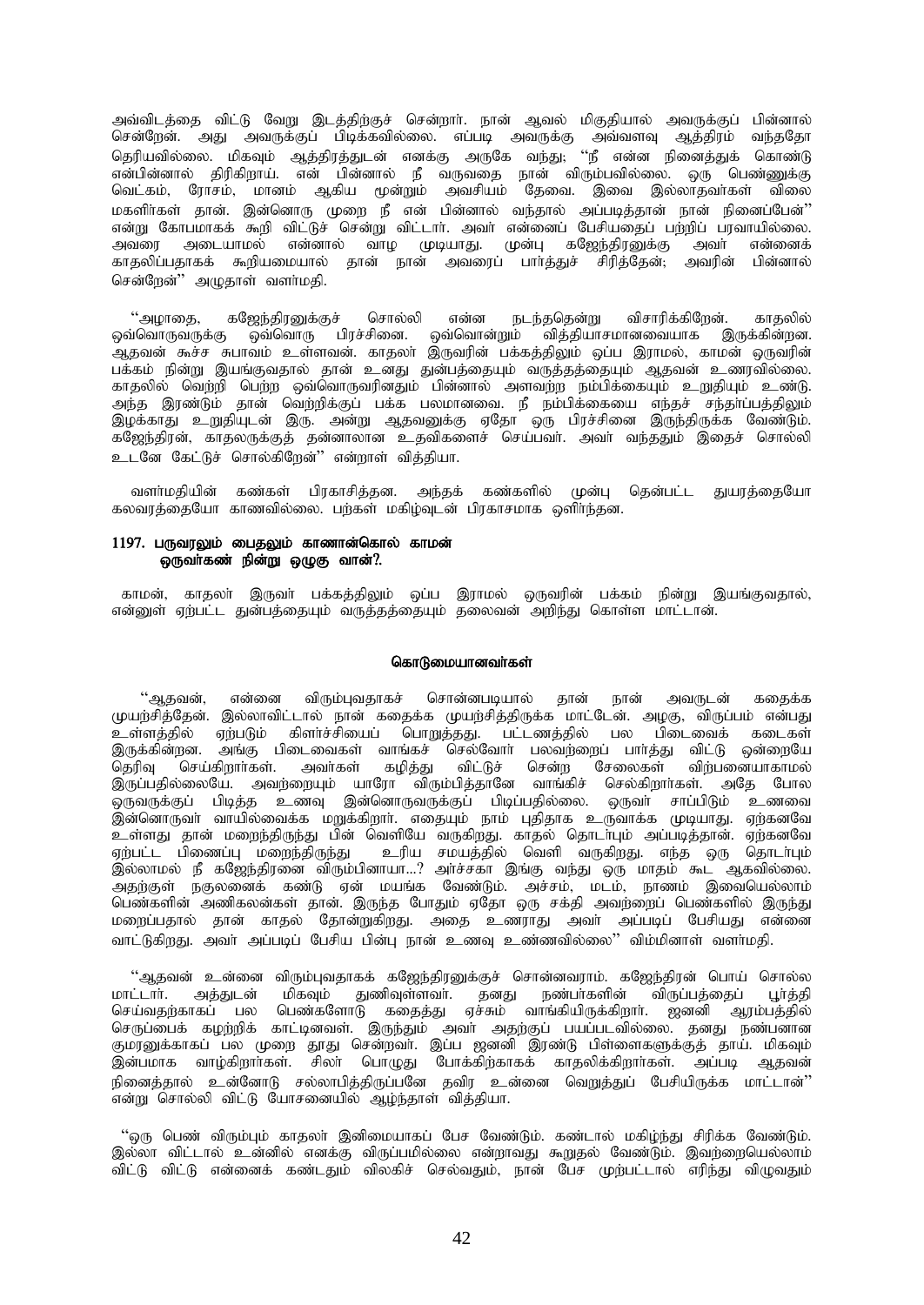அவ்விடத்தை விட்டு வேறு இடத்திற்குச் சென்றார். நான் ஆவல் மிகுதியால் அவருக்குப் பின்னால் சென்றேன். அது அவருக்குப் பிடிக்கவில்லை. எப்படி அவருக்கு அவ்வளவு ஆத்திரம் வந்ததோ தெரியவில்லை. மிகவும் ஆத்திரத்துடன் எனக்கு அருகே வந்து; ''நீ என்ன நினைத்துக் கொண்டு என்பின்னால் திரிகிறாய். என் பின்னால் நீ வருவதை நான் விரும்பவில்லை. ஒரு பெண்ணுக்கு வெட்கம், ரோசம், மானம் ஆகிய மூன்றும் அவசியம் தேவை. இவை இல்லாதவர்கள் விலை மகளிர்கள் தான். இன்னொரு முறை நீ என் பின்னால் வந்தால் அப்படித்தான் நான் நினைப்பேன்'' என்று கோபமாகக் கூறி விட்டுச் சென்று விட்டார். அவர் என்னைப் பேசியதைப் பற்றிப் பரவாயில்லை. அவரை அடையாமல் என்னால் வாழ முடியாது. முன்பு கஜேந்திரனுக்கு அவர் என்னைக் காதலிப்பதாகக் கூறியமையால் தான் நான் அவரைப் பார்த்துச் சிரித்தேன்; அவரின் பின்னால் சென்றேன்'' அழுதாள் வளர்மதி.

''அழாதை, கஜேந்திரனுக்குச் சொல்லி என்ன நடந்ததென்று விசாரிக்கிறேன். காதலில் ஒவ்வொருவருக்கு ஒவ்வொரு பிரச்சினை. ஒவ்வொன்றும் வித்தியாசமானவையாக இருக்கின்றன. ஆதவன் கூச்ச சுபாவம் உள்ளவன். காதலர் இருவரின் பக்கத்திலும் ஒப்ப இராமல், காமன் ஒருவரின் பக்கம் நின்று இயங்குவதால் தான் உனது துன்பத்தையும் வருத்தத்தையும் ஆதவன் உணரவில்லை. காதலில் வெற்றி பெற்ற ஒவ்வொருவரினதும் பின்னால் அளவற்ற நம்பிக்கையும் உறுதியும் உண்டு. அந்த இரண்டும் தான் வெற்றிக்குப் பக்க பலமானவை. நீ நம்பிக்கையை எந்தச் சந்தர்ப்பத்திலும் இழக்காது உறுதியுடன் இரு. அன்று ஆதவனுக்கு ஏதோ ஒரு பிரச்சினை இருந்திருக்க வேண்டும். கஜேந்திரன், காதலருக்குத் தன்னாலான உதவிகளைச் செய்பவர். அவர் வந்ததும் இதைச் சொல்லி உடனே கேட்டுச் சொல்கிறேன்'' என்றாள் வித்தியா.

வளர்மதியின் கண்கள் பிரகாசித்தன. அந்தக் கண்களில் முன்பு தென்பட்ட துயரத்தையோ கலவரத்தையோ காணவில்லை. பற்கள் மகிழ்வுடன் பிரகாசமாக ஒளிர்ந்தன.

**1197. பருவரலும் பைதலும் காணான்கொல் காமன்**
**ஒருவர்கண் நின்று ஒழுகு வான்?.**

காமன், காதலர் இருவர் பக்கத்திலும் ஒப்ப இராமல் ஒருவரின் பக்கம் நின்று இயங்குவதால், என்னுள் ஏற்பட்ட துன்பத்தையும் வருத்தத்தையும் தலைவன் அறிந்து கொள்ள மாட்டான்.

## கொடுமையானவர்கள்

''ஆதவன், என்னை விரும்புவதாகச் சொன்னபடியால் தான் நான் அவருடன் கதைக்க முயற்சித்தேன். இல்லாவிட்டால் நான் கதைக்க முயற்சித்திருக்க மாட்டேன். அழகு, விருப்பம் என்பது உள்ளத்தில் ஏற்படும் கிளர்ச்சியைப் பொறுத்தது. பட்டணத்தில் பல பிடைவைக் கடைகள் இருக்கின்றன. அங்கு பிடைவைகள் வாங்கச் செல்வோர் பலவற்றைப் பார்த்து விட்டு ஒன்றையே தெரிவு செய்கிறார்கள். அவர்கள் கழித்து விட்டுச் சென்ற சேலைகள் விற்பனையாகாமல் இருப்பதில்லையே. அவற்றையும் யாரோ விரும்பித்தானே வாங்கிச் செல்கிறார்கள். அதே போல ஒருவருக்குப் பிடித்த உணவு இன்னொருவருக்குப் பிடிப்பதில்லை. ஒருவர் சாப்பிடும் உணவை இன்னொருவர் வாயில்வைக்க மறுக்கிறார். எதையும் நாம் புதிதாக உருவாக்க முடியாது. ஏற்கனவே உள்ளது தான் மறைந்திருந்து பின் வெளியே வருகிறது. காதல் தொடர்பும் அப்படித்தான். ஏற்கனவே ஏற்பட்ட பிணைப்பு மறைந்திருந்து உரிய சமயத்தில் வெளி வருகிறது. எந்த ஒரு தொடர்பும் இல்லாமல் நீ கஜேந்திரனை விரும்பினாயா...? அர்ச்சகா இங்கு வந்து ஒரு மாதம் கூட ஆகவில்லை. அதற்குள் நகுலனைக் கண்டு ஏன் மயங்க வேண்டும். அச்சம், மடம், நாணம் இவையெல்லாம் பெண்களின் அணிகலன்கள் தான். இருந்த போதும் ஏதோ ஒரு சக்தி அவற்றைப் பெண்களில் இருந்து மறைப்பதால் தான் காதல் தோன்றுகிறது. அதை உணராது அவர் அப்படிப் பேசியது என்னை வாட்டுகிறது. அவர் அப்படிப் பேசிய பின்பு நான் உணவு உண்ணவில்லை'' விம்மினாள் வளர்மதி.

''ஆதவன் உன்னை விரும்புவதாகக் கஜேந்திரனுக்குச் சொன்னவராம். கஜேந்திரன் பொய் சொல்ல மாட்டார். அத்துடன் மிகவும் துணிவுள்ளவர். தனது நண்பர்களின் விருப்பத்தைப் பூர்த்தி செய்வதற்காகப் பல பெண்களோடு கதைத்து ஏச்சும் வாங்கியிருக்கிறார். ஜனனி ஆரம்பத்தில் செருப்பைக் கழற்றிக் காட்டினவள். இருந்தும் அவர் அதற்குப் பயப்படவில்லை. தனது நண்பனான குமரனுக்காகப் பல முறை தூது சென்றவர். இப்ப ஜனனி இரண்டு பிள்ளைகளுக்குத் தாய். மிகவும் இன்பமாக வாழ்கிறார்கள். சிலர் பொழுது போக்கிற்காகக் காதலிக்கிறார்கள். அப்படி ஆதவன் நினைத்தால் உன்னோடு சல்லாபித்திருப்பனே தவிர உன்னை வெறுத்துப் பேசியிருக்க மாட்டான்'' என்று சொல்லி விட்டு யோசனையில் ஆழ்ந்தாள் வித்தியா.

''ஒரு பெண் விரும்பும் காதலர் இனிமையாகப் பேச வேண்டும். கண்டால் மகிழ்ந்து சிரிக்க வேண்டும். இல்லா விட்டால் உன்னில் எனக்கு விருப்பமில்லை என்றாவது கூறுதல் வேண்டும். இவற்றையெல்லாம் விட்டு விட்டு என்னைக் கண்டதும் விலகிச் செல்வதும், நான் பேச முற்பட்டால் எரிந்து விழுவதும்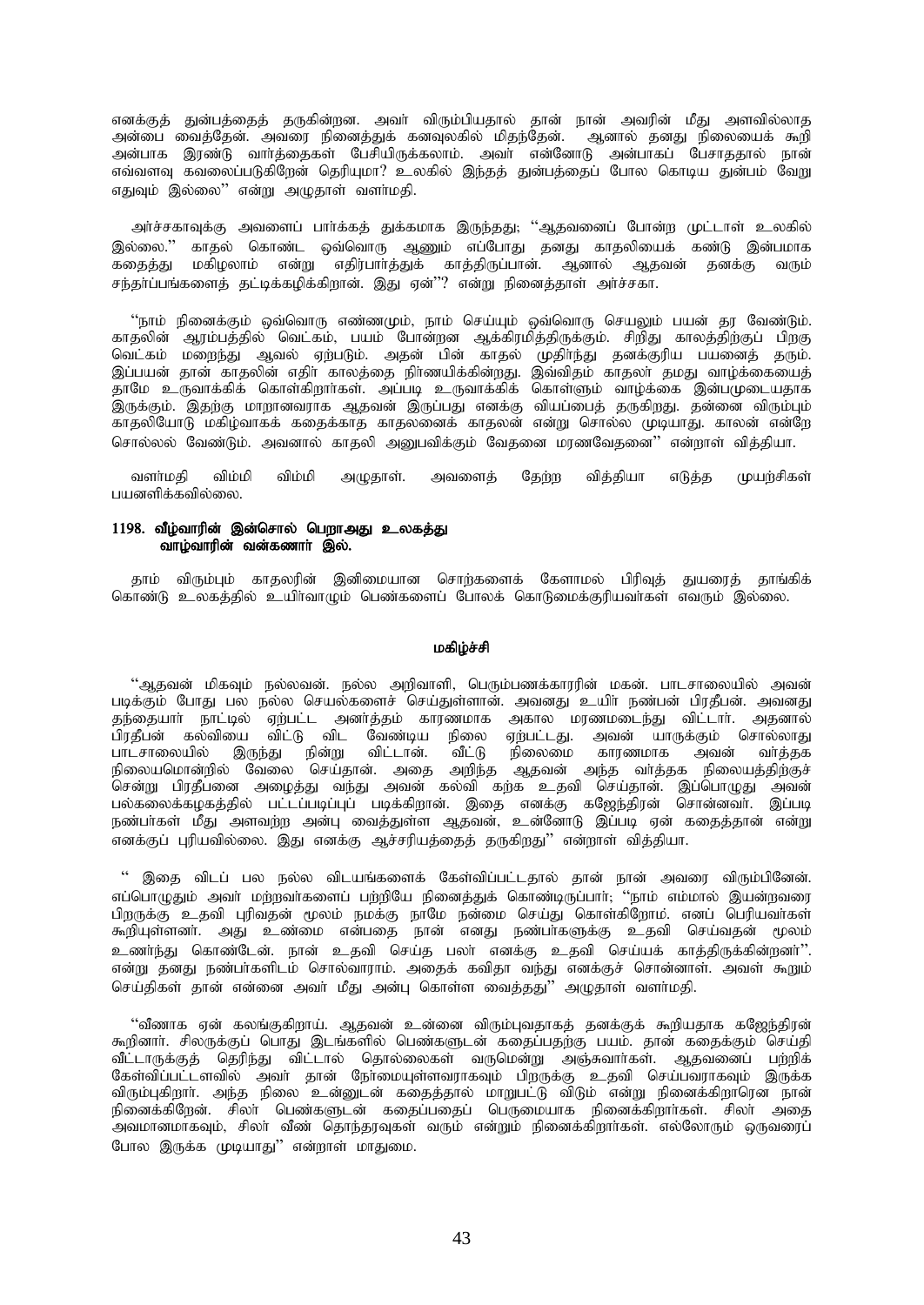எனக்குத் துன்பத்தைத் தருகின்றன. அவர் விரும்பியதால் தான் நான் அவரின் மீது அளவில்லாத அன்பை வைத்தேன். அவரை நினைத்துக் கனவுலகில் மிதந்தேன். ஆனால் தனது நிலையைக் கூறி அன்பாக இரண்டு வார்த்தைகள் பேசியிருக்கலாம். அவர் என்னோடு அன்பாகப் பேசாததால் நான் எவ்வளவு கவலைப்படுகிறேன் தெரியுமா? உலகில் இந்தத் துன்பத்தைப் போல கொடிய துன்பம் வேறு எதுவும் இல்லை'' என்று அழுதாள் வளர்மதி.

அர்ச்சகாவுக்கு அவளைப் பார்க்கத் துக்கமாக இருந்தது; ''ஆதவனைப் போன்ற முட்டாள் உலகில் இல்லை.'' காதல் கொண்ட ஒவ்வொரு ஆணும் எப்போது தனது காதலியைக் கண்டு இன்பமாக கதைத்து மகிழலாம் என்று எதிர்பார்த்துக் காத்திருப்பான். ஆனால் ஆதவன் தனக்கு வரும் சந்தர்ப்பங்களைத் தட்டிக்கழிக்கிறான். இது ஏன்''? என்று நினைத்தாள் அர்ச்சகா.

''நாம் நினைக்கும் ஒவ்வொரு எண்ணமும், நாம் செய்யும் ஒவ்வொரு செயலும் பயன் தர வேண்டும். காதலின் ஆரம்பத்தில் வெட்கம், பயம் போன்றன ஆக்கிரமித்திருக்கும். சிறிது காலத்திற்குப் பிறகு வெட்கம் மறைந்து ஆவல் ஏற்படும். அதன் பின் காதல் முதிர்ந்து தனக்குரிய பயனைத் தரும். இப்பயன் தான் காதலின் எதிர் காலத்தை நிர்ணயிக்கின்றது. இவ்விதம் காதலர் தமது வாழ்க்கையைத் தாமே உருவாக்கிக் கொள்கிறார்கள். அப்படி உருவாக்கிக் கொள்ளும் வாழ்க்கை இன்பமுடையதாக இருக்கும். இதற்கு மாறானவராக ஆதவன் இருப்பது எனக்கு வியப்பைத் தருகிறது. தன்னை விரும்பும் காதலியோடு மகிழ்வாகக் கதைக்காத காதலனைக் காதலன் என்று சொல்ல முடியாது. காலன் என்றே சொல்லல் வேண்டும். அவனால் காதலி அனுபவிக்கும் வேதனை மரணவேதனை'' என்றாள் வித்தியா.

வளர்மதி விம்மி விம்மி அழுதாள். அவளைத் தேற்ற வித்தியா எடுத்த முயற்சிகள் பயனளிக்கவில்லை.

**1198. வீழ்வாரின் இன்சொல் பெறாஅது உலகத்து
வாழ்வாரின் வன்கணார் இல்.**

தாம் விரும்பும் காதலரின் இனிமையான சொற்களைக் கேளாமல் பிரிவுத் துயரைத் தாங்கிக் கொண்டு உலகத்தில் உயிர்வாழும் பெண்களைப் போலக் கொடுமைக்குரியவர்கள் எவரும் இல்லை.

**மகிழ்ச்சி**

''ஆதவன் மிகவும் நல்லவன். நல்ல அறிவாளி, பெரும்பணக்காரரின் மகன். பாடசாலையில் அவன் படிக்கும் போது பல நல்ல செயல்களைச் செய்துள்ளான். அவனது உயிர் நண்பன் பிரதீபன். அவனது தந்தையார் நாட்டில் ஏற்பட்ட அனர்த்தம் காரணமாக அகால மரணமடைந்து விட்டார். அதனால் பிரதீபன் கல்வியை விட்டு விட வேண்டிய நிலை ஏற்பட்டது. அவன் யாருக்கும் சொல்லாது பாடசாலையில் இருந்து நின்று விட்டான். வீட்டு நிலைமை காரணமாக அவன் வர்த்தக நிலையமொன்றில் வேலை செய்தான். அதை அறிந்த ஆதவன் அந்த வர்த்தக நிலையத்திற்குச் சென்று பிரதீபனை அழைத்து வந்து அவன் கல்வி கற்க உதவி செய்தான். இப்பொழுது அவன் பல்கலைக்கழகத்தில் பட்டப்படிப்புப் படிக்கிறான். இதை எனக்கு கஜேந்திரன் சொன்னவர். இப்படி நண்பர்கள் மீது அளவற்ற அன்பு வைத்துள்ள ஆதவன், உன்னோடு இப்படி ஏன் கதைத்தான் என்று எனக்குப் புரியவில்லை. இது எனக்கு ஆச்சரியத்தைத் தருகிறது'' என்றாள் வித்தியா.

'' இதை விடப் பல நல்ல விடயங்களைக் கேள்விப்பட்டதால் தான் நான் அவரை விரும்பினேன். எப்பொழுதும் அவர் மற்றவர்களைப் பற்றியே நினைத்துக் கொண்டிருப்பார்; ''நாம் எம்மால் இயன்றவரை பிறருக்கு உதவி புரிவதன் மூலம் நமக்கு நாமே நன்மை செய்து கொள்கிறோம். எனப் பெரியவர்கள் கூறியுள்ளனர். அது உண்மை என்பதை நான் எனது நண்பர்களுக்கு உதவி செய்ததன் மூலம் உணர்ந்து கொண்டேன். நான் உதவி செய்த பலர் எனக்கு உதவி செய்யக் காத்திருக்கின்றனர்''. என்று தனது நண்பர்களிடம் சொல்வாராம். அதைக் கவிதா வந்து எனக்குச் சொன்னாள். அவள் கூறும் செய்திகள் தான் என்னை அவர் மீது அன்பு கொள்ள வைத்தது'' அழுதாள் வளர்மதி.

''வீணாக ஏன் கலங்குகிறாய். ஆதவன் உன்னை விரும்புவதாகத் தனக்குக் கூறியதாக கஜேந்திரன் கூறினார். சிலருக்குப் பொது இடங்களில் பெண்களுடன் கதைப்பதற்கு பயம். தான் கதைக்கும் செய்தி வீட்டாருக்குத் தெரிந்து விட்டால் தொல்லைகள் வருமென்று அஞ்சுவார்கள். ஆதவனைப் பற்றிக் கேள்விப்பட்டளவில் அவர் தான் நேர்மையுள்ளவராகவும் பிறருக்கு உதவி செய்பவராகவும் இருக்க விரும்புகிறார். அந்த நிலை உன்னுடன் கதைத்தால் மாறுபட்டு விடும் என்று நினைக்கிறாரென நான் நினைக்கிறேன். சிலர் பெண்களுடன் கதைப்பதைப் பெருமையாக நினைக்கிறார்கள். சிலர் அதை அவமானமாகவும், சிலர் வீண் தொந்தரவுகள் வரும் என்றும் நினைக்கிறார்கள். எல்லோரும் ஒருவரைப் போல இருக்க முடியாது'' என்றாள் மாதுமை.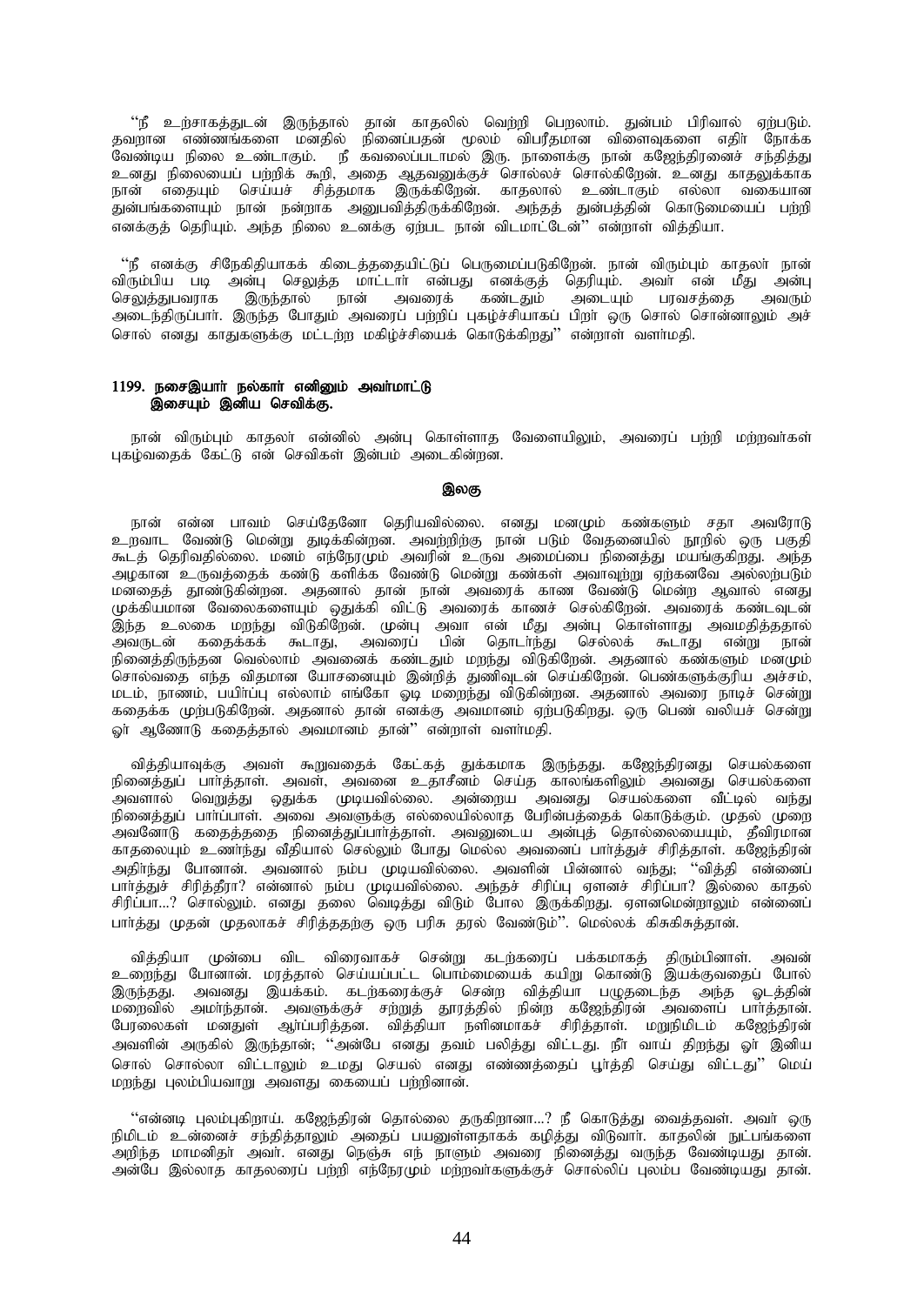"நீ உற்சாகத்துடன் இருந்தால் தான் காதலில் வெற்றி பெறலாம். துன்பம் பிரிவால் ஏற்படும். தவறான எண்ணங்களை மனதில் நினைப்பதன் மூலம் விபரீதமான விளைவுகளை எதிர் நோக்க வேண்டிய நிலை உண்டாகும். நீ கவலைப்படாமல் இரு. நாளைக்கு நான் கஜேந்திரனைச் சந்தித்து உனது நிலையைப் பற்றிக் கூறி, அதை ஆதவனுக்குச் சொல்லச் சொல்கிறேன். உனது காதலுக்காக நான் எதையும் செய்யச் சித்தமாக இருக்கிறேன். காதலால் உண்டாகும் எல்லா வகையான துன்பங்களையும் நான் நன்றாக அனுபவித்திருக்கிறேன். அந்தத் துன்பத்தின் கொடுமையைப் பற்றி எனக்குத் தெரியும். அந்த நிலை உனக்கு ஏற்பட நான் விடமாட்டேன்" என்றாள் வித்தியா.

"நீ எனக்கு சிநேகிதியாகக் கிடைத்ததையிட்டுப் பெருமைப்படுகிறேன். நான் விரும்பும் காதலர் நான் விரும்பிய படி அன்பு செலுத்த மாட்டார் என்பது எனக்குத் தெரியும். அவர் என் மீது அன்பு செலுத்துபவராக இருந்தால் நான் அவரைக் கண்டதும் அடையும் பரவசத்தை அவரும் அடைந்திருப்பார். இருந்த போதும் அவரைப் பற்றிப் புகழ்ச்சியாகப் பிறர் ஒரு சொல் சொன்னாலும் அச் சொல் எனது காதுகளுக்கு மட்டற்ற மகிழ்ச்சியைக் கொடுக்கிறது" என்றாள் வளர்மதி.

**1199. நசைஇயார் நல்கார் எனினும் அவர்மாட்டு**
**இசையும் இனிய செவிக்கு.**

நான் விரும்பும் காதலர் என்னில் அன்பு கொள்ளாத வேளையிலும், அவரைப் பற்றி மற்றவர்கள் புகழ்வதைக் கேட்டு என் செவிகள் இன்பம் அடைகின்றன.

**இலகு**

நான் என்ன பாவம் செய்தேனோ தெரியவில்லை. எனது மனமும் கண்களும் சதா அவரோடு உறவாட வேண்டு மென்று துடிக்கின்றன. அவற்றிற்கு நான் படும் வேதனையில் நூறில் ஒரு பகுதி கூடத் தெரிவதில்லை. மனம் எந்நேரமும் அவரின் உருவ அமைப்பை நினைத்து மயங்குகிறது. அந்த அழகான உருவத்தைக் கண்டு களிக்க வேண்டு மென்று கண்கள் அவாவுற்று ஏற்கனவே அல்லற்படும் மனதைத் தூண்டுகின்றன. அதனால் தான் நான் அவரைக் காண வேண்டு மென்ற ஆவால் எனது முக்கியமான வேலைகளையும் ஒதுக்கி விட்டு அவரைக் காணச் செல்கிறேன். அவரைக் கண்டவுடன் இந்த உலகை மறந்து விடுகிறேன். முன்பு அவர் என் மீது அன்பு கொள்ளாது அவமதித்ததால் அவருடன் கதைக்கக் கூடாது, அவரைப் பின் தொடர்ந்து செல்லக் கூடாது என்று நான் நினைத்திருந்தன வெல்லாம் அவனைக் கண்டதும் மறந்து விடுகிறேன். அதனால் கண்களும் மனமும் சொல்வதை எந்த விதமான யோசனையும் இன்றித் துணிவுடன் செய்கிறேன். பெண்களுக்குரிய அச்சம், மடம், நாணம், பயிர்ப்பு எல்லாம் எங்கோ ஓடி மறைந்து விடுகின்றன. அதனால் அவரை நாடிச் சென்று கதைக்க முற்படுகிறேன். அதனால் தான் எனக்கு அவமானம் ஏற்படுகிறது. ஒரு பெண் வலியச் சென்று ஓர் ஆணோடு கதைத்தால் அவமானம் தான்" என்றாள் வளர்மதி.

வித்தியாவுக்கு அவள் கூறுவதைக் கேட்கத் துக்கமாக இருந்தது. கஜேந்திரனது செயல்களை நினைத்துப் பார்த்தாள். அவள், அவனை உதாசீனம் செய்த காலங்களிலும் அவனது செயல்களை அவளால் வெறுத்து ஒதுக்க முடியவில்லை. அன்றைய அவனது செயல்களை வீட்டில் வந்து நினைத்துப் பார்ப்பாள். அவை அவளுக்கு எல்லையில்லாத பேரின்பத்தைக் கொடுக்கும். முதல் முறை அவனோடு கதைத்ததை நினைத்துப்பார்த்தாள். அவனுடைய அன்புத் தொல்லையையும், தீவிரமான காதலையும் உணர்ந்து வீதியால் செல்லும் போது மெல்ல அவனைப் பார்த்துச் சிரித்தாள். கஜேந்திரன் அதிர்ந்து போனான். அவனால் நம்ப முடியவில்லை. அவளின் பின்னால் வந்து; "வித்தி என்னைப் பார்த்துச் சிரித்தீரா? என்னால் நம்ப முடியவில்லை. அந்தச் சிரிப்பு ஏளனச் சிரிப்பா? இல்லை காதல் சிரிப்பா...? சொல்லும். எனது தலை வெடித்து விடும் போல இருக்கிறது. ஏளனமென்றாலும் என்னைப் பார்த்து முதன் முதலாகச் சிரித்ததற்கு ஒரு பரிசு தரல் வேண்டும்". மெல்லக் கிசுகிசுத்தான்.

வித்தியா முன்பை விட விரைவாகச் சென்று கடற்கரைப் பக்கமாகத் திரும்பினாள். அவன் உறைந்து போனான். மரத்தால் செய்யப்பட்ட பொம்மையைக் கயிறு கொண்டு இயக்குவதைப் போல் இருந்தது. அவனது இயக்கம். கடற்கரைக்குச் சென்ற வித்தியா பழுதடைந்த அந்த ஓடத்தின் மறைவில் அமர்ந்தாள். அவளுக்குச் சற்றுத் தூரத்தில் நின்ற கஜேந்திரன் அவளைப் பார்த்தான். பேரலைகள் மனதுள் ஆர்ப்பரித்தன. வித்தியா நளினமாகச் சிரித்தாள். மறுநிமிடம் கஜேந்திரன் அவளின் அருகில் இருந்தான்; "அன்பே எனது தவம் பலித்து விட்டது. நீர் வாய் திறந்து ஓர் இனிய சொல் சொல்லா விட்டாலும் உமது செயல் எனது எண்ணத்தைப் பூர்த்தி செய்து விட்டது" மெய் மறந்து புலம்பியவாறு அவளது கையைப் பற்றினான்.

"என்னடி புலம்புகிறாய். கஜேந்திரன் தொல்லை தருகிறானா...? நீ கொடுத்து வைத்தவள். அவர் ஒரு நிமிடம் உன்னைச் சந்தித்தாலும் அதைப் பயனுள்ளதாகக் கழித்து விடுவார். காதலின் நுட்பங்களை அறிந்த மாமனிதர் அவர். எனது நெஞ்சு எந் நாளும் அவரை நினைத்து வருந்த வேண்டியது தான். அன்பே இல்லாத காதலரைப் பற்றி எந்நேரமும் மற்றவர்களுக்குச் சொல்லிப் புலம்ப வேண்டியது தான்.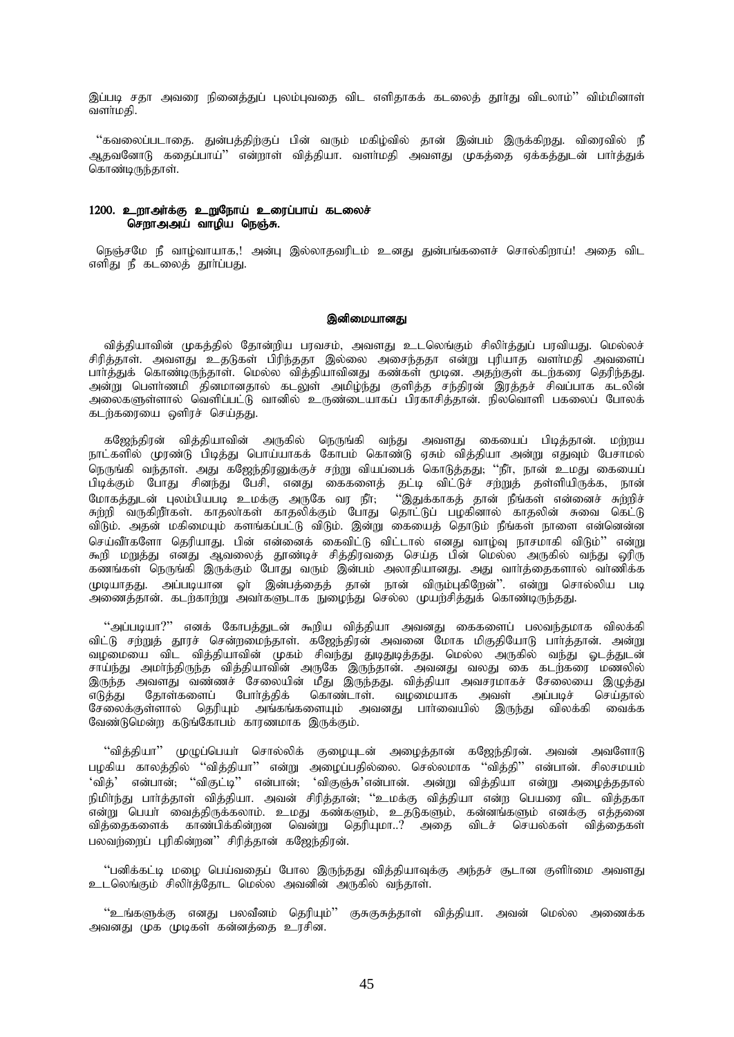இப்படி சதா அவரை நினைத்துப் புலம்புவதை விட எளிதாகக் கடலைத் தூர்து விடலாம்'' விம்மினாள் வளர்மதி.

''கவலைப்படாதை. துன்பத்திற்குப் பின் வரும் மகிழ்வில் தான் இன்பம் இருக்கிறது. விரைவில் நீ ஆதவனோடு கதைப்பாய்'' என்றாள் வித்தியா. வளர்மதி அவளது முகத்தை ஏக்கத்துடன் பார்த்துக் கொண்டிருந்தாள்.

**1200. உறாஅர்க்கு உறுநோய் உரைப்பாய் கடலைச் செறாஅஅய் வாழிய நெஞ்சு.**

நெஞ்சமே நீ வாழ்வாயாக,! அன்பு இல்லாதவரிடம் உனது துன்பங்களைச் சொல்கிறாய்! அதை விட எளிது நீ கடலைத் தூர்ப்பது.

**இனிமையானது**

வித்தியாவின் முகத்தில் தோன்றிய பரவசம், அவளது உடலெங்கும் சிலிர்த்துப் பரவியது. மெல்லச் சிரித்தாள். அவளது உதடுகள் பிரிந்ததா இல்லை அசைந்ததா என்று புரியாத வளர்மதி அவளைப் பார்த்துக் கொண்டிருந்தாள். மெல்ல வித்தியாவினது கண்கள் மூடின. அதற்குள் கடற்கரை தெரிந்தது. அன்று பௌர்ணமி தினமானதால் கடலுள் அமிழ்ந்து குளித்த சந்திரன் இரத்தச் சிவப்பாக கடலின் அலைகளுள்ளால் வெளிப்பட்டு வானில் உருண்டையாகப் பிரகாசித்தான். நிலவொளி பகலைப் போலக் கடற்கரையை ஒளிரச் செய்தது.

கஜேந்திரன் வித்தியாவின் அருகில் நெருங்கி வந்து அவளது கையைப் பிடித்தான். மற்றைய நாட்களில் முரண்டு பிடித்து பொய்யாகக் கோபம் கொண்டு ஏசும் வித்தியா அன்று எதுவும் பேசாமல் நெருங்கி வந்தாள். அது கஜேந்திரனுக்குச் சற்று வியப்பைக் கொடுத்தது; ''நீர், நான் உமது கையைப் பிடிக்கும் போது சினந்து பேசி, எனது கைகளைத் தட்டி விட்டுச் சற்றுத் தள்ளியிருக்க, நான் மோகத்துடன் புலம்பியபடி உமக்கு அருகே வர நீர்; ''இதுக்காகத் தான் நீங்கள் என்னைச் சுற்றிச் சுற்றி வருகிறீர்கள். காதலர்கள் காதலிக்கும் போது தொட்டுப் பழகினால் காதலின் சுவை கெட்டு விடும். அதன் மகிமையும் களங்கப்பட்டு விடும். இன்று கையைத் தொடும் நீங்கள் நாளை என்னென்ன செய்வீர்களோ தெரியாது. பின் என்னைக் கைவிட்டு விட்டால் எனது வாழ்வு நாசமாகி விடும்'' என்று கூறி மறுத்து எனது ஆவலைத் தூண்டிச் சித்திரவதை செய்த பின் மெல்ல அருகில் வந்து ஒரிரு கணங்கள் நெருங்கி இருக்கும் போது வரும் இன்பம் அலாதியானது. அது வார்த்தைகளால் வர்ணிக்க முடியாதது. அப்படியான ஓர் இன்பத்தைத் தான் நான் விரும்புகிறேன்''. என்று சொல்லிய படி அணைத்தான். கடற்காற்று அவர்களூடாக நுழைந்து செல்ல முயற்சித்துக் கொண்டிருந்தது.

''அப்படியா?'' எனக் கோபத்துடன் கூறிய வித்தியா அவனது கைகளைப் பலவந்தமாக விலக்கி விட்டு சற்றுத் தூரச் சென்றமைந்தாள். கஜேந்திரன் அவனை மோக மிகுதியோடு பார்த்தான். அன்று வழமையை விட வித்தியாவின் முகம் சிவந்து துடிதுடித்தது. மெல்ல அருகில் வந்து ஓடத்துடன் சாய்ந்து அமர்ந்திருந்த வித்தியாவின் அருகே இருந்தான். அவனது வலது கை கடற்கரை மணலில் இருந்த அவளது வண்ணச் சேலையின் மீது இருந்தது. வித்தியா அவசரமாகச் சேலையை இழுத்து எடுத்து தோள்களைப் போர்த்திக் கொண்டாள். வழமையாக அவள் அப்படிச் செய்தால் சேலைக்குள்ளால் தெரியும் அங்கங்களையும் அவனது பார்வையில் இருந்து விலக்கி வைக்க வேண்டுமென்ற கடுங்கோபம் காரணமாக இருக்கும்.

''வித்தியா'' முழுப்பெயர் சொல்லிக் குழையுடன் அழைத்தான் கஜேந்திரன். அவன் அவளோடு பழகிய காலத்தில் ''வித்தியா'' என்று அழைப்பதில்லை. செல்லமாக ''வித்தி'' என்பான். சிலசமயம் 'வித்' என்பான்; ''விகுட்டி'' என்பான்; 'விகுஞ்சு'என்பான். அன்று வித்தியா என்று அழைத்ததால் நிமிர்ந்து பார்த்தாள் வித்தியா. அவன் சிரித்தான்; ''உமக்கு வித்தியா என்ற பெயரை விட வித்தகா என்று பெயர் வைத்திருக்கலாம். உமது கண்களும், உதடுகளும், கன்னங்களும் எனக்கு எத்தனை வித்தைகளைக் காண்பிக்கின்றன வென்று தெரியுமா..? அதை விடச் செயல்கள் வித்தைகள் பலவற்றைப் புரிகின்றன'' சிரித்தான் கஜேந்திரன்.

''பனிக்கட்டி மழை பெய்வதைப் போல இருந்தது வித்தியாவுக்கு அந்தச் சூடான குளிர்மை அவளது உடலெங்கும் சிலிர்த்தோட மெல்ல அவனின் அருகில் வந்தாள்.

''உங்களுக்கு எனது பலவீனம் தெரியும்'' குசுகுசுத்தாள் வித்தியா. அவன் மெல்ல அணைக்க அவனது முக முடிகள் கன்னத்தை உரசின.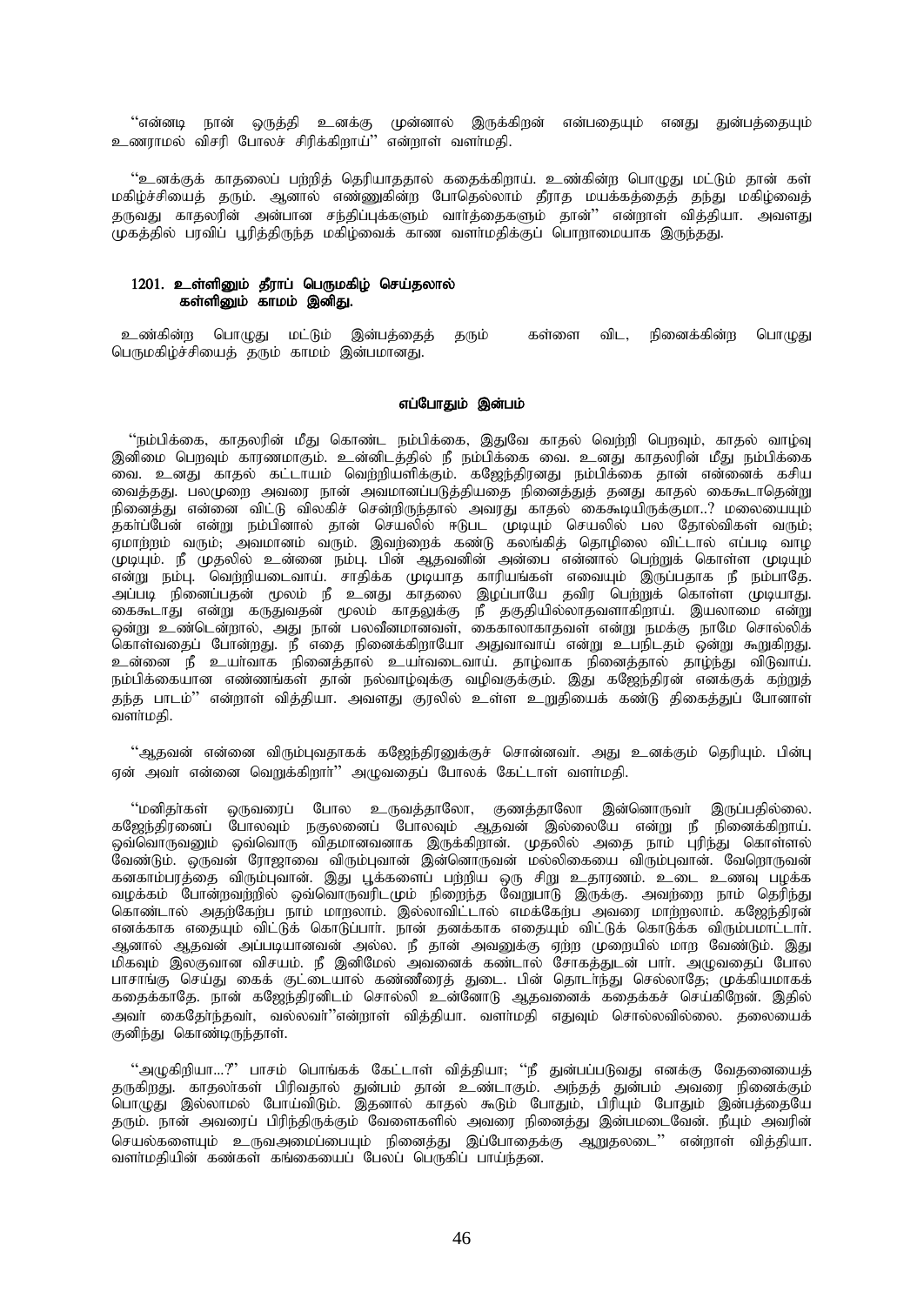''என்னடி நான் ஒருத்தி உனக்கு முன்னால் இருக்கிறன் என்பதையும் எனது துன்பத்தையும் உணராமல் விசரி போலச் சிரிக்கிறாய்'' என்றாள் வளர்மதி.

''உனக்குக் காதலைப் பற்றித் தெரியாததால் கதைக்கிறாய். உண்கின்ற பொழுது மட்டும் தான் கள் மகிழ்ச்சியைத் தரும். ஆனால் எண்ணுகின்ற போதெல்லாம் தீராத மயக்கத்தைத் தந்து மகிழ்வைத் தருவது காதலரின் அன்பான சந்திப்புக்களும் வார்த்தைகளும் தான்'' என்றாள் வித்தியா. அவளது முகத்தில் பரவிப் பூரித்திருந்த மகிழ்வைக் காண வளர்மதிக்குப் பொறாமையாக இருந்தது.

**1201. உள்ளினும் தீராப் பெருமகிழ் செய்தலால்**
**கள்ளினும் காமம் இனிது.**

உண்கின்ற பொழுது மட்டும் இன்பத்தைத் தரும் கள்ளை விட, நினைக்கின்ற பொழுது பெருமகிழ்ச்சியைத் தரும் காமம் இன்பமானது.

### எப்போதும் இன்பம்

''நம்பிக்கை, காதலரின் மீது கொண்ட நம்பிக்கை, இதுவே காதல் வெற்றி பெறவும், காதல் வாழ்வு இனிமை பெறவும் காரணமாகும். உன்னிடத்தில் நீ நம்பிக்கை வை. உனது காதலரின் மீது நம்பிக்கை வை. உனது காதல் கட்டாயம் வெற்றியளிக்கும். கஜேந்திரனது நம்பிக்கை தான் என்னைக் கசிய வைத்தது. பலமுறை அவரை நான் அவமானப்படுத்தியதை நினைத்துத் தனது காதல் கைகூடாதென்று நினைத்து என்னை விட்டு விலகிச் சென்றிருந்தால் அவரது காதல் கைகூடியிருக்குமா..? மலையையும் தகர்ப்பேன் என்று நம்பினால் தான் செயலில் ஈடுபட முடியும் செயலில் பல தோல்விகள் வரும்; ஏமாற்றம் வரும்; அவமானம் வரும். இவற்றைக் கண்டு கலங்கித் தொழிலை விட்டால் எப்படி வாழ முடியும். நீ முதலில் உன்னை நம்பு. பின் ஆதவனின் அன்பை என்னால் பெற்றுக் கொள்ள முடியும் என்று நம்பு. வெற்றியடைவாய். சாதிக்க முடியாத காரியங்கள் எவையும் இருப்பதாக நீ நம்பாதே. அப்படி நினைப்பதன் மூலம் நீ உனது காதலை இழப்பாயே தவிர பெற்றுக் கொள்ள முடியாது. கைகூடாது என்று கருதுவதன் மூலம் காதலுக்கு நீ தகுதியில்லாதவளாகிறாய். இயலாமை என்று ஒன்று உண்டென்றால், அது நான் பலவீனமானவள், கையாலாகாதவள் என்று நமக்கு நாமே சொல்லிக் கொள்வதைப் போன்றது. நீ எதை நினைக்கிறாயோ அதுவாவாய் என்று உபநிடதம் ஒன்று கூறுகிறது. உன்னை நீ உயர்வாக நினைத்தால் உயர்வடைவாய். தாழ்வாக நினைத்தால் தாழ்ந்து விடுவாய். நம்பிக்கையான எண்ணங்கள் தான் நல்வாழ்வுக்கு வழிவகுக்கும். இது கஜேந்திரன் எனக்குக் கற்றுத் தந்த பாடம்'' என்றாள் வித்தியா. அவளது குரலில் உள்ள உறுதியைக் கண்டு திகைத்துப் போனாள் வளர்மதி.

''ஆதவன் என்னை விரும்புவதாகக் கஜேந்திரனுக்குச் சொன்னவர். அது உனக்கும் தெரியும். பின்பு ஏன் அவர் என்னை வெறுக்கிறார்'' அழுவதைப் போலக் கேட்டாள் வளர்மதி.

''மனிதர்கள் ஒருவரைப் போல உருவத்தாலோ, குணத்தாலோ இன்னொருவர் இருப்பதில்லை. கஜேந்திரனைப் போலவும் நகுலனைப் போலவும் ஆதவன் இல்லையே என்று நீ நினைக்கிறாய். ஒவ்வொருவனும் ஒவ்வொரு விதமானவனாக இருக்கிறான். முதலில் அதை நாம் புரிந்து கொள்ளல் வேண்டும். ஒருவன் ரோஜாவை விரும்புவான் இன்னொருவன் மல்லிகையை விரும்புவான். வேறொருவன் கனகாம்பரத்தை விரும்புவான். இது பூக்களைப் பற்றிய ஒரு சிறு உதாரணம். உடை உணவு பழக்க வழக்கம் போன்றவற்றில் ஒவ்வொருவரிடமும் நிறைந்த வேறுபாடு இருக்கு. அவற்றை நாம் தெரிந்து கொண்டால் அதற்கேற்ப நாம் மாறலாம். இல்லாவிட்டால் எமக்கேற்ப அவரை மாற்றலாம். கஜேந்திரன் எனக்காக எதையும் விட்டுக் கொடுப்பார். நான் தனக்காக எதையும் விட்டுக் கொடுக்க விரும்பமாட்டார். ஆனால் ஆதவன் அப்படியானவன் அல்ல. நீ தான் அவனுக்கு ஏற்ற முறையில் மாற வேண்டும். இது மிகவும் இலகுவான விசயம். நீ இனிமேல் அவனைக் கண்டால் சோகத்துடன் பார். அழுவதைப் போல பாசாங்கு செய்து கைக் குட்டையால் கண்ணீரைத் துடை. பின் தொடர்ந்து செல்லாதே; முக்கியமாகக் கதைக்காதே. நான் கஜேந்திரனிடம் சொல்லி உன்னோடு ஆதவனைக் கதைக்கச் செய்கிறேன். இதில் அவர் கைதேர்ந்தவர், வல்லவர்''என்றாள் வித்தியா. வளர்மதி எதுவும் சொல்லவில்லை. தலையைக் குனிந்து கொண்டிருந்தாள்.

''அழுகிறியா...?'' பாசம் பொங்கக் கேட்டாள் வித்தியா; ''நீ துன்பப்படுவது எனக்கு வேதனையைத் தருகிறது. காதலர்கள் பிரிவதால் துன்பம் தான் உண்டாகும். அந்தத் துன்பம் அவரை நினைக்கும் பொழுது இல்லாமல் போய்விடும். இதனால் காதல் கூடும் போதும், பிரியும் போதும் இன்பத்தையே தரும். நான் அவரைப் பிரிந்திருக்கும் வேளைகளில் அவரை நினைத்து இன்பமடைவேன். நீயும் அவரின் செயல்களையும் உருவஅமைப்பையும் நினைத்து இப்போதைக்கு ஆறுதலடை'' என்றாள் வித்தியா. வளர்மதியின் கண்கள் கங்கையைப் பேலப் பெருகிப் பாய்ந்தன.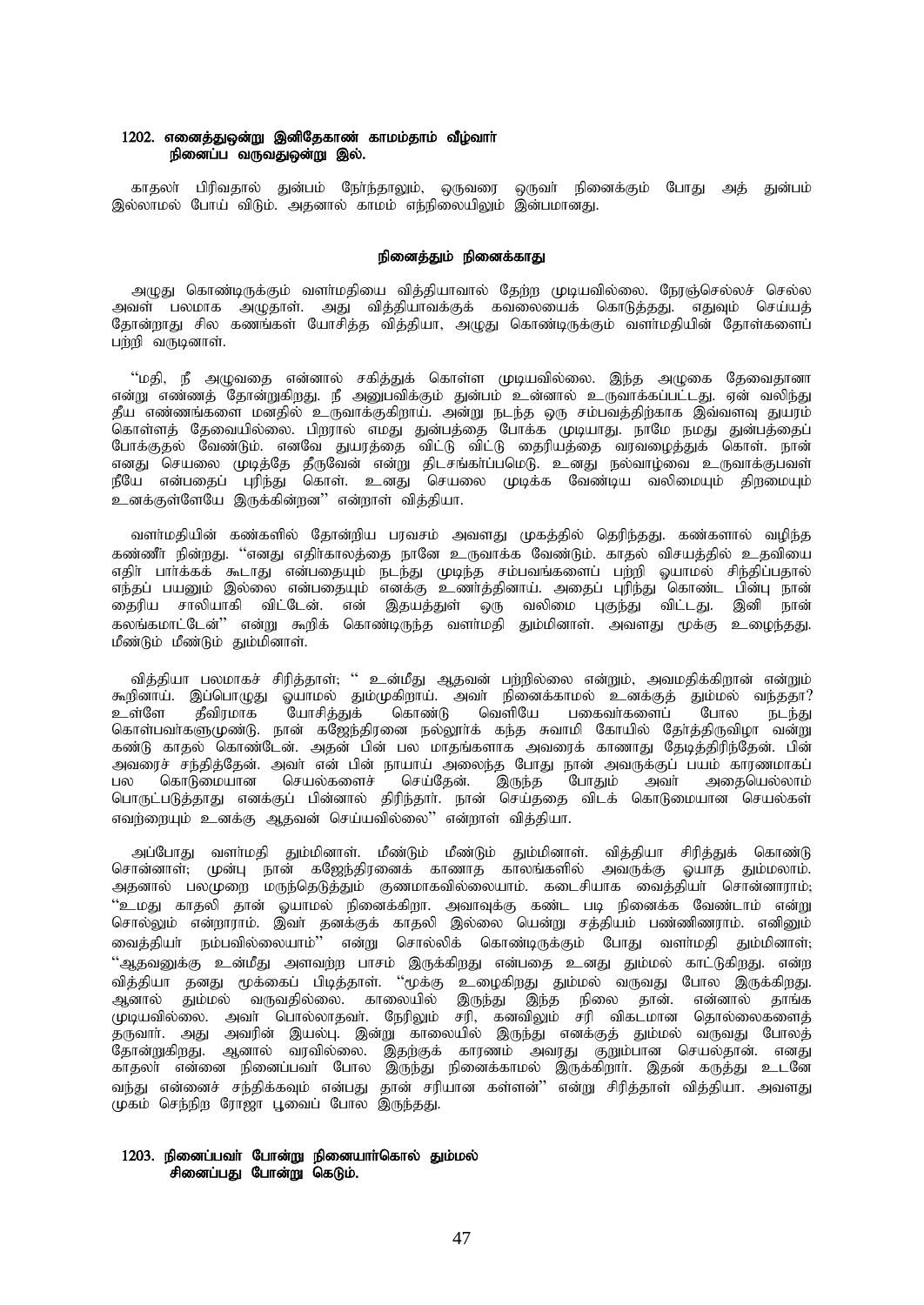**1202. எனைத்துஒன்று இனிதேகாண் காமம்தாம் வீழ்வார்**
**நினைப்ப வருவதுஒன்று இல்.**

காதலர் பிரிவதால் துன்பம் நேர்ந்தாலும், ஒருவரை ஒருவர் நினைக்கும் போது அத் துன்பம் இல்லாமல் போய் விடும். அதனால் காமம் எந்நிலையிலும் இன்பமானது.

**நினைத்தும் நினைக்காது**

அழுது கொண்டிருக்கும் வளர்மதியை வித்தியாவால் தேற்ற முடியவில்லை. நேரஞ்செல்லச் செல்ல அவள் பலமாக அழுதாள். அது வித்தியாவுக்குக் கவலையைக் கொடுத்தது. எதுவும் செய்யத் தோன்றாது சில கணங்கள் யோசித்த வித்தியா, அழுது கொண்டிருக்கும் வளர்மதியின் தோள்களைப் பற்றி வருடினாள்.

"மதி, நீ அழுவதை என்னால் சகித்துக் கொள்ள முடியவில்லை. இந்த அழுகை தேவைதானா என்று எண்ணத் தோன்றுகிறது. நீ அனுபவிக்கும் துன்பம் உன்னால் உருவாக்கப்பட்டது. ஏன் வலிந்து தீய எண்ணங்களை மனதில் உருவாக்குகிறாய். அன்று நடந்த ஒரு சம்பவத்திற்காக இவ்வளவு துயரம் கொள்ளத் தேவையில்லை. பிறரால் எமது துன்பத்தை போக்க முடியாது. நாமே நமது துன்பத்தைப் போக்குதல் வேண்டும். எனவே துயரத்தை விட்டு விட்டு தைரியத்தை வரவழைத்துக் கொள். நான் எனது செயலை முடித்தே தீருவேன் என்று திடசங்கர்ப்பமெடு. உனது நல்வாழ்வை உருவாக்குபவள் நீயே என்பதைப் புரிந்து கொள். உனது செயலை முடிக்க வேண்டிய வலிமையும் திறமையும் உனக்குள்ளேயே இருக்கின்றன" என்றாள் வித்தியா.

வளர்மதியின் கண்களில் தோன்றிய பரவசம் அவளது முகத்தில் தெரிந்தது. கண்களால் வழிந்த கண்ணீர் நின்றது. "எனது எதிர்காலத்தை நானே உருவாக்க வேண்டும். காதல் விசயத்தில் உதவியை எதிர் பார்க்கக் கூடாது என்பதையும் நடந்து முடிந்த சம்பவங்களைப் பற்றி ஓயாமல் சிந்திப்பதால் எந்தப் பயனும் இல்லை என்பதையும் எனக்கு உணர்த்தினாய். அதைப் புரிந்து கொண்ட பின்பு நான் தைரிய சாலியாகி விட்டேன். என் இதயத்துள் ஒரு வலிமை புகுந்து விட்டது. இனி நான் கலங்கமாட்டேன்" என்று கூறிக் கொண்டிருந்த வளர்மதி தும்மினாள். அவளது மூக்கு உழைந்தது. மீண்டும் மீண்டும் தும்மினாள்.

வித்தியா பலமாகச் சிரித்தாள்; " உன்மீது ஆதவன் பற்றில்லை என்றும், அவமதிக்கிறான் என்றும் கூறினாய். இப்பொழுது ஓயாமல் தும்முகிறாய். அவர் நினைக்காமல் உனக்குத் தும்மல் வந்ததா? உள்ளே தீவிரமாக யோசித்துக் கொண்டு வெளியே பகைவர்களைப் போல நடந்து கொள்பவர்களுமுண்டு. நான் கஜேந்திரனை நல்லூர்க் கந்த சுவாமி கோயில் தேர்த்திருவிழா வன்று கண்டு காதல் கொண்டேன். அதன் பின் பல மாதங்களாக அவரைக் காணாது தேடித்திரிந்தேன். பின் அவரைச் சந்தித்தேன். அவர் என் பின் நாயாய் அலைந்த போது நான் அவருக்குப் பயம் காரணமாகப் பல கொடுமையான செயல்களைச் செய்தேன். இருந்த போதும் அவர் அதையெல்லாம் பொருட்படுத்தாது எனக்குப் பின்னால் திரிந்தார். நான் செய்ததை விடக் கொடுமையான செயல்கள் எவற்றையும் உனக்கு ஆதவன் செய்யவில்லை" என்றாள் வித்தியா.

அப்போது வளர்மதி தும்மினாள். மீண்டும் மீண்டும் தும்மினாள். வித்தியா சிரித்துக் கொண்டு சொன்னாள்; முன்பு நான் கஜேந்திரனைக் காணாத காலங்களில் அவருக்கு ஓயாத தும்மலாம். அதனால் பலமுறை மருந்தெடுத்தும் குணமாகவில்லையாம். கடைசியாக வைத்தியர் சொன்னாராம்; "உமது காதலி தான் ஓயாமல் நினைக்கிறா. அவாவுக்கு கண்ட படி நினைக்க வேண்டாம் என்று சொல்லும் என்றாராம். இவர் தனக்குக் காதலி இல்லை யென்று சத்தியம் பண்ணினராம். எனினும் வைத்தியர் நம்பவில்லையாம்" என்று சொல்லிக் கொண்டிருக்கும் போது வளர்மதி தும்மினாள்; "ஆதவனுக்கு உன்மீது அளவற்ற பாசம் இருக்கிறது என்பதை உனது தும்மல் காட்டுகிறது. என்ற வித்தியா தனது மூக்கைப் பிடித்தாள். "மூக்கு உழைகிறது தும்மல் வருவது போல இருக்கிறது. ஆனால் தும்மல் வருவதில்லை. காலையில் இருந்து இந்த நிலை தான். என்னால் தாங்க முடியவில்லை. அவர் பொல்லாதவர். நேரிலும் சரி, கனவிலும் சரி விகடமான தொல்லைகளைத் தருவார். அது அவரின் இயல்பு. இன்று காலையில் இருந்து எனக்குத் தும்மல் வருவது போலத் தோன்றுகிறது. ஆனால் வரவில்லை. இதற்குக் காரணம் அவரது குறும்பான செயல்தான். எனது காதலர் என்னை நினைப்பவர் போல இருந்து நினைக்காமல் இருக்கிறார். இதன் கருத்து உடனே வந்து என்னைச் சந்திக்கவும் என்பது தான் சரியான கள்ளன்" என்று சிரித்தாள் வித்தியா. அவளது முகம் செந்நிற ரோஜா பூவைப் போல இருந்தது.

**1203. நினைப்பவர் போன்று நினையார்கொல் தும்மல்**
**சினைப்பது போன்று கெடும்.**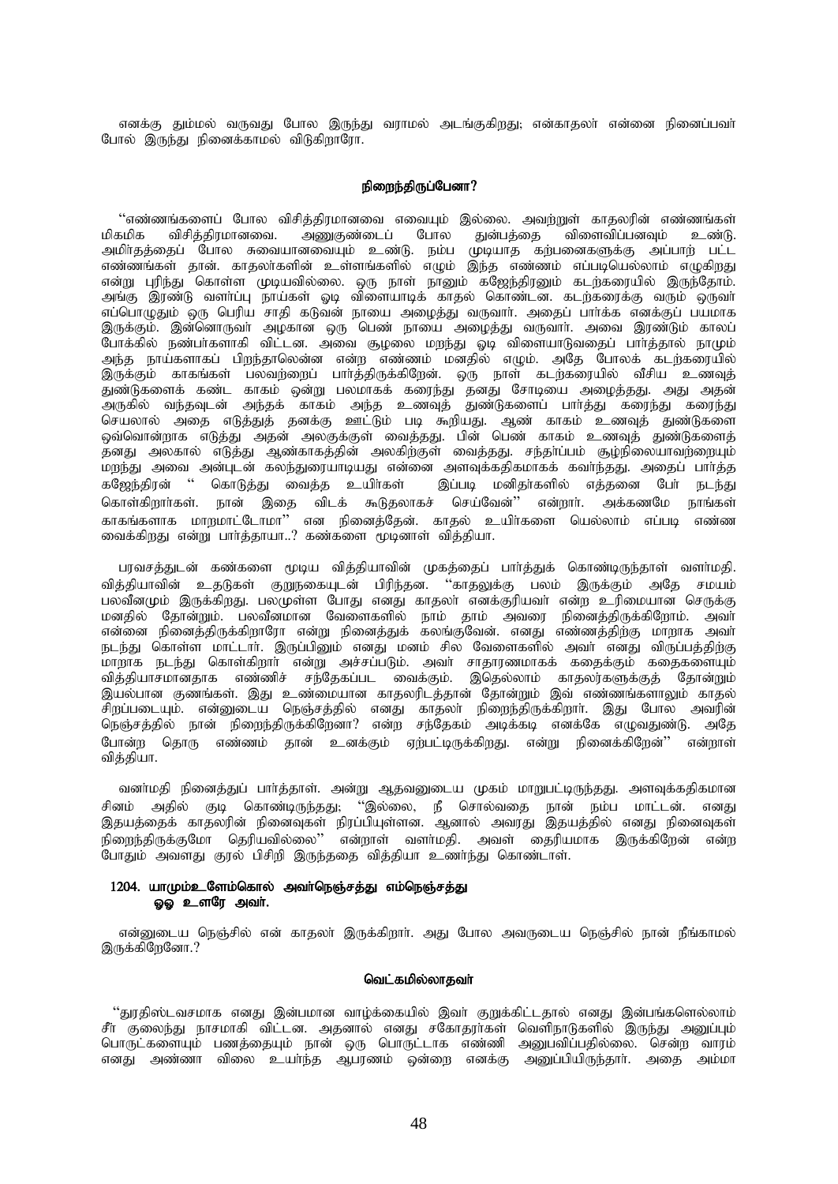எனக்கு தும்மல் வருவது போல இருந்து வராமல் அடங்குகிறது; என்காதலர் என்னை நினைப்பவர் போல் இருந்து நினைக்காமல் விடுகிறாரோ.

### நிறைந்திருப்பேனா?

"எண்ணங்களைப் போல விசித்திரமானவை எவையும் இல்லை. அவற்றுள் காதலரின் எண்ணங்கள் மிகமிக விசித்திரமானவை. அணுகுண்டைப் போல துன்பத்தை விளைவிப்பனவும் உண்டு. அமிர்தத்தைப் போல சுவையானவையும் உண்டு. நம்ப முடியாத கற்பனைகளுக்கு அப்பாற் பட்ட எண்ணங்கள் தான். காதலர்களின் உள்ளங்களில் எழும் இந்த எண்ணம் எப்படியெல்லாம் எழுகிறது என்று புரிந்து கொள்ள முடியவில்லை. ஒரு நாள் நானும் கஜேந்திரனும் கடற்கரையில் இருந்தோம். அங்கு இரண்டு வளர்ப்பு நாய்கள் ஓடி விளையாடிக் காதல் கொண்டன. கடற்கரைக்கு வரும் ஒருவர் எப்பொழுதும் ஒரு பெரிய சாதி கடுவன் நாயை அழைத்து வருவார். அதைப் பார்க்க எனக்குப் பயமாக இருக்கும். இன்னொருவர் அழகான ஒரு பெண் நாயை அழைத்து வருவார். அவை இரண்டும் காலப் போக்கில் நண்பர்களாகி விட்டன. அவை சூழலை மறந்து ஓடி விளையாடுவதைப் பார்த்தால் நாமும் அந்த நாய்களாகப் பிறந்தாலென்ன என்ற எண்ணம் மனதில் எழும். அதே போலக் கடற்கரையில் இருக்கும் காகங்கள் பலவற்றைப் பார்த்திருக்கிறேன். ஒரு நாள் கடற்கரையில் வீசிய உணவுத் துண்டுகளைக் கண்ட காகம் ஒன்று பலமாகக் கரைந்து தனது சோடியை அழைத்தது. அது அதன் அருகில் வந்தவுடன் அந்தக் காகம் அந்த உணவுத் துண்டுகளைப் பார்த்து கரைந்து கரைந்து செயலால் அதை எடுத்துத் தனக்கு ஊட்டும் படி கூறியது. ஆண் காகம் உணவுத் துண்டுகளை ஒவ்வொன்றாக எடுத்து அதன் அலகுக்குள் வைத்தது. பின் பெண் காகம் உணவுத் துண்டுகளைத் தனது அலகால் எடுத்து ஆண்காகத்தின் அலகிற்குள் வைத்தது. சந்தர்ப்பம் சூழ்நிலையாவற்றையும் மறந்து அவை அன்புடன் கலந்துரையாடியது என்னை அளவுக்கதிகமாகக் கவர்ந்தது. அதைப் பார்த்த கஜேந்திரன் " கொடுத்து வைத்த உயிர்கள் இப்படி மனிதர்களில் எத்தனை பேர் நடந்து கொள்கிறார்கள். நான் இதை விடக் கூடுதலாகச் செய்வேன்" என்றார். அக்கணமே நாங்கள் காகங்களாக மாறமாட்டோமா" என நினைத்தேன். காதல் உயிர்களை யெல்லாம் எப்படி எண்ண வைக்கிறது என்று பார்த்தாயா..? கண்களை மூடினாள் வித்தியா.

பரவசத்துடன் கண்களை மூடிய வித்தியாவின் முகத்தைப் பார்த்துக் கொண்டிருந்தாள் வளர்மதி. வித்தியாவின் உதடுகள் குறுநகையுடன் பிரிந்தன. "காதலுக்கு பலம் இருக்கும் அதே சமயம் பலவீனமும் இருக்கிறது. பலமுள்ள போது எனது காதலர் எனக்குரியவர் என்ற உரிமையான செருக்கு மனதில் தோன்றும். பலவீனமான வேளைகளில் நாம் தாம் அவரை நினைத்திருக்கிறோம். அவர் என்னை நினைத்திருக்கிறாரோ என்று நினைத்துக் கலங்குவேன். எனது எண்ணத்திற்கு மாறாக அவர் நடந்து கொள்ள மாட்டார். இருப்பினும் எனது மனம் சில வேளைகளில் அவர் எனது விருப்பத்திற்கு மாறாக நடந்து கொள்கிறார் என்று அச்சப்படும். அவர் சாதாரணமாகக் கதைக்கும் கதைகளையும் வித்தியாசமானதாக எண்ணிச் சந்தேகப்பட வைக்கும். இதெல்லாம் காதலர்களுக்குத் தோன்றும் இயல்பான குணங்கள். இது உண்மையான காதலரிடத்தான் தோன்றும் இவ் எண்ணங்களாலும் காதல் சிறப்படையும். என்னுடைய நெஞ்சத்தில் எனது காதலர் நிறைந்திருக்கிறார். இது போல அவரின் நெஞ்சத்தில் நான் நிறைந்திருக்கிறேனா? என்ற சந்தேகம் அடிக்கடி எனக்கே எழுவதுண்டு. அதே போன்ற தொரு எண்ணம் தான் உனக்கும் ஏற்பட்டிருக்கிறது. என்று நினைக்கிறேன்" என்றாள் வித்தியா.

வளர்மதி நினைத்துப் பார்த்தாள். அன்று ஆதவனுடைய முகம் மாறுபட்டிருந்தது. அளவுக்கதிகமான சினம் அதில் குடி கொண்டிருந்தது; "இல்லை, நீ சொல்வதை நான் நம்ப மாட்டன். எனது இதயத்தைக் காதலரின் நினைவுகள் நிரப்பியுள்ளன. ஆனால் அவரது இதயத்தில் எனது நினைவுகள் நிறைந்திருக்குமோ தெரியவில்லை" என்றாள் வளர்மதி. அவள் தைரியமாக இருக்கிறேன் என்ற போதும் அவளது குரல் பிசிறி இருந்ததை வித்தியா உணர்ந்து கொண்டாள்.

**1204. யாமும்உளேம்கொல் அவர்நெஞ்சத்து எம்நெஞ்சத்து**
**ஓஒ உளரே அவர்.**

என்னுடைய நெஞ்சில் என் காதலர் இருக்கிறார். அது போல அவருடைய நெஞ்சில் நான் நீங்காமல் இருக்கிறேனோ.?

### வெட்கமில்லாதவர்

"துரதிஸ்டவசமாக எனது இன்பமான வாழ்க்கையில் இவர் குறுக்கிட்டதால் எனது இன்பங்களெல்லாம் சீர் குலைந்து நாசமாகி விட்டன. அதனால் எனது சகோதரர்கள் வெளிநாடுகளில் இருந்து அனுப்பும் பொருட்களையும் பணத்தையும் நான் ஒரு பொருட்டாக எண்ணி அனுபவிப்பதில்லை. சென்ற வாரம் எனது அண்ணா விலை உயர்ந்த ஆபரணம் ஒன்றை எனக்கு அனுப்பியிருந்தார். அதை அம்மா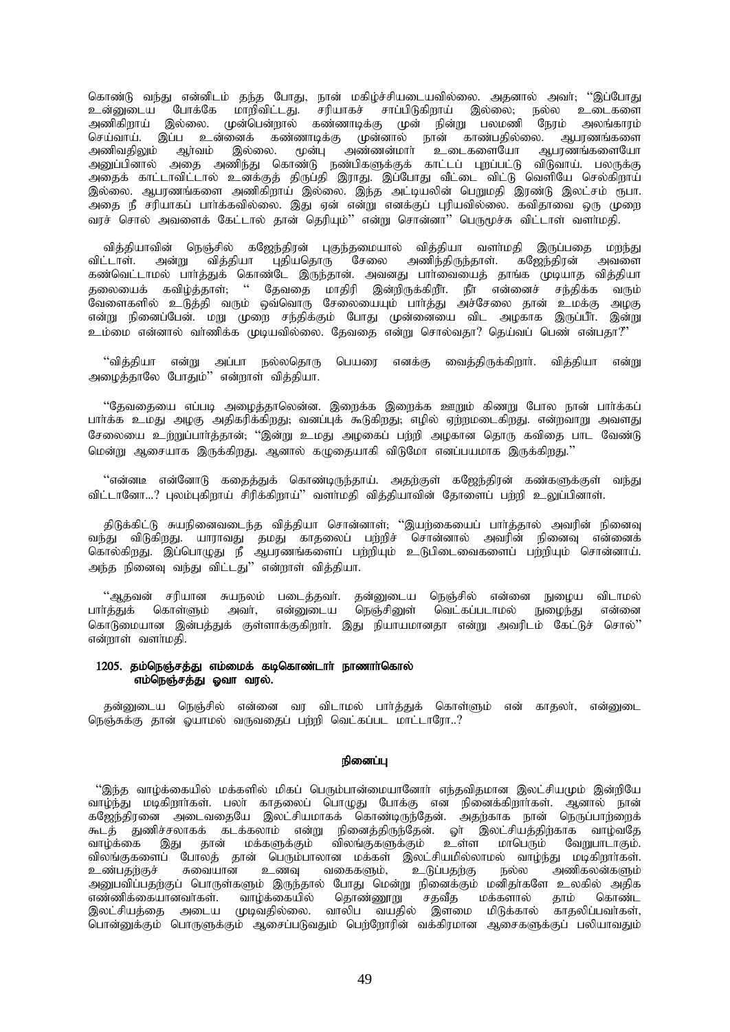கொண்டு வந்து என்னிடம் தந்த போது, நான் மகிழ்ச்சியடையவில்லை. அதனால் அவர்; "இப்போது உன்னுடைய போக்கே மாறிவிட்டது. சரியாகச் சாப்பிடுகிறாய் இல்லை; நல்ல உடைகளை அணிகிறாய் இல்லை. முன்பென்றால் கண்ணாடிக்கு முன் நின்று பலமணி நேரம் அலங்காரம் செய்வாய். இப்ப உன்னைக் கண்ணாடிக்கு முன்னால் நான் காண்பதில்லை. ஆபரணங்களை அணிவதிலும் ஆர்வம் இல்லை. மூன்பு அண்ணன்மார் உடைகளையோ ஆபரணங்களையோ அனுப்பினால் அதை அணிந்து கொண்டு நண்பிகளுக்குக் காட்டப் புறப்பட்டு விடுவாய். பலருக்கு அதைக் காட்டாவிட்டால் உனக்குத் திருப்தி இராது. இப்போது வீட்டை விட்டு வெளியே செல்கிறாய் இல்லை. ஆபரணங்களை அணிகிறாய் இல்லை. இந்த அட்டியலின் பெறுமதி இரண்டு இலட்சம் ரூபா. அதை நீ சரியாகப் பார்க்கவில்லை. இது ஏன் என்று எனக்குப் புரியவில்லை. கவிதாவை ஒரு முறை வரச் சொல் அவளைக் கேட்டால் தான் தெரியும்" என்று சொன்னா" பெருமூச்சு விட்டாள் வளர்மதி.

வித்தியாவின் நெஞ்சில் கஜேந்திரன் புகுந்தமையால் வித்தியா வளர்மதி இருப்பதை மறந்து விட்டாள். அன்று வித்தியா புதியதொரு சேலை அணிந்திருந்தாள். கஜேந்திரன் அவளை கண்வெட்டாமல் பார்த்துக் கொண்டே இருந்தான். அவனது பார்வையைத் தாங்க முடியாத வித்தியா தலையைக் கவிழ்த்தாள்; " தேவதை மாதிரி இன்றிருக்கிறீர். நீர் என்னைச் சந்திக்க வரும் வேளைகளில் உடுத்தி வரும் ஒவ்வொரு சேலையையும் பார்த்து அச்சேலை தான் உமக்கு அழகு என்று நினைப்பேன். மறு முறை சந்திக்கும் போது முன்னையை விட அழகாக இருப்பீர். இன்று உம்மை என்னால் வர்ணிக்க முடியவில்லை. தேவதை என்று சொல்வதா? தெய்வப் பெண் என்பதா?"

"வித்தியா என்று அப்பா நல்லதொரு பெயரை எனக்கு வைத்திருக்கிறார். வித்தியா என்று அழைத்தாலே போதும்" என்றாள் வித்தியா.

"தேவதையை எப்படி அழைத்தாலென்ன. இறைக்க இறைக்க ஊறும் கிணறு போல நான் பார்க்கப் பார்க்க உமது அழகு அதிகரிக்கிறது; வனப்புக் கூடுகிறது; எழில் ஏற்றமடைகிறது. என்றவாறு அவளது சேலையை உற்றுப்பார்த்தான்; "இன்று உமது அழகைப் பற்றி அழகான தொரு கவிதை பாட வேண்டு மென்று ஆசையாக இருக்கிறது. ஆனால் கழுதையாகி விடுமோ எனப்பயமாக இருக்கிறது."

"என்னடீ என்னோடு கதைத்துக் கொண்டிருந்தாய். அதற்குள் கஜேந்திரன் கண்களுக்குள் வந்து விட்டானோ...? புலம்புகிறாய் சிரிக்கிறாய்" வளர்மதி வித்தியாவின் தோளைப் பற்றி உலுப்பினாள்.

திடுக்கிட்டு சுயநினைவடைந்த வித்தியா சொன்னாள்; "இயற்கையைப் பார்த்தால் அவரின் நினைவு வந்து விடுகிறது. யாராவது தமது காதலைப் பற்றிச் சொன்னால் அவரின் நினைவு என்னைக் கொல்கிறது. இப்பொழுது நீ ஆபரணங்களைப் பற்றியும் உடுபிடைவைகளைப் பற்றியும் சொன்னாய். அந்த நினைவு வந்து விட்டது" என்றாள் வித்தியா.

"ஆதவன் சரியான சுயநலம் படைத்தவர். தன்னுடைய நெஞ்சில் என்னை நுழைய விடாமல் பார்த்துக் கொள்ளும் அவர், என்னுடைய நெஞ்சினுள் வெட்கப்படாமல் நுழைந்து என்னை கொடுமையான இன்பத்துக் குள்ளாக்குகிறார். இது நியாயமானதா என்று அவரிடம் கேட்டுச் சொல்" என்றாள் வளர்மதி.

**1205. தம்நெஞ்சத்து எம்மைக் கடிகொண்டார் நாணார்கொல்**
**எம்நெஞ்சத்து ஓவா வரல்.**

தன்னுடைய நெஞ்சில் என்னை வர விடாமல் பார்த்துக் கொள்ளும் என் காதலர், என்னுடை நெஞ்சுக்கு தான் ஓயாமல் வருவதைப் பற்றி வெட்கப்பட மாட்டாரோ..?

**நினைப்பு**

"இந்த வாழ்க்கையில் மக்களில் மிகப் பெரும்பான்மையானோர் எந்தவிதமான இலட்சியமும் இன்றியே வாழ்ந்து மடிகிறார்கள். பலர் காதலைப் பொழுது போக்கு என நினைக்கிறார்கள். ஆனால் நான் கஜேந்திரனை அடைவதையே இலட்சியமாகக் கொண்டிருந்தேன். அதற்காக நான் நெருப்பாற்றைக் கூடத் துணிச்சலாகக் கடக்கலாம் என்று நினைத்திருந்தேன். ஓர் இலட்சியத்திற்காக வாழ்வதே வாழ்க்கை இது தான் மக்களுக்கும் விலங்குகளுக்கும் உள்ள மாபெரும் வேறுபாடாகும். விலங்குகளைப் போலத் தான் பெரும்பாலான மக்கள் இலட்சியமில்லாமல் வாழ்ந்து மடிகிறார்கள். உண்பதற்குச் சுவையான உணவு வகைகளும், உடுப்பதற்கு நல்ல அணிகலன்களும் அனுபவிப்பதற்குப் பொருள்களும் இருந்தால் போது மென்று நினைக்கும் மனிதர்களே உலகில் அதிக எண்ணிக்கையானவர்கள். வாழ்க்கையில் தொண்ணூறு சதவீத மக்களால் தாம் கொண்ட இலட்சியத்தை அடைய முடிவதில்லை. வாலிப வயதில் இளமை மிடுக்கால் காதலிப்பவர்கள், பொன்னுக்கும் பொருளுக்கும் ஆசைப்படுவதும் பெற்றோரின் வக்கிரமான ஆசைகளுக்குப் பலியாவதும்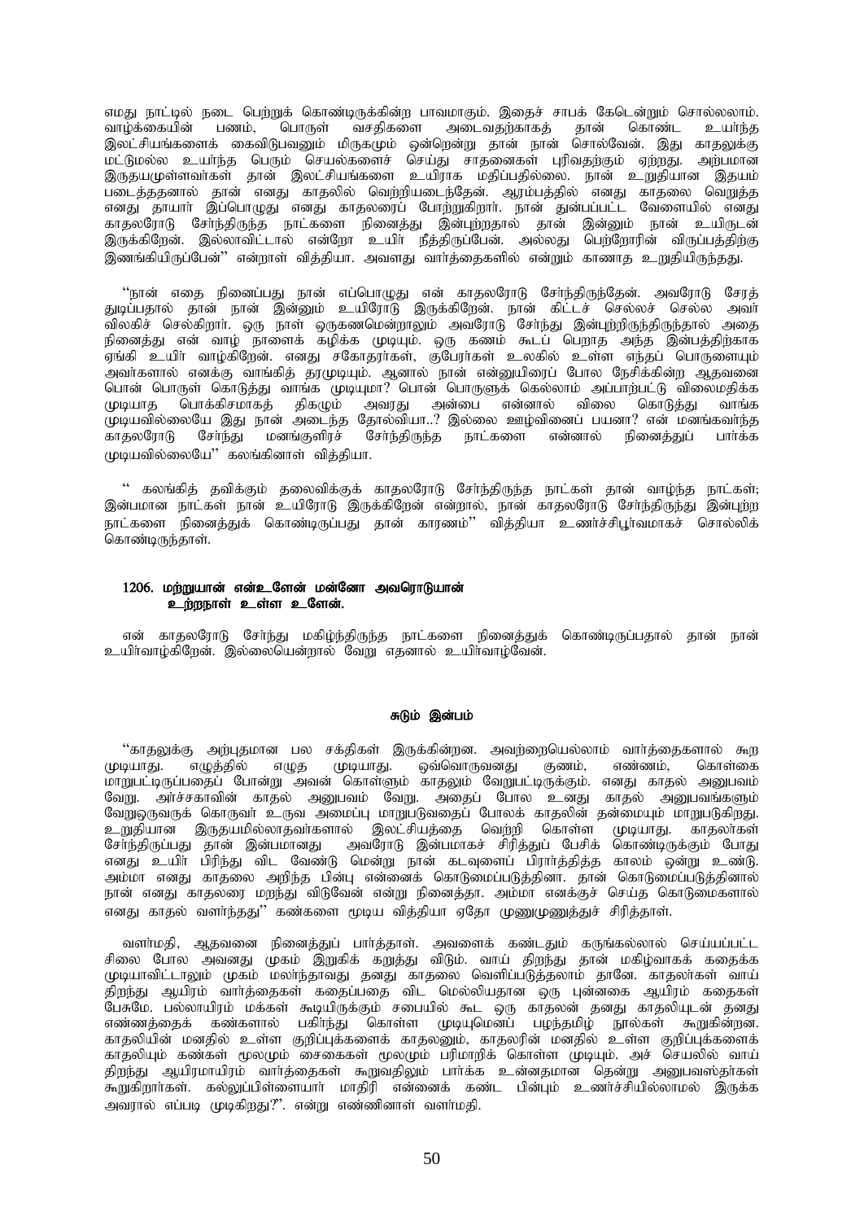எமது நாட்டில் நடை பெற்றுக் கொண்டிருக்கின்ற பாவமாகும். இதைச் சாபக் கேடென்றும் சொல்லலாம். வாழ்க்கையின் பணம், பொருள் வசதிகளை அடைவதற்காகத் தான் கொண்ட உயர்ந்த இலட்சியங்களைக் கைவிடுபவனும் மிருகமும் ஒன்றென்று தான் நான் சொல்வேன். இது காதலுக்கு மட்டுமல்ல உயர்ந்த பெரும் செயல்களைச் செய்து சாதனைகள் புரிவதற்கும் ஏற்றது. அற்பமான இருதயமுள்ளவர்கள் தான் இலட்சியங்களை உயிராக மதிப்பதில்லை. நான் உறுதியான இதயம் படைத்ததனால் தான் எனது காதலில் வெற்றியடைந்தேன். ஆரம்பத்தில் எனது காதலை வெறுத்த எனது தாயார் இப்பொழுது எனது காதலரைப் போற்றுகிறார். நான் துன்பப்பட்ட வேளையில் எனது காதலரோடு சேர்ந்திருந்த நாட்களை நினைத்து இன்புற்றதால் தான் இன்னும் நான் உயிருடன் இருக்கிறேன். இல்லாவிட்டால் என்றோ உயிர் நீத்திருப்பேன். அல்லது பெற்றோரின் விருப்பத்திற்கு இணங்கியிருப்பேன்'' என்றாள் வித்தியா. அவளது வார்த்தைகளில் என்றும் காணாத உறுதியிருந்தது.

''நான் எதை நினைப்பது நான் எப்பொழுது என் காதலரோடு சேர்ந்திருந்தேன். அவரோடு சேரத் துடிப்பதால் தான் நான் இன்னும் உயிரோடு இருக்கிறேன். நான் கிட்டச் செல்லச் செல்ல அவர் விலகிச் செல்கிறார். ஒரு நாள் ஒருகணமென்றாலும் அவரோடு சேர்ந்து இன்புற்றிருந்திருந்தால் அதை நினைத்து என் வாழ் நாளைக் கழிக்க முடியும். ஒரு கணம் கூடப் பெறாத அந்த இன்பத்திற்காக ஏங்கி உயிர் வாழ்கிறேன். எனது சகோதரர்கள், குபேரர்கள் உலகில் உள்ள எந்தப் பொருளையும் அவர்களால் எனக்கு வாங்கித் தரமுடியும். ஆனால் நான் என்னுயிரைப் போல நேசிக்கின்ற ஆதவனை பொன் பொருள் கொடுத்து வாங்க முடியுமா? பொன் பொருளுக் கெல்லாம் அப்பாற்பட்டு விலைமதிக்க முடியாத பொக்கிசமாகத் திகழும் அவரது அன்பை என்னால் விலை கொடுத்து வாங்க முடியவில்லையே இது நான் அடைந்த தோல்வியா..? இல்லை ஊழ்வினைப் பயனா? என் மனங்கவர்ந்த காதலரோடு சேர்ந்து மனங்குளிரச் சேர்ந்திருந்த நாட்களை என்னால் நினைத்துப் பார்க்க முடியவில்லையே'' கலங்கினாள் வித்தியா.

'' கலங்கித் தவிக்கும் தலைவிக்குக் காதலரோடு சேர்ந்திருந்த நாட்கள் தான் வாழ்ந்த நாட்கள்; இன்பமான நாட்கள் நான் உயிரோடு இருக்கிறேன் என்றால், நான் காதலரோடு சேர்ந்திருந்து இன்புற்ற நாட்களை நினைத்துக் கொண்டிருப்பது தான் காரணம்'' வித்தியா உணர்ச்சிபூர்வமாகச் சொல்லிக் கொண்டிருந்தாள்.

**1206. மற்றுயான் என்உளேன் மன்னோ அவரொடுயான்**
**உற்றநாள் உள்ள உளேன்.**

என் காதலரோடு சேர்ந்து மகிழ்ந்திருந்த நாட்களை நினைத்துக் கொண்டிருப்பதால் தான் நான் உயிர்வாழ்கிறேன். இல்லையென்றால் வேறு எதனால் உயிர்வாழ்வேன்.

## சுடும் இன்பம்

''காதலுக்கு அற்புதமான பல சக்திகள் இருக்கின்றன. அவற்றையெல்லாம் வார்த்தைகளால் கூற முடியாது. எழுத்தில் எழுத முடியாது. ஒவ்வொருவனது குணம், எண்ணம், கொள்கை மாறுபட்டிருப்பதைப் போன்று அவன் கொள்ளும் காதலும் வேறுபட்டிருக்கும். எனது காதல் அனுபவம் வேறு. அர்ச்சகாவின் காதல் அனுபவம் வேறு. அதைப் போல உனது காதல் அனுபவங்களும் வேறுஒருவருக் கொருவர் உருவ அமைப்பு மாறுபடுவதைப் போலக் காதலின் தன்மையும் மாறுபடுகிறது. உறுதியான இருதயமில்லாதவர்களால் இலட்சியத்தை வெற்றி கொள்ள முடியாது. காதலர்கள் சேர்ந்திருப்பது தான் இன்பமானது அவரோடு இன்பமாகச் சிரித்துப் பேசிக் கொண்டிருக்கும் போது எனது உயிர் பிரிந்து விட வேண்டு மென்று நான் கடவுளைப் பிரார்த்தித்த காலம் ஒன்று உண்டு. அம்மா எனது காதலை அறிந்த பின்பு என்னைக் கொடுமைப்படுத்தினா. தான் கொடுமைப்படுத்தினால் நான் எனது காதலரை மறந்து விடுவேன் என்று நினைத்தா. அம்மா எனக்குச் செய்த கொடுமைகளால் எனது காதல் வளர்ந்தது'' கண்களை மூடிய வித்தியா ஏதோ முணுமுணுத்துச் சிரித்தாள்.

வளர்மதி, ஆதவனை நினைத்துப் பார்த்தாள். அவளைக் கண்டதும் கருங்கல்லால் செய்யப்பட்ட சிலை போல அவனது முகம் இறுகிக் கறுத்து விடும். வாய் திறந்து தான் மகிழ்வாகக் கதைக்க முடியாவிட்டாலும் முகம் மலர்ந்தாவது தனது காதலை வெளிப்படுத்தலாம் தானே. காதலர்கள் வாய் திறந்து ஆயிரம் வார்த்தைகள் கதைப்பதை விட மெல்லியதான ஒரு புன்னகை ஆயிரம் கதைகள் பேசுமே. பல்லாயிரம் மக்கள் கூடியிருக்கும் சபையில் கூட ஒரு காதலன் தனது காதலியுடன் தனது எண்ணத்தைக் கண்களால் பகிர்ந்து கொள்ள முடியுமெனப் பழந்தமிழ் நூல்கள் கூறுகின்றன. காதலியின் மனதில் உள்ள குறிப்புக்களைக் காதலனும், காதலரின் மனதில் உள்ள குறிப்புக்களைக் காதலியும் கண்கள் மூலமும் சைகைகள் மூலமும் பரிமாறிக் கொள்ள முடியும். அச் செயலில் வாய் திறந்து ஆயிரமாயிரம் வார்த்தைகள் கூறுவதிலும் பார்க்க உன்னதமான தென்று அனுபவஸ்தர்கள் கூறுகிறார்கள். கல்லுப்பிள்ளையார் மாதிரி என்னைக் கண்ட பின்பும் உணர்ச்சியில்லாமல் இருக்க அவரால் எப்படி முடிகிறது?''. என்று எண்ணினாள் வளர்மதி.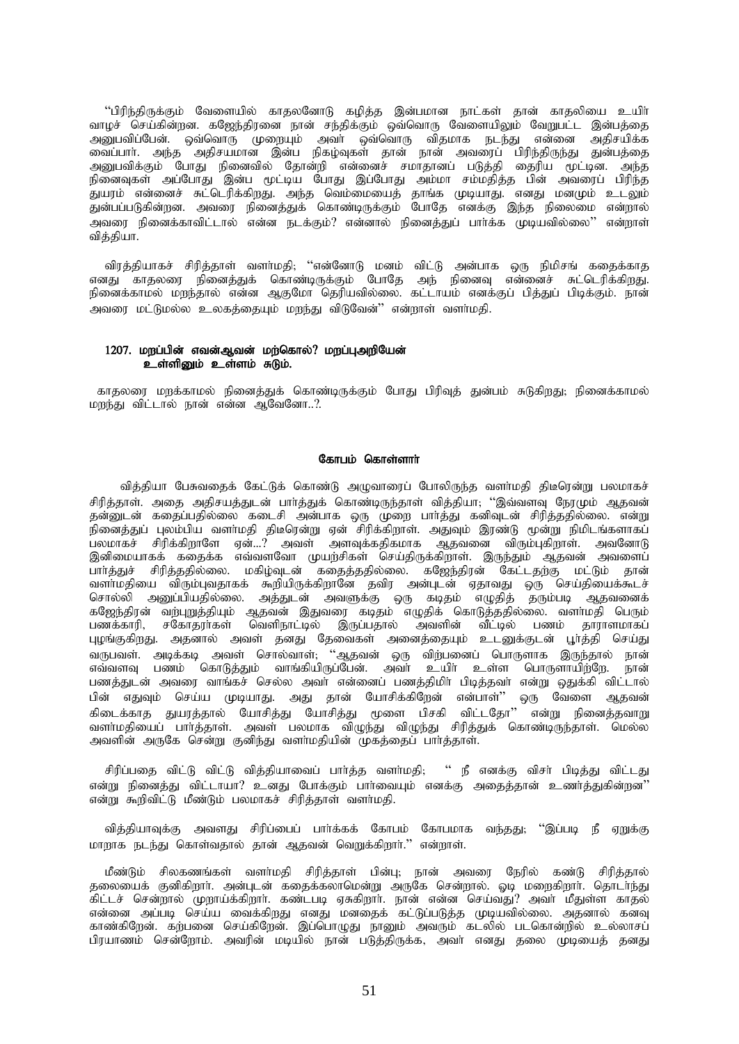''பிரிந்திருக்கும் வேளையில் காதலனோடு கழித்த இன்பமான நாட்கள் தான் காதலியை உயிர் வாழச் செய்கின்றன. கஜேந்திரனை நான் சந்திக்கும் ஒவ்வொரு வேளையிலும் வேறுபட்ட இன்பத்தை அனுபவிப்பேன். ஒவ்வொரு முறையும் அவர் ஒவ்வொரு விதமாக நடந்து என்னை அதிசயிக்க வைப்பார். அந்த அதிசயமான இன்ப நிகழ்வுகள் தான் நான் அவரைப் பிரிந்திருந்து துன்பத்தை அனுபவிக்கும் போது நினைவில் தோன்றி என்னைச் சமாதானப் படுத்தி தைரிய மூட்டின. அந்த நினைவுகள் அப்போது இன்ப மூட்டிய போது இப்போது அம்மா சம்மதித்த பின் அவரைப் பிரிந்த துயரம் என்னைச் சுட்டெரிக்கிறது. அந்த வெம்மையைத் தாங்க முடியாது. எனது மனமும் உடலும் துன்பப்படுகின்றன. அவரை நினைத்துக் கொண்டிருக்கும் போதே எனக்கு இந்த நிலைமை என்றால் அவரை நினைக்காவிட்டால் என்ன நடக்கும்? என்னால் நினைத்துப் பார்க்க முடியவில்லை'' என்றாள் வித்தியா.

விரத்தியாகச் சிரித்தாள் வளர்மதி; ''என்னோடு மனம் விட்டு அன்பாக ஒரு நிமிசங் கதைக்காத எனது காதலரை நினைத்துக் கொண்டிருக்கும் போதே அந் நினைவு என்னைச் சுட்டெரிக்கிறது. நினைக்காமல் மறந்தால் என்ன ஆகுமோ தெரியவில்லை. கட்டாயம் எனக்குப் பித்துப் பிடிக்கும். நான் அவரை மட்டுமல்ல உலகத்தையும் மறந்து விடுவேன்'' என்றாள் வளர்மதி.

**1207. மறப்பின் எவன்ஆவன் மற்கொல்? மறப்புஅறியேன்
உள்ளினும் உள்ளம் சுடும்.**

காதலரை மறக்காமல் நினைத்துக் கொண்டிருக்கும் போது பிரிவுத் துன்பம் சுடுகிறது; நினைக்காமல் மறந்து விட்டால் நான் என்ன ஆவேனோ..?.

### கோபம் கொள்ளார்

வித்தியா பேசுவதைக் கேட்டுக் கொண்டு அழுவாரைப் போலிருந்த வளர்மதி திடீரென்று பலமாகச் சிரித்தாள். அதை அதிசயத்துடன் பார்த்துக் கொண்டிருந்தாள் வித்தியா; ''இவ்வளவு நேரமும் ஆதவன் தன்னுடன் கதைப்பதில்லை கடைசி அன்பாக ஒரு முறை பார்த்து கனிவுடன் சிரித்ததில்லை. என்று நினைத்துப் புலம்பிய வளர்மதி திடீரென்று ஏன் சிரிக்கிறாள். அதுவும் இரண்டு மூன்று நிமிடங்களாகப் பலமாகச் சிரிக்கிறாளே ஏன்...? அவள் அளவுக்கதிகமாக ஆதவனை விரும்புகிறாள். அவனோடு இனிமையாகக் கதைக்க எவ்வளவோ முயற்சிகள் செய்திருக்கிறாள். இருந்தும் ஆதவன் அவளைப் பார்த்துச் சிரித்ததில்லை. மகிழ்வுடன் கதைத்ததில்லை. கஜேந்திரன் கேட்டதற்கு மட்டும் தான் வளர்மதியை விரும்புவதாகக் கூறியிருக்கிறானே தவிர அன்புடன் ஏதாவது ஒரு செய்தியைக்கூடச் சொல்லி அனுப்பியதில்லை. அத்துடன் அவளுக்கு ஒரு கடிதம் எழுதித் தரும்படி ஆதவனைக் கஜேந்திரன் வற்புறுத்தியும் ஆதவன் இதுவரை கடிதம் எழுதிக் கொடுத்ததில்லை. வளர்மதி பெரும் பணக்காரி, சகோதரர்கள் வெளிநாட்டில் இருப்பதால் அவளின் வீட்டில் பணம் தாராளமாகப் புழங்குகிறது. அதனால் அவள் தனது தேவைகள் அனைத்தையும் உடனுக்குடன் பூர்த்தி செய்து வருபவள். அடிக்கடி அவள் சொல்வாள்; ''ஆதவன் ஒரு விற்பனைப் பொருளாக இருந்தால் நான் எவ்வளவு பணம் கொடுத்தும் வாங்கியிருப்பேன். அவர் உயிர் உள்ள பொருளாயிற்றே. நான் பணத்துடன் அவரை வாங்கச் செல்ல அவர் என்னைப் பணத்திமிர் பிடித்தவள் என்று ஒதுக்கி விட்டால் பின் எதுவும் செய்ய முடியாது. அது தான் யோசிக்கிறேன் என்பாள்'' ஒரு வேளை ஆதவன் கிடைக்காத துயரத்தால் யோசித்து யோசித்து மூளை பிசகி விட்டதோ'' என்று நினைத்தவாறு வளர்மதியைப் பார்த்தாள். அவள் பலமாக விழுந்து விழுந்து சிரித்துக் கொண்டிருந்தாள். மெல்ல அவளின் அருகே சென்று குனிந்து வளர்மதியின் முகத்தைப் பார்த்தாள்.

சிரிப்பதை விட்டு விட்டு வித்தியாவைப் பார்த்த வளர்மதி; '' நீ எனக்கு விசர் பிடித்து விட்டது என்று நினைத்து விட்டாயா? உனது போக்கும் பார்வையும் எனக்கு அதைத்தான் உணர்த்துகின்றன'' என்று கூறிவிட்டு மீண்டும் பலமாகச் சிரித்தாள் வளர்மதி.

வித்தியாவுக்கு அவளது சிரிப்பைப் பார்க்கக் கோபம் கோபமாக வந்தது; ''இப்படி நீ ஏறுக்கு மாறாக நடந்து கொள்வதால் தான் ஆதவன் வெறுக்கிறார்.'' என்றாள்.

மீண்டும் சிலகணங்கள் வளர்மதி சிரித்தாள் பின்பு; நான் அவரை நேரில் கண்டு சிரித்தால் தலையைக் குனிகிறார். அன்புடன் கதைக்கலாமென்று அருகே சென்றால். ஓடி மறைகிறார். தொடர்ந்து கிட்டச் சென்றால் முறாய்க்கிறார். கண்டபடி ஏசுகிறார். நான் என்ன செய்வது? அவர் மீதுள்ள காதல் என்னை அப்படி செய்ய வைக்கிறது எனது மனதைக் கட்டுப்படுத்த முடியவில்லை. அதனால் கனவு காண்கிறேன். கற்பனை செய்கிறேன். இப்பொழுது நானும் அவரும் கடலில் படகொன்றில் உல்லாசப் பிரயாணம் சென்றோம். அவரின் மடியில் நான் படுத்திருக்க, அவர் எனது தலை முடியைத் தனது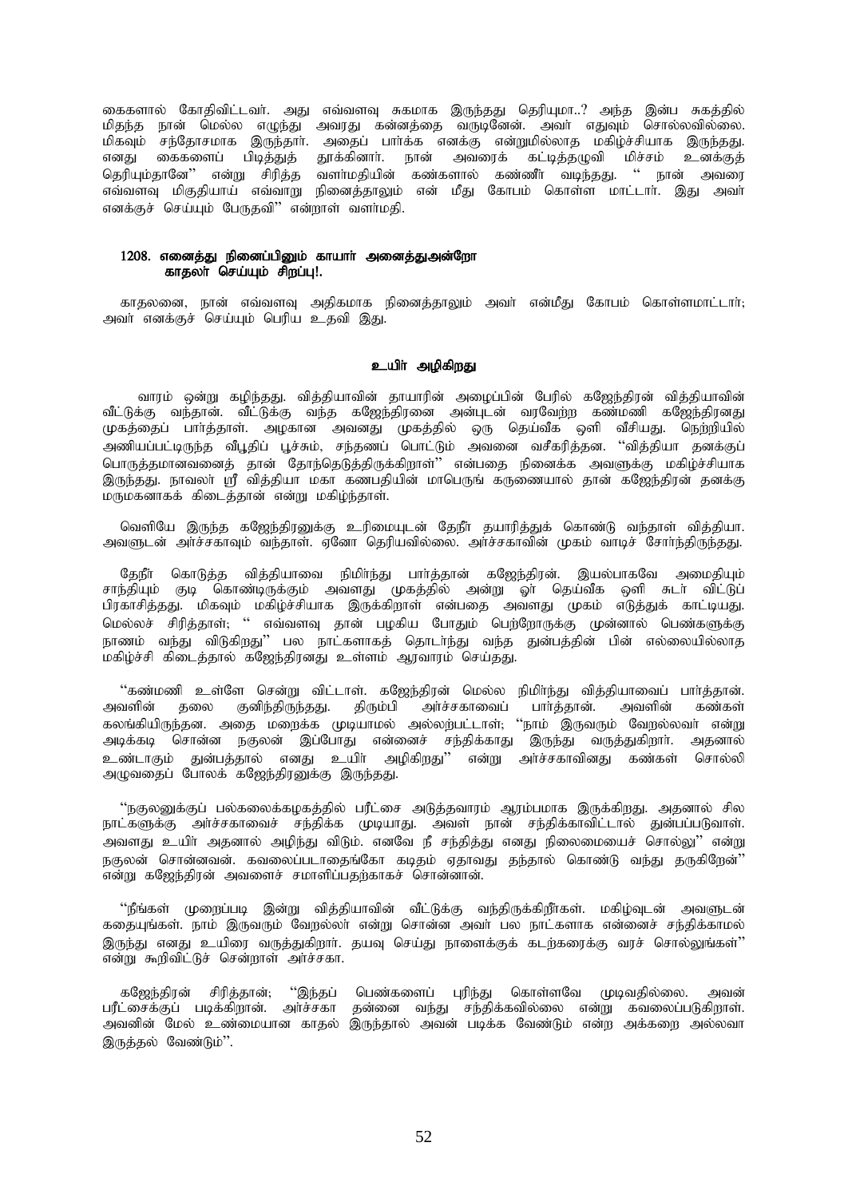கைகளால் கோதிவிட்டவர். அது எவ்வளவு சுகமாக இருந்தது தெரியுமா..? அந்த இன்ப சுகத்தில் மிதந்த நான் மெல்ல எழுந்து அவரது கன்னத்தை வருடினேன். அவர் எதுவும் சொல்லவில்லை. மிகவும் சந்தோசமாக இருந்தார். அதைப் பார்க்க எனக்கு என்றுமில்லாத மகிழ்ச்சியாக இருந்தது. எனது கைகளைப் பிடித்துத் தூக்கினார். நான் அவரைக் கட்டித்தழுவி மிச்சம் உனக்குத் தெரியும்தானே'' என்று சிரித்த வளர்மதியின் கண்களால் கண்ணீர் வடிந்தது. '' நான் அவரை எவ்வளவு மிகுதியாய் எவ்வாறு நினைத்தாலும் என் மீது கோபம் கொள்ள மாட்டார். இது அவர் எனக்குச் செய்யும் பேருதவி'' என்றாள் வளர்மதி.

**1208. எனைத்து நினைப்பினும் காயார் அனைத்துஅன்றோ**
**காதலர் செய்யும் சிறப்பு!.**

காதலனை, நான் எவ்வளவு அதிகமாக நினைத்தாலும் அவர் என்மீது கோபம் கொள்ளமாட்டார்; அவர் எனக்குச் செய்யும் பெரிய உதவி இது.

### உயிர் அழிகிறது

வாரம் ஒன்று கழிந்தது. வித்தியாவின் தாயாரின் அழைப்பின் பேரில் கஜேந்திரன் வித்தியாவின் வீட்டுக்கு வந்தான். வீட்டுக்கு வந்த கஜேந்திரனை அன்புடன் வரவேற்ற கண்மணி கஜேந்திரனது முகத்தைப் பார்த்தாள். அழகான அவனது முகத்தில் ஒரு தெய்வீக ஒளி வீசியது. நெற்றியில் அணியப்பட்டிருந்த வீபூதிப் பூச்சும், சந்தணப் பொட்டும் அவனை வசீகரித்தன. ''வித்தியா தனக்குப் பொருத்தமானவனைத் தான் தேர்ந்தெடுத்திருக்கிறாள்'' என்பதை நினைக்க அவளுக்கு மகிழ்ச்சியாக இருந்தது. நாவலர் ஸ்ரீ வித்தியா மகா கணபதியின் மாபெருங் கருணையால் தான் கஜேந்திரன் தனக்கு மருமகனாகக் கிடைத்தான் என்று மகிழ்ந்தாள்.

வெளியே இருந்த கஜேந்திரனுக்கு உரிமையுடன் தேநீர் தயாரித்துக் கொண்டு வந்தாள் வித்தியா. அவளுடன் அர்ச்சகாவும் வந்தாள். ஏனோ தெரியவில்லை. அர்ச்சகாவின் முகம் வாடிச் சோர்ந்திருந்தது.

தேநீர் கொடுத்த வித்தியாவை நிமிர்ந்து பார்த்தான் கஜேந்திரன். இயல்பாகவே அமைதியும் சாந்தியும் குடி கொண்டிருக்கும் அவளது முகத்தில் அன்று ஓர் தெய்வீக ஒளி சுடர் விட்டுப் பிரகாசித்தது. மிகவும் மகிழ்ச்சியாக இருக்கிறாள் என்பதை அவளது முகம் எடுத்துக் காட்டியது. மெல்லச் சிரித்தாள்; '' எவ்வளவு தான் பழகிய போதும் பெற்றோருக்கு முன்னால் பெண்களுக்கு நாணம் வந்து விடுகிறது'' பல நாட்களாகத் தொடர்ந்து வந்த துன்பத்தின் பின் எல்லையில்லாத மகிழ்ச்சி கிடைத்தால் கஜேந்திரனது உள்ளம் ஆரவாரம் செய்தது.

''கண்மணி உள்ளே சென்று விட்டாள். கஜேந்திரன் மெல்ல நிமிர்ந்து வித்தியாவைப் பார்த்தான். அவளின் தலை குனிந்திருந்தது. திரும்பி அர்ச்சகாவைப் பார்த்தான். அவளின் கண்கள் கலங்கியிருந்தன. அதை மறைக்க முடியாமல் அல்லற்பட்டாள்; ''நாம் இருவரும் வேறல்லவர் என்று அடிக்கடி சொன்ன நகுலன் இப்போது என்னைச் சந்திக்காது இருந்து வருத்துகிறார். அதனால் உண்டாகும் துன்பத்தால் எனது உயிர் அழிகிறது'' என்று அர்ச்சகாவினது கண்கள் சொல்லி அழுவதைப் போலக் கஜேந்திரனுக்கு இருந்தது.

''நகுலனுக்குப் பல்கலைக்கழகத்தில் பரீட்சை அடுத்தவாரம் ஆரம்பமாக இருக்கிறது. அதனால் சில நாட்களுக்கு அர்ச்சகாவைச் சந்திக்க முடியாது. அவள் நான் சந்திக்காவிட்டால் துன்பப்படுவாள். அவளது உயிர் அதனால் அழிந்து விடும். எனவே நீ சந்தித்து எனது நிலைமையைச் சொல்லு'' என்று நகுலன் சொன்னவன். கவலைப்படாதைங்கோ கடிதம் ஏதாவது தந்தால் கொண்டு வந்து தருகிறேன்'' என்று கஜேந்திரன் அவளைச் சமாளிப்பதற்காகச் சொன்னான்.

''நீங்கள் முறைப்படி இன்று வித்தியாவின் வீட்டுக்கு வந்திருக்கிறீர்கள். மகிழ்வுடன் அவளுடன் கதையுங்கள். நாம் இருவரும் வேறல்லர் என்று சொன்ன அவர் பல நாட்களாக என்னைச் சந்திக்காமல் இருந்து எனது உயிரை வருத்துகிறார். தயவு செய்து நாளைக்குக் கடற்கரைக்கு வரச் சொல்லுங்கள்'' என்று கூறிவிட்டுச் சென்றாள் அர்ச்சகா.

கஜேந்திரன் சிரித்தான்; ''இந்தப் பெண்களைப் புரிந்து கொள்ளவே முடிவதில்லை. அவன் பரீட்சைக்குப் படிக்கிறான். அர்ச்சகா தன்னை வந்து சந்திக்கவில்லை என்று கவலைப்படுகிறாள். அவனின் மேல் உண்மையான காதல் இருந்தால் அவன் படிக்க வேண்டும் என்ற அக்கறை அல்லவா இருத்தல் வேண்டும்''.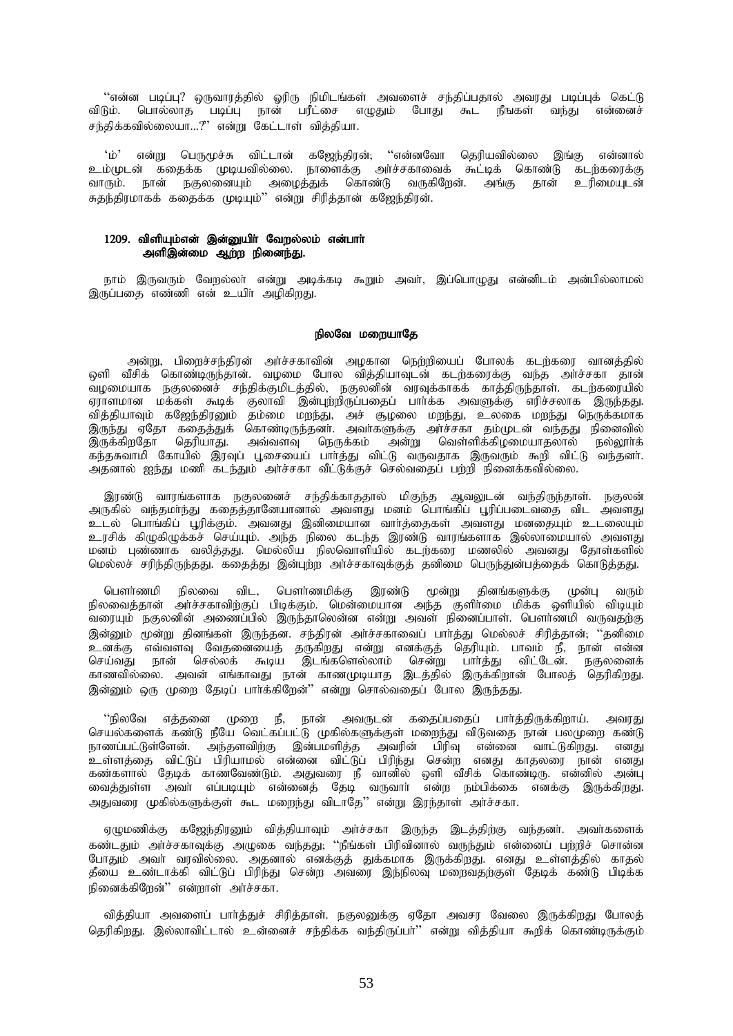"என்ன படிப்பு? ஒருவாரத்தில் ஓரிரு நிமிடங்கள் அவளைச் சந்திப்பதால் அவரது படிப்புக் கெட்டு விடும். பொல்லாத படிப்பு நான் பரீட்சை எழுதும் போது கூட நீங்கள் வந்து என்னைச் சந்திக்கவில்லையா...?" என்று கேட்டாள் வித்தியா.

'ம்' என்று பெருமூச்சு விட்டான் கஜேந்திரன்; "என்னவோ தெரியவில்லை இங்கு என்னால் உம்முடன் கதைக்க முடியவில்லை. நாளைக்கு அர்ச்சகாவைக் கூட்டிக் கொண்டு கடற்கரைக்கு வாரும். நான் நகுலனையும் அழைத்துக் கொண்டு வருகிறேன். அங்கு தான் உரிமையுடன் சுதந்திரமாகக் கதைக்க முடியும்" என்று சிரித்தான் கஜேந்திரன்.

**1209. விளியும்என் இன்னுயிர் வேறல்லம் என்பார்**
**அளிஇன்மை ஆற்ற நினைந்து.**

நாம் இருவரும் வேறல்லர் என்று அடிக்கடி கூறும் அவர், இப்பொழுது என்னிடம் அன்பில்லாமல் இருப்பதை எண்ணி என் உயிர் அழிகிறது.

### நிலவே மறையாதே

அன்று, பிறைச்சந்திரன் அர்ச்சகாவின் அழகான நெற்றியைப் போலக் கடற்கரை வானத்தில் ஒளி வீசிக் கொண்டிருந்தான். வழமை போல வித்தியாவுடன் கடற்கரைக்கு வந்த அர்ச்சகா தான் வழமையாக நகுலனைச் சந்திக்குமிடத்தில், நகுலனின் வரவுக்காகக் காத்திருந்தாள். கடற்கரையில் ஏராளமான மக்கள் கூடிக் குலாவி இன்புற்றிருப்பதைப் பார்க்க அவளுக்கு எரிச்சலாக இருந்தது. வித்தியாவும் கஜேந்திரனும் தம்மை மறந்து, அச் சூழலை மறந்து, உலகை மறந்து நெருக்கமாக இருந்து ஏதோ கதைத்துக் கொண்டிருந்தனர். அவர்களுக்கு அர்ச்சகா தம்முடன் வந்தது நினைவில் இருக்கிறதோ தெரியாது. அவ்வளவு நெருக்கம் அன்று வெள்ளிக்கிழமையாதலால் நல்லூர்க் கந்தசுவாமி கோயில் இரவுப் பூசையைப் பார்த்து விட்டு வருவதாக இருவரும் கூறி விட்டு வந்தனர். அதனால் ஐந்து மணி கடந்தும் அர்ச்சகா வீட்டுக்குச் செல்வதைப் பற்றி நினைக்கவில்லை.

இரண்டு வாரங்களாக நகுலனைச் சந்திக்காததால் மிகுந்த ஆவலுடன் வந்திருந்தாள். நகுலன் அருகில் வந்தமர்ந்து கதைத்தானேயானால் அவளது மனம் பொங்கிப் பூரிப்படைவதை விட அவளது உடல் பொங்கிப் பூரிக்கும். அவனது இனிமையான வார்த்தைகள் அவளது மனதையும் உடலையும் உரசிக் கிழுகிழுக்கச் செய்யும். அந்த நிலை கடந்த இரண்டு வாரங்களாக இல்லாமையால் அவளது மனம் புண்ணாக வலித்தது. மெல்லிய நிலவொளியில் கடற்கரை மணலில் அவனது தோள்களில் மெல்லச் சரிந்திருந்தது. கதைத்து இன்புற்ற அர்ச்சகாவுக்குத் தனிமை பெருந்துன்பத்தைக் கொடுத்தது.

பௌர்ணமி நிலவை விட, பௌர்ணமிக்கு இரண்டு மூன்று தினங்களுக்கு முன்பு வரும் நிலவைத்தான் அர்ச்சகாவிற்குப் பிடிக்கும். மென்மையான அந்த குளிர்மை மிக்க ஒளியில் விடியும் வரையும் நகுலனின் அணைப்பில் இருந்தாலென்ன என்று அவள் நினைப்பாள். பௌர்ணமி வருவதற்கு இன்னும் மூன்று தினங்கள் இருந்தன. சந்திரன் அர்ச்சகாவைப் பார்த்து மெல்லச் சிரித்தான்; "தனிமை உனக்கு எவ்வளவு வேதனையைத் தருகிறது என்று எனக்குத் தெரியும். பாவம் நீ, நான் என்ன செய்வது நான் செல்லக் கூடிய இடங்களெல்லாம் சென்று பார்த்து விட்டேன். நகுலனைக் காணவில்லை. அவன் எங்காவது நான் காணமுடியாத இடத்தில் இருக்கிறான் போலத் தெரிகிறது. இன்னும் ஒரு முறை தேடிப் பார்க்கிறேன்" என்று சொல்வதைப் போல இருந்தது.

"நிலவே எத்தனை முறை நீ, நான் அவருடன் கதைப்பதைப் பார்த்திருக்கிறாய். அவரது செயல்களைக் கண்டு நீயே வெட்கப்பட்டு முகில்களுக்குள் மறைந்து விடுவதை நான் பலமுறை கண்டு நாணப்பட்டுள்ளேன். அந்தளவிற்கு இன்பமளித்த அவரின் பிரிவு என்னை வாட்டுகிறது. எனது உள்ளத்தை விட்டுப் பிரியாமல் என்னை விட்டுப் பிரிந்து சென்ற எனது காதலரை நான் எனது கண்களால் தேடிக் காணவேண்டும். அதுவரை நீ வானில் ஒளி வீசிக் கொண்டிரு. என்னில் அன்பு வைத்துள்ள அவர் எப்படியும் என்னைத் தேடி வருவார் என்ற நம்பிக்கை எனக்கு இருக்கிறது. அதுவரை முகில்களுக்குள் கூட மறைந்து விடாதே" என்று இரந்தாள் அர்ச்சகா.

ஏழுமணிக்கு கஜேந்திரனும் வித்தியாவும் அர்ச்சகா இருந்த இடத்திற்கு வந்தனர். அவர்களைக் கண்டதும் அர்ச்சகாவுக்கு அழுகை வந்தது; "நீங்கள் பிரிவினால் வருந்தும் என்னைப் பற்றிச் சொன்ன போதும் அவர் வரவில்லை. அதனால் எனக்குத் துக்கமாக இருக்கிறது. எனது உள்ளத்தில் காதல் தீயை உண்டாக்கி விட்டுப் பிரிந்து சென்ற அவரை இந்நிலவு மறைவதற்குள் தேடிக் கண்டு பிடிக்க நினைக்கிறேன்" என்றாள் அர்ச்சகா.

வித்தியா அவளைப் பார்த்துச் சிரித்தாள். நகுலனுக்கு ஏதோ அவசர வேலை இருக்கிறது போலத் தெரிகிறது. இல்லாவிட்டால் உன்னைச் சந்திக்க வந்திருப்பர்" என்று வித்தியா கூறிக் கொண்டிருக்கும்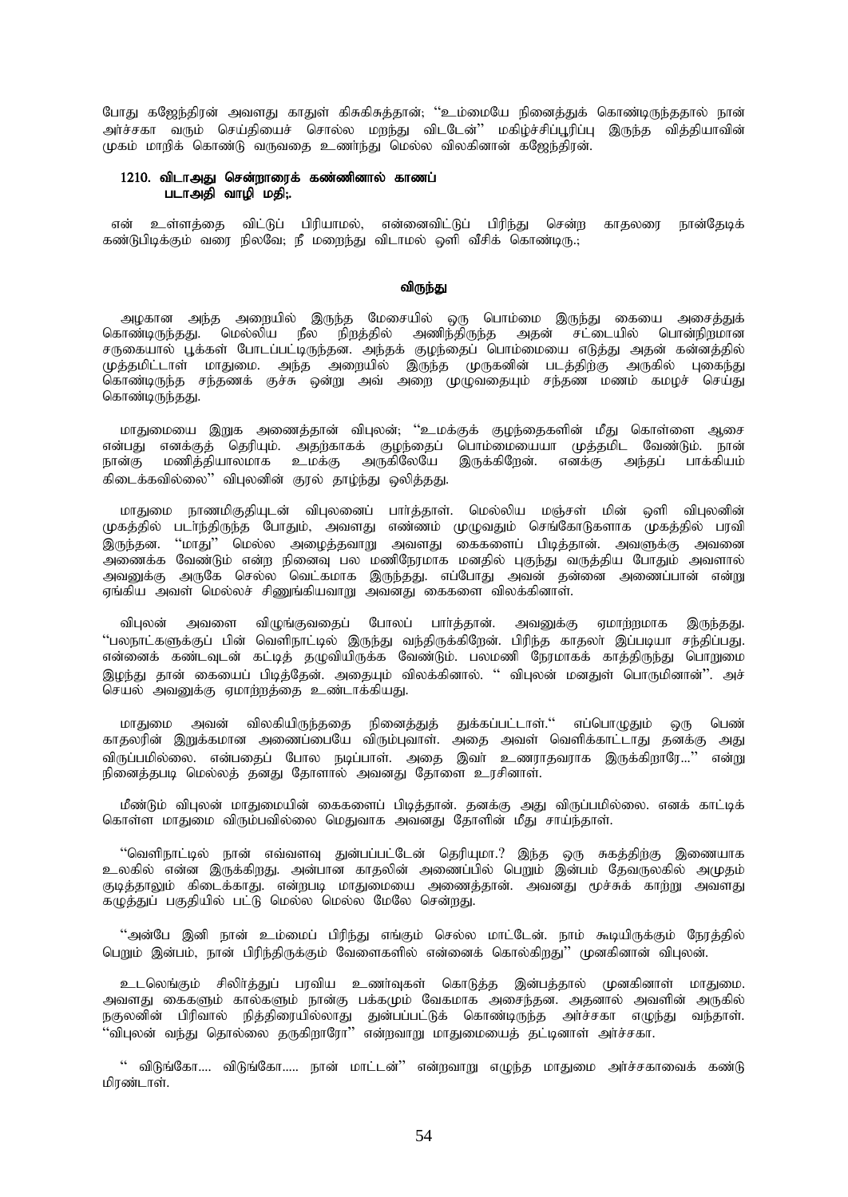போது கஜேந்திரன் அவளது காதுள் கிசுகிசுத்தான்; ''உம்மையே நினைத்துக் கொண்டிருந்ததால் நான் அர்ச்சகா வரும் செய்தியைச் சொல்ல மறந்து விடடேன்'' மகிழ்ச்சிப்பூரிப்பு இருந்த வித்தியாவின் முகம் மாறிக் கொண்டு வருவதை உணர்ந்து மெல்ல விலகினான் கஜேந்திரன்.

**1210. விடாஅது சென்றாரைக் கண்ணினால் காணப்
படாஅதி வாழி மதி;.**

என் உள்ளத்தை விட்டுப் பிரியாமல், என்னைவிட்டுப் பிரிந்து சென்ற காதலரை நான்தேடிக் கண்டுபிடிக்கும் வரை நிலவே; நீ மறைந்து விடாமல் ஒளி வீசிக் கொண்டிரு.;

## விருந்து

அழகான அந்த அறையில் இருந்த மேசையில் ஒரு பொம்மை இருந்து கையை அசைத்துக் கொண்டிருந்தது. மெல்லிய நீல நிறத்தில் அணிந்திருந்த அதன் சட்டையில் பொன்நிறமான சருகையால் பூக்கள் போடப்பட்டிருந்தன. அந்தக் குழந்தைப் பொம்மையை எடுத்து அதன் கன்னத்தில் முத்தமிட்டாள் மாதுமை. அந்த அறையில் இருந்த முருகனின் படத்திற்கு அருகில் புகைந்து கொண்டிருந்த சந்தணக் குச்சு ஒன்று அவ் அறை முழுவதையும் சந்தண மணம் கமழச் செய்து கொண்டிருந்தது.

மாதுமையை இறுக அணைத்தான் விபுலன்; ''உமக்குக் குழந்தைகளின் மீது கொள்ளை ஆசை என்பது எனக்குத் தெரியும். அதற்காகக் குழந்தைப் பொம்மையையா முத்தமிட வேண்டும். நான் நான்கு மணித்தியாலமாக உமக்கு அருகிலேயே இருக்கிறேன். எனக்கு அந்தப் பாக்கியம் கிடைக்கவில்லை'' விபுலனின் குரல் தாழ்ந்து ஒலித்தது.

மாதுமை நாணமிகுதியுடன் விபுலனைப் பார்த்தாள். மெல்லிய மஞ்சள் மின் ஒளி விபுலனின் முகத்தில் படர்ந்திருந்த போதும், அவளது எண்ணம் முழுவதும் செங்கோடுகளாக முகத்தில் பரவி இருந்தன. ''மாது'' மெல்ல அழைத்தவாறு அவளது கைகளைப் பிடித்தான். அவளுக்கு அவனை அணைக்க வேண்டும் என்ற நினைவு பல மணிநேரமாக மனதில் புகுந்து வருத்திய போதும் அவளால் அவனுக்கு அருகே செல்ல வெட்கமாக இருந்தது. எப்போது அவன் தன்னை அணைப்பான் என்று ஏங்கிய அவள் மெல்லச் சிணுங்கியவாறு அவனது கைகளை விலக்கினாள்.

விபுலன் அவளை விழுங்குவதைப் போலப் பார்த்தான். அவனுக்கு ஏமாற்றமாக இருந்தது. ''பலநாட்களுக்குப் பின் வெளிநாட்டில் இருந்து வந்திருக்கிறேன். பிரிந்த காதலர் இப்படியா சந்திப்பது. என்னைக் கண்டவுடன் கட்டித் தழுவியிருக்க வேண்டும். பலமணி நேரமாகக் காத்திருந்து பொறுமை இழந்து தான் கையைப் பிடித்தேன். அதையும் விலக்கினால். '' விபுலன் மனதுள் பொருமினான்''. அச் செயல் அவனுக்கு ஏமாற்றத்தை உண்டாக்கியது.

மாதுமை அவன் விலகியிருந்ததை நினைத்துத் துக்கப்பட்டாள்.'' எப்பொழுதும் ஒரு பெண் காதலரின் இறுக்கமான அணைப்பையே விரும்புவாள். அதை அவள் வெளிக்காட்டாது தனக்கு அது விருப்பமில்லை. என்பதைப் போல நடிப்பாள். அதை இவர் உணராதவராக இருக்கிறாரே...'' என்று நினைத்தபடி மெல்லத் தனது தோளால் அவனது தோளை உரசினாள்.

மீண்டும் விபுலன் மாதுமையின் கைகளைப் பிடித்தான். தனக்கு அது விருப்பமில்லை. எனக் காட்டிக் கொள்ள மாதுமை விரும்பவில்லை மெதுவாக அவனது தோளின் மீது சாய்ந்தாள்.

''வெளிநாட்டில் நான் எவ்வளவு துன்பப்பட்டேன் தெரியுமா.? இந்த ஒரு சுகத்திற்கு இணையாக உலகில் என்ன இருக்கிறது. அன்பான காதலின் அணைப்பில் பெறும் இன்பம் தேவருலகில் அமுதம் குடித்தாலும் கிடைக்காது. என்றபடி மாதுமையை அணைத்தான். அவனது மூச்சுக் காற்று அவளது கழுத்துப் பகுதியில் பட்டு மெல்ல மெல்ல மேலே சென்றது.

''அன்பே இனி நான் உம்மைப் பிரிந்து எங்கும் செல்ல மாட்டேன். நாம் கூடியிருக்கும் நேரத்தில் பெறும் இன்பம், நான் பிரிந்திருக்கும் வேளைகளில் என்னைக் கொல்கிறது'' முனகினான் விபுலன்.

உடலெங்கும் சிலிர்த்துப் பரவிய உணர்வுகள் கொடுத்த இன்பத்தால் முனகினாள் மாதுமை. அவளது கைகளும் கால்களும் நான்கு பக்கமும் வேகமாக அசைந்தன. அதனால் அவளின் அருகில் நகுலனின் பிரிவால் நித்திரையில்லாது துன்பப்பட்டுக் கொண்டிருந்த அர்ச்சகா எழுந்து வந்தாள். ''விபுலன் வந்து தொல்லை தருகிறாரோ'' என்றவாறு மாதுமையைத் தட்டினாள் அர்ச்சகா.

'' விடுங்கோ.... விடுங்கோ..... நான் மாட்டன்'' என்றவாறு எழுந்த மாதுமை அர்ச்சகாவைக் கண்டு மிரண்டாள்.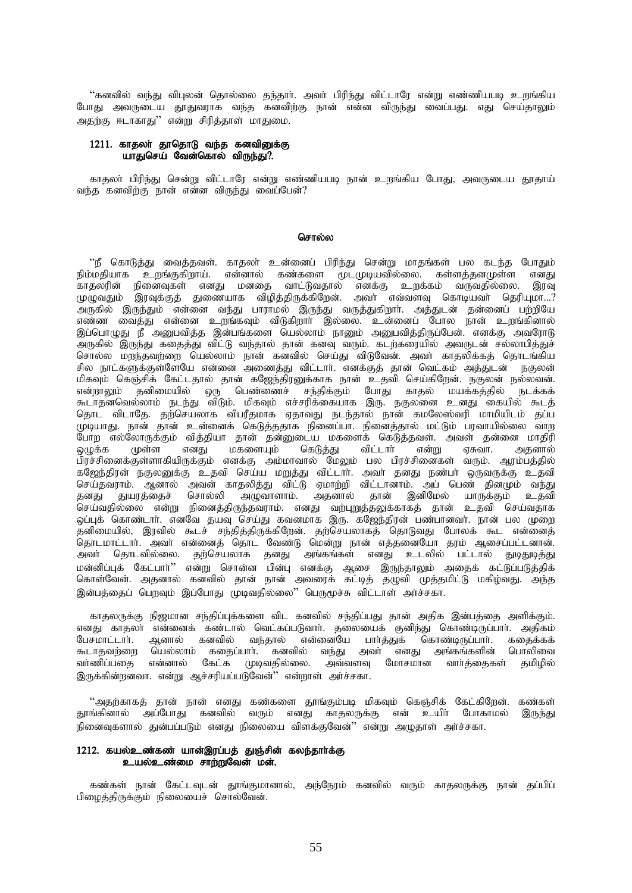"கனவில் வந்து விபுலன் தொல்லை தந்தார். அவர் பிரிந்து விட்டாரே என்று எண்ணியபடி உறங்கிய போது அவருடைய தூதுவராக வந்த கனவிற்கு நான் என்ன விருந்து வைப்பது. எது செய்தாலும் அதற்கு ஈடாகாது" என்று சிரித்தாள் மாதுமை.

### 1211. காதலர் தூதொடு வந்த கனவினுக்கு
### யாதுசெய் வேன்கொல் விருந்து?.

காதலர் பிரிந்து சென்று விட்டாரே என்று எண்ணியபடி நான் உறங்கிய போது, அவருடைய தூதாய் வந்த கனவிற்கு நான் என்ன விருந்து வைப்பேன்?

**சொல்ல**

"நீ கொடுத்து வைத்தவள். காதலர் உன்னைப் பிரிந்து சென்று மாதங்கள் பல கடந்த போதும் நிம்மதியாக உறங்குகிறாய். என்னால் கண்களை மூடமுடியவில்லை. கள்ளத்தனமுள்ள எனது காதலரின் நினைவுகள் எனது மனதை வாட்டுவதால் எனக்கு உறக்கம் வருவதில்லை. இரவு முழுவதும் இரவுக்குத் துணையாக விழித்திருக்கிறேன். அவர் எவ்வளவு கொடியவர் தெரியுமா...? அருகில் இருந்தும் என்னை வந்து பாராமல் இருந்து வருத்துகிறார். அத்துடன் தன்னைப் பற்றியே எண்ண வைத்து என்னை உறங்கவும் விடுகிறார் இல்லை. உன்னைப் போல நான் உறங்கினால் இப்பொழுது நீ அனுபவித்த இன்பங்களை யெல்லாம் நானும் அனுபவித்திருப்பேன். எனக்கு அவரோடு அருகில் இருந்து கதைத்து விட்டு வந்தால் தான் கனவு வரும். கடற்கரையில் அவருடன் சல்லாபித்துச் சொல்ல மறந்தவற்றை யெல்லாம் நான் கனவில் செய்து விடுவேன். அவர் காதலிக்கத் தொடங்கிய சில நாட்களுக்குள்ளேயே என்னை அணைத்து விட்டார். எனக்குத் தான் வெட்கம் அத்துடன் நகுலன் மிகவும் கெஞ்சிக் கேட்டதால் தான் கஜேந்திரனுக்காக நான் உதவி செய்கிறேன். நகுலன் நல்லவன். என்றாலும் தனிமையில் ஒரு பெண்ணைச் சந்திக்கும் போது காதல் மயக்கத்தில் நடக்கக் கூடாதனவெல்லாம் நடந்து விடும். மிகவும் எச்சரிக்கையாக இரு. நகுலனை உனது கையில் கூடத் தொட விடாதே. தற்செயலாக விபரீதமாக ஏதாவது நடந்தால் நான் கமலேஸ்வரி மாமியிடம் தப்ப முடியாது. நான் தான் உன்னைக் கெடுத்ததாக நினைப்பா. நினைத்தால் மட்டும் பரவாயில்லை வாற போற எல்லோருக்கும் வித்தியா தான் தன்னுடைய மகளைக் கெடுத்தவள். அவள் தன்னை மாதிரி ஒழுக்க முள்ள எனது மகளையும் கெடுத்து விட்டாள் என்று ஏசுவா. அதனால் பிரச்சினைக்குள்ளாகியிருக்கும் எனக்கு அம்மாவால் மேலும் பல பிரச்சினைகள் வரும். ஆரம்பத்தில் கஜேந்திரன் நகுலனுக்கு உதவி செய்ய மறுத்து விட்டார். அவர் தனது நண்பர் ஒருவருக்கு உதவி செய்தவராம். ஆனால் அவன் காதலித்து விட்டு ஏமாற்றி விட்டானாம். அப் பெண் தினமும் வந்து தனது துயரத்தைச் சொல்லி அழுவாளாம். அதனால் தான் இனிமேல் யாருக்கும் உதவி செய்வதில்லை என்று நினைத்திருந்தவராம். எனது வற்புறுத்தலுக்காகத் தான் உதவி செய்வதாக ஒப்புக் கொண்டார். எனவே தயவு செய்து கவனமாக இரு. கஜேந்திரன் பண்பானவர். நான் பல முறை தனிமையில், இரவில் கூடச் சந்தித்திருக்கிறேன். தற்செயலாகத் தொடுவது போலக் கூட என்னைத் தொடமாட்டார். அவர் என்னைத் தொட வேண்டு மென்று நான் எத்தனையோ தரம் ஆசைப்பட்டனான். அவர் தொடவில்லை. தற்செயலாக தனது அங்கங்கள் எனது உடலில் பட்டால் துடிதுடித்து மன்னிப்புக் கேட்பார்" என்று சொன்ன பின்பு எனக்கு ஆசை இருந்தாலும் அதைக் கட்டுப்படுத்திக் கொள்வேன். அதனால் கனவில் தான் நான் அவரைக் கட்டித் தழுவி முத்தமிட்டு மகிழ்வது. அந்த இன்பத்தைப் பெறவும் இப்போது முடிவதில்லை" பெருமூச்சு விட்டாள் அர்ச்சகா.

காதலருக்கு நிஜமான சந்திப்புக்களை விட கனவில் சந்திப்பது தான் அதிக இன்பத்தை அளிக்கும். எனது காதலர் என்னைக் கண்டால் வெட்கப்படுவார். தலையைக் குனிந்து கொண்டிருப்பார். அதிகம் பேசமாட்டார். ஆனால் கனவில் வந்தால் என்னையே பார்த்துக் கொண்டிருப்பார். கதைக்கக் கூடாதவற்றை யெல்லாம் கதைப்பார். கனவில் வந்து அவர் எனது அங்கங்களின் பொலிவை வர்ணிப்பதை என்னால் கேட்க முடிவதில்லை. அவ்வளவு மோசமான வார்த்தைகள் தமிழில் இருக்கின்றனவா. என்று ஆச்சரியப்படுவேன்" என்றாள் அர்ச்சகா.

"அதற்காகத் தான் நான் எனது கண்களை தூங்கும்படி மிகவும் கெஞ்சிக் கேட்கிறேன். கண்கள் தூங்கினால் அப்போது கனவில் வரும் எனது காதலருக்கு என் உயிர் போகாமல் இருந்து நினைவுகளால் துன்பப்படும் எனது நிலையை விளக்குவேன்" என்று அழுதாள் அர்ச்சகா.

### 1212. கயல்உண்கண் யான்இரப்பத் துஞ்சின் கலந்தார்க்கு
### உயல்உண்மை சாற்றுவேன் மன்.

கண்கள் நான் கேட்டவுடன் தூங்குமானால், அந்நேரம் கனவில் வரும் காதலருக்கு நான் தப்பிப் பிழைத்திருக்கும் நிலையைச் சொல்வேன்.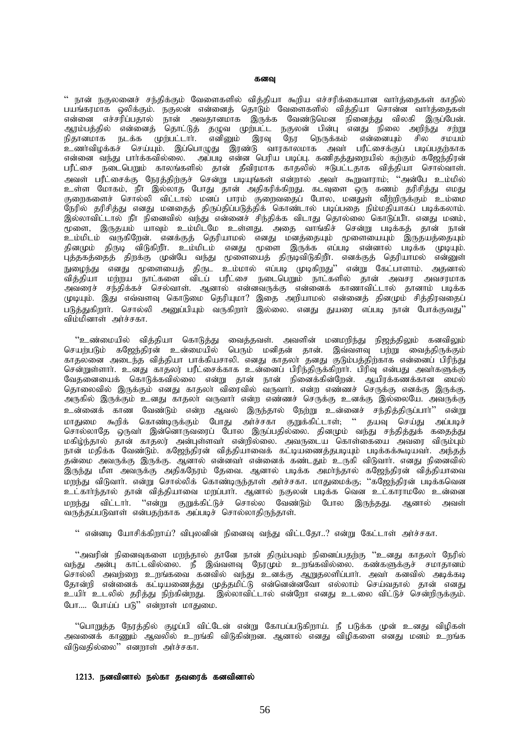# கனவு

'' நான் நகுலனைச் சந்திக்கும் வேளைகளில் வித்தியா கூறிய எச்சரிக்கையான வார்த்தைகள் காதில் பயங்கரமாக ஒலிக்கும். நகுலன் என்னைத் தொடும் வேளைகளில் வித்தியா சொன்ன வார்த்தைகள் என்னை எச்சரிப்பதால் நான் அவதானமாக இருக்க வேண்டுமென நினைத்து விலகி இருப்பேன். ஆரம்பத்தில் என்னைத் தொட்டுத் தழுவ முற்பட்ட நகுலன் பின்பு எனது நிலை அறிந்து சற்று நிதானமாக நடக்க முற்பட்டார். எனினும் இரவு நேர நெருக்கம் என்னையும் சில சமயம் உணர்விழக்கச் செய்யும். இப்பொழுது இரண்டு வாரகாலமாக அவர் பரீட்சைக்குப் படிப்பதற்காக என்னை வந்து பார்க்கவில்லை. அப்படி என்ன பெரிய படிப்பு. கணிதத்துறையில் கற்கும் கஜேந்திரன் பரீட்சை நடைபெறும் காலங்களில் தான் தீவிரமாக காதலில் ஈடுபட்டதாக வித்தியா சொல்வாள். அவள் பரீட்சைக்கு நேரத்திற்குச் சென்று படியுங்கள் என்றால் அவர் கூறுவாராம்; ''அன்பே உம்மில் உள்ள மோகம், நீர் இல்லாத போது தான் அதிகரிக்கிறது. கடவுளை ஒரு கணம் தரிசித்து எமது குறைகளைச் சொல்லி விட்டால் மனப் பாரம் குறைவதைப் போல, மனதுள் வீற்றிருக்கும் உம்மை நேரில் தரிசித்து எனது மனதைத் திருப்திப்படுத்திக் கொண்டால் படிப்பதை நிம்மதியாகப் படிக்கலாம். இல்லாவிட்டால் நீர் நினைவில் வந்து என்னைச் சிந்திக்க விடாது தொல்லை கொடுப்பீர். எனது மனம், மூளை, இருதயம் யாவும் உம்மிடமே உள்ளது. அதை வாங்கிச் சென்று படிக்கத் தான் நான் உம்மிடம் வருகிறேன். எனக்குத் தெரியாமல் எனது மனத்தையும் மூளையையும் இருதயத்தையும் தினமும் திருடி விடுகிறீர். உம்மிடம் எனது மூளை இருக்க எப்படி என்னால் படிக்க முடியும். புத்தகத்தைத் திறக்கு முன்பே வந்து மூளையைத் திருடிவிடுகிறீர். எனக்குத் தெரியாமல் என்னுள் நுழைந்து எனது மூளையைத் திருட உம்மால் எப்படி முடிகிறது'' என்று கேட்பாளாம். அதனால் வித்தியா மற்றய நாட்களை விடப் பரீட்சை நடைபெறும் நாட்களில் தான் அவசர அவசரமாக அவரைச் சந்திக்கச் செல்வாள். ஆனால் என்னவருக்கு என்னைக் காணாவிட்டால் தானாம் படிக்க முடியும். இது எவ்வளவு கொடுமை தெரியுமா? இதை அறியாமல் என்னைத் தினமும் சித்திரவதைப் படுத்துகிறார். சொல்லி அனுப்பியும் வருகிறார் இல்லை. எனது துயரை எப்படி நான் போக்குவது'' விம்மினாள் அர்ச்சகா.

''உண்மையில் வித்தியா கொடுத்து வைத்தவள். அவளின் மனமறிந்து நிஜத்திலும் கனவிலும் செயற்படும் கஜேந்திரன் உண்மையில் பெரும் மனிதன் தான். இவ்வளவு பற்று வைத்திருக்கும் காதலனை அடைந்த வித்தியா பாக்கியசாலி. எனது காதலர் தனது குடும்பத்திற்காக என்னைப் பிரிந்து சென்றுள்ளார். உனது காதலர் பரீட்சைக்காக உன்னைப் பிரிந்திருக்கிறார். பிரிவு என்பது அவர்களுக்கு வேதனையைக் கொடுக்கவில்லை என்று தான் நான் நினைக்கின்றேன். ஆயிரக்கணக்கான மைல் தொலைவில் இருக்கும் எனது காதலர் விரைவில் வருவார். என்ற எண்ணச் செருக்கு எனக்கு இருக்கு. அருகில் இருக்கும் உனது காதலர் வருவார் என்ற எண்ணச் செருக்கு உனக்கு இல்லையே. அவருக்கு உன்னைக் காண வேண்டும் என்ற ஆவல் இருந்தால் நேற்று உன்னைச் சந்தித்திருப்பார்'' என்று மாதுமை கூறிக் கொண்டிருக்கும் போது அர்ச்சகா குறுக்கிட்டாள்; '' தயவு செய்து அப்படிச் சொல்லாதே ஒருவர் இன்னொருவரைப் போல இருப்பதில்லை. தினமும் வந்து சந்தித்துக் கதைத்து மகிழ்ந்தால் தான் காதலர் அன்புள்ளவர் என்றில்லை. அவருடைய கொள்கையை அவரை விரும்பும் நான் மதிக்க வேண்டும். கஜேந்திரன் வித்தியாவைக் கட்டியணைத்தபடியும் படிக்கக்கூடியவர். அந்தத் தன்மை அவருக்கு இருக்கு. ஆனால் என்னவர் என்னைக் கண்டதும் உருகி விடுவார். எனது நினைவில் இருந்து மீள அவருக்கு அதிகநேரம் தேவை. ஆனால் படிக்க அமர்ந்தால் கஜேந்திரன் வித்தியாவை மறந்து விடுவார். என்று சொல்லிக் கொண்டிருந்தாள் அர்ச்சகா. மாதுமைக்கு; ''கஜேந்திரன் படிக்கவென உட்கார்ந்தால் தான் வித்தியாவை மறப்பார். ஆனால் நகுலன் படிக்க வென உட்காராமலே உன்னை மறந்து விட்டார். ''என்று குறுக்கிட்டுச் சொல்ல வேண்டும் போல இருந்தது. ஆனால் அவள் வருத்தப்படுவாள் என்பதற்காக அப்படிச் சொல்லாதிருந்தாள்.

'' என்னடி யோசிக்கிறாய்? விபுலனின் நினைவு வந்து விட்டதோ..? என்று கேட்டாள் அர்ச்சகா.

''அவரின் நினைவுகளை மறந்தால் தானே நான் திரும்பவும் நினைப்பதற்கு ''உனது காதலர் நேரில் வந்து அன்பு காட்டவில்லை. நீ இவ்வளவு நேரமும் உறங்கவில்லை. கண்களுக்குச் சமாதானம் சொல்லி அவற்றை உறங்கவை கனவில் வந்து உனக்கு ஆறுதலளிப்பார். அவர் கனவில் அடிக்கடி தோன்றி என்னைக் கட்டியணைத்து முத்தமிட்டு என்னென்னவோ எல்லாம் செய்வதால் தான் எனது உயிர் உடலில் தரித்து நிற்கின்றது. இல்லாவிட்டால் என்றோ எனது உடலை விட்டுச் சென்றிருக்கும். போ.... போய்ப் படு'' என்றாள் மாதுமை.

''பொறுத்த நேரத்தில் குழப்பி விட்டேன் என்று கோபப்படுகிறாய். நீ படுக்க முன் உனது விழிகள் அவனைக் காணும் ஆவலில் உறங்கி விடுகின்றன. ஆனால் எனது விழிகளை எனது மனம் உறங்க விடுவதில்லை'' என்றாள் அர்ச்சகா.

**1213. நனவினால் நல்கா தவரைக் கனவினால்**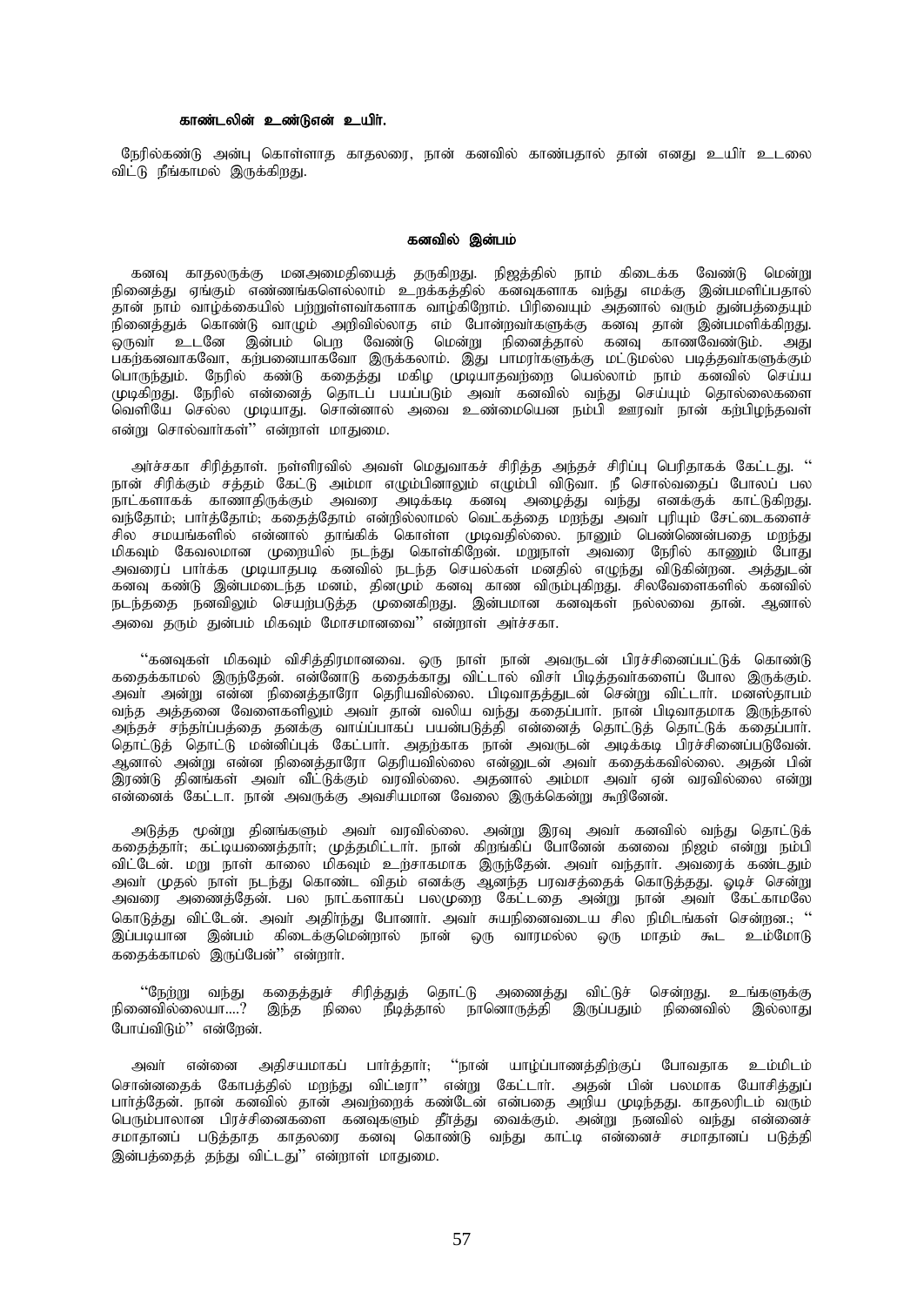**காண்டலின் உண்டுஎன் உயிர்.**

நேரில்கண்டு அன்பு கொள்ளாத காதலரை, நான் கனவில் காண்பதால் தான் எனது உயிர் உடலை விட்டு நீங்காமல் இருக்கிறது.

**கனவில் இன்பம்**

கனவு காதலருக்கு மனஅமைதியைத் தருகிறது. நிஜத்தில் நாம் கிடைக்க வேண்டு மென்று நினைத்து ஏங்கும் எண்ணங்களெல்லாம் உறக்கத்தில் கனவுகளாக வந்து எமக்கு இன்பமளிப்பதால் தான் நாம் வாழ்க்கையில் பற்றுள்ளவர்களாக வாழ்கிறோம். பிரிவையும் அதனால் வரும் துன்பத்தையும் நினைத்துக் கொண்டு வாழும் அறிவில்லாத எம் போன்றவர்களுக்கு கனவு தான் இன்பமளிக்கிறது. ஒருவர் உடனே இன்பம் பெற வேண்டு மென்று நினைத்தால் கனவு காணவேண்டும். அது பகற்கனவாகவோ, கற்பனையாகவோ இருக்கலாம். இது பாமரர்களுக்கு மட்டுமல்ல படித்தவர்களுக்கும் பொருந்தும். நேரில் கண்டு கதைத்து மகிழ முடியாதவற்றை யெல்லாம் நாம் கனவில் செய்ய முடிகிறது. நேரில் என்னைத் தொடப் பயப்படும் அவர் கனவில் வந்து செய்யும் தொல்லைகளை வெளியே செல்ல முடியாது. சொன்னால் அவை உண்மையென நம்பி ஊரவர் நான் கற்பிழந்தவள் என்று சொல்வார்கள்'' என்றாள் மாதுமை.

அர்ச்சகா சிரித்தாள். நள்ளிரவில் அவள் மெதுவாகச் சிரித்த அந்தச் சிரிப்பு பெரிதாகக் கேட்டது. '' நான் சிரிக்கும் சத்தம் கேட்டு அம்மா எழும்பினாலும் எழும்பி விடுவா. நீ சொல்வதைப் போலப் பல நாட்களாகக் காணாதிருக்கும் அவரை அடிக்கடி கனவு அழைத்து வந்து எனக்குக் காட்டுகிறது. வந்தோம்; பார்த்தோம்; கதைத்தோம் என்றில்லாமல் வெட்கத்தை மறந்து அவர் புரியும் சேட்டைகளைச் சில சமயங்களில் என்னால் தாங்கிக் கொள்ள முடிவதில்லை. நானும் பெண்ணென்பதை மறந்து மிகவும் கேவலமான முறையில் நடந்து கொள்கிறேன். மறுநாள் அவரை நேரில் காணும் போது அவரைப் பார்க்க முடியாதபடி கனவில் நடந்த செயல்கள் மனதில் எழுந்து விடுகின்றன. அத்துடன் கனவு கண்டு இன்பமடைந்த மனம், தினமும் கனவு காண விரும்புகிறது. சிலவேளைகளில் கனவில் நடந்ததை நனவிலும் செயற்படுத்த முனைகிறது. இன்பமான கனவுகள் நல்லவை தான். ஆனால் அவை தரும் துன்பம் மிகவும் மோசமானவை'' என்றாள் அர்ச்சகா.

''கனவுகள் மிகவும் விசித்திரமானவை. ஒரு நாள் நான் அவருடன் பிரச்சினைப்பட்டுக் கொண்டு கதைக்காமல் இருந்தேன். என்னோடு கதைக்காது விட்டால் விசர் பிடித்தவர்களைப் போல இருக்கும். அவர் அன்று என்ன நினைத்தாரோ தெரியவில்லை. பிடிவாதத்துடன் சென்று விட்டார். மனஸ்தாபம் வந்த அத்தனை வேளைகளிலும் அவர் தான் வலிய வந்து கதைப்பார். நான் பிடிவாதமாக இருந்தால் அந்தச் சந்தர்ப்பத்தை தனக்கு வாய்ப்பாகப் பயன்படுத்தி என்னைத் தொட்டுத் தொட்டுக் கதைப்பார். தொட்டுத் தொட்டு மன்னிப்புக் கேட்பார். அதற்காக நான் அவருடன் அடிக்கடி பிரச்சினைப்படுவேன். ஆனால் அன்று என்ன நினைத்தாரோ தெரியவில்லை என்னுடன் அவர் கதைக்கவில்லை. அதன் பின் இரண்டு தினங்கள் அவர் வீட்டுக்கும் வரவில்லை. அதனால் அம்மா அவர் ஏன் வரவில்லை என்று என்னைக் கேட்டா. நான் அவருக்கு அவசியமான வேலை இருக்கென்று கூறினேன்.

அடுத்த மூன்று தினங்களும் அவர் வரவில்லை. அன்று இரவு அவர் கனவில் வந்து தொட்டுக் கதைத்தார்; கட்டியணைத்தார்; முத்தமிட்டார். நான் கிறங்கிப் போனேன் கனவை நிஜம் என்று நம்பி விட்டேன். மறு நாள் காலை மிகவும் உற்சாகமாக இருந்தேன். அவர் வந்தார். அவரைக் கண்டதும் அவர் முதல் நாள் நடந்து கொண்ட விதம் எனக்கு ஆனந்த பரவசத்தைக் கொடுத்தது. ஓடிச் சென்று அவரை அணைத்தேன். பல நாட்களாகப் பலமுறை கேட்டதை அன்று நான் அவர் கேட்காமலே கொடுத்து விட்டேன். அவர் அதிர்ந்து போனார். அவர் சுயநினைவடைய சில நிமிடங்கள் சென்றன.; '' இப்படியான இன்பம் கிடைக்குமென்றால் நான் ஒரு வாரமல்ல ஒரு மாதம் கூட உம்மோடு கதைக்காமல் இருப்பேன்'' என்றார்.

''நேற்று வந்து கதைத்துச் சிரித்துத் தொட்டு அணைத்து விட்டுச் சென்றது. உங்களுக்கு நினைவில்லையா....? இந்த நிலை நீடித்தால் நானொருத்தி இருப்பதும் நினைவில் இல்லாது போய்விடும்'' என்றேன்.

அவர் என்னை அதிசயமாகப் பார்த்தார்; ''நான் யாழ்ப்பாணத்திற்குப் போவதாக உம்மிடம் சொன்னதைக் கோபத்தில் மறந்து விட்டீரா'' என்று கேட்டார். அதன் பின் பலமாக யோசித்துப் பார்த்தேன். நான் கனவில் தான் அவற்றைக் கண்டேன் என்பதை அறிய முடிந்தது. காதலரிடம் வரும் பெரும்பாலான பிரச்சினைகளை கனவுகளும் தீர்த்து வைக்கும். அன்று நனவில் வந்து என்னைச் சமாதானப் படுத்தாத காதலரை கனவு கொண்டு வந்து காட்டி என்னைச் சமாதானப் படுத்தி இன்பத்தைத் தந்து விட்டது'' என்றாள் மாதுமை.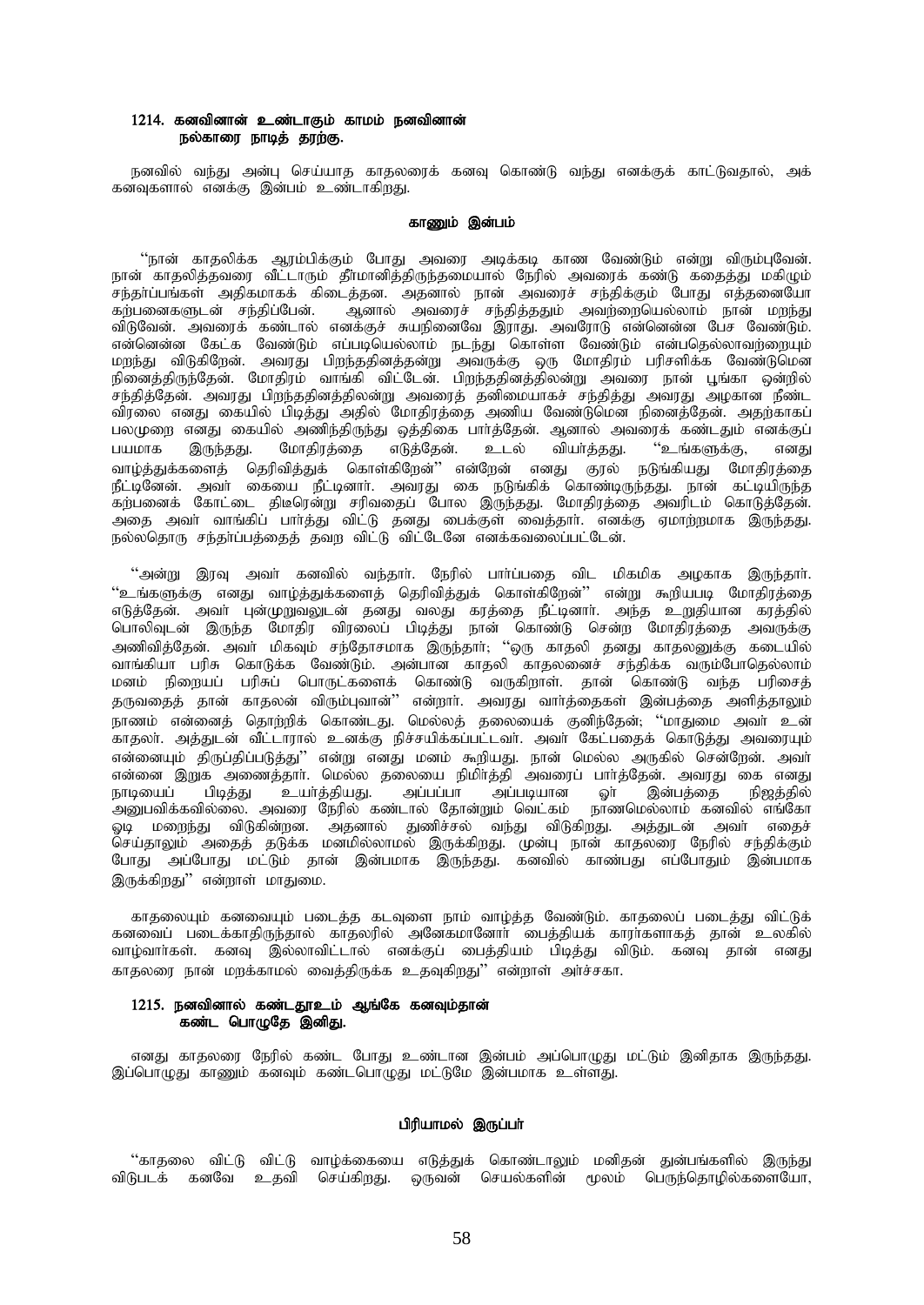**1214. கனவினான் உண்டாகும் காமம் நனவினான்
நல்காரை நாடித் தரற்கு.**

நனவில் வந்து அன்பு செய்யாத காதலரைக் கனவு கொண்டு வந்து எனக்குக் காட்டுவதால், அக் கனவுகளால் எனக்கு இன்பம் உண்டாகிறது.

**காணும் இன்பம்**

"நான் காதலிக்க ஆரம்பிக்கும் போது அவரை அடிக்கடி காண வேண்டும் என்று விரும்புவேன். நான் காதலித்தவரை வீட்டாரும் தீர்மானித்திருந்தமையால் நேரில் அவரைக் கண்டு கதைத்து மகிழும் சந்தர்ப்பங்கள் அதிகமாகக் கிடைத்தன. அதனால் நான் அவரைச் சந்திக்கும் போது எத்தனையோ கற்பனைகளுடன் சந்திப்பேன். ஆனால் அவரைச் சந்தித்ததும் அவற்றையெல்லாம் நான் மறந்து விடுவேன். அவரைக் கண்டால் எனக்குச் சுயநினைவே இராது. அவரோடு என்னென்ன பேச வேண்டும். என்னென்ன கேட்க வேண்டும் எப்படியெல்லாம் நடந்து கொள்ள வேண்டும் என்பதெல்லாவற்றையும் மறந்து விடுகிறேன். அவரது பிறந்ததினத்தன்று அவருக்கு ஒரு மோதிரம் பரிசளிக்க வேண்டுமென நினைத்திருந்தேன். மோதிரம் வாங்கி விட்டேன். பிறந்ததினத்திலன்று அவரை நான் பூங்கா ஒன்றில் சந்தித்தேன். அவரது பிறந்ததினத்திலன்று அவரைத் தனிமையாகச் சந்தித்து அவரது அழகான நீண்ட விரலை எனது கையில் பிடித்து அதில் மோதிரத்தை அணிய வேண்டுமென நினைத்தேன். அதற்காகப் பலமுறை எனது கையில் அணிந்திருந்து ஒத்திகை பார்த்தேன். ஆனால் அவரைக் கண்டதும் எனக்குப் பயமாக இருந்தது. மோதிரத்தை எடுத்தேன். உடல் வியர்த்தது. "உங்களுக்கு, எனது வாழ்த்துக்களைத் தெரிவித்துக் கொள்கிறேன்" என்றேன் எனது குரல் நடுங்கியது மோதிரத்தை நீட்டினேன். அவர் கையை நீட்டினார். அவரது கை நடுங்கிக் கொண்டிருந்தது. நான் கட்டியிருந்த கற்பனைக் கோட்டை திடீரென்று சரிவதைப் போல இருந்தது. மோதிரத்தை அவரிடம் கொடுத்தேன். அதை அவர் வாங்கிப் பார்த்து விட்டு தனது பைக்குள் வைத்தார். எனக்கு ஏமாற்றமாக இருந்தது. நல்லதொரு சந்தர்ப்பத்தைத் தவற விட்டு விட்டேனே எனக்கவலைப்பட்டேன்.

"அன்று இரவு அவர் கனவில் வந்தார். நேரில் பார்ப்பதை விட மிகமிக அழகாக இருந்தார். "உங்களுக்கு எனது வாழ்த்துக்களைத் தெரிவித்துக் கொள்கிறேன்" என்று கூறியபடி மோதிரத்தை எடுத்தேன். அவர் புன்முறுவலுடன் தனது வலது கரத்தை நீட்டினார். அந்த உறுதியான கரத்தில் பொலிவுடன் இருந்த மோதிர விரலைப் பிடித்து நான் கொண்டு சென்ற மோதிரத்தை அவருக்கு அணிவித்தேன். அவர் மிகவும் சந்தோசமாக இருந்தார்; "ஒரு காதலி தனது காதலனுக்கு கடையில் வாங்கியா பரிசு கொடுக்க வேண்டும். அன்பான காதலி காதலனைச் சந்திக்க வரும்போதெல்லாம் மனம் நிறையப் பரிசுப் பொருட்களைக் கொண்டு வருகிறாள். தான் கொண்டு வந்த பரிசைத் தருவதைத் தான் காதலன் விரும்புவான்" என்றார். அவரது வார்த்தைகள் இன்பத்தை அளித்தாலும் நாணம் என்னைத் தொற்றிக் கொண்டது. மெல்லத் தலையைக் குனிந்தேன்; "மாதுமை அவர் உன் காதலர். அத்துடன் வீட்டாரால் உனக்கு நிச்சயிக்கப்பட்டவர். அவர் கேட்பதைக் கொடுத்து அவரையும் என்னையும் திருப்திப்படுத்து" என்று எனது மனம் கூறியது. நான் மெல்ல அருகில் சென்றேன். அவர் என்னை இறுக அணைத்தார். மெல்ல தலையை நிமிர்த்தி அவரைப் பார்த்தேன். அவரது கை எனது நாடியைப் பிடித்து உயர்த்தியது. அப்பப்பா அப்படியான ஓர் இன்பத்தை நிஜத்தில் அனுபவிக்கவில்லை. அவரை நேரில் கண்டால் தோன்றும் வெட்கம் நாணமெல்லாம் கனவில் எங்கோ ஓடி மறைந்து விடுகின்றன. அதனால் துணிச்சல் வந்து விடுகிறது. அத்துடன் அவர் எதைச் செய்தாலும் அதைத் தடுக்க மனமில்லாமல் இருக்கிறது. முன்பு நான் காதலரை நேரில் சந்திக்கும் போது அப்போது மட்டும் தான் இன்பமாக இருந்தது. கனவில் காண்பது எப்போதும் இன்பமாக இருக்கிறது" என்றாள் மாதுமை.

காதலையும் கனவையும் படைத்த கடவுளை நாம் வாழ்த்த வேண்டும். காதலைப் படைத்து விட்டுக் கனவைப் படைக்காதிருந்தால் காதலரில் அனேகமானோர் பைத்தியக் காரர்களாகத் தான் உலகில் வாழ்வார்கள். கனவு இல்லாவிட்டால் எனக்குப் பைத்தியம் பிடித்து விடும். கனவு தான் எனது காதலரை நான் மறக்காமல் வைத்திருக்க உதவுகிறது" என்றாள் அர்ச்சகா.

**1215. நனவினால் கண்டதூஉம் ஆங்கே கனவும்தான்
கண்ட பொழுதே இனிது.**

எனது காதலரை நேரில் கண்ட போது உண்டான இன்பம் அப்பொழுது மட்டும் இனிதாக இருந்தது. இப்பொழுது காணும் கனவும் கண்டபொழுது மட்டுமே இன்பமாக உள்ளது.

**பிரியாமல் இருப்பர்**

"காதலை விட்டு விட்டு வாழ்க்கையை எடுத்துக் கொண்டாலும் மனிதன் துன்பங்களில் இருந்து விடுபடக் கனவே உதவி செய்கிறது. ஒருவன் செயல்களின் மூலம் பெருந்தொழில்களையோ,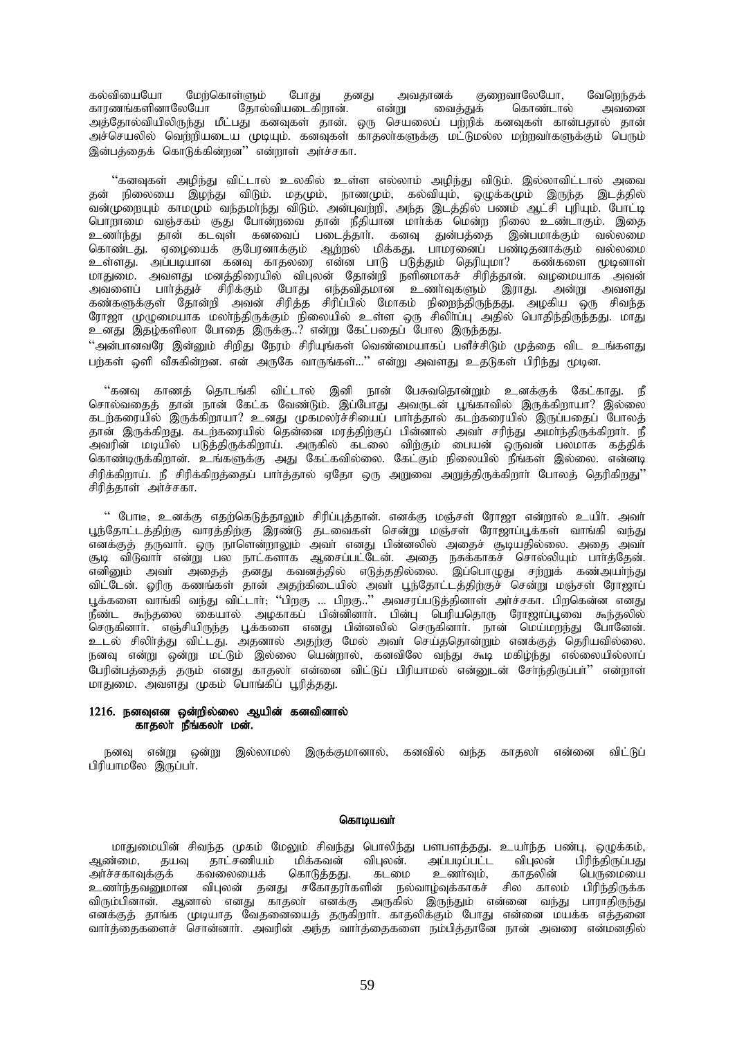கல்வியையோ மேற்கொள்ளும் போது தனது அவதானக் குறைவாலேயோ, வேறெந்தக் காரணங்களினாலேயோ தோல்வியடைகிறான். என்று வைத்துக் கொண்டால் அவனை அத்தோல்வியிலிருந்து மீட்பது கனவுகள் தான். ஒரு செயலைப் பற்றிக் கனவுகள் காண்பதால் தான் அச்செயலில் வெற்றியடைய முடியும். கனவுகள் காதலர்களுக்கு மட்டுமல்ல மற்றவர்களுக்கும் பெரும் இன்பத்தைக் கொடுக்கின்றன'' என்றாள் அர்ச்சகா.

''கனவுகள் அழிந்து விட்டால் உலகில் உள்ள எல்லாம் அழிந்து விடும். இல்லாவிட்டால் அவை தன் நிலையை இழந்து விடும். மதமும், நாணமும், கல்வியும், ஒழுக்கமும் இருந்த இடத்தில் வன்முறையும் காமமும் வந்தமர்ந்து விடும். அன்புவற்றி, அந்த இடத்தில் பணம் ஆட்சி புரியும். போட்டி பொறாமை வஞ்சகம் சூது போன்றவை தான் நீதியான மார்க்க மென்ற நிலை உண்டாகும். இதை உணர்ந்து தான் கடவுள் கனவைப் படைத்தார். கனவு துன்பத்தை இன்பமாக்கும் வல்லமை கொண்டது. ஏழையைக் குபேரனாக்கும் ஆற்றல் மிக்கது. பாமரனைப் பண்டிதனாக்கும் வல்லமை உள்ளது. அப்படியான கனவு காதலரை என்ன பாடு படுத்தும் தெரியுமா? கண்களை மூடினாள் மாதுமை. அவளது மனத்திரையில் விபுலன் தோன்றி நளினமாகச் சிரித்தான். வழமையாக அவன் அவளைப் பார்த்துச் சிரிக்கும் போது எந்தவிதமான உணர்வுகளும் இராது. அன்று அவளது கண்களுக்குள் தோன்றி அவன் சிரித்த சிரிப்பில் மோகம் நிறைந்திருந்தது. அழகிய ஒரு சிவந்த ரோஜா முழுமையாக மலர்ந்திருக்கும் நிலையில் உள்ள ஒரு சிலிர்ப்பு அதில் பொதிந்திருந்தது. மாது உனது இதழ்களிலா போதை இருக்கு..? என்று கேட்பதைப் போல இருந்தது.

''அன்பானவரே இன்னும் சிறிது நேரம் சிரியுங்கள் வெண்மையாகப் பளீச்சிடும் முத்தை விட உங்களது பற்கள் ஒளி வீசுகின்றன. என் அருகே வாருங்கள்...'' என்று அவளது உதடுகள் பிரிந்து மூடின.

''கனவு காணத் தொடங்கி விட்டால் இனி நான் பேசுவதொன்றும் உனக்குக் கேட்காது. நீ சொல்வதைத் தான் நான் கேட்க வேண்டும். இப்போது அவருடன் பூங்காவில் இருக்கிறாயா? இல்லை கடற்கரையில் இருக்கிறாயா? உனது முகமலர்ச்சியைப் பார்த்தால் கடற்கரையில் இருப்பதைப் போலத் தான் இருக்கிறது. கடற்கரையில் தென்னை மரத்திற்குப் பின்னால் அவர் சரிந்து அமர்ந்திருக்கிறார். நீ அவரின் மடியில் படுத்திருக்கிறாய். அருகில் கடலை விற்கும் பையன் ஒருவன் பலமாக கத்திக் கொண்டிருக்கிறான். உங்களுக்கு அது கேட்கவில்லை. கேட்கும் நிலையில் நீங்கள் இல்லை. என்னடி சிரிக்கிறாய். நீ சிரிக்கிறத்தைப் பார்த்தால் ஏதோ ஒரு அறுவை அறுத்திருக்கிறார் போலத் தெரிகிறது'' சிரித்தாள் அர்ச்சகா.

'' போடீ, உனக்கு எதற்கெடுத்தாலும் சிரிப்புத்தான். எனக்கு மஞ்சள் ரோஜா என்றால் உயிர். அவர் பூந்தோட்டத்திற்கு வாரத்திற்கு இரண்டு தடவைகள் சென்று மஞ்சள் ரோஜாப்பூக்கள் வாங்கி வந்து எனக்குத் தருவார். ஒரு நாளென்றாலும் அவர் எனது பின்னலில் அதைச் சூடியதில்லை. அதை அவர் சூடி விடுவார் என்று பல நாட்களாக ஆசைப்பட்டேன். அதை நசுக்காகச் சொல்லியும் பார்த்தேன். எனினும் அவர் அதைத் தனது கவனத்தில் எடுத்ததில்லை. இப்பொழுது சற்றுக் கண்அயர்ந்து விட்டேன். ஓரிரு கணங்கள் தான் அதற்கிடையில் அவர் பூந்தோட்டத்திற்குச் சென்று மஞ்சள் ரோஜாப் பூக்களை வாங்கி வந்து விட்டார்; ''பிறகு ... பிறகு..'' அவசரப்படுத்தினாள் அர்ச்சகா. பிறகென்ன எனது நீண்ட கூந்தலை கையால் அழகாகப் பின்னினார். பின்பு பெரியதொரு ரோஜாப்பூவை கூந்தலில் செருகினார். எஞ்சியிருந்த பூக்களை எனது பின்னலில் செருகினார். நான் மெய்மறந்து போனேன். உடல் சிலிர்த்து விட்டது. அதனால் அதற்கு மேல் அவர் செய்ததொன்றும் எனக்குத் தெரியவில்லை. நனவு என்று ஒன்று மட்டும் இல்லை யென்றால், கனவிலே வந்து கூடி மகிழ்ந்து எல்லையில்லாப் பேரின்பத்தைத் தரும் எனது காதலர் என்னை விட்டுப் பிரியாமல் என்னுடன் சேர்ந்திருப்பர்'' என்றாள் மாதுமை. அவளது முகம் பொங்கிப் பூரித்தது.

**1216. நனவுஎன ஒன்றில்லை ஆயின் கனவினால்**
**காதலர் நீங்கலர் மன்.**

நனவு என்று ஒன்று இல்லாமல் இருக்குமானால், கனவில் வந்த காதலர் என்னை விட்டுப் பிரியாமலே இருப்பர்.

## கொடியவர்

மாதுமையின் சிவந்த முகம் மேலும் சிவந்து பொலிந்து பளபளத்தது. உயர்ந்த பண்பு, ஒழுக்கம், ஆண்மை, தயவு தாட்சணியம் மிக்கவன் விபுலன். அப்படிப்பட்ட விபுலன் பிரிந்திருப்பது அர்ச்சகாவுக்குக் கவலையைக் கொடுத்தது. கடமை உணர்வும், காதலின் பெருமையை உணர்ந்தவனுமான விபுலன் தனது சகோதரர்களின் நல்வாழ்வுக்காகச் சில காலம் பிரிந்திருக்க விரும்பினான். ஆனால் எனது காதலர் எனக்கு அருகில் இருந்தும் என்னை வந்து பாராதிருந்து எனக்குத் தாங்க முடியாத வேதனையைத் தருகிறார். காதலிக்கும் போது என்னை மயக்க எத்தனை வார்த்தைகளைச் சொன்னார். அவரின் அந்த வார்த்தைகளை நம்பித்தானே நான் அவரை என்மனதில்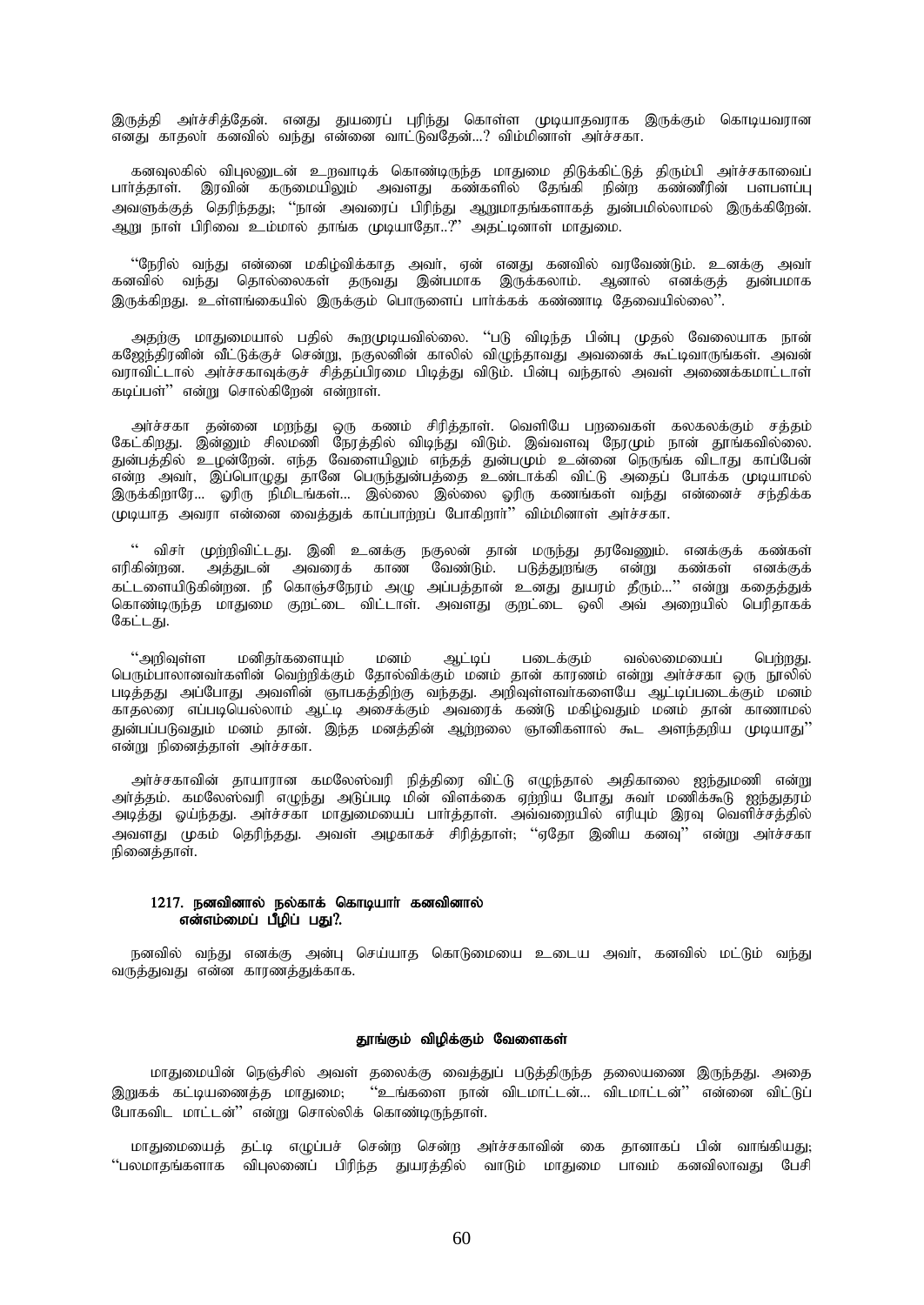இருத்தி அர்ச்சித்தேன். எனது துயரைப் புரிந்து கொள்ள முடியாதவராக இருக்கும் கொடியவரான எனது காதலர் கனவில் வந்து என்னை வாட்டுவதேன்...? விம்மினாள் அர்ச்சகா.

கனவுலகில் விபுலனுடன் உறவாடிக் கொண்டிருந்த மாதுமை திடுக்கிட்டுத் திரும்பி அர்ச்சகாவைப் பார்த்தாள். இரவின் கருமையிலும் அவளது கண்களில் தேங்கி நின்ற கண்ணீரின் பளபளப்பு அவளுக்குத் தெரிந்தது; "நான் அவரைப் பிரிந்து ஆறுமாதங்களாகத் துன்பமில்லாமல் இருக்கிறேன். ஆறு நாள் பிரிவை உம்மால் தாங்க முடியாதோ..?" அதட்டினாள் மாதுமை.

"நேரில் வந்து என்னை மகிழ்விக்காத அவர், ஏன் எனது கனவில் வரவேண்டும். உனக்கு அவர் கனவில் வந்து தொல்லைகள் தருவது இன்பமாக இருக்கலாம். ஆனால் எனக்குத் துன்பமாக இருக்கிறது. உள்ளங்கையில் இருக்கும் பொருளைப் பார்க்கக் கண்ணாடி தேவையில்லை".

அதற்கு மாதுமையால் பதில் கூறமுடியவில்லை. "படு விடிந்த பின்பு முதல் வேலையாக நான் கஜேந்திரனின் வீட்டுக்குச் சென்று, நகுலனின் காலில் விழுந்தாவது அவனைக் கூட்டிவாருங்கள். அவன் வராவிட்டால் அர்ச்சகாவுக்குச் சித்தப்பிரமை பிடித்து விடும். பின்பு வந்தால் அவள் அணைக்கமாட்டாள் கடிப்பள்" என்று சொல்கிறேன் என்றாள்.

அர்ச்சகா தன்னை மறந்து ஒரு கணம் சிரித்தாள். வெளியே பறவைகள் கலகலக்கும் சத்தம் கேட்கிறது. இன்னும் சிலமணி நேரத்தில் விடிந்து விடும். இவ்வளவு நேரமும் நான் தூங்கவில்லை. துன்பத்தில் உழன்றேன். எந்த வேளையிலும் எந்தத் துன்பமும் உன்னை நெருங்க விடாது காப்பேன் என்ற அவர், இப்பொழுது தானே பெருந்துன்பத்தை உண்டாக்கி விட்டு அதைப் போக்க முடியாமல் இருக்கிறாரே... ஓரிரு நிமிடங்கள்... இல்லை இல்லை ஓரிரு கணங்கள் வந்து என்னைச் சந்திக்க முடியாத அவரா என்னை வைத்துக் காப்பாற்றப் போகிறார்" விம்மினாள் அர்ச்சகா.

" விசர் முற்றிவிட்டது. இனி உனக்கு நகுலன் தான் மருந்து தரவேணும். எனக்குக் கண்கள் எரிகின்றன. அத்துடன் அவரைக் காண வேண்டும். படுத்துறங்கு என்று கண்கள் எனக்குக் கட்டளையிடுகின்றன. நீ கொஞ்சநேரம் அழு அப்பத்தான் உனது துயரம் தீரும்..." என்று கதைத்துக் கொண்டிருந்த மாதுமை குறட்டை விட்டாள். அவளது குறட்டை ஒலி அவ் அறையில் பெரிதாகக் கேட்டது.

"அறிவுள்ள மனிதர்களையும் மனம் ஆட்டிப் படைக்கும் வல்லமையைப் பெற்றது. பெரும்பாலானவர்களின் வெற்றிக்கும் தோல்விக்கும் மனம் தான் காரணம் என்று அர்ச்சகா ஒரு நூலில் படித்தது அப்போது அவளின் ஞாபகத்திற்கு வந்தது. அறிவுள்ளவர்களையே ஆட்டிப்படைக்கும் மனம் காதலரை எப்படியெல்லாம் ஆட்டி அசைக்கும் அவரைக் கண்டு மகிழ்வதும் மனம் தான் காணாமல் துன்பப்படுவதும் மனம் தான். இந்த மனத்தின் ஆற்றலை ஞானிகளால் கூட அளந்தறிய முடியாது" என்று நினைத்தாள் அர்ச்சகா.

அர்ச்சகாவின் தாயாரான கமலேஸ்வரி நித்திரை விட்டு எழுந்தால் அதிகாலை ஐந்துமணி என்று அர்த்தம். கமலேஸ்வரி எழுந்து அடுப்படி மின் விளக்கை ஏற்றிய போது சுவர் மணிக்கூடு ஐந்துதரம் அடித்து ஓய்ந்தது. அர்ச்சகா மாதுமையைப் பார்த்தாள். அவ்வறையில் எரியும் இரவு வெளிச்சத்தில் அவளது முகம் தெரிந்தது. அவள் அழகாகச் சிரித்தாள்; "ஏதோ இனிய கனவு" என்று அர்ச்சகா நினைத்தாள்.

**1217. நனவினால் நல்காக் கொடியார் கனவினால்**
**என்எம்மைப் பீழிப் பது?.**

நனவில் வந்து எனக்கு அன்பு செய்யாத கொடுமையை உடைய அவர், கனவில் மட்டும் வந்து வருத்துவது என்ன காரணத்துக்காக.

### தூங்கும் விழிக்கும் வேளைகள்

மாதுமையின் நெஞ்சில் அவள் தலைக்கு வைத்துப் படுத்திருந்த தலையணை இருந்தது. அதை இறுகக் கட்டியணைத்த மாதுமை; "உங்களை நான் விடமாட்டன்... விடமாட்டன்" என்னை விட்டுப் போகவிட மாட்டன்" என்று சொல்லிக் கொண்டிருந்தாள்.

மாதுமையைத் தட்டி எழுப்பச் சென்ற சென்ற அர்ச்சகாவின் கை தானாகப் பின் வாங்கியது; "பலமாதங்களாக விபுலனைப் பிரிந்த துயரத்தில் வாடும் மாதுமை பாவம் கனவிலாவது பேசி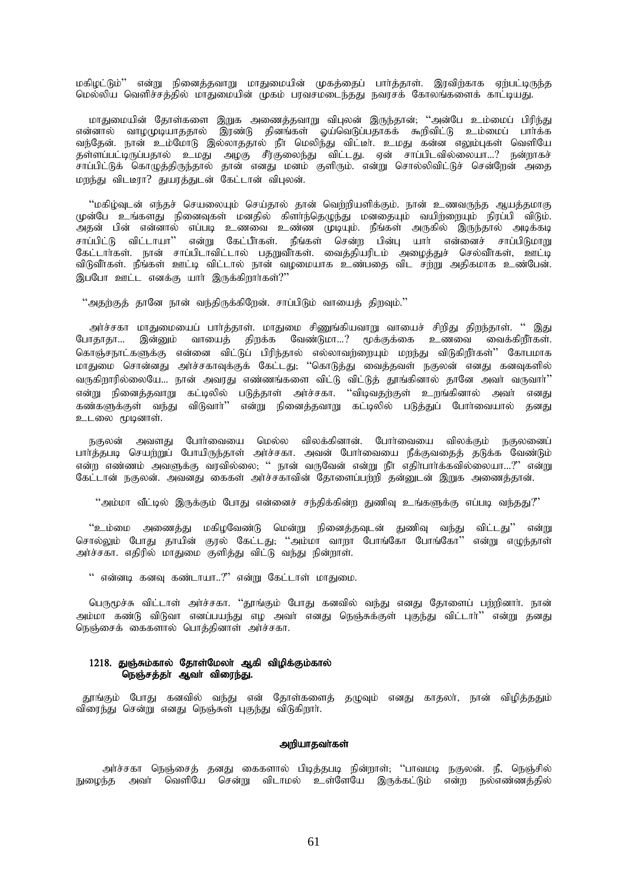மகிழட்டும்'' என்று நினைத்தவாறு மாதுமையின் முகத்தைப் பார்த்தாள். இரவிற்காக ஏற்பட்டிருந்த மெல்லிய வெளிச்சத்தில் மாதுமையின் முகம் பரவசமடைந்தது நவரசக் கோலங்களைக் காட்டியது.

மாதுமையின் தோள்களை இறுக அணைத்தவாறு விபுலன் இருந்தான்; ''அன்பே உம்மைப் பிரிந்து என்னால் வாழமுடியாததால் இரண்டு தினங்கள் ஓய்வெடுப்பதாகக் கூறிவிட்டு உம்மைப் பார்க்க வந்தேன். நான் உம்மோடு இல்லாததால் நீர் மெலிந்து விட்டீர். உமது கன்ன எலும்புகள் வெளியே தள்ளப்பட்டிருப்பதால் உமது அழகு சீர்குலைந்து விட்டது. ஏன் சாப்பிடவில்லையா...? நன்றாகச் சாப்பிட்டுக் கொழுத்திருந்தால் தான் எனது மனம் குளிரும். என்று சொல்லிவிட்டுச் சென்றேன் அதை மறந்து விடடீரா? துயரத்துடன் கேட்டான் விபுலன்.

''மகிழ்வுடன் எந்தச் செயலையும் செய்தால் தான் வெற்றியளிக்கும். நான் உணவருந்த ஆயத்தமாகு முன்பே உங்களது நினைவுகள் மனதில் கிளர்ந்தெழுந்து மனதையும் வயிற்றையும் நிரப்பி விடும். அதன் பின் என்னால் எப்படி உணவை உண்ண முடியும். நீங்கள் அருகில் இருந்தால் அடிக்கடி சாப்பிட்டு விட்டாயா'' என்று கேட்பீர்கள். நீங்கள் சென்ற பின்பு யார் என்னைச் சாப்பிடுமாறு கேட்டார்கள். நான் சாப்பிடாவிட்டால் பதறுவீர்கள். வைத்தியரிடம் அழைத்துச் செல்வீர்கள், ஊட்டி விடுவீர்கள். நீங்கள் ஊட்டி விட்டால் நான் வழமையாக உண்பதை விட சற்று அதிகமாக உண்பேன். இபபோ ஊட்ட எனக்கு யார் இருக்கிறார்கள்?''

''அதற்குத் தானே நான் வந்திருக்கிறேன். சாப்பிடும் வாயைத் திறவும்.''

அர்ச்சகா மாதுமையைப் பார்த்தாள். மாதுமை சிணுங்கியவாறு வாயைச் சிறிது திறந்தாள். '' இது போதாதா... இன்னும் வாயைத் திறக்க வேண்டுமா...? மூக்குக்கை உணவை வைக்கிறீர்கள். கொஞ்சநாட்களுக்கு என்னை விட்டுப் பிரிந்தால் எல்லாவற்றையும் மறந்து விடுகிறீர்கள்'' கோபமாக மாதுமை சொன்னது அர்ச்சகாவுக்குக் கேட்டது; ''கொடுத்து வைத்தவள் நகுலன் எனது கனவுகளில் வருகிறாரில்லையே... நான் அவரது எண்ணங்களை விட்டு விட்டுத் தூங்கினால் தானே அவர் வருவார்'' என்று நினைத்தவாறு கட்டிலில் படுத்தாள் அர்ச்சகா. ''விடிவதற்குள் உறங்கினால் அவர் எனது கண்களுக்குள் வந்து விடுவார்'' என்று நினைத்தவாறு கட்டிலில் படுத்துப் போர்வையால் தனது உடலை மூடினாள்.

நகுலன் அவளது போர்வையை மெல்ல விலக்கினான். போர்வையை விலக்கும் நகுலனைப் பார்த்தபடி செயற்றுப் போயிருந்தாள் அர்ச்சகா. அவன் போர்வையை நீக்குவதைத் தடுக்க வேண்டும் என்ற எண்ணம் அவளுக்கு வரவில்லை; '' நான் வருவேன் என்று நீ எதிர்பார்க்கவில்லையா...?'' என்று கேட்டான் நகுலன். அவனது கைகள் அர்ச்சகாவின் தோளைப்பற்றி தன்னுடன் இறுக அணைத்தான்.

''அம்மா வீட்டில் இருக்கும் போது என்னைச் சந்திக்கின்ற துணிவு உங்களுக்கு எப்படி வந்தது?''

''உம்மை அணைத்து மகிழவேண்டு மென்று நினைத்தவுடன் துணிவு வந்து விட்டது'' என்று சொல்லும் போது தாயின் குரல் கேட்டது; ''அம்மா வாறா போங்கோ போங்கோ'' என்று எழுந்தாள் அர்ச்சகா. எதிரில் மாதுமை குளித்து விட்டு வந்து நின்றாள்.

'' என்னடி கனவு கண்டாயா..?'' என்று கேட்டாள் மாதுமை.

பெருமூச்சு விட்டாள் அர்ச்சகா. ''தூங்கும் போது கனவில் வந்து எனது தோளைப் பற்றினார். நான் அம்மா கண்டு விடுவா எனப்பயந்து எழ அவர் எனது நெஞ்சுக்குள் புகுந்து விட்டார்'' என்று தனது நெஞ்சைக் கைகளால் பொத்தினாள் அர்ச்சகா.

**1218. துஞ்சும்கால் தோள்மேலர் ஆகி விழிக்கும்கால்**
**நெஞ்சத்தர் ஆவர் விரைந்து.**

தூங்கும் போது கனவில் வந்து என் தோள்களைத் தழுவும் எனது காதலர், நான் விழித்ததும் விரைந்து சென்று எனது நெஞ்சுள் புகுந்து விடுகிறார்.

**அறியாதவர்கள்**

அர்ச்சகா நெஞ்சைத் தனது கைகளால் பிடித்தபடி நின்றாள்; ''பாவமடி நகுலன். நீ, நெஞ்சில் நுழைந்த அவர் வெளியே சென்று விடாமல் உள்ளேயே இருக்கட்டும் என்ற நல்எண்ணத்தில்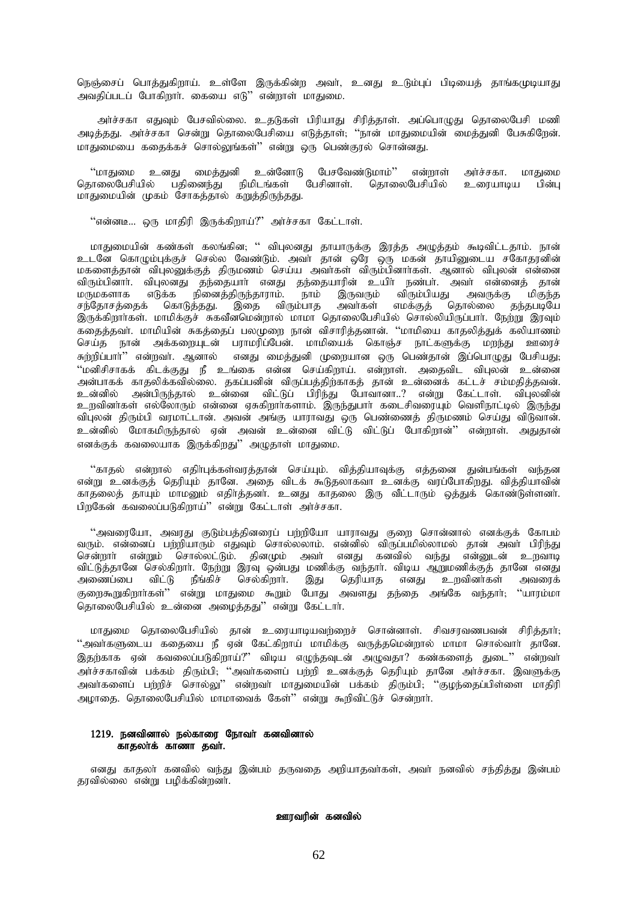நெஞ்சைப் பொத்துகிறாய். உள்ளே இருக்கின்ற அவர், உனது உடும்புப் பிடியைத் தாங்கமுடியாது அவதிப்படப் போகிறார். கையை எடு'' என்றாள் மாதுமை.

அர்ச்சகா எதுவும் பேசவில்லை. உதடுகள் பிரியாது சிரித்தாள். அப்பொழுது தொலைபேசி மணி அடித்தது. அர்ச்சகா சென்று தொலைபேசியை எடுத்தாள்; ''நான் மாதுமையின் மைத்துனி பேசுகிறேன். மாதுமையை கதைக்கச் சொல்லுங்கள்'' என்று ஒரு பெண்குரல் சொன்னது.

''மாதுமை உனது மைத்துனி உன்னோடு பேசவேண்டுமாம்'' என்றாள் அர்ச்சகா. மாதுமை தொலைபேசியில் பதினைந்து நிமிடங்கள் பேசினாள். தொலைபேசியில் உரையாடிய பின்பு மாதுமையின் முகம் சோகத்தால் கறுத்திருந்தது.

''என்னடீ... ஒரு மாதிரி இருக்கிறாய்?'' அர்ச்சகா கேட்டாள்.

மாதுமையின் கண்கள் கலங்கின; '' விபுலனது தாயாருக்கு இரத்த அழுத்தம் கூடிவிட்டதாம். நான் உடனே கொழும்புக்குச் செல்ல வேண்டும். அவர் தான் ஒரே ஒரு மகன் தாயினுடைய சகோதரனின் மகளைத்தான் விபுலனுக்குத் திருமணம் செய்ய அவர்கள் விரும்பினார்கள். ஆனால் விபுலன் என்னை விரும்பினார். விபுலனது தந்தையார் எனது தந்தையாரின் உயிர் நண்பர். அவர் என்னைத் தான் மருமகளாக எடுக்க நினைத்திருந்தாராம். நாம் இருவரும் விரும்பியது அவருக்கு மிகுந்த சந்தோசத்தைக் கொடுத்தது. இதை விரும்பாத அவர்கள் எமக்குத் தொல்லை தந்தபடியே இருக்கிறார்கள். மாமிக்குச் சுகவீனமென்றால் மாமா தொலைபேசியில் சொல்லியிருப்பார். நேற்று இரவும் கதைத்தவர். மாமியின் சுகத்தைப் பலமுறை நான் விசாரித்தனான். ''மாமியை காதலித்துக் கலியாணம் செய்த நான் அக்கறையுடன் பராமரிப்பேன். மாமியைக் கொஞ்ச நாட்களுக்கு மறந்து ஊரைச் சுற்றிப்பார்'' என்றவர். ஆனால் எனது மைத்துனி முறையான ஒரு பெண்தான் இப்பொழுது பேசியது; ''மனிசிசாகக் கிடக்குது நீ உங்கை என்ன செய்கிறாய். என்றாள். அதைவிட விபுலன் உன்னை அன்பாகக் காதலிக்கவில்லை. தகப்பனின் விருப்பத்திற்காகத் தான் உன்னைக் கட்டச் சம்மதித்தவன். உன்னில் அன்பிருந்தால் உன்னை விட்டுப் பிரிந்து போவானா..? என்று கேட்டாள். விபுலனின் உறவினர்கள் எல்லோரும் என்னை ஏசுகிறார்களாம். இருந்துபார் கடைசிவரையும் வெளிநாட்டில் இருந்து விபுலன் திரும்பி வரமாட்டான். அவன் அங்கு யாராவது ஒரு பெண்ணைத் திருமணம் செய்து விடுவான். உன்னில் மோகமிருந்தால் ஏன் அவன் உன்னை விட்டு விட்டுப் போகிறான்'' என்றாள். அதுதான் எனக்குக் கவலையாக இருக்கிறது'' அழுதாள் மாதுமை.

''காதல் என்றால் எதிர்புக்கள்வரத்தான் செய்யும். வித்தியாவுக்கு எத்தனை துன்பங்கள் வந்தன என்று உனக்குத் தெரியும் தானே. அதை விடக் கூடுதலாகவா உனக்கு வரப்போகிறது. வித்தியாவின் காதலைத் தாயும் மாமனும் எதிர்த்தனர். உனது காதலை இரு வீட்டாரும் ஒத்துக் கொண்டுள்ளனர். பிறகேன் கவலைப்படுகிறாய்'' என்று கேட்டாள் அர்ச்சகா.

''அவரையோ, அவரது குடும்பத்தினரைப் பற்றியோ யாராவது குறை சொன்னால் எனக்குக் கோபம் வரும். என்னைப் பற்றியாரும் எதுவும் சொல்லலாம். என்னில் விருப்பமில்லாமல் தான் அவர் பிரிந்து சென்றார் என்றும் சொல்லட்டும். தினமும் அவர் எனது கனவில் வந்து என்னுடன் உறவாடி விட்டுத்தானே செல்கிறார். நேற்று இரவு ஒன்பது மணிக்கு வந்தார். விடிய ஆறுமணிக்குத் தானே எனது அணைப்பை விட்டு நீங்கிச் செல்கிறார். இது தெரியாத எனது உறவினர்கள் அவரைக் குறைகூறுகிறார்கள்'' என்று மாதுமை கூறும் போது அவளது தந்தை அங்கே வந்தார்; ''யாரம்மா தொலைபேசியில் உன்னை அழைத்தது'' என்று கேட்டார்.

மாதுமை தொலைபேசியில் தான் உரையாடியவற்றைச் சொன்னாள். சிவசரவணபவன் சிரித்தார்; ''அவர்களுடைய கதையை நீ ஏன் கேட்கிறாய் மாமிக்கு வருத்தமென்றால் மாமா சொல்வார் தானே. இதற்காக ஏன் கவலைப்படுகிறாய்?'' விடிய எழுந்தவுடன் அழுவதா? கண்களைத் துடை'' என்றவர் அர்ச்சகாவின் பக்கம் திரும்பி; ''அவர்களைப் பற்றி உனக்குத் தெரியும் தானே அர்ச்சகா. இவளுக்கு அவர்களைப் பற்றிச் சொல்லு'' என்றவர் மாதுமையின் பக்கம் திரும்பி; ''குழந்தைப்பிள்ளை மாதிரி அழாதை. தொலைபேசியில் மாமாவைக் கேள்'' என்று கூறிவிட்டுச் சென்றார்.

**1219. நனவினால் நல்காரை நோவர் கனவினால்**
**காதலர்க் காணா தவர்.**

எனது காதலர் கனவில் வந்து இன்பம் தருவதை அறியாதவர்கள், அவர் நனவில் சந்தித்து இன்பம் தரவில்லை என்று பழிக்கின்றனர்.

**ஊரவரின் கனவில்**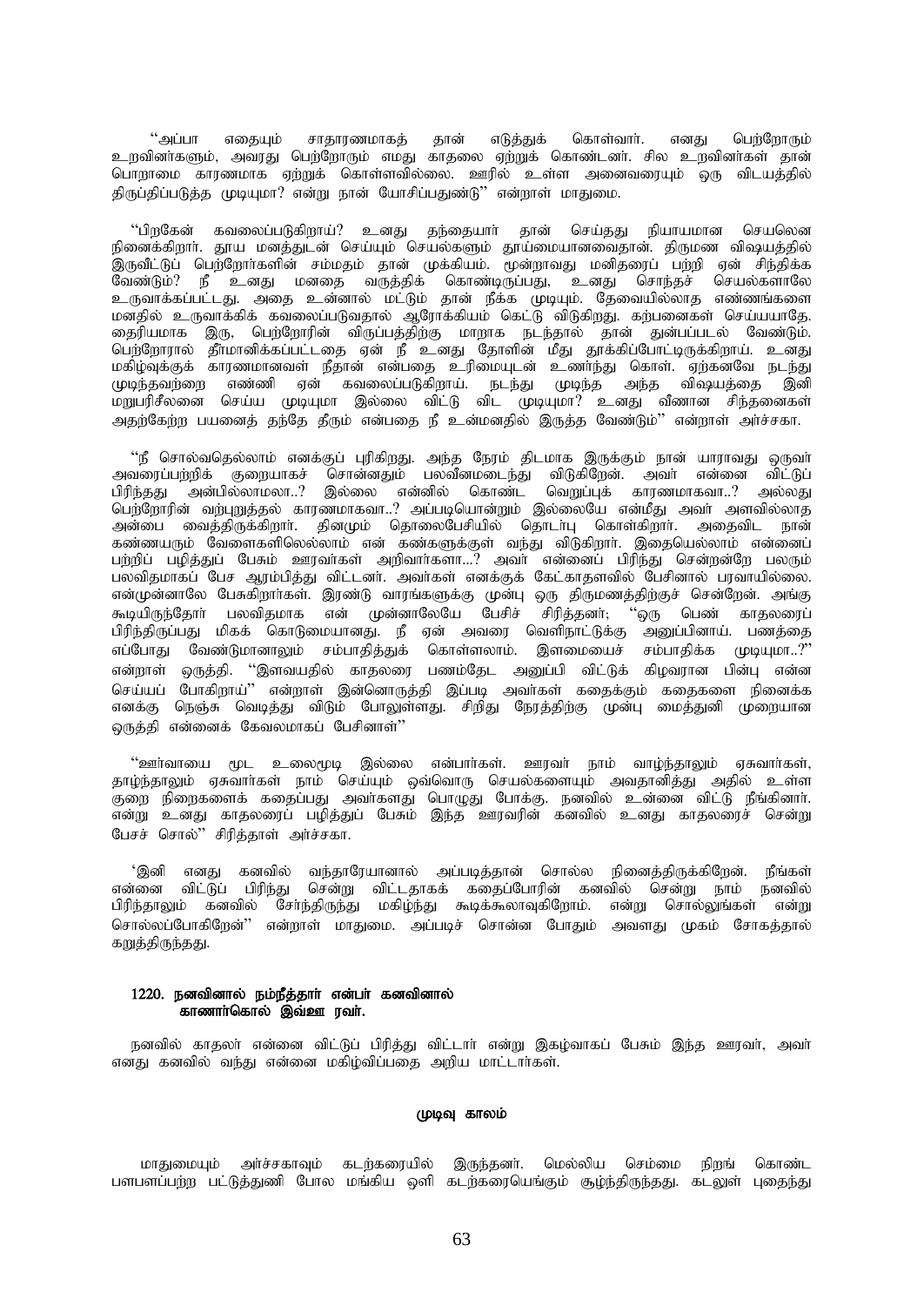"அப்பா எதையும் சாதாரணமாகத் தான் எடுத்துக் கொள்வார். எனது பெற்றோரும் உறவினர்களும், அவரது பெற்றோரும் எமது காதலை ஏற்றுக் கொண்டனர். சில உறவினர்கள் தான் பொறாமை காரணமாக ஏற்றுக் கொள்ளவில்லை. ஊரில் உள்ள அனைவரையும் ஒரு விடயத்தில் திருப்திப்படுத்த முடியுமா? என்று நான் யோசிப்பதுண்டு" என்றாள் மாதுமை.

"பிறகேன் கவலைப்படுகிறாய்? உனது தந்தையார் தான் செய்தது நியாயமான செயலென நினைக்கிறார். தூய மனத்துடன் செய்யும் செயல்களும் தூய்மையானவைதான். திருமண விஷயத்தில் இருவீட்டுப் பெற்றோர்களின் சம்மதம் தான் முக்கியம். மூன்றாவது மனிதரைப் பற்றி ஏன் சிந்திக்க வேண்டும்? நீ உனது மனதை வருத்திக் கொண்டிருப்பது, உனது சொந்தச் செயல்களாலே உருவாக்கப்பட்டது. அதை உன்னால் மட்டும் தான் நீக்க முடியும். தேவையில்லாத எண்ணங்களை மனதில் உருவாக்கிக் கவலைப்படுவதால் ஆரோக்கியம் கெட்டு விடுகிறது. கற்பனைகள் செய்யயாதே. தைரியமாக இரு, பெற்றோரின் விருப்பத்திற்கு மாறாக நடந்தால் தான் துன்பப்படல் வேண்டும். பெற்றோரால் தீர்மானிக்கப்பட்டதை ஏன் நீ உனது தோளின் மீது தூக்கிப்போட்டிருக்கிறாய். உனது மகிழ்வுக்குக் காரணமானவள் நீதான் என்பதை உரிமையுடன் உணர்ந்து கொள். ஏற்கனவே நடந்து முடிந்தவற்றை எண்ணி ஏன் கவலைப்படுகிறாய். நடந்து முடிந்த அந்த விஷயத்தை இனி மறுபரிசீலனை செய்ய முடியுமா இல்லை விட்டு விட முடியுமா? உனது வீணான சிந்தனைகள் அதற்கேற்ற பயனைத் தந்தே தீரும் என்பதை நீ உன்மனதில் இருத்த வேண்டும்" என்றாள் அர்ச்சகா.

"நீ சொல்வதெல்லாம் எனக்குப் புரிகிறது. அந்த நேரம் திடமாக இருக்கும் நான் யாராவது ஒருவர் அவரைப்பற்றிக் குறையாகச் சொன்னதும் பலவீனமடைந்து விடுகிறேன். அவர் என்னை விட்டுப் பிரிந்தது அன்பில்லாமலா..? இல்லை என்னில் கொண்ட வெறுப்புக் காரணமாகவா..? அல்லது பெற்றோரின் வற்புறுத்தல் காரணமாகவா..? அப்படியொன்றும் இல்லையே என்மீது அவர் அளவில்லாத அன்பை வைத்திருக்கிறார். தினமும் தொலைபேசியில் தொடர்பு கொள்கிறார். அதைவிட நான் கண்ணயரும் வேளைகளிலெல்லாம் என் கண்களுக்குள் வந்து விடுகிறார். இதையெல்லாம் என்னைப் பற்றிப் பழித்துப் பேசும் ஊரவர்கள் அறிவார்களா...? அவர் என்னைப் பிரிந்து சென்றன்றே பலரும் பலவிதமாகப் பேச ஆரம்பித்து விட்டனர். அவர்கள் எனக்குக் கேட்காதளவில் பேசினால் பரவாயில்லை. என்முன்னாலேயே பேசுகிறார்கள். இரண்டு வாரங்களுக்கு முன்பு ஒரு திருமணத்திற்குச் சென்றேன். அங்கு கூடியிருந்தோர் பலவிதமாக என் முன்னாலேயே பேசிச் சிரித்தனர்; "ஒரு பெண் காதலரைப் பிரிந்திருப்பது மிகக் கொடுமையானது. நீ ஏன் அவரை வெளிநாட்டுக்கு அனுப்பினாய். பணத்தை எப்போது வேண்டுமானாலும் சம்பாதித்துக் கொள்ளலாம். இளமையைச் சம்பாதிக்க முடியுமா..?" என்றாள் ஒருத்தி. "இளவயதில் காதலரை பணம்தேட அனுப்பி விட்டுக் கிழவரான பின்பு என்ன செய்யப் போகிறாய்" என்றாள் இன்னொருத்தி இப்படி அவர்கள் கதைக்கும் கதைகளை நினைக்க எனக்கு நெஞ்சு வெடித்து விடும் போலுள்ளது. சிறிது நேரத்திற்கு முன்பு மைத்துனி முறையான ஒருத்தி என்னைக் கேவலமாகப் பேசினாள்"

"ஊர்வாயை மூட உலைமூடி இல்லை என்பார்கள். ஊரவர் நாம் வாழ்ந்தாலும் ஏசுவார்கள், தாழ்ந்தாலும் ஏசுவார்கள் நாம் செய்யும் ஒவ்வொரு செயல்களையும் அவதானித்து அதில் உள்ள குறை நிறைகளைக் கதைப்பது அவர்களது பொழுது போக்கு. நனவில் உன்னை விட்டு நீங்கினார். என்று உனது காதலரைப் பழித்துப் பேசும் இந்த ஊரவரின் கனவில் உனது காதலரைச் சென்று பேசச் சொல்" சிரித்தாள் அர்ச்சகா.

'இனி எனது கனவில் வந்தாரேயானால் அப்படித்தான் சொல்ல நினைத்திருக்கிறேன். நீங்கள் என்னை விட்டுப் பிரிந்து சென்று விட்டதாகக் கதைப்போரின் கனவில் சென்று நாம் நனவில் பிரிந்தாலும் கனவில் சேர்ந்திருந்து மகிழ்ந்து கூடிக்கூலாவுகிறோம். என்று சொல்லுங்கள் என்று சொல்லப்போகிறேன்" என்றாள் மாதுமை. அப்படிச் சொன்ன போதும் அவளது முகம் சோகத்தால் கறுத்திருந்தது.

**1220. நனவினால் நம்நீத்தார் என்பர் கனவினால்
காணார்கொல் இவ்வூ ரவர்.**

நனவில் காதலர் என்னை விட்டுப் பிரிந்து விட்டார் என்று இகழ்வாகப் பேசும் இந்த ஊரவர், அவர் எனது கனவில் வந்து என்னை மகிழ்விப்பதை அறிய மாட்டார்கள்.

#### முடிவு காலம்

மாதுமையும் அர்ச்சகாவும் கடற்கரையில் இருந்தனர். மெல்லிய செம்மை நிறங் கொண்ட பளபளப்பற்ற பட்டுத்துணி போல மங்கிய ஒளி கடற்கரையெங்கும் சூழ்ந்திருந்தது. கடலுள் புதைந்து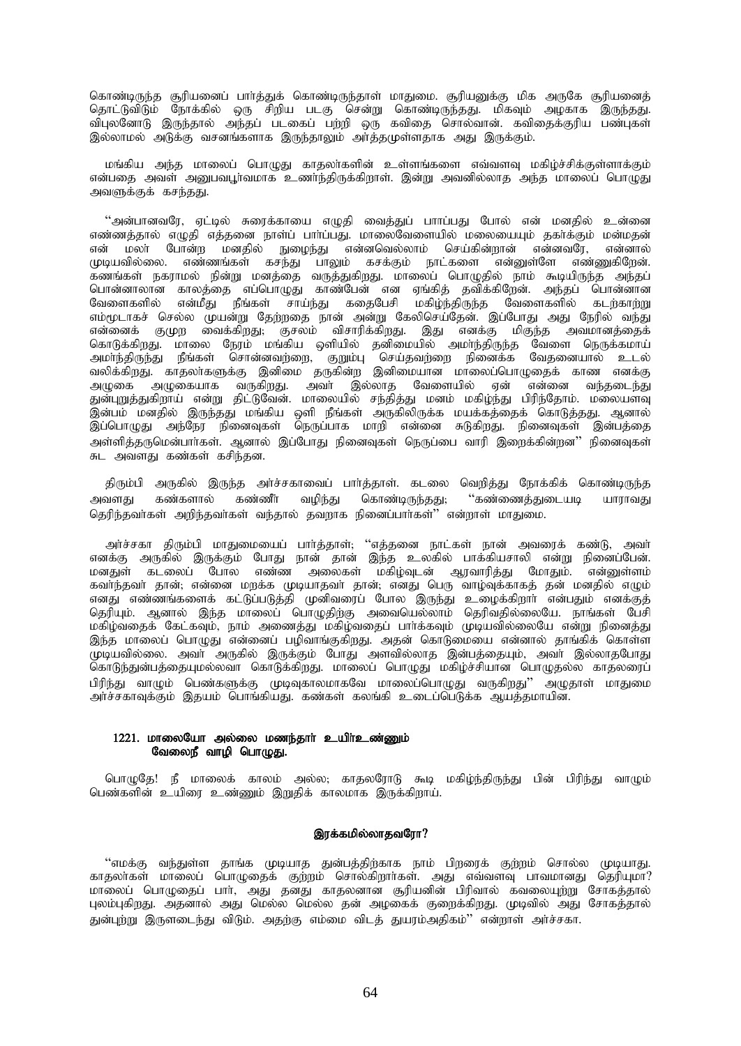கொண்டிருந்த சூரியனைப் பார்த்துக் கொண்டிருந்தாள் மாதுமை. சூரியனுக்கு மிக அருகே சூரியனைத் தொட்டுவிடும் நோக்கில் ஒரு சிறிய படகு சென்று கொண்டிருந்தது. மிகவும் அழகாக இருந்தது. விபுலனோடு இருந்தால் அந்தப் படகைப் பற்றி ஒரு கவிதை சொல்வான். கவிதைக்குரிய பண்புகள் இல்லாமல் அடுக்கு வசனங்களாக இருந்தாலும் அர்த்தமுள்ளதாக அது இருக்கும்.

மங்கிய அந்த மாலைப் பொழுது காதலர்களின் உள்ளங்களை எவ்வளவு மகிழ்ச்சிக்குள்ளாக்கும் என்பதை அவள் அனுபவபூர்வமாக உணர்ந்திருக்கிறாள். இன்று அவனில்லாத அந்த மாலைப் பொழுது அவளுக்குக் கசந்தது.

''அன்பானவரே, ஏட்டில் சுரைக்காயை எழுதி வைத்துப் பாப்பது போல் என் மனதில் உன்னை எண்ணத்தால் எழுதி எத்தனை நாள்ப் பார்ப்பது. மாலைவேளையில் மலையையும் தகர்க்கும் மன்மதன் என் மலர் போன்ற மனதில் நுழைந்து என்னவெல்லாம் செய்கின்றான் என்னவரே, என்னால் முடியவில்லை. எண்ணங்கள் கசந்து பாலும் கசக்கும் நாட்களை என்னுள்ளே எண்ணுகிறேன். கணங்கள் நகராமல் நின்று மனத்தை வருத்துகிறது. மாலைப் பொழுதில் நாம் கூடியிருந்த அந்தப் பொன்னாலான காலத்தை எப்பொழுது காண்பேன் என ஏங்கித் தவிக்கிறேன். அந்தப் பொன்னான வேளைகளில் என்மீது நீங்கள் சாய்ந்து கதைபேசி மகிழ்ந்திருந்த வேளைகளில் கடற்காற்று எம்மூடாகச் செல்ல முயன்று தோற்றதை நான் அன்று கேலிசெய்தேன். இப்போது அது நேரில் வந்து என்னைக் குமுற வைக்கிறது; குசலம் விசாரிக்கிறது. இது எனக்கு மிகுந்த அவமானத்தைக் கொடுக்கிறது. மாலை நேரம் மங்கிய ஒளியில் தனிமையில் அமர்ந்திருந்த வேளை நெருக்கமாய் அமர்ந்திருந்து நீங்கள் சொன்னவற்றை, குறும்பு செய்தவற்றை நினைக்க வேதனையால் உடல் வலிக்கிறது. காதலர்களுக்கு இனிமை தருகின்ற இனிமையான மாலைப்பொழுதைக் காண எனக்கு அழுகை அழுகையாக வருகிறது. அவர் இல்லாத வேளையில் ஏன் என்னை வந்தடைந்து துன்புறுத்துகிறாய் என்று திட்டுவேன். மாலையில் சந்தித்து மனம் மகிழ்ந்து பிரிந்தோம். மலையளவு இன்பம் மனதில் இருந்தது மங்கிய ஒளி நீங்கள் அருகிலிருக்க மயக்கத்தைக் கொடுத்தது. ஆனால் இப்பொழுது அந்நேர நினைவுகள் நெருப்பாக மாறி என்னை சுடுகிறது. நினைவுகள் இன்பத்தை அள்ளித்தருமென்பார்கள். ஆனால் இப்போது நினைவுகள் நெருப்பை வாரி இறைக்கின்றன'' நினைவுகள் சுட அவளது கண்கள் கசிந்தன.

திரும்பி அருகில் இருந்த அர்ச்சகாவைப் பார்த்தாள். கடலை வெறித்து நோக்கிக் கொண்டிருந்த அவளது கண்களால் கண்ணீர் வழிந்து கொண்டிருந்தது; ''கண்ணைத்துடையடி யாராவது தெரிந்தவர்கள் அறிந்தவர்கள் வந்தால் தவறாக நினைப்பார்கள்'' என்றாள் மாதுமை.

அர்ச்சகா திரும்பி மாதுமையைப் பார்த்தாள்; ''எத்தனை நாட்கள் நான் அவரைக் கண்டு, அவர் எனக்கு அருகில் இருக்கும் போது நான் தான் இந்த உலகில் பாக்கியசாலி என்று நினைப்பேன். மனதுள் கடலைப் போல எண்ண அலைகள் மகிழ்வுடன் ஆரவாரித்து மோதும். என்னுள்ளம் கவர்ந்தவர் தான்; என்னை மறக்க முடியாதவர் தான்; எனது பெரு வாழ்வுக்காகத் தன் மனதில் எழும் எனது எண்ணங்களைக் கட்டுப்படுத்தி முனிவரைப் போல இருந்து உழைக்கிறார் என்பதும் எனக்குத் தெரியும். ஆனால் இந்த மாலைப் பொழுதிற்கு அவையெல்லாம் தெரிவதில்லையே. நாங்கள் பேசி மகிழ்வதைக் கேட்கவும், நாம் அணைத்து மகிழ்வதைப் பார்க்கவும் முடியவில்லையே என்று நினைத்து இந்த மாலைப் பொழுது என்னைப் பழிவாங்குகிறது. அதன் கொடுமையை என்னால் தாங்கிக் கொள்ள முடியவில்லை. அவர் அருகில் இருக்கும் போது அளவில்லாத இன்பத்தையும், அவர் இல்லாதபோது கொடுந்துன்பத்தையுமல்லவா கொடுக்கிறது. மாலைப் பொழுது மகிழ்ச்சியான பொழுதல்ல காதலரைப் பிரிந்து வாழும் பெண்களுக்கு முடிவுகாலமாகவே மாலைப்பொழுது வருகிறது'' அழுதாள் மாதுமை அர்ச்சகாவுக்கும் இதயம் பொங்கியது. கண்கள் கலங்கி உடைப்பெடுக்க ஆயத்தமாயின.

**1221. மாலையோ அல்லை மணந்தார் உயிர்உண்ணும்**
**வேலைநீ வாழி பொழுது.**

பொழுதே! நீ மாலைக் காலம் அல்ல; காதலரோடு கூடி மகிழ்ந்திருந்து பின் பிரிந்து வாழும் பெண்களின் உயிரை உண்ணும் இறுதிக் காலமாக இருக்கிறாய்.

### இரக்கமில்லாதவரோ?

''எமக்கு வந்துள்ள தாங்க முடியாத துன்பத்திற்காக நாம் பிறரைக் குற்றம் சொல்ல முடியாது. காதலர்கள் மாலைப் பொழுதைக் குற்றம் சொல்கிறார்கள். அது எவ்வளவு பாவமானது தெரியுமா? மாலைப் பொழுதைப் பார், அது தனது காதலனான சூரியனின் பிரிவால் கவலையுற்று சோகத்தால் புலம்புகிறது. அதனால் அது மெல்ல மெல்ல தன் அழகைக் குறைக்கிறது. முடிவில் அது சோகத்தால் துன்புற்று இருளடைந்து விடும். அதற்கு எம்மை விடத் துயரம்அதிகம்'' என்றாள் அர்ச்சகா.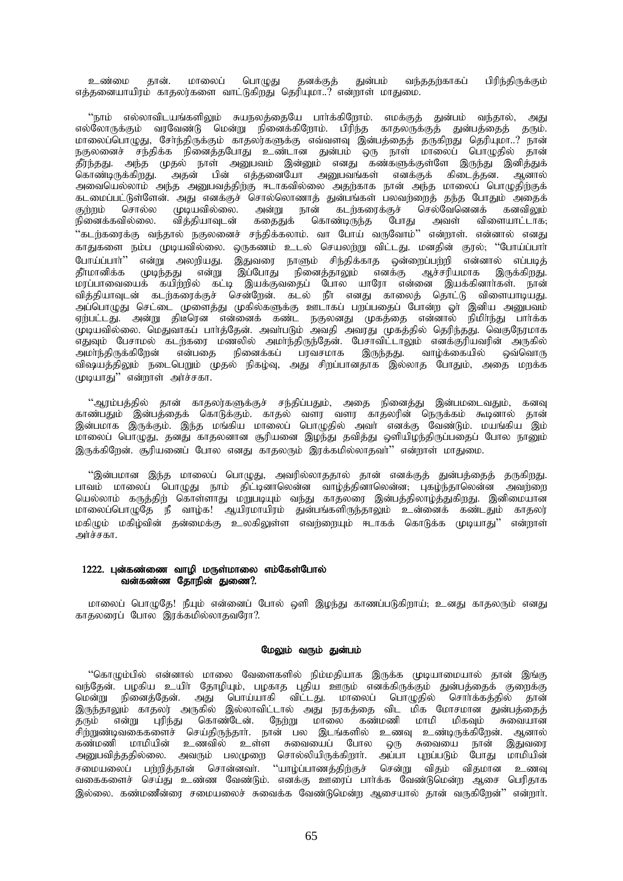உண்மை தான். மாலைப் பொழுது தனக்குத் துன்பம் வந்ததற்காகப் பிரிந்திருக்கும் எத்தனையாயிரம் காதலர்களை வாட்டுகிறது தெரியுமா..? என்றாள் மாதுமை.

"நாம் எல்லாவிடயங்களிலும் சுயநலத்தையே பார்க்கிறோம். எமக்குத் துன்பம் வந்தால், அது எல்லோருக்கும் வரவேண்டு மென்று நினைக்கிறோம். பிரிந்த காதலருக்குத் துன்பத்தைத் தரும். மாலைப்பொழுது, சேர்ந்திருக்கும் காதலர்களுக்கு எவ்வளவு இன்பத்தைத் தருகிறது தெரியுமா..? நான் நகுலனைச் சந்திக்க நினைத்தபோது உண்டான துன்பம் ஒரு நாள் மாலைப் பொழுதில் தான் தீர்ந்தது. அந்த முதல் நாள் அனுபவம் இன்னும் எனது கண்களுக்குள்ளே இருந்து இனித்துக் கொண்டிருக்கிறது. அதன் பின் எத்தனையோ அனுபவங்கள் எனக்குக் கிடைத்தன. ஆனால் அவையெல்லாம் அந்த அனுபவத்திற்கு ஈடாகவில்லை அதற்காக நான் அந்த மாலைப் பொழுதிற்குக் கடமைப்பட்டுள்ளேன். அது எனக்குச் சொல்லொணாத் துன்பங்கள் பலவற்றைத் தந்த போதும் அதைக் குற்றம் சொல்ல முடியவில்லை. அன்று நான் கடற்கரைக்குச் செல்வேனெனக் கனவிலும் நினைக்கவில்லை. வித்தியாவுடன் கதைதுக் கொண்டிருந்த போது அவள் விளையாட்டாக; "கடற்கரைக்கு வந்தால் நகுலனைச் சந்திக்கலாம். வா போய் வருவோம்" என்றாள். என்னால் எனது காதுகளை நம்ப முடியவில்லை. ஒருகணம் உடல் செயலற்று விட்டது. மனதின் குரல்; "போய்ப்பார் போய்ப்பார்" என்று அலறியது. இதுவரை நாளும் சிந்திக்காத ஒன்றைப்பற்றி என்னால் எப்படித் தீர்மானிக்க முடிந்தது என்று இப்போது நினைத்தாலும் எனக்கு ஆச்சரியமாக இருக்கிறது. மரப்பாவையைக் கயிற்றில் கட்டி இயக்குவதைப் போல யாரோ என்னை இயக்கினார்கள். நான் வித்தியாவுடன் கடற்கரைக்குச் சென்றேன். கடல் நீர் எனது காலைத் தொட்டு விளையாடியது. அப்பொழுது செட்டை முளைத்து முகில்களுக்கு ஊடாகப் பறப்பதைப் போன்ற ஓர் இனிய அனுபவம் ஏற்பட்டது. அன்று திடீரென என்னைக் கண்ட நகுலனது முகத்தை என்னால் நிமிர்ந்து பார்க்க முடியவில்லை. மெதுவாகப் பார்த்தேன். அவர்படும் அவதி அவரது முகத்தில் தெரிந்தது. வெகுநேரமாக எதுவும் பேசாமல் கடற்கரை மணலில் அமர்ந்திருந்தேன். பேசாவிட்டாலும் எனக்குரியவரின் அருகில் அமர்ந்திருக்கிறேன் என்பதை நினைக்கப் பரவசமாக இருந்தது. வாழ்க்கையில் ஒவ்வொரு விஷயத்திலும் நடைபெறும் முதல் நிகழ்வு, அது சிறப்பானதாக இல்லாத போதும், அதை மறக்க முடியாது" என்றாள் அர்ச்சகா.

"ஆரம்பத்தில் தான் காதலர்களுக்குச் சந்திப்பதும், அதை நினைத்து இன்பமடைவதும், கனவு காண்பதும் இன்பத்தைக் கொடுக்கும். காதல் வளர வளர காதலரின் நெருக்கம் கூடினால் தான் இன்பமாக இருக்கும். இந்த மங்கிய மாலைப் பொழுதில் அவர் எனக்கு வேண்டும். மயங்கிய இம் மாலைப் பொழுது, தனது காதலனான சூரியனை இழந்து தவித்து ஒளியிழந்திருப்பதைப் போல நானும் இருக்கிறேன். சூரியனைப் போல எனது காதலரும் இரக்கமில்லாதவர்" என்றாள் மாதுமை.

"இன்பமான இந்த மாலைப் பொழுது, அவரில்லாததால் தான் எனக்குத் துன்பத்தைத் தருகிறது. பாவம் மாலைப் பொழுது நாம் திட்டினாலென்ன வாழ்த்தினாலென்ன; புகழ்ந்தாலென்ன அவற்றை யெல்லாம் கருத்திற் கொள்ளாது மறுபடியும் வந்து காதலரை இன்பத்திலாழ்த்துகிறது. இனிமையான மாலைப்பொழுதே நீ வாழ்க! ஆயிரமாயிரம் துன்பங்களிருந்தாலும் உன்னைக் கண்டதும் காதலர் மகிழும் மகிழ்வின் தன்மைக்கு உலகிலுள்ள எவற்றையும் ஈடாகக் கொடுக்க முடியாது" என்றாள் அர்ச்சகா.

**1222. புன்கண்ணை வாழி மருள்மாலை எம்கேள்போல்**
**வன்கண்ண தோநின் துணை?.**

மாலைப் பொழுதே! நீயும் என்னைப் போல் ஒளி இழந்து காணப்படுகிறாய்; உனது காதலரும் எனது காதலரைப் போல இரக்கமில்லாதவரோ?.

### மேலும் வரும் துன்பம்

"கொழும்பில் என்னால் மாலை வேளைகளில் நிம்மதியாக இருக்க முடியாமையால் தான் இங்கு வந்தேன். பழகிய உயிர் தோழியும், பழகாத புதிய ஊரும் எனக்கிருக்கும் துன்பத்தைக் குறைக்கு மென்று நினைத்தேன். அது பொய்யாகி விட்டது. மாலைப் பொழுதில் சொர்க்கத்தில் தான் இருந்தாலும் காதலர் அருகில் இல்லாவிட்டால் அது நரகத்தை விட மிக மோசமான துன்பத்தைத் தரும் என்று புரிந்து கொண்டேன். நேற்று மாலை கண்மணி மாமி மிகவும் சுவையான சிற்றுண்டிவகைகளைச் செய்திருந்தார். நான் பல இடங்களில் உணவு உண்டிருக்கிறேன். ஆனால் கண்மணி மாமியின் உணவில் உள்ள சுவையைப் போல ஒரு சுவையை நான் இதுவரை அனுபவித்ததில்லை. அவரும் பலமுறை சொல்லியிருக்கிறார். அப்பா புறப்படும் போது மாமியின் சமையலைப் பற்றித்தான் சொன்னவர். "யாழ்ப்பாணத்திற்குச் சென்று விதம் விதமான உணவு வகைகளைச் செய்து உண்ண வேண்டும். எனக்கு ஊரைப் பார்க்க வேண்டுமென்ற ஆசை பெரிதாக இல்லை. கண்மணீன்ரை சமையலைச் சுவைக்க வேண்டுமென்ற ஆசையால் தான் வருகிறேன்" என்றார்.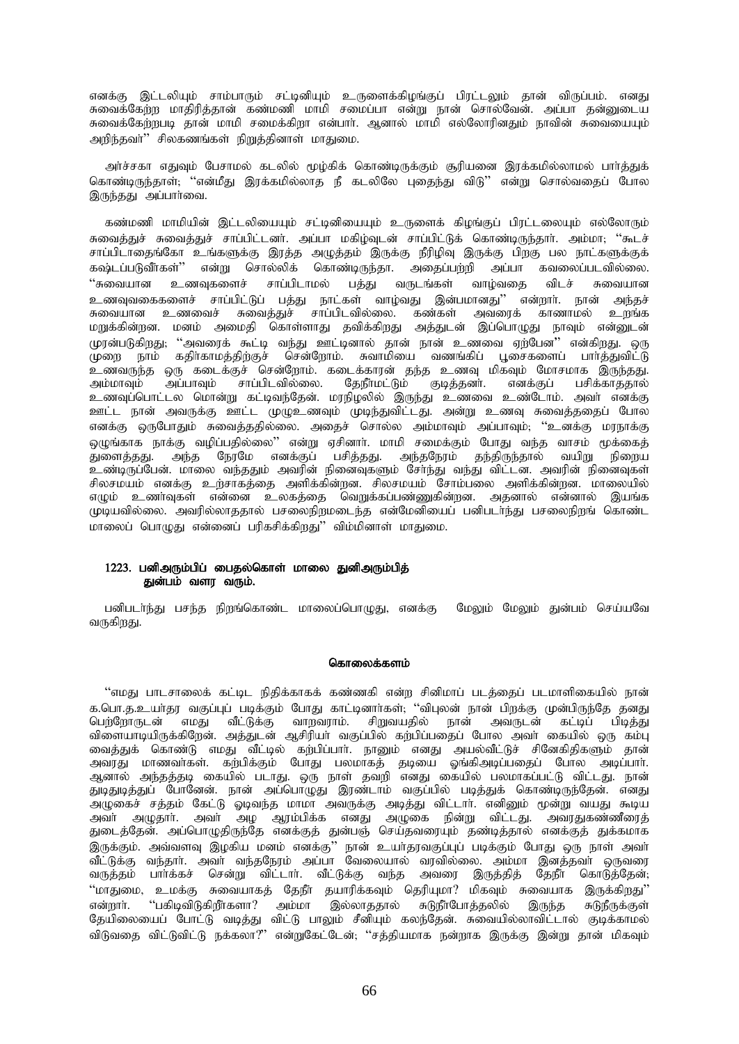எனக்கு இட்டலியும் சாம்பாரும் சட்டினியும் உருளைக்கிழங்குப் பிரட்டலும் தான் விருப்பம். எனது சுவைக்கேற்ற மாதிரித்தான் கண்மணி மாமி சமைப்பா என்று நான் சொல்வேன். அப்பா தன்னுடைய சுவைக்கேற்றபடி தான் மாமி சமைக்கிறா என்பார். ஆனால் மாமி எல்லோரினதும் நாவின் சுவையையும் அறிந்தவா'' சிலகணங்கள் நிறுத்தினாள் மாதுமை.

அா்ச்சகா எதுவும் பேசாமல் கடலில் மூழ்கிக் கொண்டிருக்கும் சூரியனை இரக்கமில்லாமல் பார்த்துக் கொண்டிருந்தாள்; ''என்மீது இரக்கமில்லாத நீ கடலிலே புதைந்து விடு'' என்று சொல்வதைப் போல இருந்தது அப்பார்வை.

கண்மணி மாமியின் இட்டலியையும் சட்டினியையும் உருளைக் கிழங்குப் பிரட்டலையும் எல்லோரும் சுவைத்துச் சுவைத்துச் சாப்பிட்டனர். அப்பா மகிழ்வுடன் சாப்பிட்டுக் கொண்டிருந்தார். அம்மா; ''கூடச் சாப்பிடாதைங்கோ உங்களுக்கு இரத்த அழுத்தம் இருக்கு நீரிழிவு இருக்கு பிறகு பல நாட்களுக்குக் கஷ்டப்படுவீர்கள்'' என்று சொல்லிக் கொண்டிருந்தா. அதைப்பற்றி அப்பா கவலைப்படவில்லை. ''சுவையான உணவுகளைச் சாப்பிடாமல் பத்து வருடங்கள் வாழ்வதை விடச் சுவையான உணவுவகைகளைச் சாப்பிட்டுப் பத்து நாட்கள் வாழ்வது இன்பமானது'' என்றார். நான் அந்தச் சுவையான உணவைச் சுவைத்துச் சாப்பிடவில்லை. கண்கள் அவரைக் காணாமல் உறங்க மறுக்கின்றன. மனம் அமைதி கொள்ளாது தவிக்கிறது அத்துடன் இப்பொழுது நாவும் என்னுடன் முரன்படுகிறது; ''அவரைக் கூட்டி வந்து ஊட்டினால் தான் நான் உணவை ஏற்பேன'' என்கிறது. ஒரு முறை நாம் கதிர்காமத்திற்குச் சென்றோம். சுவாமியை வணங்கிப் பூசைகளைப் பார்த்துவிட்டு உணவருந்த ஒரு கடைக்குச் சென்றோம். கடைக்காரன் தந்த உணவு மிகவும் மோசமாக இருந்தது. அம்மாவும் அப்பாவும் சாப்பிடவில்லை. தேநீரமட்டும் குடித்தனா். எனக்குப் பசிக்காததால் உணவுப்பொட்டல மொன்று கட்டிவந்தேன். மரநிழலில் இருந்து உணவை உண்டோம். அவர் எனக்கு ஊட்ட நான் அவருக்கு ஊட்ட முழுஉணவும் முடிந்துவிட்டது. அன்று உணவு சுவைத்ததைப் போல எனக்கு ஒருபோதும் சுவைத்ததில்லை. அதைச் சொல்ல அம்மாவும் அப்பாவும்; ''உனக்கு மரநாக்கு ஒழுங்காக நாக்கு வழிப்பதில்லை'' என்று ஏசினா். மாமி சமைக்கும் போது வந்த வாசம் மூக்கைத் துளைத்தது. அந்த நேரமே எனக்குப் பசித்தது. அந்தநேரம் தந்திருந்தால் வயிறு நிறைய உண்டிருப்பேன். மாலை வந்ததும் அவரின் நினைவுகளும் சேர்ந்து வந்து விட்டன. அவரின் நினைவுகள் சிலசமயம் எனக்கு உற்சாகத்தை அளிக்கின்றன. சிலசமயம் சோம்பலை அளிக்கின்றன. மாலையில் எழும் உணர்வுகள் என்னை உலகத்தை வெறுக்கப்பண்ணுகின்றன. அதனால் என்னால் இயங்க முடியவில்லை. அவரில்லாததால் பசலைநிறமடைந்த என்மேனியைப் பனிபடா்ந்து பசலைநிறங் கொண்ட மாலைப் பொழுது என்னைப் பரிகசிக்கிறது'' விம்மினாள் மாதுமை.

**1223. பனிஅரும்பிப் பைதல்கொள் மாலை துனிஅரும்பித்**
**துன்பம் வளர வரும்.**

பனிபடா்ந்து பசந்த நிறங்கொண்ட மாலைப்பொழுது, எனக்கு மேலும் மேலும் துன்பம் செய்யவே வருகிறது.

**கொலைக்களம்**

''எமது பாடசாலைக் கட்டிட நிதிக்காகக் கண்ணகி என்ற சினிமாப் படத்தைப் படமாளிகையில் நான் க.பொ.த.உயா்தர வகுப்புப் படிக்கும் போது காட்டினார்கள்; ''விபுலன் நான் பிறக்கு முன்பிருந்தே தனது பெற்றோருடன் எமது வீட்டுக்கு வாறவராம். சிறுவயதில் நான் அவருடன் கட்டிப் பிடித்து விளையாடியிருக்கிறேன். அத்துடன் ஆசிரியா் வகுப்பில் கற்பிப்பதைப் போல அவா் கையில் ஒரு கம்பு வைத்துக் கொண்டு எமது வீட்டில் கற்பிப்பார். நானும் எனது அயல்வீட்டுச் சினேகிதிகளும் தான் அவரது மாணவா்கள். கற்பிக்கும் போது பலமாகத் தடியை ஓங்கிஅடிப்பதைப் போல அடிப்பார். ஆனால் அந்தத்தடி கையில் படாது. ஒரு நாள் தவறி எனது கையில் பலமாகப்பட்டு விட்டது. நான் துடிதுடித்துப் போனேன். நான் அப்பொழுது இரண்டாம் வகுப்பில் படித்துக் கொண்டிருந்தேன். எனது அழுகைச் சத்தம் கேட்டு ஓடிவந்த மாமா அவருக்கு அடித்து விட்டார். எனினும் மூன்று வயது கூடிய அவா் அழுதார். அவா் அழ ஆரம்பிக்க எனது அழுகை நின்று விட்டது. அவரதுகண்ணீரைத் துடைத்தேன். அப்பொழுதிருந்தே எனக்குத் துன்பஞ் செய்தவரையும் தண்டித்தால் எனக்குத் துக்கமாக இருக்கும். அவ்வளவு இழகிய மனம் எனக்கு'' நான் உயா்தரவகுப்புப் படிக்கும் போது ஒரு நாள் அவா் வீட்டுக்கு வந்தார். அவா் வந்தநேரம் அப்பா வேலையால் வரவில்லை. அம்மா இனத்தவா் ஒருவரை வருத்தம் பார்க்கச் சென்று விட்டார். வீட்டுக்கு வந்த அவரை இருத்தித் தேநீா் கொடுத்தேன்; ''மாதுமை, உமக்கு சுவையாகத் தேநீா் தயாரிக்கவும் தெரியுமா? மிகவும் சுவையாக இருக்கிறது'' என்றார். ''பகிடிவிடுகிறீா்களா? அம்மா இல்லாததால் சுடுநீா்போத்தலில் இருந்த சுடுநீருக்குள் தேயிலையைப் போட்டு வடித்து விட்டு பாலும் சீனியும் கலந்தேன். சுவையில்லாவிட்டால் குடிக்காமல் விடுவதை விட்டுவிட்டு நக்கலா?'' என்றுகேட்டேன்; ''சத்தியமாக நன்றாக இருக்கு இன்று தான் மிகவும்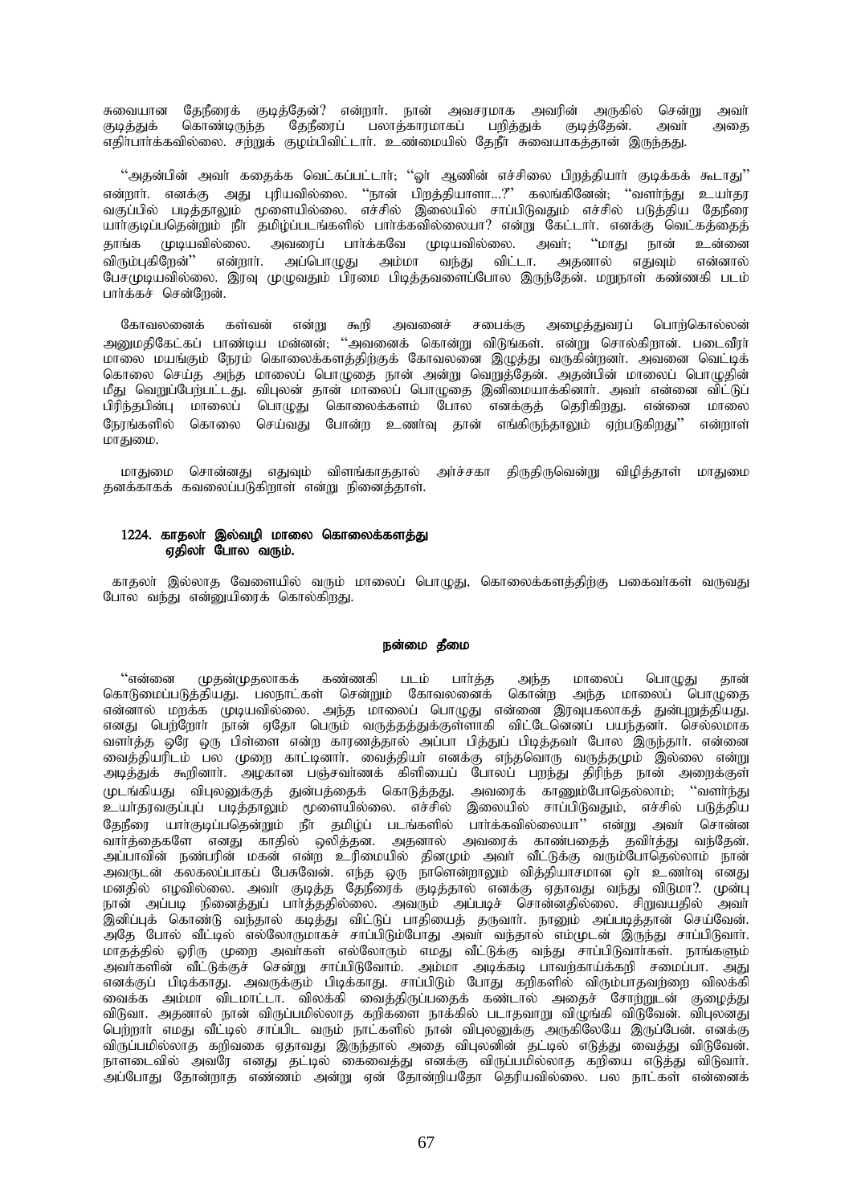சுவையான தேநீரைக் குடித்தேன்? என்றார். நான் அவசரமாக அவரின் அருகில் சென்று அவர் குடித்துக் கொண்டிருந்த தேநீரைப் பலாத்காரமாகப் பறித்துக் குடித்தேன். அவர் அதை எதிர்பார்க்கவில்லை. சற்றுக் குழம்பிவிட்டார். உண்மையில் தேநீர் சுவையாகத்தான் இருந்தது.

''அதன்பின் அவர் கதைக்க வெட்கப்பட்டார்; ''ஓர் ஆணின் எச்சிலை பிறத்தியார் குடிக்கக் கூடாது'' என்றார். எனக்கு அது புரியவில்லை. ''நான் பிறத்தியாளா...?'' கலங்கினேன்; ''வளர்ந்து உயர்தர வகுப்பில் படித்தாலும் மூளையில்லை. எச்சில் இலையில் சாப்பிடுவதும் எச்சில் படுத்திய தேநீரை யார்குடிப்பதென்றும் நீர் தமிழ்ப்படங்களில் பார்க்கவில்லையா? என்று கேட்டார். எனக்கு வெட்கத்தைத் தாங்க முடியவில்லை. அவரைப் பார்க்கவே முடியவில்லை. அவர்; ''மாது நான் உன்னை விரும்புகிறேன்'' என்றார். அப்பொழுது அம்மா வந்து விட்டா. அதனால் எதுவும் என்னால் பேசமுடியவில்லை. இரவு முழுவதும் பிரமை பிடித்தவளைப்போல இருந்தேன். மறுநாள் கண்ணகி படம் பார்க்கச் சென்றேன்.

கோவலனைக் கள்வன் என்று கூறி அவனைச் சபைக்கு அழைத்துவரப் பொற்கொல்லன் அனுமதிகேட்கப் பாண்டிய மன்னன்; ''அவனைக் கொன்று விடுங்கள். என்று சொல்கிறான். படைவீரர் மாலை மயங்கும் நேரம் கொலைக்களத்திற்குக் கோவலனை இழுத்து வருகின்றனர். அவனை வெட்டிக் கொலை செய்த அந்த மாலைப் பொழுதை நான் அன்று வெறுத்தேன். அதன்பின் மாலைப் பொழுதின் மீது வெறுப்பேற்பட்டது. விபுலன் தான் மாலைப் பொழுதை இனிமையாக்கினார். அவர் என்னை விட்டுப் பிரிந்தபின்பு மாலைப் பொழுது கொலைக்களம் போல எனக்குத் தெரிகிறது. என்னை மாலை நேரங்களில் கொலை செய்வது போன்ற உணர்வு தான் எங்கிருந்தாலும் ஏற்படுகிறது'' என்றாள் மாதுமை.

மாதுமை சொன்னது எதுவும் விளங்காததால் அர்ச்சகா திருதிருவென்று விழித்தாள் மாதுமை தனக்காகக் கவலைப்படுகிறாள் என்று நினைத்தாள்.

**1224. காதலர் இல்வழி மாலை கொலைக்களத்து**
**ஏதிலர் போல வரும்.**

காதலர் இல்லாத வேளையில் வரும் மாலைப் பொழுது, கொலைக்களத்திற்கு பகைவர்கள் வருவது போல வந்து என்னுயிரைக் கொல்கிறது.

**நன்மை தீமை**

''என்னை முதன்முதலாகக் கண்ணகி படம் பார்த்த அந்த மாலைப் பொழுது தான் கொடுமைப்படுத்தியது. பலநாட்கள் சென்றும் கோவலனைக் கொன்ற அந்த மாலைப் பொழுதை என்னால் மறக்க முடியவில்லை. அந்த மாலைப் பொழுது என்னை இரவுபகலாகத் துன்புறுத்தியது. எனது பெற்றோர் நான் ஏதோ பெரும் வருத்தத்துக்குள்ளாகி விட்டேனெனப் பயந்தனர். செல்லமாக வளர்த்த ஒரே ஒரு பிள்ளை என்ற காரணத்தால் அப்பா பித்துப் பிடித்தவர் போல இருந்தார். என்னை வைத்தியரிடம் பல முறை காட்டினார். வைத்தியர் எனக்கு எந்தவொரு வருத்தமும் இல்லை என்று அடித்துக் கூறினார். அழகான பஞ்சவர்ணக் கிளியைப் போலப் பறந்து திரிந்த நான் அறைக்குள் முடங்கியது விபுலனுக்குத் துன்பத்தைக் கொடுத்தது. அவரைக் காணும்போதெல்லாம்; ''வளர்ந்து உயர்தரவகுப்புப் படித்தாலும் மூளையில்லை. எச்சில் இலையில் சாப்பிடுவதும், எச்சில் படுத்திய தேநீரை யார்குடிப்பதென்றும் நீர் தமிழ்ப் படங்களில் பார்க்கவில்லையா'' என்று அவர் சொன்ன வார்த்தைகளே எனது காதில் ஒலித்தன. அதனால் அவரைக் காண்பதைத் தவிர்த்து வந்தேன். அப்பாவின் நண்பரின் மகன் என்ற உரிமையில் தினமும் அவர் வீட்டுக்கு வரும்போதெல்லாம் நான் அவருடன் கலகலப்பாகப் பேசுவேன். எந்த ஒரு நாளென்றாலும் வித்தியாசமான ஓர் உணர்வு எனது மனதில் எழவில்லை. அவர் குடித்த தேநீரைக் குடித்தால் எனக்கு ஏதாவது வந்து விடுமா?. முன்பு நான் அப்படி நினைத்துப் பார்த்ததில்லை. அவரும் அப்படிச் சொன்னதில்லை. சிறுவயதில் அவர் இனிப்புக் கொண்டு வந்தால் கடித்து விட்டுப் பாதியைத் தருவார். நானும் அப்படித்தான் செய்வேன். அதே போல் வீட்டில் எல்லோருமாகச் சாப்பிடும்போது அவர் வந்தால் எம்முடன் இருந்து சாப்பிடுவார். மாதத்தில் ஓரிரு முறை அவர்கள் எல்லோரும் எமது வீட்டுக்கு வந்து சாப்பிடுவார்கள். நாங்களும் அவர்களின் வீட்டுக்குச் சென்று சாப்பிடுவோம். அம்மா அடிக்கடி பாவற்காய்க்கறி சமைப்பா. அது எனக்குப் பிடிக்காது. அவருக்கும் பிடிக்காது. சாப்பிடும் போது கறிகளில் விரும்பாதவற்றை விலக்கி வைக்க அம்மா விடமாட்டா. விலக்கி வைத்திருப்பதைக் கண்டால் அதைச் சோற்றுடன் குழைத்து விடுவா. அதனால் நான் விருப்பமில்லாத கறிகளை நாக்கில் படாதவாறு விழுங்கி விடுவேன். விபுலனது பெற்றார் எமது வீட்டில் சாப்பிட வரும் நாட்களில் நான் விபுலனுக்கு அருகிலேயே இருப்பேன். எனக்கு விருப்பமில்லாத கறிவகை ஏதாவது இருந்தால் அதை விபுலனின் தட்டில் எடுத்து வைத்து விடுவேன். நாளடைவில் அவரே எனது தட்டில் கைவைத்து எனக்கு விருப்பமில்லாத கறியை எடுத்து விடுவார். அப்போது தோன்றாத எண்ணம் அன்று ஏன் தோன்றியதோ தெரியவில்லை. பல நாட்கள் என்னைக்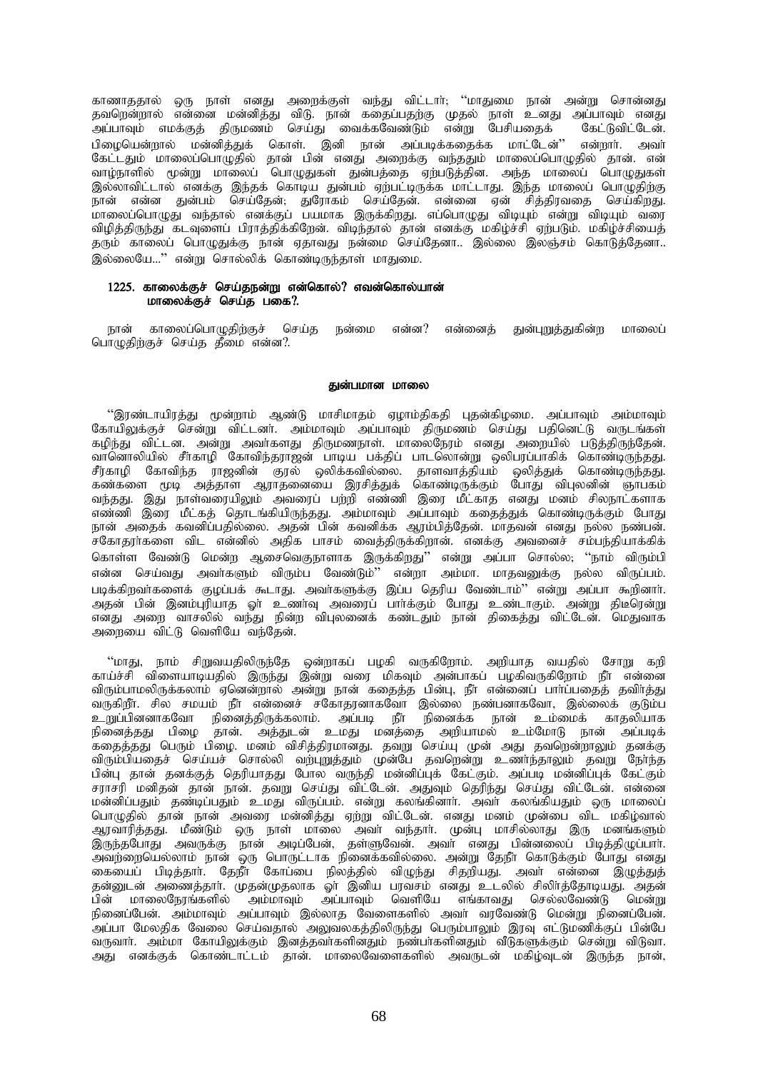காணாததால் ஒரு நாள் எனது அறைக்குள் வந்து விட்டார்; "மாதுமை நான் அன்று சொன்னது தவறென்றால் என்னை மன்னித்து விடு. நான் கதைப்பதற்கு முதல் நாள் உனது அப்பாவும் எனது அப்பாவும் எமக்குத் திருமணம் செய்து வைக்கவேண்டும் என்று பேசியதைக் கேட்டுவிட்டேன். பிழையென்றால் மன்னித்துக் கொள். இனி நான் அப்படிக்கதைக்க மாட்டேன்" என்றார். அவர் கேட்டதும் மாலைப்பொழுதில் தான் பின் எனது அறைக்கு வந்ததும் மாலைப்பொழுதில் தான். என் வாழ்நாளில் மூன்று மாலைப் பொழுதுகள் துன்பத்தை ஏற்படுத்தின. அந்த மாலைப் பொழுதுகள் இல்லாவிட்டால் எனக்கு இந்தக் கொடிய துன்பம் ஏற்பட்டிருக்க மாட்டாது. இந்த மாலைப் பொழுதிற்கு நான் என்ன துன்பம் செய்தேன்; துரோகம் செய்தேன். என்னை ஏன் சித்திரவதை செய்கிறது. மாலைப்பொழுது வந்தால் எனக்குப் பயமாக இருக்கிறது. எப்பொழுது விடியும் என்று விடியும் வரை விழித்திருந்து கடவுளைப் பிராத்திக்கிறேன். விடிந்தால் தான் எனக்கு மகிழ்ச்சி ஏற்படும். மகிழ்ச்சியைத் தரும் காலைப் பொழுதுக்கு நான் ஏதாவது நன்மை செய்தேனா.. இல்லை இலஞ்சம் கொடுத்தேனா.. இல்லையே..." என்று சொல்லிக் கொண்டிருந்தாள் மாதுமை.

**1225. காலைக்குச் செய்தநன்று என்கொல்? எவன்கொல்யான்
மாலைக்குச் செய்த பகை?.**

நான் காலைப்பொழுதிற்குச் செய்த நன்மை என்ன? என்னைத் துன்புறுத்துகின்ற மாலைப் பொழுதிற்குச் செய்த தீமை என்ன?.

**துன்பமான மாலை**

"இரண்டாயிரத்து மூன்றாம் ஆண்டு மாசிமாதம் ஏழாம்திகதி புதன்கிழமை. அப்பாவும் அம்மாவும் கோயிலுக்குச் சென்று விட்டனர். அம்மாவும் அப்பாவும் திருமணம் செய்து பதினெட்டு வருடங்கள் கழிந்து விட்டன. அன்று அவர்களது திருமணநாள். மாலைநேரம் எனது அறையில் படித்திருந்தேன். வானொலியில் சீர்காழி கோவிந்தராஜன் பாடிய பக்திப் பாடலொன்று ஒலிபரப்பாகிக் கொண்டிருந்தது. சீர்காழி கோவிந்த ராஜனின் குரல் ஒலிக்கவில்லை. தாளவாத்தியம் ஒலித்துக் கொண்டிருந்தது. கண்களை மூடி அத்தாள ஆராதனையை இரசித்துக் கொண்டிருக்கும் போது விபுலனின் ஞாபகம் வந்தது. இது நாள்வரையிலும் அவரைப் பற்றி எண்ணி இரை மீட்காத எனது மனம் சிலநாட்களாக எண்ணி இரை மீட்கத் தொடங்கியிருந்தது. அம்மாவும் அப்பாவும் கதைத்துக் கொண்டிருக்கும் போது நான் அதைக் கவனிப்பதில்லை. அதன் பின் கவனிக்க ஆரம்பித்தேன். மாதவன் எனது நல்ல நண்பன். சகோதரர்களை விட என்னில் அதிக பாசம் வைத்திருக்கிறான். எனக்கு அவனைச் சம்பந்தியாக்கிக் கொள்ள வேண்டு மென்ற ஆசைவெகுநாளாக இருக்கிறது" என்று அப்பா சொல்ல; "நாம் விரும்பி என்ன செய்வது அவர்களும் விரும்ப வேண்டும்" என்றா அம்மா. மாதவனுக்கு நல்ல விருப்பம். படிக்கிறவர்களைக் குழப்பக் கூடாது. அவர்களுக்கு இப்ப தெரிய வேண்டாம்" என்று அப்பா கூறினார். அதன் பின் இனம்புரியாத ஓர் உணர்வு அவரைப் பார்க்கும் போது உண்டாகும். அன்று திடீரென்று எனது அறை வாசலில் வந்து நின்ற விபுலனைக் கண்டதும் நான் திகைத்து விட்டேன். மெதுவாக அறையை விட்டு வெளியே வந்தேன்.

"மாது, நாம் சிறுவயதிலிருந்தே ஒன்றாகப் பழகி வருகிறோம். அறியாத வயதில் சோறு கறி காய்ச்சி விளையாடியதில் இருந்து இன்று வரை மிகவும் அன்பாகப் பழகிவருகிறோம் நீர் என்னை விரும்பாமலிருக்கலாம் ஏனென்றால் அன்று நான் கதைத்த பின்பு, நீர் என்னைப் பார்ப்பதைத் தவிர்த்து வருகிறீர். சில சமயம் நீர் என்னைச் சகோதரனாகவோ இல்லை நண்பனாகவோ, இல்லைக் குடும்ப உறுப்பினனாகவோ நினைத்திருக்கலாம். அப்படி நீர் நினைக்க நான் உம்மைக் காதலியாக நினைத்தது பிழை தான். அத்துடன் உமது மனத்தை அறியாமல் உம்மோடு நான் அப்படிக் கதைத்தது பெரும் பிழை. மனம் விசித்திரமானது. தவறு செய்யு முன் அது தவறென்றாலும் தனக்கு விரும்பியதைச் செய்யச் சொல்லி வற்புறுத்தும் முன்பே தவறென்று உணர்ந்தாலும் தவறு நேர்ந்த பின்பு தான் தனக்குத் தெரியாதது போல வருந்தி மன்னிப்புக் கேட்கும். அப்படி மன்னிப்புக் கேட்கும் சராசரி மனிதன் தான் நான். தவறு செய்து விட்டேன். அதுவும் தெரிந்து செய்து விட்டேன். என்னை மன்னிப்பதும் தண்டிப்பதும் உமது விருப்பம். என்று கலங்கினார். அவர் கலங்கியதும் ஒரு மாலைப் பொழுதில் தான் நான் அவரை மன்னித்து ஏற்று விட்டேன். எனது மனம் முன்பை விட மகிழ்வால் ஆரவாரித்தது. மீண்டும் ஒரு நாள் மாலை அவர் வந்தார். முன்பு மாசில்லாது இரு மனங்களும் இருந்தபோது அவருக்கு நான் அடிப்பேன், தள்ளுவேன். அவர் எனது பின்னலைப் பிடித்திழுப்பார். அவற்றையெல்லாம் நான் ஒரு பொருட்டாக நினைக்கவில்லை. அன்று தேநீர் கொடுக்கும் போது எனது கையைப் பிடித்தார். தேநீர் கோப்பை நிலத்தில் விழுந்து சிதறியது. அவர் என்னை இழுத்துத் தன்னுடன் அணைத்தார். முதன்முதலாக ஓர் இனிய பரவசம் எனது உடலில் சிலிர்த்தோடியது. அதன் பின் மாலைநேரங்களில் அம்மாவும் அப்பாவும் வெளியே எங்காவது செல்லவேண்டு மென்று நினைப்பேன். அம்மாவும் அப்பாவும் இல்லாத வேளைகளில் அவர் வரவேண்டு மென்று நினைப்பேன். அப்பா மேலதிக வேலை செய்வதால் அலுவலகத்திலிருந்து பெரும்பாலும் இரவு எட்டுமணிக்குப் பின்பே வருவார். அம்மா கோயிலுக்கும் இனத்தவர்களினதும் நண்பர்களினதும் வீடுகளுக்கும் சென்று விடுவா. அது எனக்குக் கொண்டாட்டம் தான். மாலைவேளைகளில் அவருடன் மகிழ்வுடன் இருந்த நான்,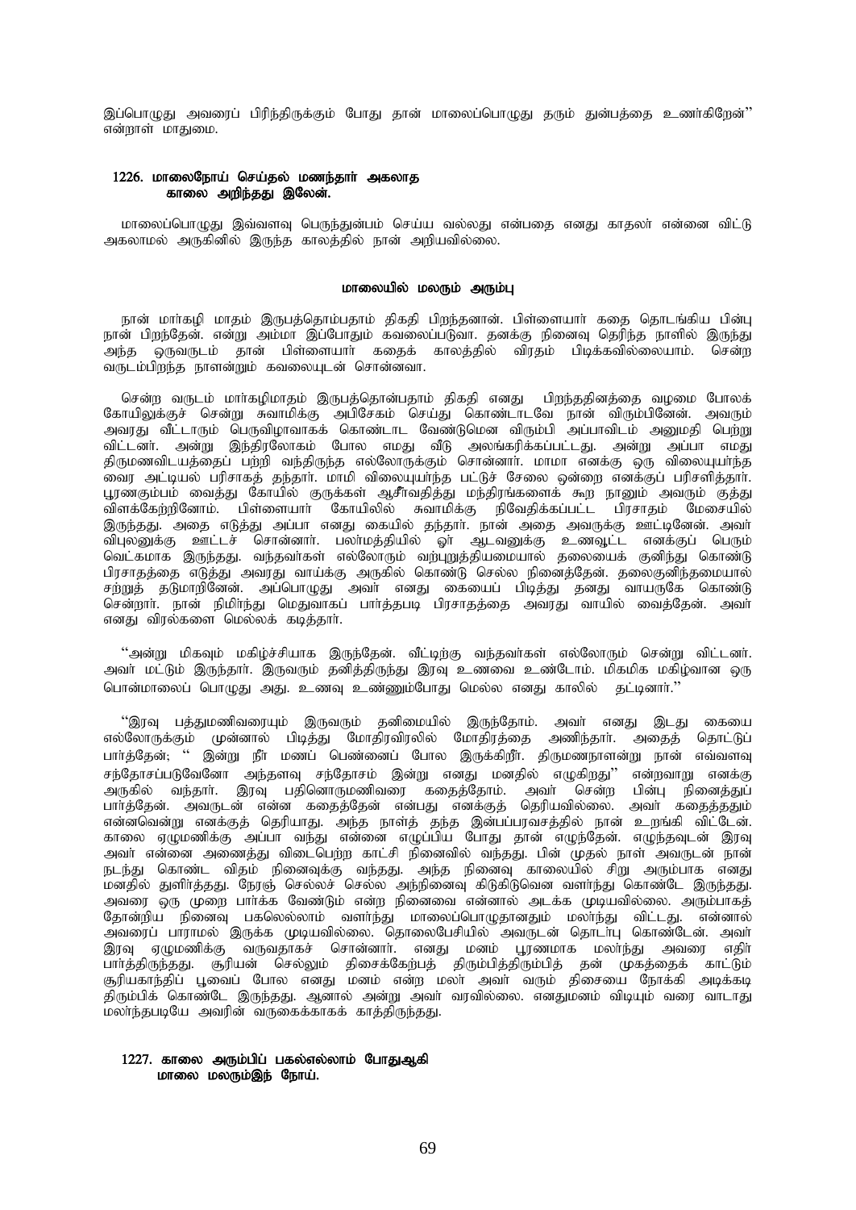இப்பொழுது அவரைப் பிரிந்திருக்கும் போது தான் மாலைப்பொழுது தரும் துன்பத்தை உணர்கிறேன்'' என்றாள் மாதுமை.

**1226. மாலைநோய் செய்தல் மணந்தார் அகலாத
காலை அறிந்தது இலேன்.**

மாலைப்பொழுது இவ்வளவு பெருந்துன்பம் செய்ய வல்லது என்பதை எனது காதலர் என்னை விட்டு அகலாமல் அருகினில் இருந்த காலத்தில் நான் அறியவில்லை.

### மாலையில் மலரும் அரும்பு

நான் மார்கழி மாதம் இருபத்தொம்பதாம் திகதி பிறந்தனான். பிள்ளையார் கதை தொடங்கிய பின்பு நான் பிறந்தேன். என்று அம்மா இப்போதும் கவலைப்படுவா. தனக்கு நினைவு தெரிந்த நாளில் இருந்து அந்த ஒருவருடம் தான் பிள்ளையார் கதைக் காலத்தில் விரதம் பிடிக்கவில்லையாம். சென்ற வருடம்பிறந்த நாளன்றும் கவலையுடன் சொன்னவா.

சென்ற வருடம் மார்கழிமாதம் இருபத்தொன்பதாம் திகதி எனது பிறந்ததினத்தை வழமை போலக் கோயிலுக்குச் சென்று சுவாமிக்கு அபிசேகம் செய்து கொண்டாடவே நான் விரும்பினேன். அவரும் அவரது வீட்டாரும் பெருவிழாவாகக் கொண்டாட வேண்டுமென விரும்பி அப்பாவிடம் அனுமதி பெற்று விட்டனர். அன்று இந்திரலோகம் போல எமது வீடு அலங்கரிக்கப்பட்டது. அன்று அப்பா எமது திருமணவிடயத்தைப் பற்றி வந்திருந்த எல்லோருக்கும் சொன்னார். மாமா எனக்கு ஒரு விலையுயர்ந்த வைர அட்டியல் பரிசாகத் தந்தார். மாமி விலையுயர்ந்த பட்டுச் சேலை ஒன்றை எனக்குப் பரிசளித்தார். பூரணகும்பம் வைத்து கோயில் குருக்கள் ஆசீர்வதித்து மந்திரங்களைக் கூற நானும் அவரும் குத்து விளக்கேற்றினோம். பிள்ளையார் கோயிலில் சுவாமிக்கு நிவேதிக்கப்பட்ட பிரசாதம் மேசையில் இருந்தது. அதை எடுத்து அப்பா எனது கையில் தந்தார். நான் அதை அவருக்கு ஊட்டினேன். அவர் விபுலனுக்கு ஊட்டச் சொன்னார். பலர்மத்தியில் ஓர் ஆடவனுக்கு உணவூட்ட எனக்குப் பெரும் வெட்கமாக இருந்தது. வந்தவர்கள் எல்லோரும் வற்புறுத்தியமையால் தலையைக் குனிந்து கொண்டு பிரசாதத்தை எடுத்து அவரது வாய்க்கு அருகில் கொண்டு செல்ல நினைத்தேன். தலைகுனிந்தமையால் சற்றுத் தடுமாறினேன். அப்பொழுது அவர் எனது கையைப் பிடித்து தனது வாயருகே கொண்டு சென்றார். நான் நிமிர்ந்து மெதுவாகப் பார்த்தபடி பிரசாதத்தை அவரது வாயில் வைத்தேன். அவர் எனது விரல்களை மெல்லக் கடித்தார்.

''அன்று மிகவும் மகிழ்ச்சியாக இருந்தேன். வீட்டிற்கு வந்தவர்கள் எல்லோரும் சென்று விட்டனர். அவர் மட்டும் இருந்தார். இருவரும் தனித்திருந்து இரவு உணவை உண்டோம். மிகமிக மகிழ்வான ஒரு பொன்மாலைப் பொழுது அது. உணவு உண்ணும்போது மெல்ல எனது காலில் தட்டினார்.''

''இரவு பத்துமணிவரையும் இருவரும் தனிமையில் இருந்தோம். அவர் எனது இடது கையை எல்லோருக்கும் முன்னால் பிடித்து மோதிரவிரலில் மோதிரத்தை அணிந்தார். அதைத் தொட்டுப் பார்த்தேன்; '' இன்று நீர் மணப் பெண்ணைப் போல இருக்கிறீர். திருமணநாளன்று நான் எவ்வளவு சந்தோசப்படுவேனோ அந்தளவு சந்தோசம் இன்று எனது மனதில் எழுகிறது'' என்றவாறு எனக்கு அருகில் வந்தார். இரவு பதினொருமணிவரை கதைத்தோம். அவர் சென்ற பின்பு நினைத்துப் பார்த்தேன். அவருடன் என்ன கதைத்தேன் என்பது எனக்குத் தெரியவில்லை. அவர் கதைத்ததும் என்னவென்று எனக்குத் தெரியாது. அந்த நாளத் தந்த இன்பப்பரவசத்தில் நான் உறங்கி விட்டேன். காலை ஏழுமணிக்கு அப்பா வந்து என்னை எழுப்பிய போது தான் எழுந்தேன். எழுந்தவுடன் இரவு அவர் என்னை அணைத்து விடைபெற்ற காட்சி நினைவில் வந்தது. பின் முதல் நாள் அவருடன் நான் நடந்து கொண்ட விதம் நினைவுக்கு வந்தது. அந்த நினைவு காலையில் சிறு அரும்பாக எனது மனதில் துளிர்த்தது. நேரஞ் செல்லச் செல்ல அந்நினைவு கிடுகிடுவென வளர்ந்து கொண்டே இருந்தது. அவரை ஒரு முறை பார்க்க வேண்டும் என்ற நினைவை என்னால் அடக்க முடியவில்லை. அரும்பாகத் தோன்றிய நினைவு பகலெல்லாம் வளர்ந்து மாலைப்பொழுதானதும் மலர்ந்து விட்டது. என்னால் அவரைப் பாராமல் இருக்க முடியவில்லை. தொலைபேசியில் அவருடன் தொடர்பு கொண்டேன். அவர் இரவு ஏழுமணிக்கு வருவதாகச் சொன்னார். எனது மனம் பூரணமாக மலர்ந்து அவரை எதிர் பார்த்திருந்தது. சூரியன் செல்லும் திசைக்கேற்பத் திரும்பித்திரும்பித் தன் முகத்தைக் காட்டும் சூரியகாந்திப் பூவைப் போல எனது மனம் என்ற மலர் அவர் வரும் திசையை நோக்கி அடிக்கடி திரும்பிக் கொண்டே இருந்தது. ஆனால் அன்று அவர் வரவில்லை. எனதுமனம் விடியும் வரை வாடாது மலர்ந்தபடியே அவரின் வருகைக்காகக் காத்திருந்தது.

**1227. காலை அரும்பிப் பகலெல்லாம் போதுஆகி
மாலை மலரும்இந் நோய்.**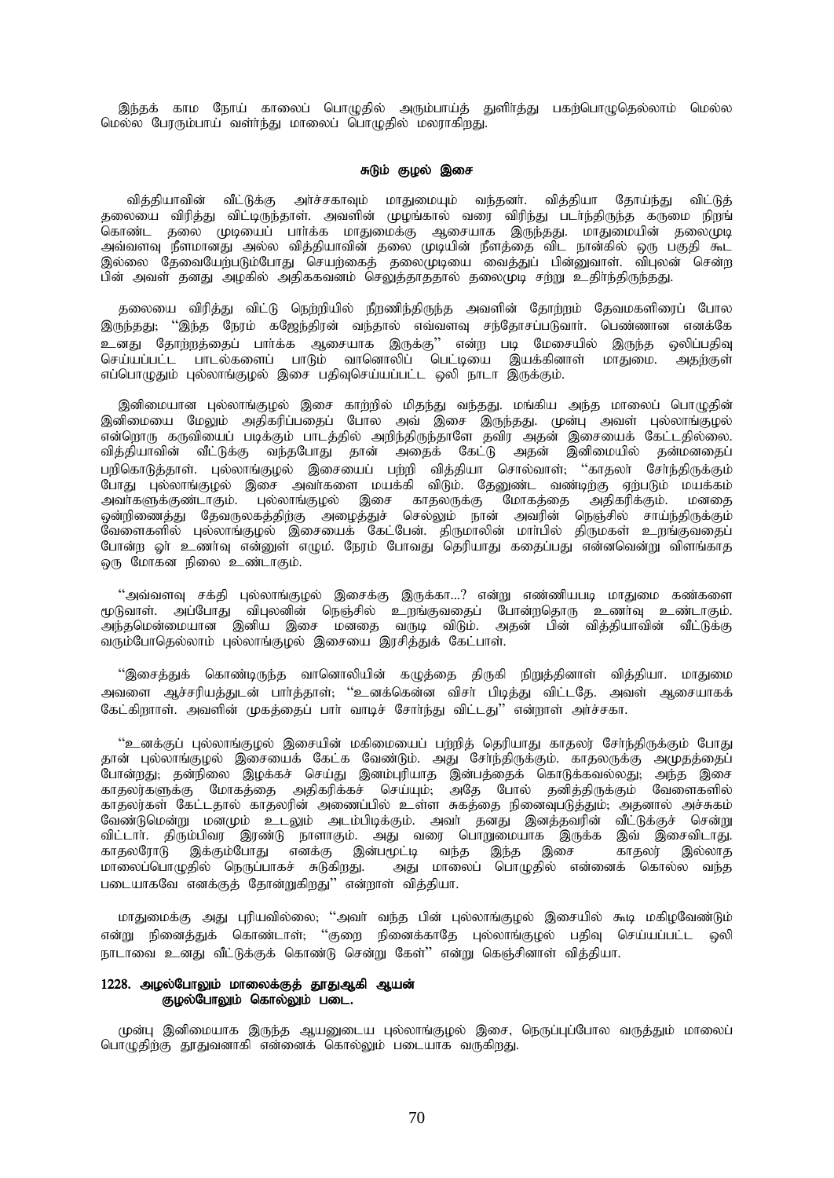இந்தக் காம நோய் காலைப் பொழுதில் அரும்பாய்த் துளிர்த்து பகற்பொழுதெல்லாம் மெல்ல மெல்ல பேரரும்பாய் வளர்ந்து மாலைப் பொழுதில் மலராகிறது.

**சுடும் குழல் இசை**

வித்தியாவின் வீட்டுக்கு அர்ச்சகாவும் மாதுமையும் வந்தனர். வித்தியா தோய்ந்து விட்டுத் தலையை விரித்து விட்டிருந்தாள். அவளின் முழங்கால் வரை விரிந்து படர்ந்திருந்த கருமை நிறங் கொண்ட தலை முடியைப் பார்க்க மாதுமைக்கு ஆசையாக இருந்தது. மாதுமையின் தலைமுடி அவ்வளவு நீளமானது அல்ல வித்தியாவின் தலை முடியின் நீளத்தை விட நான்கில் ஒரு பகுதி கூட இல்லை தேவையேற்படும்போது செயற்கைத் தலைமுடியை வைத்துப் பின்னுவாள். விபுலன் சென்ற பின் அவள் தனது அழகில் அதிககவனம் செலுத்தாததால் தலைமுடி சற்று உதிர்ந்திருந்தது.

தலையை விரித்து விட்டு நெற்றியில் நீறணிந்திருந்த அவளின் தோற்றம் தேவமகளிரைப் போல இருந்தது; ''இந்த நேரம் கஜேந்திரன் வந்தால் எவ்வளவு சந்தோசப்படுவார். பெண்ணான எனக்கே உனது தோற்றத்தைப் பார்க்க ஆசையாக இருக்கு'' என்ற படி மேசையில் இருந்த ஒலிப்பதிவு செய்யப்பட்ட பாடல்களைப் பாடும் வானொலிப் பெட்டியை இயக்கினாள் மாதுமை. அதற்குள் எப்பொழுதும் புல்லாங்குழல் இசை பதிவுசெய்யப்பட்ட ஒலி நாடா இருக்கும்.

இனிமையான புல்லாங்குழல் இசை காற்றில் மிதந்து வந்தது. மங்கிய அந்த மாலைப் பொழுதின் இனிமையை மேலும் அதிகரிப்பதைப் போல அவ் இசை இருந்தது. முன்பு அவள் புல்லாங்குழல் என்றொரு கருவியைப் படிக்கும் பாடத்தில் அறிந்திருந்தாளே தவிர அதன் இசையைக் கேட்டதில்லை. வித்தியாவின் வீட்டுக்கு வந்தபோது தான் அதைக் கேட்டு அதன் இனிமையில் தன்மனதைப் பறிகொடுத்தாள். புல்லாங்குழல் இசையைப் பற்றி வித்தியா சொல்வாள்; ''காதலர் சேர்ந்திருக்கும் போது புல்லாங்குழல் இசை அவர்களை மயக்கி விடும். தேனுண்ட வண்டிற்கு ஏற்படும் மயக்கம் அவர்களுக்குண்டாகும். புல்லாங்குழல் இசை காதலருக்கு மோகத்தை அதிகரிக்கும். மனதை ஒன்றிணைத்து தேவருலகத்திற்கு அழைத்துச் செல்லும் நான் அவரின் நெஞ்சில் சாய்ந்திருக்கும் வேளைகளில் புல்லாங்குழல் இசையைக் கேட்பேன். திருமாலின் மார்பில் திருமகள் உறங்குவதைப் போன்ற ஓர் உணர்வு என்னுள் எழும். நேரம் போவது தெரியாது கதைப்பது என்னவென்று விளங்காத ஒரு மோகன நிலை உண்டாகும்.

''அவ்வளவு சக்தி புல்லாங்குழல் இசைக்கு இருக்கா...? என்று எண்ணியபடி மாதுமை கண்களை மூடுவாள். அப்போது விபுலனின் நெஞ்சில் உறங்குவதைப் போன்றதொரு உணர்வு உண்டாகும். அந்தமென்மையான இனிய இசை மனதை வருடி விடும். அதன் பின் வித்தியாவின் வீட்டுக்கு வரும்போதெல்லாம் புல்லாங்குழல் இசையை இரசித்துக் கேட்பாள்.

''இசைத்துக் கொண்டிருந்த வானொலியின் கழுத்தை திருகி நிறுத்தினாள் வித்தியா. மாதுமை அவளை ஆச்சரியத்துடன் பார்த்தாள்; ''உனக்கென்ன விசர் பிடித்து விட்டதே. அவள் ஆசையாகக் கேட்கிறாள். அவளின் முகத்தைப் பார் வாடிச் சோர்ந்து விட்டது'' என்றாள் அர்ச்சகா.

''உனக்குப் புல்லாங்குழல் இசையின் மகிமையைப் பற்றித் தெரியாது காதலர் சேர்ந்திருக்கும் போது தான் புல்லாங்குழல் இசையைக் கேட்க வேண்டும். அது சேர்ந்திருக்கும். காதலருக்கு அமுதத்தைப் போன்றது; தன்நிலை இழக்கச் செய்து இனம்புரியாத இன்பத்தைக் கொடுக்கவல்லது; அந்த இசை காதலர்களுக்கு மோகத்தை அதிகரிக்கச் செய்யும்; அதே போல் தனித்திருக்கும் வேளைகளில் காதலர்கள் கேட்டதால் காதலரின் அணைப்பில் உள்ள சுகத்தை நினைவுபடுத்தும்; அதனால் அச்சுகம் வேண்டுமென்று மனமும் உடலும் அடம்பிடிக்கும். அவர் தனது இனத்தவரின் வீட்டுக்குச் சென்று விட்டார். திரும்பிவர இரண்டு நாளாகும். அது வரை பொறுமையாக இருக்க இவ் இசைவிடாது. காதலரோடு இக்கும்போது எனக்கு இன்பமூட்டி வந்த இந்த இசை காதலர் இல்லாத மாலைப்பொழுதில் நெருப்பாகச் சுடுகிறது. அது மாலைப் பொழுதில் என்னைக் கொல்ல வந்த படையாகவே எனக்குத் தோன்றுகிறது'' என்றாள் வித்தியா.

மாதுமைக்கு அது புரியவில்லை; ''அவர் வந்த பின் புல்லாங்குழல் இசையில் கூடி மகிழவேண்டும் என்று நினைத்துக் கொண்டாள்; ''குறை நினைக்காதே புல்லாங்குழல் பதிவு செய்யப்பட்ட ஒலி நாடாவை உனது வீட்டுக்குக் கொண்டு சென்று கேள்'' என்று கெஞ்சினாள் வித்தியா.

**1228. அழல்போலும் மாலைக்குத் தூதுஆகி ஆயன்**
**குழல்போலும் கொல்லும் படை.**

முன்பு இனிமையாக இருந்த ஆயனுடைய புல்லாங்குழல் இசை, நெருப்புப்போல வருத்தும் மாலைப் பொழுதிற்கு தூதுவனாகி என்னைக் கொல்லும் படையாக வருகிறது.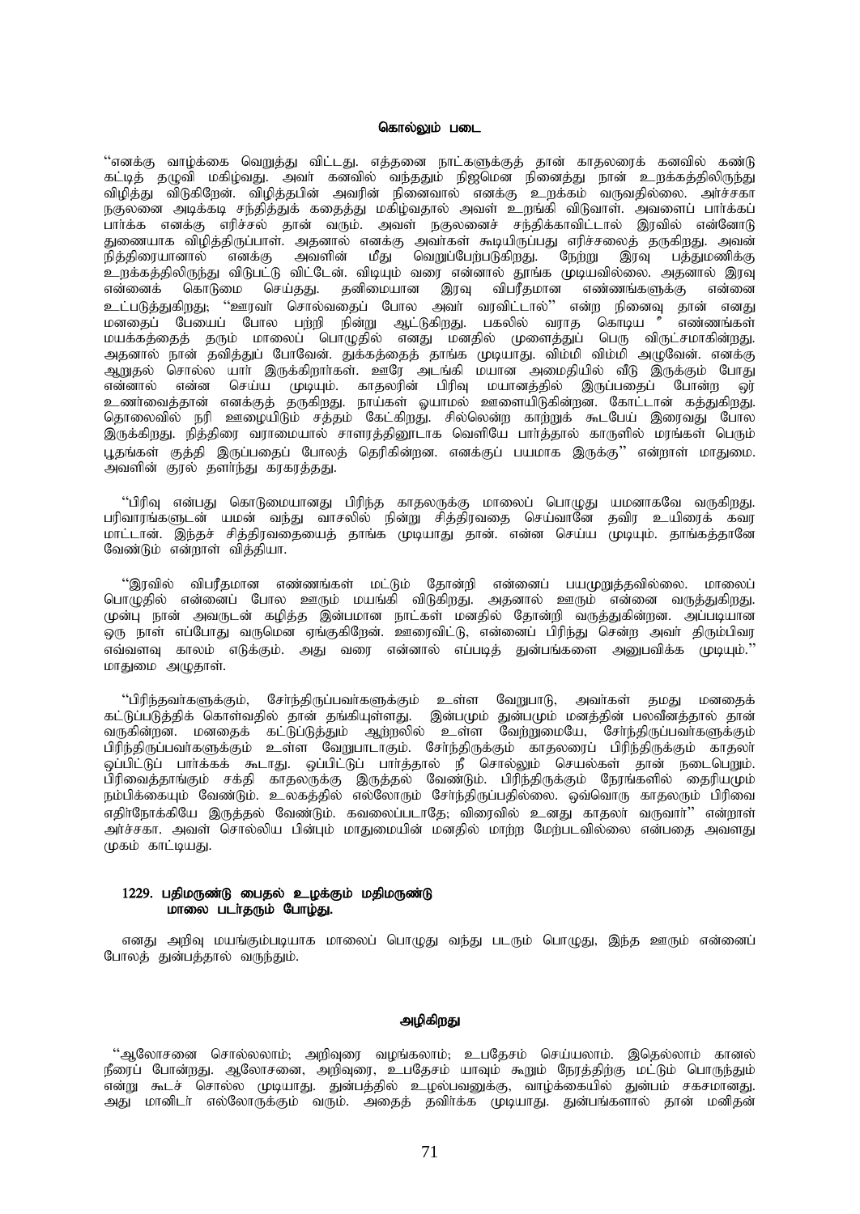### கொல்லும் படை

"எனக்கு வாழ்க்கை வெறுத்து விட்டது. எத்தனை நாட்களுக்குத் தான் காதலரைக் கனவில் கண்டு கட்டித் தழுவி மகிழ்வது. அவர் கனவில் வந்ததும் நிஜமென நினைத்து நான் உறக்கத்திலிருந்து விழித்து விடுகிறேன். விழித்தபின் அவரின் நினைவால் எனக்கு உறக்கம் வருவதில்லை. அர்ச்சகா நகுலனை அடிக்கடி சந்தித்துக் கதைத்து மகிழ்வதால் அவள் உறங்கி விடுவாள். அவளைப் பார்க்கப் பார்க்க எனக்கு எரிச்சல் தான் வரும். அவள் நகுலனைச் சந்திக்காவிட்டால் இரவில் என்னோடு துணையாக விழித்திருப்பாள். அதனால் எனக்கு அவர்கள் கூடியிருப்பது எரிச்சலைத் தருகிறது. அவன் நித்திரையானால் எனக்கு அவளின் மீது வெறுப்பேற்படுகிறது. நேற்று இரவு பத்துமணிக்கு உறக்கத்திலிருந்து விடுபட்டு விட்டேன். விடியும் வரை என்னால் தூங்க முடியவில்லை. அதனால் இரவு என்னைக் கொடுமை செய்தது. தனிமையான இரவு விபரீதமான எண்ணங்களுக்கு என்னை உட்படுத்துகிறது; "ஊரவர் சொல்வதைப் போல அவர் வரவிட்டால்" என்ற நினைவு தான் எனது மனதைப் பேயைப் போல பற்றி நின்று ஆட்டுகிறது. பகலில் வராத கொடிய எண்ணங்கள் மயக்கத்தைத் தரும் மாலைப் பொழுதில் எனது மனதில் முளைத்துப் பெரு விருட்சமாகின்றது. அதனால் நான் தவித்துப் போவேன். துக்கத்தைத் தாங்க முடியாது. விம்மி விம்மி அழுவேன். எனக்கு ஆறுதல் சொல்ல யார் இருக்கிறார்கள். ஊரே அடங்கி மயான அமைதியில் வீடு இருக்கும் போது என்னால் என்ன செய்ய முடியும். காதலரின் பிரிவு மயானத்தில் இருப்பதைப் போன்ற ஓர் உணர்வைத்தான் எனக்குத் தருகிறது. நாய்கள் ஓயாமல் ஊளையிடுகின்றன. கோட்டான் கத்துகிறது. தொலைவில் நரி ஊழையிடும் சத்தம் கேட்கிறது. சில்லென்ற காற்றுக் கூடபேய் இரைவது போல இருக்கிறது. நித்திரை வராமையால் சாளரத்தினூடாக வெளியே பார்த்தால் காருளில் மரங்கள் பெரும் பூதங்கள் குத்தி இருப்பதைப் போலத் தெரிகின்றன. எனக்குப் பயமாக இருக்கு" என்றாள் மாதுமை. அவளின் குரல் தளர்ந்து கரகரத்தது.

"பிரிவு என்பது கொடுமையானது பிரிந்த காதலருக்கு மாலைப் பொழுது யமனாகவே வருகிறது. பரிவாரங்களுடன் யமன் வந்து வாசலில் நின்று சித்திரவதை செய்வானே தவிர உயிரைக் கவர மாட்டான். இந்தச் சித்திரவதையைத் தாங்க முடியாது தான். என்ன செய்ய முடியும். தாங்கத்தானே வேண்டும் என்றாள் வித்தியா.

"இரவில் விபரீதமான எண்ணங்கள் மட்டும் தோன்றி என்னைப் பயமுறுத்தவில்லை. மாலைப் பொழுதில் என்னைப் போல ஊரும் மயங்கி விடுகிறது. அதனால் ஊரும் என்னை வருத்துகிறது. முன்பு நான் அவருடன் கழித்த இன்பமான நாட்கள் மனதில் தோன்றி வருத்துகின்றன. அப்படியான ஒரு நாள் எப்போது வருமென ஏங்குகிறேன். ஊரைவிட்டு, என்னைப் பிரிந்து சென்ற அவர் திரும்பிவர எவ்வளவு காலம் எடுக்கும். அது வரை என்னால் எப்படித் துன்பங்களை அனுபவிக்க முடியும்." மாதுமை அழுதாள்.

"பிரிந்தவர்களுக்கும், சேர்ந்திருப்பவர்களுக்கும் உள்ள வேறுபாடு, அவர்கள் தமது மனதைக் கட்டுப்படுத்திக் கொள்வதில் தான் தங்கியுள்ளது. இன்பமும் துன்பமும் மனத்தின் பலவீனத்தால் தான் வருகின்றன. மனதைக் கட்டுப்படுத்தும் ஆற்றலில் உள்ள வேற்றுமையே, சேர்ந்திருப்பவர்களுக்கும் பிரிந்திருப்பவர்களுக்கும் உள்ள வேறுபாடாகும். சேர்ந்திருக்கும் காதலரைப் பிரிந்திருக்கும் காதலர் ஒப்பிட்டுப் பார்க்கக் கூடாது. ஒப்பிட்டுப் பார்த்தால் நீ சொல்லும் செயல்கள் தான் நடைபெறும். பிரிவைத்தாங்கும் சக்தி காதலருக்கு இருத்தல் வேண்டும். பிரிந்திருக்கும் நேரங்களில் தைரியமும் நம்பிக்கையும் வேண்டும். உலகத்தில் எல்லோரும் சேர்ந்திருப்பதில்லை. ஒவ்வொரு காதலரும் பிரிவை எதிர்நோக்கியே இருத்தல் வேண்டும். கவலைப்படாதே; விரைவில் உனது காதலர் வருவார்" என்றாள் அர்ச்சகா. அவள் சொல்லிய பின்பும் மாதுமையின் மனதில் மாற்ற மேற்படவில்லை என்பதை அவளது முகம் காட்டியது.

**1229. பதிமருண்டு பைதல் உழக்கும் மதிமருண்டு**
**மாலை படர்தரும் போழ்து.**

எனது அறிவு மயங்கும்படியாக மாலைப் பொழுது வந்து படரும் பொழுது, இந்த ஊரும் என்னைப் போலத் துன்பத்தால் வருந்தும்.

### அழிகிறது

"ஆலோசனை சொல்லலாம்; அறிவுரை வழங்கலாம்; உபதேசம் செய்யலாம். இதெல்லாம் கானல் நீரைப் போன்றது. ஆலோசனை, அறிவுரை, உபதேசம் யாவும் கூறும் நேரத்திற்கு மட்டும் பொருந்தும் என்று கூடச் சொல்ல முடியாது. துன்பத்தில் உழல்பவனுக்கு, வாழ்க்கையில் துன்பம் சகசமானது. அது மானிடர் எல்லோருக்கும் வரும். அதைத் தவிர்க்க முடியாது. துன்பங்களால் தான் மனிதன்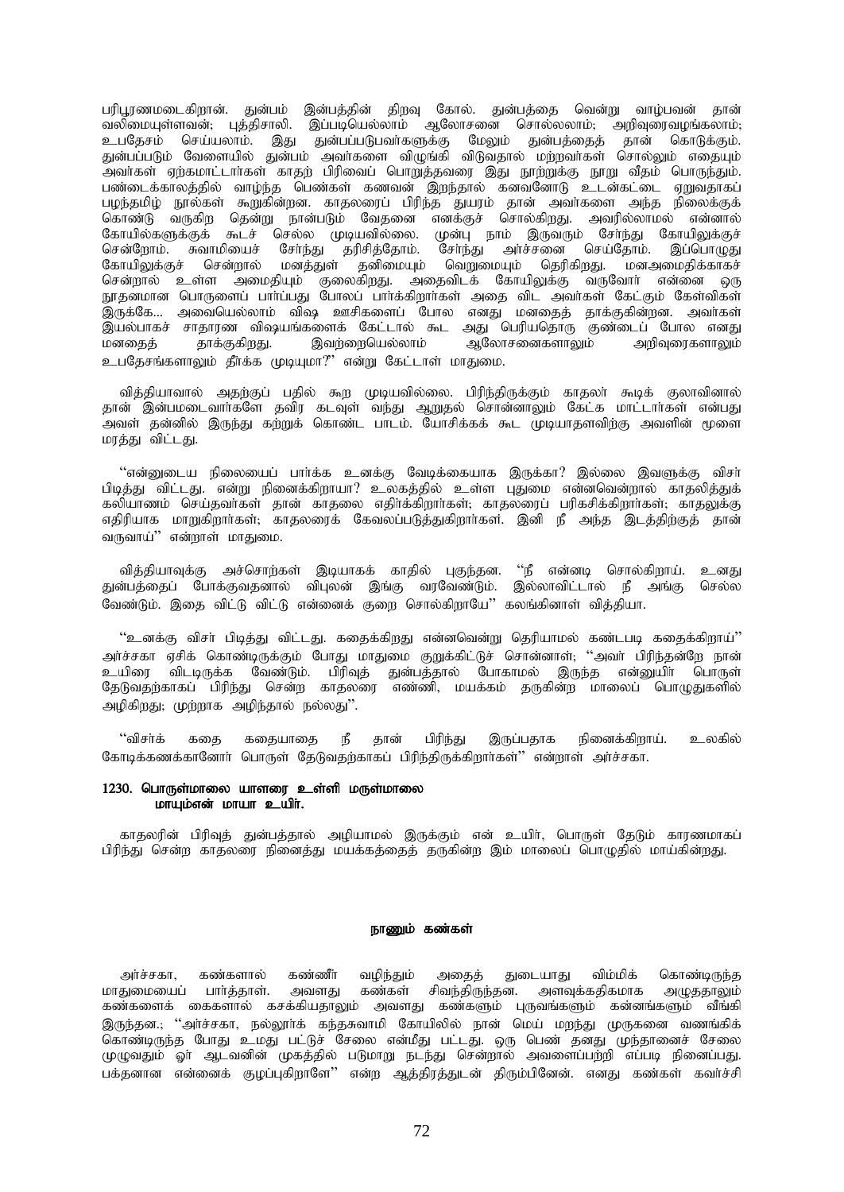பரிபூரணமடைகிறான். துன்பம் இன்பத்தின் திறவு கோல். துன்பத்தை வென்று வாழ்பவன் தான் வலிமையுள்ளவன்; புத்திசாலி. இப்படியெல்லாம் ஆலோசனை சொல்லலாம்; அறிவுரைவழங்கலாம்; உபதேசம் செய்யலாம். இது துன்பப்படுபவர்களுக்கு மேலும் துன்பத்தைத் தான் கொடுக்கும். துன்பப்படும் வேளையில் துன்பம் அவர்களை விழுங்கி விடுவதால் மற்றவர்கள் சொல்லும் எதையும் அவர்கள் ஏற்கமாட்டார்கள் காதற் பிரிவைப் பொறுத்தவரை இது நூற்றுக்கு நூறு வீதம் பொருந்தும். பண்டைக்காலத்தில் வாழ்ந்த பெண்கள் கணவன் இறந்தால் கனவனோடு உடன்கட்டை ஏறுவதாகப் பழந்தமிழ் நூல்கள் கூறுகின்றன. காதலரைப் பிரிந்த துயரம் தான் அவர்களை அந்த நிலைக்குக் கொண்டு வருகிற தென்று நான்படும் வேதனை எனக்குச் சொல்கிறது. அவரில்லாமல் என்னால் கோயில்களுக்குக் கூடச் செல்ல முடியவில்லை. முன்பு நாம் இருவரும் சேர்ந்து கோயிலுக்குச் சென்றோம். சுவாமியைச் சேர்ந்து தரிசித்தோம். சேர்ந்து அர்ச்சனை செய்தோம். இப்பொழுது கோயிலுக்குச் சென்றால் மனத்துள் தனிமையும் வெறுமையும் தெரிகிறது. மனஅமைதிக்காகச் சென்றால் உள்ள அமைதியும் குலைகிறது. அதைவிடக் கோயிலுக்கு வருவோர் என்னை ஒரு நூதனமான பொருளைப் பார்ப்பது போலப் பார்க்கிறார்கள் அதை விட அவர்கள் கேட்கும் கேள்விகள் இருக்கே... அவையெல்லாம் விஷ ஊசிகளைப் போல எனது மனதைத் தாக்குகின்றன. அவர்கள் இயல்பாகச் சாதாரண விஷயங்களைக் கேட்டால் கூட அது பெரியதொரு குண்டைப் போல எனது மனதைத் தாக்குகிறது. இவற்றையெல்லாம் ஆலோசனைகளாலும் அறிவுரைகளாலும் உபதேசங்களாலும் தீர்க்க முடியுமா?'' என்று கேட்டாள் மாதுமை.

வித்தியாவால் அதற்குப் பதில் கூற முடியவில்லை. பிரிந்திருக்கும் காதலர் கூடிக் குலாவினால் தான் இன்பமடைவார்களே தவிர கடவுள் வந்து ஆறுதல் சொன்னாலும் கேட்க மாட்டார்கள் என்பது அவள் தன்னில் இருந்து கற்றுக் கொண்ட பாடம். யோசிக்கக் கூட முடியாதளவிற்கு அவளின் மூளை மரத்து விட்டது.

''என்னுடைய நிலையைப் பார்க்க உனக்கு வேடிக்கையாக இருக்கா? இல்லை இவளுக்கு விசர் பிடித்து விட்டது. என்று நினைக்கிறாயா? உலகத்தில் உள்ள புதுமை என்னவென்றால் காதலித்துக் கலியாணம் செய்தவர்கள் தான் காதலை எதிர்க்கிறார்கள்; காதலரைப் பரிகசிக்கிறார்கள்; காதலுக்கு எதிரியாக மாறுகிறார்கள்; காதலரைக் கேவலப்படுத்துகிறார்கள். இனி நீ அந்த இடத்திற்குத் தான் வருவாய்'' என்றாள் மாதுமை.

வித்தியாவுக்கு அச்சொற்கள் இடியாகக் காதில் புகுந்தன. ''நீ என்னடி சொல்கிறாய். உனது துன்பத்தைப் போக்குவதனால் விபுலன் இங்கு வரவேண்டும். இல்லாவிட்டால் நீ அங்கு செல்ல வேண்டும். இதை விட்டு விட்டு என்னைக் குறை சொல்கிறாயே'' கலங்கினாள் வித்தியா.

''உனக்கு விசர் பிடித்து விட்டது. கதைக்கிறது என்னவென்று தெரியாமல் கண்டபடி கதைக்கிறாய்'' அர்ச்சகா ஏசிக் கொண்டிருக்கும் போது மாதுமை குறுக்கிட்டுச் சொன்னாள்; ''அவர் பிரிந்தன்றே நான் உயிரை விடடிருக்க வேண்டும். பிரிவுத் துன்பத்தால் போகாமல் இருந்த என்னுயிர் பொருள் தேடுவதற்காகப் பிரிந்து சென்ற காதலரை எண்ணி, மயக்கம் தருகின்ற மாலைப் பொழுதுகளில் அழிகிறது; முற்றாக அழிந்தால் நல்லது''.

''விசர்க் கதை கதையாதை நீ தான் பிரிந்து இருப்பதாக நினைக்கிறாய். உலகில் கோடிக்கணக்கானோர் பொருள் தேடுவதற்காகப் பிரிந்திருக்கிறார்கள்'' என்றாள் அர்ச்சகா.

**1230. பொருள்மாலை யாளரை உள்ளி மருள்மாலை
மாயும்என் மாயா உயிர்.**

காதலரின் பிரிவுத் துன்பத்தால் அழியாமல் இருக்கும் என் உயிர், பொருள் தேடும் காரணமாகப் பிரிந்து சென்ற காதலரை நினைத்து மயக்கத்தைத் தருகின்ற இம் மாலைப் பொழுதில் மாய்கின்றது.

## நாணும் கண்கள்

அர்ச்சகா, கண்களால் கண்ணீர் வழிந்தும் அதைத் துடையாது விம்மிக் கொண்டிருந்த மாதுமையைப் பார்த்தாள். அவளது கண்கள் சிவந்திருந்தன. அளவுக்கதிகமாக அழுததாலும் கண்களைக் கைகளால் கசக்கியதாலும் அவளது கண்களும் புருவங்களும் கன்னங்களும் வீங்கி இருந்தன.; ''அர்ச்சகா, நல்லூர்க் கந்தசுவாமி கோயிலில் நான் மெய் மறந்து முருகனை வணங்கிக் கொண்டிருந்த போது உமது பட்டுச் சேலை என்மீது பட்டது. ஒரு பெண் தனது முந்தானைச் சேலை முழுவதும் ஓர் ஆடவனின் முகத்தில் படுமாறு நடந்து சென்றால் அவளைப்பற்றி எப்படி நினைப்பது. பக்தனான என்னைக் குழப்புகிறாளே'' என்ற ஆத்திரத்துடன் திரும்பினேன். எனது கண்கள் கவர்ச்சி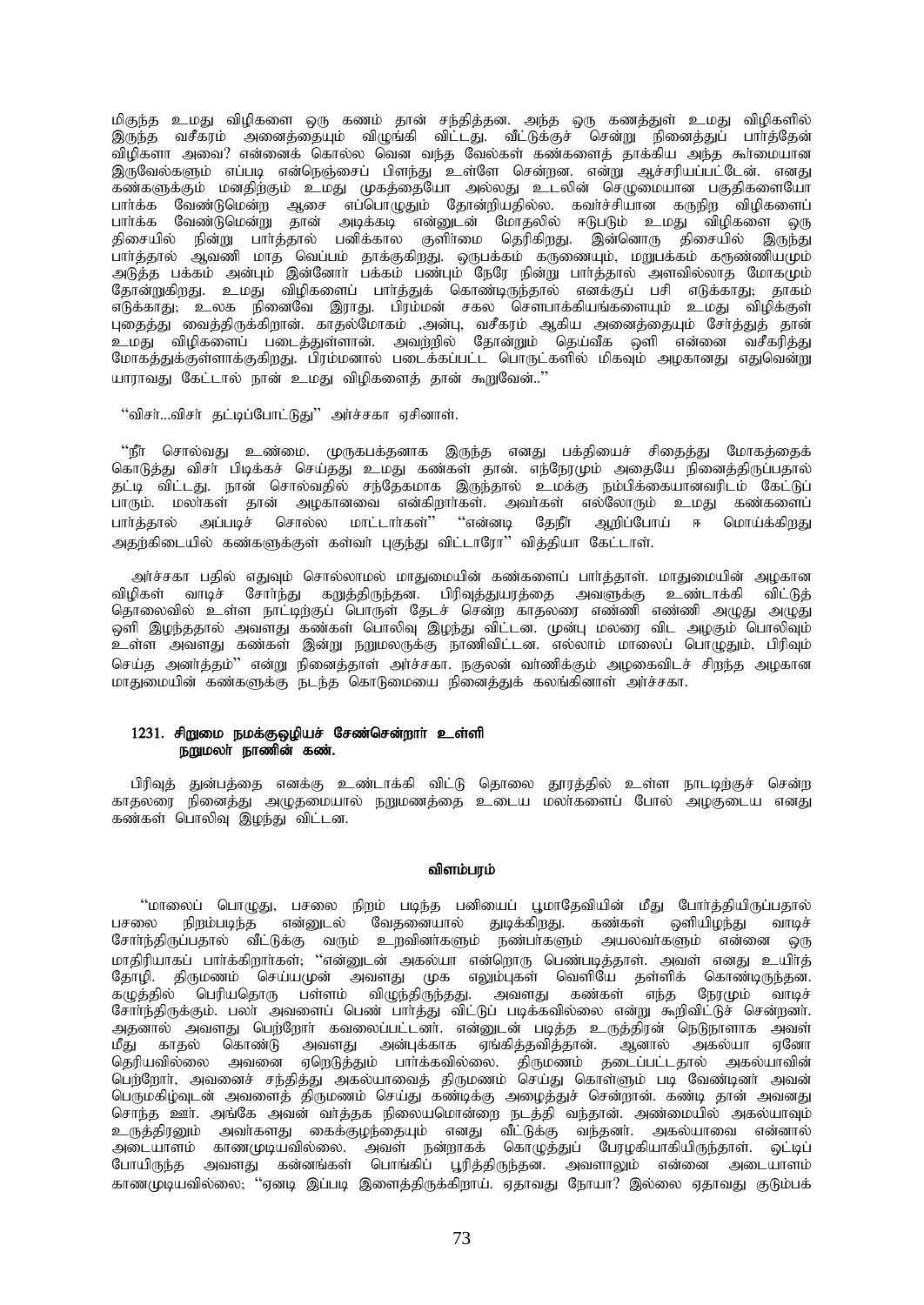மிகுந்த உமது விழிகளை ஒரு கணம் தான் சந்தித்தன. அந்த ஒரு கணத்துள் உமது விழிகளில் இருந்த வசீகரம் அனைத்தையும் விழுங்கி விட்டது. வீட்டுக்குச் சென்று நினைத்துப் பார்த்தேன் விழிகளா அவை? என்னைக் கொல்ல வென வந்த வேல்கள் கண்களைத் தாக்கிய அந்த கூர்மையான இருவேல்களும் எப்படி என்நெஞ்சைப் பிளந்து உள்ளே சென்றன. என்று ஆச்சரியப்பட்டேன். எனது கண்களுக்கும் மனதிற்கும் உமது முகத்தையோ அல்லது உடலின் செழுமையான பகுதிகளையோ பார்க்க வேண்டுமென்ற ஆசை எப்பொழுதும் தோன்றியதில்ல. கவர்ச்சியான கருநிற விழிகளைப் பார்க்க வேண்டுமென்று தான் அடிக்கடி என்னுடன் மோதலில் ஈடுபடும் உமது விழிகளை ஒரு திசையில் நின்று பார்த்தால் பனிக்கால குளிர்மை தெரிகிறது. இன்னொரு திசையில் இருந்து பார்த்தால் ஆவணி மாத வெப்பம் தாக்குகிறது. ஒருபக்கம் கருணையும், மறுபக்கம் கரூண்ணியமும் அடுத்த பக்கம் அன்பும் இன்னோர் பக்கம் பண்பும் நேரே நின்று பார்த்தால் அளவில்லாத மோகமும் தோன்றுகிறது. உமது விழிகளைப் பார்த்துக் கொண்டிருந்தால் எனக்குப் பசி எடுக்காது; தாகம் எடுக்காது; உலக நினைவே இராது. பிரம்மன் சகல சௌபாக்கியங்களையும் உமது விழிக்குள் புதைத்து வைத்திருக்கிறான். காதல்மோகம் ,அன்பு, வசீகரம் ஆகிய அனைத்தையும் சேர்த்துத் தான் உமது விழிகளைப் படைத்துள்ளான். அவற்றில் தோன்றும் தெய்வீக ஒளி என்னை வசீகரித்து மோகத்துக்குள்ளாக்குகிறது. பிரம்மனால் படைக்கப்பட்ட பொருட்களில் மிகவும் அழகானது எதுவென்று யாராவது கேட்டால் நான் உமது விழிகளைத் தான் கூறுவேன்..''

''விசர்...விசர் தட்டிப்போட்டுது'' அர்ச்சகா ஏசினாள்.

''நீர் சொல்வது உண்மை. முருகபக்தனாக இருந்த எனது பக்தியைச் சிதைத்து மோகத்தைக் கொடுத்து விசர் பிடிக்கச் செய்தது உமது கண்கள் தான். எந்நேரமும் அதையே நினைத்திருப்பதால் தட்டி விட்டது. நான் சொல்வதில் சந்தேகமாக இருந்தால் உமக்கு நம்பிக்கையானவரிடம் கேட்டுப் பாரும். மலர்கள் தான் அழகானவை என்கிறார்கள். அவர்கள் எல்லோரும் உமது கண்களைப் பார்த்தால் அப்படிச் சொல்ல மாட்டார்கள்'' ''என்னடி தேநீர் ஆறிப்போய் ஈ மொய்க்கிறது அதற்கிடையில் கண்களுக்குள் கள்வர் புகுந்து விட்டாரோ'' வித்தியா கேட்டாள்.

அர்ச்சகா பதில் எதுவும் சொல்லாமல் மாதுமையின் கண்களைப் பார்த்தாள். மாதுமையின் அழகான விழிகள் வாடிச் சோர்ந்து கறுத்திருந்தன. பிரிவுத்துயரத்தை அவளுக்கு உண்டாக்கி விட்டுத் தொலைவில் உள்ள நாட்டிற்குப் பொருள் தேடச் சென்ற காதலரை எண்ணி எண்ணி அழுது அழுது ஒளி இழந்ததால் அவளது கண்கள் பொலிவு இழந்து விட்டன. முன்பு மலரை விட அழகும் பொலிவும் உள்ள அவளது கண்கள் இன்று நறுமலருக்கு நாணிவிட்டன. எல்லாம் மாலைப் பொழுதும், பிரிவும் செய்த அனர்த்தம்'' என்று நினைத்தாள் அர்ச்சகா. நகுலன் வர்ணிக்கும் அழகைவிடச் சிறந்த அழகான மாதுமையின் கண்களுக்கு நடந்த கொடுமையை நினைத்துக் கலங்கினாள் அர்ச்சகா.

### 1231. சிறுமை நமக்கொழியச் சேண்சென்றார் உள்ளி நறுமலர் நாணின் கண்.

பிரிவுத் துன்பத்தை எனக்கு உண்டாக்கி விட்டு தொலை தூரத்தில் உள்ள நாடடிற்குச் சென்ற காதலரை நினைத்து அழுதமையால் நறுமணத்தை உடைய மலர்களைப் போல் அழகுடைய எனது கண்கள் பொலிவு இழந்து விட்டன.

### விளம்பரம்

''மாலைப் பொழுது, பசலை நிறம் படிந்த பனியைப் பூமாதேவியின் மீது போர்த்தியிருப்பதால் பசலை நிறம்படிந்த என்னுடல் வேதனையால் துடிக்கிறது. கண்கள் ஒளியிழந்து வாடிச் சோர்ந்திருப்பதால் வீட்டுக்கு வரும் உறவினர்களும் நண்பர்களும் அயலவர்களும் என்னை ஒரு மாதிரியாகப் பார்க்கிறார்கள்; ''என்னுடன் அகல்யா என்றொரு பெண்படித்தாள். அவள் எனது உயிர்த் தோழி. திருமணம் செய்யமுன் அவளது முக எலும்புகள் வெளியே தள்ளிக் கொண்டிருந்தன. கழுத்தில் பெரியதொரு பள்ளம் விழுந்திருந்தது. அவளது கண்கள் எந்த நேரமும் வாடிச் சோர்ந்திருக்கும். பலர் அவளைப் பெண் பார்த்து விட்டுப் படிக்கவில்லை என்று கூறிவிட்டுச் சென்றனர். அதனால் அவளது பெற்றோர் கவலைப்பட்டனர். என்னுடன் படித்த உருத்திரன் நெடுநாளாக அவள் மீது காதல் கொண்டு அவளது அன்புக்காக ஏங்கித்தவித்தான். ஆனால் அகல்யா ஏனோ தெரியவில்லை அவனை ஏறெடுத்தும் பார்க்கவில்லை. திருமணம் தடைப்பட்டதால் அகல்யாவின் பெற்றோர், அவனைச் சந்தித்து அகல்யாவைத் திருமணம் செய்து கொள்ளும் படி வேண்டினர் அவன் பெருமகிழ்வுடன் அவளைத் திருமணம் செய்து கண்டிக்கு அழைத்துச் சென்றான். கண்டி தான் அவனது சொந்த ஊர். அங்கே அவன் வர்த்தக நிலையமொன்றை நடத்தி வந்தான். அண்மையில் அகல்யாவும் உருத்திரனும் அவர்களது கைக்குழந்தையும் எனது வீட்டுக்கு வந்தனர். அகல்யாவை என்னால் அடையாளம் காணமுடியவில்லை. அவள் நன்றாகக் கொழுத்துப் பேரழகியாகியிருந்தாள். ஒட்டிப் போயிருந்த அவளது கன்னங்கள் பொங்கிப் பூரித்திருந்தன. அவளாலும் என்னை அடையாளம் காணமுடியவில்லை; ''ஏனடி இப்படி இளைத்திருக்கிறாய். ஏதாவது நோயா? இல்லை ஏதாவது குடும்பக்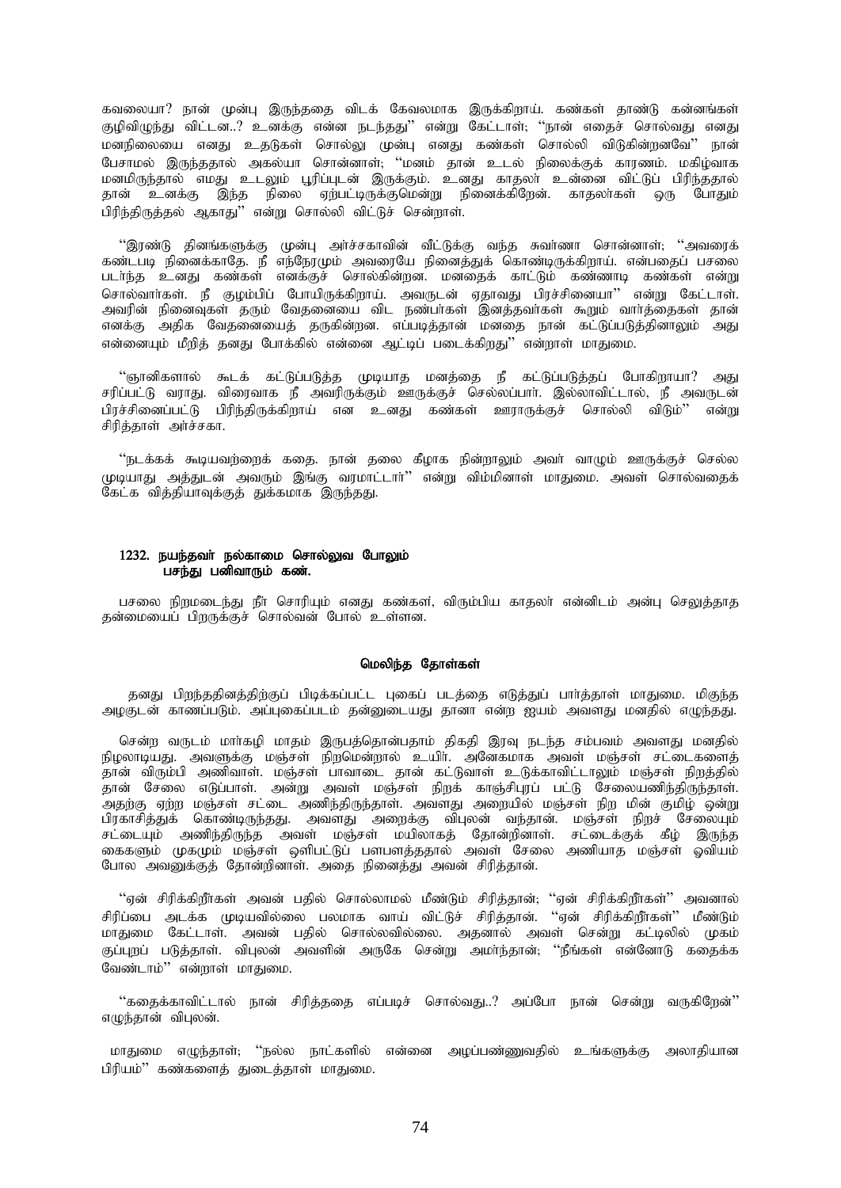கவலையா? நான் முன்பு இருந்ததை விடக் கேவலமாக இருக்கிறாய். கண்கள் தாண்டு கன்னங்கள் குழிவிழுந்து விட்டன..? உனக்கு என்ன நடந்தது'' என்று கேட்டாள்; ''நான் எதைச் சொல்வது எனது மனநிலையை எனது உதடுகள் சொல்லு முன்பு எனது கண்கள் சொல்லி விடுகின்றனவே'' நான் பேசாமல் இருந்ததால் அகல்யா சொன்னாள்; ''மனம் தான் உடல் நிலைக்குக் காரணம். மகிழ்வாக மனமிருந்தால் எமது உடலும் பூரிப்புடன் இருக்கும். உனது காதலர் உன்னை விட்டுப் பிரிந்ததால் தான் உனக்கு இந்த நிலை ஏற்பட்டிருக்குமென்று நினைக்கிறேன். காதலர்கள் ஒரு போதும் பிரிந்திருத்தல் ஆகாது'' என்று சொல்லி விட்டுச் சென்றாள்.

''இரண்டு தினங்களுக்கு முன்பு அர்ச்சகாவின் வீட்டுக்கு வந்த சுவர்ணா சொன்னாள்; ''அவரைக் கண்டபடி நினைக்காதே. நீ எந்நேரமும் அவரையே நினைத்துக் கொண்டிருக்கிறாய். என்பதைப் பசலை படர்ந்த உனது கண்கள் எனக்குச் சொல்கின்றன. மனதைக் காட்டும் கண்ணாடி கண்கள் என்று சொல்வார்கள். நீ குழம்பிப் போயிருக்கிறாய். அவருடன் ஏதாவது பிரச்சினையா'' என்று கேட்டாள். அவரின் நினைவுகள் தரும் வேதனையை விட நண்பர்கள் இனத்தவர்கள் கூறும் வார்த்தைகள் தான் எனக்கு அதிக வேதனையைத் தருகின்றன. எப்படித்தான் மனதை நான் கட்டுப்படுத்தினாலும் அது என்னையும் மீறித் தனது போக்கில் என்னை ஆட்டிப் படைக்கிறது'' என்றாள் மாதுமை.

''ஞானிகளால் கூடக் கட்டுப்படுத்த முடியாத மனத்தை நீ கட்டுப்படுத்தப் போகிறாயா? அது சரிப்பட்டு வராது. விரைவாக நீ அவரிருக்கும் ஊருக்குச் செல்லப்பார். இல்லாவிட்டால், நீ அவருடன் பிரச்சினைப்பட்டு பிரிந்திருக்கிறாய் என உனது கண்கள் ஊராருக்குச் சொல்லி விடும்'' என்று சிரித்தாள் அர்ச்சகா.

''நடக்கக் கூடியவற்றைக் கதை. நான் தலை கீழாக நின்றாலும் அவர் வாழும் ஊருக்குச் செல்ல முடியாது அத்துடன் அவரும் இங்கு வரமாட்டார்'' என்று விம்மினாள் மாதுமை. அவள் சொல்வதைக் கேட்க வித்தியாவுக்குத் துக்கமாக இருந்தது.

**1232. நயந்தவர் நல்காமை சொல்லுவ போலும்**
**பசந்து பனிவாரும் கண்.**

பசலை நிறமடைந்து நீர் சொரியும் எனது கண்கள், விரும்பிய காதலர் என்னிடம் அன்பு செலுத்தாத தன்மையைப் பிறருக்குச் சொல்வன் போல் உள்ளன.

### மெலிந்த தோள்கள்

தனது பிறந்ததினத்திற்குப் பிடிக்கப்பட்ட புகைப் படத்தை எடுத்துப் பார்த்தாள் மாதுமை. மிகுந்த அழகுடன் காணப்படும். அப்புகைப்படம் தன்னுடையது தானா என்ற ஐயம் அவளது மனதில் எழுந்தது.

சென்ற வருடம் மார்கழி மாதம் இருபத்தொன்பதாம் திகதி இரவு நடந்த சம்பவம் அவளது மனதில் நிழலாடியது. அவளுக்கு மஞ்சள் நிறமென்றால் உயிர். அனேகமாக அவள் மஞ்சள் சட்டைகளைத் தான் விரும்பி அணிவாள். மஞ்சள் பாவாடை தான் கட்டுவாள் உடுக்காவிட்டாலும் மஞ்சள் நிறத்தில் தான் சேலை எடுப்பாள். அன்று அவள் மஞ்சள் நிறக் காஞ்சிபுரப் பட்டு சேலையணிந்திருந்தாள். அதற்கு ஏற்ற மஞ்சள் சட்டை அணிந்திருந்தாள். அவளது அறையில் மஞ்சள் நிற மின் குமிழ் ஒன்று பிரகாசித்துக் கொண்டிருந்தது. அவளது அறைக்கு விபுலன் வந்தான். மஞ்சள் நிறச் சேலையும் சட்டையும் அணிந்திருந்த அவள் மஞ்சள் மயிலாகத் தோன்றினாள். சட்டைக்குக் கீழ் இருந்த கைகளும் முகமும் மஞ்சள் ஒளிபட்டுப் பளபளத்ததால் அவள் சேலை அணியாத மஞ்சள் ஓவியம் போல அவனுக்குத் தோன்றினாள். அதை நினைத்து அவன் சிரித்தான்.

''ஏன் சிரிக்கிறீர்கள் அவன் பதில் சொல்லாமல் மீண்டும் சிரித்தான்; ''ஏன் சிரிக்கிறீர்கள்'' அவனால் சிரிப்பை அடக்க முடியவில்லை பலமாக வாய் விட்டுச் சிரித்தான். ''ஏன் சிரிக்கிறீர்கள்'' மீண்டும் மாதுமை கேட்டாள். அவன் பதில் சொல்லவில்லை. அதனால் அவள் சென்று கட்டிலில் முகம் குப்புறப் படுத்தாள். விபுலன் அவளின் அருகே சென்று அமர்ந்தான்; ''நீங்கள் என்னோடு கதைக்க வேண்டாம்'' என்றாள் மாதுமை.

''கதைக்காவிட்டால் நான் சிரித்ததை எப்படிச் சொல்வது..? அப்போ நான் சென்று வருகிறேன்'' எழுந்தான் விபுலன்.

மாதுமை எழுந்தாள்; ''நல்ல நாட்களில் என்னை அழப்பண்ணுவதில் உங்களுக்கு அலாதியான பிரியம்'' கண்களைத் துடைத்தாள் மாதுமை.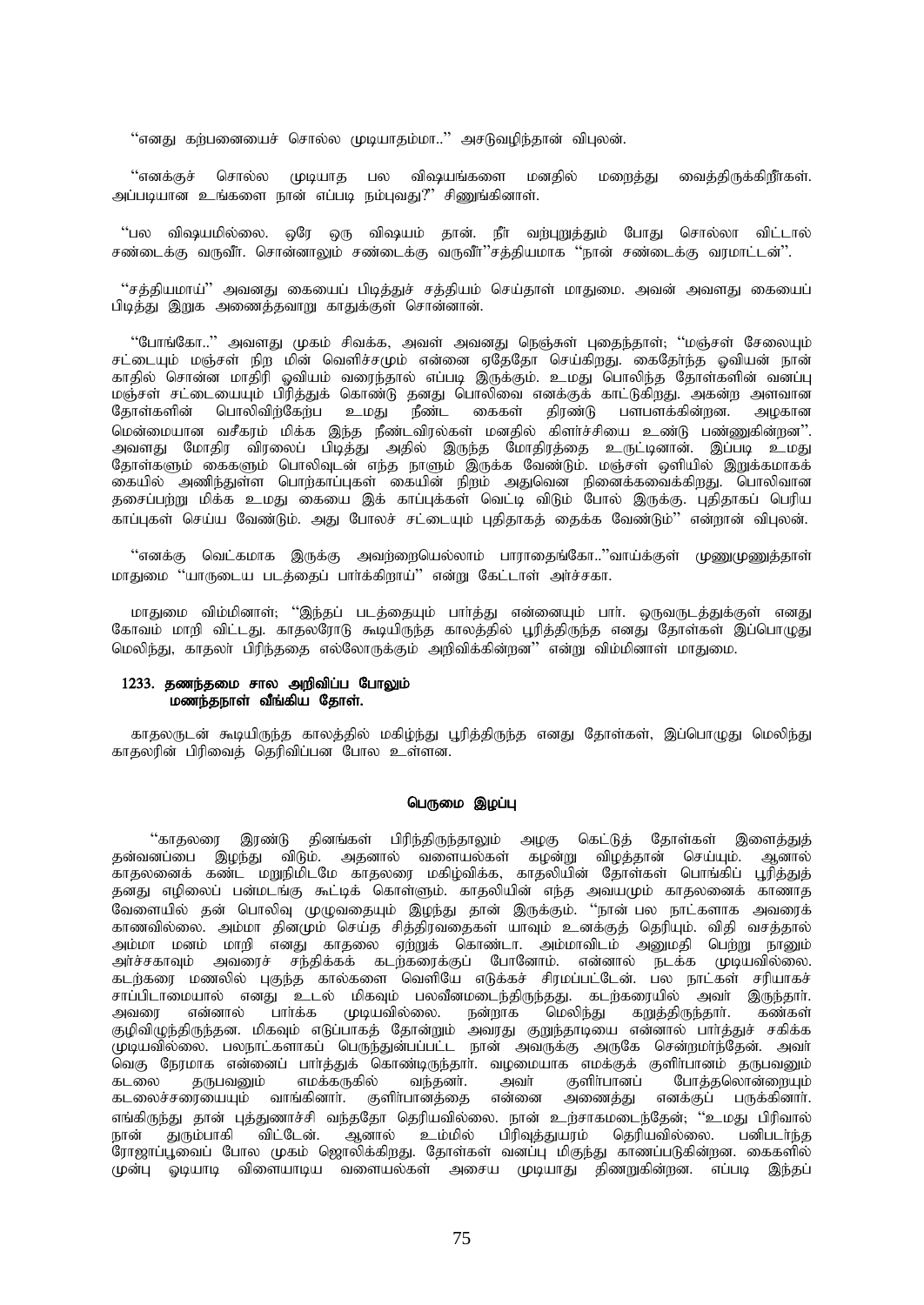''எனது கற்பனையைச் சொல்ல முடியாதம்மா..'' அசடுவழிந்தான் விபுலன்.

''எனக்குச் சொல்ல முடியாத பல விஷயங்களை மனதில் மறைத்து வைத்திருக்கிறீர்கள். அப்படியான உங்களை நான் எப்படி நம்புவது?'' சிணுங்கினாள்.

''பல விஷயமில்லை. ஒரே ஒரு விஷயம் தான். நீர் வற்புறுத்தும் போது சொல்லா விட்டால் சண்டைக்கு வருவீர். சொன்னாலும் சண்டைக்கு வருவீர்''சத்தியமாக ''நான் சண்டைக்கு வரமாட்டன்''.

''சத்தியமாய்'' அவனது கையைப் பிடித்துச் சத்தியம் செய்தாள் மாதுமை. அவன் அவளது கையைப் பிடித்து இறுக அணைத்தவாறு காதுக்குள் சொன்னான்.

''போங்கோ..'' அவளது முகம் சிவக்க, அவள் அவனது நெஞ்சுள் புதைந்தாள்; ''மஞ்சள் சேலையும் சட்டையும் மஞ்சள் நிற மின் வெளிச்சமும் என்னை ஏதேதோ செய்கிறது. கைதேர்ந்த ஓவியன் நான் காதில் சொன்ன மாதிரி ஓவியம் வரைந்தால் எப்படி இருக்கும். உமது பொலிந்த தோள்களின் வனப்பு மஞ்சள் சட்டையையும் பிரித்துக் கொண்டு தனது பொலிவை எனக்குக் காட்டுகிறது. அகன்ற அளவான தோள்களின் பொலிவிற்கேற்ப உமது நீண்ட கைகள் திரண்டு பளபளக்கின்றன. அழகான மென்மையான வசீகரம் மிக்க இந்த நீண்டவிரல்கள் மனதில் கிளர்ச்சியை உண்டு பண்ணுகின்றன''. அவளது மோதிர விரலைப் பிடித்து அதில் இருந்த மோதிரத்தை உருட்டினான். இப்படி உமது தோள்களும் கைகளும் பொலிவுடன் எந்த நாளும் இருக்க வேண்டும். மஞ்சள் ஒளியில் இறுக்கமாகக் கையில் அணிந்துள்ள பொற்காப்புகள் கையின் நிறம் அதுவென நினைக்கவைக்கிறது. பொலிவான தசைப்பற்று மிக்க உமது கையை இக் காப்புக்கள் வெட்டி விடும் போல் இருக்கு. புதிதாகப் பெரிய காப்புகள் செய்ய வேண்டும். அது போலச் சட்டையும் புதிதாகத் தைக்க வேண்டும்'' என்றான் விபுலன்.

''எனக்கு வெட்கமாக இருக்கு அவற்றையெல்லாம் பாராதைங்கோ..''வாய்க்குள் முணுமுணுத்தாள் மாதுமை ''யாருடைய படத்தைப் பார்க்கிறாய்'' என்று கேட்டாள் அர்ச்சகா.

மாதுமை விம்மினாள்; ''இந்தப் படத்தையும் பார்த்து என்னையும் பார். ஒருவருடத்துக்குள் எனது கோலம் மாறி விட்டது. காதலரோடு கூடியிருந்த காலத்தில் பூரித்திருந்த எனது தோள்கள் இப்பொழுது மெலிந்து, காதலர் பிரிந்ததை எல்லோருக்கும் அறிவிக்கின்றன'' என்று விம்மினாள் மாதுமை.

**1233. தணந்தமை சால அறிவிப்ப போலும்**
**மணந்தநாள் வீங்கிய தோள்.**

காதலருடன் கூடியிருந்த காலத்தில் மகிழ்ந்து பூரித்திருந்த எனது தோள்கள், இப்பொழுது மெலிந்து காதலரின் பிரிவைத் தெரிவிப்பன போல உள்ளன.

## பெருமை இழப்பு

''காதலரை இரண்டு தினங்கள் பிரிந்திருந்தாலும் அழகு கெட்டுத் தோள்கள் இளைத்துத் தன்வனப்பை இழந்து விடும். அதனால் வளையல்கள் கழன்று விழத்தான் செய்யும். ஆனால் காதலனைக் கண்ட மறுநிமிடமே காதலரை மகிழ்விக்க, காதலியின் தோள்கள் பொங்கிப் பூரித்துத் தனது எழிலைப் பன்மடங்கு கூட்டிக் கொள்ளும். காதலியின் எந்த அவயமும் காதலனைக் காணாத வேளையில் தன் பொலிவு முழுவதையும் இழந்து தான் இருக்கும். ''நான் பல நாட்களாக அவரைக் காணவில்லை. அம்மா தினமும் செய்த சித்திரவதைகள் யாவும் உனக்குத் தெரியும். விதி வசத்தால் அம்மா மனம் மாறி எனது காதலை ஏற்றுக் கொண்டா. அம்மாவிடம் அனுமதி பெற்று நானும் அர்ச்சகாவும் அவரைச் சந்திக்கக் கடற்கரைக்குப் போனோம். என்னால் நடக்க முடியவில்லை. கடற்கரை மணலில் புகுந்த கால்களை வெளியே எடுக்கச் சிரமப்பட்டேன். பல நாட்கள் சரியாகச் சாப்பிடாமையால் எனது உடல் மிகவும் பலவீனமடைந்திருந்தது. கடற்கரையில் அவர் இருந்தார். அவரை என்னால் பார்க்க முடியவில்லை. நன்றாக மெலிந்து கறுத்திருந்தார். கண்கள் குழிவிழுந்திருந்தன. மிகவும் எடுப்பாகத் தோன்றும் அவரது குறுந்தாடியை என்னால் பார்த்துச் சகிக்க முடியவில்லை. பலநாட்களாகப் பெருந்துன்பப்பட்ட நான் அவருக்கு அருகே சென்றமர்ந்தேன். அவர் வெகு நேரமாக என்னைப் பார்த்துக் கொண்டிருந்தார். வழமையாக எமக்குக் குளிர்பானம் தருபவனும் கடலை தருபவனும் எமக்கருகில் வந்தனர். அவர் குளிர்பானப் போத்தலொன்றையும் கடலைச்சரையையும் வாங்கினார். குளிர்பானத்தை என்னை அணைத்து எனக்குப் பருக்கினார். எங்கிருந்து தான் புத்துணர்ச்சி வந்ததோ தெரியவில்லை. நான் உற்சாகமடைந்தேன்; ''உமது பிரிவால் நான் துரும்பாகி விட்டேன். ஆனால் உம்மில் பிரிவுத்துயரம் தெரியவில்லை. பனிபடர்ந்த ரோஜாப்பூவைப் போல முகம் ஜொலிக்கிறது. தோள்கள் வனப்பு மிகுந்து காணப்படுகின்றன. கைகளில் முன்பு ஓடியாடி விளையாடிய வளையல்கள் அசைய முடியாது திணறுகின்றன. எப்படி இந்தப்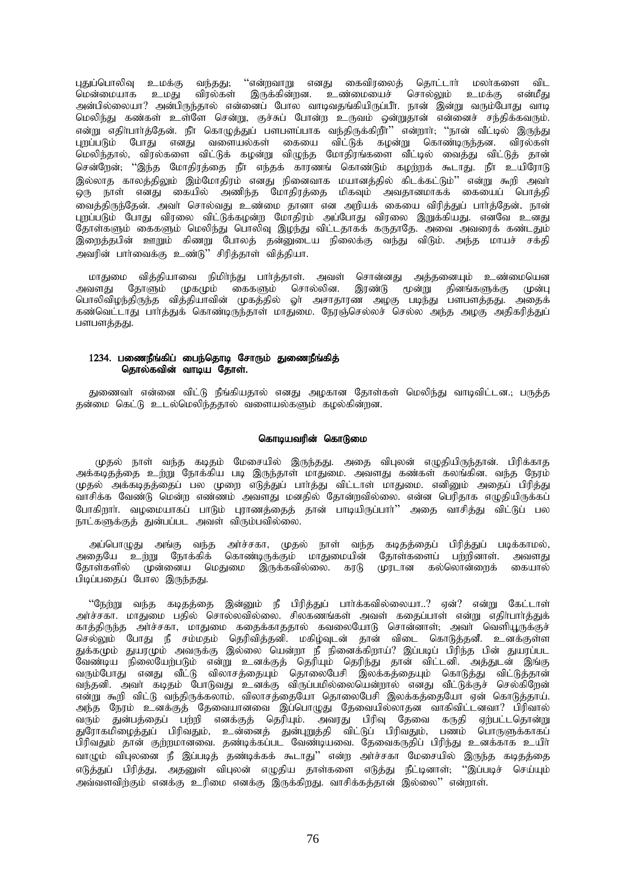புதுப்பொலிவு உமக்கு வந்தது; "என்றவாறு எனது கைவிரலைத் தொட்டார் மலர்களை விட மென்மையாக உமது விரல்கள் இருக்கின்றன. உண்மையைச் சொல்லும் உமக்கு என்மீது அன்பில்லையா? அன்பிருந்தால் என்னைப் போல வாடிவதங்கியிருப்பீர். நான் இன்று வரும்போது வாடி மெலிந்து கண்கள் உள்ளே சென்று, குச்சுப் போன்ற உருவம் ஒன்றுதான் என்னைச் சந்திக்கவரும். என்று எதிர்பார்த்தேன். நீர் கொழுத்துப் பளபளப்பாக வந்திருக்கிறீர்" என்றார்; "நான் வீட்டில் இருந்து புறப்படும் போது எனது வளையல்கள் கையை விட்டுக் கழன்று கொண்டிருந்தன. விரல்கள் மெலிந்தால், விரல்களை விட்டுக் கழன்று விழுந்த மோதிரங்களை வீட்டில் வைத்து விட்டுத் தான் சென்றேன்; "இந்த மோதிரத்தை நீர் எந்தக் காரணம் கொண்டும் கழற்றக் கூடாது. நீர் உயிரோடு இல்லாத காலத்திலும் இம்மோதிரம் எனது நினைவாக மயானத்தில் கிடக்கட்டும்" என்று கூறி அவர் ஒரு நாள் எனது கையில் அணிந்த மோதிரத்தை மிகவும் அவதானமாகக் கையைப் பொத்தி வைத்திருந்தேன். அவர் சொல்வது உண்மை தானா என அறியக் கையை விரித்துப் பார்த்தேன். நான் புறப்படும் போது விரலை விட்டுக்கழன்ற மோதிரம் அப்போது விரலை இறுக்கியது. எனவே உனது தோள்களும் கைகளும் மெலிந்து பொலிவு இழந்து விட்டதாகக் கருதாதே. அவை அவரைக் கண்டதும் இறைத்தபின் ஊறும் கிணறு போலத் தன்னுடைய நிலைக்கு வந்து விடும். அந்த மாயச் சக்தி அவரின் பார்வைக்கு உண்டு" சிரித்தாள் வித்தியா.

மாதுமை வித்தியாவை நிமிர்ந்து பார்த்தாள். அவள் சொன்னது அத்தனையும் உண்மையென அவளது தோளும் முகமும் கைகளும் சொல்லின. இரண்டு மூன்று தினங்களுக்கு முன்பு பொலிவிழந்திருந்த வித்தியாவின் முகத்தில் ஓர் அசாதாரண அழகு படிந்து பளபளத்தது. அதைக் கண்வெட்டாது பார்த்துக் கொண்டிருந்தாள் மாதுமை. நேரஞ்செல்லச் செல்ல அந்த அழகு அதிகரித்துப் பளபளத்தது.

**1234. பணைநீங்கிப் பைந்தொடி சோரும் துணைநீங்கித்
தொல்கவின் வாடிய தோள்.**

துணைவர் என்னை விட்டு நீங்கியதால் எனது அழகான தோள்கள் மெலிந்து வாடிவிட்டன.; பருத்த தன்மை கெட்டு உடல்மெலிந்ததால் வளையல்களும் கழல்கின்றன.

## கொடியவரின் கொடுமை

முதல் நாள் வந்த கடிதம் மேசையில் இருந்தது. அதை விபுலன் எழுதியிருந்தான். பிரிக்காத அக்கடிதத்தை உற்று நோக்கிய படி இருந்தாள் மாதுமை. அவளது கண்கள் கலங்கின. வந்த நேரம் முதல் அக்கடிதத்தைப் பல முறை எடுத்துப் பார்த்து விட்டாள் மாதுமை. எனினும் அதைப் பிரித்து வாசிக்க வேண்டு மென்ற எண்ணம் அவளது மனதில் தோன்றவில்லை. என்ன பெரிதாக எழுதியிருக்கப் போகிறார். வழமையாகப் பாடும் புராணத்தைத் தான் பாடியிருப்பார்" அதை வாசித்து விட்டுப் பல நாட்களுக்குத் துன்பப்பட அவள் விரும்பவில்லை.

அப்பொழுது அங்கு வந்த அர்ச்சகா, முதல் நாள் வந்த கடிதத்தைப் பிரித்துப் படிக்காமல், அதையே உற்று நோக்கிக் கொண்டிருக்கும் மாதுமையின் தோள்களைப் பற்றினாள். அவளது தோள்களில் முன்னைய மெதுமை இருக்கவில்லை. கரடு முரடான கல்லொன்றைக் கையால் பிடிப்பதைப் போல இருந்தது.

"நேற்று வந்த கடிதத்தை இன்னும் நீ பிரித்துப் பார்க்கவில்லையா..? ஏன்? என்று கேட்டாள் அர்ச்சகா. மாதுமை பதில் சொல்லவில்லை. சிலகணங்கள் அவள் கதைப்பாள் என்று எதிர்பார்த்துக் காத்திருந்த அர்ச்சகா, மாதுமை கதைக்காததால் கவலையோடு சொன்னாள்; அவர் வெளியூருக்குச் செல்லும் போது நீ சம்மதம் தெரிவித்தனி. மகிழ்வுடன் தான் விடை கொடுத்தனீ. உனக்குள்ள துக்கமும் துயரமும் அவருக்கு இல்லை யென்றா நீ நினைக்கிறாய்? இப்படிப் பிரிந்த பின் துயரப்பட வேண்டிய நிலையேற்படும் என்று உனக்குத் தெரியும் தெரிந்து தான் விட்டனி. அத்துடன் இங்கு வரும்போது எனது வீட்டு விலாசத்தையும் தொலைபேசி இலக்கத்தையும் கொடுத்து விட்டுத்தான் வந்தனி. அவர் கடிதம் போடுவது உனக்கு விருப்பமில்லையென்றால் எனது வீட்டுக்குச் செல்கிறேன் என்று கூறி விட்டு வந்திருக்கலாம். விலாசத்தையோ தொலைபேசி இலக்கத்தையோ ஏன் கொடுத்தாய். அந்த நேரம் உனக்குத் தேவையானவை இப்பொழுது தேவையில்லாதன வாகிவிட்டனவா? பிரிவால் வரும் துன்பத்தைப் பற்றி எனக்குத் தெரியும். அவரது பிரிவு தேவை கருதி ஏற்பட்டதொன்று துரோகமிழைத்துப் பிரிவதும், உன்னைத் துன்புறுத்தி விட்டுப் பிரிவதும், பணம் பொருளுக்காகப் பிரிவதும் தான் குற்றமானவை. தண்டிக்கப்பட வேண்டியவை. தேவைகருதிப் பிரிந்து உனக்காக உயிர் வாழும் விபுலனை நீ இப்படித் தண்டிக்கக் கூடாது" என்ற அர்ச்சகா மேசையில் இருந்த கடிதத்தை எடுத்துப் பிரித்து, அதனுள் விபுலன் எழுதிய தாள்களை எடுத்து நீட்டினாள்; "இப்படிச் செய்யும் அவ்வளவிற்கும் எனக்கு உரிமை எனக்கு இருக்கிறது. வாசிக்கத்தான் இல்லை" என்றாள்.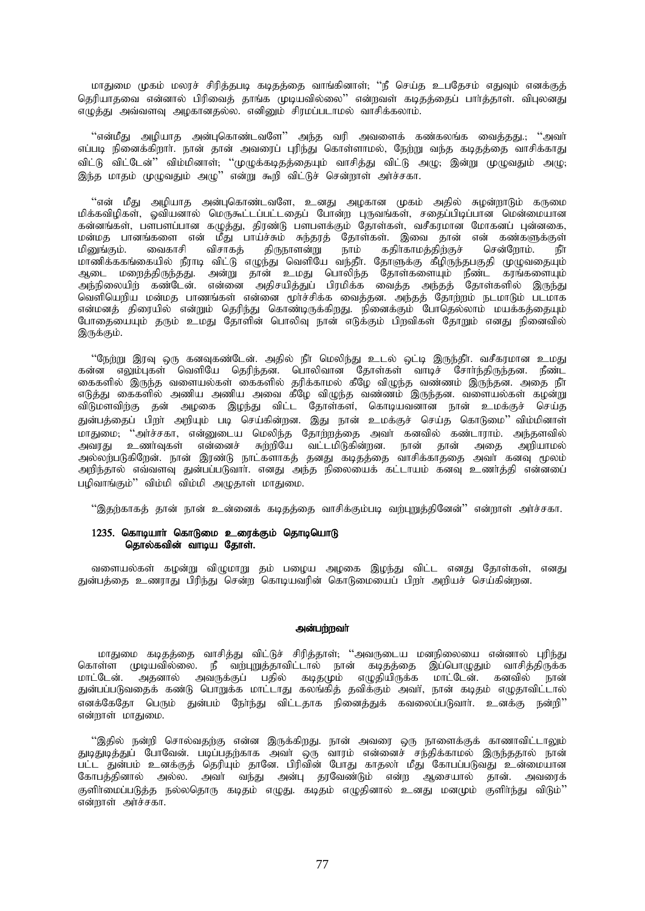மாதுமை முகம் மலரச் சிரித்தபடி கடிதத்தை வாங்கினாள்; ''நீ செய்த உபதேசம் எதுவும் எனக்குத் தெரியாதவை என்னால் பிரிவைத் தாங்க முடியவில்லை'' என்றவள் கடிதத்தைப் பார்த்தாள். விபுலனது எழுத்து அவ்வளவு அழகானதல்ல. எனினும் சிரமப்படாமல் வாசிக்கலாம்.

''என்மீது அழியாத அன்புகொண்டவளே'' அந்த வரி அவளைக் கண்கலங்க வைத்தது.; ''அவர் எப்படி நினைக்கிறார். நான் தான் அவரைப் புரிந்து கொள்ளாமல், நேற்று வந்த கடிதத்தை வாசிக்காது விட்டு விட்டேன்'' விம்மினாள்; ''முழுக்கடிதத்தையும் வாசித்து விட்டு அழு; இன்று முழுவதும் அழு; இந்த மாதம் முழுவதும் அழு'' என்று கூறி விட்டுச் சென்றாள் அர்ச்சகா.

''என் மீது அழியாத அன்புகொண்டவளே, உனது அழகான முகம் அதில் சுழன்றாடும் கருமை மிக்கவிழிகள், ஓவியனால் மெருகூட்டப்பட்டதைப் போன்ற புருவங்கள், சதைப்பிடிப்பான மென்மையான கன்னங்கள், பளபளப்பான கழுத்து, திரண்டு பளபளக்கும் தோள்கள், வசீகரமான மோகனப் புன்னகை, மன்மத பானங்களை என் மீது பாய்ச்சும் சுந்தரத் தோள்கள். இவை தான் என் கண்களுக்குள் மினுங்கும். வைகாசி விசாகத் திருநாளன்று நாம் கதிர்காமத்திற்குச் சென்றோம். நீ மாணிக்ககங்கையில் நீராடி விட்டு எழுந்து வெளியே வந்தீர். தோளுக்கு கீழிருந்தபகுதி முழுவதையும் ஆடை மறைத்திருந்தது. அன்று தான் உமது பொலிந்த தோள்களையும் நீண்ட கரங்களையும் அந்நிலையிற் கண்டேன். என்னை அதிசயித்துப் பிரமிக்க வைத்த அந்தத் தோள்களில் இருந்து வெளியெறிய மன்மத பாணங்கள் என்னை மூர்ச்சிக்க வைத்தன. அந்தத் தோற்றம் நடமாடும் படமாக என்மனத் திரையில் என்றும் தெரிந்து கொண்டிருக்கிறது. நினைக்கும் போதெல்லாம் மயக்கத்தையும் போதையையும் தரும் உமது தோளின் பொலிவு நான் எடுக்கும் பிறவிகள் தோறும் எனது நினைவில் இருக்கும்.

''நேற்று இரவு ஒரு கனவுகண்டேன். அதில் நீர் மெலிந்து உடல் ஒட்டி இருந்தீர். வசீகரமான உமது கன்ன எலும்புகள் வெளியே தெரிந்தன. பொலிவான தோள்கள் வாடிச் சோர்ந்திருந்தன. நீண்ட கைகளில் இருந்த வளையல்கள் கைகளில் தரிக்காமல் கீழே விழுந்த வண்ணம் இருந்தன. அதை நீர் எடுத்து கைகளில் அணிய அணிய அவை கீழே விழுந்த வண்ணம் இருந்தன. வளையல்கள் கழன்று விடுமளவிற்கு தன் அழகை இழந்து விட்ட தோள்கள், கொடியவனான நான் உமக்குச் செய்த துன்பத்தைப் பிறர் அறியும் படி செய்கின்றன. இது நான் உமக்குச் செய்த கொடுமை'' விம்மினாள் மாதுமை; ''அர்ச்சகா, என்னுடைய மெலிந்த தோற்றத்தை அவர் கனவில் கண்டாராம். அந்தளவில் அவரது உணர்வுகள் என்னைச் சுற்றியே வட்டமிடுகின்றன. நான் தான் அதை அறியாமல் அல்லற்படுகிறேன். நான் இரண்டு நாட்களாகத் தனது கடிதத்தை வாசிக்காததை அவர் கனவு மூலம் அறிந்தால் எவ்வளவு துன்பப்படுவார். எனது அந்த நிலையைக் கட்டாயம் கனவு உணர்த்தி என்னைப் பழிவாங்கும்'' விம்மி விம்மி அழுதாள் மாதுமை.

''இதற்காகத் தான் நான் உன்னைக் கடிதத்தை வாசிக்கும்படி வற்புறுத்தினேன்'' என்றாள் அர்ச்சகா.

**1235. கொடியார் கொடுமை உரைக்கும் தொடியொடு**
**தொல்கவின் வாடிய தோள்.**

வளையல்கள் கழன்று விழுமாறு தம் பழைய அழகை இழந்து விட்ட எனது தோள்கள், எனது துன்பத்தை உணராது பிரிந்து சென்ற கொடியவரின் கொடுமையைப் பிறர் அறியச் செய்கின்றன.

### அன்பற்றவர்

மாதுமை கடிதத்தை வாசித்து விட்டுச் சிரித்தாள்; ''அவருடைய மனநிலையை என்னால் புரிந்து கொள்ள முடியவில்லை. நீ வற்புறுத்தாவிட்டால் நான் கடிதத்தை இப்பொழுதும் வாசித்திருக்க மாட்டேன். அதனால் அவருக்குப் பதில் கடிதமும் எழுதியிருக்க மாட்டேன். கனவில் நான் துன்பப்படுவதைக் கண்டு பொறுக்க மாட்டாது கலங்கித் தவிக்கும் அவர், நான் கடிதம் எழுதாவிட்டால் எனக்கேதோ பெரும் துன்பம் நேர்ந்து விட்டதாக நினைத்துக் கவலைப்படுவார். உனக்கு நன்றி'' என்றாள் மாதுமை.

''இதில் நன்றி சொல்வதற்கு என்ன இருக்கிறது. நான் அவரை ஒரு நாளைக்குக் காணாவிட்டாலும் துடிதுடித்துப் போவேன். படிப்பதற்காக அவர் ஒரு வாரம் என்னைச் சந்திக்காமல் இருந்ததால் நான் பட்ட துன்பம் உனக்குத் தெரியும் தானே. பிரிவின் போது காதலர் மீது கோபப்படுவது உண்மையான கோபத்தினால் அல்ல. அவர் வந்து அன்பு தரவேண்டும் என்ற ஆசையால் தான். அவரைக் குளிர்மைப்படுத்த நல்லதொரு கடிதம் எழுது. கடிதம் எழுதினால் உனது மனமும் குளிர்ந்து விடும்'' என்றாள் அர்ச்சகா.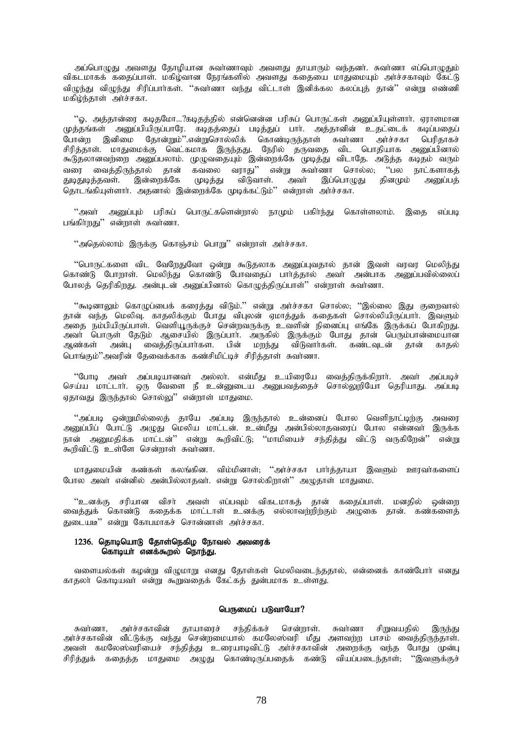அப்பொழுது அவளது தோழியான சுவர்ணாவும் அவளது தாயாரும் வந்தனர். சுவர்ணா எப்பொழுதும் விகடமாகக் கதைப்பாள். மகிழ்வான நேரங்களில் அவளது கதையை மாதுமையும் அர்ச்சகாவும் கேட்டு விழுந்து விழுந்து சிரிப்பார்கள். ''சுவர்ணா வந்து விட்டாள் இனிக்கல கலப்புத் தான்'' என்று எண்ணி மகிழ்ந்தாள் அர்ச்சகா.

''ஓ, அத்தான்ரை கடிதமோ...?கடிதத்தில் என்னென்ன பரிசுப் பொருட்கள் அனுப்பியுள்ளார். ஏராளமான முத்தங்கள் அனுப்பியிருப்பாரே. கடிதத்தைப் படித்துப் பார். அத்தானின் உதட்டைக் கடிப்பதைப் போன்ற இனிமை தோன்றும்''.என்றுசொல்லிக் கொண்டிருந்தாள் சுவர்ணா அர்ச்சகா பெரிதாகச் சிரித்தாள். மாதுமைக்கு வெட்கமாக இருந்தது. நேரில் தருவதை விட பொதியாக அனுப்பினால் கூடுதலானவற்றை அனுப்பலாம். முழுவதையும் இன்றைக்கே முடித்து விடாதே. அடுத்த கடிதம் வரும் வரை வைத்திருந்தால் தான் கவலை வராது'' என்று சுவர்ணா சொல்ல; ''பல நாட்களாகத் துடிதுடித்தவள். இன்றைக்கே முடித்து விடுவாள். அவர் இப்பொழுது தினமும் அனுப்பத் தொடங்கியுள்ளார். அதனால் இன்றைக்கே முடிக்கட்டும்'' என்றாள் அர்ச்சகா.

''அவர் அனுப்பும் பரிசுப் பொருட்களென்றால் நாமும் பகிர்ந்து கொள்ளலாம். இதை எப்படி பங்கிரறது'' என்றாள் சுவர்ணா.

''அதெல்லாம் இருக்கு கொஞ்சம் பொறு'' என்றாள் அர்ச்சகா.

''பொருட்களை விட வேறேதுவோ ஒன்று கூடுதலாக அனுப்புவதால் தான் இவள் வரவர மெலிந்து கொண்டு போறாள். மெலிந்து கொண்டு போவதைப் பார்த்தால் அவர் அன்பாக அனுப்பவில்லைப் போலத் தெரிகிறது. அன்புடன் அனுப்பினால் கொழுத்திருப்பாள்'' என்றாள் சுவர்ணா.

''கூடினாலும் கொழுப்பைக் கரைத்து விடும்.'' என்று அர்ச்சகா சொல்ல; ''இல்லை இது குறைவால் தான் வந்த மெலிவு. காதலிக்கும் போது விபுலன் ஏமாத்துக் கதைகள் சொல்லியிருப்பார். இவளும் அதை நம்பியிருப்பாள். வெளியூருக்குச் சென்றவருக்கு உவளின் நினைப்பு எங்கே இருக்கப் போகிறது. அவர் பொருள் தேடும் ஆசையில் இருப்பார். அருகில் இருக்கும் போது தான் பெரும்பான்மையான ஆண்கள் அன்பு வைத்திருப்பார்கள. பின் மறந்து விடுவார்கள். கண்டவுடன் தான் காதல் பொங்கும்''அவரின் தேவைக்காக கண்சிமிட்டிச் சிரித்தாள் சுவர்ணா.

''போடி அவர் அப்படியானவர் அல்லர். என்மீது உயிரையே வைத்திருக்கிறார். அவர் அப்படிச் செய்ய மாட்டார். ஒரு வேளை நீ உன்னுடைய அனுபவத்தைச் சொல்லுறியோ தெரியாது. அப்படி ஏதாவது இருந்தால் சொல்லு'' என்றாள் மாதுமை.

''அப்படி ஒன்றுமில்லைத் தாயே அப்படி இருந்தால் உன்னைப் போல வெளிநாட்டிற்கு அவரை அனுப்பிப் போட்டு அழுது மெலிய மாட்டன். உன்மீது அன்பில்லாதவரைப் போல என்னவர் இருக்க நான் அனுமதிக்க மாட்டன்'' என்று கூறிவிட்டு; ''மாமியைச் சந்தித்து விட்டு வருகிறேன்'' என்று கூறிவிட்டு உள்ளே சென்றாள் சுவர்ணா.

மாதுமையின் கண்கள் கலங்கின. விம்மினாள்; ''அர்ச்சகா பார்த்தாயா இவளும் ஊரவர்களைப் போல அவர் என்னில் அன்பில்லாதவர். என்று சொல்கிறாள்'' அழுதாள் மாதுமை.

''உனக்கு சரியான விசர் அவள் எப்பவும் விகடமாகத் தான் கதைப்பாள். மனதில் ஒன்றை வைத்துக் கொண்டு கதைக்க மாட்டாள் உனக்கு எல்லாவற்றிற்கும் அழுகை தான். கண்களைத் துடையடீ'' என்று கோபமாகச் சொன்னாள் அர்ச்சகா.

**1236. தொடியொடு தோள்நெகிழ நோவல் அவரைக்**
**கொடியர் எனக்கூறல் நொந்து.**

வளையல்கள் கழன்று விழுமாறு எனது தோள்கள் மெலிவடைந்ததால், என்னைக் காண்போர் எனது காதலர் கொடியவர் என்று கூறுவதைக் கேட்கத் துன்பமாக உள்ளது.

### பெருமைப் படுவாயோ?

சுவர்ணா, அர்ச்சகாவின் தாயாரைச் சந்திக்கச் சென்றாள். சுவர்ணா சிறுவயதில் இருந்து அர்ச்சகாவின் வீட்டுக்கு வந்து சென்றமையால் கமலேஸ்வரி மீது அளவற்ற பாசம் வைத்திருந்தாள். அவள் கமலேஸ்வரியைச் சந்தித்து உரையாடிவிட்டு அர்ச்சகாவின் அறைக்கு வந்த போது முன்பு சிரித்துக் கதைத்த மாதுமை அழுது கொண்டிருப்பதைக் கண்டு வியப்படைந்தாள்; ''இவளுக்குச்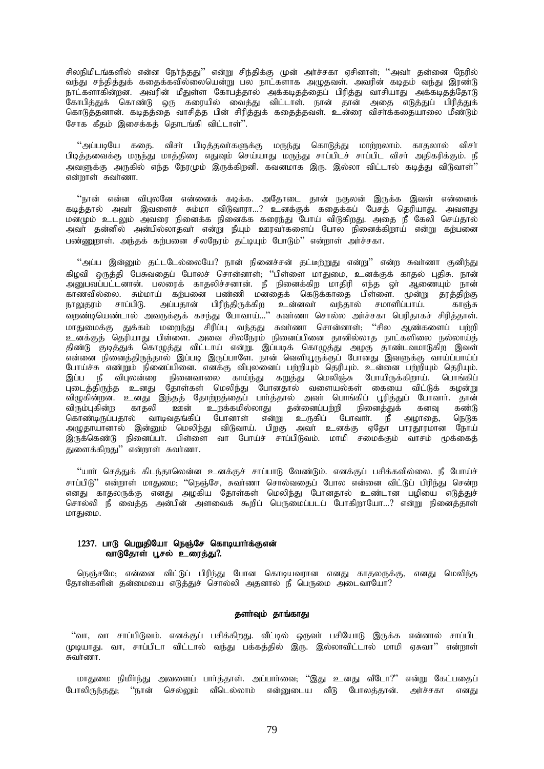சிலநிமிடங்களில் என்ன நேர்ந்தது'' என்று சிந்திக்கு முன் அர்ச்சகா ஏசினாள்; ''அவர் தன்னை நேரில் வந்து சந்தித்துக் கதைக்கவில்லையென்று பல நாட்களாக அழுதவள். அவரின் கடிதம் வந்து இரண்டு நாட்களாகின்றன. அவரின் மீதுள்ள கோபத்தால் அக்கடிதத்தைப் பிரித்து வாசியாது அக்கடிதத்தோடு கோபித்துக் கொண்டு ஒரு கரையில் வைத்து விட்டாள். நான் தான் அதை எடுத்துப் பிரித்துக் கொடுத்தனான். கடிதத்தை வாசித்த பின் சிரித்துக் கதைத்தவள். உன்ரை விசர்க்கதையாலை மீண்டும் சோக கீதம் இசைக்கத் தொடங்கி விட்டாள்''.

''அப்படியே கதை. விசர் பிடித்தவர்களுக்கு மருந்து கொடுத்து மாற்றலாம். காதலால் விசர் பிடித்தவைக்கு மருந்து மாத்திரை எதுவும் செய்யாது மருந்து சாப்பிடச் சாப்பிட விசர் அதிகரிக்கும். நீ அவளுக்கு அருகில் எந்த நேரமும் இருக்கிறனி. கவனமாக இரு. இல்லா விட்டால் கடித்து விடுவாள்'' என்றாள் சுவர்ணா.

''நான் என்ன விபுலனே என்னைக் கடிக்க. அதோடை தான் நகுலன் இருக்க இவள் என்னைக் கடித்தால் அவர் இவளைச் சும்மா விடுவாரா...? உனக்குக் கதைக்கப் பேசத் தெரியாது. அவளது மனமும் உடலும் அவரை நினைக்க நினைக்க கரைந்து போய் விடுகிறது. அதை நீ கேலி செய்தால் அவர் தன்னில் அன்பில்லாதவர் என்று நீயும் ஊரவர்களைப் போல நினைக்கிறாய் என்று கற்பனை பண்ணுறாள். அந்தக் கற்பனை சிலநேரம் தட்டியும் போடும்'' என்றாள் அர்ச்சகா.

''அப்ப இன்னும் தட்டடேல்லையே? நான் நினைச்சன் தட்டீற்றுது என்று'' என்ற சுவர்ணா குனிந்து கிழவி ஒருத்தி பேசுவதைப் போலச் சொன்னாள்; ''பிள்ளை மாதுமை, உனக்குக் காதல் புதிசு. நான் அனுபவப்பட்டனான். பலரைக் காதலிச்சனான். நீ நினைக்கிற மாதிரி எந்த ஓர் ஆணையும் நான் காணவில்லை. சும்மாய் கற்பனை பண்ணி மனதைக் கெடுக்காதை பிள்ளை. மூன்று தரத்திற்கு நாலுதரம் சாப்பிடு. அப்பதான் பிரிந்திருக்கிற உன்னவர் வந்தால் சமாளிப்பாய். காஞ்சு வறண்டியெண்டால் அவருக்குக் கசந்து போவாய்...'' சுவர்ணா சொல்ல அர்ச்சகா பெரிதாகச் சிரித்தாள். மாதுமைக்கு துக்கம் மறைந்து சிரிப்பு வந்தது சுவர்ணா சொன்னாள்; ''சில ஆண்களைப் பற்றி உனக்குத் தெரியாது பிள்ளை. அவை சிலநேரம் நினைப்பினை தானில்லாத நாட்களிலை நல்லாய்த் திண்டு குடித்துக் கொழுத்து விட்டாய் என்று. இப்படிக் கொழுத்து அழகு தாண்டவமாடுகிற இவள் என்னை நினைத்திருந்தால் இப்படி இருப்பாளே. நான் வெளியூருக்குப் போனது இவளுக்கு வாய்ப்பாய்ப் போய்ச்சு எண்றும் நினைப்பினை. எனக்கு விபுலனைப் பற்றியும் தெரியும். உன்னை பற்றியும் தெரியும். இப்ப நீ விபுலன்ரை நினைவாலை காய்ந்து கறுத்து மெலிஞ்சு போயிருக்கிறாய். பொங்கிப் புடைத்திருந்த உனது தோள்கள் மெலிந்து போனதால் வளையல்கள் கையை விட்டுக் கழன்று விழுகின்றன. உனது இந்தத் தோற்றத்தைப் பார்த்தால் அவர் பொங்கிப் பூரித்துப் போவார். தான் விரும்புகின்ற காதலி ஊன் உறக்கமில்லாது தன்னைப்பற்றி நினைத்துக் கனவு கண்டு கொண்டிருப்பதால் வாடிவதங்கிப் போனாள் என்று உருகிப் போவார். நீ அழாதை, நெடுக அழுதாயானால் இன்னும் மெலிந்து விடுவாய். பிறகு அவர் உனக்கு ஏதோ பாரதூரமான நோய் இருக்கெண்டு நினைப்பர். பிள்ளை வா போய்ச் சாப்பிடுவம். மாமி சமைக்கும் வாசம் மூக்கைத் துளைக்கிறது'' என்றாள் சுவர்ணா.

''யார் செத்துக் கிடந்தாலென்ன உனக்குச் சாப்பாடு வேண்டும். எனக்குப் பசிக்கவில்லை. நீ போய்ச் சாப்பிடு'' என்றாள் மாதுமை; ''நெஞ்சே, சுவர்ணா சொல்வதைப் போல என்னை விட்டுப் பிரிந்து சென்ற எனது காதலருக்கு எனது அழகிய தோள்கள் மெலிந்து போனதால் உண்டான பழியை எடுத்துச் சொல்லி நீ வைத்த அன்பின் அளவைக் கூறிப் பெருமைப்படப் போகிறாயோ...? என்று நினைத்தாள் மாதுமை.

### 1237. பாடு பெறுதியோ நெஞ்சே கொடியார்க்குஎன்
### வாடுதோள் பூசல் உரைத்து?.

நெஞ்சமே; என்னை விட்டுப் பிரிந்து போன கொடியவரான எனது காதலருக்கு, எனது மெலிந்த தோள்களின் தன்மையை எடுத்துச் சொல்லி அதனால் நீ பெருமை அடைவாயோ?

#### தளர்வும் தாங்காது

''வா, வா சாப்பிடுவம். எனக்குப் பசிக்கிறது. வீட்டில் ஒருவர் பசியோடு இருக்க என்னால் சாப்பிட முடியாது. வா, சாப்பிடா விட்டால் வந்து பக்கத்தில் இரு. இல்லாவிட்டால் மாமி ஏசுவா'' என்றாள் சுவர்ணா.

மாதுமை நிமிர்ந்து அவளைப் பார்த்தாள். அப்பார்வை; ''இது உனது வீடோ?'' என்று கேட்பதைப் போலிருந்தது; ''நான் செல்லும் வீடெல்லாம் என்னுடைய வீடு போலத்தான். அர்ச்சகா எனது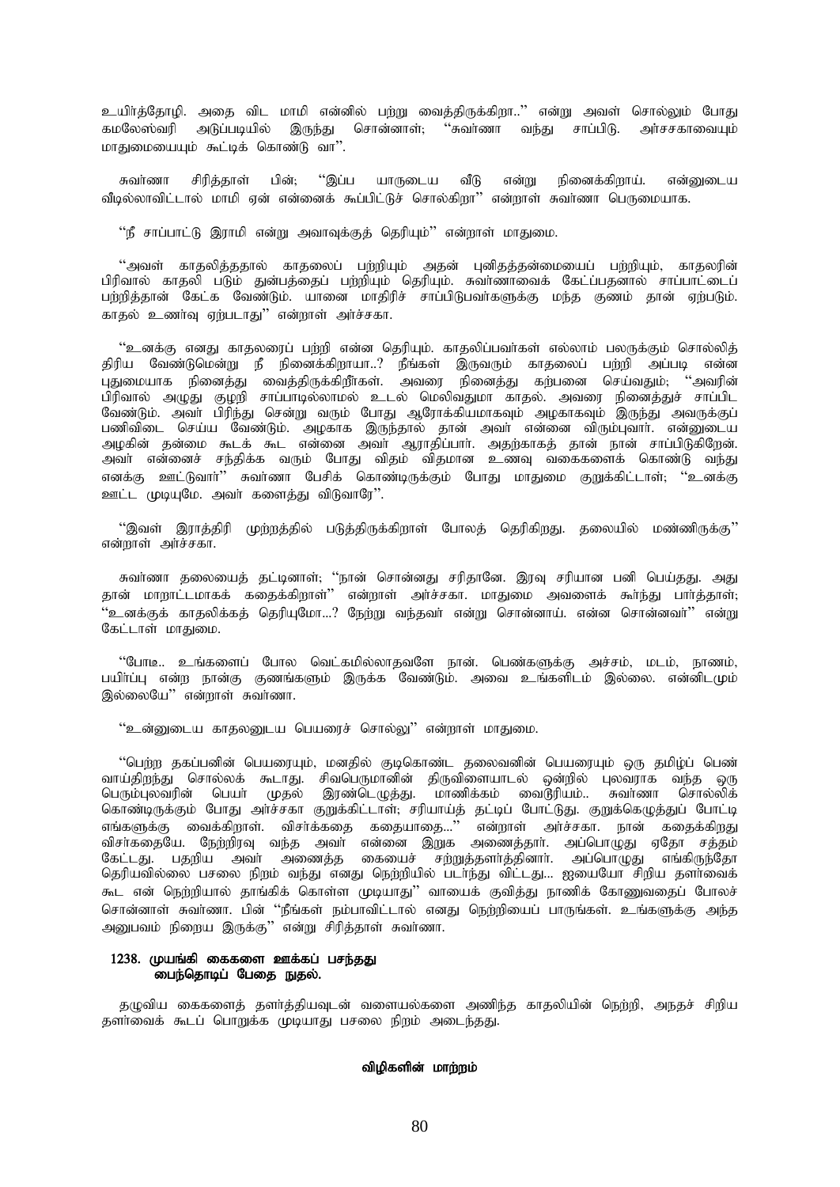உயிர்த்தோழி. அதை விட மாமி என்னில் பற்று வைத்திருக்கிறா..'' என்று அவள் சொல்லும் போது கமலேஸ்வரி அடுப்படியில் இருந்து சொன்னாள்; ''சுவர்ணா வந்து சாப்பிடு. அர்ச்சகாவையும் மாதுமையையும் கூட்டிக் கொண்டு வா''.

சுவர்ணா சிரித்தாள் பின்; ''இப்ப யாருடைய வீடு என்று நினைக்கிறாய். என்னுடைய வீடில்லாவிட்டால் மாமி ஏன் என்னைக் கூப்பிட்டுச் சொல்கிறா'' என்றாள் சுவர்ணா பெருமையாக.

''நீ சாப்பாட்டு இராமி என்று அவாவுக்குத் தெரியும்'' என்றாள் மாதுமை.

''அவள் காதலித்ததால் காதலைப் பற்றியும் அதன் புனிதத்தன்மையைப் பற்றியும், காதலரின் பிரிவால் காதலி படும் துன்பத்தைப் பற்றியும் தெரியும். சுவர்ணாவைக் கேட்பதனால் சாப்பாட்டைப் பற்றித்தான் கேட்க வேண்டும். யானை மாதிரிச் சாப்பிடுபவர்களுக்கு மந்த குணம் தான் ஏற்படும். காதல் உணர்வு ஏற்படாது'' என்றாள் அர்ச்சகா.

''உனக்கு எனது காதலரைப் பற்றி என்ன தெரியும். காதலிப்பவர்கள் எல்லாம் பலருக்கும் சொல்லித் திரிய வேண்டுமென்று நீ நினைக்கிறாயா..? நீங்கள் இருவரும் காதலைப் பற்றி அப்படி என்ன புதுமையாக நினைத்து வைத்திருக்கிறீர்கள். அவரை நினைத்து கற்பனை செய்வதும்; ''அவரின் பிரிவால் அழுது குழறி சாப்பாடில்லாமல் உடல் மெலிவதுமா காதல். அவரை நினைத்துச் சாப்பிட வேண்டும். அவர் பிரிந்து சென்று வரும் போது ஆரோக்கியமாகவும் அழகாகவும் இருந்து அவருக்குப் பணிவிடை செய்ய வேண்டும். அழகாக இருந்தால் தான் அவர் என்னை விரும்புவார். என்னுடைய அழகின் தன்மை கூடக் கூட என்னை அவர் ஆராதிப்பார். அதற்காகத் தான் நான் சாப்பிடுகிறேன். அவர் என்னைச் சந்திக்க வரும் போது விதம் விதமான உணவு வகைகளைக் கொண்டு வந்து எனக்கு ஊட்டுவார்'' சுவர்ணா பேசிக் கொண்டிருக்கும் போது மாதுமை குறுக்கிட்டாள்; ''உனக்கு ஊட்ட முடியுமே. அவர் களைத்து விடுவாரே''.

''இவள் இராத்திரி முற்றத்தில் படுத்திருக்கிறாள் போலத் தெரிகிறது. தலையில் மண்ணிருக்கு'' என்றாள் அர்ச்சகா.

சுவர்ணா தலையைத் தட்டினாள்; ''நான் சொன்னது சரிதானே. இரவு சரியான பனி பெய்தது. அது தான் மாறாட்டமாகக் கதைக்கிறாள்'' என்றாள் அர்ச்சகா. மாதுமை அவளைக் கூர்ந்து பார்த்தாள்; ''உனக்குக் காதலிக்கத் தெரியுமோ...? நேற்று வந்தவர் என்று சொன்னாய். என்ன சொன்னவர்'' என்று கேட்டாள் மாதுமை.

''போடீ.. உங்களைப் போல வெட்கமில்லாதவளே நான். பெண்களுக்கு அச்சம், மடம், நாணம், பயிர்ப்பு என்ற நான்கு குணங்களும் இருக்க வேண்டும். அவை உங்களிடம் இல்லை. என்னிடமும் இல்லையே'' என்றாள் சுவர்ணா.

''உன்னுடைய காதலனுடைய பெயரைச் சொல்லு'' என்றாள் மாதுமை.

''பெற்ற தகப்பனின் பெயரையும், மனதில் குடிகொண்ட தலைவனின் பெயரையும் ஒரு தமிழ்ப் பெண் வாய்திறந்து சொல்லக் கூடாது. சிவபெருமானின் திருவிளையாடல் ஒன்றில் புலவராக வந்த ஒரு பெரும்புலவரின் பெயர் முதல் இரண்டெழுத்து. மாணிக்கம் வைடூரியம்.. சுவர்ணா சொல்லிக் கொண்டிருக்கும் போது அர்ச்சகா குறுக்கிட்டாள்; சரியாய்த் தட்டிப் போட்டுது. குறுக்கெழுத்துப் போட்டி எங்களுக்கு வைக்கிறாள். விசர்க்கதை கதையாதை...'' என்றாள் அர்ச்சகா. நான் கதைக்கிறது விசர்க்கதையே. நேற்றிரவு வந்த அவர் என்னை இறுக அணைத்தார். அப்பொழுது ஏதோ சத்தம் கேட்டது. பதறிய அவர் அணைத்த கையைச் சற்றுத்தளர்த்தினார். அப்பொழுது எங்கிருந்தோ தெரியவில்லை பசலை நிறம் வந்து எனது நெற்றியில் படர்ந்து விட்டது... ஐயயோ சிறிய தளர்வைக் கூட என் நெற்றியால் தாங்கிக் கொள்ள முடியாது'' வாயைக் குவித்து நாணிக் கோணுவதைப் போலச் சொன்னாள் சுவர்ணா. பின் ''நீங்கள் நம்பாவிட்டால் எனது நெற்றியைப் பாருங்கள். உங்களுக்கு அந்த அனுபவம் நிறைய இருக்கு'' என்று சிரித்தாள் சுவர்ணா.

**1238. முயங்கி கைகளை ஊக்கப் பசந்தது**
**பைந்தொடிப் பேதை நுதல்.**

தழுவிய கைகளைத் தளர்த்தியவுடன் வளையல்களை அணிந்த காதலியின் நெற்றி, அந்தச் சிறிய தளர்வைக் கூடப் பொறுக்க முடியாது பசலை நிறம் அடைந்தது.

### விழிகளின் மாற்றம்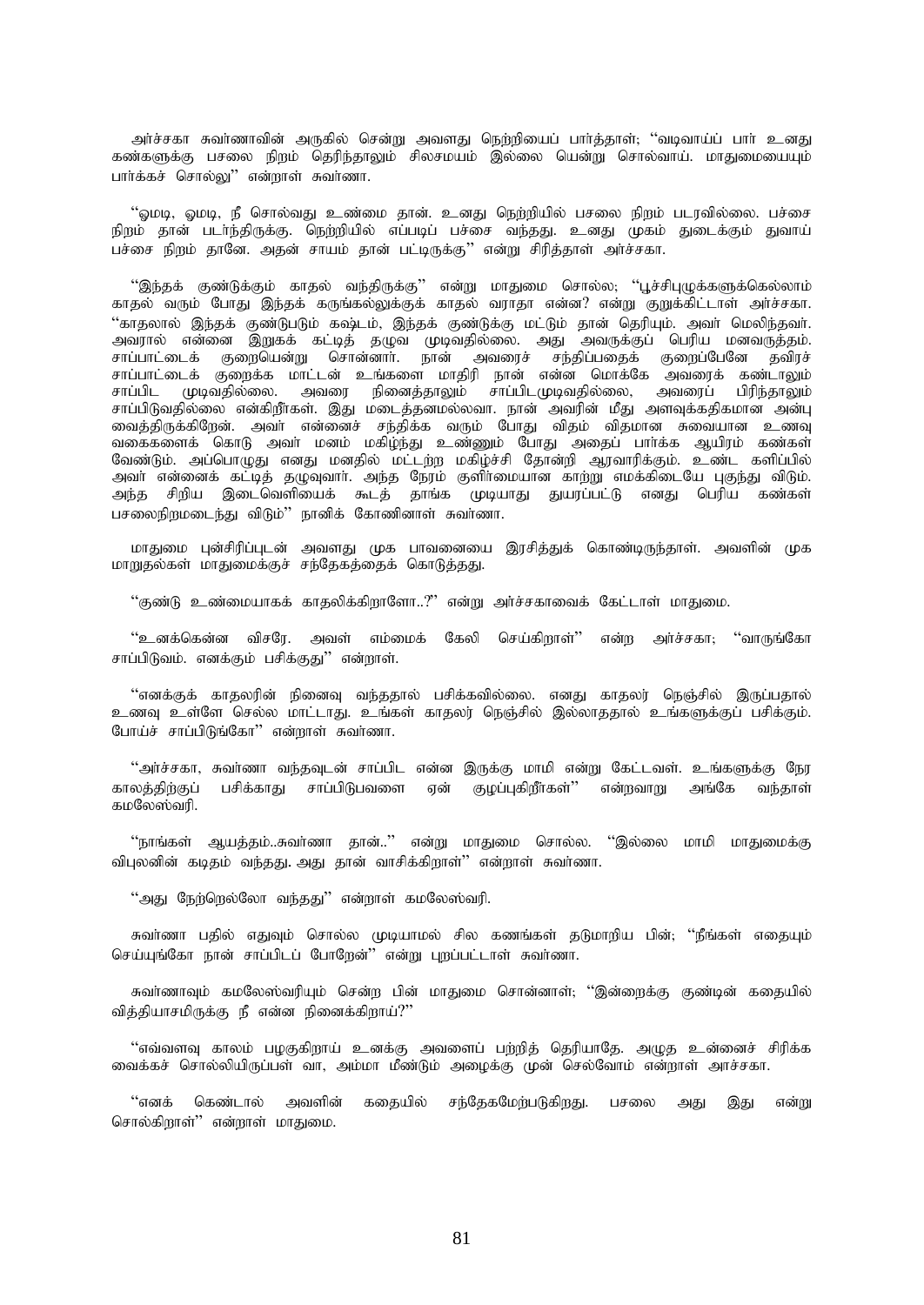அர்ச்சகா சுவர்ணாவின் அருகில் சென்று அவளது நெற்றியைப் பார்த்தாள்; ''வடிவாய்ப் பார் உனது கண்களுக்கு பசலை நிறம் தெரிந்தாலும் சிலசமயம் இல்லை யென்று சொல்வாய். மாதுமையையும் பார்க்கச் சொல்லு'' என்றாள் சுவர்ணா.

''ஓமடி, ஓமடி, நீ சொல்வது உண்மை தான். உனது நெற்றியில் பசலை நிறம் படரவில்லை. பச்சை நிறம் தான் படர்ந்திருக்கு. நெற்றியில் எப்படிப் பச்சை வந்தது. உனது முகம் துடைக்கும் துவாய் பச்சை நிறம் தானே. அதன் சாயம் தான் பட்டிருக்கு'' என்று சிரித்தாள் அர்ச்சகா.

''இந்தக் குண்டுக்கும் காதல் வந்திருக்கு'' என்று மாதுமை சொல்ல; ''பூச்சிபுழுக்களுக்கெல்லாம் காதல் வரும் போது இந்தக் கருங்கல்லுக்குக் காதல் வராதா என்ன? என்று குறுக்கிட்டாள் அர்ச்சகா. ''காதலால் இந்தக் குண்டுபடும் கஷ்டம், இந்தக் குண்டுக்கு மட்டும் தான் தெரியும். அவர் மெலிந்தவர். அவரால் என்னை இறுகக் கட்டித் தழுவ முடிவதில்லை. அது அவருக்குப் பெரிய மனவருத்தம். சாப்பாட்டைக் குறையென்று சொன்னார். நான் அவரைச் சந்திப்பதைக் குறைப்பேனே தவிரச் சாப்பாட்டைக் குறைக்க மாட்டன் உங்களை மாதிரி நான் என்ன மொக்கே அவரைக் கண்டாலும் சாப்பிட முடிவதில்லை. அவரை நினைத்தாலும் சாப்பிடமுடிவதில்லை, அவரைப் பிரிந்தாலும் சாப்பிடுவதில்லை என்கிறீர்கள். இது மடைத்தனமல்லவா. நான் அவரின் மீது அளவுக்கதிகமான அன்பு வைத்திருக்கிறேன். அவர் என்னைச் சந்திக்க வரும் போது விதம் விதமான சுவையான உணவு வகைகளைக் கொடு அவர் மனம் மகிழ்ந்து உண்ணும் போது அதைப் பார்க்க ஆயிரம் கண்கள் வேண்டும். அப்பொழுது எனது மனதில் மட்டற்ற மகிழ்ச்சி தோன்றி ஆரவாரிக்கும். உண்ட களிப்பில் அவர் என்னைக் கட்டித் தழுவுவார். அந்த நேரம் குளிர்மையான காற்று எமக்கிடையே புகுந்து விடும். அந்த சிறிய இடைவெளியைக் கூடத் தாங்க முடியாது துயரப்பட்டு எனது பெரிய கண்கள் பசலைநிறமடைந்து விடும்'' நானிக் கோணினாள் சுவர்ணா.

மாதுமை புன்சிரிப்புடன் அவளது முக பாவனையை இரசித்துக் கொண்டிருந்தாள். அவளின் முக மாறுதல்கள் மாதுமைக்குச் சந்தேகத்தைக் கொடுத்தது.

''குண்டு உண்மையாகக் காதலிக்கிறாளோ..?'' என்று அர்ச்சகாவைக் கேட்டாள் மாதுமை.

''உனக்கென்ன விசரே. அவள் எம்மைக் கேலி செய்கிறாள்'' என்ற அர்ச்சகா; ''வாருங்கோ சாப்பிடுவம். எனக்கும் பசிக்குது'' என்றாள்.

''எனக்குக் காதலரின் நினைவு வந்ததால் பசிக்கவில்லை. எனது காதலர் நெஞ்சில் இருப்பதால் உணவு உள்ளே செல்ல மாட்டாது. உங்கள் காதலர் நெஞ்சில் இல்லாததால் உங்களுக்குப் பசிக்கும். போய்ச் சாப்பிடுங்கோ'' என்றாள் சுவர்ணா.

''அர்ச்சகா, சுவர்ணா வந்தவுடன் சாப்பிட என்ன இருக்கு மாமி என்று கேட்டவள். உங்களுக்கு நேர காலத்திற்குப் பசிக்காது சாப்பிடுபவளை ஏன் குழப்புகிறீர்கள்'' என்றவாறு அங்கே வந்தாள் கமலேஸ்வரி.

''நாங்கள் ஆயத்தம்..சுவர்ணா தான்..'' என்று மாதுமை சொல்ல. ''இல்லை மாமி மாதுமைக்கு விபுலனின் கடிதம் வந்தது. அது தான் வாசிக்கிறாள்'' என்றாள் சுவர்ணா.

''அது நேற்றெல்லோ வந்தது'' என்றாள் கமலேஸ்வரி.

சுவர்ணா பதில் எதுவும் சொல்ல முடியாமல் சில கணங்கள் தடுமாறிய பின்; ''நீங்கள் எதையும் செய்யுங்கோ நான் சாப்பிடப் போறேன்'' என்று புறப்பட்டாள் சுவர்ணா.

சுவர்ணாவும் கமலேஸ்வரியும் சென்ற பின் மாதுமை சொன்னாள்; ''இன்றைக்கு குண்டின் கதையில் வித்தியாசமிருக்கு நீ என்ன நினைக்கிறாய்?''

''எவ்வளவு காலம் பழகுகிறாய் உனக்கு அவளைப் பற்றித் தெரியாதே. அழுத உன்னைச் சிரிக்க வைக்கச் சொல்லியிருப்பள் வா, அம்மா மீண்டும் அழைக்கு முன் செல்வோம் என்றாள் அரச்சகா.

''எனக் கெண்டால் அவளின் கதையில் சந்தேகமேற்படுகிறது. பசலை அது இது என்று சொல்கிறாள்'' என்றாள் மாதுமை.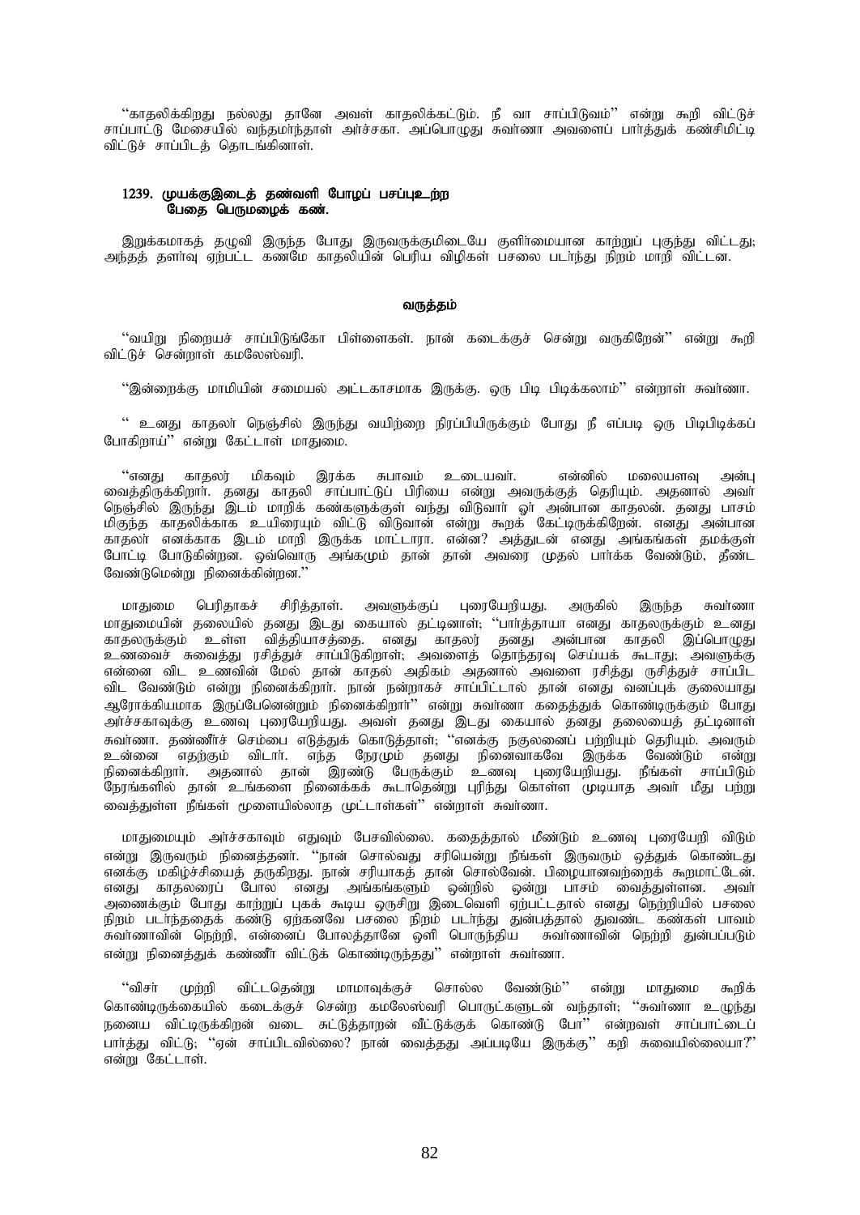"காதலிக்கிறது நல்லது தானே அவள் காதலிக்கட்டும். நீ வா சாப்பிடுவம்" என்று கூறி விட்டுச் சாப்பாட்டு மேசையில் வந்தமர்ந்தாள் அர்ச்சகா. அப்பொழுது சுவர்ணா அவளைப் பார்த்துக் கண்சிமிட்டி விட்டுச் சாப்பிடத் தொடங்கினாள்.

**1239. முயக்குஇடைத் தண்வளி போழப் பசப்புஉற்ற பேதை பெருமழைக் கண்.**

இறுக்கமாகத் தழுவி இருந்த போது இருவருக்குமிடையே குளிர்மையான காற்றுப் புகுந்து விட்டது; அந்தத் தளர்வு ஏற்பட்ட கணமே காதலியின் பெரிய விழிகள் பசலை படர்ந்து நிறம் மாறி விட்டன.

**வருத்தம்**

"வயிறு நிறையச் சாப்பிடுங்கோ பிள்ளைகள். நான் கடைக்குச் சென்று வருகிறேன்" என்று கூறி விட்டுச் சென்றாள் கமலேஸ்வரி.

"இன்றைக்கு மாமியின் சமையல் அட்டகாசமாக இருக்கு. ஒரு பிடி பிடிக்கலாம்" என்றாள் சுவர்ணா.

" உனது காதலர் நெஞ்சில் இருந்து வயிற்றை நிரப்பியிருக்கும் போது நீ எப்படி ஒரு பிடிபிடிக்கப் போகிறாய்" என்று கேட்டாள் மாதுமை.

"எனது காதலர் மிகவும் இரக்க சுபாவம் உடையவர். என்னில் மலையளவு அன்பு வைத்திருக்கிறார். தனது காதலி சாப்பாட்டுப் பிரியை என்று அவருக்குத் தெரியும். அதனால் அவர் நெஞ்சில் இருந்து இடம் மாறிக் கண்களுக்குள் வந்து விடுவார் ஓர் அன்பான காதலன். தனது பாசம் மிகுந்த காதலிக்காக உயிரையும் விட்டு விடுவான் என்று கூறக் கேட்டிருக்கிறேன். எனது அன்பான காதலர் எனக்காக இடம் மாறி இருக்க மாட்டாரா. என்ன? அத்துடன் எனது அங்கங்கள் தமக்குள் போட்டி போடுகின்றன. ஒவ்வொரு அங்கமும் தான் தான் அவரை முதல் பார்க்க வேண்டும், தீண்ட வேண்டுமென்று நினைக்கின்றன."

மாதுமை பெரிதாகச் சிரித்தாள். அவளுக்குப் புரையேறியது. அருகில் இருந்த சுவர்ணா மாதுமையின் தலையில் தனது இடது கையால் தட்டினாள்; "பார்த்தாயா எனது காதலருக்கும் உனது காதலருக்கும் உள்ள வித்தியாசத்தை. எனது காதலர் தனது அன்பான காதலி இப்பொழுது உணவைச் சுவைத்து ரசித்துச் சாப்பிடுகிறாள்; அவளைத் தொந்தரவு செய்யக் கூடாது; அவளுக்கு என்னை விட உணவின் மேல் தான் காதல் அதிகம் அதனால் அவளை ரசித்து ருசித்துச் சாப்பிட விட வேண்டும் என்று நினைக்கிறார். நான் நன்றாகச் சாப்பிட்டால் தான் எனது வனப்புக் குலையாது ஆரோக்கியமாக இருப்பேனென்றும் நினைக்கிறார்" என்று சுவர்ணா கதைத்துக் கொண்டிருக்கும் போது அர்ச்சகாவுக்கு உணவு புரையேறியது. அவள் தனது இடது கையால் தனது தலையைத் தட்டினாள் சுவர்ணா. தண்ணீர்ச் செம்பை எடுத்துக் கொடுத்தாள்; "எனக்கு நகுலனைப் பற்றியும் தெரியும். அவரும் உன்னை எதற்கும் விடார். எந்த நேரமும் தனது நினைவாகவே இருக்க வேண்டும் என்று நினைக்கிறார். அதனால் தான் இரண்டு பேருக்கும் உணவு புரையேறியது. நீங்கள் சாப்பிடும் நேரங்களில் தான் உங்களை நினைக்கக் கூடாதென்று புரிந்து கொள்ள முடியாத அவர் மீது பற்று வைத்துள்ள நீங்கள் மூளையில்லாத முட்டாள்கள்" என்றாள் சுவர்ணா.

மாதுமையும் அர்ச்சகாவும் எதுவும் பேசவில்லை. கதைத்தால் மீண்டும் உணவு புரையேறி விடும் என்று இருவரும் நினைத்தனர். "நான் சொல்வது சரியென்று நீங்கள் இருவரும் ஒத்துக் கொண்டது எனக்கு மகிழ்ச்சியைத் தருகிறது. நான் சரியாகத் தான் சொல்வேன். பிழையானவற்றைக் கூறமாட்டேன். எனது காதலரைப் போல எனது அங்கங்களும் ஒன்றில் ஒன்று பாசம் வைத்துள்ளன. அவர் அணைக்கும் போது காற்றுப் புகக் கூடிய ஒருசிறு இடைவெளி ஏற்பட்டதால் எனது நெற்றியில் பசலை நிறம் படர்ந்ததைக் கண்டு ஏற்கனவே பசலை நிறம் படர்ந்து துன்பத்தால் துவண்ட கண்கள் பாவம் சுவர்ணாவின் நெற்றி, என்னைப் போலத்தானே ஒளி பொருந்திய சுவர்ணாவின் நெற்றி துன்பப்படும் என்று நினைத்துக் கண்ணீர் விட்டுக் கொண்டிருந்தது" என்றாள் சுவர்ணா.

"விசர் முற்றி விட்டதென்று மாமாவுக்குச் சொல்ல வேண்டும்" என்று மாதுமை கூறிக் கொண்டிருக்கையில் கடைக்குச் சென்ற கமலேஸ்வரி பொருட்களுடன் வந்தாள்; "சுவர்ணா உழுந்து நனைய விட்டிருக்கிறன் வடை சுட்டுத்தாறன் வீட்டுக்குக் கொண்டு போ" என்றவள் சாப்பாட்டைப் பார்த்து விட்டு; "ஏன் சாப்பிடவில்லை? நான் வைத்தது அப்படியே இருக்கு" கறி சுவையில்லையா?" என்று கேட்டாள்.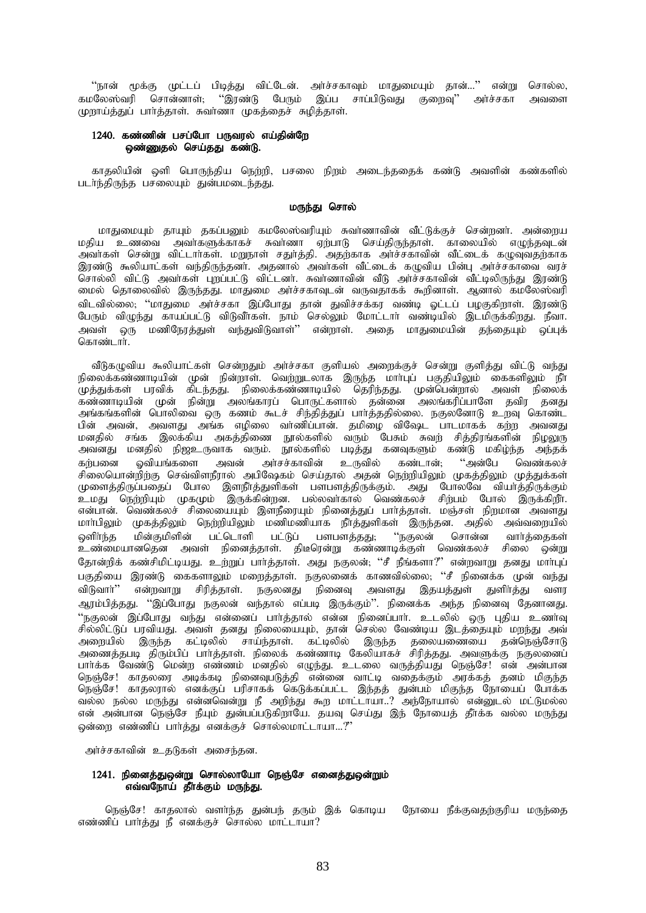"நான் மூக்கு முட்டப் பிடித்து விட்டேன். அர்ச்சகாவும் மாதுமையும் தான்..." என்று சொல்ல, கமலேஸ்வரி சொன்னாள்; "இரண்டு பேரும் இப்ப சாப்பிடுவது குறைவு" அர்ச்சகா அவளை முறாய்த்துப் பார்த்தாள். சுவர்ணா முகத்தைச் சுழித்தாள்.

**1240. கண்ணின் பசப்போ பருவரல் எய்தின்றே
ஒண்ணுதல் செய்தது கண்டு.**

காதலியின் ஒளி பொருந்திய நெற்றி, பசலை நிறம் அடைந்ததைக் கண்டு அவளின் கண்களில் படர்ந்திருந்த பசலையும் துன்பமடைந்தது.

### மருந்து சொல்

மாதுமையும் தாயும் தகப்பனும் கமலேஸ்வரியும் சுவர்ணாவின் வீட்டுக்குச் சென்றனர். அன்றைய மதிய உணவை அவர்களுக்காகச் சுவர்ணா ஏற்பாடு செய்திருந்தாள். காலையில் எழுந்தவுடன் அவர்கள் சென்று விட்டார்கள். மறுநாள் சதுர்த்தி. அதற்காக அர்ச்சகாவின் வீட்டைக் கழுவுவதற்காக இரண்டு கூலியாட்கள் வந்திருந்தனர். அதனால் அவர்கள் வீட்டைக் கழுவிய பின்பு அர்ச்சகாவை வரச் சொல்லி விட்டு அவர்கள் புறப்பட்டு விட்டனர். சுவர்ணாவின் வீடு அர்ச்சகாவின் வீட்டிலிருந்து இரண்டு மைல் தொலைவில் இருந்தது. மாதுமை அர்ச்சகாவுடன் வருவதாகக் கூறினாள். ஆனால் கமலேஸ்வரி விடவில்லை; "மாதுமை அர்ச்சகா இப்போது தான் துவிச்சக்கர வண்டி ஓட்டப் பழகுகிறாள். இரண்டு பேரும் விழுந்து காயப்பட்டு விடுவீர்கள். நாம் செல்லும் மோட்டார் வண்டியில் இடமிருக்கிறது. நீவா. அவள் ஒரு மணிநேரத்துள் வந்துவிடுவாள்" என்றாள். அதை மாதுமையின் தந்தையும் ஒப்புக் கொண்டார்.

வீடுகழுவிய கூலியாட்கள் சென்றதும் அர்ச்சகா குளியல் அறைக்குச் சென்று குளித்து விட்டு வந்து நிலைக்கண்ணாடியின் முன் நின்றாள். வெற்றுடலாக இருந்த மார்புப் பகுதியிலும் கைகளிலும் நீர் முத்துக்கள் பரவிக் கிடந்தது. நிலைக்கண்ணாடியில் தெரிந்தது. முன்பென்றால் அவள் நிலைக் கண்ணாடியின் முன் நின்று அலங்காரப் பொருட்களால் தன்னை அலங்கரிப்பாளே தவிர தனது அங்கங்களின் பொலிவை ஒரு கணம் கூடச் சிந்தித்துப் பார்த்ததில்லை. நகுலனோடு உறவு கொண்ட பின் அவன், அவளது அங்க எழிலை வர்ணிப்பான். தமிழை விஷேட பாடமாகக் கற்ற அவனது மனதில் சங்க இலக்கிய அகத்திணை நூல்களில் வரும் பேசும் சுவர் சித்திரங்களின் நிழலுரு அவனது மனதில் நிஜஉருவாக வரும். நூல்களில் படித்து கனவுகளும் கண்டு மகிழ்ந்த அந்தக் கற்பனை ஓவியங்களை அவன் அர்ச்சகாவின் உருவில் கண்டான்; "அன்பே வெண்கலச் சிலையொன்றிற்கு செவ்விளநீரால் அபிஷேகம் செய்தால் அதன் நெற்றியிலும் முகத்திலும் முத்துக்கள் முளைத்திருப்பதைப் போல இளநீர்த்துளிகள் பளபளத்திருக்கும். அது போலவே வியர்த்திருக்கும் உமது நெற்றியும் முகமும் இருக்கின்றன. பல்லவர்கால் வெண்கலச் சிற்பம் போல் இருக்கிறீர். என்பான். வெண்கலச் சிலையையும் இளநீரையும் நினைத்துப் பார்த்தாள். மஞ்சள் நிறமான அவளது மார்பிலும் முகத்திலும் நெற்றியிலும் மணிமணியாக நீர்த்துளிகள் இருந்தன. அதில் அவ்வறையில் ஒளிர்ந்த மின்குமிளின் பட்டொளி பட்டுப் பளபளத்தது; "நகுலன் சொன்ன வார்த்தைகள் உண்மையானதென அவள் நினைத்தாள். திடீரென்று கண்ணாடிக்குள் வெண்கலச் சிலை ஒன்று தோன்றிக் கண்சிமிட்டியது. உற்றுப் பார்த்தாள். அது நகுலன்; "சீ நீங்களா?" என்றவாறு தனது மார்புப் பகுதியை இரண்டு கைகளாலும் மறைத்தாள். நகுலனைக் காணவில்லை; "சீ நினைக்க முன் வந்து விடுவார்" என்றவாறு சிரித்தாள். நகுலனது நினைவு அவளது இதயத்துள் துளிர்த்து வளர ஆரம்பித்தது. "இப்போது நகுலன் வந்தால் எப்படி இருக்கும்". நினைக்க அந்த நினைவு தேனானது. "நகுலன் இப்போது வந்து என்னைப் பார்த்தால் என்ன நினைப்பார். உடலில் ஒரு புதிய உணர்வு சில்லிட்டுப் பரவியது. அவள் தனது நிலையையும், தான் செல்ல வேண்டிய இடத்தையும் மறந்து அவ் அறையில் இருந்த கட்டிலில் சாய்ந்தாள். கட்டிலில் இருந்த தலையணையை தன்நெஞ்சோடு அணைத்தபடி திரும்பிப் பார்த்தாள். நிலைக் கண்ணாடி கேலியாகச் சிரித்தது. அவளுக்கு நகுலனைப் பார்க்க வேண்டு மென்ற எண்ணம் மனதில் எழுந்து. உடலை வருத்தியது நெஞ்சே! என் அன்பான நெஞ்சே! காதலரை அடிக்கடி நினைவுபடுத்தி என்னை வாட்டி வதைக்கும் அரக்கத் தனம் மிகுந்த நெஞ்சே! காதலரால் எனக்குப் பரிசாகக் கெடுக்கப்பட்ட இந்தத் துன்பம் மிகுந்த நோயைப் போக்க வல்ல நல்ல மருந்து என்னவென்று நீ அறிந்து கூற மாட்டாயா..? அந்நோயால் என்னுடல் மட்டுமல்ல என் அன்பான நெஞ்சே நீயும் துன்பப்படுகிறாயே. தயவு செய்து இந் நோயைத் தீர்க்க வல்ல மருந்து ஒன்றை எண்ணிப் பார்த்து எனக்குச் சொல்லமாட்டாயா...?"

அர்ச்சகாவின் உதடுகள் அசைந்தன.

**1241. நினைத்துஒன்று சொல்லாயோ நெஞ்சே எனைத்துஒன்றும்
எவ்வநோய் தீர்க்கும் மருந்து.**

நெஞ்சே! காதலால் வளர்ந்த துன்பந் தரும் இக் கொடிய நோயை நீக்குவதற்குரிய மருந்தை எண்ணிப் பார்த்து நீ எனக்குச் சொல்ல மாட்டாயா?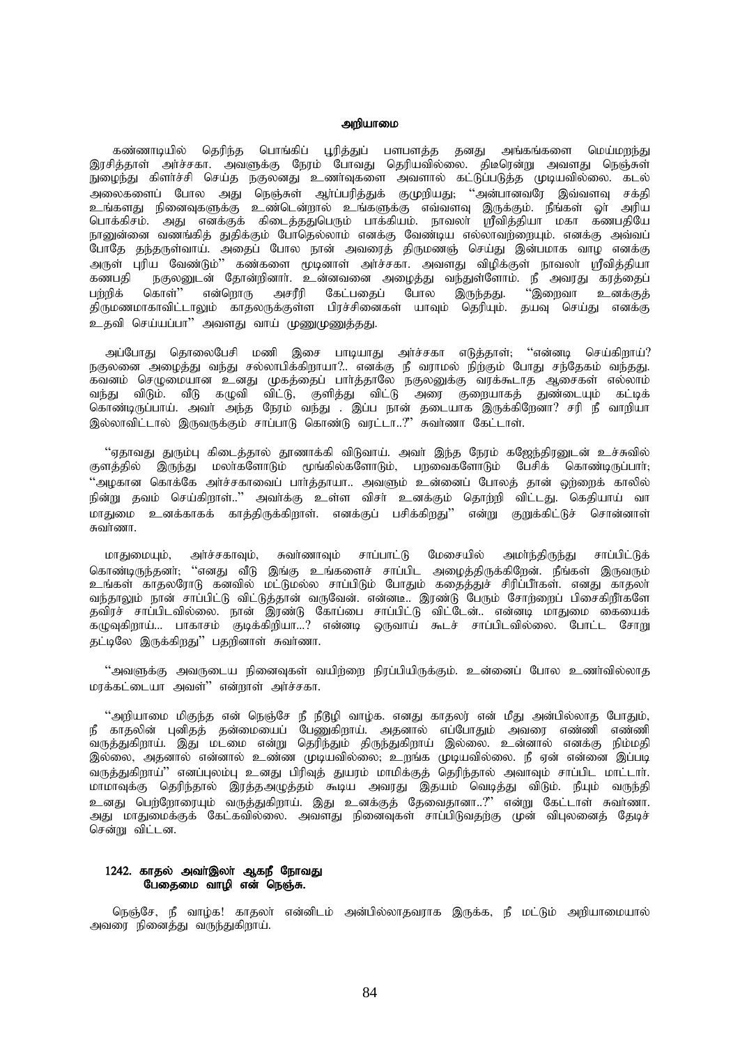## அறியாமை

கண்ணாடியில் தெரிந்த பொங்கிப் பூரித்துப் பளபளத்த தனது அங்கங்களை மெய்மறந்து இரசித்தாள் அர்ச்சகா. அவளுக்கு நேரம் போவது தெரியவில்லை. திடீரென்று அவளது நெஞ்சுள் நுழைந்து கிளர்ச்சி செய்த நகுலனது உணர்வுகளை அவளால் கட்டுப்படுத்த முடியவில்லை. கடல் அலைகளைப் போல அது நெஞ்சுள் ஆர்ப்பரித்துக் குமுறியது; "அன்பானவரே இவ்வளவு சக்தி உங்களது நினைவுகளுக்கு உண்டென்றால் உங்களுக்கு எவ்வளவு இருக்கும். நீங்கள் ஓர் அரிய பொக்கிசம். அது எனக்குக் கிடைத்ததுபெரும் பாக்கியம். நாவலர் ஸ்ரீவித்தியா மகா கணபதியே நானுன்னை வணங்கித் துதிக்கும் போதெல்லாம் எனக்கு வேண்டிய எல்லாவற்றையும். எனக்கு அவ்வப் போதே தந்தருள்வாய். அதைப் போல நான் அவரைத் திருமணஞ் செய்து இன்பமாக வாழ எனக்கு அருள் புரிய வேண்டும்" கண்களை மூடினாள் அர்ச்சகா. அவளது விழிக்குள் நாவலர் ஸ்ரீவித்தியா கணபதி நகுலனுடன் தோன்றினார். உன்னவனை அழைத்து வந்துள்ளோம். நீ அவரது கரத்தைப் பற்றிக் கொள்" என்றொரு அசரீரி கேட்பதைப் போல இருந்தது. "இறைவா உனக்குத் திருமணமாகாவிட்டாலும் காதலருக்குள்ள பிரச்சினைகள் யாவும் தெரியும். தயவு செய்து எனக்கு உதவி செய்யப்பா" அவளது வாய் முணுமுணுத்தது.

அப்போது தொலைபேசி மணி இசை பாடியாது அர்ச்சகா எடுத்தாள்; "என்னடி செய்கிறாய்? நகுலனை அழைத்து வந்து சல்லாபிக்கிறாயா?.. எனக்கு நீ வராமல் நிற்கும் போது சந்தேகம் வந்தது. கவனம் செழுமையான உனது முகத்தைப் பார்த்தாலே நகுலனுக்கு வரக்கூடாத ஆசைகள் எல்லாம் வந்து விடும். வீடு கழுவி விட்டு, குளித்து விட்டு அரை குறையாகத் துண்டையும் கட்டிக் கொண்டிருப்பாய். அவர் அந்த நேரம் வந்து . இப்ப நான் தடையாக இருக்கிறேனா? சரி நீ வாறியா இல்லாவிட்டால் இருவருக்கும் சாப்பாடு கொண்டு வரட்டா..?" சுவர்ணா கேட்டாள்.

"ஏதாவது துரும்பு கிடைத்தால் தூணாக்கி விடுவாய். அவர் இந்த நேரம் கஜேந்திரனுடன் உச்சுவில் குளத்தில் இருந்து மலர்களோடும் மூங்கில்களோடும், பறவைகளோடும் பேசிக் கொண்டிருப்பார்; "அழகான கொக்கே அர்ச்சகாவைப் பார்த்தாயா.. அவளும் உன்னைப் போலத் தான் ஒற்றைக் காலில் நின்று தவம் செய்கிறாள்.." அவர்க்கு உள்ள விசர் உனக்கும் தொற்றி விட்டது. கெதியாய் வா மாதுமை உனக்காகக் காத்திருக்கிறாள். எனக்குப் பசிக்கிறது" என்று குறுக்கிட்டுச் சொன்னாள் சுவர்ணா.

மாதுமையும், அர்ச்சகாவும், சுவர்ணாவும் சாப்பாட்டு மேசையில் அமர்ந்திருந்து சாப்பிட்டுக் கொண்டிருந்தனர்; "எனது வீடு இங்கு உங்களைச் சாப்பிட அழைத்திருக்கிறேன். நீங்கள் இருவரும் உங்கள் காதலரோடு கனவில் மட்டுமல்ல சாப்பிடும் போதும் கதைத்துச் சிரிப்பீர்கள். எனது காதலர் வந்தாலும் நான் சாப்பிட்டு விட்டுத்தான் வருவேன். என்னடீ.. இரண்டு பேரும் சோற்றைப் பிசைகிறீர்களே தவிரச் சாப்பிடவில்லை. நான் இரண்டு கோப்பை சாப்பிட்டு விட்டேன்.. என்னடி மாதுமை கையைக் கழுவுகிறாய்... பாகாசம் குடிக்கிறியா...? என்னடி ஒருவாய் கூடச் சாப்பிடவில்லை. போட்ட சோறு தட்டிலே இருக்கிறது" பதறினாள் சுவர்ணா.

"அவளுக்கு அவருடைய நினைவுகள் வயிற்றை நிரப்பியிருக்கும். உன்னைப் போல உணர்வில்லாத மரக்கட்டையா அவள்" என்றாள் அர்ச்சகா.

"அறியாமை மிகுந்த என் நெஞ்சே நீ நீடூழி வாழ்க. எனது காதலர் என் மீது அன்பில்லாத போதும், நீ காதலின் புனிதத் தன்மையைப் பேணுகிறாய். அதனால் எப்போதும் அவரை எண்ணி எண்ணி வருத்துகிறாய். இது மடமை என்று தெரிந்தும் திருந்துகிறாய் இல்லை. உன்னால் எனக்கு நிம்மதி இல்லை, அதனால் என்னால் உண்ண முடியவில்லை; உறங்க முடியவில்லை. நீ ஏன் என்னை இப்படி வருத்துகிறாய்" எனப்புலம்பு உனது பிரிவுத் துயரம் மாமிக்குத் தெரிந்தால் அவாவும் சாப்பிட மாட்டார். மாமாவுக்கு தெரிந்தால் இரத்தஅழுத்தம் கூடிய அவரது இதயம் வெடித்து விடும். நீயும் வருந்தி உனது பெற்றோரையும் வருத்துகிறாய். இது உனக்குத் தேவைதானா..?" என்று கேட்டாள் சுவர்ணா. அது மாதுமைக்குக் கேட்கவில்லை. அவளது நினைவுகள் சாப்பிடுவதற்கு முன் விபுலனைத் தேடிச் சென்று விட்டன.

**1242. காதல் அவர்இலர் ஆகநீ நோவது
பேதைமை வாழி என் நெஞ்சு.**

நெஞ்சே, நீ வாழ்க! காதலர் என்னிடம் அன்பில்லாதவராக இருக்க, நீ மட்டும் அறியாமையால் அவரை நினைத்து வருந்துகிறாய்.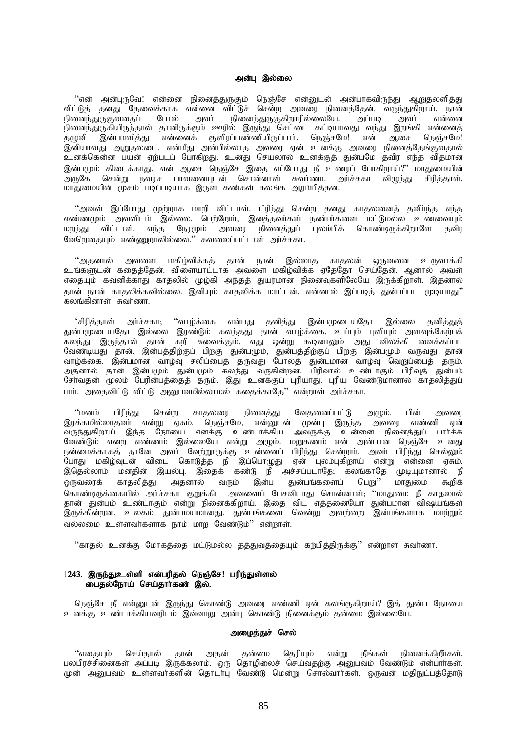## அன்பு இல்லை

"என் அன்புருவே! என்னை நினைத்துருகும் நெஞ்சே என்னுடன் அன்பாகவிருந்து ஆறுதலளித்து விட்டுத் தனது தேவைக்காக என்னை விட்டுச் சென்ற அவரை நினைத்தேன். வருந்துகிறாய். நான் நினைந்துருகுவதைப் போல் அவர் நினைந்துருகுகிறாரில்லையே. அப்படி அவர் என்னை நினைந்துருகியிருந்தால் தானிருக்கும் ஊரில் இருந்து செட்டை கட்டியாவது வந்து இறங்கி என்னைத் தழுவி இன்பமளித்து என்னைக் குளிரப்பண்ணியிருப்பார். நெஞ்சமே! என் ஆசை நெஞ்சமே! இனியாவது ஆறுதலடை. என்மீது அன்பில்லாத அவரை ஏன் உனக்கு அவரை நினைத்தேங்குவதால் உனக்கென்ன பயன் ஏற்படப் போகிறது. உனது செயலால் உனக்குத் துன்பமே தவிர எந்த விதமான இன்பமும் கிடைக்காது. என் ஆசை நெஞ்சே இதை எப்போது நீ உணரப் போகிறாய்?" மாதுமையின் அருகே சென்று நவரச பாவனையுடன் சொன்னாள் சுவர்ணா. அர்ச்சகா விழுந்து சிரித்தாள். மாதுமையின் முகம் படிப்படியாக இருள கண்கள் கலங்க ஆரம்பித்தன.

"அவள் இப்போது முற்றாக மாறி விட்டாள். பிரிந்து சென்ற தனது காதலனைத் தவிர்ந்த எந்த எண்ணமும் அவளிடம் இல்லை. பெற்றோர், இனத்தவர்கள் நண்பர்களை மட்டுமல்ல உணவையும் மறந்து விட்டாள். எந்த நேரமும் அவரை நினைத்துப் புலம்பிக் கொண்டிருக்கிறாளே தவிர வேறெதையும் எண்ணுறாலில்லை." கவலைப்பட்டாள் அர்ச்சகா.

"அதனால் அவளை மகிழ்விக்கத் தான் நான் இல்லாத காதலன் ஒருவனை உருவாக்கி உங்களுடன் கதைத்தேன். விளையாட்டாக அவளை மகிழ்விக்க ஏதேதோ செய்தேன். ஆனால் அவள் எதையும் கவனிக்காது காதலில் மூழ்கி அந்தத் துயரமான நினைவுகளிலேயே இருக்கிறாள். இதனால் தான் நான் காதலிக்கவில்லை. இனியும் காதலிக்க மாட்டன். என்னால் இப்படித் துன்பப்பட முடியாது" கலங்கினாள் சுவர்ணா.

'சிரித்தாள் அர்ச்சகா; "வாழ்க்கை என்பது தனித்து இன்பமுடையதோ இல்லை தனித்துத் துன்பமுடையதோ இல்லை இரண்டும் கலந்தது தான் வாழ்க்கை. உப்பும் புளியும் அளவுக்கேற்பக் கலந்து இருந்தால் தான் கறி சுவைக்கும். எது ஒன்று கூடினாலும் அது விலக்கி வைக்கப்பட வேண்டியது தான். இன்பத்திற்குப் பிறகு துன்பமும், துன்பத்திற்குப் பிறகு இன்பமும் வருவது தான் வாழ்க்கை. இன்பமான வாழ்வு சலிப்பைத் தருவது போலத் துன்பமான வாழ்வு வெறுப்பைத் தரும். அதனால் தான் இன்பமும் துன்பமும் கலந்து வருகின்றன. பிரிவால் உண்டாகும் பிரிவுத் துன்பம் சேர்வதன் மூலம் பேரின்பத்தைத் தரும். இது உனக்குப் புரியாது. புரிய வேண்டுமானால் காதலித்துப் பார். அதைவிட்டு விட்டு அனுபவமில்லாமல் கதைக்காதே" என்றாள் அர்ச்சகா.

"மனம் பிரிந்து சென்ற காதலரை நினைத்து வேதனைப்பட்டு அழும். பின் அவரை இரக்கமில்லாதவர் என்று ஏசும். நெஞ்சமே, என்னுடன் முன்பு இருந்த அவரை எண்ணி ஏன் வருந்துகிறாய் இந்த நோயை எனக்கு உண்டாக்கிய அவருக்கு உன்னை நினைத்துப் பார்க்க வேண்டும் எனற எண்ணம் இல்லையே என்று அழும். மறுகணம் என் அன்பான நெஞ்சே உனது நன்மைக்காகத் தானே அவர் வேற்றூருக்கு உன்னைப் பிரிந்து சென்றார். அவர் பிரிந்து செல்லும் போது மகிழ்வுடன் விடை கொடுத்த நீ இப்பொழுது ஏன் புலம்புகிறாய் என்று என்னை ஏசும். இதெல்லாம் மனதின் இயல்பு. இதைக் கண்டு நீ அச்சப்படாதே; கலங்காதே முடியுமானால் நீ ஒருவரைக் காதலித்து அதனால் வரும் இன்ப துன்பங்களைப் பெறு" மாதுமை கூறிக் கொண்டிருக்கையில் அர்ச்சகா குறுக்கிட அவளைப் பேசவிடாது சொன்னாள்; "மாதுமை நீ காதலால் தான் துன்பம் உண்டாகும் என்று நினைக்கிறாய். இதை விட எத்தனையோ துன்பமான விஷயங்கள் இருக்கின்றன. உலகம் துன்பமயமானது. துன்பங்களை வென்று அவற்றை இன்பங்களாக மாற்றும் வல்லமை உள்ளவர்களாக நாம் மாற வேண்டும்" என்றாள்.

"காதல் உனக்கு மோகத்தை மட்டுமல்ல தத்துவத்தையும் கற்பித்திருக்கு" என்றாள் சுவர்ணா.

**1243. இருந்துஉள்ளி என்பரிதல் நெஞ்சே! பரிந்துள்ளல்**
**பைதல்நோய் செய்தார்கண் இல்.**

நெஞ்சே நீ என்னுடன் இருந்து கொண்டு அவரை எண்ணி ஏன் கலங்குகிறாய்? இத் துன்ப நோயை உனக்கு உண்டாக்கியவரிடம் இவ்வாறு அன்பு கொண்டு நினைக்கும் தன்மை இல்லையே.

## அழைத்துச் செல்

"எதையும் செய்தால் தான் அதன் தன்மை தெரியும் என்று நீங்கள் நினைக்கிறீர்கள். பலபிரச்சினைகள் அப்படி இருக்கலாம். ஒரு தொழிலைச் செய்வதற்கு அனுபவம் வேண்டும் என்பார்கள். முன் அனுபவம் உள்ளவர்களின் தொடர்பு வேண்டு மென்று சொல்வார்கள். ஒருவன் மதிநுட்பத்தோடு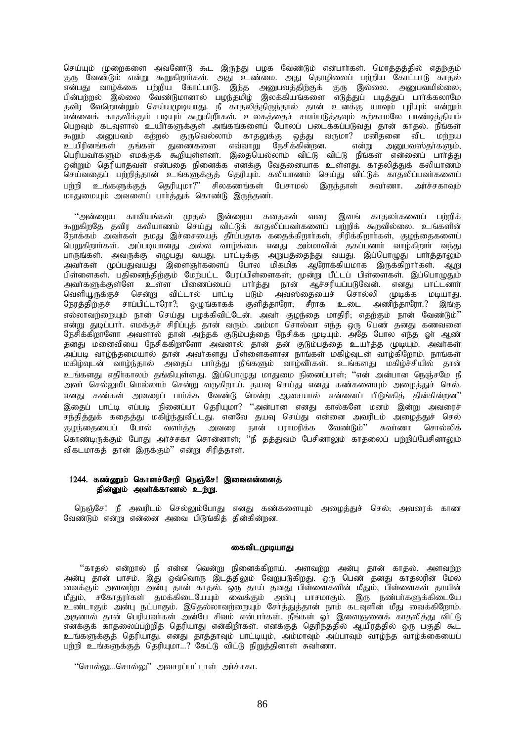செய்யும் முறைகளை அவனோடு கூட இருந்து பழக வேண்டும் என்பார்கள். மொத்தத்தில் எதற்கும் குரு வேண்டும் என்று கூறுகிறார்கள். அது உண்மை. அது தொழிலைப் பற்றிய கோட்பாடு காதல் என்பது வாழ்க்கை பற்றிய கோட்பாடு. இந்த அனுபவத்திற்குக் குரு இல்லை. அனுபவமில்லை; பின்பற்றல் இல்லை வேண்டுமானால் பழந்தமிழ் இலக்கியங்களை எடுத்துப் படித்துப் பார்க்கலாமே தவிர வேறொன்றும் செய்யமுடியாது. நீ காதலித்திருந்தால் தான் உனக்கு யாவும் புரியும் என்றும் என்னைக் காதலிக்கும் படியும் கூறுகிறீர்கள். உலகத்தைச் சமப்படுத்தவும் கற்காமலே பாண்டித்தியம் பெறவும் கடவுளால் உயிர்களுக்குள் அங்கங்களைப் போலப் படைக்கப்படுவது தான் காதல். நீங்கள் கூறும் அனுபவம் கற்றல் குருவெல்லாம் காதலுக்கு ஒத்து வருமா? மனிதனை விட மற்றய உயிரினங்கள் தங்கள் துணைகளை எவ்வாறு நேசிக்கின்றன. என்று அனுபவஸ்தர்களும், பெரியவர்களும் எமக்குக் கூறியுள்ளனர். இதையெல்லாம் விட்டு விட்டு நீங்கள் என்னைப் பார்த்து ஒன்றும் தெரியாதவள் என்பதை நினைக்க எனக்கு வேதனையாக உள்ளது. காதலித்துக் கலியாணம் செய்வதைப் பற்றித்தான் உங்களுக்குத் தெரியும். கலியாணம் செய்து விட்டுக் காதலிப்பவர்களைப் பற்றி உங்களுக்குத் தெரியுமா?" சிலகணங்கள் பேசாமல் இருந்தாள் சுவர்ணா. அர்ச்சகாவும் மாதுமையும் அவளைப் பார்த்துக் கொண்டு இருந்தனர்.

"அன்றைய காவியங்கள் முதல் இன்றைய கதைகள் வரை இளங் காதலர்களைப் பற்றிக் கூறுகிறதே தவிர கலியாணம் செய்து விட்டுக் காதலிப்பவர்களைப் பற்றிக் கூறவில்லை. உங்களின் நோக்கம் அவர்கள் தமது இச்சையைத் தீர்ப்பதாக கதைக்கிறார்கள், சிரிக்கிறார்கள், குழந்தைகளைப் பெறுகிறார்கள். அப்படியானது அல்ல வாழ்க்கை எனது அம்மாவின் தகப்பனார் வாழ்கிறார் வந்து பாருங்கள். அவருக்கு எழுபது வயது. பாட்டிக்கு அறுபத்தைந்து வயது. இப்பொழுது பார்த்தாலும் அவர்கள் முப்பதுவயது இளைஞர்களைப் போல மிகமிக ஆரோக்கியமாக இருக்கிறார்கள். ஆறு பிள்ளைகள். பதினைந்திற்கும் மேற்பட்ட பேரப்பிள்ளைகள்; மூன்று பீட்டப் பிள்ளைகள். இப்பொழுதும் அவர்களுக்குள்ளே உள்ள பிணைப்பைப் பார்த்து நான் ஆச்சரியப்படுவேன். எனது பாட்டனார் வெளியூருக்குச் சென்று விட்டால் பாட்டி படும் அவஸ்தையைச் சொல்லி முடிக்க மடியாது. நேரத்திற்குச் சாப்பிட்டாரோ?; ஒழுங்காகக் குளித்தாரோ; சீராக உடை அணிந்தாரோ.? இங்கு எல்லாவற்றையும் நான் செய்து பழக்கிவிட்டேன். அவர் குழந்தை மாதிரி; எதற்கும் நான் வேண்டும்" என்று துடிப்பார். எமக்குச் சிரிப்புத் தான் வரும். அம்மா சொல்வா எந்த ஒரு பெண் தனது கணவனை நேசிக்கிறாளோ அவளால் தான் அந்தக் குடும்பத்தை நேசிக்க முடியும். அதே போல எந்த ஓர் ஆண் தனது மனைவியை நேசிக்கிறானோ அவனால் தான் தன் குடும்பத்தை உயர்த்த முடியும். அவர்கள் அப்படி வாழ்ந்தமையால் தான் அவர்களது பிள்ளைகளான நாங்கள் மகிழ்வுடன் வாழ்கிறோம். நாங்கள் மகிழ்வுடன் வாழ்ந்தால் அதைப் பார்த்து நீங்களும் வாழ்வீர்கள். உங்களது மகிழ்ச்சியில் தான் உங்களது எதிர்காலம் தங்கியுள்ளது. இப்பொழுது மாதுமை நினைப்பாள்; "என் அன்பான நெஞ்சமே நீ அவர் செல்லுமிடமெல்லாம் சென்று வருகிறாய். தயவு செய்து எனது கண்களையும் அழைத்துச் செல். எனது கண்கள் அவரைப் பார்க்க வேண்டு மென்ற ஆசையால் என்னைப் பிடுங்கித் தின்கின்றன" இதைப் பாட்டி எப்படி நினைப்பா தெரியுமா? "அன்பான எனது கால்களே மனம் இன்று அவரைச் சந்தித்துக் கதைத்து மகிழ்ந்துவிட்டது. எனவே தயவு செய்து என்னை அவரிடம் அழைத்துச் செல் குழந்தையைப் போல் வளர்த்த அவரை நான் பராமரிக்க வேண்டும்" சுவர்ணா சொல்லிக் கொண்டிருக்கும் போது அர்ச்சகா சொன்னாள்; "நீ தத்துவம் பேசினாலும் காதலைப் பற்றிப்பேசினாலும் விகடமாகத் தான் இருக்கும்" என்று சிரித்தாள்.

**1244. கண்ணும் கொளச்சேறி நெஞ்சே! இவைஎன்னைத்**
**தின்னும் அவர்க்காணல் உற்று.**

நெஞ்சே! நீ அவரிடம் செல்லும்போது எனது கண்களையும் அழைத்துச் செல்; அவரைக் காண வேண்டும் என்று என்னை அவை பிடுங்கித் தின்கின்றன.

### கைவிடமுடியாது

"காதல் என்றால் நீ என்ன வென்று நினைக்கிறாய். அளவற்ற அன்பு தான் காதல். அளவற்ற அன்பு தான் பாசம். இது ஒவ்வொரு இடத்திலும் வேறுபடுகிறது. ஒரு பெண் தனது காதலரின் மேல் வைக்கும் அளவற்ற அன்பு தான் காதல். ஒரு தாய் தனது பிள்ளைகளின் மீதும், பிள்ளைகள் தாயின் மீதும், சகோதரர்கள் தமக்கிடையேயும் வைக்கும் அன்பு பாசமாகும். இரு நண்பர்களுக்கிடையே உண்டாகும் அன்பு நட்பாகும். இதெல்லாவற்றையும் சேர்த்துத்தான் நாம் கடவுளின் மீது வைக்கிறோம். அதனால் தான் பெரியவர்கள் அன்பே சிவம் என்பார்கள். நீங்கள் ஓர் இளைஞனைக் காதலித்து விட்டு எனக்குக் காதலைப்பற்றித் தெரியாது என்கிறீர்கள். எனக்குத் தெரிந்ததில் ஆயிரத்தில் ஒரு பகுதி கூட உங்களுக்குத் தெரியாது. எனது தாத்தாவும் பாட்டியும், அம்மாவும் அப்பாவும் வாழ்ந்த வாழ்க்கையைப் பற்றி உங்களுக்குத் தெரியுமா...? கேட்டு விட்டு நிறுத்தினாள் சுவர்ணா.

"சொல்லு...சொல்லு" அவசரப்பட்டாள் அர்ச்சகா.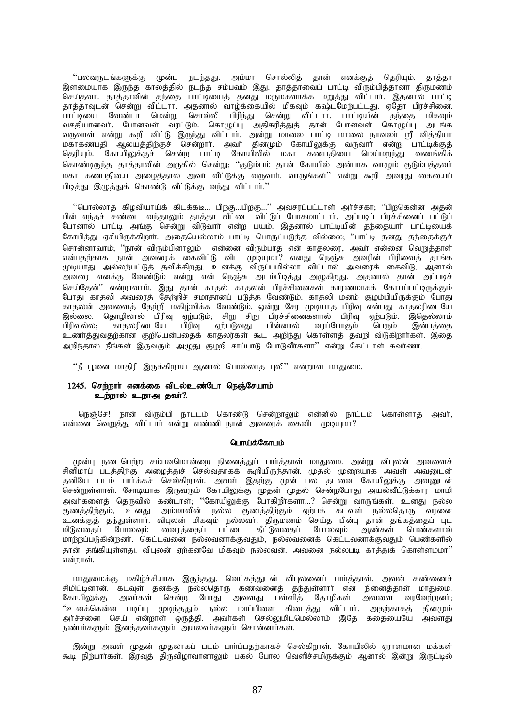''பலவருடங்களுக்கு முன்பு நடந்தது. அம்மா சொல்லித் தான் எனக்குத் தெரியும். தாத்தா இளமையாக இருந்த காலத்தில் நடந்த சம்பவம் இது. தாத்தாவைப் பாட்டி விரும்பித்தானா திருமணம் செய்தவா. தாத்தாவின் தந்தை பாட்டியைத் தனது மருமகளாக்க மறுத்து விட்டார். இதனால் பாட்டி தாத்தாவுடன் சென்று விட்டா. அதனால் வாழ்க்கையில் மிகவும் கஷ்டமேற்பட்டது. ஏதோ பிரச்சினை. பாட்டியை வேண்டா மென்று சொல்லி பிரிந்து சென்று விட்டார். பாட்டியின் தந்தை மிகவும் வசதியானவர். போனவள் வரட்டும். கொழுப்பு அதிகரித்துத் தான் போனவள் கொழுப்பு அடங்க வருவாள் என்று கூறி விட்டு இருந்து விட்டார். அன்று மாலை பாட்டி மாலை நாவலர் ஸ்ரீ வித்தியா மகாகணபதி ஆலயத்திற்குச் சென்றார். அவர் தினமும் கோயிலுக்கு வருவார் என்று பாட்டிக்குத் தெரியும். கோயிலுக்குச் சென்ற பாட்டி கோயிலில் மகா கணபதியை மெய்மறந்து வணங்கிக் கொண்டிருந்த தாத்தாவின் அருகில் சென்று; ''குடும்பம் தான் கோயில் அன்பாக வாழும் குடும்பத்தவர் மகா கணபதியை அழைத்தால் அவர் வீட்டுக்கு வருவார். வாருங்கள்'' என்று கூறி அவரது கையைப் பிடித்து இழுத்துக் கொண்டு வீட்டுக்கு வந்து விட்டார்.''

''பொல்லாத கிழவியாய்க் கிடக்க்கடீ... பிறகு...பிறகு...'' அவசரப்பட்டாள் அர்ச்சகா; ''பிறகென்ன அதன் பின் எந்தச் சண்டை வந்தாலும் தாத்தா வீட்டை விட்டுப் போகமாட்டார். அப்படிப் பிரச்சினைப் பட்டுப் போனால் பாட்டி அங்கு சென்று விடுவார் என்ற பயம். இதனால் பாட்டியின் தந்தையார் பாட்டியைக் கோபித்து ஏசியிருக்கிறார். அதையெல்லாம் பாட்டி பொருட்படுத்த வில்லை; ''பாட்டி தனது தந்தைக்குச் சொன்னாவாம்; ''நான் விரும்பினாலும் என்னை விரும்பாத என் காதலரை, அவர் என்னை வெறுத்தார் என்பதற்காக நான் அவரைக் கைவிட்டு விட முடியுமா? எனது நெஞ்சு அவரின் பிரிவைத் தாங்க முடியாது அல்லற்பட்டுத் தவிக்கிறது. உனக்கு விருப்பமில்லா விட்டால் அவரைக் கைவிடு, ஆனால் அவரை எனக்கு வேண்டும் என்று என் நெஞ்சு அடம்பிடித்து அழுகிறது. அதனால் தான் அப்படிச் செய்தேன்'' என்றாவாம். இது தான் காதல் காதலன் பிரச்சினைகள் காரணமாகக் கோபப்பட்டிருக்கும் போது காதலி அவரைத் தேற்றிச் சமாதானப் படுத்த வேண்டும். காதலி மனம் குழம்பியிருக்கும் போது காதலன் அவளைத் தேற்றி மகிழ்விக்க வேண்டும். ஒன்று சேர முடியாத பிரிவு என்பது காதலரிடையே இல்லை. தொழிலால் பிரிவு ஏற்படும்; சிறு சிறு பிரச்சினைகளால் பிரிவு ஏற்படும். இதெல்லாம் பிரிவல்ல; காதலரிடையே பிரிவு ஏற்படுவது பின்னால் வரப்போகும் பெரும் இன்பத்தை உணர்த்துவதற்கான குறியென்பதைக் காதலர்கள் கூட அறிந்து கொள்ளத் தவறி விடுகிறார்கள். இதை அறிந்தால் நீங்கள் இருவரும் அழுது குழறி சாப்பாடு போடுவீர்களா'' என்று கேட்டாள் சுவர்ணா.

''நீ பூனை மாதிரி இருக்கிறாய் ஆனால் பொல்லாத புலி'' என்றாள் மாதுமை.

**1245. செற்றார் எனக்கை விடல்உண்டோ நெஞ்சேயாம்**
**உற்றால் உறாஅ தவர்?.**

நெஞ்சே! நான் விரும்பி நாட்டம் கொண்டு சென்றாலும் என்னில் நாட்டம் கொள்ளாத அவர், என்னை வெறுத்து விட்டார் என்று எண்ணி நான் அவரைக் கைவிட முடியுமா?

### பொய்க்கோபம்

முன்பு நடைபெற்ற சம்பவமொன்றை நினைத்துப் பார்த்தாள் மாதுமை. அன்று விபுலன் அவளைச் சினிமாப் படத்திற்கு அழைத்துச் செல்வதாகக் கூறியிருந்தான். முதல் முறையாக அவள் அவனுடன் தனியே படம் பார்க்கச் செல்கிறாள். அவள் இதற்கு முன் பல தடவை கோயிலுக்கு அவனுடன் சென்றுள்ளாள். சோடியாக இருவரும் கோயிலுக்கு முதன் முதல் சென்றபோது அயல்வீட்டுக்கார மாமி அவர்களைத் தெருவில் கண்டாள்; ''கோயிலுக்கு போகிறீர்களா...? சென்று வாருங்கள். உனது நல்ல குணத்திற்கும், உனது அம்மாவின் நல்ல குணத்திற்கும் ஏற்பக் கடவுள் நல்லதொரு வரனை உனக்குத் தந்துள்ளார். விபுலன் மிகவும் நல்லவர். திருமணம் செய்த பின்பு தான் தங்கத்தைப் புட மிடுவதைப் போலவும் வைரத்தைப் பட்டை தீட்டுவதைப் போலவும் ஆண்கள் பெண்களால் மாற்றப்படுகின்றனர். கெட்டவனை நல்லவனாக்குவதும், நல்லவனைக் கெட்டவனாக்குவதும் பெண்களில் தான் தங்கியுள்ளது. விபுலன் ஏற்கனவே மிகவும் நல்லவன். அவனை நல்லபடி காத்துக் கொள்ளம்மா'' என்றாள்.

மாதுமைக்கு மகிழ்ச்சியாக இருந்தது. வெட்கத்துடன் விபுலனைப் பார்த்தாள். அவன் கண்ணைச் சிமிட்டினான். கடவுள் தனக்கு நல்லதொரு கணவனைத் தந்துள்ளார் என நினைத்தாள் மாதுமை. கோயிலுக்கு அவர்கள் சென்ற போது அவளது பள்ளித் தோழிகள் அவளை வரவேற்றனர்; ''உனக்கென்ன படிப்பு முடிந்ததும் நல்ல மாப்பிளை கிடைத்து விட்டார். அதற்காகத் தினமும் அர்ச்சனை செய் என்றாள் ஒருத்தி. அவர்கள் செல்லுமிடமெல்லாம் இதே கதையையே அவளது நண்பர்களும் இனத்தவர்களும் அயலவர்களும் சொன்னார்கள்.

இன்று அவள் முதன் முதலாகப் படம் பார்ப்பதற்காகச் செல்கிறாள். கோயிலில் ஏராளமான மக்கள் கூடி நிற்பார்கள். இரவுத் திருவிழாவானாலும் பகல் போல வெளிச்சமிருக்கும் ஆனால் இன்று இருட்டில்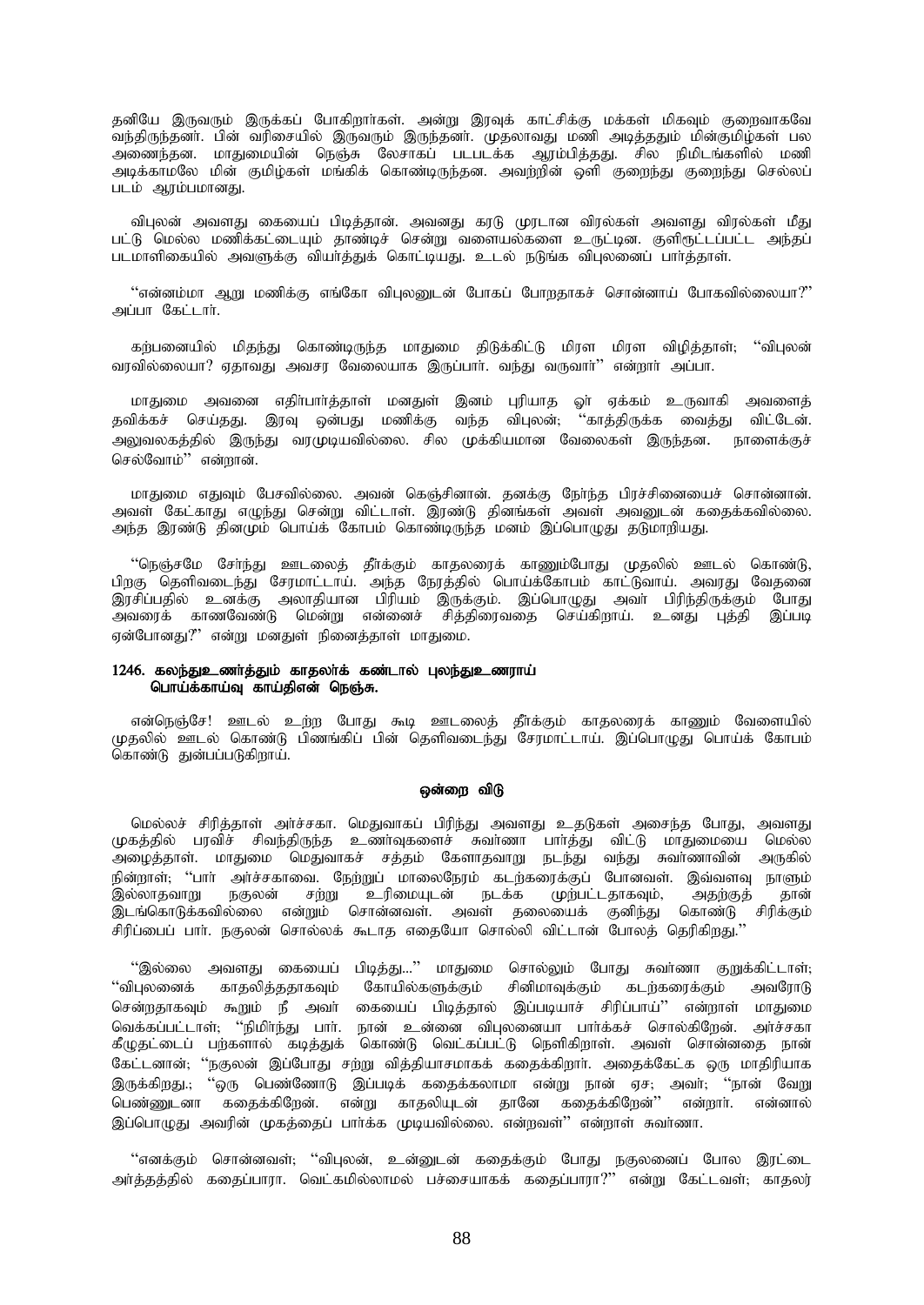தனியே இருவரும் இருக்கப் போகிறார்கள். அன்று இரவுக் காட்சிக்கு மக்கள் மிகவும் குறைவாகவே வந்திருந்தனர். பின் வரிசையில் இருவரும் இருந்தனர். முதலாவது மணி அடித்ததும் மின்குமிழ்கள் பல அணைந்தன. மாதுமையின் நெஞ்சு லேசாகப் படபடக்க ஆரம்பித்தது. சில நிமிடங்களில் மணி அடிக்காமலே மின் குமிழ்கள் மங்கிக் கொண்டிருந்தன. அவற்றின் ஒளி குறைந்து குறைந்து செல்லப் படம் ஆரம்பமானது.

விபுலன் அவளது கையைப் பிடித்தான். அவனது கரடு முரடான விரல்கள் அவளது விரல்கள் மீது பட்டு மெல்ல மணிக்கட்டையும் தாண்டிச் சென்று வளையல்களை உருட்டின. குளிரூட்டப்பட்ட அந்தப் படமாளிகையில் அவளுக்கு வியர்த்துக் கொட்டியது. உடல் நடுங்க விபுலனைப் பார்த்தாள்.

''என்னம்மா ஆறு மணிக்கு எங்கோ விபுலனுடன் போகப் போறதாகச் சொன்னாய் போகவில்லையா?'' அப்பா கேட்டார்.

கற்பனையில் மிதந்து கொண்டிருந்த மாதுமை திடுக்கிட்டு மிரள மிரள விழித்தாள்; ''விபுலன் வரவில்லையா? ஏதாவது அவசர வேலையாக இருப்பார். வந்து வருவார்'' என்றார் அப்பா.

மாதுமை அவனை எதிர்பார்த்தாள் மனதுள் இனம் புரியாத ஓர் ஏக்கம் உருவாகி அவளைத் தவிக்கச் செய்தது. இரவு ஒன்பது மணிக்கு வந்த விபுலன்; ''காத்திருக்க வைத்து விட்டேன். அலுவலகத்தில் இருந்து வரமுடியவில்லை. சில முக்கியமான வேலைகள் இருந்தன. நாளைக்குச் செல்வோம்'' என்றான்.

மாதுமை எதுவும் பேசவில்லை. அவன் கெஞ்சினான். தனக்கு நேர்ந்த பிரச்சினையைச் சொன்னான். அவள் கேட்காது எழுந்து சென்று விட்டாள். இரண்டு தினங்கள் அவள் அவனுடன் கதைக்கவில்லை. அந்த இரண்டு தினமும் பொய்க் கோபம் கொண்டிருந்த மனம் இப்பொழுது தடுமாறியது.

''நெஞ்சமே சேர்ந்து ஊடலைத் தீர்க்கும் காதலரைக் காணும்போது முதலில் ஊடல் கொண்டு, பிறகு தெளிவடைந்து சேரமாட்டாய். அந்த நேரத்தில் பொய்க்கோபம் காட்டுவாய். அவரது வேதனை இரசிப்பதில் உனக்கு அலாதியான பிரியம் இருக்கும். இப்பொழுது அவர் பிரிந்திருக்கும் போது அவரைக் காணவேண்டு மென்று என்னைச் சித்திரவதை செய்கிறாய். உனது புத்தி இப்படி ஏன்போனது?'' என்று மனதுள் நினைத்தாள் மாதுமை.

**1246. கலந்துஉணர்த்தும் காதலர்க் கண்டால் புலந்துஉணராய்
பொய்க்காய்வு காய்திஎன் நெஞ்சு.**

என்நெஞ்சே! ஊடல் உற்ற போது கூடி ஊடலைத் தீர்க்கும் காதலரைக் காணும் வேளையில் முதலில் ஊடல் கொண்டு பிணங்கிப் பின் தெளிவடைந்து சேரமாட்டாய். இப்பொழுது பொய்க் கோபம் கொண்டு துன்பப்படுகிறாய்.

### ஒன்றை விடு

மெல்லச் சிரித்தாள் அர்ச்சகா. மெதுவாகப் பிரிந்து அவளது உதடுகள் அசைந்த போது, அவளது முகத்தில் பரவிச் சிவந்திருந்த உணர்வுகளைச் சுவர்ணா பார்த்து விட்டு மாதுமையை மெல்ல அழைத்தாள். மாதுமை மெதுவாகச் சத்தம் கேளாதவாறு நடந்து வந்து சுவர்ணாவின் அருகில் நின்றாள்; ''பார் அர்ச்சகாவை. நேற்றுப் மாலைநேரம் கடற்கரைக்குப் போனவள். இவ்வளவு நாளும் இல்லாதவாறு நகுலன் சற்று உரிமையுடன் நடக்க முற்பட்டதாகவும், அதற்குத் தான் இடங்கொடுக்கவில்லை என்றும் சொன்னவள். அவள் தலையைக் குனிந்து கொண்டு சிரிக்கும் சிரிப்பைப் பார். நகுலன் சொல்லக் கூடாத எதையோ சொல்லி விட்டான் போலத் தெரிகிறது.''

''இல்லை அவளது கையைப் பிடித்து...'' மாதுமை சொல்லும் போது சுவர்ணா குறுக்கிட்டாள்; ''விபுலனைக் காதலித்ததாகவும் கோயில்களுக்கும் சினிமாவுக்கும் கடற்கரைக்கும் அவரோடு சென்றதாகவும் கூறும் நீ அவர் கையைப் பிடித்தால் இப்படியாச் சிரிப்பாய்'' என்றாள் மாதுமை வெக்கப்பட்டாள்; ''நிமிர்ந்து பார். நான் உன்னை விபுலனையா பார்க்கச் சொல்கிறேன். அர்ச்சகா கீழுதட்டைப் பற்களால் கடித்துக் கொண்டு வெட்கப்பட்டு நெளிகிறாள். அவள் சொன்னதை நான் கேட்டனான்; ''நகுலன் இப்போது சற்று வித்தியாசமாகக் கதைக்கிறார். அதைக்கேட்க ஒரு மாதிரியாக இருக்கிறது.; ''ஒரு பெண்ணோடு இப்படிக் கதைக்கலாமா என்று நான் ஏச; அவர்; ''நான் வேறு பெண்ணுடனா கதைக்கிறேன். என்று காதலியுடன் தானே கதைக்கிறேன்'' என்றார். என்னால் இப்பொழுது அவரின் முகத்தைப் பார்க்க முடியவில்லை. என்றவள்'' என்றாள் சுவர்ணா.

''எனக்கும் சொன்னவள்; ''விபுலன், உன்னுடன் கதைக்கும் போது நகுலனைப் போல இரட்டை அர்த்தத்தில் கதைப்பாரா. வெட்கமில்லாமல் பச்சையாகக் கதைப்பாரா?'' என்று கேட்டவள்; காதலர்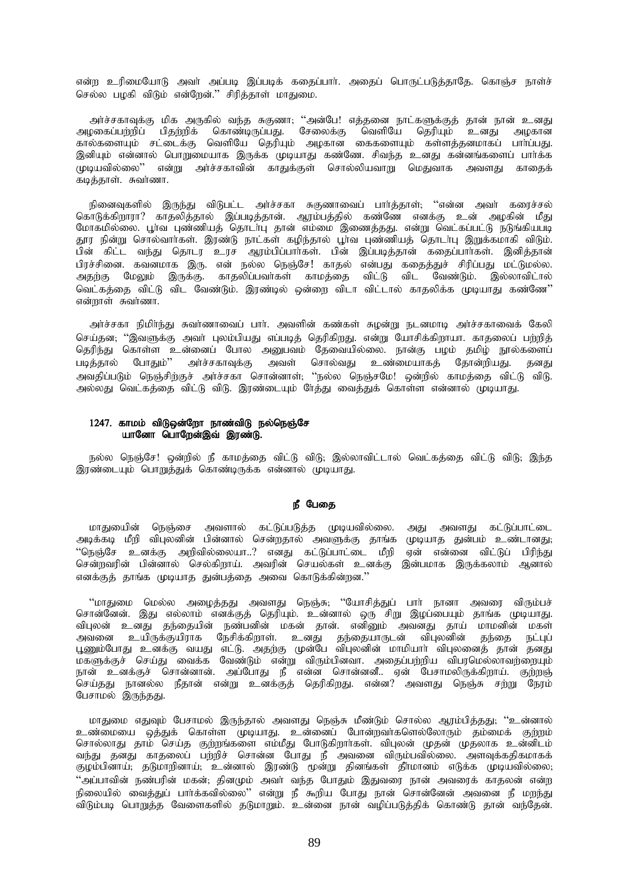என்ற உரிமையோடு அவர் அப்படி இப்படிக் கதைப்பார். அதைப் பொருட்படுத்தாதே. கொஞ்ச நாள்ச் செல்ல பழகி விடும் என்றேன்.'' சிரித்தாள் மாதுமை.

அர்ச்சகாவுக்கு மிக அருகில் வந்த சுகுணா; ''அன்பே! எத்தனை நாட்களுக்குத் தான் நான் உனது அழகைப்பற்றிப் பிதற்றிக் கொண்டிருப்பது. சேலைக்கு வெளியே தெரியும் உனது அழகான கால்களையும் சட்டைக்கு வெளியே தெரியும் அழகான கைகளையும் கள்ளத்தனமாகப் பார்ப்பது. இனியும் என்னால் பொறுமையாக இருக்க முடியாது கண்ணே. சிவந்த உனது கன்னங்களைப் பார்க்க முடியவில்லை'' என்று அர்ச்சகாவின் காதுக்குள் சொல்லியவாறு மெதுவாக அவளது காதைக் கடித்தாள். சுவர்ணா.

நினைவுகளில் இருந்து விடுபட்ட அர்ச்சகா சுகுணாவைப் பார்த்தாள்; ''என்ன அவர் கரைச்சல் கொடுக்கிறாரா? காதலித்தால் இப்படித்தான். ஆரம்பத்தில் கண்ணே எனக்கு உன் அழகின் மீது மோகமில்லை. பூர்வ புண்ணியத் தொடர்பு தான் எம்மை இணைத்தது. என்று வெட்கப்பட்டு நடுங்கியபடி தூர நின்று சொல்வார்கள். இரண்டு நாட்கள் கழிந்தால் பூர்வ புண்ணியத் தொடர்பு இறுக்கமாகி விடும். பின் கிட்ட வந்து தொட உரச ஆரம்பிப்பார்கள். பின் இப்படித்தான் கதைப்பார்கள். இனித்தான் பிரச்சினை. கவனமாக இரு. என் நல்ல நெஞ்சே! காதல் என்பது கதைத்துச் சிரிப்பது மட்டுமல்ல. அதற்கு மேலும் இருக்கு. காதலிப்பவர்கள் காமத்தை விட்டு விட வேண்டும். இல்லாவிட்டால் வெட்கத்தை விட்டு விட வேண்டும். இரண்டில் ஒன்றை விடா விட்டால் காதலிக்க முடியாது கண்ணே'' என்றாள் சுவர்ணா.

அர்ச்சகா நிமிர்ந்து சுவர்ணாவைப் பார். அவளின் கண்கள் சுழன்று நடனமாடி அர்ச்சகாவைக் கேலி செய்தன; ''இவளுக்கு அவர் புலம்பியது எப்படித் தெரிகிறது. என்று யோசிக்கிறாயா. காதலைப் பற்றித் தெரிந்து கொள்ள உன்னைப் போல அனுபவம் தேவையில்லை. நான்கு பழம் தமிழ் நூல்களைப் படித்தால் போதும்'' அர்ச்சகாவுக்கு அவள் சொல்வது உண்மையாகத் தோன்றியது. தனது அவதிப்படும் நெஞ்சிற்குச் அர்ச்சகா சொன்னாள்; ''நல்ல நெஞ்சமே! ஒன்றில் காமத்தை விட்டு விடு. அல்லது வெட்கத்தை விட்டு விடு. இரண்டையும் சேர்த்து வைத்துக் கொள்ள என்னால் முடியாது.

**1247. காமம் விடுஒன்றோ நாண்விடு நல்நெஞ்சே**
**யானோ பொறேன்இவ் இரண்டு.**

நல்ல நெஞ்சே! ஒன்றில் நீ காமத்தை விட்டு விடு; இல்லாவிட்டால் வெட்கத்தை விட்டு விடு; இந்த இரண்டையும் பொறுத்துக் கொண்டிருக்க என்னால் முடியாது.

### நீ பேதை

மாதுமையின் நெஞ்சை அவளால் கட்டுப்படுத்த முடியவில்லை. அது அவளது கட்டுப்பாட்டை அடிக்கடி மீறி விபுலனின் பின்னால் சென்றதால் அவளுக்கு தாங்க முடியாத துன்பம் உண்டானது; ''நெஞ்சே உனக்கு அறிவில்லையா..? எனது கட்டுப்பாட்டை மீறி ஏன் என்னை விட்டுப் பிரிந்து சென்றவரின் பின்னால் செல்கிறாய். அவரின் செயல்கள் உனக்கு இன்பமாக இருக்கலாம் ஆனால் எனக்குத் தாங்க முடியாத துன்பத்தை அவை கொடுக்கின்றன.''

''மாதுமை மெல்ல அழைத்தது அவளது நெஞ்சு; ''யோசித்துப் பார் நானா அவரை விரும்பச் சொன்னேன். இது எல்லாம் எனக்குத் தெரியும். உன்னால் ஒரு சிறு இழப்பையும் தாங்க முடியாது. விபுலன் உனது தந்தையின் நண்பனின் மகன் தான். எனினும் அவனது தாய் மாமனின் மகள் அவனை உயிருக்குயிராக நேசிக்கிறாள். உனது தந்தையாருடன் விபுலனின் தந்தை நட்புப் பூணும்போது உனக்கு வயது எட்டு. அதற்கு முன்பே விபுலனின் மாமியார் விபுலனைத் தான் தனது மகளுக்குச் செய்து வைக்க வேண்டும் என்று விரும்பினவா. அதைப்பற்றிய விபரமெல்லாவற்றையும் நான் உனக்குச் சொன்னான். அப்போது நீ என்ன சொன்னனீ.. ஏன் பேசாமலிருக்கிறாய். குற்றஞ் செய்தது நானல்ல நீதான் என்று உனக்குத் தெரிகிறது. என்ன? அவளது நெஞ்சு சற்று நேரம் பேசாமல் இருந்தது.

மாதுமை எதுவும் பேசாமல் இருந்தால் அவளது நெஞ்சு மீண்டும் சொல்ல ஆரம்பித்தது; ''உன்னால் உண்மையை ஒத்துக் கொள்ள முடியாது. உன்னைப் போன்றவர்களெல்லோரும் தம்மைக் குற்றம் சொல்லாது தாம் செய்த குற்றங்களை எம்மீது போடுகிறார்கள். விபுலன் முதன் முதலாக உன்னிடம் வந்து தனது காதலைப் பற்றிச் சொன்ன போது நீ அவனை விரும்பவில்லை. அளவுக்கதிகமாகக் குழம்பினாய்; தடுமாறினாய்; உன்னால் இரண்டு மூன்று தினங்கள் தீர்மானம் எடுக்க முடியவில்லை; ''அப்பாவின் நண்பரின் மகன்; தினமும் அவர் வந்த போதும் இதுவரை நான் அவரைக் காதலன் என்ற நிலையில் வைத்துப் பார்க்கவில்லை'' என்று நீ கூறிய போது நான் சொன்னேன் அவனை நீ மறந்து விடும்படி பொறுத்த வேளைகளில் தடுமாறும். உன்னை நான் வழிப்படுத்திக் கொண்டு தான் வந்தேன்.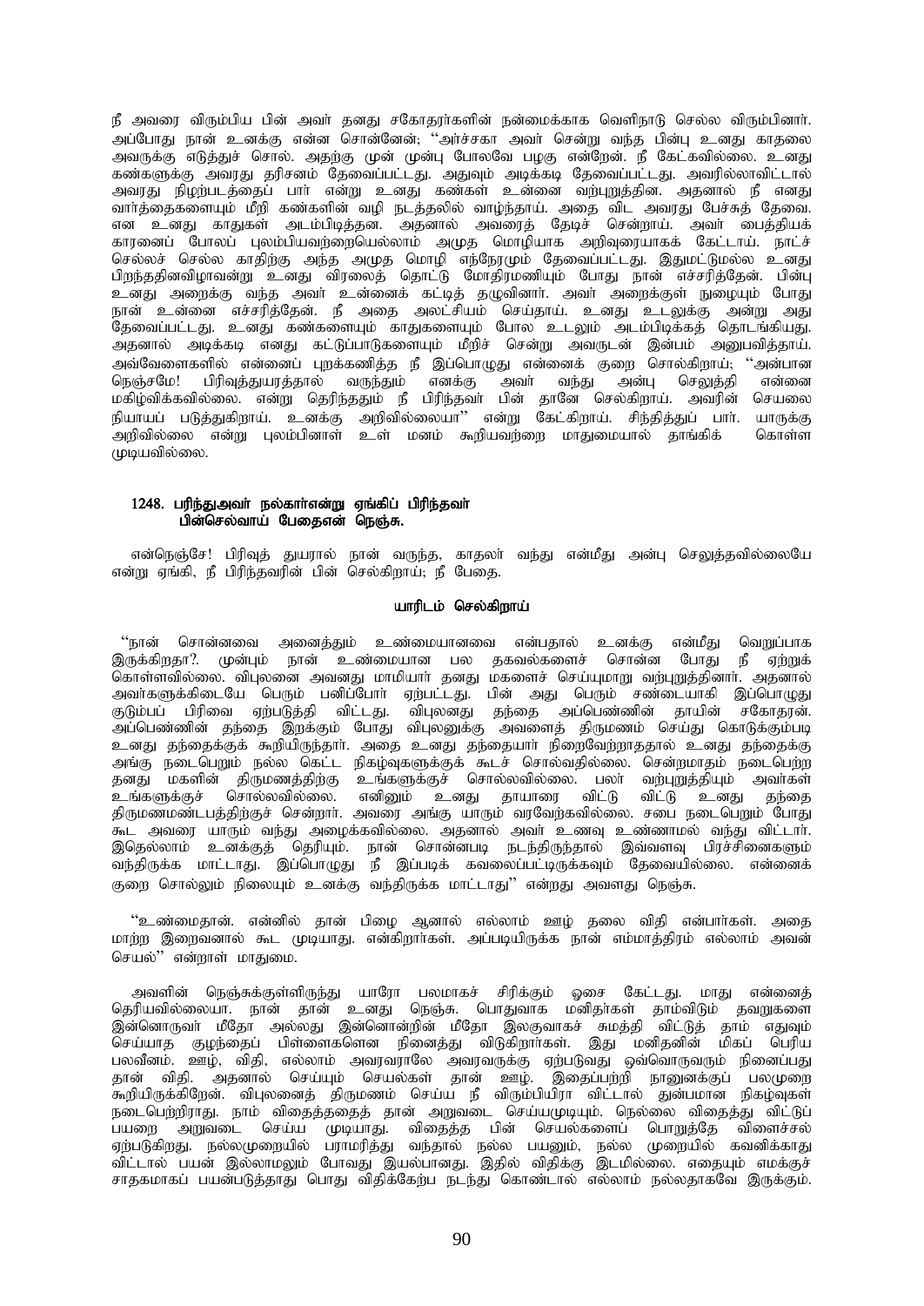நீ அவரை விரும்பிய பின் அவர் தனது சகோதரர்களின் நன்மைக்காக வெளிநாடு செல்ல விரும்பினார். அப்போது நான் உனக்கு என்ன சொன்னேன்; ''அர்ச்சகா அவர் சென்று வந்த பின்பு உனது காதலை அவருக்கு எடுத்துச் சொல். அதற்கு முன் முன்பு போலவே பழகு என்றேன். நீ கேட்கவில்லை. உனது கண்களுக்கு அவரது தரிசனம் தேவைப்பட்டது. அதுவும் அடிக்கடி தேவைப்பட்டது. அவரில்லாவிட்டால் அவரது நிழற்படத்தைப் பார் என்று உனது கண்கள் உன்னை வற்புறுத்தின. அதனால் நீ எனது வார்த்தைகளையும் மீறி கண்களின் வழி நடத்தலில் வாழ்ந்தாய். அதை விட அவரது பேச்சுத் தேவை. என உனது காதுகள் அடம்பிடித்தன. அதனால் அவரைத் தேடிச் சென்றாய். அவர் பைத்தியக் காரனைப் போலப் புலம்பியவற்றையெல்லாம் அமுத மொழியாக அறிவுரையாகக் கேட்டாய். நாட்ச் செல்லச் செல்ல காதிற்கு அந்த அமுத மொழி எந்நேரமும் தேவைப்பட்டது. இதுமட்டுமல்ல உனது பிறந்ததினவிழாவன்று உனது விரலைத் தொட்டு மோதிரமணியும் போது நான் எச்சரித்தேன். பின்பு உனது அறைக்கு வந்த அவர் உன்னைக் கட்டித் தழுவினார். அவர் அறைக்குள் நுழையும் போது நான் உன்னை எச்சரித்தேன். நீ அதை அலட்சியம் செய்தாய். உனது உடலுக்கு அன்று அது தேவைப்பட்டது. உனது கண்களையும் காதுகளையும் போல உடலும் அடம்பிடிக்கத் தொடங்கியது. அதனால் அடிக்கடி எனது கட்டுப்பாடுகளையும் மீறிச் சென்று அவருடன் இன்பம் அனுபவித்தாய். அவ்வேளைகளில் என்னைப் புறக்கணித்த நீ இப்பொழுது என்னைக் குறை சொல்கிறாய்; ''அன்பான நெஞ்சமே! பிரிவுத்துயரத்தால் வருந்தும் எனக்கு அவர் வந்து அன்பு செலுத்தி என்னை மகிழ்விக்கவில்லை. என்று தெரிந்ததும் நீ பிரிந்தவர் பின் தானே செல்கிறாய். அவரின் செயலை நியாயப் படுத்துகிறாய். உனக்கு அறிவில்லையா'' என்று கேட்கிறாய். சிந்தித்துப் பார். யாருக்கு அறிவில்லை என்று புலம்பினாள் உள் மனம் கூறியவற்றை மாதுமையால் தாங்கிக் கொள்ள முடியவில்லை.

**1248. பரிந்துஅவர் நல்கார்என்று ஏங்கிப் பிரிந்தவர்**
**பின்செல்வாய் பேதைஎன் நெஞ்சு.**

என்நெஞ்சே! பிரிவுத் துயரால் நான் வருந்த, காதலர் வந்து என்மீது அன்பு செலுத்தவில்லையே என்று ஏங்கி, நீ பிரிந்தவரின் பின் செல்கிறாய்; நீ பேதை.

**யாரிடம் செல்கிறாய்**

''நான் சொன்னவை அனைத்தும் உண்மையானவை என்பதால் உனக்கு என்மீது வெறுப்பாக இருக்கிறதா?. முன்பும் நான் உண்மையான பல தகவல்களைச் சொன்ன போது நீ ஏற்றுக் கொள்ளவில்லை. விபுலனை அவனது மாமியார் தனது மகளைச் செய்யுமாறு வற்புறுத்தினார். அதனால் அவர்களுக்கிடையே பெரும் பனிப்போர் ஏற்பட்டது. பின் அது பெரும் சண்டையாகி இப்பொழுது குடும்பப் பிரிவை ஏற்படுத்தி விட்டது. விபுலனது தந்தை அப்பெண்ணின் தாயின் சகோதரன். அப்பெண்ணின் தந்தை இறக்கும் போது விபுலனுக்கு அவளைத் திருமணம் செய்து கொடுக்கும்படி உனது தந்தைக்குக் கூறியிருந்தார். அதை உனது தந்தையார் நிறைவேற்றாததால் உனது தந்தைக்கு அங்கு நடைபெறும் நல்ல கெட்ட நிகழ்வுகளுக்குக் கூடச் சொல்வதில்லை. சென்றமாதம் நடைபெற்ற தனது மகளின் திருமணத்திற்கு உங்களுக்குச் சொல்லவில்லை. பலர் வற்புறுத்தியும் அவர்கள் உங்களுக்குச் சொல்லவில்லை. எனினும் உனது தாயாரை விட்டு விட்டு உனது தந்தை திருமணமண்டபத்திற்குச் சென்றார். அவரை அங்கு யாரும் வரவேற்கவில்லை. சபை நடைபெறும் போது கூட அவரை யாரும் வந்து அழைக்கவில்லை. அதனால் அவர் உணவு உண்ணாமல் வந்து விட்டார். இதெல்லாம் உனக்குத் தெரியும். நான் சொன்னபடி நடந்திருந்தால் இவ்வளவு பிரச்சினைகளும் வந்திருக்க மாட்டாது. இப்பொழுது நீ இப்படிக் கவலைப்பட்டிருக்கவும் தேவையில்லை. என்னைக் குறை சொல்லும் நிலையும் உனக்கு வந்திருக்க மாட்டாது'' என்றது அவளது நெஞ்சு.

''உண்மைதான். என்னில் தான் பிழை ஆனால் எல்லாம் ஊழ் தலை விதி என்பார்கள். அதை மாற்ற இறைவனால் கூட முடியாது. என்கிறார்கள். அப்படியிருக்க நான் எம்மாத்திரம் எல்லாம் அவன் செயல்'' என்றாள் மாதுமை.

அவளின் நெஞ்சுக்குள்ளிருந்து யாரோ பலமாகச் சிரிக்கும் ஓசை கேட்டது. மாது என்னைத் தெரியவில்லையா. நான் தான் உனது நெஞ்சு. பொதுவாக மனிதர்கள் தாம்விடும் தவறுகளை இன்னொருவர் மீதோ அல்லது இன்னொன்றின் மீதோ இலகுவாகச் சுமத்தி விட்டுத் தாம் எதுவும் செய்யாத குழந்தைப் பிள்ளைகளென நினைத்து விடுகிறார்கள். இது மனிதனின் மிகப் பெரிய பலவீனம். ஊழ், விதி, எல்லாம் அவரவராலே அவரவருக்கு ஏற்படுவது ஒவ்வொருவரும் நினைப்பது தான் விதி. அதனால் செய்யும் செயல்கள் தான் ஊழ். இதைப்பற்றி நானுனக்குப் பலமுறை கூறியிருக்கிறேன். விபுலனைத் திருமணம் செய்ய நீ விரும்பியிரா விட்டால் துன்பமான நிகழ்வுகள் நடைபெற்றிராது. நாம் விதைத்ததைத் தான் அறுவடை செய்யமுடியும். நெல்லை விதைத்து விட்டுப் பயறை அறுவடை செய்ய முடியாது. விதைத்த பின் செயல்களைப் பொறுத்தே விளைச்சல் ஏற்படுகிறது. நல்லமுறையில் பராமரித்து வந்தால் நல்ல பயனும், நல்ல முறையில் கவனிக்காது விட்டால் பயன் இல்லாமலும் போவது இயல்பானது. இதில் விதிக்கு இடமில்லை. எதையும் எமக்குச் சாதகமாகப் பயன்படுத்தாது பொது விதிக்கேற்ப நடந்து கொண்டால் எல்லாம் நல்லதாகவே இருக்கும்.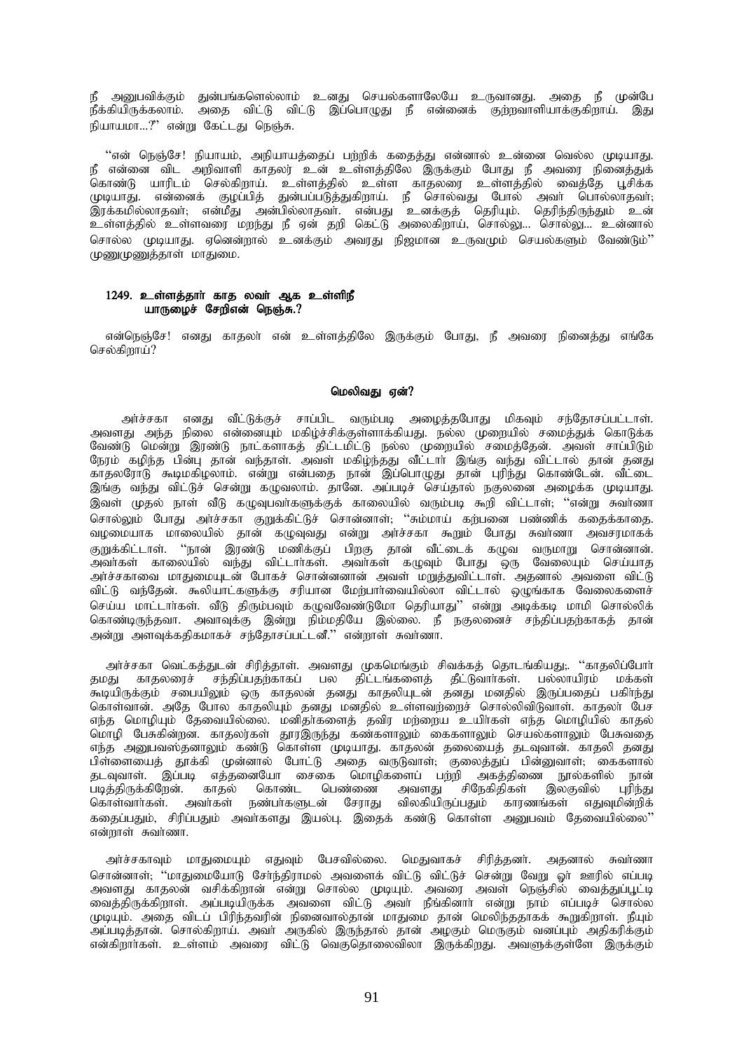நீ அனுபவிக்கும் துன்பங்களெல்லாம் உனது செயல்களாலேயே உருவானது. அதை நீ முன்பே நீக்கியிருக்கலாம். அதை விட்டு விட்டு இப்பொழுது நீ என்னைக் குற்றவாளியாக்குகிறாய். இது நியாயமா...?'' என்று கேட்டது நெஞ்சு.

''என் நெஞ்சே! நியாயம், அநியாயத்தைப் பற்றிக் கதைத்து என்னால் உன்னை வெல்ல முடியாது. நீ என்னை விட அறிவாளி காதலர் உன் உள்ளத்திலே இருக்கும் போது நீ அவரை நினைத்துக் கொண்டு யாரிடம் செல்கிறாய். உள்ளத்தில் உள்ள காதலரை உள்ளத்தில் வைத்தே பூசிக்க முடியாது. என்னைக் குழப்பித் துன்பப்படுத்துகிறாய். நீ சொல்வது போல் அவர் பொல்லாதவர்; இரக்கமில்லாதவர்; என்மீது அன்பில்லாதவர். என்பது உனக்குத் தெரியும். தெரிந்திருந்தும் உன் உள்ளத்தில் உள்ளவரை மறந்து நீ ஏன் தறி கெட்டு அலைகிறாய், சொல்லு... சொல்லு... உன்னால் சொல்ல முடியாது. ஏனென்றால் உனக்கும் அவரது நிஜமான உருவமும் செயல்களும் வேண்டும்'' முணுமுணுத்தாள் மாதுமை.

### 1249. உள்ளத்தார் காத லவர் ஆக உள்ளிநீ
### யாருழைச் சேறிஎன் நெஞ்சு.?

என்நெஞ்சே! எனது காதலர் என் உள்ளத்திலே இருக்கும் போது, நீ அவரை நினைத்து எங்கே செல்கிறாய்?

## மெலிவது ஏன்?

அர்ச்சகா எனது வீட்டுக்குச் சாப்பிட வரும்படி அழைத்தபோது மிகவும் சந்தோசப்பட்டாள். அவளது அந்த நிலை என்னையும் மகிழ்ச்சிக்குள்ளாக்கியது. நல்ல முறையில் சமைத்துக் கொடுக்க வேண்டு மென்று இரண்டு நாட்களாகத் திட்டமிட்டு நல்ல முறையில் சமைத்தேன். அவள் சாப்பிடும் நேரம் கழிந்த பின்பு தான் வந்தாள். அவள் மகிழ்ந்தது வீட்டார் இங்கு வந்து விட்டால் தான் தனது காதலரோடு கூடிமகிழலாம். என்று என்பதை நான் இப்பொழுது தான் புரிந்து கொண்டேன். வீட்டை இங்கு வந்து விட்டுச் சென்று கழுவலாம். தானே. அப்படிச் செய்தால் நகுலனை அழைக்க முடியாது. இவள் முதல் நாள் வீடு கழுவுபவர்களுக்குக் காலையில் வரும்படி கூறி விட்டாள்; ''என்று சுவர்ணா சொல்லும் போது அர்ச்சகா குறுக்கிட்டுச் சொன்னாள்; ''சும்மாய் கற்பனை பண்ணிக் கதைக்காதை. வழமையாக மாலையில் தான் கழுவுவது என்று அர்ச்சகா கூறும் போது சுவர்ணா அவசரமாகக் குறுக்கிட்டாள். ''நான் இரண்டு மணிக்குப் பிறகு தான் வீட்டைக் கழுவ வருமாறு சொன்னான். அவர்கள் காலையில் வந்து விட்டார்கள். அவர்கள் கழுவும் போது ஒரு வேலையும் செய்யாத அர்ச்சகாவை மாதுமையுடன் போகச் சொன்னனான் அவள் மறுத்துவிட்டாள். அதனால் அவளை விட்டு விட்டு வந்தேன். கூலியாட்களுக்கு சரியான மேற்பார்வையில்லா விட்டால் ஒழுங்காக வேலைகளைச் செய்ய மாட்டார்கள். வீடு திரும்பவும் கழுவவேண்டுமோ தெரியாது'' என்று அடிக்கடி மாமி சொல்லிக் கொண்டிருந்தவா. அவாவுக்கு இன்று நிம்மதியே இல்லை. நீ நகுலனைச் சந்திப்பதற்காகத் தான் அன்று அளவுக்கதிகமாகச் சந்தோசப்பட்டனீ.'' என்றாள் சுவர்ணா.

அர்ச்சகா வெட்கத்துடன் சிரித்தாள். அவளது முகமெங்கும் சிவக்கத் தொடங்கியது;. ''காதலிப்போர் தமது காதலரைச் சந்திப்பதற்காகப் பல திட்டங்களைத் தீட்டுவார்கள். பல்லாயிரம் மக்கள் கூடியிருக்கும் சபையிலும் ஒரு காதலன் தனது காதலியுடன் தனது மனதில் இருப்பதைப் பகிர்ந்து கொள்வான். அதே போல காதலியும் தனது மனதில் உள்ளவற்றைச் சொல்லிவிடுவாள். காதலர் பேச எந்த மொழியும் தேவையில்லை. மனிதர்களைத் தவிர மற்றைய உயிர்கள் எந்த மொழியில் காதல் மொழி பேசுகின்றன. காதலர்கள் தூரஇருந்து கண்களாலும் கைகளாலும் செயல்களாலும் பேசுவதை எந்த அனுபவஸ்தனாலும் கண்டு கொள்ள முடியாது. காதலன் தலையைத் தடவுவான். காதலி தனது பிள்ளையைத் தூக்கி முன்னால் போட்டு அதை வருடுவாள்; குலைத்துப் பின்னுவாள்; கைகளால் தடவுவாள். இப்படி எத்தனையோ சைகை மொழிகளைப் பற்றி அகத்திணை நூல்களில் நான் படித்திருக்கிறேன். காதல் கொண்ட பெண்ணை அவளது சிநேகிதிகள் இலகுவில் புரிந்து கொள்வார்கள். அவர்கள் நண்பர்களுடன் சேராது விலகியிருப்பதும் காரணங்கள் எதுவுமின்றிக் கதைப்பதும், சிரிப்பதும் அவர்களது இயல்பு. இதைக் கண்டு கொள்ள அனுபவம் தேவையில்லை'' என்றாள் சுவர்ணா.

அர்ச்சகாவும் மாதுமையும் எதுவும் பேசவில்லை. மெதுவாகச் சிரித்தனர். அதனால் சுவர்ணா சொன்னாள்; ''மாதுமையோடு சேர்ந்திராமல் அவளைக் விட்டு விட்டுச் சென்று வேறு ஓர் ஊரில் எப்படி அவளது காதலன் வசிக்கிறான் என்று சொல்ல முடியும். அவரை அவள் நெஞ்சில் வைத்துப்பூட்டி வைத்திருக்கிறாள். அப்படியிருக்க அவளை விட்டு அவர் நீங்கினார் என்று நாம் எப்படிச் சொல்ல முடியும். அதை விடப் பிரிந்தவரின் நினைவால்தான் மாதுமை தான் மெலிந்ததாகக் கூறுகிறாள். நீயும் அப்படித்தான். சொல்கிறாய். அவர் அருகில் இருந்தால் தான் அழகும் மெருகும் வனப்பும் அதிகரிக்கும் என்கிறார்கள். உள்ளம் அவரை விட்டு வெகுதொலைவிலா இருக்கிறது. அவளுக்குள்ளே இருக்கும்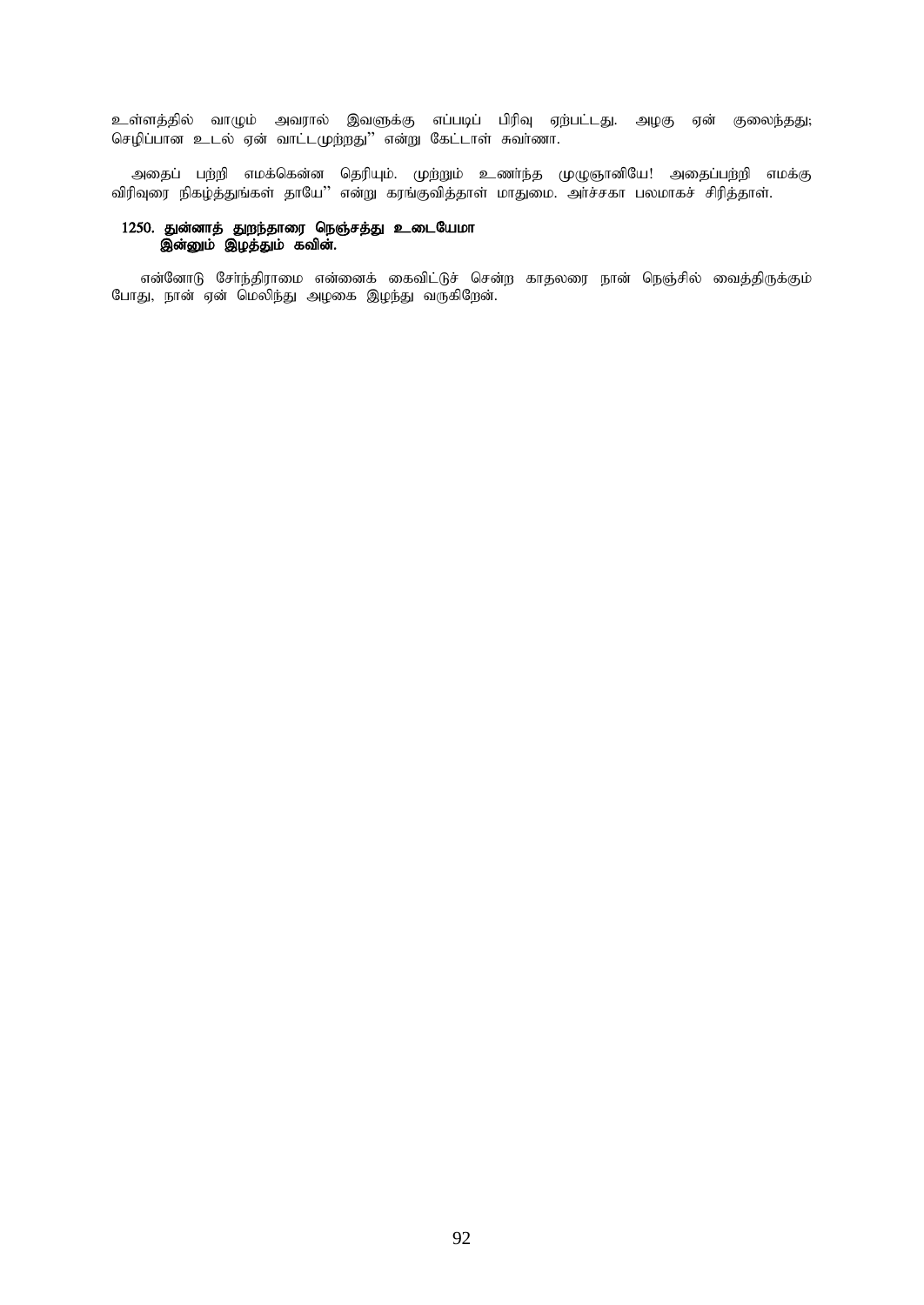உள்ளத்தில் வாழும் அவரால் இவளுக்கு எப்படிப் பிரிவு ஏற்பட்டது. அழகு ஏன் குலைந்தது; செழிப்பான உடல் ஏன் வாட்டமுற்றது'' என்று கேட்டாள் சுவர்ணா.

அதைப் பற்றி எமக்கென்ன தெரியும். முற்றும் உணர்ந்த முழுஞானியே! அதைப்பற்றி எமக்கு விரிவுரை நிகழ்த்துங்கள் தாயே'' என்று கரங்குவித்தாள் மாதுமை. அர்ச்சகா பலமாகச் சிரித்தாள்.

**1250. துன்னாத் துறந்தாரை நெஞ்சத்து உடையேமா**
**இன்னும் இழத்தும் கவின்.**

என்னோடு சேர்ந்திராமை என்னைக் கைவிட்டுச் சென்ற காதலரை நான் நெஞ்சில் வைத்திருக்கும் போது, நான் ஏன் மெலிந்து அழகை இழந்து வருகிறேன்.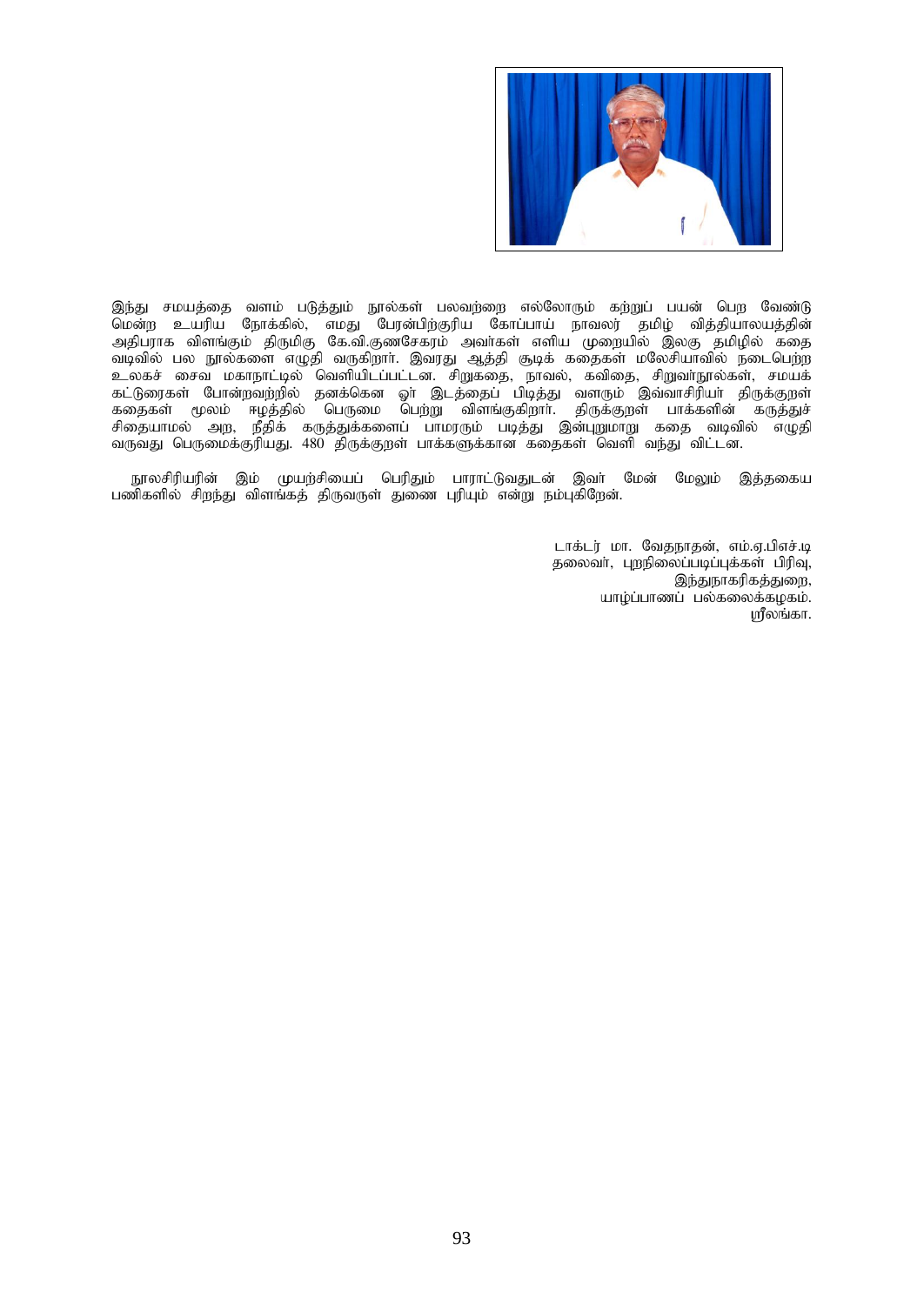இந்து சமயத்தை வளம் படுத்தும் நூல்கள் பலவற்றை எல்லோரும் கற்றுப் பயன் பெற வேண்டு மென்ற உயரிய நோக்கில், எமது பேரன்பிற்குரிய கோப்பாய் நாவலர் தமிழ் வித்தியாலயத்தின் அதிபராக விளங்கும் திருமிகு கே.வி.குணசேகரம் அவர்கள் எளிய முறையில் இலகு தமிழில் கதை வடிவில் பல நூல்களை எழுதி வருகிறார். இவரது ஆத்தி சூடிக் கதைகள் மலேசியாவில் நடைபெற்ற உலகச் சைவ மகாநாட்டில் வெளியிடப்பட்டன. சிறுகதை, நாவல், கவிதை, சிறுவர்நூல்கள், சமயக் கட்டுரைகள் போன்றவற்றில் தனக்கென ஓர் இடத்தைப் பிடித்து வளரும் இவ்வாசிரியர் திருக்குறள் கதைகள் மூலம் ஈழத்தில் பெருமை பெற்று விளங்குகிறார். திருக்குறள் பாக்களின் கருத்துச் சிதையாமல் அற, நீதிக் கருத்துக்களைப் பாமரரும் படித்து இன்புறுமாறு கதை வடிவில் எழுதி வருவது பெருமைக்குரியது. 480 திருக்குறள் பாக்களுக்கான கதைகள் வெளி வந்து விட்டன.

நூலசிரியரின் இம் முயற்சியைப் பெரிதும் பாராட்டுவதுடன் இவர் மேன் மேலும் இத்தகைய பணிகளில் சிறந்து விளங்கத் திருவருள் துணை புரியும் என்று நம்புகிறேன்.

டாக்டர் மா. வேதநாதன், எம்.ஏ.பிஎச்.டி  
தலைவர், புறநிலைப்படிப்புக்கள் பிரிவு,  
இந்துநாகரிகத்துறை,  
யாழ்ப்பாணப் பல்கலைக்கழகம்.  
ஸ்ரீலங்கா.